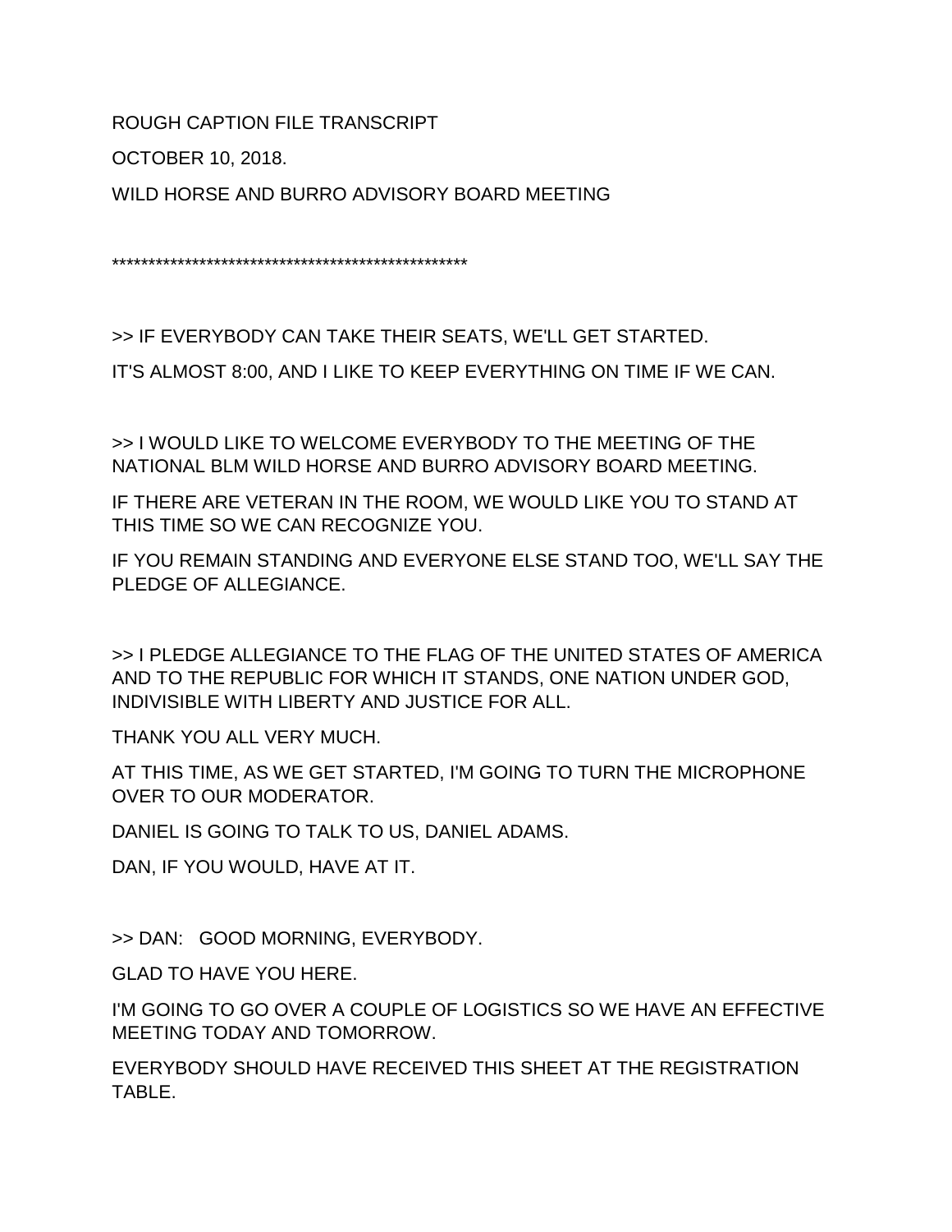ROUGH CAPTION FILE TRANSCRIPT

OCTOBER 10, 2018.

WILD HORSE AND BURRO ADVISORY BOARD MEETING

**************************************************

>> IF EVERYBODY CAN TAKE THEIR SEATS, WE'LL GET STARTED.

IT'S ALMOST 8:00, AND I LIKE TO KEEP EVERYTHING ON TIME IF WE CAN.

>> I WOULD LIKE TO WELCOME EVERYBODY TO THE MEETING OF THE NATIONAL BLM WILD HORSE AND BURRO ADVISORY BOARD MEETING.

IF THERE ARE VETERAN IN THE ROOM, WE WOULD LIKE YOU TO STAND AT THIS TIME SO WE CAN RECOGNIZE YOU.

IF YOU REMAIN STANDING AND EVERYONE ELSE STAND TOO, WE'LL SAY THE PLEDGE OF ALLEGIANCE.

>> I PLEDGE ALLEGIANCE TO THE FLAG OF THE UNITED STATES OF AMERICA AND TO THE REPUBLIC FOR WHICH IT STANDS, ONE NATION UNDER GOD, INDIVISIBLE WITH LIBERTY AND JUSTICE FOR ALL.

THANK YOU ALL VERY MUCH.

AT THIS TIME, AS WE GET STARTED, I'M GOING TO TURN THE MICROPHONE OVER TO OUR MODERATOR.

DANIEL IS GOING TO TALK TO US, DANIEL ADAMS.

DAN, IF YOU WOULD, HAVE AT IT.

>> DAN: GOOD MORNING, EVERYBODY.

GLAD TO HAVE YOU HERE.

I'M GOING TO GO OVER A COUPLE OF LOGISTICS SO WE HAVE AN EFFECTIVE MEETING TODAY AND TOMORROW.

EVERYBODY SHOULD HAVE RECEIVED THIS SHEET AT THE REGISTRATION TABLE.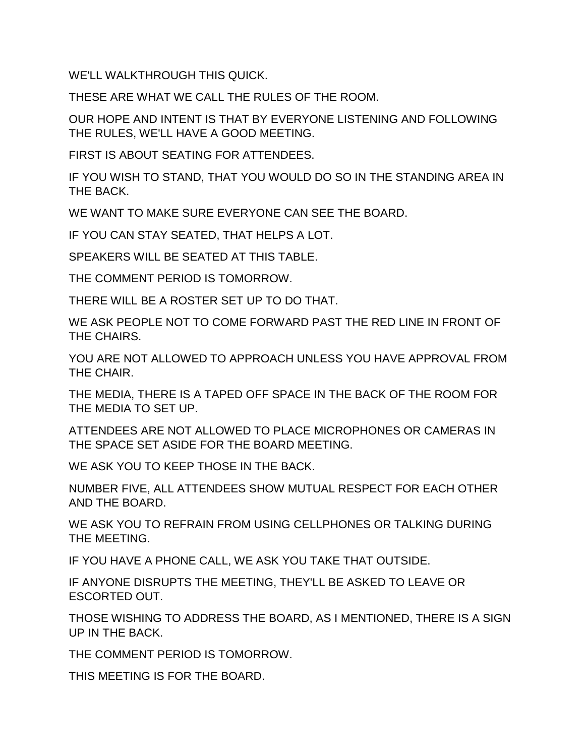WE'LL WALKTHROUGH THIS QUICK.

THESE ARE WHAT WE CALL THE RULES OF THE ROOM.

OUR HOPE AND INTENT IS THAT BY EVERYONE LISTENING AND FOLLOWING THE RULES, WE'LL HAVE A GOOD MEETING.

FIRST IS ABOUT SEATING FOR ATTENDEES.

IF YOU WISH TO STAND, THAT YOU WOULD DO SO IN THE STANDING AREA IN THE BACK.

WE WANT TO MAKE SURE EVERYONE CAN SEE THE BOARD.

IF YOU CAN STAY SEATED, THAT HELPS A LOT.

SPEAKERS WILL BE SEATED AT THIS TABLE.

THE COMMENT PERIOD IS TOMORROW.

THERE WILL BE A ROSTER SET UP TO DO THAT.

WE ASK PEOPLE NOT TO COME FORWARD PAST THE RED LINE IN FRONT OF THE CHAIRS.

YOU ARE NOT ALLOWED TO APPROACH UNLESS YOU HAVE APPROVAL FROM THE CHAIR.

THE MEDIA, THERE IS A TAPED OFF SPACE IN THE BACK OF THE ROOM FOR THE MEDIA TO SET UP.

ATTENDEES ARE NOT ALLOWED TO PLACE MICROPHONES OR CAMERAS IN THE SPACE SET ASIDE FOR THE BOARD MEETING.

WE ASK YOU TO KEEP THOSE IN THE BACK.

NUMBER FIVE, ALL ATTENDEES SHOW MUTUAL RESPECT FOR EACH OTHER AND THE BOARD.

WE ASK YOU TO REFRAIN FROM USING CELLPHONES OR TALKING DURING THE MEETING.

IF YOU HAVE A PHONE CALL, WE ASK YOU TAKE THAT OUTSIDE.

IF ANYONE DISRUPTS THE MEETING, THEY'LL BE ASKED TO LEAVE OR ESCORTED OUT.

THOSE WISHING TO ADDRESS THE BOARD, AS I MENTIONED, THERE IS A SIGN UP IN THE BACK.

THE COMMENT PERIOD IS TOMORROW.

THIS MEETING IS FOR THE BOARD.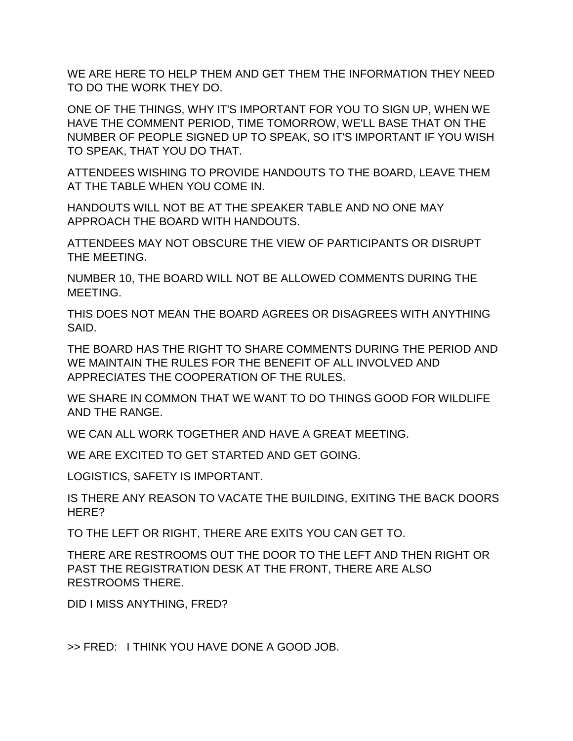WE ARE HERE TO HELP THEM AND GET THEM THE INFORMATION THEY NEED TO DO THE WORK THEY DO.

ONE OF THE THINGS, WHY IT'S IMPORTANT FOR YOU TO SIGN UP, WHEN WE HAVE THE COMMENT PERIOD, TIME TOMORROW, WE'LL BASE THAT ON THE NUMBER OF PEOPLE SIGNED UP TO SPEAK, SO IT'S IMPORTANT IF YOU WISH TO SPEAK, THAT YOU DO THAT.

ATTENDEES WISHING TO PROVIDE HANDOUTS TO THE BOARD, LEAVE THEM AT THE TABLE WHEN YOU COME IN.

HANDOUTS WILL NOT BE AT THE SPEAKER TABLE AND NO ONE MAY APPROACH THE BOARD WITH HANDOUTS.

ATTENDEES MAY NOT OBSCURE THE VIEW OF PARTICIPANTS OR DISRUPT THE MEETING.

NUMBER 10, THE BOARD WILL NOT BE ALLOWED COMMENTS DURING THE MEETING.

THIS DOES NOT MEAN THE BOARD AGREES OR DISAGREES WITH ANYTHING SAID.

THE BOARD HAS THE RIGHT TO SHARE COMMENTS DURING THE PERIOD AND WE MAINTAIN THE RULES FOR THE BENEFIT OF ALL INVOLVED AND APPRECIATES THE COOPERATION OF THE RULES.

WE SHARE IN COMMON THAT WE WANT TO DO THINGS GOOD FOR WILDLIFE AND THE RANGE.

WE CAN ALL WORK TOGETHER AND HAVE A GREAT MEETING.

WE ARE EXCITED TO GET STARTED AND GET GOING.

LOGISTICS, SAFETY IS IMPORTANT.

IS THERE ANY REASON TO VACATE THE BUILDING, EXITING THE BACK DOORS HERE?

TO THE LEFT OR RIGHT, THERE ARE EXITS YOU CAN GET TO.

THERE ARE RESTROOMS OUT THE DOOR TO THE LEFT AND THEN RIGHT OR PAST THE REGISTRATION DESK AT THE FRONT, THERE ARE ALSO RESTROOMS THERE.

DID I MISS ANYTHING, FRED?

>> FRED: I THINK YOU HAVE DONE A GOOD JOB.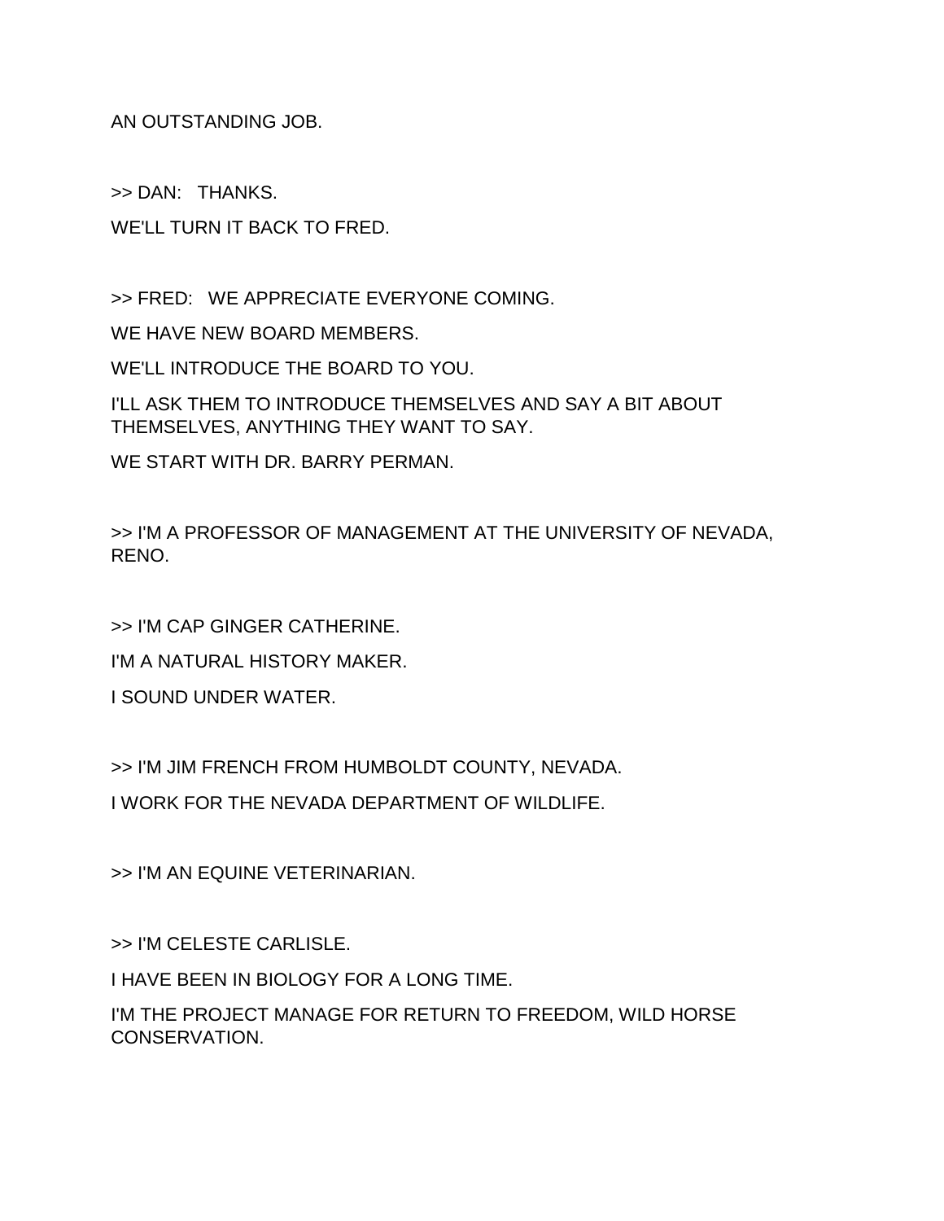AN OUTSTANDING JOB.

>> DAN: THANKS.

WE'LL TURN IT BACK TO FRED.

>> FRED: WE APPRECIATE EVERYONE COMING.

WE HAVE NEW BOARD MEMBERS.

WE'LL INTRODUCE THE BOARD TO YOU.

I'LL ASK THEM TO INTRODUCE THEMSELVES AND SAY A BIT ABOUT THEMSELVES, ANYTHING THEY WANT TO SAY.

WE START WITH DR. BARRY PERMAN.

>> I'M A PROFESSOR OF MANAGEMENT AT THE UNIVERSITY OF NEVADA, RENO.

>> I'M CAP GINGER CATHERINE.

I'M A NATURAL HISTORY MAKER.

I SOUND UNDER WATER.

>> I'M JIM FRENCH FROM HUMBOLDT COUNTY, NEVADA.

I WORK FOR THE NEVADA DEPARTMENT OF WILDLIFE.

>> I'M AN EQUINE VETERINARIAN.

>> I'M CELESTE CARLISLE.

I HAVE BEEN IN BIOLOGY FOR A LONG TIME.

I'M THE PROJECT MANAGE FOR RETURN TO FREEDOM, WILD HORSE CONSERVATION.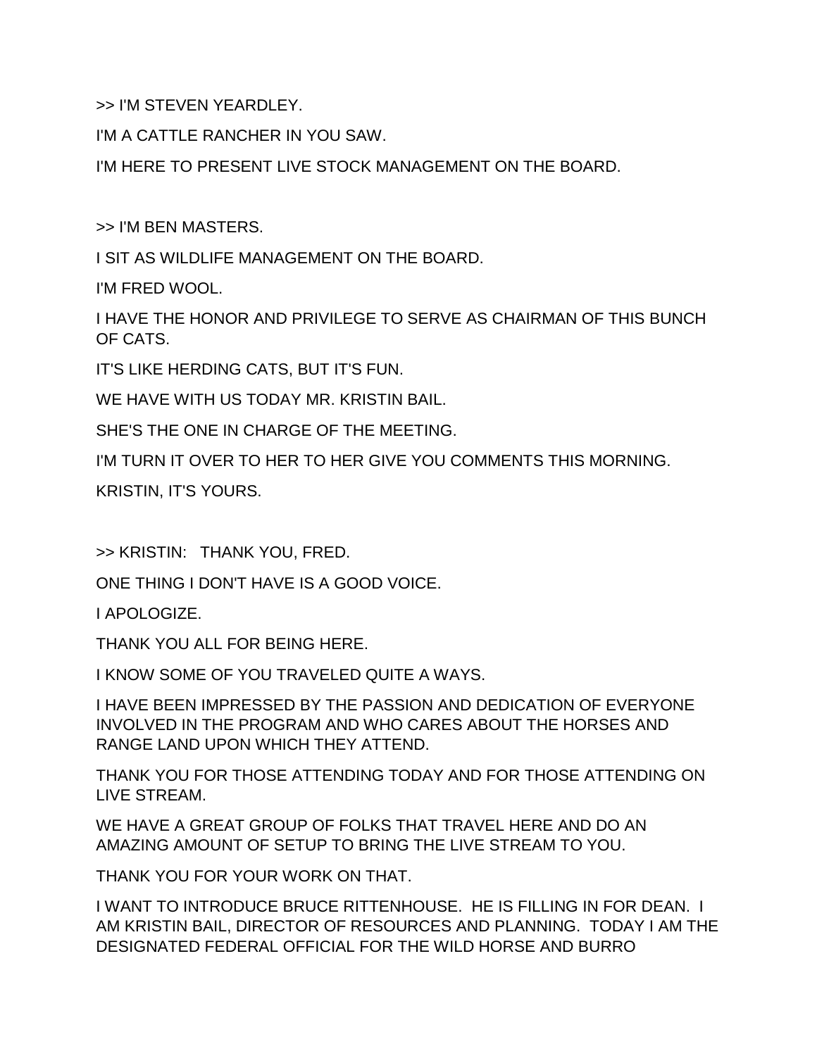>> I'M STEVEN YEARDLEY.

I'M A CATTLE RANCHER IN YOU SAW.

I'M HERE TO PRESENT LIVE STOCK MANAGEMENT ON THE BOARD.

>> I'M BEN MASTERS.

I SIT AS WILDLIFE MANAGEMENT ON THE BOARD.

I'M FRED WOOL.

I HAVE THE HONOR AND PRIVILEGE TO SERVE AS CHAIRMAN OF THIS BUNCH OF CATS.

IT'S LIKE HERDING CATS, BUT IT'S FUN.

WE HAVE WITH US TODAY MR. KRISTIN BAIL.

SHE'S THE ONE IN CHARGE OF THE MEETING.

I'M TURN IT OVER TO HER TO HER GIVE YOU COMMENTS THIS MORNING.

KRISTIN, IT'S YOURS.

>> KRISTIN: THANK YOU, FRED.

ONE THING I DON'T HAVE IS A GOOD VOICE.

I APOLOGIZE.

THANK YOU ALL FOR BEING HERE.

I KNOW SOME OF YOU TRAVELED QUITE A WAYS.

I HAVE BEEN IMPRESSED BY THE PASSION AND DEDICATION OF EVERYONE INVOLVED IN THE PROGRAM AND WHO CARES ABOUT THE HORSES AND RANGE LAND UPON WHICH THEY ATTEND.

THANK YOU FOR THOSE ATTENDING TODAY AND FOR THOSE ATTENDING ON LIVE STREAM.

WE HAVE A GREAT GROUP OF FOLKS THAT TRAVEL HERE AND DO AN AMAZING AMOUNT OF SETUP TO BRING THE LIVE STREAM TO YOU.

THANK YOU FOR YOUR WORK ON THAT.

I WANT TO INTRODUCE BRUCE RITTENHOUSE. HE IS FILLING IN FOR DEAN. I AM KRISTIN BAIL, DIRECTOR OF RESOURCES AND PLANNING. TODAY I AM THE DESIGNATED FEDERAL OFFICIAL FOR THE WILD HORSE AND BURRO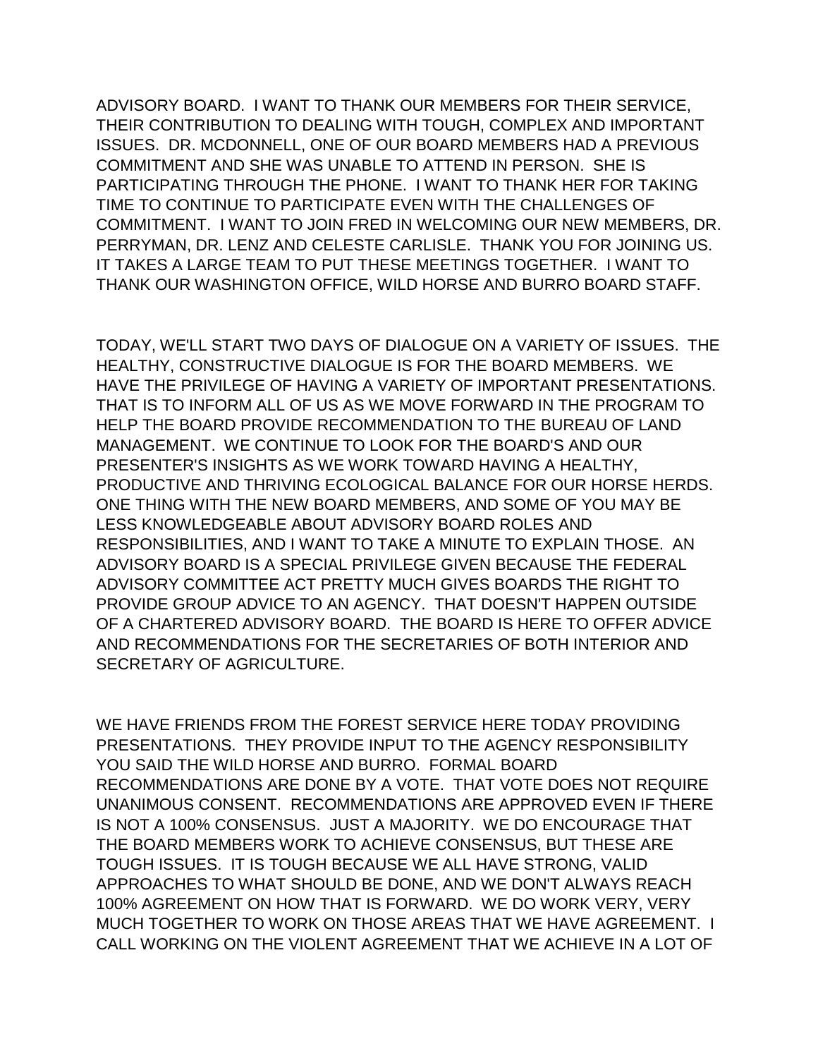ADVISORY BOARD. I WANT TO THANK OUR MEMBERS FOR THEIR SERVICE, THEIR CONTRIBUTION TO DEALING WITH TOUGH, COMPLEX AND IMPORTANT ISSUES. DR. MCDONNELL, ONE OF OUR BOARD MEMBERS HAD A PREVIOUS COMMITMENT AND SHE WAS UNABLE TO ATTEND IN PERSON. SHE IS PARTICIPATING THROUGH THE PHONE. I WANT TO THANK HER FOR TAKING TIME TO CONTINUE TO PARTICIPATE EVEN WITH THE CHALLENGES OF COMMITMENT. I WANT TO JOIN FRED IN WELCOMING OUR NEW MEMBERS, DR. PERRYMAN, DR. LENZ AND CELESTE CARLISLE. THANK YOU FOR JOINING US. IT TAKES A LARGE TEAM TO PUT THESE MEETINGS TOGETHER. I WANT TO THANK OUR WASHINGTON OFFICE, WILD HORSE AND BURRO BOARD STAFF.

TODAY, WE'LL START TWO DAYS OF DIALOGUE ON A VARIETY OF ISSUES. THE HEALTHY, CONSTRUCTIVE DIALOGUE IS FOR THE BOARD MEMBERS. WE HAVE THE PRIVILEGE OF HAVING A VARIETY OF IMPORTANT PRESENTATIONS. THAT IS TO INFORM ALL OF US AS WE MOVE FORWARD IN THE PROGRAM TO HELP THE BOARD PROVIDE RECOMMENDATION TO THE BUREAU OF LAND MANAGEMENT. WE CONTINUE TO LOOK FOR THE BOARD'S AND OUR PRESENTER'S INSIGHTS AS WE WORK TOWARD HAVING A HEALTHY, PRODUCTIVE AND THRIVING ECOLOGICAL BALANCE FOR OUR HORSE HERDS. ONE THING WITH THE NEW BOARD MEMBERS, AND SOME OF YOU MAY BE LESS KNOWLEDGEABLE ABOUT ADVISORY BOARD ROLES AND RESPONSIBILITIES, AND I WANT TO TAKE A MINUTE TO EXPLAIN THOSE. AN ADVISORY BOARD IS A SPECIAL PRIVILEGE GIVEN BECAUSE THE FEDERAL ADVISORY COMMITTEE ACT PRETTY MUCH GIVES BOARDS THE RIGHT TO PROVIDE GROUP ADVICE TO AN AGENCY. THAT DOESN'T HAPPEN OUTSIDE OF A CHARTERED ADVISORY BOARD. THE BOARD IS HERE TO OFFER ADVICE AND RECOMMENDATIONS FOR THE SECRETARIES OF BOTH INTERIOR AND SECRETARY OF AGRICULTURE.

WE HAVE FRIENDS FROM THE FOREST SERVICE HERE TODAY PROVIDING PRESENTATIONS. THEY PROVIDE INPUT TO THE AGENCY RESPONSIBILITY YOU SAID THE WILD HORSE AND BURRO. FORMAL BOARD RECOMMENDATIONS ARE DONE BY A VOTE. THAT VOTE DOES NOT REQUIRE UNANIMOUS CONSENT. RECOMMENDATIONS ARE APPROVED EVEN IF THERE IS NOT A 100% CONSENSUS. JUST A MAJORITY. WE DO ENCOURAGE THAT THE BOARD MEMBERS WORK TO ACHIEVE CONSENSUS, BUT THESE ARE TOUGH ISSUES. IT IS TOUGH BECAUSE WE ALL HAVE STRONG, VALID APPROACHES TO WHAT SHOULD BE DONE, AND WE DON'T ALWAYS REACH 100% AGREEMENT ON HOW THAT IS FORWARD. WE DO WORK VERY, VERY MUCH TOGETHER TO WORK ON THOSE AREAS THAT WE HAVE AGREEMENT. I CALL WORKING ON THE VIOLENT AGREEMENT THAT WE ACHIEVE IN A LOT OF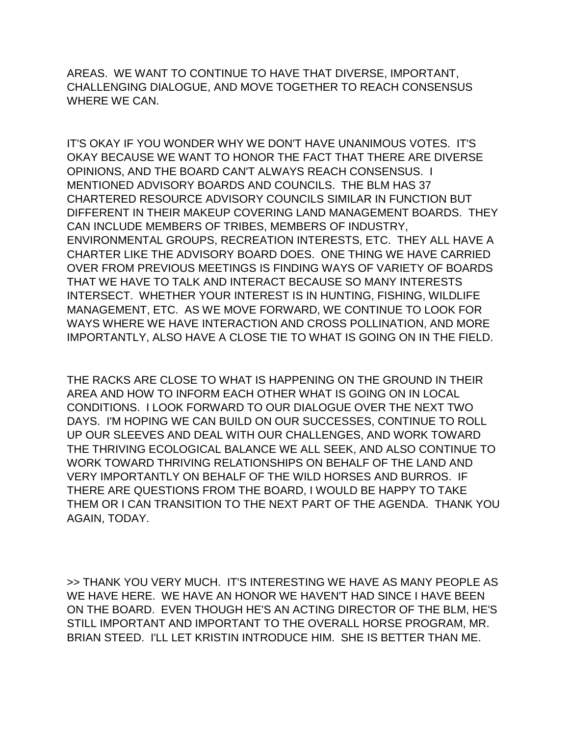AREAS. WE WANT TO CONTINUE TO HAVE THAT DIVERSE, IMPORTANT, CHALLENGING DIALOGUE, AND MOVE TOGETHER TO REACH CONSENSUS WHERE WE CAN.

IT'S OKAY IF YOU WONDER WHY WE DON'T HAVE UNANIMOUS VOTES. IT'S OKAY BECAUSE WE WANT TO HONOR THE FACT THAT THERE ARE DIVERSE OPINIONS, AND THE BOARD CAN'T ALWAYS REACH CONSENSUS. I MENTIONED ADVISORY BOARDS AND COUNCILS. THE BLM HAS 37 CHARTERED RESOURCE ADVISORY COUNCILS SIMILAR IN FUNCTION BUT DIFFERENT IN THEIR MAKEUP COVERING LAND MANAGEMENT BOARDS. THEY CAN INCLUDE MEMBERS OF TRIBES, MEMBERS OF INDUSTRY, ENVIRONMENTAL GROUPS, RECREATION INTERESTS, ETC. THEY ALL HAVE A CHARTER LIKE THE ADVISORY BOARD DOES. ONE THING WE HAVE CARRIED OVER FROM PREVIOUS MEETINGS IS FINDING WAYS OF VARIETY OF BOARDS THAT WE HAVE TO TALK AND INTERACT BECAUSE SO MANY INTERESTS INTERSECT. WHETHER YOUR INTEREST IS IN HUNTING, FISHING, WILDLIFE MANAGEMENT, ETC. AS WE MOVE FORWARD, WE CONTINUE TO LOOK FOR WAYS WHERE WE HAVE INTERACTION AND CROSS POLLINATION, AND MORE IMPORTANTLY, ALSO HAVE A CLOSE TIE TO WHAT IS GOING ON IN THE FIELD.

THE RACKS ARE CLOSE TO WHAT IS HAPPENING ON THE GROUND IN THEIR AREA AND HOW TO INFORM EACH OTHER WHAT IS GOING ON IN LOCAL CONDITIONS. I LOOK FORWARD TO OUR DIALOGUE OVER THE NEXT TWO DAYS. I'M HOPING WE CAN BUILD ON OUR SUCCESSES, CONTINUE TO ROLL UP OUR SLEEVES AND DEAL WITH OUR CHALLENGES, AND WORK TOWARD THE THRIVING ECOLOGICAL BALANCE WE ALL SEEK, AND ALSO CONTINUE TO WORK TOWARD THRIVING RELATIONSHIPS ON BEHALF OF THE LAND AND VERY IMPORTANTLY ON BEHALF OF THE WILD HORSES AND BURROS. IF THERE ARE QUESTIONS FROM THE BOARD, I WOULD BE HAPPY TO TAKE THEM OR I CAN TRANSITION TO THE NEXT PART OF THE AGENDA. THANK YOU AGAIN, TODAY.

>> THANK YOU VERY MUCH. IT'S INTERESTING WE HAVE AS MANY PEOPLE AS WE HAVE HERE. WE HAVE AN HONOR WE HAVEN'T HAD SINCE I HAVE BEEN ON THE BOARD. EVEN THOUGH HE'S AN ACTING DIRECTOR OF THE BLM, HE'S STILL IMPORTANT AND IMPORTANT TO THE OVERALL HORSE PROGRAM, MR. BRIAN STEED. I'LL LET KRISTIN INTRODUCE HIM. SHE IS BETTER THAN ME.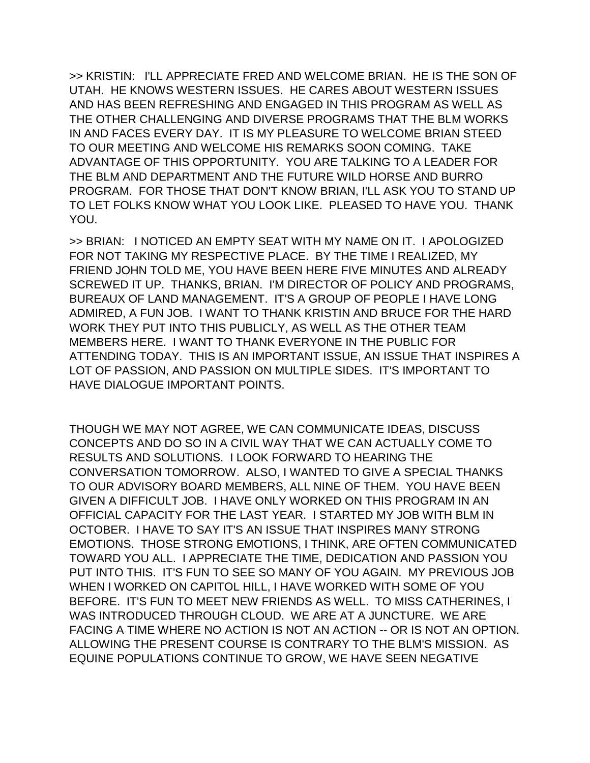>> KRISTIN: I'LL APPRECIATE FRED AND WELCOME BRIAN. HE IS THE SON OF UTAH. HE KNOWS WESTERN ISSUES. HE CARES ABOUT WESTERN ISSUES AND HAS BEEN REFRESHING AND ENGAGED IN THIS PROGRAM AS WELL AS THE OTHER CHALLENGING AND DIVERSE PROGRAMS THAT THE BLM WORKS IN AND FACES EVERY DAY. IT IS MY PLEASURE TO WELCOME BRIAN STEED TO OUR MEETING AND WELCOME HIS REMARKS SOON COMING. TAKE ADVANTAGE OF THIS OPPORTUNITY. YOU ARE TALKING TO A LEADER FOR THE BLM AND DEPARTMENT AND THE FUTURE WILD HORSE AND BURRO PROGRAM. FOR THOSE THAT DON'T KNOW BRIAN, I'LL ASK YOU TO STAND UP TO LET FOLKS KNOW WHAT YOU LOOK LIKE. PLEASED TO HAVE YOU. THANK YOU.

>> BRIAN: I NOTICED AN EMPTY SEAT WITH MY NAME ON IT. I APOLOGIZED FOR NOT TAKING MY RESPECTIVE PLACE. BY THE TIME I REALIZED, MY FRIEND JOHN TOLD ME, YOU HAVE BEEN HERE FIVE MINUTES AND ALREADY SCREWED IT UP. THANKS, BRIAN. I'M DIRECTOR OF POLICY AND PROGRAMS, BUREAUX OF LAND MANAGEMENT. IT'S A GROUP OF PEOPLE I HAVE LONG ADMIRED, A FUN JOB. I WANT TO THANK KRISTIN AND BRUCE FOR THE HARD WORK THEY PUT INTO THIS PUBLICLY, AS WELL AS THE OTHER TEAM MEMBERS HERE. I WANT TO THANK EVERYONE IN THE PUBLIC FOR ATTENDING TODAY. THIS IS AN IMPORTANT ISSUE, AN ISSUE THAT INSPIRES A LOT OF PASSION, AND PASSION ON MULTIPLE SIDES. IT'S IMPORTANT TO HAVE DIALOGUE IMPORTANT POINTS.

THOUGH WE MAY NOT AGREE, WE CAN COMMUNICATE IDEAS, DISCUSS CONCEPTS AND DO SO IN A CIVIL WAY THAT WE CAN ACTUALLY COME TO RESULTS AND SOLUTIONS. I LOOK FORWARD TO HEARING THE CONVERSATION TOMORROW. ALSO, I WANTED TO GIVE A SPECIAL THANKS TO OUR ADVISORY BOARD MEMBERS, ALL NINE OF THEM. YOU HAVE BEEN GIVEN A DIFFICULT JOB. I HAVE ONLY WORKED ON THIS PROGRAM IN AN OFFICIAL CAPACITY FOR THE LAST YEAR. I STARTED MY JOB WITH BLM IN OCTOBER. I HAVE TO SAY IT'S AN ISSUE THAT INSPIRES MANY STRONG EMOTIONS. THOSE STRONG EMOTIONS, I THINK, ARE OFTEN COMMUNICATED TOWARD YOU ALL. I APPRECIATE THE TIME, DEDICATION AND PASSION YOU PUT INTO THIS. IT'S FUN TO SEE SO MANY OF YOU AGAIN. MY PREVIOUS JOB WHEN I WORKED ON CAPITOL HILL, I HAVE WORKED WITH SOME OF YOU BEFORE. IT'S FUN TO MEET NEW FRIENDS AS WELL. TO MISS CATHERINES, I WAS INTRODUCED THROUGH CLOUD. WE ARE AT A JUNCTURE. WE ARE FACING A TIME WHERE NO ACTION IS NOT AN ACTION -- OR IS NOT AN OPTION. ALLOWING THE PRESENT COURSE IS CONTRARY TO THE BLM'S MISSION. AS EQUINE POPULATIONS CONTINUE TO GROW, WE HAVE SEEN NEGATIVE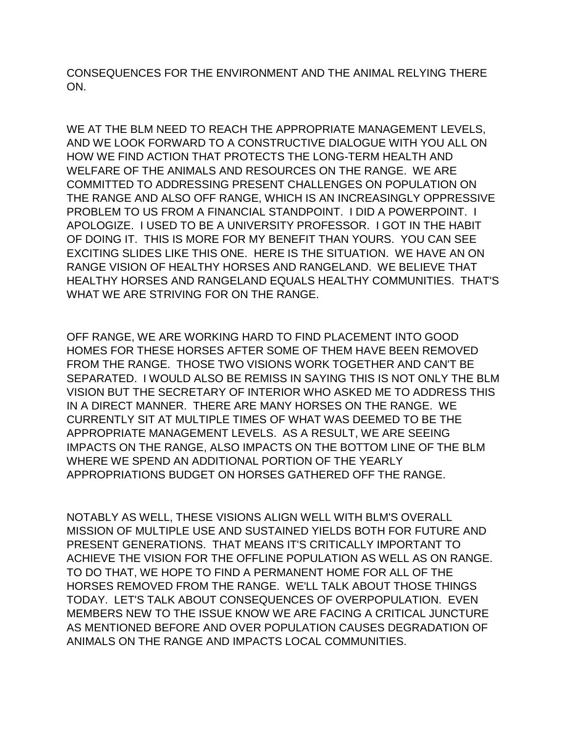CONSEQUENCES FOR THE ENVIRONMENT AND THE ANIMAL RELYING THERE ON.

WE AT THE BLM NEED TO REACH THE APPROPRIATE MANAGEMENT LEVELS, AND WE LOOK FORWARD TO A CONSTRUCTIVE DIALOGUE WITH YOU ALL ON HOW WE FIND ACTION THAT PROTECTS THE LONG-TERM HEALTH AND WELFARE OF THE ANIMALS AND RESOURCES ON THE RANGE. WE ARE COMMITTED TO ADDRESSING PRESENT CHALLENGES ON POPULATION ON THE RANGE AND ALSO OFF RANGE, WHICH IS AN INCREASINGLY OPPRESSIVE PROBLEM TO US FROM A FINANCIAL STANDPOINT. I DID A POWERPOINT. I APOLOGIZE. I USED TO BE A UNIVERSITY PROFESSOR. I GOT IN THE HABIT OF DOING IT. THIS IS MORE FOR MY BENEFIT THAN YOURS. YOU CAN SEE EXCITING SLIDES LIKE THIS ONE. HERE IS THE SITUATION. WE HAVE AN ON RANGE VISION OF HEALTHY HORSES AND RANGELAND. WE BELIEVE THAT HEALTHY HORSES AND RANGELAND EQUALS HEALTHY COMMUNITIES. THAT'S WHAT WE ARE STRIVING FOR ON THE RANGE.

OFF RANGE, WE ARE WORKING HARD TO FIND PLACEMENT INTO GOOD HOMES FOR THESE HORSES AFTER SOME OF THEM HAVE BEEN REMOVED FROM THE RANGE. THOSE TWO VISIONS WORK TOGETHER AND CAN'T BE SEPARATED. I WOULD ALSO BE REMISS IN SAYING THIS IS NOT ONLY THE BLM VISION BUT THE SECRETARY OF INTERIOR WHO ASKED ME TO ADDRESS THIS IN A DIRECT MANNER. THERE ARE MANY HORSES ON THE RANGE. WE CURRENTLY SIT AT MULTIPLE TIMES OF WHAT WAS DEEMED TO BE THE APPROPRIATE MANAGEMENT LEVELS. AS A RESULT, WE ARE SEEING IMPACTS ON THE RANGE, ALSO IMPACTS ON THE BOTTOM LINE OF THE BLM WHERE WE SPEND AN ADDITIONAL PORTION OF THE YEARLY APPROPRIATIONS BUDGET ON HORSES GATHERED OFF THE RANGE.

NOTABLY AS WELL, THESE VISIONS ALIGN WELL WITH BLM'S OVERALL MISSION OF MULTIPLE USE AND SUSTAINED YIELDS BOTH FOR FUTURE AND PRESENT GENERATIONS. THAT MEANS IT'S CRITICALLY IMPORTANT TO ACHIEVE THE VISION FOR THE OFFLINE POPULATION AS WELL AS ON RANGE. TO DO THAT, WE HOPE TO FIND A PERMANENT HOME FOR ALL OF THE HORSES REMOVED FROM THE RANGE. WE'LL TALK ABOUT THOSE THINGS TODAY. LET'S TALK ABOUT CONSEQUENCES OF OVERPOPULATION. EVEN MEMBERS NEW TO THE ISSUE KNOW WE ARE FACING A CRITICAL JUNCTURE AS MENTIONED BEFORE AND OVER POPULATION CAUSES DEGRADATION OF ANIMALS ON THE RANGE AND IMPACTS LOCAL COMMUNITIES.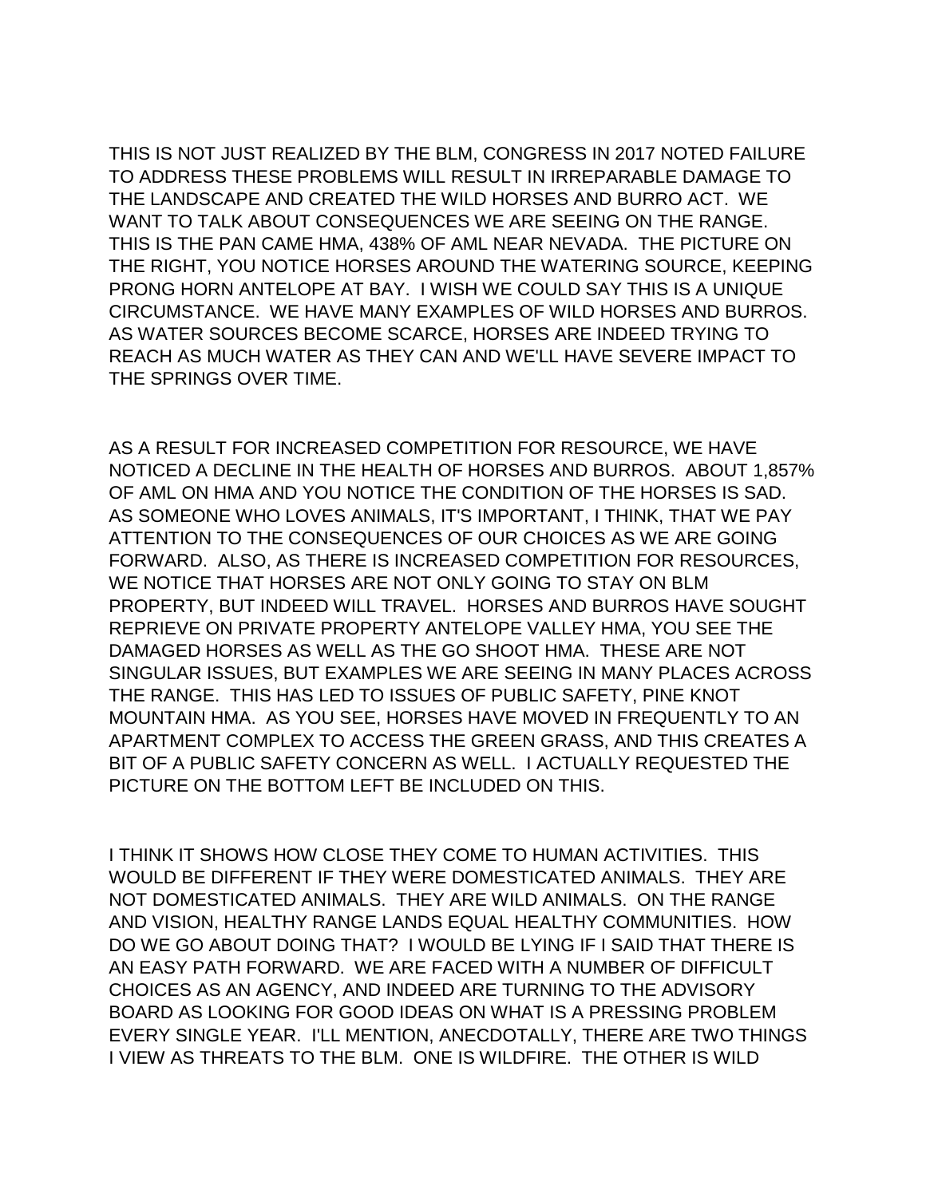THIS IS NOT JUST REALIZED BY THE BLM, CONGRESS IN 2017 NOTED FAILURE TO ADDRESS THESE PROBLEMS WILL RESULT IN IRREPARABLE DAMAGE TO THE LANDSCAPE AND CREATED THE WILD HORSES AND BURRO ACT. WE WANT TO TALK ABOUT CONSEQUENCES WE ARE SEEING ON THE RANGE. THIS IS THE PAN CAME HMA, 438% OF AML NEAR NEVADA. THE PICTURE ON THE RIGHT, YOU NOTICE HORSES AROUND THE WATERING SOURCE, KEEPING PRONG HORN ANTELOPE AT BAY. I WISH WE COULD SAY THIS IS A UNIQUE CIRCUMSTANCE. WE HAVE MANY EXAMPLES OF WILD HORSES AND BURROS. AS WATER SOURCES BECOME SCARCE, HORSES ARE INDEED TRYING TO REACH AS MUCH WATER AS THEY CAN AND WE'LL HAVE SEVERE IMPACT TO THE SPRINGS OVER TIME.

AS A RESULT FOR INCREASED COMPETITION FOR RESOURCE, WE HAVE NOTICED A DECLINE IN THE HEALTH OF HORSES AND BURROS. ABOUT 1,857% OF AML ON HMA AND YOU NOTICE THE CONDITION OF THE HORSES IS SAD. AS SOMEONE WHO LOVES ANIMALS, IT'S IMPORTANT, I THINK, THAT WE PAY ATTENTION TO THE CONSEQUENCES OF OUR CHOICES AS WE ARE GOING FORWARD. ALSO, AS THERE IS INCREASED COMPETITION FOR RESOURCES, WE NOTICE THAT HORSES ARE NOT ONLY GOING TO STAY ON BLM PROPERTY, BUT INDEED WILL TRAVEL. HORSES AND BURROS HAVE SOUGHT REPRIEVE ON PRIVATE PROPERTY ANTELOPE VALLEY HMA, YOU SEE THE DAMAGED HORSES AS WELL AS THE GO SHOOT HMA. THESE ARE NOT SINGULAR ISSUES, BUT EXAMPLES WE ARE SEEING IN MANY PLACES ACROSS THE RANGE. THIS HAS LED TO ISSUES OF PUBLIC SAFETY, PINE KNOT MOUNTAIN HMA. AS YOU SEE, HORSES HAVE MOVED IN FREQUENTLY TO AN APARTMENT COMPLEX TO ACCESS THE GREEN GRASS, AND THIS CREATES A BIT OF A PUBLIC SAFETY CONCERN AS WELL. I ACTUALLY REQUESTED THE PICTURE ON THE BOTTOM LEFT BE INCLUDED ON THIS.

I THINK IT SHOWS HOW CLOSE THEY COME TO HUMAN ACTIVITIES. THIS WOULD BE DIFFERENT IF THEY WERE DOMESTICATED ANIMALS. THEY ARE NOT DOMESTICATED ANIMALS. THEY ARE WILD ANIMALS. ON THE RANGE AND VISION, HEALTHY RANGE LANDS EQUAL HEALTHY COMMUNITIES. HOW DO WE GO ABOUT DOING THAT? I WOULD BE LYING IF I SAID THAT THERE IS AN EASY PATH FORWARD. WE ARE FACED WITH A NUMBER OF DIFFICULT CHOICES AS AN AGENCY, AND INDEED ARE TURNING TO THE ADVISORY BOARD AS LOOKING FOR GOOD IDEAS ON WHAT IS A PRESSING PROBLEM EVERY SINGLE YEAR. I'LL MENTION, ANECDOTALLY, THERE ARE TWO THINGS I VIEW AS THREATS TO THE BLM. ONE IS WILDFIRE. THE OTHER IS WILD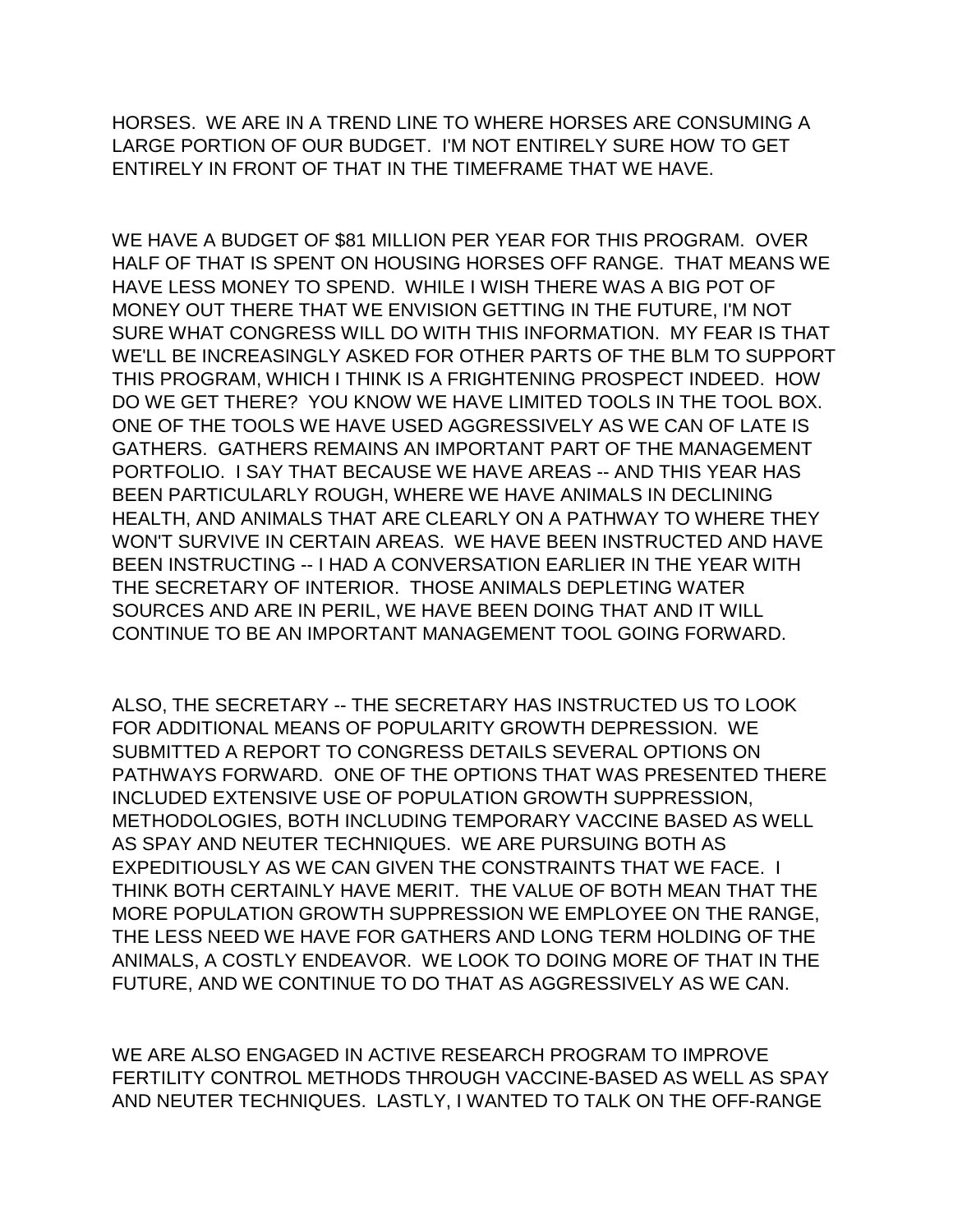HORSES. WE ARE IN A TREND LINE TO WHERE HORSES ARE CONSUMING A LARGE PORTION OF OUR BUDGET. I'M NOT ENTIRELY SURE HOW TO GET ENTIRELY IN FRONT OF THAT IN THE TIMEFRAME THAT WE HAVE.

WE HAVE A BUDGET OF $81 MILLION PER YEAR FOR THIS PROGRAM. OVER HALF OF THAT IS SPENT ON HOUSING HORSES OFF RANGE. THAT MEANS WE HAVE LESS MONEY TO SPEND. WHILE I WISH THERE WAS A BIG POT OF MONEY OUT THERE THAT WE ENVISION GETTING IN THE FUTURE, I'M NOT SURE WHAT CONGRESS WILL DO WITH THIS INFORMATION. MY FEAR IS THAT WE'LL BE INCREASINGLY ASKED FOR OTHER PARTS OF THE BLM TO SUPPORT THIS PROGRAM, WHICH I THINK IS A FRIGHTENING PROSPECT INDEED. HOW DO WE GET THERE? YOU KNOW WE HAVE LIMITED TOOLS IN THE TOOL BOX. ONE OF THE TOOLS WE HAVE USED AGGRESSIVELY AS WE CAN OF LATE IS GATHERS. GATHERS REMAINS AN IMPORTANT PART OF THE MANAGEMENT PORTFOLIO. I SAY THAT BECAUSE WE HAVE AREAS -- AND THIS YEAR HAS BEEN PARTICULARLY ROUGH, WHERE WE HAVE ANIMALS IN DECLINING HEALTH, AND ANIMALS THAT ARE CLEARLY ON A PATHWAY TO WHERE THEY WON'T SURVIVE IN CERTAIN AREAS. WE HAVE BEEN INSTRUCTED AND HAVE BEEN INSTRUCTING -- I HAD A CONVERSATION EARLIER IN THE YEAR WITH THE SECRETARY OF INTERIOR. THOSE ANIMALS DEPLETING WATER SOURCES AND ARE IN PERIL, WE HAVE BEEN DOING THAT AND IT WILL CONTINUE TO BE AN IMPORTANT MANAGEMENT TOOL GOING FORWARD.

ALSO, THE SECRETARY -- THE SECRETARY HAS INSTRUCTED US TO LOOK FOR ADDITIONAL MEANS OF POPULARITY GROWTH DEPRESSION. WE SUBMITTED A REPORT TO CONGRESS DETAILS SEVERAL OPTIONS ON PATHWAYS FORWARD. ONE OF THE OPTIONS THAT WAS PRESENTED THERE INCLUDED EXTENSIVE USE OF POPULATION GROWTH SUPPRESSION, METHODOLOGIES, BOTH INCLUDING TEMPORARY VACCINE BASED AS WELL AS SPAY AND NEUTER TECHNIQUES. WE ARE PURSUING BOTH AS EXPEDITIOUSLY AS WE CAN GIVEN THE CONSTRAINTS THAT WE FACE. I THINK BOTH CERTAINLY HAVE MERIT. THE VALUE OF BOTH MEAN THAT THE MORE POPULATION GROWTH SUPPRESSION WE EMPLOYEE ON THE RANGE, THE LESS NEED WE HAVE FOR GATHERS AND LONG TERM HOLDING OF THE ANIMALS, A COSTLY ENDEAVOR. WE LOOK TO DOING MORE OF THAT IN THE FUTURE, AND WE CONTINUE TO DO THAT AS AGGRESSIVELY AS WE CAN.

WE ARE ALSO ENGAGED IN ACTIVE RESEARCH PROGRAM TO IMPROVE FERTILITY CONTROL METHODS THROUGH VACCINE-BASED AS WELL AS SPAY AND NEUTER TECHNIQUES. LASTLY, I WANTED TO TALK ON THE OFF-RANGE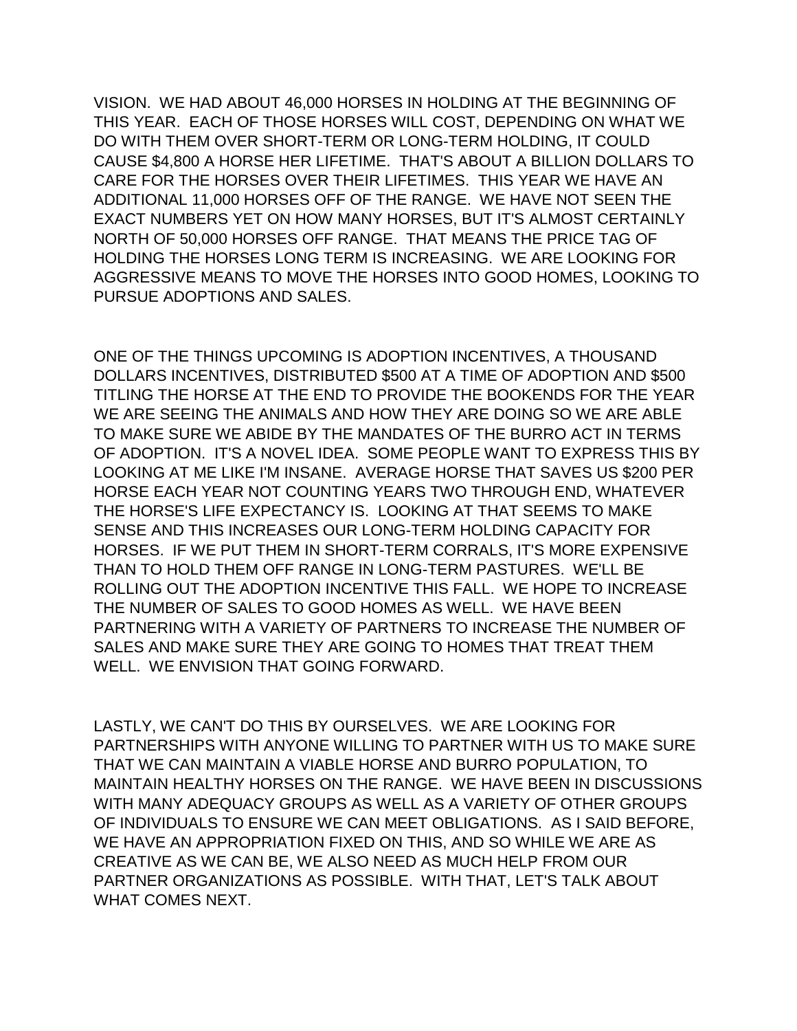VISION. WE HAD ABOUT 46,000 HORSES IN HOLDING AT THE BEGINNING OF THIS YEAR. EACH OF THOSE HORSES WILL COST, DEPENDING ON WHAT WE DO WITH THEM OVER SHORT-TERM OR LONG-TERM HOLDING, IT COULD CAUSE $4,800 A HORSE HER LIFETIME. THAT'S ABOUT A BILLION DOLLARS TO CARE FOR THE HORSES OVER THEIR LIFETIMES. THIS YEAR WE HAVE AN ADDITIONAL 11,000 HORSES OFF OF THE RANGE. WE HAVE NOT SEEN THE EXACT NUMBERS YET ON HOW MANY HORSES, BUT IT'S ALMOST CERTAINLY NORTH OF 50,000 HORSES OFF RANGE. THAT MEANS THE PRICE TAG OF HOLDING THE HORSES LONG TERM IS INCREASING. WE ARE LOOKING FOR AGGRESSIVE MEANS TO MOVE THE HORSES INTO GOOD HOMES, LOOKING TO PURSUE ADOPTIONS AND SALES.

ONE OF THE THINGS UPCOMING IS ADOPTION INCENTIVES, A THOUSAND DOLLARS INCENTIVES, DISTRIBUTED $500 AT A TIME OF ADOPTION AND $500 TITLING THE HORSE AT THE END TO PROVIDE THE BOOKENDS FOR THE YEAR WE ARE SEEING THE ANIMALS AND HOW THEY ARE DOING SO WE ARE ABLE TO MAKE SURE WE ABIDE BY THE MANDATES OF THE BURRO ACT IN TERMS OF ADOPTION. IT'S A NOVEL IDEA. SOME PEOPLE WANT TO EXPRESS THIS BY LOOKING AT ME LIKE I'M INSANE. AVERAGE HORSE THAT SAVES US $200 PER HORSE EACH YEAR NOT COUNTING YEARS TWO THROUGH END, WHATEVER THE HORSE'S LIFE EXPECTANCY IS. LOOKING AT THAT SEEMS TO MAKE SENSE AND THIS INCREASES OUR LONG-TERM HOLDING CAPACITY FOR HORSES. IF WE PUT THEM IN SHORT-TERM CORRALS, IT'S MORE EXPENSIVE THAN TO HOLD THEM OFF RANGE IN LONG-TERM PASTURES. WE'LL BE ROLLING OUT THE ADOPTION INCENTIVE THIS FALL. WE HOPE TO INCREASE THE NUMBER OF SALES TO GOOD HOMES AS WELL. WE HAVE BEEN PARTNERING WITH A VARIETY OF PARTNERS TO INCREASE THE NUMBER OF SALES AND MAKE SURE THEY ARE GOING TO HOMES THAT TREAT THEM WELL. WE ENVISION THAT GOING FORWARD.

LASTLY, WE CAN'T DO THIS BY OURSELVES. WE ARE LOOKING FOR PARTNERSHIPS WITH ANYONE WILLING TO PARTNER WITH US TO MAKE SURE THAT WE CAN MAINTAIN A VIABLE HORSE AND BURRO POPULATION, TO MAINTAIN HEALTHY HORSES ON THE RANGE. WE HAVE BEEN IN DISCUSSIONS WITH MANY ADEQUACY GROUPS AS WELL AS A VARIETY OF OTHER GROUPS OF INDIVIDUALS TO ENSURE WE CAN MEET OBLIGATIONS. AS I SAID BEFORE, WE HAVE AN APPROPRIATION FIXED ON THIS, AND SO WHILE WE ARE AS CREATIVE AS WE CAN BE, WE ALSO NEED AS MUCH HELP FROM OUR PARTNER ORGANIZATIONS AS POSSIBLE. WITH THAT, LET'S TALK ABOUT WHAT COMES NEXT.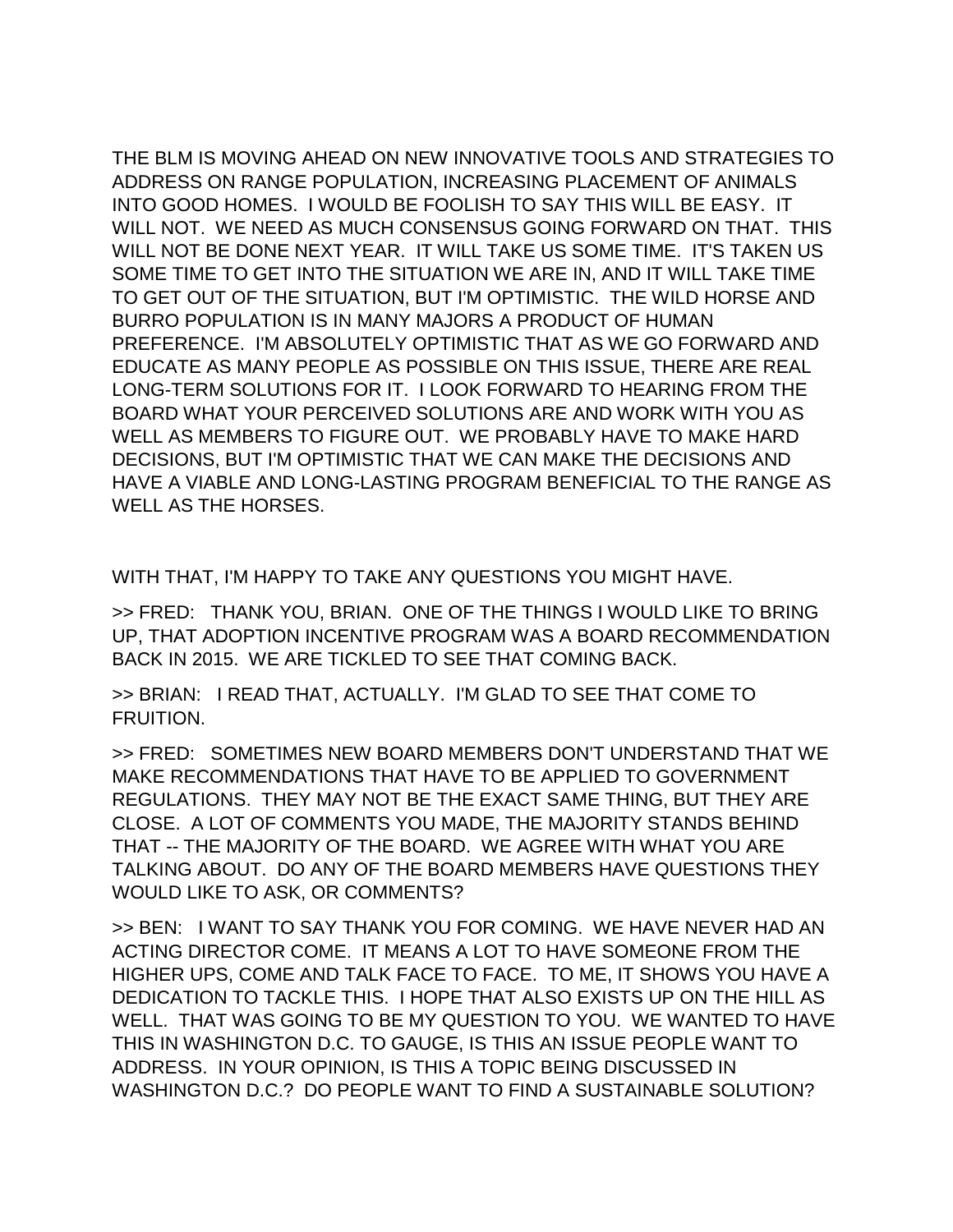THE BLM IS MOVING AHEAD ON NEW INNOVATIVE TOOLS AND STRATEGIES TO ADDRESS ON RANGE POPULATION, INCREASING PLACEMENT OF ANIMALS INTO GOOD HOMES. I WOULD BE FOOLISH TO SAY THIS WILL BE EASY. IT WILL NOT. WE NEED AS MUCH CONSENSUS GOING FORWARD ON THAT. THIS WILL NOT BE DONE NEXT YEAR. IT WILL TAKE US SOME TIME. IT'S TAKEN US SOME TIME TO GET INTO THE SITUATION WE ARE IN, AND IT WILL TAKE TIME TO GET OUT OF THE SITUATION, BUT I'M OPTIMISTIC. THE WILD HORSE AND BURRO POPULATION IS IN MANY MAJORS A PRODUCT OF HUMAN PREFERENCE. I'M ABSOLUTELY OPTIMISTIC THAT AS WE GO FORWARD AND EDUCATE AS MANY PEOPLE AS POSSIBLE ON THIS ISSUE, THERE ARE REAL LONG-TERM SOLUTIONS FOR IT. I LOOK FORWARD TO HEARING FROM THE BOARD WHAT YOUR PERCEIVED SOLUTIONS ARE AND WORK WITH YOU AS WELL AS MEMBERS TO FIGURE OUT. WE PROBABLY HAVE TO MAKE HARD DECISIONS, BUT I'M OPTIMISTIC THAT WE CAN MAKE THE DECISIONS AND HAVE A VIABLE AND LONG-LASTING PROGRAM BENEFICIAL TO THE RANGE AS WELL AS THE HORSES.

WITH THAT, I'M HAPPY TO TAKE ANY QUESTIONS YOU MIGHT HAVE.

>> FRED: THANK YOU, BRIAN. ONE OF THE THINGS I WOULD LIKE TO BRING UP, THAT ADOPTION INCENTIVE PROGRAM WAS A BOARD RECOMMENDATION BACK IN 2015. WE ARE TICKLED TO SEE THAT COMING BACK.

>> BRIAN: I READ THAT, ACTUALLY. I'M GLAD TO SEE THAT COME TO FRUITION.

>> FRED: SOMETIMES NEW BOARD MEMBERS DON'T UNDERSTAND THAT WE MAKE RECOMMENDATIONS THAT HAVE TO BE APPLIED TO GOVERNMENT REGULATIONS. THEY MAY NOT BE THE EXACT SAME THING, BUT THEY ARE CLOSE. A LOT OF COMMENTS YOU MADE, THE MAJORITY STANDS BEHIND THAT -- THE MAJORITY OF THE BOARD. WE AGREE WITH WHAT YOU ARE TALKING ABOUT. DO ANY OF THE BOARD MEMBERS HAVE QUESTIONS THEY WOULD LIKE TO ASK, OR COMMENTS?

>> BEN: I WANT TO SAY THANK YOU FOR COMING. WE HAVE NEVER HAD AN ACTING DIRECTOR COME. IT MEANS A LOT TO HAVE SOMEONE FROM THE HIGHER UPS, COME AND TALK FACE TO FACE. TO ME, IT SHOWS YOU HAVE A DEDICATION TO TACKLE THIS. I HOPE THAT ALSO EXISTS UP ON THE HILL AS WELL. THAT WAS GOING TO BE MY QUESTION TO YOU. WE WANTED TO HAVE THIS IN WASHINGTON D.C. TO GAUGE, IS THIS AN ISSUE PEOPLE WANT TO ADDRESS. IN YOUR OPINION, IS THIS A TOPIC BEING DISCUSSED IN WASHINGTON D.C.? DO PEOPLE WANT TO FIND A SUSTAINABLE SOLUTION?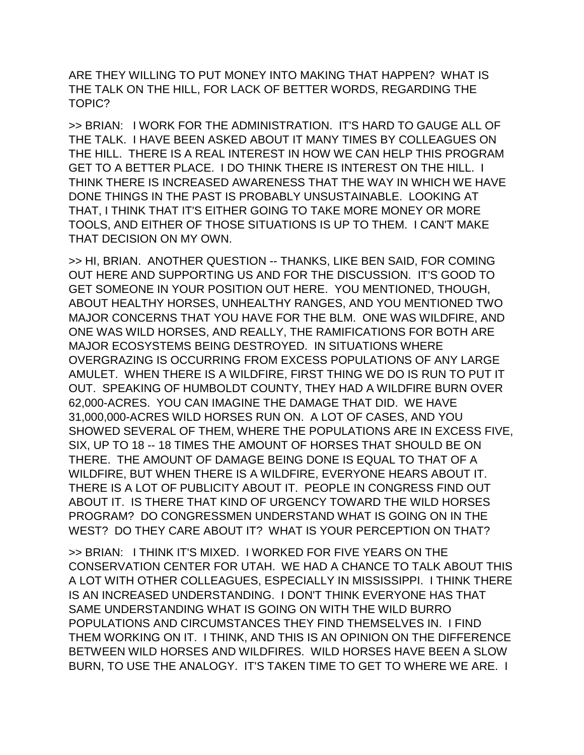ARE THEY WILLING TO PUT MONEY INTO MAKING THAT HAPPEN? WHAT IS THE TALK ON THE HILL, FOR LACK OF BETTER WORDS, REGARDING THE TOPIC?

>> BRIAN: I WORK FOR THE ADMINISTRATION. IT'S HARD TO GAUGE ALL OF THE TALK. I HAVE BEEN ASKED ABOUT IT MANY TIMES BY COLLEAGUES ON THE HILL. THERE IS A REAL INTEREST IN HOW WE CAN HELP THIS PROGRAM GET TO A BETTER PLACE. I DO THINK THERE IS INTEREST ON THE HILL. I THINK THERE IS INCREASED AWARENESS THAT THE WAY IN WHICH WE HAVE DONE THINGS IN THE PAST IS PROBABLY UNSUSTAINABLE. LOOKING AT THAT, I THINK THAT IT'S EITHER GOING TO TAKE MORE MONEY OR MORE TOOLS, AND EITHER OF THOSE SITUATIONS IS UP TO THEM. I CAN'T MAKE THAT DECISION ON MY OWN.

>> HI, BRIAN. ANOTHER QUESTION -- THANKS, LIKE BEN SAID, FOR COMING OUT HERE AND SUPPORTING US AND FOR THE DISCUSSION. IT'S GOOD TO GET SOMEONE IN YOUR POSITION OUT HERE. YOU MENTIONED, THOUGH, ABOUT HEALTHY HORSES, UNHEALTHY RANGES, AND YOU MENTIONED TWO MAJOR CONCERNS THAT YOU HAVE FOR THE BLM. ONE WAS WILDFIRE, AND ONE WAS WILD HORSES, AND REALLY, THE RAMIFICATIONS FOR BOTH ARE MAJOR ECOSYSTEMS BEING DESTROYED. IN SITUATIONS WHERE OVERGRAZING IS OCCURRING FROM EXCESS POPULATIONS OF ANY LARGE AMULET. WHEN THERE IS A WILDFIRE, FIRST THING WE DO IS RUN TO PUT IT OUT. SPEAKING OF HUMBOLDT COUNTY, THEY HAD A WILDFIRE BURN OVER 62,000-ACRES. YOU CAN IMAGINE THE DAMAGE THAT DID. WE HAVE 31,000,000-ACRES WILD HORSES RUN ON. A LOT OF CASES, AND YOU SHOWED SEVERAL OF THEM, WHERE THE POPULATIONS ARE IN EXCESS FIVE, SIX, UP TO 18 -- 18 TIMES THE AMOUNT OF HORSES THAT SHOULD BE ON THERE. THE AMOUNT OF DAMAGE BEING DONE IS EQUAL TO THAT OF A WILDFIRE, BUT WHEN THERE IS A WILDFIRE, EVERYONE HEARS ABOUT IT. THERE IS A LOT OF PUBLICITY ABOUT IT. PEOPLE IN CONGRESS FIND OUT ABOUT IT. IS THERE THAT KIND OF URGENCY TOWARD THE WILD HORSES PROGRAM? DO CONGRESSMEN UNDERSTAND WHAT IS GOING ON IN THE WEST? DO THEY CARE ABOUT IT? WHAT IS YOUR PERCEPTION ON THAT?

>> BRIAN: I THINK IT'S MIXED. I WORKED FOR FIVE YEARS ON THE CONSERVATION CENTER FOR UTAH. WE HAD A CHANCE TO TALK ABOUT THIS A LOT WITH OTHER COLLEAGUES, ESPECIALLY IN MISSISSIPPI. I THINK THERE IS AN INCREASED UNDERSTANDING. I DON'T THINK EVERYONE HAS THAT SAME UNDERSTANDING WHAT IS GOING ON WITH THE WILD BURRO POPULATIONS AND CIRCUMSTANCES THEY FIND THEMSELVES IN. I FIND THEM WORKING ON IT. I THINK, AND THIS IS AN OPINION ON THE DIFFERENCE BETWEEN WILD HORSES AND WILDFIRES. WILD HORSES HAVE BEEN A SLOW BURN, TO USE THE ANALOGY. IT'S TAKEN TIME TO GET TO WHERE WE ARE. I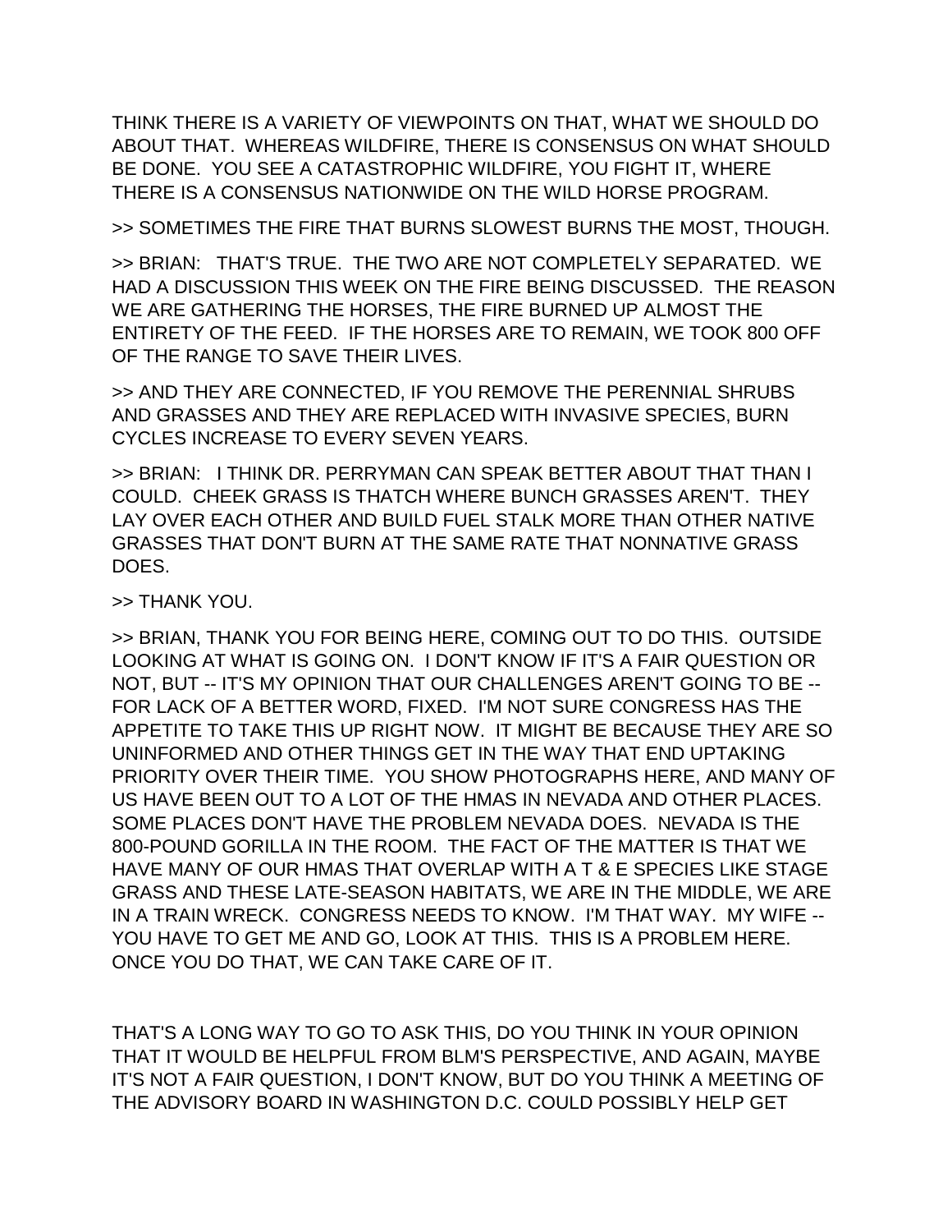THINK THERE IS A VARIETY OF VIEWPOINTS ON THAT, WHAT WE SHOULD DO ABOUT THAT. WHEREAS WILDFIRE, THERE IS CONSENSUS ON WHAT SHOULD BE DONE. YOU SEE A CATASTROPHIC WILDFIRE, YOU FIGHT IT, WHERE THERE IS A CONSENSUS NATIONWIDE ON THE WILD HORSE PROGRAM.

>> SOMETIMES THE FIRE THAT BURNS SLOWEST BURNS THE MOST, THOUGH.

>> BRIAN: THAT'S TRUE. THE TWO ARE NOT COMPLETELY SEPARATED. WE HAD A DISCUSSION THIS WEEK ON THE FIRE BEING DISCUSSED. THE REASON WE ARE GATHERING THE HORSES, THE FIRE BURNED UP ALMOST THE ENTIRETY OF THE FEED. IF THE HORSES ARE TO REMAIN, WE TOOK 800 OFF OF THE RANGE TO SAVE THEIR LIVES.

>> AND THEY ARE CONNECTED, IF YOU REMOVE THE PERENNIAL SHRUBS AND GRASSES AND THEY ARE REPLACED WITH INVASIVE SPECIES, BURN CYCLES INCREASE TO EVERY SEVEN YEARS.

>> BRIAN: I THINK DR. PERRYMAN CAN SPEAK BETTER ABOUT THAT THAN I COULD. CHEEK GRASS IS THATCH WHERE BUNCH GRASSES AREN'T. THEY LAY OVER EACH OTHER AND BUILD FUEL STALK MORE THAN OTHER NATIVE GRASSES THAT DON'T BURN AT THE SAME RATE THAT NONNATIVE GRASS DOES.

>> THANK YOU.

>> BRIAN, THANK YOU FOR BEING HERE, COMING OUT TO DO THIS. OUTSIDE LOOKING AT WHAT IS GOING ON. I DON'T KNOW IF IT'S A FAIR QUESTION OR NOT, BUT -- IT'S MY OPINION THAT OUR CHALLENGES AREN'T GOING TO BE -- FOR LACK OF A BETTER WORD, FIXED. I'M NOT SURE CONGRESS HAS THE APPETITE TO TAKE THIS UP RIGHT NOW. IT MIGHT BE BECAUSE THEY ARE SO UNINFORMED AND OTHER THINGS GET IN THE WAY THAT END UPTAKING PRIORITY OVER THEIR TIME. YOU SHOW PHOTOGRAPHS HERE, AND MANY OF US HAVE BEEN OUT TO A LOT OF THE HMAS IN NEVADA AND OTHER PLACES. SOME PLACES DON'T HAVE THE PROBLEM NEVADA DOES. NEVADA IS THE 800-POUND GORILLA IN THE ROOM. THE FACT OF THE MATTER IS THAT WE HAVE MANY OF OUR HMAS THAT OVERLAP WITH A T & E SPECIES LIKE STAGE GRASS AND THESE LATE-SEASON HABITATS, WE ARE IN THE MIDDLE, WE ARE IN A TRAIN WRECK. CONGRESS NEEDS TO KNOW. I'M THAT WAY. MY WIFE -- YOU HAVE TO GET ME AND GO, LOOK AT THIS. THIS IS A PROBLEM HERE. ONCE YOU DO THAT, WE CAN TAKE CARE OF IT.

THAT'S A LONG WAY TO GO TO ASK THIS, DO YOU THINK IN YOUR OPINION THAT IT WOULD BE HELPFUL FROM BLM'S PERSPECTIVE, AND AGAIN, MAYBE IT'S NOT A FAIR QUESTION, I DON'T KNOW, BUT DO YOU THINK A MEETING OF THE ADVISORY BOARD IN WASHINGTON D.C. COULD POSSIBLY HELP GET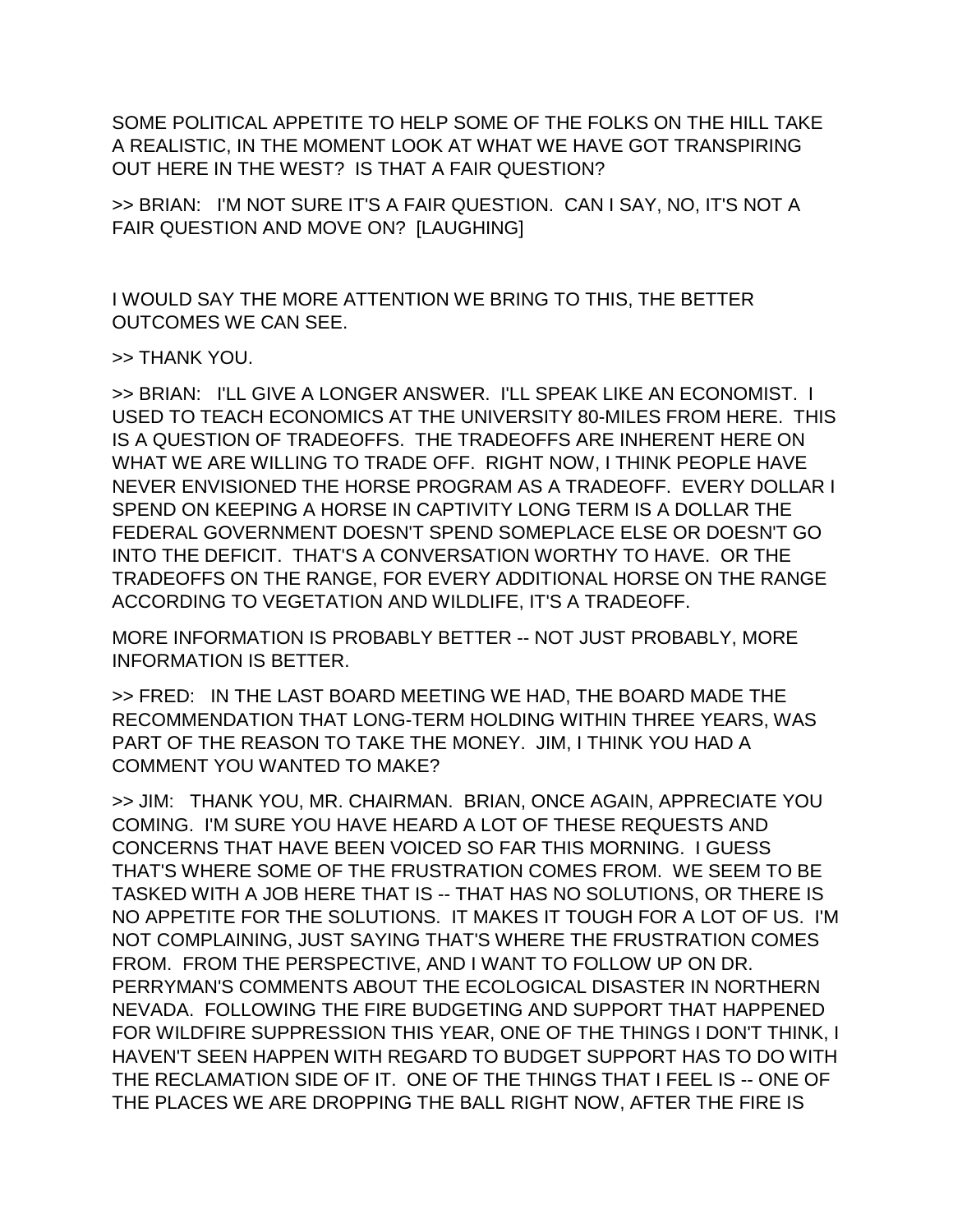SOME POLITICAL APPETITE TO HELP SOME OF THE FOLKS ON THE HILL TAKE A REALISTIC, IN THE MOMENT LOOK AT WHAT WE HAVE GOT TRANSPIRING OUT HERE IN THE WEST? IS THAT A FAIR QUESTION?

>> BRIAN: I'M NOT SURE IT'S A FAIR QUESTION. CAN I SAY, NO, IT'S NOT A FAIR QUESTION AND MOVE ON? [LAUGHING]

I WOULD SAY THE MORE ATTENTION WE BRING TO THIS, THE BETTER OUTCOMES WE CAN SEE.

>> THANK YOU.

>> BRIAN: I'LL GIVE A LONGER ANSWER. I'LL SPEAK LIKE AN ECONOMIST. I USED TO TEACH ECONOMICS AT THE UNIVERSITY 80-MILES FROM HERE. THIS IS A QUESTION OF TRADEOFFS. THE TRADEOFFS ARE INHERENT HERE ON WHAT WE ARE WILLING TO TRADE OFF. RIGHT NOW, I THINK PEOPLE HAVE NEVER ENVISIONED THE HORSE PROGRAM AS A TRADEOFF. EVERY DOLLAR I SPEND ON KEEPING A HORSE IN CAPTIVITY LONG TERM IS A DOLLAR THE FEDERAL GOVERNMENT DOESN'T SPEND SOMEPLACE ELSE OR DOESN'T GO INTO THE DEFICIT. THAT'S A CONVERSATION WORTHY TO HAVE. OR THE TRADEOFFS ON THE RANGE, FOR EVERY ADDITIONAL HORSE ON THE RANGE ACCORDING TO VEGETATION AND WILDLIFE, IT'S A TRADEOFF.

MORE INFORMATION IS PROBABLY BETTER -- NOT JUST PROBABLY, MORE INFORMATION IS BETTER.

>> FRED: IN THE LAST BOARD MEETING WE HAD, THE BOARD MADE THE RECOMMENDATION THAT LONG-TERM HOLDING WITHIN THREE YEARS, WAS PART OF THE REASON TO TAKE THE MONEY. JIM, I THINK YOU HAD A COMMENT YOU WANTED TO MAKE?

>> JIM: THANK YOU, MR. CHAIRMAN. BRIAN, ONCE AGAIN, APPRECIATE YOU COMING. I'M SURE YOU HAVE HEARD A LOT OF THESE REQUESTS AND CONCERNS THAT HAVE BEEN VOICED SO FAR THIS MORNING. I GUESS THAT'S WHERE SOME OF THE FRUSTRATION COMES FROM. WE SEEM TO BE TASKED WITH A JOB HERE THAT IS -- THAT HAS NO SOLUTIONS, OR THERE IS NO APPETITE FOR THE SOLUTIONS. IT MAKES IT TOUGH FOR A LOT OF US. I'M NOT COMPLAINING, JUST SAYING THAT'S WHERE THE FRUSTRATION COMES FROM. FROM THE PERSPECTIVE, AND I WANT TO FOLLOW UP ON DR. PERRYMAN'S COMMENTS ABOUT THE ECOLOGICAL DISASTER IN NORTHERN NEVADA. FOLLOWING THE FIRE BUDGETING AND SUPPORT THAT HAPPENED FOR WILDFIRE SUPPRESSION THIS YEAR, ONE OF THE THINGS I DON'T THINK, I HAVEN'T SEEN HAPPEN WITH REGARD TO BUDGET SUPPORT HAS TO DO WITH THE RECLAMATION SIDE OF IT. ONE OF THE THINGS THAT I FEEL IS -- ONE OF THE PLACES WE ARE DROPPING THE BALL RIGHT NOW, AFTER THE FIRE IS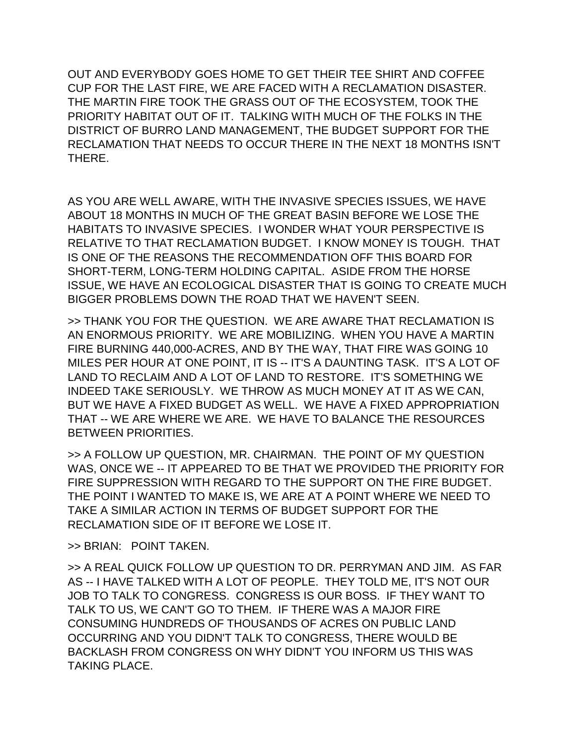OUT AND EVERYBODY GOES HOME TO GET THEIR TEE SHIRT AND COFFEE CUP FOR THE LAST FIRE, WE ARE FACED WITH A RECLAMATION DISASTER. THE MARTIN FIRE TOOK THE GRASS OUT OF THE ECOSYSTEM, TOOK THE PRIORITY HABITAT OUT OF IT. TALKING WITH MUCH OF THE FOLKS IN THE DISTRICT OF BURRO LAND MANAGEMENT, THE BUDGET SUPPORT FOR THE RECLAMATION THAT NEEDS TO OCCUR THERE IN THE NEXT 18 MONTHS ISN'T THERE.

AS YOU ARE WELL AWARE, WITH THE INVASIVE SPECIES ISSUES, WE HAVE ABOUT 18 MONTHS IN MUCH OF THE GREAT BASIN BEFORE WE LOSE THE HABITATS TO INVASIVE SPECIES. I WONDER WHAT YOUR PERSPECTIVE IS RELATIVE TO THAT RECLAMATION BUDGET. I KNOW MONEY IS TOUGH. THAT IS ONE OF THE REASONS THE RECOMMENDATION OFF THIS BOARD FOR SHORT-TERM, LONG-TERM HOLDING CAPITAL. ASIDE FROM THE HORSE ISSUE, WE HAVE AN ECOLOGICAL DISASTER THAT IS GOING TO CREATE MUCH BIGGER PROBLEMS DOWN THE ROAD THAT WE HAVEN'T SEEN.

>> THANK YOU FOR THE QUESTION. WE ARE AWARE THAT RECLAMATION IS AN ENORMOUS PRIORITY. WE ARE MOBILIZING. WHEN YOU HAVE A MARTIN FIRE BURNING 440,000-ACRES, AND BY THE WAY, THAT FIRE WAS GOING 10 MILES PER HOUR AT ONE POINT, IT IS -- IT'S A DAUNTING TASK. IT'S A LOT OF LAND TO RECLAIM AND A LOT OF LAND TO RESTORE. IT'S SOMETHING WE INDEED TAKE SERIOUSLY. WE THROW AS MUCH MONEY AT IT AS WE CAN, BUT WE HAVE A FIXED BUDGET AS WELL. WE HAVE A FIXED APPROPRIATION THAT -- WE ARE WHERE WE ARE. WE HAVE TO BALANCE THE RESOURCES BETWEEN PRIORITIES.

>> A FOLLOW UP QUESTION, MR. CHAIRMAN. THE POINT OF MY QUESTION WAS, ONCE WE -- IT APPEARED TO BE THAT WE PROVIDED THE PRIORITY FOR FIRE SUPPRESSION WITH REGARD TO THE SUPPORT ON THE FIRE BUDGET. THE POINT I WANTED TO MAKE IS, WE ARE AT A POINT WHERE WE NEED TO TAKE A SIMILAR ACTION IN TERMS OF BUDGET SUPPORT FOR THE RECLAMATION SIDE OF IT BEFORE WE LOSE IT.

>> BRIAN: POINT TAKEN.

>> A REAL QUICK FOLLOW UP QUESTION TO DR. PERRYMAN AND JIM. AS FAR AS -- I HAVE TALKED WITH A LOT OF PEOPLE. THEY TOLD ME, IT'S NOT OUR JOB TO TALK TO CONGRESS. CONGRESS IS OUR BOSS. IF THEY WANT TO TALK TO US, WE CAN'T GO TO THEM. IF THERE WAS A MAJOR FIRE CONSUMING HUNDREDS OF THOUSANDS OF ACRES ON PUBLIC LAND OCCURRING AND YOU DIDN'T TALK TO CONGRESS, THERE WOULD BE BACKLASH FROM CONGRESS ON WHY DIDN'T YOU INFORM US THIS WAS TAKING PLACE.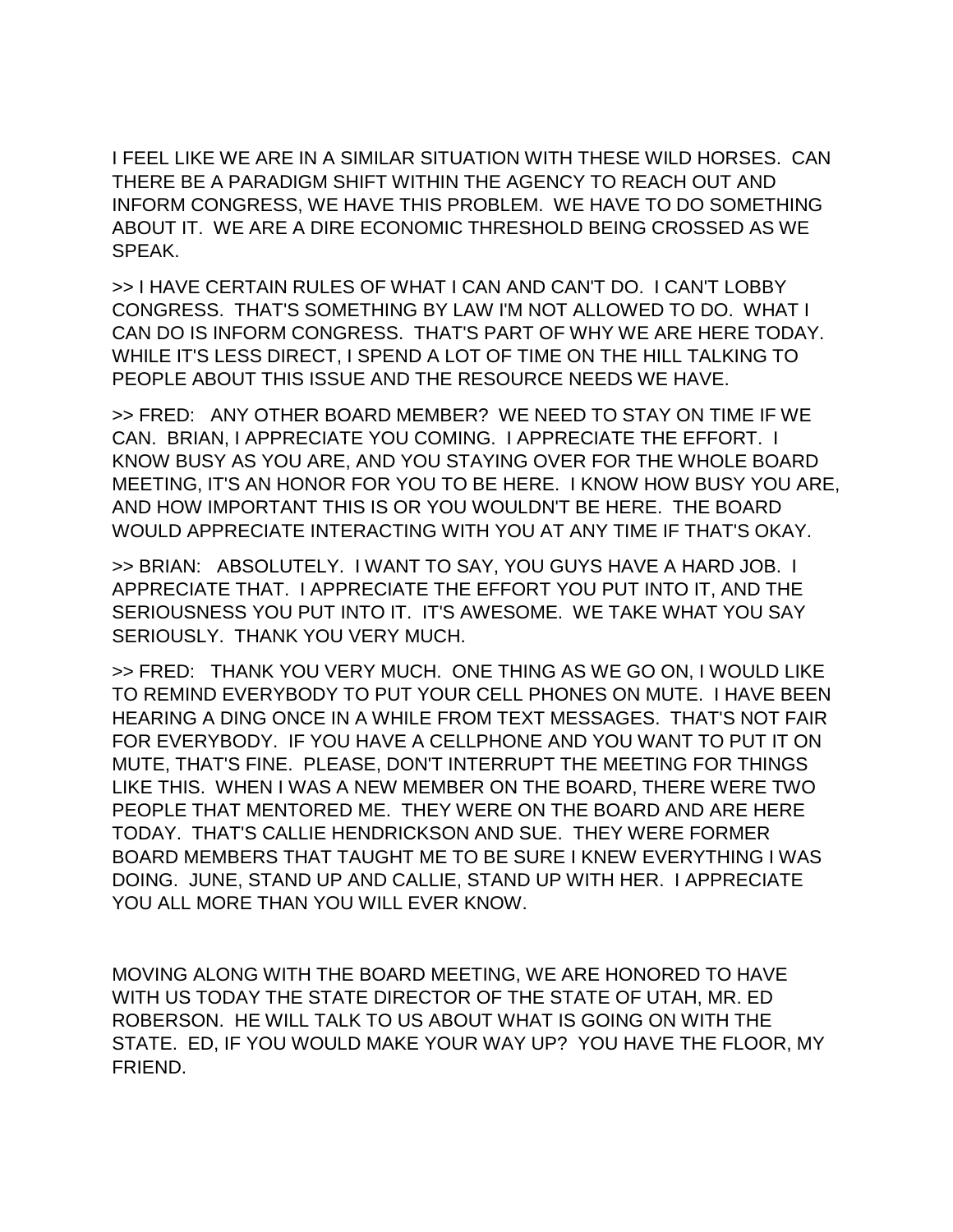I FEEL LIKE WE ARE IN A SIMILAR SITUATION WITH THESE WILD HORSES. CAN THERE BE A PARADIGM SHIFT WITHIN THE AGENCY TO REACH OUT AND INFORM CONGRESS, WE HAVE THIS PROBLEM. WE HAVE TO DO SOMETHING ABOUT IT. WE ARE A DIRE ECONOMIC THRESHOLD BEING CROSSED AS WE SPEAK.

>> I HAVE CERTAIN RULES OF WHAT I CAN AND CAN'T DO. I CAN'T LOBBY CONGRESS. THAT'S SOMETHING BY LAW I'M NOT ALLOWED TO DO. WHAT I CAN DO IS INFORM CONGRESS. THAT'S PART OF WHY WE ARE HERE TODAY. WHILE IT'S LESS DIRECT, I SPEND A LOT OF TIME ON THE HILL TALKING TO PEOPLE ABOUT THIS ISSUE AND THE RESOURCE NEEDS WE HAVE.

>> FRED: ANY OTHER BOARD MEMBER? WE NEED TO STAY ON TIME IF WE CAN. BRIAN, I APPRECIATE YOU COMING. I APPRECIATE THE EFFORT. I KNOW BUSY AS YOU ARE, AND YOU STAYING OVER FOR THE WHOLE BOARD MEETING, IT'S AN HONOR FOR YOU TO BE HERE. I KNOW HOW BUSY YOU ARE, AND HOW IMPORTANT THIS IS OR YOU WOULDN'T BE HERE. THE BOARD WOULD APPRECIATE INTERACTING WITH YOU AT ANY TIME IF THAT'S OKAY.

>> BRIAN: ABSOLUTELY. I WANT TO SAY, YOU GUYS HAVE A HARD JOB. I APPRECIATE THAT. I APPRECIATE THE EFFORT YOU PUT INTO IT, AND THE SERIOUSNESS YOU PUT INTO IT. IT'S AWESOME. WE TAKE WHAT YOU SAY SERIOUSLY. THANK YOU VERY MUCH.

>> FRED: THANK YOU VERY MUCH. ONE THING AS WE GO ON, I WOULD LIKE TO REMIND EVERYBODY TO PUT YOUR CELL PHONES ON MUTE. I HAVE BEEN HEARING A DING ONCE IN A WHILE FROM TEXT MESSAGES. THAT'S NOT FAIR FOR EVERYBODY. IF YOU HAVE A CELLPHONE AND YOU WANT TO PUT IT ON MUTE, THAT'S FINE. PLEASE, DON'T INTERRUPT THE MEETING FOR THINGS LIKE THIS. WHEN I WAS A NEW MEMBER ON THE BOARD, THERE WERE TWO PEOPLE THAT MENTORED ME. THEY WERE ON THE BOARD AND ARE HERE TODAY. THAT'S CALLIE HENDRICKSON AND SUE. THEY WERE FORMER BOARD MEMBERS THAT TAUGHT ME TO BE SURE I KNEW EVERYTHING I WAS DOING. JUNE, STAND UP AND CALLIE, STAND UP WITH HER. I APPRECIATE YOU ALL MORE THAN YOU WILL EVER KNOW.

MOVING ALONG WITH THE BOARD MEETING, WE ARE HONORED TO HAVE WITH US TODAY THE STATE DIRECTOR OF THE STATE OF UTAH, MR. ED ROBERSON. HE WILL TALK TO US ABOUT WHAT IS GOING ON WITH THE STATE. ED, IF YOU WOULD MAKE YOUR WAY UP? YOU HAVE THE FLOOR, MY FRIEND.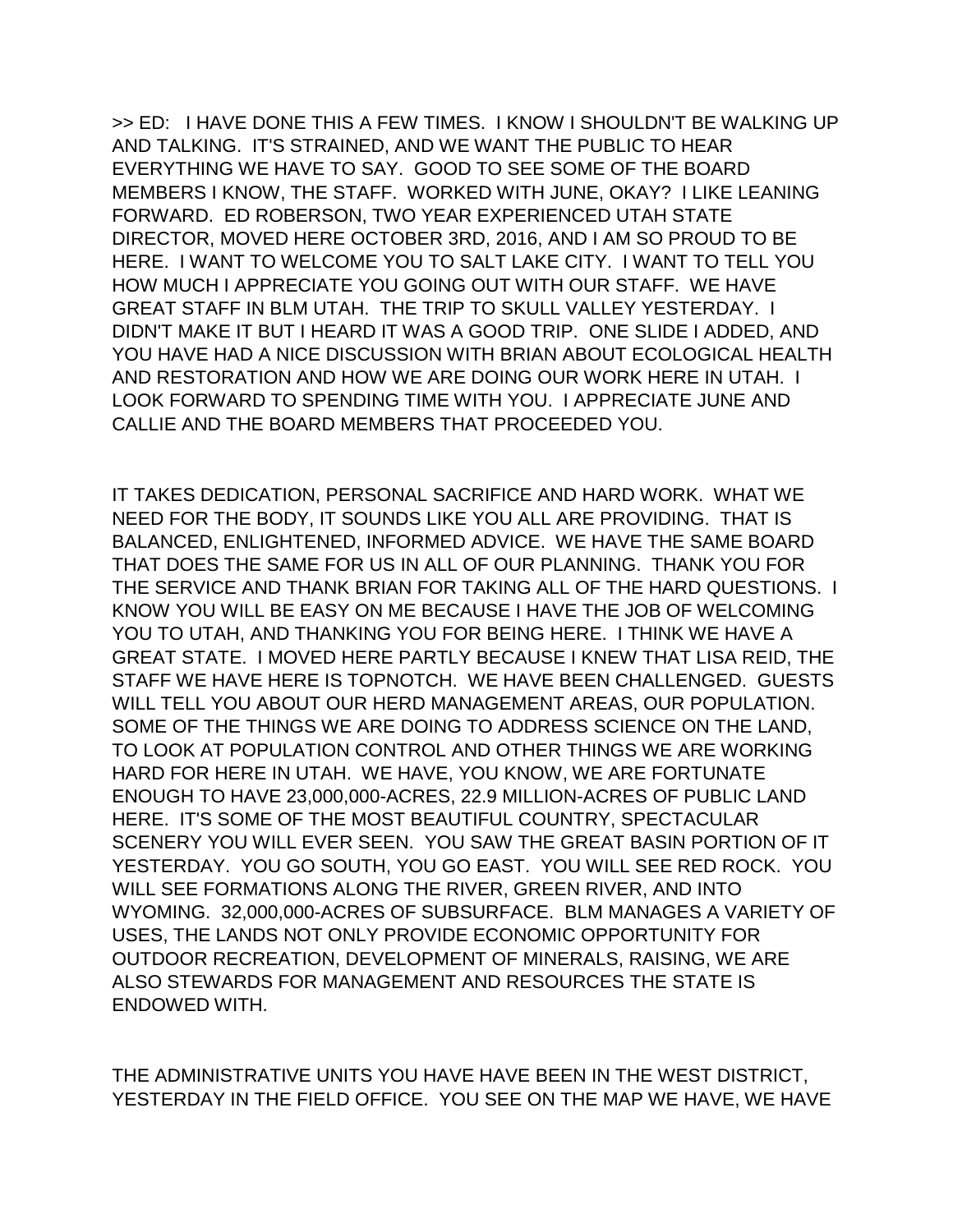>> ED:   I HAVE DONE THIS A FEW TIMES.  I KNOW I SHOULDN'T BE WALKING UP AND TALKING.  IT'S STRAINED, AND WE WANT THE PUBLIC TO HEAR EVERYTHING WE HAVE TO SAY.  GOOD TO SEE SOME OF THE BOARD MEMBERS I KNOW, THE STAFF.  WORKED WITH JUNE, OKAY?  I LIKE LEANING FORWARD.  ED ROBERSON, TWO YEAR EXPERIENCED UTAH STATE DIRECTOR, MOVED HERE OCTOBER 3RD, 2016, AND I AM SO PROUD TO BE HERE.  I WANT TO WELCOME YOU TO SALT LAKE CITY.  I WANT TO TELL YOU HOW MUCH I APPRECIATE YOU GOING OUT WITH OUR STAFF.  WE HAVE GREAT STAFF IN BLM UTAH.  THE TRIP TO SKULL VALLEY YESTERDAY.  I DIDN'T MAKE IT BUT I HEARD IT WAS A GOOD TRIP.  ONE SLIDE I ADDED, AND YOU HAVE HAD A NICE DISCUSSION WITH BRIAN ABOUT ECOLOGICAL HEALTH AND RESTORATION AND HOW WE ARE DOING OUR WORK HERE IN UTAH.  I LOOK FORWARD TO SPENDING TIME WITH YOU.  I APPRECIATE JUNE AND CALLIE AND THE BOARD MEMBERS THAT PROCEEDED YOU.

IT TAKES DEDICATION, PERSONAL SACRIFICE AND HARD WORK.  WHAT WE NEED FOR THE BODY, IT SOUNDS LIKE YOU ALL ARE PROVIDING.  THAT IS BALANCED, ENLIGHTENED, INFORMED ADVICE.  WE HAVE THE SAME BOARD THAT DOES THE SAME FOR US IN ALL OF OUR PLANNING.  THANK YOU FOR THE SERVICE AND THANK BRIAN FOR TAKING ALL OF THE HARD QUESTIONS.  I KNOW YOU WILL BE EASY ON ME BECAUSE I HAVE THE JOB OF WELCOMING YOU TO UTAH, AND THANKING YOU FOR BEING HERE.  I THINK WE HAVE A GREAT STATE.  I MOVED HERE PARTLY BECAUSE I KNEW THAT LISA REID, THE STAFF WE HAVE HERE IS TOPNOTCH.  WE HAVE BEEN CHALLENGED.  GUESTS WILL TELL YOU ABOUT OUR HERD MANAGEMENT AREAS, OUR POPULATION.  SOME OF THE THINGS WE ARE DOING TO ADDRESS SCIENCE ON THE LAND, TO LOOK AT POPULATION CONTROL AND OTHER THINGS WE ARE WORKING HARD FOR HERE IN UTAH.  WE HAVE, YOU KNOW, WE ARE FORTUNATE ENOUGH TO HAVE 23,000,000-ACRES, 22.9 MILLION-ACRES OF PUBLIC LAND HERE.  IT'S SOME OF THE MOST BEAUTIFUL COUNTRY, SPECTACULAR SCENERY YOU WILL EVER SEEN.  YOU SAW THE GREAT BASIN PORTION OF IT YESTERDAY.  YOU GO SOUTH, YOU GO EAST.  YOU WILL SEE RED ROCK.  YOU WILL SEE FORMATIONS ALONG THE RIVER, GREEN RIVER, AND INTO WYOMING.  32,000,000-ACRES OF SUBSURFACE.  BLM MANAGES A VARIETY OF USES, THE LANDS NOT ONLY PROVIDE ECONOMIC OPPORTUNITY FOR OUTDOOR RECREATION, DEVELOPMENT OF MINERALS, RAISING, WE ARE ALSO STEWARDS FOR MANAGEMENT AND RESOURCES THE STATE IS ENDOWED WITH.

THE ADMINISTRATIVE UNITS YOU HAVE HAVE BEEN IN THE WEST DISTRICT, YESTERDAY IN THE FIELD OFFICE.  YOU SEE ON THE MAP WE HAVE, WE HAVE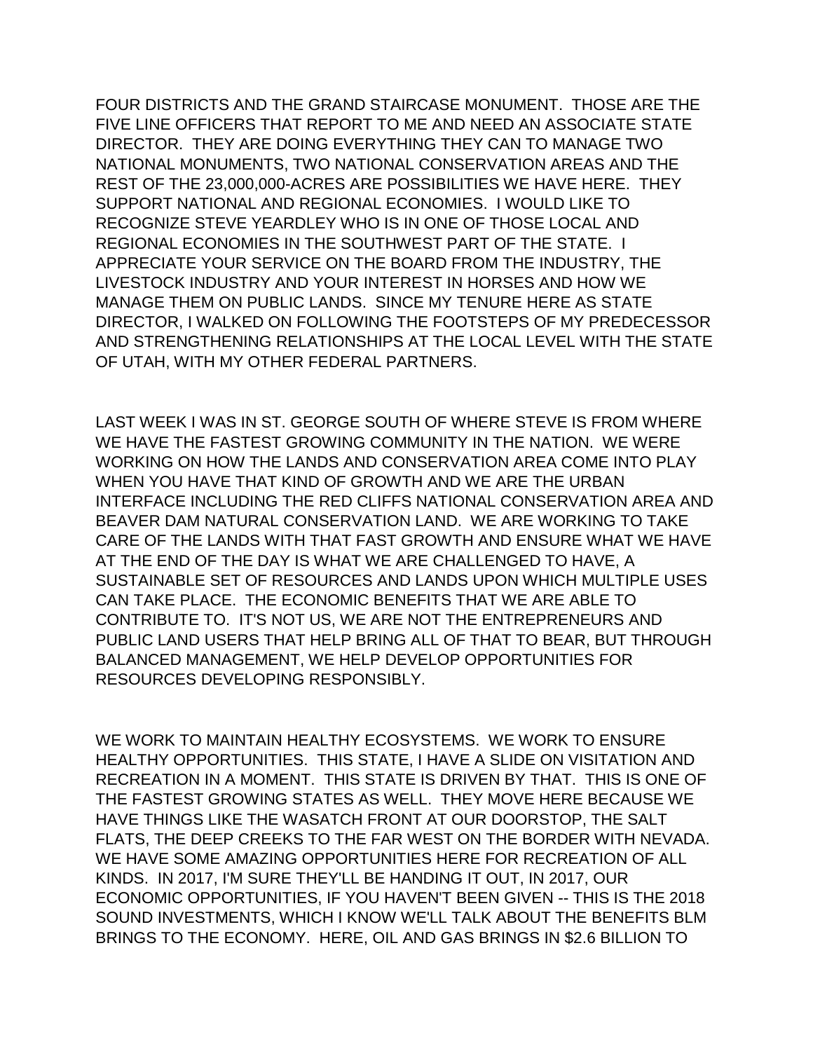FOUR DISTRICTS AND THE GRAND STAIRCASE MONUMENT. THOSE ARE THE FIVE LINE OFFICERS THAT REPORT TO ME AND NEED AN ASSOCIATE STATE DIRECTOR. THEY ARE DOING EVERYTHING THEY CAN TO MANAGE TWO NATIONAL MONUMENTS, TWO NATIONAL CONSERVATION AREAS AND THE REST OF THE 23,000,000-ACRES ARE POSSIBILITIES WE HAVE HERE. THEY SUPPORT NATIONAL AND REGIONAL ECONOMIES. I WOULD LIKE TO RECOGNIZE STEVE YEARDLEY WHO IS IN ONE OF THOSE LOCAL AND REGIONAL ECONOMIES IN THE SOUTHWEST PART OF THE STATE. I APPRECIATE YOUR SERVICE ON THE BOARD FROM THE INDUSTRY, THE LIVESTOCK INDUSTRY AND YOUR INTEREST IN HORSES AND HOW WE MANAGE THEM ON PUBLIC LANDS. SINCE MY TENURE HERE AS STATE DIRECTOR, I WALKED ON FOLLOWING THE FOOTSTEPS OF MY PREDECESSOR AND STRENGTHENING RELATIONSHIPS AT THE LOCAL LEVEL WITH THE STATE OF UTAH, WITH MY OTHER FEDERAL PARTNERS.

LAST WEEK I WAS IN ST. GEORGE SOUTH OF WHERE STEVE IS FROM WHERE WE HAVE THE FASTEST GROWING COMMUNITY IN THE NATION. WE WERE WORKING ON HOW THE LANDS AND CONSERVATION AREA COME INTO PLAY WHEN YOU HAVE THAT KIND OF GROWTH AND WE ARE THE URBAN INTERFACE INCLUDING THE RED CLIFFS NATIONAL CONSERVATION AREA AND BEAVER DAM NATURAL CONSERVATION LAND. WE ARE WORKING TO TAKE CARE OF THE LANDS WITH THAT FAST GROWTH AND ENSURE WHAT WE HAVE AT THE END OF THE DAY IS WHAT WE ARE CHALLENGED TO HAVE, A SUSTAINABLE SET OF RESOURCES AND LANDS UPON WHICH MULTIPLE USES CAN TAKE PLACE. THE ECONOMIC BENEFITS THAT WE ARE ABLE TO CONTRIBUTE TO. IT'S NOT US, WE ARE NOT THE ENTREPRENEURS AND PUBLIC LAND USERS THAT HELP BRING ALL OF THAT TO BEAR, BUT THROUGH BALANCED MANAGEMENT, WE HELP DEVELOP OPPORTUNITIES FOR RESOURCES DEVELOPING RESPONSIBLY.

WE WORK TO MAINTAIN HEALTHY ECOSYSTEMS. WE WORK TO ENSURE HEALTHY OPPORTUNITIES. THIS STATE, I HAVE A SLIDE ON VISITATION AND RECREATION IN A MOMENT. THIS STATE IS DRIVEN BY THAT. THIS IS ONE OF THE FASTEST GROWING STATES AS WELL. THEY MOVE HERE BECAUSE WE HAVE THINGS LIKE THE WASATCH FRONT AT OUR DOORSTOP, THE SALT FLATS, THE DEEP CREEKS TO THE FAR WEST ON THE BORDER WITH NEVADA. WE HAVE SOME AMAZING OPPORTUNITIES HERE FOR RECREATION OF ALL KINDS. IN 2017, I'M SURE THEY'LL BE HANDING IT OUT, IN 2017, OUR ECONOMIC OPPORTUNITIES, IF YOU HAVEN'T BEEN GIVEN -- THIS IS THE 2018 SOUND INVESTMENTS, WHICH I KNOW WE'LL TALK ABOUT THE BENEFITS BLM BRINGS TO THE ECONOMY. HERE, OIL AND GAS BRINGS IN $2.6 BILLION TO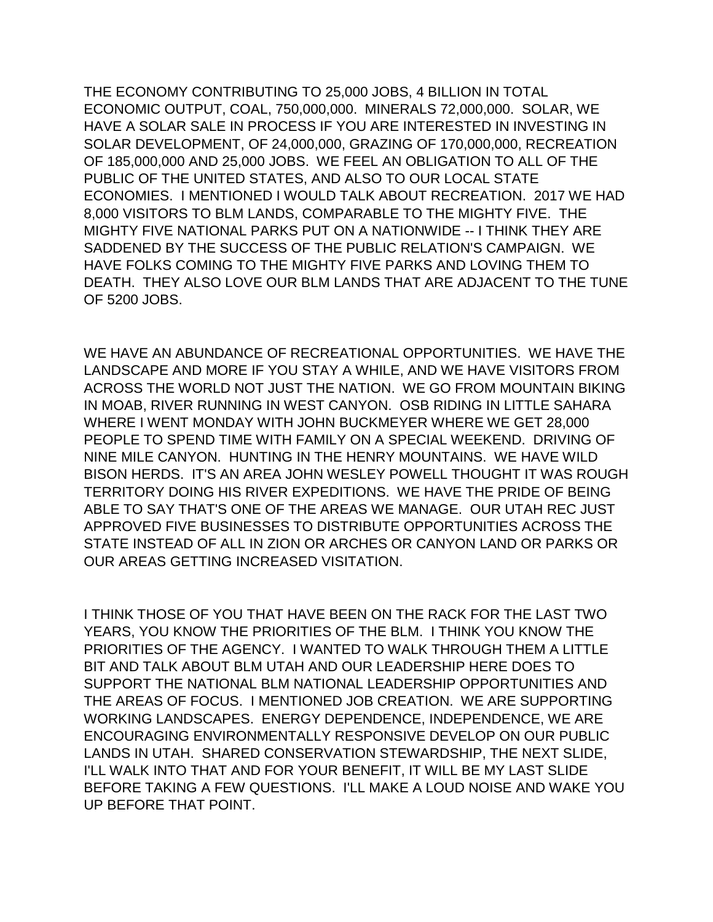THE ECONOMY CONTRIBUTING TO 25,000 JOBS, 4 BILLION IN TOTAL ECONOMIC OUTPUT, COAL, 750,000,000. MINERALS 72,000,000. SOLAR, WE HAVE A SOLAR SALE IN PROCESS IF YOU ARE INTERESTED IN INVESTING IN SOLAR DEVELOPMENT, OF 24,000,000, GRAZING OF 170,000,000, RECREATION OF 185,000,000 AND 25,000 JOBS. WE FEEL AN OBLIGATION TO ALL OF THE PUBLIC OF THE UNITED STATES, AND ALSO TO OUR LOCAL STATE ECONOMIES. I MENTIONED I WOULD TALK ABOUT RECREATION. 2017 WE HAD 8,000 VISITORS TO BLM LANDS, COMPARABLE TO THE MIGHTY FIVE. THE MIGHTY FIVE NATIONAL PARKS PUT ON A NATIONWIDE -- I THINK THEY ARE SADDENED BY THE SUCCESS OF THE PUBLIC RELATION'S CAMPAIGN. WE HAVE FOLKS COMING TO THE MIGHTY FIVE PARKS AND LOVING THEM TO DEATH. THEY ALSO LOVE OUR BLM LANDS THAT ARE ADJACENT TO THE TUNE OF 5200 JOBS.

WE HAVE AN ABUNDANCE OF RECREATIONAL OPPORTUNITIES. WE HAVE THE LANDSCAPE AND MORE IF YOU STAY A WHILE, AND WE HAVE VISITORS FROM ACROSS THE WORLD NOT JUST THE NATION. WE GO FROM MOUNTAIN BIKING IN MOAB, RIVER RUNNING IN WEST CANYON. OSB RIDING IN LITTLE SAHARA WHERE I WENT MONDAY WITH JOHN BUCKMEYER WHERE WE GET 28,000 PEOPLE TO SPEND TIME WITH FAMILY ON A SPECIAL WEEKEND. DRIVING OF NINE MILE CANYON. HUNTING IN THE HENRY MOUNTAINS. WE HAVE WILD BISON HERDS. IT'S AN AREA JOHN WESLEY POWELL THOUGHT IT WAS ROUGH TERRITORY DOING HIS RIVER EXPEDITIONS. WE HAVE THE PRIDE OF BEING ABLE TO SAY THAT'S ONE OF THE AREAS WE MANAGE. OUR UTAH REC JUST APPROVED FIVE BUSINESSES TO DISTRIBUTE OPPORTUNITIES ACROSS THE STATE INSTEAD OF ALL IN ZION OR ARCHES OR CANYON LAND OR PARKS OR OUR AREAS GETTING INCREASED VISITATION.

I THINK THOSE OF YOU THAT HAVE BEEN ON THE RACK FOR THE LAST TWO YEARS, YOU KNOW THE PRIORITIES OF THE BLM. I THINK YOU KNOW THE PRIORITIES OF THE AGENCY. I WANTED TO WALK THROUGH THEM A LITTLE BIT AND TALK ABOUT BLM UTAH AND OUR LEADERSHIP HERE DOES TO SUPPORT THE NATIONAL BLM NATIONAL LEADERSHIP OPPORTUNITIES AND THE AREAS OF FOCUS. I MENTIONED JOB CREATION. WE ARE SUPPORTING WORKING LANDSCAPES. ENERGY DEPENDENCE, INDEPENDENCE, WE ARE ENCOURAGING ENVIRONMENTALLY RESPONSIVE DEVELOP ON OUR PUBLIC LANDS IN UTAH. SHARED CONSERVATION STEWARDSHIP, THE NEXT SLIDE, I'LL WALK INTO THAT AND FOR YOUR BENEFIT, IT WILL BE MY LAST SLIDE BEFORE TAKING A FEW QUESTIONS. I'LL MAKE A LOUD NOISE AND WAKE YOU UP BEFORE THAT POINT.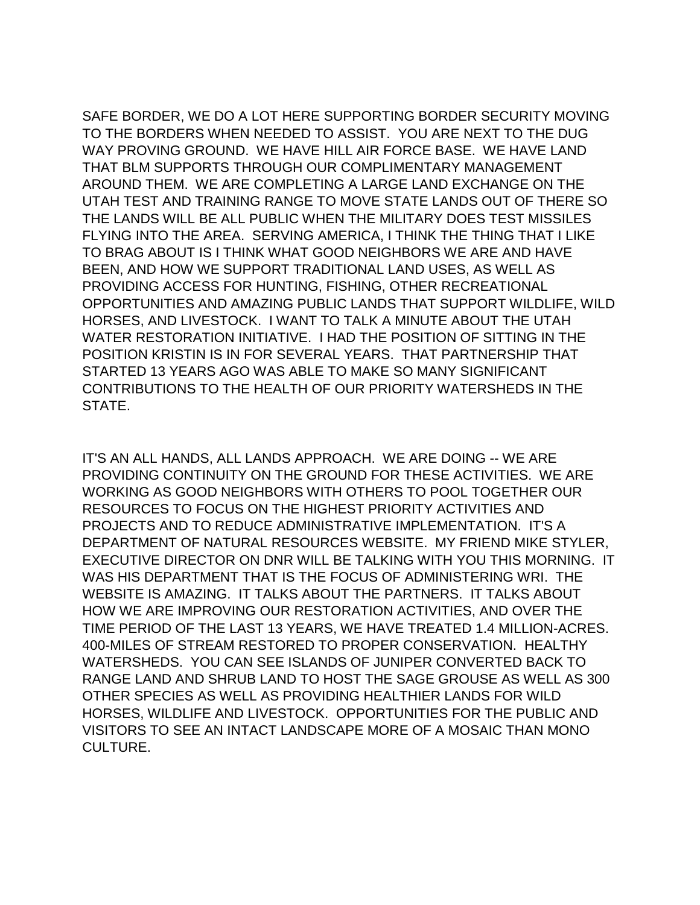SAFE BORDER, WE DO A LOT HERE SUPPORTING BORDER SECURITY MOVING TO THE BORDERS WHEN NEEDED TO ASSIST. YOU ARE NEXT TO THE DUG WAY PROVING GROUND. WE HAVE HILL AIR FORCE BASE. WE HAVE LAND THAT BLM SUPPORTS THROUGH OUR COMPLIMENTARY MANAGEMENT AROUND THEM. WE ARE COMPLETING A LARGE LAND EXCHANGE ON THE UTAH TEST AND TRAINING RANGE TO MOVE STATE LANDS OUT OF THERE SO THE LANDS WILL BE ALL PUBLIC WHEN THE MILITARY DOES TEST MISSILES FLYING INTO THE AREA. SERVING AMERICA, I THINK THE THING THAT I LIKE TO BRAG ABOUT IS I THINK WHAT GOOD NEIGHBORS WE ARE AND HAVE BEEN, AND HOW WE SUPPORT TRADITIONAL LAND USES, AS WELL AS PROVIDING ACCESS FOR HUNTING, FISHING, OTHER RECREATIONAL OPPORTUNITIES AND AMAZING PUBLIC LANDS THAT SUPPORT WILDLIFE, WILD HORSES, AND LIVESTOCK. I WANT TO TALK A MINUTE ABOUT THE UTAH WATER RESTORATION INITIATIVE. I HAD THE POSITION OF SITTING IN THE POSITION KRISTIN IS IN FOR SEVERAL YEARS. THAT PARTNERSHIP THAT STARTED 13 YEARS AGO WAS ABLE TO MAKE SO MANY SIGNIFICANT CONTRIBUTIONS TO THE HEALTH OF OUR PRIORITY WATERSHEDS IN THE STATE.

IT'S AN ALL HANDS, ALL LANDS APPROACH. WE ARE DOING -- WE ARE PROVIDING CONTINUITY ON THE GROUND FOR THESE ACTIVITIES. WE ARE WORKING AS GOOD NEIGHBORS WITH OTHERS TO POOL TOGETHER OUR RESOURCES TO FOCUS ON THE HIGHEST PRIORITY ACTIVITIES AND PROJECTS AND TO REDUCE ADMINISTRATIVE IMPLEMENTATION. IT'S A DEPARTMENT OF NATURAL RESOURCES WEBSITE. MY FRIEND MIKE STYLER, EXECUTIVE DIRECTOR ON DNR WILL BE TALKING WITH YOU THIS MORNING. IT WAS HIS DEPARTMENT THAT IS THE FOCUS OF ADMINISTERING WRI. THE WEBSITE IS AMAZING. IT TALKS ABOUT THE PARTNERS. IT TALKS ABOUT HOW WE ARE IMPROVING OUR RESTORATION ACTIVITIES, AND OVER THE TIME PERIOD OF THE LAST 13 YEARS, WE HAVE TREATED 1.4 MILLION-ACRES. 400-MILES OF STREAM RESTORED TO PROPER CONSERVATION. HEALTHY WATERSHEDS. YOU CAN SEE ISLANDS OF JUNIPER CONVERTED BACK TO RANGE LAND AND SHRUB LAND TO HOST THE SAGE GROUSE AS WELL AS 300 OTHER SPECIES AS WELL AS PROVIDING HEALTHIER LANDS FOR WILD HORSES, WILDLIFE AND LIVESTOCK. OPPORTUNITIES FOR THE PUBLIC AND VISITORS TO SEE AN INTACT LANDSCAPE MORE OF A MOSAIC THAN MONO CULTURE.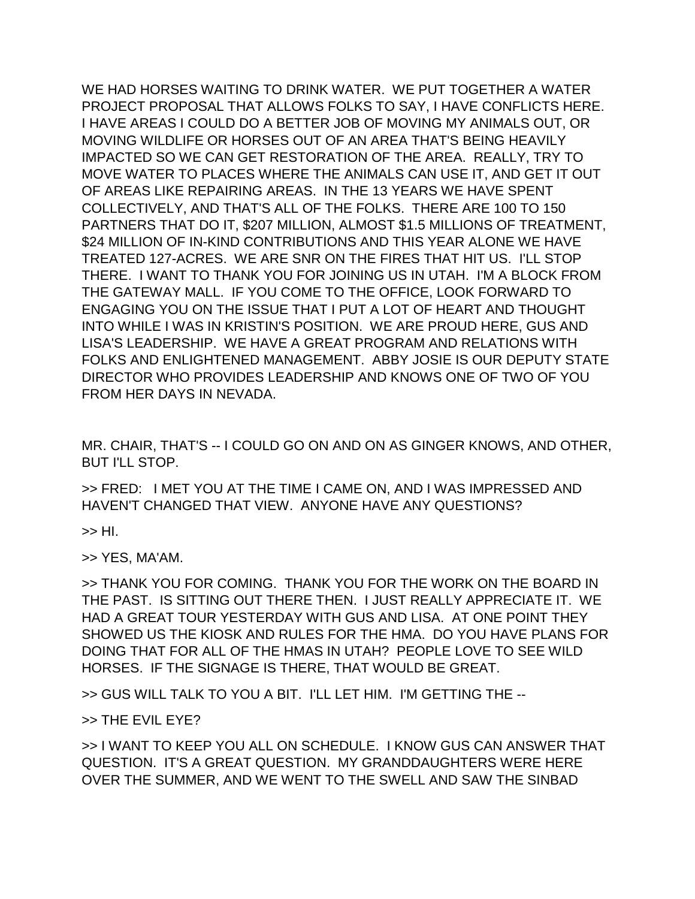WE HAD HORSES WAITING TO DRINK WATER. WE PUT TOGETHER A WATER PROJECT PROPOSAL THAT ALLOWS FOLKS TO SAY, I HAVE CONFLICTS HERE. I HAVE AREAS I COULD DO A BETTER JOB OF MOVING MY ANIMALS OUT, OR MOVING WILDLIFE OR HORSES OUT OF AN AREA THAT'S BEING HEAVILY IMPACTED SO WE CAN GET RESTORATION OF THE AREA. REALLY, TRY TO MOVE WATER TO PLACES WHERE THE ANIMALS CAN USE IT, AND GET IT OUT OF AREAS LIKE REPAIRING AREAS. IN THE 13 YEARS WE HAVE SPENT COLLECTIVELY, AND THAT'S ALL OF THE FOLKS. THERE ARE 100 TO 150 PARTNERS THAT DO IT, $207 MILLION, ALMOST $1.5 MILLIONS OF TREATMENT, $24 MILLION OF IN-KIND CONTRIBUTIONS AND THIS YEAR ALONE WE HAVE TREATED 127-ACRES. WE ARE SNR ON THE FIRES THAT HIT US. I'LL STOP THERE. I WANT TO THANK YOU FOR JOINING US IN UTAH. I'M A BLOCK FROM THE GATEWAY MALL. IF YOU COME TO THE OFFICE, LOOK FORWARD TO ENGAGING YOU ON THE ISSUE THAT I PUT A LOT OF HEART AND THOUGHT INTO WHILE I WAS IN KRISTIN'S POSITION. WE ARE PROUD HERE, GUS AND LISA'S LEADERSHIP. WE HAVE A GREAT PROGRAM AND RELATIONS WITH FOLKS AND ENLIGHTENED MANAGEMENT. ABBY JOSIE IS OUR DEPUTY STATE DIRECTOR WHO PROVIDES LEADERSHIP AND KNOWS ONE OF TWO OF YOU FROM HER DAYS IN NEVADA.

MR. CHAIR, THAT'S -- I COULD GO ON AND ON AS GINGER KNOWS, AND OTHER, BUT I'LL STOP.

>> FRED: I MET YOU AT THE TIME I CAME ON, AND I WAS IMPRESSED AND HAVEN'T CHANGED THAT VIEW. ANYONE HAVE ANY QUESTIONS?

>> HI.

>> YES, MA'AM.

>> THANK YOU FOR COMING. THANK YOU FOR THE WORK ON THE BOARD IN THE PAST. IS SITTING OUT THERE THEN. I JUST REALLY APPRECIATE IT. WE HAD A GREAT TOUR YESTERDAY WITH GUS AND LISA. AT ONE POINT THEY SHOWED US THE KIOSK AND RULES FOR THE HMA. DO YOU HAVE PLANS FOR DOING THAT FOR ALL OF THE HMAS IN UTAH? PEOPLE LOVE TO SEE WILD HORSES. IF THE SIGNAGE IS THERE, THAT WOULD BE GREAT.

>> GUS WILL TALK TO YOU A BIT. I'LL LET HIM. I'M GETTING THE --

>> THE EVIL EYE?

>> I WANT TO KEEP YOU ALL ON SCHEDULE. I KNOW GUS CAN ANSWER THAT QUESTION. IT'S A GREAT QUESTION. MY GRANDDAUGHTERS WERE HERE OVER THE SUMMER, AND WE WENT TO THE SWELL AND SAW THE SINBAD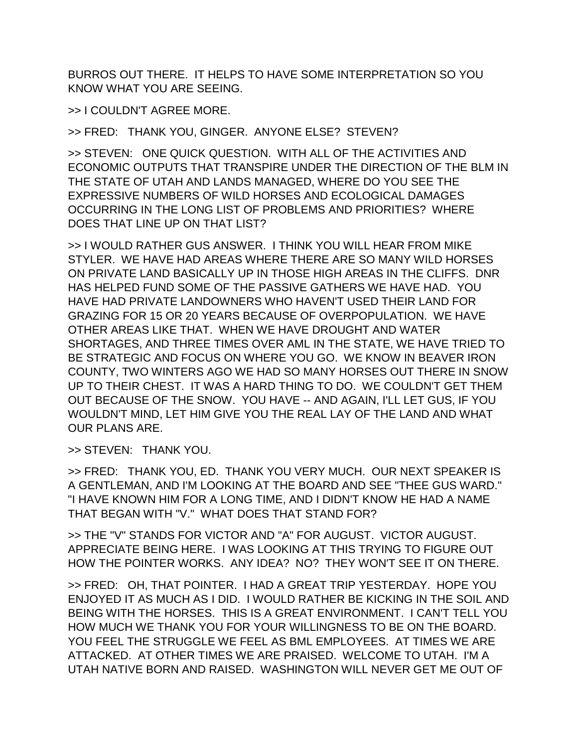BURROS OUT THERE. IT HELPS TO HAVE SOME INTERPRETATION SO YOU KNOW WHAT YOU ARE SEEING.

>> I COULDN'T AGREE MORE.

>> FRED: THANK YOU, GINGER. ANYONE ELSE? STEVEN?

>> STEVEN: ONE QUICK QUESTION. WITH ALL OF THE ACTIVITIES AND ECONOMIC OUTPUTS THAT TRANSPIRE UNDER THE DIRECTION OF THE BLM IN THE STATE OF UTAH AND LANDS MANAGED, WHERE DO YOU SEE THE EXPRESSIVE NUMBERS OF WILD HORSES AND ECOLOGICAL DAMAGES OCCURRING IN THE LONG LIST OF PROBLEMS AND PRIORITIES? WHERE DOES THAT LINE UP ON THAT LIST?

>> I WOULD RATHER GUS ANSWER. I THINK YOU WILL HEAR FROM MIKE STYLER. WE HAVE HAD AREAS WHERE THERE ARE SO MANY WILD HORSES ON PRIVATE LAND BASICALLY UP IN THOSE HIGH AREAS IN THE CLIFFS. DNR HAS HELPED FUND SOME OF THE PASSIVE GATHERS WE HAVE HAD. YOU HAVE HAD PRIVATE LANDOWNERS WHO HAVEN'T USED THEIR LAND FOR GRAZING FOR 15 OR 20 YEARS BECAUSE OF OVERPOPULATION. WE HAVE OTHER AREAS LIKE THAT. WHEN WE HAVE DROUGHT AND WATER SHORTAGES, AND THREE TIMES OVER AML IN THE STATE, WE HAVE TRIED TO BE STRATEGIC AND FOCUS ON WHERE YOU GO. WE KNOW IN BEAVER IRON COUNTY, TWO WINTERS AGO WE HAD SO MANY HORSES OUT THERE IN SNOW UP TO THEIR CHEST. IT WAS A HARD THING TO DO. WE COULDN'T GET THEM OUT BECAUSE OF THE SNOW. YOU HAVE -- AND AGAIN, I'LL LET GUS, IF YOU WOULDN'T MIND, LET HIM GIVE YOU THE REAL LAY OF THE LAND AND WHAT OUR PLANS ARE.

>> STEVEN: THANK YOU.

>> FRED: THANK YOU, ED. THANK YOU VERY MUCH. OUR NEXT SPEAKER IS A GENTLEMAN, AND I'M LOOKING AT THE BOARD AND SEE "THEE GUS WARD." "I HAVE KNOWN HIM FOR A LONG TIME, AND I DIDN'T KNOW HE HAD A NAME THAT BEGAN WITH "V." WHAT DOES THAT STAND FOR?

>> THE "V" STANDS FOR VICTOR AND "A" FOR AUGUST. VICTOR AUGUST. APPRECIATE BEING HERE. I WAS LOOKING AT THIS TRYING TO FIGURE OUT HOW THE POINTER WORKS. ANY IDEA? NO? THEY WON'T SEE IT ON THERE.

>> FRED: OH, THAT POINTER. I HAD A GREAT TRIP YESTERDAY. HOPE YOU ENJOYED IT AS MUCH AS I DID. I WOULD RATHER BE KICKING IN THE SOIL AND BEING WITH THE HORSES. THIS IS A GREAT ENVIRONMENT. I CAN'T TELL YOU HOW MUCH WE THANK YOU FOR YOUR WILLINGNESS TO BE ON THE BOARD. YOU FEEL THE STRUGGLE WE FEEL AS BML EMPLOYEES. AT TIMES WE ARE ATTACKED. AT OTHER TIMES WE ARE PRAISED. WELCOME TO UTAH. I'M A UTAH NATIVE BORN AND RAISED. WASHINGTON WILL NEVER GET ME OUT OF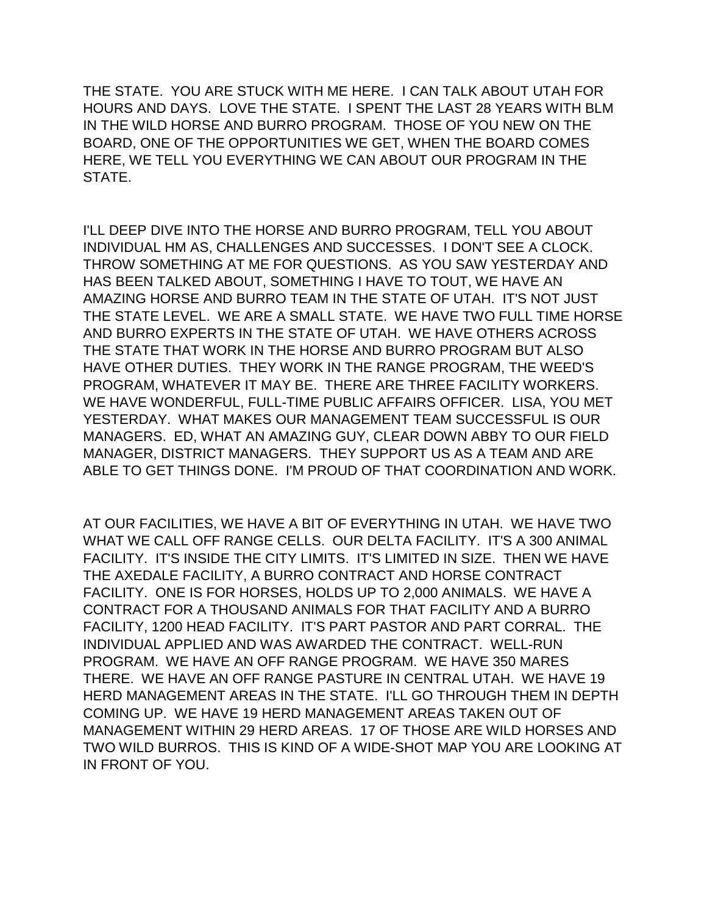THE STATE. YOU ARE STUCK WITH ME HERE. I CAN TALK ABOUT UTAH FOR HOURS AND DAYS. LOVE THE STATE. I SPENT THE LAST 28 YEARS WITH BLM IN THE WILD HORSE AND BURRO PROGRAM. THOSE OF YOU NEW ON THE BOARD, ONE OF THE OPPORTUNITIES WE GET, WHEN THE BOARD COMES HERE, WE TELL YOU EVERYTHING WE CAN ABOUT OUR PROGRAM IN THE STATE.

I'LL DEEP DIVE INTO THE HORSE AND BURRO PROGRAM, TELL YOU ABOUT INDIVIDUAL HM AS, CHALLENGES AND SUCCESSES. I DON'T SEE A CLOCK. THROW SOMETHING AT ME FOR QUESTIONS. AS YOU SAW YESTERDAY AND HAS BEEN TALKED ABOUT, SOMETHING I HAVE TO TOUT, WE HAVE AN AMAZING HORSE AND BURRO TEAM IN THE STATE OF UTAH. IT'S NOT JUST THE STATE LEVEL. WE ARE A SMALL STATE. WE HAVE TWO FULL TIME HORSE AND BURRO EXPERTS IN THE STATE OF UTAH. WE HAVE OTHERS ACROSS THE STATE THAT WORK IN THE HORSE AND BURRO PROGRAM BUT ALSO HAVE OTHER DUTIES. THEY WORK IN THE RANGE PROGRAM, THE WEED'S PROGRAM, WHATEVER IT MAY BE. THERE ARE THREE FACILITY WORKERS. WE HAVE WONDERFUL, FULL-TIME PUBLIC AFFAIRS OFFICER. LISA, YOU MET YESTERDAY. WHAT MAKES OUR MANAGEMENT TEAM SUCCESSFUL IS OUR MANAGERS. ED, WHAT AN AMAZING GUY, CLEAR DOWN ABBY TO OUR FIELD MANAGER, DISTRICT MANAGERS. THEY SUPPORT US AS A TEAM AND ARE ABLE TO GET THINGS DONE. I'M PROUD OF THAT COORDINATION AND WORK.

AT OUR FACILITIES, WE HAVE A BIT OF EVERYTHING IN UTAH. WE HAVE TWO WHAT WE CALL OFF RANGE CELLS. OUR DELTA FACILITY. IT'S A 300 ANIMAL FACILITY. IT'S INSIDE THE CITY LIMITS. IT'S LIMITED IN SIZE. THEN WE HAVE THE AXEDALE FACILITY, A BURRO CONTRACT AND HORSE CONTRACT FACILITY. ONE IS FOR HORSES, HOLDS UP TO 2,000 ANIMALS. WE HAVE A CONTRACT FOR A THOUSAND ANIMALS FOR THAT FACILITY AND A BURRO FACILITY, 1200 HEAD FACILITY. IT'S PART PASTOR AND PART CORRAL. THE INDIVIDUAL APPLIED AND WAS AWARDED THE CONTRACT. WELL-RUN PROGRAM. WE HAVE AN OFF RANGE PROGRAM. WE HAVE 350 MARES THERE. WE HAVE AN OFF RANGE PASTURE IN CENTRAL UTAH. WE HAVE 19 HERD MANAGEMENT AREAS IN THE STATE. I'LL GO THROUGH THEM IN DEPTH COMING UP. WE HAVE 19 HERD MANAGEMENT AREAS TAKEN OUT OF MANAGEMENT WITHIN 29 HERD AREAS. 17 OF THOSE ARE WILD HORSES AND TWO WILD BURROS. THIS IS KIND OF A WIDE-SHOT MAP YOU ARE LOOKING AT IN FRONT OF YOU.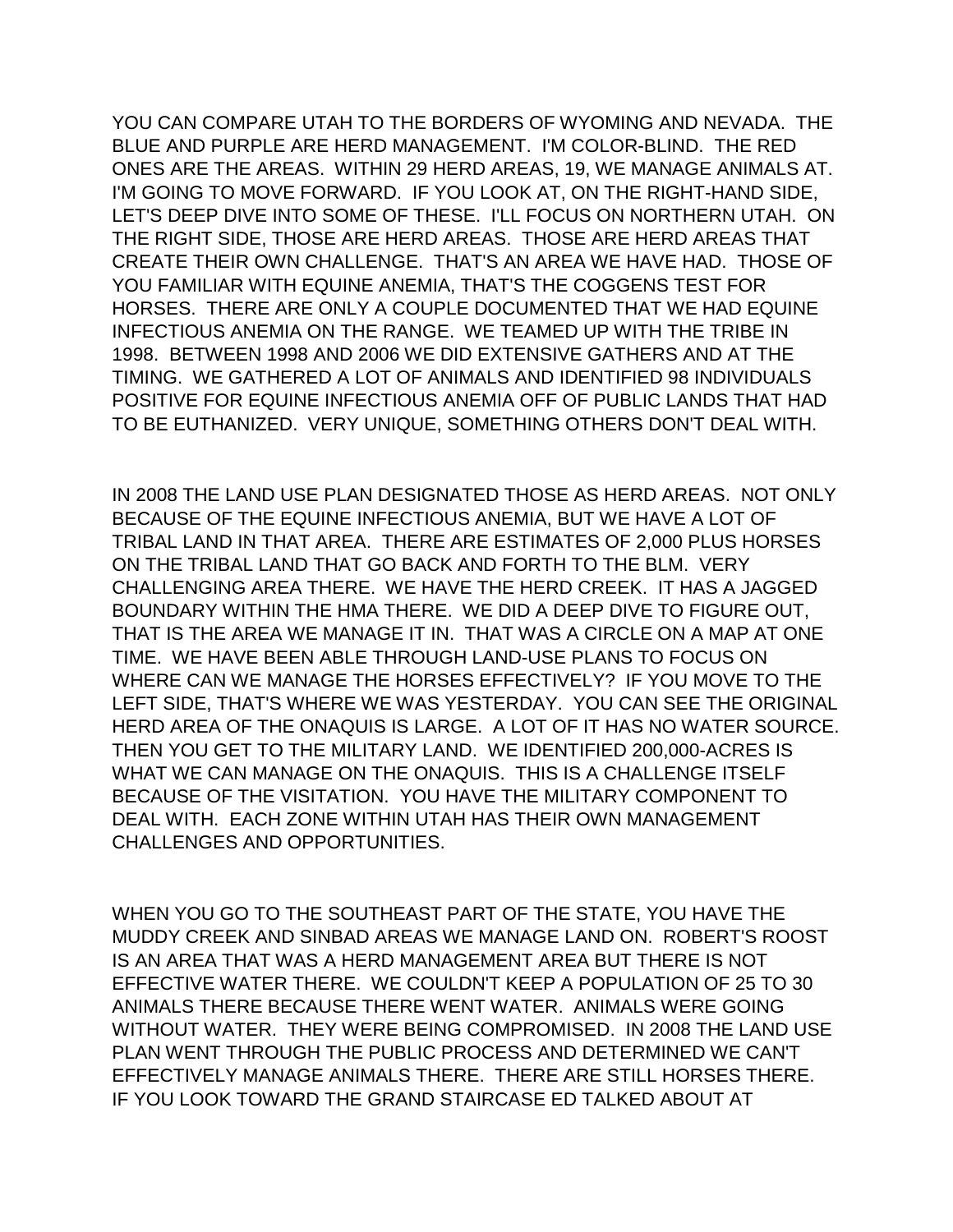YOU CAN COMPARE UTAH TO THE BORDERS OF WYOMING AND NEVADA. THE BLUE AND PURPLE ARE HERD MANAGEMENT. I'M COLOR-BLIND. THE RED ONES ARE THE AREAS. WITHIN 29 HERD AREAS, 19, WE MANAGE ANIMALS AT. I'M GOING TO MOVE FORWARD. IF YOU LOOK AT, ON THE RIGHT-HAND SIDE, LET'S DEEP DIVE INTO SOME OF THESE. I'LL FOCUS ON NORTHERN UTAH. ON THE RIGHT SIDE, THOSE ARE HERD AREAS. THOSE ARE HERD AREAS THAT CREATE THEIR OWN CHALLENGE. THAT'S AN AREA WE HAVE HAD. THOSE OF YOU FAMILIAR WITH EQUINE ANEMIA, THAT'S THE COGGENS TEST FOR HORSES. THERE ARE ONLY A COUPLE DOCUMENTED THAT WE HAD EQUINE INFECTIOUS ANEMIA ON THE RANGE. WE TEAMED UP WITH THE TRIBE IN 1998. BETWEEN 1998 AND 2006 WE DID EXTENSIVE GATHERS AND AT THE TIMING. WE GATHERED A LOT OF ANIMALS AND IDENTIFIED 98 INDIVIDUALS POSITIVE FOR EQUINE INFECTIOUS ANEMIA OFF OF PUBLIC LANDS THAT HAD TO BE EUTHANIZED. VERY UNIQUE, SOMETHING OTHERS DON'T DEAL WITH.

IN 2008 THE LAND USE PLAN DESIGNATED THOSE AS HERD AREAS. NOT ONLY BECAUSE OF THE EQUINE INFECTIOUS ANEMIA, BUT WE HAVE A LOT OF TRIBAL LAND IN THAT AREA. THERE ARE ESTIMATES OF 2,000 PLUS HORSES ON THE TRIBAL LAND THAT GO BACK AND FORTH TO THE BLM. VERY CHALLENGING AREA THERE. WE HAVE THE HERD CREEK. IT HAS A JAGGED BOUNDARY WITHIN THE HMA THERE. WE DID A DEEP DIVE TO FIGURE OUT, THAT IS THE AREA WE MANAGE IT IN. THAT WAS A CIRCLE ON A MAP AT ONE TIME. WE HAVE BEEN ABLE THROUGH LAND-USE PLANS TO FOCUS ON WHERE CAN WE MANAGE THE HORSES EFFECTIVELY? IF YOU MOVE TO THE LEFT SIDE, THAT'S WHERE WE WAS YESTERDAY. YOU CAN SEE THE ORIGINAL HERD AREA OF THE ONAQUIS IS LARGE. A LOT OF IT HAS NO WATER SOURCE. THEN YOU GET TO THE MILITARY LAND. WE IDENTIFIED 200,000-ACRES IS WHAT WE CAN MANAGE ON THE ONAQUIS. THIS IS A CHALLENGE ITSELF BECAUSE OF THE VISITATION. YOU HAVE THE MILITARY COMPONENT TO DEAL WITH. EACH ZONE WITHIN UTAH HAS THEIR OWN MANAGEMENT CHALLENGES AND OPPORTUNITIES.

WHEN YOU GO TO THE SOUTHEAST PART OF THE STATE, YOU HAVE THE MUDDY CREEK AND SINBAD AREAS WE MANAGE LAND ON. ROBERT'S ROOST IS AN AREA THAT WAS A HERD MANAGEMENT AREA BUT THERE IS NOT EFFECTIVE WATER THERE. WE COULDN'T KEEP A POPULATION OF 25 TO 30 ANIMALS THERE BECAUSE THERE WENT WATER. ANIMALS WERE GOING WITHOUT WATER. THEY WERE BEING COMPROMISED. IN 2008 THE LAND USE PLAN WENT THROUGH THE PUBLIC PROCESS AND DETERMINED WE CAN'T EFFECTIVELY MANAGE ANIMALS THERE. THERE ARE STILL HORSES THERE. IF YOU LOOK TOWARD THE GRAND STAIRCASE ED TALKED ABOUT AT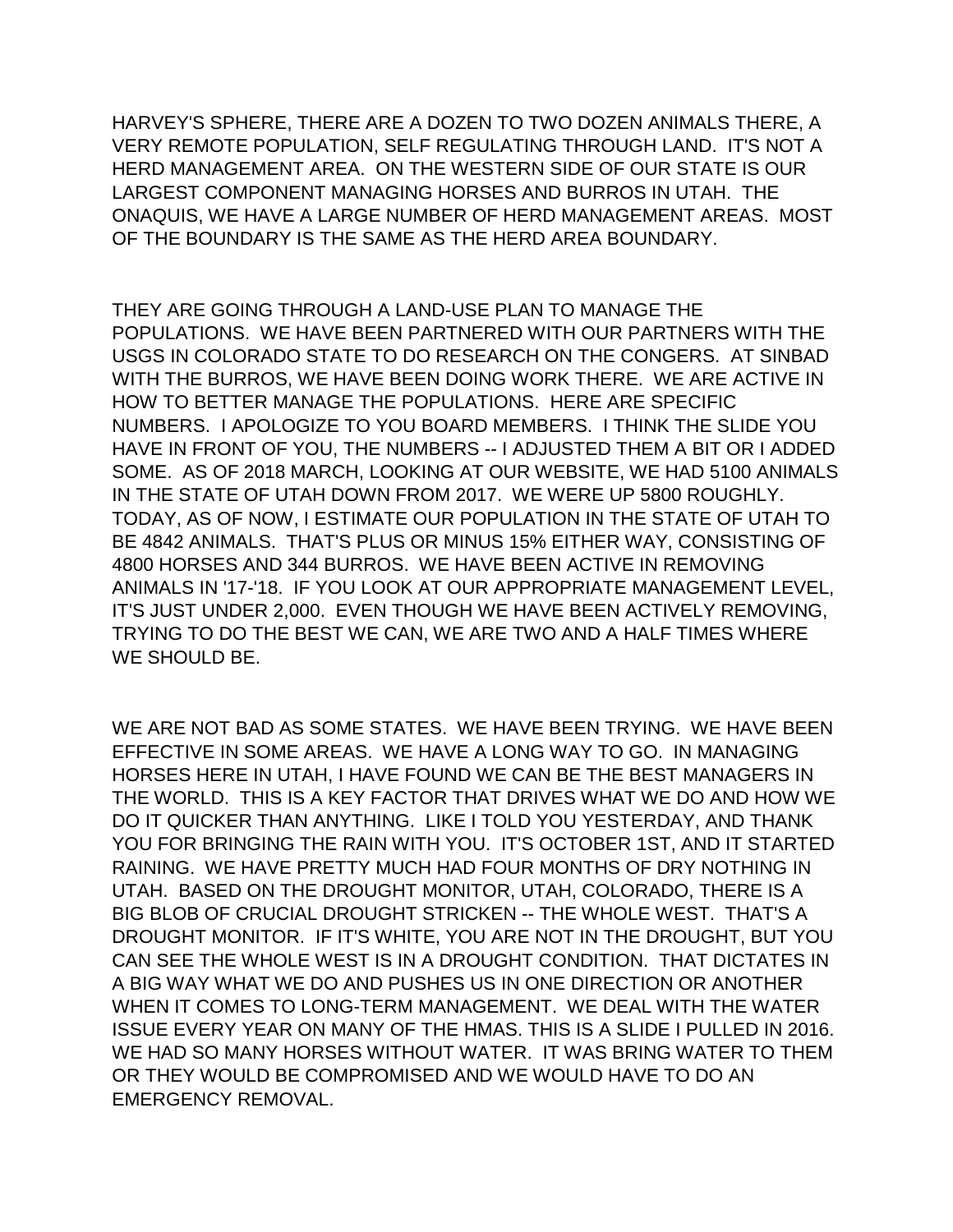HARVEY'S SPHERE, THERE ARE A DOZEN TO TWO DOZEN ANIMALS THERE, A VERY REMOTE POPULATION, SELF REGULATING THROUGH LAND. IT'S NOT A HERD MANAGEMENT AREA. ON THE WESTERN SIDE OF OUR STATE IS OUR LARGEST COMPONENT MANAGING HORSES AND BURROS IN UTAH. THE ONAQUIS, WE HAVE A LARGE NUMBER OF HERD MANAGEMENT AREAS. MOST OF THE BOUNDARY IS THE SAME AS THE HERD AREA BOUNDARY.

THEY ARE GOING THROUGH A LAND-USE PLAN TO MANAGE THE POPULATIONS. WE HAVE BEEN PARTNERED WITH OUR PARTNERS WITH THE USGS IN COLORADO STATE TO DO RESEARCH ON THE CONGERS. AT SINBAD WITH THE BURROS, WE HAVE BEEN DOING WORK THERE. WE ARE ACTIVE IN HOW TO BETTER MANAGE THE POPULATIONS. HERE ARE SPECIFIC NUMBERS. I APOLOGIZE TO YOU BOARD MEMBERS. I THINK THE SLIDE YOU HAVE IN FRONT OF YOU, THE NUMBERS -- I ADJUSTED THEM A BIT OR I ADDED SOME. AS OF 2018 MARCH, LOOKING AT OUR WEBSITE, WE HAD 5100 ANIMALS IN THE STATE OF UTAH DOWN FROM 2017. WE WERE UP 5800 ROUGHLY. TODAY, AS OF NOW, I ESTIMATE OUR POPULATION IN THE STATE OF UTAH TO BE 4842 ANIMALS. THAT'S PLUS OR MINUS 15% EITHER WAY, CONSISTING OF 4800 HORSES AND 344 BURROS. WE HAVE BEEN ACTIVE IN REMOVING ANIMALS IN '17-'18. IF YOU LOOK AT OUR APPROPRIATE MANAGEMENT LEVEL, IT'S JUST UNDER 2,000. EVEN THOUGH WE HAVE BEEN ACTIVELY REMOVING, TRYING TO DO THE BEST WE CAN, WE ARE TWO AND A HALF TIMES WHERE WE SHOULD BE.

WE ARE NOT BAD AS SOME STATES. WE HAVE BEEN TRYING. WE HAVE BEEN EFFECTIVE IN SOME AREAS. WE HAVE A LONG WAY TO GO. IN MANAGING HORSES HERE IN UTAH, I HAVE FOUND WE CAN BE THE BEST MANAGERS IN THE WORLD. THIS IS A KEY FACTOR THAT DRIVES WHAT WE DO AND HOW WE DO IT QUICKER THAN ANYTHING. LIKE I TOLD YOU YESTERDAY, AND THANK YOU FOR BRINGING THE RAIN WITH YOU. IT'S OCTOBER 1ST, AND IT STARTED RAINING. WE HAVE PRETTY MUCH HAD FOUR MONTHS OF DRY NOTHING IN UTAH. BASED ON THE DROUGHT MONITOR, UTAH, COLORADO, THERE IS A BIG BLOB OF CRUCIAL DROUGHT STRICKEN -- THE WHOLE WEST. THAT'S A DROUGHT MONITOR. IF IT'S WHITE, YOU ARE NOT IN THE DROUGHT, BUT YOU CAN SEE THE WHOLE WEST IS IN A DROUGHT CONDITION. THAT DICTATES IN A BIG WAY WHAT WE DO AND PUSHES US IN ONE DIRECTION OR ANOTHER WHEN IT COMES TO LONG-TERM MANAGEMENT. WE DEAL WITH THE WATER ISSUE EVERY YEAR ON MANY OF THE HMAS. THIS IS A SLIDE I PULLED IN 2016. WE HAD SO MANY HORSES WITHOUT WATER. IT WAS BRING WATER TO THEM OR THEY WOULD BE COMPROMISED AND WE WOULD HAVE TO DO AN EMERGENCY REMOVAL.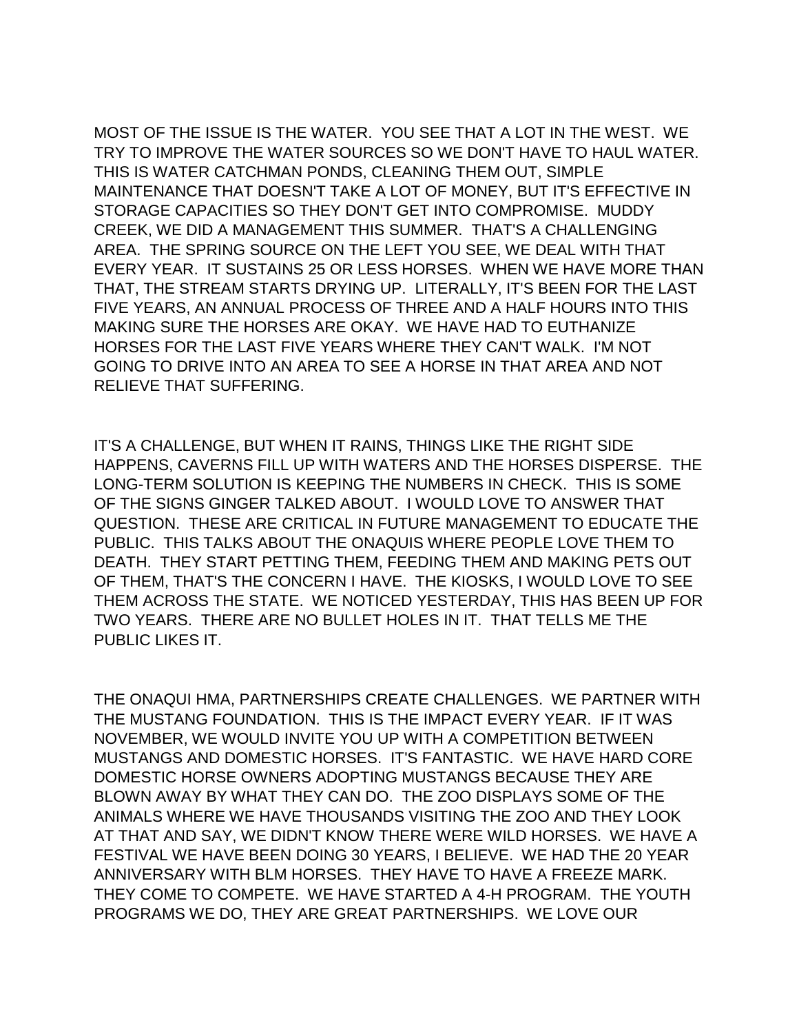MOST OF THE ISSUE IS THE WATER. YOU SEE THAT A LOT IN THE WEST. WE TRY TO IMPROVE THE WATER SOURCES SO WE DON'T HAVE TO HAUL WATER. THIS IS WATER CATCHMAN PONDS, CLEANING THEM OUT, SIMPLE MAINTENANCE THAT DOESN'T TAKE A LOT OF MONEY, BUT IT'S EFFECTIVE IN STORAGE CAPACITIES SO THEY DON'T GET INTO COMPROMISE. MUDDY CREEK, WE DID A MANAGEMENT THIS SUMMER. THAT'S A CHALLENGING AREA. THE SPRING SOURCE ON THE LEFT YOU SEE, WE DEAL WITH THAT EVERY YEAR. IT SUSTAINS 25 OR LESS HORSES. WHEN WE HAVE MORE THAN THAT, THE STREAM STARTS DRYING UP. LITERALLY, IT'S BEEN FOR THE LAST FIVE YEARS, AN ANNUAL PROCESS OF THREE AND A HALF HOURS INTO THIS MAKING SURE THE HORSES ARE OKAY. WE HAVE HAD TO EUTHANIZE HORSES FOR THE LAST FIVE YEARS WHERE THEY CAN'T WALK. I'M NOT GOING TO DRIVE INTO AN AREA TO SEE A HORSE IN THAT AREA AND NOT RELIEVE THAT SUFFERING.

IT'S A CHALLENGE, BUT WHEN IT RAINS, THINGS LIKE THE RIGHT SIDE HAPPENS, CAVERNS FILL UP WITH WATERS AND THE HORSES DISPERSE. THE LONG-TERM SOLUTION IS KEEPING THE NUMBERS IN CHECK. THIS IS SOME OF THE SIGNS GINGER TALKED ABOUT. I WOULD LOVE TO ANSWER THAT QUESTION. THESE ARE CRITICAL IN FUTURE MANAGEMENT TO EDUCATE THE PUBLIC. THIS TALKS ABOUT THE ONAQUIS WHERE PEOPLE LOVE THEM TO DEATH. THEY START PETTING THEM, FEEDING THEM AND MAKING PETS OUT OF THEM, THAT'S THE CONCERN I HAVE. THE KIOSKS, I WOULD LOVE TO SEE THEM ACROSS THE STATE. WE NOTICED YESTERDAY, THIS HAS BEEN UP FOR TWO YEARS. THERE ARE NO BULLET HOLES IN IT. THAT TELLS ME THE PUBLIC LIKES IT.

THE ONAQUI HMA, PARTNERSHIPS CREATE CHALLENGES. WE PARTNER WITH THE MUSTANG FOUNDATION. THIS IS THE IMPACT EVERY YEAR. IF IT WAS NOVEMBER, WE WOULD INVITE YOU UP WITH A COMPETITION BETWEEN MUSTANGS AND DOMESTIC HORSES. IT'S FANTASTIC. WE HAVE HARD CORE DOMESTIC HORSE OWNERS ADOPTING MUSTANGS BECAUSE THEY ARE BLOWN AWAY BY WHAT THEY CAN DO. THE ZOO DISPLAYS SOME OF THE ANIMALS WHERE WE HAVE THOUSANDS VISITING THE ZOO AND THEY LOOK AT THAT AND SAY, WE DIDN'T KNOW THERE WERE WILD HORSES. WE HAVE A FESTIVAL WE HAVE BEEN DOING 30 YEARS, I BELIEVE. WE HAD THE 20 YEAR ANNIVERSARY WITH BLM HORSES. THEY HAVE TO HAVE A FREEZE MARK. THEY COME TO COMPETE. WE HAVE STARTED A 4-H PROGRAM. THE YOUTH PROGRAMS WE DO, THEY ARE GREAT PARTNERSHIPS. WE LOVE OUR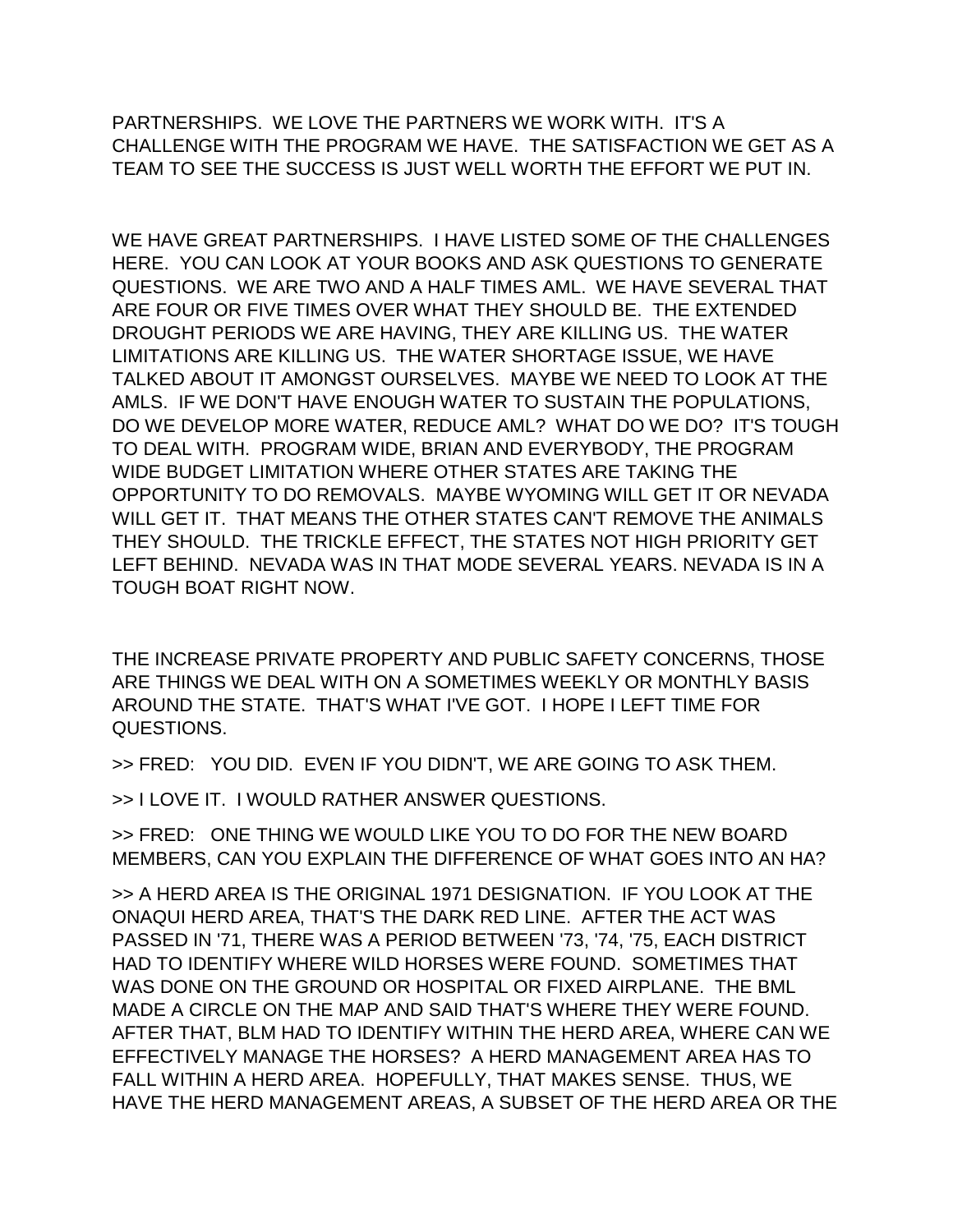PARTNERSHIPS.  WE LOVE THE PARTNERS WE WORK WITH.  IT'S A CHALLENGE WITH THE PROGRAM WE HAVE.  THE SATISFACTION WE GET AS A TEAM TO SEE THE SUCCESS IS JUST WELL WORTH THE EFFORT WE PUT IN.

WE HAVE GREAT PARTNERSHIPS.  I HAVE LISTED SOME OF THE CHALLENGES HERE.  YOU CAN LOOK AT YOUR BOOKS AND ASK QUESTIONS TO GENERATE QUESTIONS.  WE ARE TWO AND A HALF TIMES AML.  WE HAVE SEVERAL THAT ARE FOUR OR FIVE TIMES OVER WHAT THEY SHOULD BE.  THE EXTENDED DROUGHT PERIODS WE ARE HAVING, THEY ARE KILLING US.  THE WATER LIMITATIONS ARE KILLING US.  THE WATER SHORTAGE ISSUE, WE HAVE TALKED ABOUT IT AMONGST OURSELVES.  MAYBE WE NEED TO LOOK AT THE AMLS.  IF WE DON'T HAVE ENOUGH WATER TO SUSTAIN THE POPULATIONS, DO WE DEVELOP MORE WATER, REDUCE AML?  WHAT DO WE DO?  IT'S TOUGH TO DEAL WITH.  PROGRAM WIDE, BRIAN AND EVERYBODY, THE PROGRAM WIDE BUDGET LIMITATION WHERE OTHER STATES ARE TAKING THE OPPORTUNITY TO DO REMOVALS.  MAYBE WYOMING WILL GET IT OR NEVADA WILL GET IT.  THAT MEANS THE OTHER STATES CAN'T REMOVE THE ANIMALS THEY SHOULD.  THE TRICKLE EFFECT, THE STATES NOT HIGH PRIORITY GET LEFT BEHIND.  NEVADA WAS IN THAT MODE SEVERAL YEARS. NEVADA IS IN A TOUGH BOAT RIGHT NOW.

THE INCREASE PRIVATE PROPERTY AND PUBLIC SAFETY CONCERNS, THOSE ARE THINGS WE DEAL WITH ON A SOMETIMES WEEKLY OR MONTHLY BASIS AROUND THE STATE.  THAT'S WHAT I'VE GOT.  I HOPE I LEFT TIME FOR QUESTIONS.

>> FRED:   YOU DID.  EVEN IF YOU DIDN'T, WE ARE GOING TO ASK THEM.

>> I LOVE IT.  I WOULD RATHER ANSWER QUESTIONS.

>> FRED:   ONE THING WE WOULD LIKE YOU TO DO FOR THE NEW BOARD MEMBERS, CAN YOU EXPLAIN THE DIFFERENCE OF WHAT GOES INTO AN HA?

>> A HERD AREA IS THE ORIGINAL 1971 DESIGNATION.  IF YOU LOOK AT THE ONAQUI HERD AREA, THAT'S THE DARK RED LINE.  AFTER THE ACT WAS PASSED IN '71, THERE WAS A PERIOD BETWEEN '73, '74, '75, EACH DISTRICT HAD TO IDENTIFY WHERE WILD HORSES WERE FOUND.  SOMETIMES THAT WAS DONE ON THE GROUND OR HOSPITAL OR FIXED AIRPLANE.  THE BML MADE A CIRCLE ON THE MAP AND SAID THAT'S WHERE THEY WERE FOUND. AFTER THAT, BLM HAD TO IDENTIFY WITHIN THE HERD AREA, WHERE CAN WE EFFECTIVELY MANAGE THE HORSES?  A HERD MANAGEMENT AREA HAS TO FALL WITHIN A HERD AREA.  HOPEFULLY, THAT MAKES SENSE.  THUS, WE HAVE THE HERD MANAGEMENT AREAS, A SUBSET OF THE HERD AREA OR THE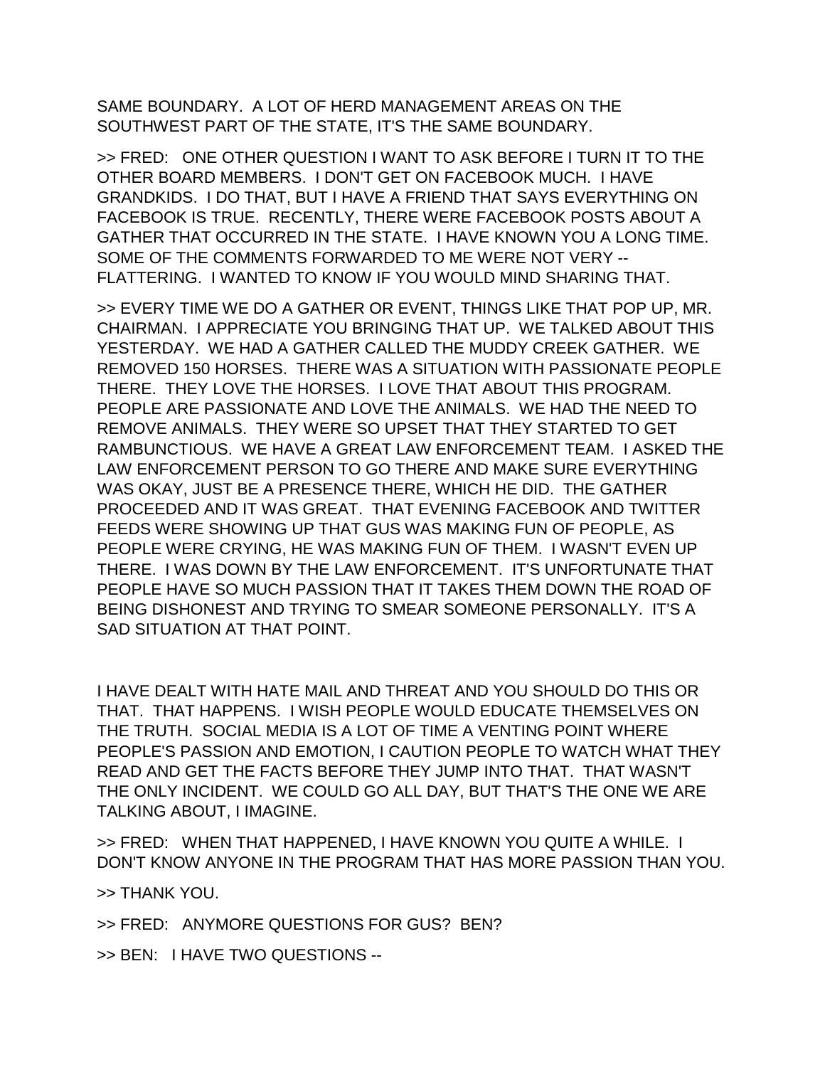SAME BOUNDARY.  A LOT OF HERD MANAGEMENT AREAS ON THE SOUTHWEST PART OF THE STATE, IT'S THE SAME BOUNDARY.

>> FRED:   ONE OTHER QUESTION I WANT TO ASK BEFORE I TURN IT TO THE OTHER BOARD MEMBERS.  I DON'T GET ON FACEBOOK MUCH.  I HAVE GRANDKIDS.  I DO THAT, BUT I HAVE A FRIEND THAT SAYS EVERYTHING ON FACEBOOK IS TRUE.  RECENTLY, THERE WERE FACEBOOK POSTS ABOUT A GATHER THAT OCCURRED IN THE STATE.  I HAVE KNOWN YOU A LONG TIME.  SOME OF THE COMMENTS FORWARDED TO ME WERE NOT VERY -- FLATTERING.  I WANTED TO KNOW IF YOU WOULD MIND SHARING THAT.

>> EVERY TIME WE DO A GATHER OR EVENT, THINGS LIKE THAT POP UP, MR. CHAIRMAN.  I APPRECIATE YOU BRINGING THAT UP.  WE TALKED ABOUT THIS YESTERDAY.  WE HAD A GATHER CALLED THE MUDDY CREEK GATHER.  WE REMOVED 150 HORSES.  THERE WAS A SITUATION WITH PASSIONATE PEOPLE THERE.  THEY LOVE THE HORSES.  I LOVE THAT ABOUT THIS PROGRAM.  PEOPLE ARE PASSIONATE AND LOVE THE ANIMALS.  WE HAD THE NEED TO REMOVE ANIMALS.  THEY WERE SO UPSET THAT THEY STARTED TO GET RAMBUNCTIOUS.  WE HAVE A GREAT LAW ENFORCEMENT TEAM.  I ASKED THE LAW ENFORCEMENT PERSON TO GO THERE AND MAKE SURE EVERYTHING WAS OKAY, JUST BE A PRESENCE THERE, WHICH HE DID.  THE GATHER PROCEEDED AND IT WAS GREAT.  THAT EVENING FACEBOOK AND TWITTER FEEDS WERE SHOWING UP THAT GUS WAS MAKING FUN OF PEOPLE, AS PEOPLE WERE CRYING, HE WAS MAKING FUN OF THEM.  I WASN'T EVEN UP THERE.  I WAS DOWN BY THE LAW ENFORCEMENT.  IT'S UNFORTUNATE THAT PEOPLE HAVE SO MUCH PASSION THAT IT TAKES THEM DOWN THE ROAD OF BEING DISHONEST AND TRYING TO SMEAR SOMEONE PERSONALLY.  IT'S A SAD SITUATION AT THAT POINT.

I HAVE DEALT WITH HATE MAIL AND THREAT AND YOU SHOULD DO THIS OR THAT.  THAT HAPPENS.  I WISH PEOPLE WOULD EDUCATE THEMSELVES ON THE TRUTH.  SOCIAL MEDIA IS A LOT OF TIME A VENTING POINT WHERE PEOPLE'S PASSION AND EMOTION, I CAUTION PEOPLE TO WATCH WHAT THEY READ AND GET THE FACTS BEFORE THEY JUMP INTO THAT.  THAT WASN'T THE ONLY INCIDENT.  WE COULD GO ALL DAY, BUT THAT'S THE ONE WE ARE TALKING ABOUT, I IMAGINE.

>> FRED:   WHEN THAT HAPPENED, I HAVE KNOWN YOU QUITE A WHILE.  I DON'T KNOW ANYONE IN THE PROGRAM THAT HAS MORE PASSION THAN YOU.

>> THANK YOU.

>> FRED:   ANYMORE QUESTIONS FOR GUS?  BEN?

>> BEN:   I HAVE TWO QUESTIONS --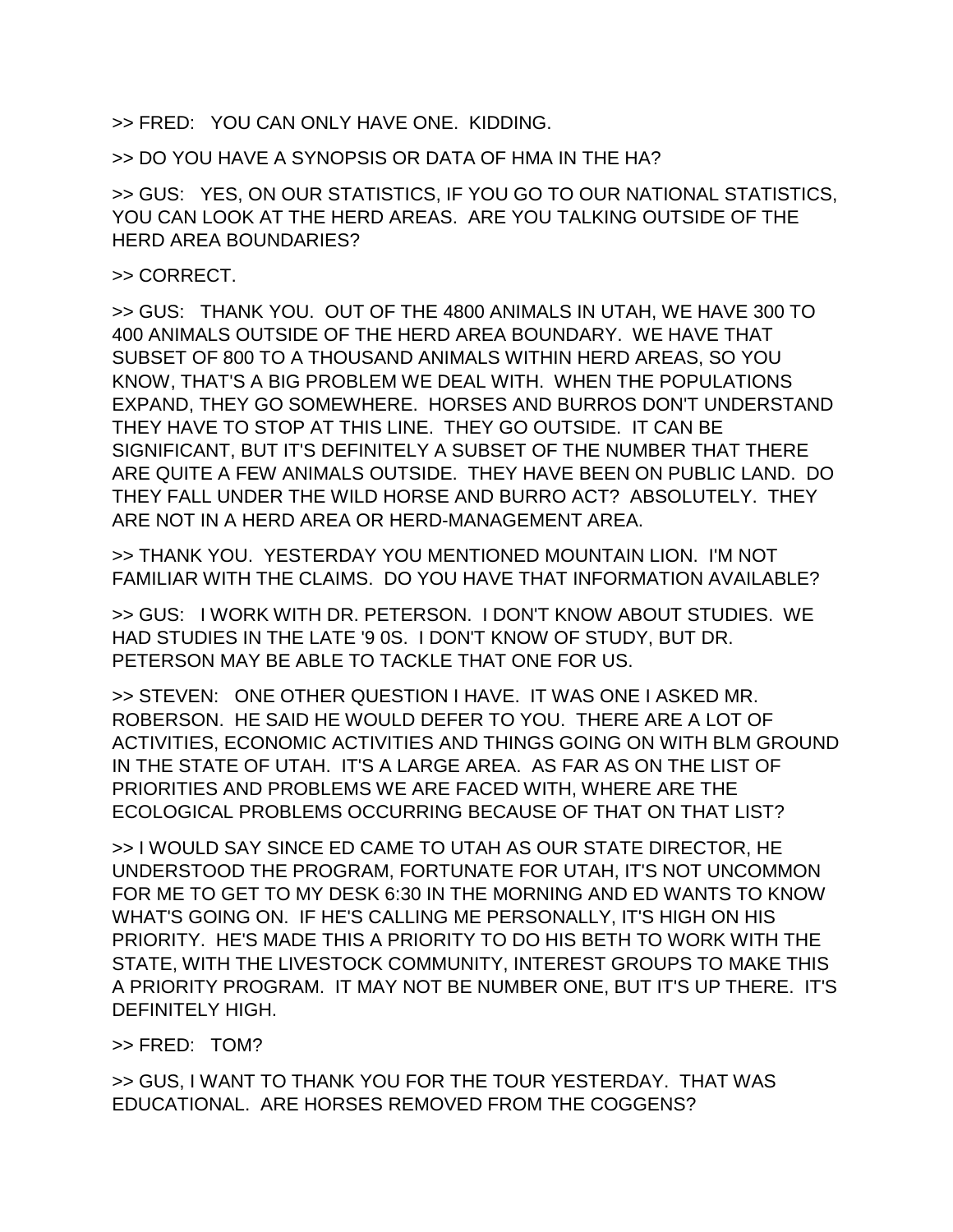>> FRED:   YOU CAN ONLY HAVE ONE.  KIDDING.

>> DO YOU HAVE A SYNOPSIS OR DATA OF HMA IN THE HA?

>> GUS:   YES, ON OUR STATISTICS, IF YOU GO TO OUR NATIONAL STATISTICS, YOU CAN LOOK AT THE HERD AREAS.  ARE YOU TALKING OUTSIDE OF THE HERD AREA BOUNDARIES?

>> CORRECT.

>> GUS:   THANK YOU.  OUT OF THE 4800 ANIMALS IN UTAH, WE HAVE 300 TO 400 ANIMALS OUTSIDE OF THE HERD AREA BOUNDARY.  WE HAVE THAT SUBSET OF 800 TO A THOUSAND ANIMALS WITHIN HERD AREAS, SO YOU KNOW, THAT'S A BIG PROBLEM WE DEAL WITH.  WHEN THE POPULATIONS EXPAND, THEY GO SOMEWHERE.  HORSES AND BURROS DON'T UNDERSTAND THEY HAVE TO STOP AT THIS LINE.  THEY GO OUTSIDE.  IT CAN BE SIGNIFICANT, BUT IT'S DEFINITELY A SUBSET OF THE NUMBER THAT THERE ARE QUITE A FEW ANIMALS OUTSIDE.  THEY HAVE BEEN ON PUBLIC LAND.  DO THEY FALL UNDER THE WILD HORSE AND BURRO ACT?  ABSOLUTELY.  THEY ARE NOT IN A HERD AREA OR HERD-MANAGEMENT AREA.

>> THANK YOU.  YESTERDAY YOU MENTIONED MOUNTAIN LION.  I'M NOT FAMILIAR WITH THE CLAIMS.  DO YOU HAVE THAT INFORMATION AVAILABLE?

>> GUS:   I WORK WITH DR. PETERSON.  I DON'T KNOW ABOUT STUDIES.  WE HAD STUDIES IN THE LATE '9 0S.  I DON'T KNOW OF STUDY, BUT DR. PETERSON MAY BE ABLE TO TACKLE THAT ONE FOR US.

>> STEVEN:   ONE OTHER QUESTION I HAVE.  IT WAS ONE I ASKED MR. ROBERSON.  HE SAID HE WOULD DEFER TO YOU.  THERE ARE A LOT OF ACTIVITIES, ECONOMIC ACTIVITIES AND THINGS GOING ON WITH BLM GROUND IN THE STATE OF UTAH.  IT'S A LARGE AREA.  AS FAR AS ON THE LIST OF PRIORITIES AND PROBLEMS WE ARE FACED WITH, WHERE ARE THE ECOLOGICAL PROBLEMS OCCURRING BECAUSE OF THAT ON THAT LIST?

>> I WOULD SAY SINCE ED CAME TO UTAH AS OUR STATE DIRECTOR, HE UNDERSTOOD THE PROGRAM, FORTUNATE FOR UTAH, IT'S NOT UNCOMMON FOR ME TO GET TO MY DESK 6:30 IN THE MORNING AND ED WANTS TO KNOW WHAT'S GOING ON.  IF HE'S CALLING ME PERSONALLY, IT'S HIGH ON HIS PRIORITY.  HE'S MADE THIS A PRIORITY TO DO HIS BETH TO WORK WITH THE STATE, WITH THE LIVESTOCK COMMUNITY, INTEREST GROUPS TO MAKE THIS A PRIORITY PROGRAM.  IT MAY NOT BE NUMBER ONE, BUT IT'S UP THERE.  IT'S DEFINITELY HIGH.

>> FRED:   TOM?

>> GUS, I WANT TO THANK YOU FOR THE TOUR YESTERDAY.  THAT WAS EDUCATIONAL.  ARE HORSES REMOVED FROM THE COGGENS?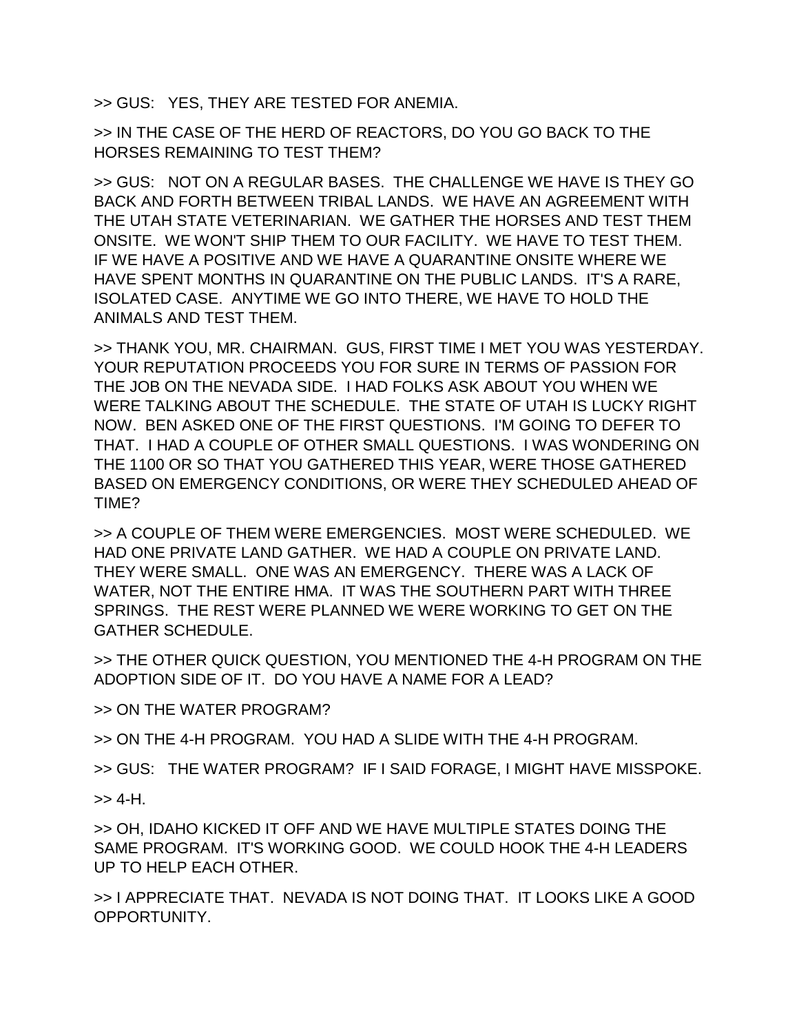>> GUS: YES, THEY ARE TESTED FOR ANEMIA.

>> IN THE CASE OF THE HERD OF REACTORS, DO YOU GO BACK TO THE HORSES REMAINING TO TEST THEM?

>> GUS: NOT ON A REGULAR BASES. THE CHALLENGE WE HAVE IS THEY GO BACK AND FORTH BETWEEN TRIBAL LANDS. WE HAVE AN AGREEMENT WITH THE UTAH STATE VETERINARIAN. WE GATHER THE HORSES AND TEST THEM ONSITE. WE WON'T SHIP THEM TO OUR FACILITY. WE HAVE TO TEST THEM. IF WE HAVE A POSITIVE AND WE HAVE A QUARANTINE ONSITE WHERE WE HAVE SPENT MONTHS IN QUARANTINE ON THE PUBLIC LANDS. IT'S A RARE, ISOLATED CASE. ANYTIME WE GO INTO THERE, WE HAVE TO HOLD THE ANIMALS AND TEST THEM.

>> THANK YOU, MR. CHAIRMAN. GUS, FIRST TIME I MET YOU WAS YESTERDAY. YOUR REPUTATION PROCEEDS YOU FOR SURE IN TERMS OF PASSION FOR THE JOB ON THE NEVADA SIDE. I HAD FOLKS ASK ABOUT YOU WHEN WE WERE TALKING ABOUT THE SCHEDULE. THE STATE OF UTAH IS LUCKY RIGHT NOW. BEN ASKED ONE OF THE FIRST QUESTIONS. I'M GOING TO DEFER TO THAT. I HAD A COUPLE OF OTHER SMALL QUESTIONS. I WAS WONDERING ON THE 1100 OR SO THAT YOU GATHERED THIS YEAR, WERE THOSE GATHERED BASED ON EMERGENCY CONDITIONS, OR WERE THEY SCHEDULED AHEAD OF TIME?

>> A COUPLE OF THEM WERE EMERGENCIES. MOST WERE SCHEDULED. WE HAD ONE PRIVATE LAND GATHER. WE HAD A COUPLE ON PRIVATE LAND. THEY WERE SMALL. ONE WAS AN EMERGENCY. THERE WAS A LACK OF WATER, NOT THE ENTIRE HMA. IT WAS THE SOUTHERN PART WITH THREE SPRINGS. THE REST WERE PLANNED WE WERE WORKING TO GET ON THE GATHER SCHEDULE.

>> THE OTHER QUICK QUESTION, YOU MENTIONED THE 4-H PROGRAM ON THE ADOPTION SIDE OF IT. DO YOU HAVE A NAME FOR A LEAD?

>> ON THE WATER PROGRAM?

>> ON THE 4-H PROGRAM. YOU HAD A SLIDE WITH THE 4-H PROGRAM.

>> GUS: THE WATER PROGRAM? IF I SAID FORAGE, I MIGHT HAVE MISSPOKE.

>> 4-H.

>> OH, IDAHO KICKED IT OFF AND WE HAVE MULTIPLE STATES DOING THE SAME PROGRAM. IT'S WORKING GOOD. WE COULD HOOK THE 4-H LEADERS UP TO HELP EACH OTHER.

>> I APPRECIATE THAT. NEVADA IS NOT DOING THAT. IT LOOKS LIKE A GOOD OPPORTUNITY.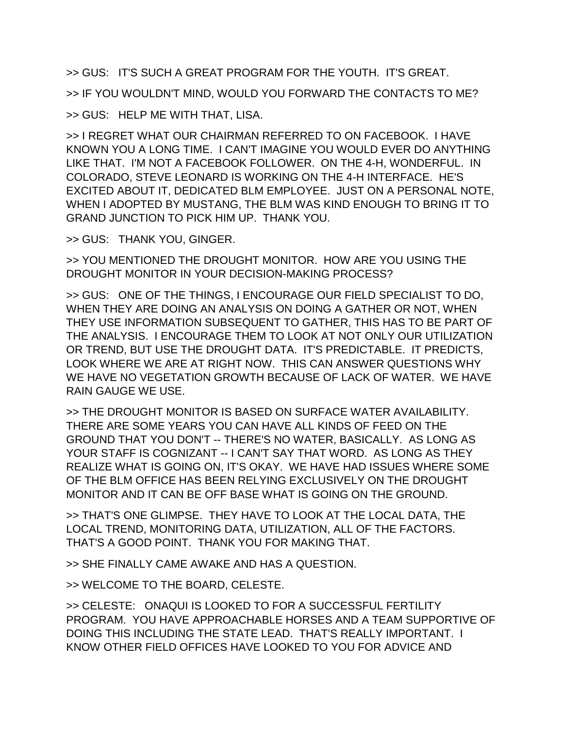>> GUS:   IT'S SUCH A GREAT PROGRAM FOR THE YOUTH.  IT'S GREAT.

>> IF YOU WOULDN'T MIND, WOULD YOU FORWARD THE CONTACTS TO ME?

>> GUS:   HELP ME WITH THAT, LISA.

>> I REGRET WHAT OUR CHAIRMAN REFERRED TO ON FACEBOOK.  I HAVE KNOWN YOU A LONG TIME.  I CAN'T IMAGINE YOU WOULD EVER DO ANYTHING LIKE THAT.  I'M NOT A FACEBOOK FOLLOWER.  ON THE 4-H, WONDERFUL.  IN COLORADO, STEVE LEONARD IS WORKING ON THE 4-H INTERFACE.  HE'S EXCITED ABOUT IT, DEDICATED BLM EMPLOYEE.  JUST ON A PERSONAL NOTE, WHEN I ADOPTED BY MUSTANG, THE BLM WAS KIND ENOUGH TO BRING IT TO GRAND JUNCTION TO PICK HIM UP.  THANK YOU.

>> GUS:   THANK YOU, GINGER.

>> YOU MENTIONED THE DROUGHT MONITOR.  HOW ARE YOU USING THE DROUGHT MONITOR IN YOUR DECISION-MAKING PROCESS?

>> GUS:   ONE OF THE THINGS, I ENCOURAGE OUR FIELD SPECIALIST TO DO, WHEN THEY ARE DOING AN ANALYSIS ON DOING A GATHER OR NOT, WHEN THEY USE INFORMATION SUBSEQUENT TO GATHER, THIS HAS TO BE PART OF THE ANALYSIS.  I ENCOURAGE THEM TO LOOK AT NOT ONLY OUR UTILIZATION OR TREND, BUT USE THE DROUGHT DATA.  IT'S PREDICTABLE.  IT PREDICTS, LOOK WHERE WE ARE AT RIGHT NOW.  THIS CAN ANSWER QUESTIONS WHY WE HAVE NO VEGETATION GROWTH BECAUSE OF LACK OF WATER.  WE HAVE RAIN GAUGE WE USE.

>> THE DROUGHT MONITOR IS BASED ON SURFACE WATER AVAILABILITY.  THERE ARE SOME YEARS YOU CAN HAVE ALL KINDS OF FEED ON THE GROUND THAT YOU DON'T -- THERE'S NO WATER, BASICALLY.  AS LONG AS YOUR STAFF IS COGNIZANT -- I CAN'T SAY THAT WORD.  AS LONG AS THEY REALIZE WHAT IS GOING ON, IT'S OKAY.  WE HAVE HAD ISSUES WHERE SOME OF THE BLM OFFICE HAS BEEN RELYING EXCLUSIVELY ON THE DROUGHT MONITOR AND IT CAN BE OFF BASE WHAT IS GOING ON THE GROUND.

>> THAT'S ONE GLIMPSE.  THEY HAVE TO LOOK AT THE LOCAL DATA, THE LOCAL TREND, MONITORING DATA, UTILIZATION, ALL OF THE FACTORS.  THAT'S A GOOD POINT.  THANK YOU FOR MAKING THAT.

>> SHE FINALLY CAME AWAKE AND HAS A QUESTION.

>> WELCOME TO THE BOARD, CELESTE.

>> CELESTE:   ONAQUI IS LOOKED TO FOR A SUCCESSFUL FERTILITY PROGRAM.  YOU HAVE APPROACHABLE HORSES AND A TEAM SUPPORTIVE OF DOING THIS INCLUDING THE STATE LEAD.  THAT'S REALLY IMPORTANT.  I KNOW OTHER FIELD OFFICES HAVE LOOKED TO YOU FOR ADVICE AND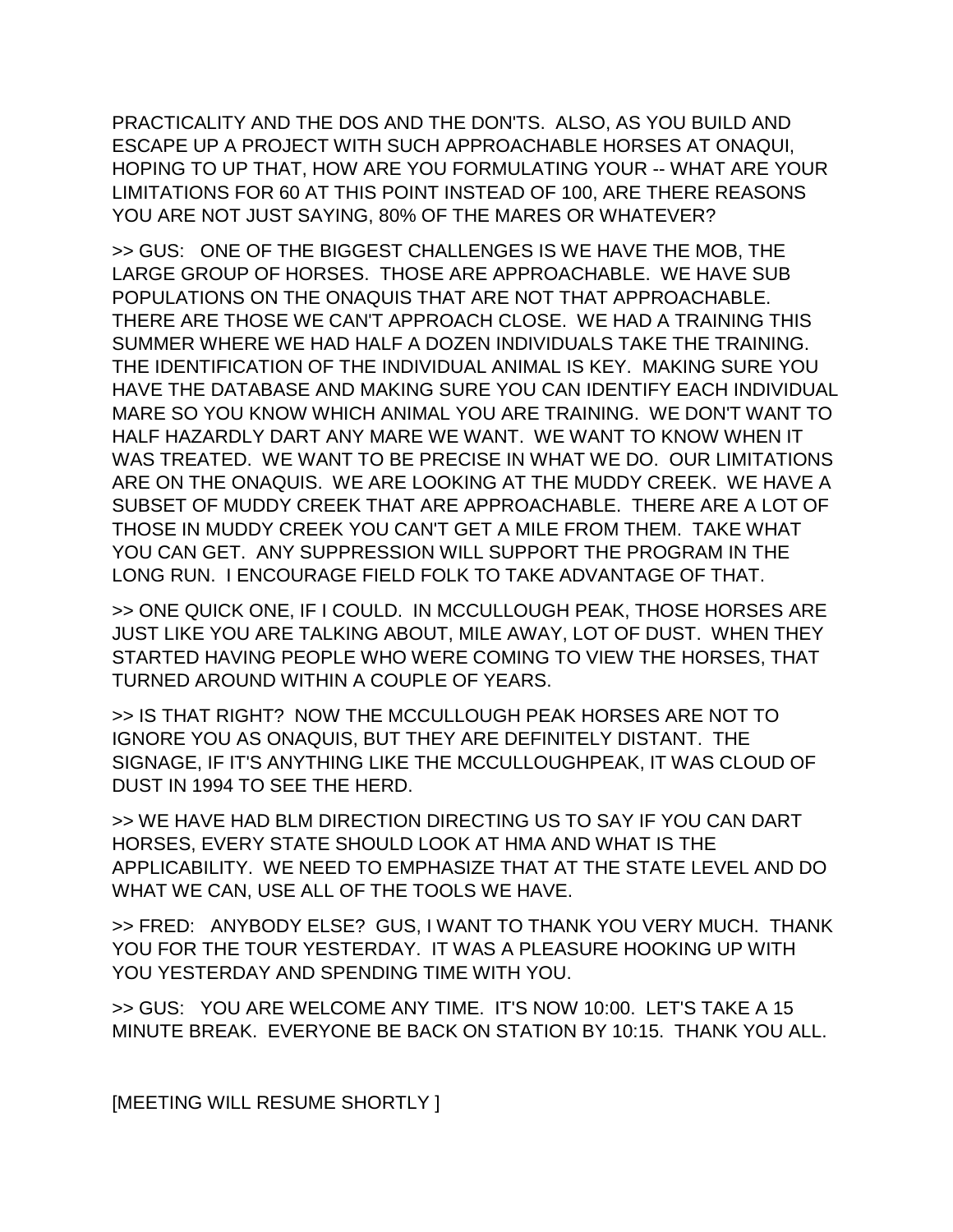PRACTICALITY AND THE DOS AND THE DON'TS. ALSO, AS YOU BUILD AND ESCAPE UP A PROJECT WITH SUCH APPROACHABLE HORSES AT ONAQUI, HOPING TO UP THAT, HOW ARE YOU FORMULATING YOUR -- WHAT ARE YOUR LIMITATIONS FOR 60 AT THIS POINT INSTEAD OF 100, ARE THERE REASONS YOU ARE NOT JUST SAYING, 80% OF THE MARES OR WHATEVER?

>> GUS: ONE OF THE BIGGEST CHALLENGES IS WE HAVE THE MOB, THE LARGE GROUP OF HORSES. THOSE ARE APPROACHABLE. WE HAVE SUB POPULATIONS ON THE ONAQUIS THAT ARE NOT THAT APPROACHABLE. THERE ARE THOSE WE CAN'T APPROACH CLOSE. WE HAD A TRAINING THIS SUMMER WHERE WE HAD HALF A DOZEN INDIVIDUALS TAKE THE TRAINING. THE IDENTIFICATION OF THE INDIVIDUAL ANIMAL IS KEY. MAKING SURE YOU HAVE THE DATABASE AND MAKING SURE YOU CAN IDENTIFY EACH INDIVIDUAL MARE SO YOU KNOW WHICH ANIMAL YOU ARE TRAINING. WE DON'T WANT TO HALF HAZARDLY DART ANY MARE WE WANT. WE WANT TO KNOW WHEN IT WAS TREATED. WE WANT TO BE PRECISE IN WHAT WE DO. OUR LIMITATIONS ARE ON THE ONAQUIS. WE ARE LOOKING AT THE MUDDY CREEK. WE HAVE A SUBSET OF MUDDY CREEK THAT ARE APPROACHABLE. THERE ARE A LOT OF THOSE IN MUDDY CREEK YOU CAN'T GET A MILE FROM THEM. TAKE WHAT YOU CAN GET. ANY SUPPRESSION WILL SUPPORT THE PROGRAM IN THE LONG RUN. I ENCOURAGE FIELD FOLK TO TAKE ADVANTAGE OF THAT.

>> ONE QUICK ONE, IF I COULD. IN MCCULLOUGH PEAK, THOSE HORSES ARE JUST LIKE YOU ARE TALKING ABOUT, MILE AWAY, LOT OF DUST. WHEN THEY STARTED HAVING PEOPLE WHO WERE COMING TO VIEW THE HORSES, THAT TURNED AROUND WITHIN A COUPLE OF YEARS.

>> IS THAT RIGHT? NOW THE MCCULLOUGH PEAK HORSES ARE NOT TO IGNORE YOU AS ONAQUIS, BUT THEY ARE DEFINITELY DISTANT. THE SIGNAGE, IF IT'S ANYTHING LIKE THE MCCULLOUGHPEAK, IT WAS CLOUD OF DUST IN 1994 TO SEE THE HERD.

>> WE HAVE HAD BLM DIRECTION DIRECTING US TO SAY IF YOU CAN DART HORSES, EVERY STATE SHOULD LOOK AT HMA AND WHAT IS THE APPLICABILITY. WE NEED TO EMPHASIZE THAT AT THE STATE LEVEL AND DO WHAT WE CAN, USE ALL OF THE TOOLS WE HAVE.

>> FRED: ANYBODY ELSE? GUS, I WANT TO THANK YOU VERY MUCH. THANK YOU FOR THE TOUR YESTERDAY. IT WAS A PLEASURE HOOKING UP WITH YOU YESTERDAY AND SPENDING TIME WITH YOU.

>> GUS: YOU ARE WELCOME ANY TIME. IT'S NOW 10:00. LET'S TAKE A 15 MINUTE BREAK. EVERYONE BE BACK ON STATION BY 10:15. THANK YOU ALL.

[MEETING WILL RESUME SHORTLY ]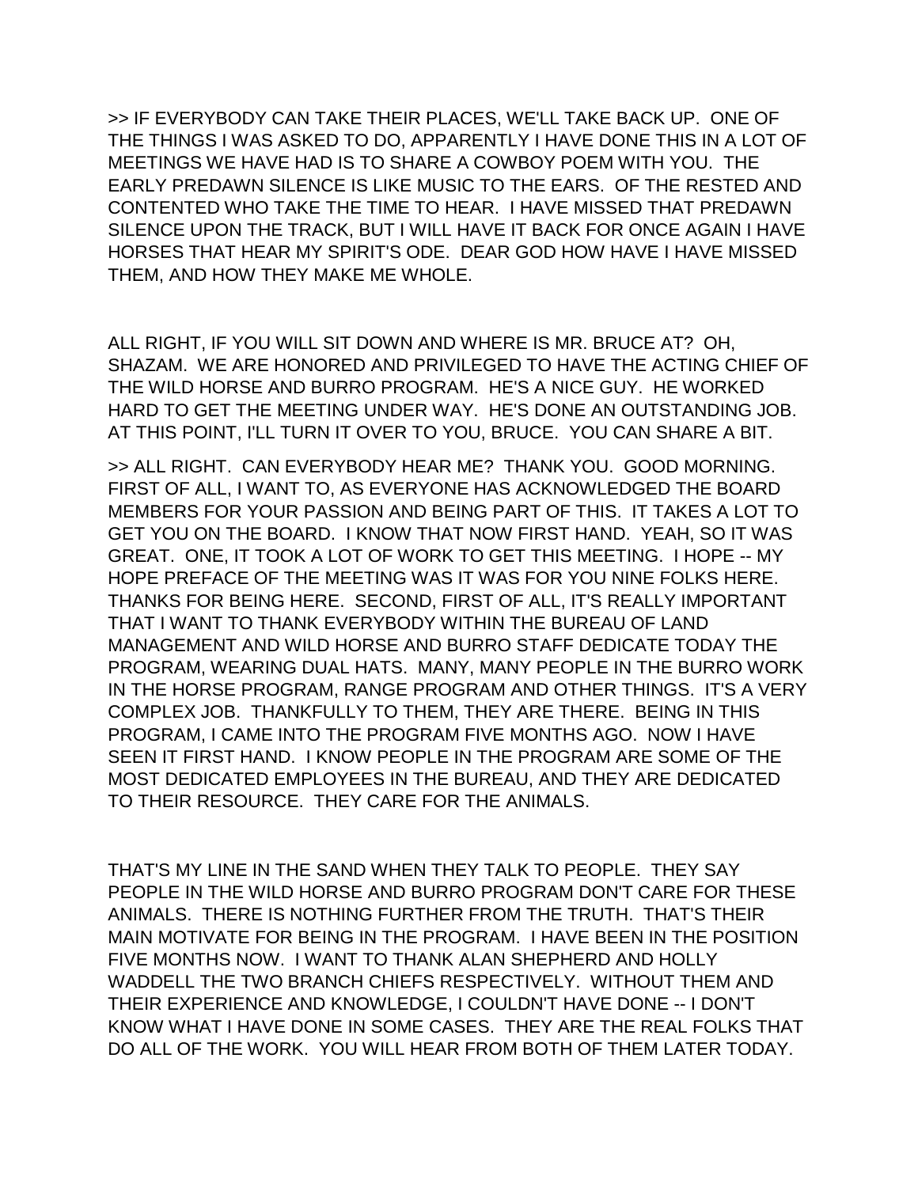>> IF EVERYBODY CAN TAKE THEIR PLACES, WE'LL TAKE BACK UP. ONE OF THE THINGS I WAS ASKED TO DO, APPARENTLY I HAVE DONE THIS IN A LOT OF MEETINGS WE HAVE HAD IS TO SHARE A COWBOY POEM WITH YOU. THE EARLY PREDAWN SILENCE IS LIKE MUSIC TO THE EARS. OF THE RESTED AND CONTENTED WHO TAKE THE TIME TO HEAR. I HAVE MISSED THAT PREDAWN SILENCE UPON THE TRACK, BUT I WILL HAVE IT BACK FOR ONCE AGAIN I HAVE HORSES THAT HEAR MY SPIRIT'S ODE. DEAR GOD HOW HAVE I HAVE MISSED THEM, AND HOW THEY MAKE ME WHOLE.

ALL RIGHT, IF YOU WILL SIT DOWN AND WHERE IS MR. BRUCE AT? OH, SHAZAM. WE ARE HONORED AND PRIVILEGED TO HAVE THE ACTING CHIEF OF THE WILD HORSE AND BURRO PROGRAM. HE'S A NICE GUY. HE WORKED HARD TO GET THE MEETING UNDER WAY. HE'S DONE AN OUTSTANDING JOB. AT THIS POINT, I'LL TURN IT OVER TO YOU, BRUCE. YOU CAN SHARE A BIT.

>> ALL RIGHT. CAN EVERYBODY HEAR ME? THANK YOU. GOOD MORNING. FIRST OF ALL, I WANT TO, AS EVERYONE HAS ACKNOWLEDGED THE BOARD MEMBERS FOR YOUR PASSION AND BEING PART OF THIS. IT TAKES A LOT TO GET YOU ON THE BOARD. I KNOW THAT NOW FIRST HAND. YEAH, SO IT WAS GREAT. ONE, IT TOOK A LOT OF WORK TO GET THIS MEETING. I HOPE -- MY HOPE PREFACE OF THE MEETING WAS IT WAS FOR YOU NINE FOLKS HERE. THANKS FOR BEING HERE. SECOND, FIRST OF ALL, IT'S REALLY IMPORTANT THAT I WANT TO THANK EVERYBODY WITHIN THE BUREAU OF LAND MANAGEMENT AND WILD HORSE AND BURRO STAFF DEDICATE TODAY THE PROGRAM, WEARING DUAL HATS. MANY, MANY PEOPLE IN THE BURRO WORK IN THE HORSE PROGRAM, RANGE PROGRAM AND OTHER THINGS. IT'S A VERY COMPLEX JOB. THANKFULLY TO THEM, THEY ARE THERE. BEING IN THIS PROGRAM, I CAME INTO THE PROGRAM FIVE MONTHS AGO. NOW I HAVE SEEN IT FIRST HAND. I KNOW PEOPLE IN THE PROGRAM ARE SOME OF THE MOST DEDICATED EMPLOYEES IN THE BUREAU, AND THEY ARE DEDICATED TO THEIR RESOURCE. THEY CARE FOR THE ANIMALS.

THAT'S MY LINE IN THE SAND WHEN THEY TALK TO PEOPLE. THEY SAY PEOPLE IN THE WILD HORSE AND BURRO PROGRAM DON'T CARE FOR THESE ANIMALS. THERE IS NOTHING FURTHER FROM THE TRUTH. THAT'S THEIR MAIN MOTIVATE FOR BEING IN THE PROGRAM. I HAVE BEEN IN THE POSITION FIVE MONTHS NOW. I WANT TO THANK ALAN SHEPHERD AND HOLLY WADDELL THE TWO BRANCH CHIEFS RESPECTIVELY. WITHOUT THEM AND THEIR EXPERIENCE AND KNOWLEDGE, I COULDN'T HAVE DONE -- I DON'T KNOW WHAT I HAVE DONE IN SOME CASES. THEY ARE THE REAL FOLKS THAT DO ALL OF THE WORK. YOU WILL HEAR FROM BOTH OF THEM LATER TODAY.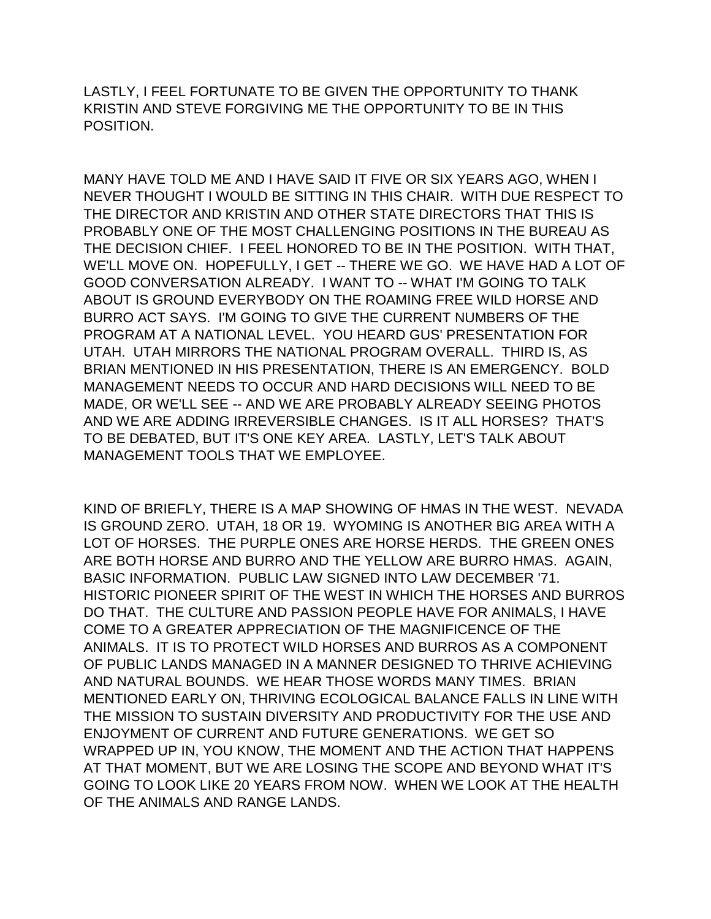LASTLY, I FEEL FORTUNATE TO BE GIVEN THE OPPORTUNITY TO THANK KRISTIN AND STEVE FORGIVING ME THE OPPORTUNITY TO BE IN THIS POSITION.

MANY HAVE TOLD ME AND I HAVE SAID IT FIVE OR SIX YEARS AGO, WHEN I NEVER THOUGHT I WOULD BE SITTING IN THIS CHAIR. WITH DUE RESPECT TO THE DIRECTOR AND KRISTIN AND OTHER STATE DIRECTORS THAT THIS IS PROBABLY ONE OF THE MOST CHALLENGING POSITIONS IN THE BUREAU AS THE DECISION CHIEF. I FEEL HONORED TO BE IN THE POSITION. WITH THAT, WE'LL MOVE ON. HOPEFULLY, I GET -- THERE WE GO. WE HAVE HAD A LOT OF GOOD CONVERSATION ALREADY. I WANT TO -- WHAT I'M GOING TO TALK ABOUT IS GROUND EVERYBODY ON THE ROAMING FREE WILD HORSE AND BURRO ACT SAYS. I'M GOING TO GIVE THE CURRENT NUMBERS OF THE PROGRAM AT A NATIONAL LEVEL. YOU HEARD GUS' PRESENTATION FOR UTAH. UTAH MIRRORS THE NATIONAL PROGRAM OVERALL. THIRD IS, AS BRIAN MENTIONED IN HIS PRESENTATION, THERE IS AN EMERGENCY. BOLD MANAGEMENT NEEDS TO OCCUR AND HARD DECISIONS WILL NEED TO BE MADE, OR WE'LL SEE -- AND WE ARE PROBABLY ALREADY SEEING PHOTOS AND WE ARE ADDING IRREVERSIBLE CHANGES. IS IT ALL HORSES? THAT'S TO BE DEBATED, BUT IT'S ONE KEY AREA. LASTLY, LET'S TALK ABOUT MANAGEMENT TOOLS THAT WE EMPLOYEE.

KIND OF BRIEFLY, THERE IS A MAP SHOWING OF HMAS IN THE WEST. NEVADA IS GROUND ZERO. UTAH, 18 OR 19. WYOMING IS ANOTHER BIG AREA WITH A LOT OF HORSES. THE PURPLE ONES ARE HORSE HERDS. THE GREEN ONES ARE BOTH HORSE AND BURRO AND THE YELLOW ARE BURRO HMAS. AGAIN, BASIC INFORMATION. PUBLIC LAW SIGNED INTO LAW DECEMBER '71. HISTORIC PIONEER SPIRIT OF THE WEST IN WHICH THE HORSES AND BURROS DO THAT. THE CULTURE AND PASSION PEOPLE HAVE FOR ANIMALS, I HAVE COME TO A GREATER APPRECIATION OF THE MAGNIFICENCE OF THE ANIMALS. IT IS TO PROTECT WILD HORSES AND BURROS AS A COMPONENT OF PUBLIC LANDS MANAGED IN A MANNER DESIGNED TO THRIVE ACHIEVING AND NATURAL BOUNDS. WE HEAR THOSE WORDS MANY TIMES. BRIAN MENTIONED EARLY ON, THRIVING ECOLOGICAL BALANCE FALLS IN LINE WITH THE MISSION TO SUSTAIN DIVERSITY AND PRODUCTIVITY FOR THE USE AND ENJOYMENT OF CURRENT AND FUTURE GENERATIONS. WE GET SO WRAPPED UP IN, YOU KNOW, THE MOMENT AND THE ACTION THAT HAPPENS AT THAT MOMENT, BUT WE ARE LOSING THE SCOPE AND BEYOND WHAT IT'S GOING TO LOOK LIKE 20 YEARS FROM NOW. WHEN WE LOOK AT THE HEALTH OF THE ANIMALS AND RANGE LANDS.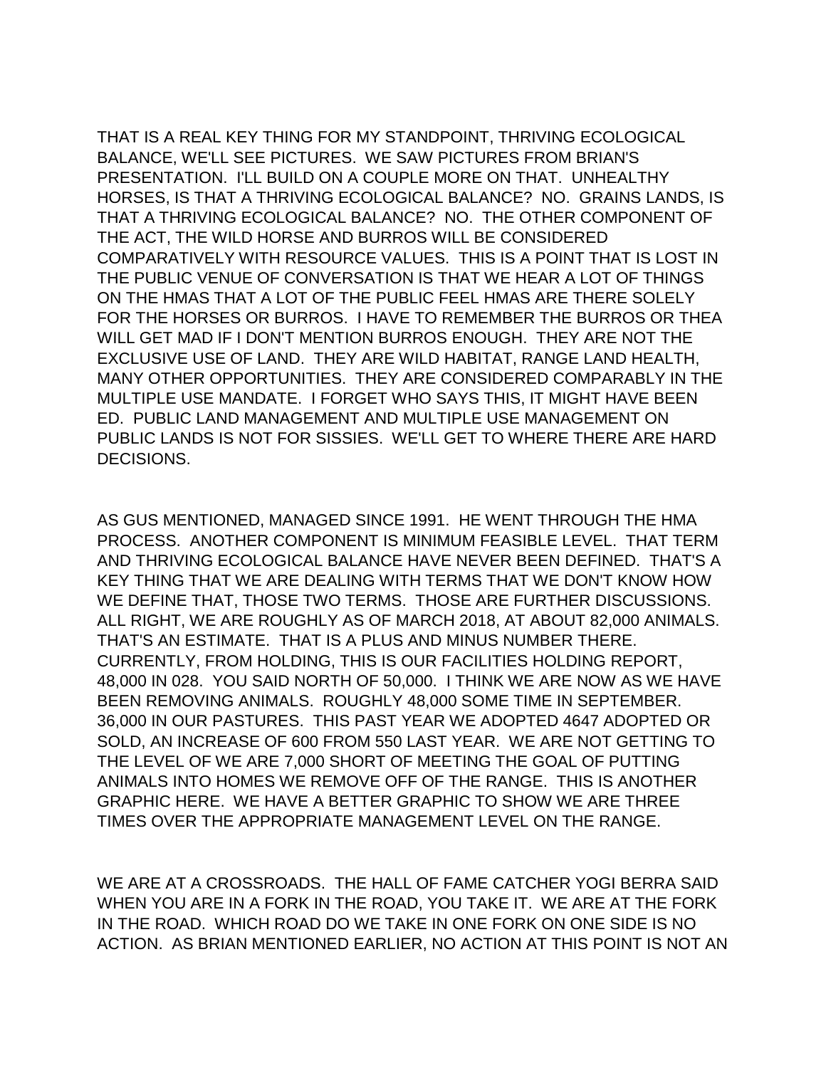THAT IS A REAL KEY THING FOR MY STANDPOINT, THRIVING ECOLOGICAL BALANCE, WE'LL SEE PICTURES. WE SAW PICTURES FROM BRIAN'S PRESENTATION. I'LL BUILD ON A COUPLE MORE ON THAT. UNHEALTHY HORSES, IS THAT A THRIVING ECOLOGICAL BALANCE? NO. GRAINS LANDS, IS THAT A THRIVING ECOLOGICAL BALANCE? NO. THE OTHER COMPONENT OF THE ACT, THE WILD HORSE AND BURROS WILL BE CONSIDERED COMPARATIVELY WITH RESOURCE VALUES. THIS IS A POINT THAT IS LOST IN THE PUBLIC VENUE OF CONVERSATION IS THAT WE HEAR A LOT OF THINGS ON THE HMAS THAT A LOT OF THE PUBLIC FEEL HMAS ARE THERE SOLELY FOR THE HORSES OR BURROS. I HAVE TO REMEMBER THE BURROS OR THEA WILL GET MAD IF I DON'T MENTION BURROS ENOUGH. THEY ARE NOT THE EXCLUSIVE USE OF LAND. THEY ARE WILD HABITAT, RANGE LAND HEALTH, MANY OTHER OPPORTUNITIES. THEY ARE CONSIDERED COMPARABLY IN THE MULTIPLE USE MANDATE. I FORGET WHO SAYS THIS, IT MIGHT HAVE BEEN ED. PUBLIC LAND MANAGEMENT AND MULTIPLE USE MANAGEMENT ON PUBLIC LANDS IS NOT FOR SISSIES. WE'LL GET TO WHERE THERE ARE HARD DECISIONS.

AS GUS MENTIONED, MANAGED SINCE 1991. HE WENT THROUGH THE HMA PROCESS. ANOTHER COMPONENT IS MINIMUM FEASIBLE LEVEL. THAT TERM AND THRIVING ECOLOGICAL BALANCE HAVE NEVER BEEN DEFINED. THAT'S A KEY THING THAT WE ARE DEALING WITH TERMS THAT WE DON'T KNOW HOW WE DEFINE THAT, THOSE TWO TERMS. THOSE ARE FURTHER DISCUSSIONS. ALL RIGHT, WE ARE ROUGHLY AS OF MARCH 2018, AT ABOUT 82,000 ANIMALS. THAT'S AN ESTIMATE. THAT IS A PLUS AND MINUS NUMBER THERE. CURRENTLY, FROM HOLDING, THIS IS OUR FACILITIES HOLDING REPORT, 48,000 IN 028. YOU SAID NORTH OF 50,000. I THINK WE ARE NOW AS WE HAVE BEEN REMOVING ANIMALS. ROUGHLY 48,000 SOME TIME IN SEPTEMBER. 36,000 IN OUR PASTURES. THIS PAST YEAR WE ADOPTED 4647 ADOPTED OR SOLD, AN INCREASE OF 600 FROM 550 LAST YEAR. WE ARE NOT GETTING TO THE LEVEL OF WE ARE 7,000 SHORT OF MEETING THE GOAL OF PUTTING ANIMALS INTO HOMES WE REMOVE OFF OF THE RANGE. THIS IS ANOTHER GRAPHIC HERE. WE HAVE A BETTER GRAPHIC TO SHOW WE ARE THREE TIMES OVER THE APPROPRIATE MANAGEMENT LEVEL ON THE RANGE.

WE ARE AT A CROSSROADS. THE HALL OF FAME CATCHER YOGI BERRA SAID WHEN YOU ARE IN A FORK IN THE ROAD, YOU TAKE IT. WE ARE AT THE FORK IN THE ROAD. WHICH ROAD DO WE TAKE IN ONE FORK ON ONE SIDE IS NO ACTION. AS BRIAN MENTIONED EARLIER, NO ACTION AT THIS POINT IS NOT AN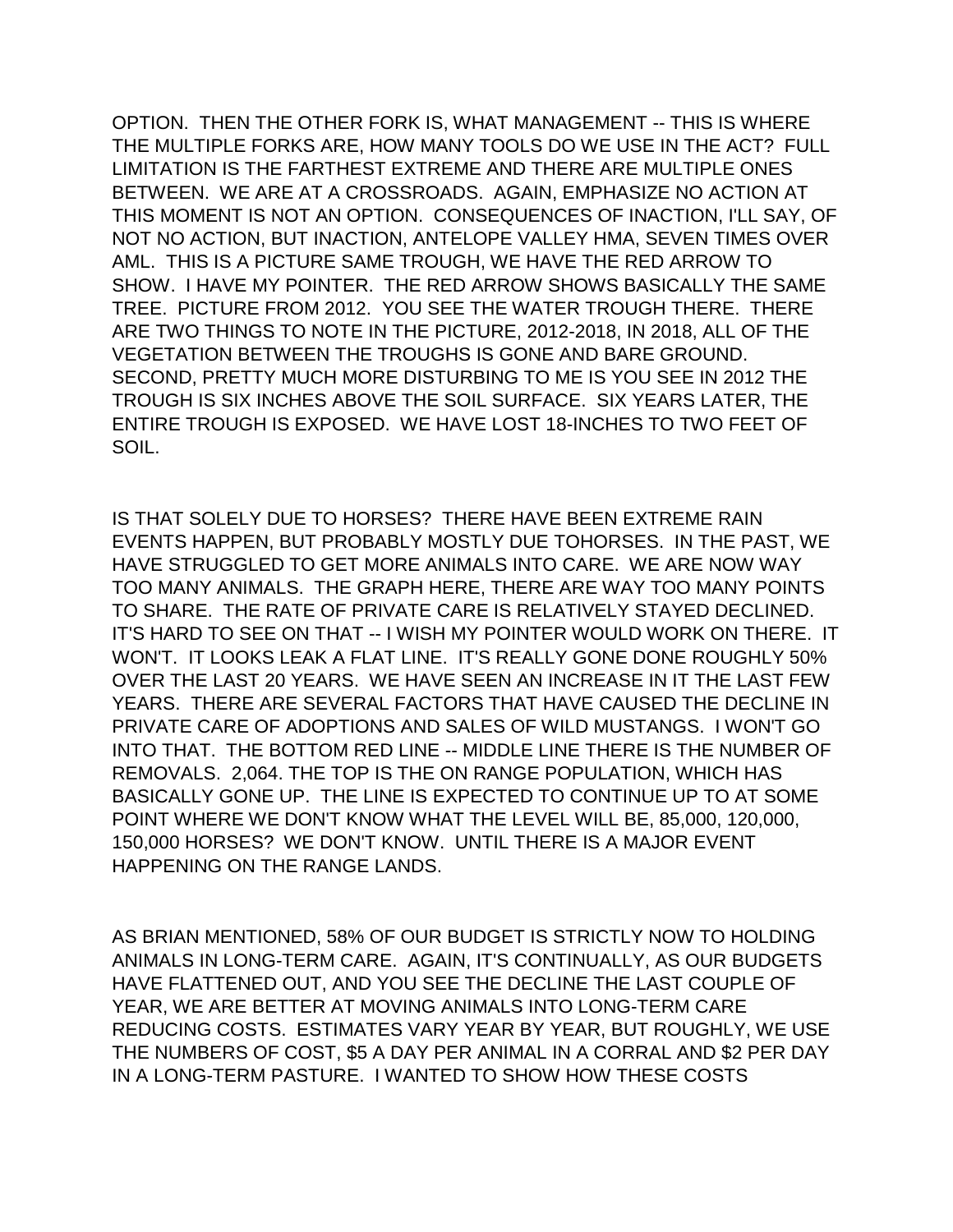OPTION. THEN THE OTHER FORK IS, WHAT MANAGEMENT -- THIS IS WHERE THE MULTIPLE FORKS ARE, HOW MANY TOOLS DO WE USE IN THE ACT? FULL LIMITATION IS THE FARTHEST EXTREME AND THERE ARE MULTIPLE ONES BETWEEN. WE ARE AT A CROSSROADS. AGAIN, EMPHASIZE NO ACTION AT THIS MOMENT IS NOT AN OPTION. CONSEQUENCES OF INACTION, I'LL SAY, OF NOT NO ACTION, BUT INACTION, ANTELOPE VALLEY HMA, SEVEN TIMES OVER AML. THIS IS A PICTURE SAME TROUGH, WE HAVE THE RED ARROW TO SHOW. I HAVE MY POINTER. THE RED ARROW SHOWS BASICALLY THE SAME TREE. PICTURE FROM 2012. YOU SEE THE WATER TROUGH THERE. THERE ARE TWO THINGS TO NOTE IN THE PICTURE, 2012-2018, IN 2018, ALL OF THE VEGETATION BETWEEN THE TROUGHS IS GONE AND BARE GROUND. SECOND, PRETTY MUCH MORE DISTURBING TO ME IS YOU SEE IN 2012 THE TROUGH IS SIX INCHES ABOVE THE SOIL SURFACE. SIX YEARS LATER, THE ENTIRE TROUGH IS EXPOSED. WE HAVE LOST 18-INCHES TO TWO FEET OF SOIL.

IS THAT SOLELY DUE TO HORSES? THERE HAVE BEEN EXTREME RAIN EVENTS HAPPEN, BUT PROBABLY MOSTLY DUE TOHORSES. IN THE PAST, WE HAVE STRUGGLED TO GET MORE ANIMALS INTO CARE. WE ARE NOW WAY TOO MANY ANIMALS. THE GRAPH HERE, THERE ARE WAY TOO MANY POINTS TO SHARE. THE RATE OF PRIVATE CARE IS RELATIVELY STAYED DECLINED. IT'S HARD TO SEE ON THAT -- I WISH MY POINTER WOULD WORK ON THERE. IT WON'T. IT LOOKS LEAK A FLAT LINE. IT'S REALLY GONE DONE ROUGHLY 50% OVER THE LAST 20 YEARS. WE HAVE SEEN AN INCREASE IN IT THE LAST FEW YEARS. THERE ARE SEVERAL FACTORS THAT HAVE CAUSED THE DECLINE IN PRIVATE CARE OF ADOPTIONS AND SALES OF WILD MUSTANGS. I WON'T GO INTO THAT. THE BOTTOM RED LINE -- MIDDLE LINE THERE IS THE NUMBER OF REMOVALS. 2,064. THE TOP IS THE ON RANGE POPULATION, WHICH HAS BASICALLY GONE UP. THE LINE IS EXPECTED TO CONTINUE UP TO AT SOME POINT WHERE WE DON'T KNOW WHAT THE LEVEL WILL BE, 85,000, 120,000, 150,000 HORSES? WE DON'T KNOW. UNTIL THERE IS A MAJOR EVENT HAPPENING ON THE RANGE LANDS.

AS BRIAN MENTIONED, 58% OF OUR BUDGET IS STRICTLY NOW TO HOLDING ANIMALS IN LONG-TERM CARE. AGAIN, IT'S CONTINUALLY, AS OUR BUDGETS HAVE FLATTENED OUT, AND YOU SEE THE DECLINE THE LAST COUPLE OF YEAR, WE ARE BETTER AT MOVING ANIMALS INTO LONG-TERM CARE REDUCING COSTS. ESTIMATES VARY YEAR BY YEAR, BUT ROUGHLY, WE USE THE NUMBERS OF COST, $5 A DAY PER ANIMAL IN A CORRAL AND $2 PER DAY IN A LONG-TERM PASTURE. I WANTED TO SHOW HOW THESE COSTS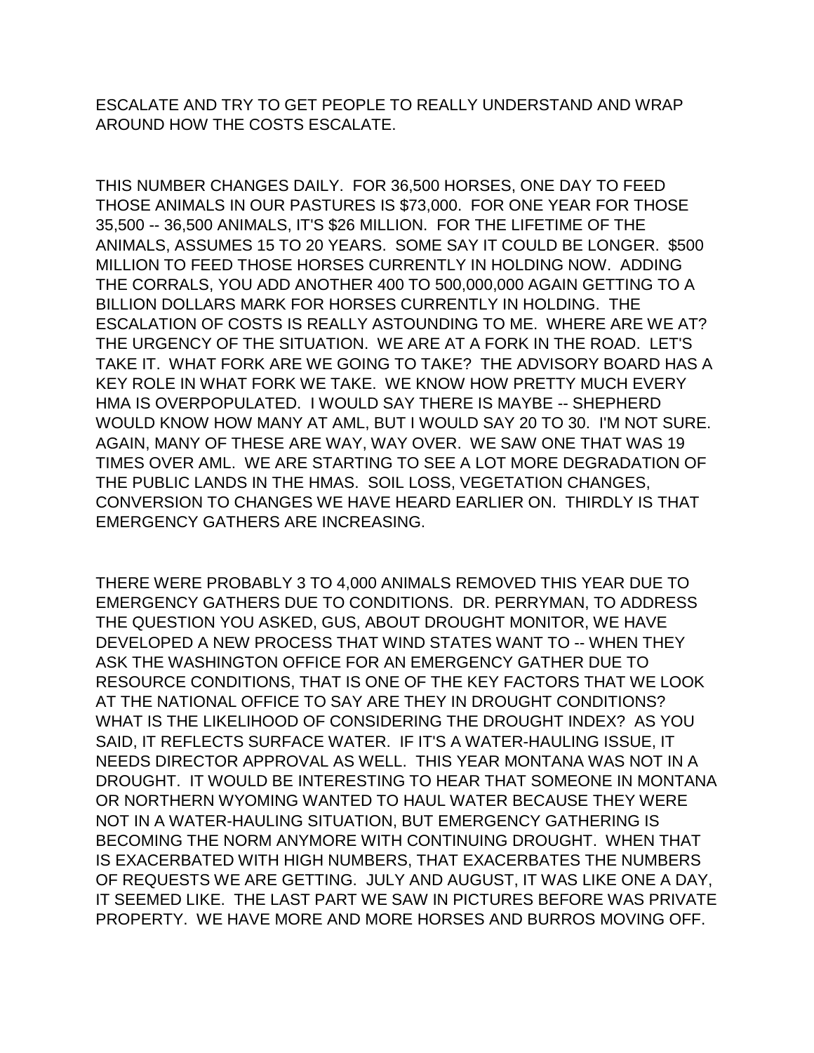ESCALATE AND TRY TO GET PEOPLE TO REALLY UNDERSTAND AND WRAP AROUND HOW THE COSTS ESCALATE.

THIS NUMBER CHANGES DAILY. FOR 36,500 HORSES, ONE DAY TO FEED THOSE ANIMALS IN OUR PASTURES IS $73,000. FOR ONE YEAR FOR THOSE 35,500 -- 36,500 ANIMALS, IT'S $26 MILLION. FOR THE LIFETIME OF THE ANIMALS, ASSUMES 15 TO 20 YEARS. SOME SAY IT COULD BE LONGER. $500 MILLION TO FEED THOSE HORSES CURRENTLY IN HOLDING NOW. ADDING THE CORRALS, YOU ADD ANOTHER 400 TO 500,000,000 AGAIN GETTING TO A BILLION DOLLARS MARK FOR HORSES CURRENTLY IN HOLDING. THE ESCALATION OF COSTS IS REALLY ASTOUNDING TO ME. WHERE ARE WE AT? THE URGENCY OF THE SITUATION. WE ARE AT A FORK IN THE ROAD. LET'S TAKE IT. WHAT FORK ARE WE GOING TO TAKE? THE ADVISORY BOARD HAS A KEY ROLE IN WHAT FORK WE TAKE. WE KNOW HOW PRETTY MUCH EVERY HMA IS OVERPOPULATED. I WOULD SAY THERE IS MAYBE -- SHEPHERD WOULD KNOW HOW MANY AT AML, BUT I WOULD SAY 20 TO 30. I'M NOT SURE. AGAIN, MANY OF THESE ARE WAY, WAY OVER. WE SAW ONE THAT WAS 19 TIMES OVER AML. WE ARE STARTING TO SEE A LOT MORE DEGRADATION OF THE PUBLIC LANDS IN THE HMAS. SOIL LOSS, VEGETATION CHANGES, CONVERSION TO CHANGES WE HAVE HEARD EARLIER ON. THIRDLY IS THAT EMERGENCY GATHERS ARE INCREASING.

THERE WERE PROBABLY 3 TO 4,000 ANIMALS REMOVED THIS YEAR DUE TO EMERGENCY GATHERS DUE TO CONDITIONS. DR. PERRYMAN, TO ADDRESS THE QUESTION YOU ASKED, GUS, ABOUT DROUGHT MONITOR, WE HAVE DEVELOPED A NEW PROCESS THAT WIND STATES WANT TO -- WHEN THEY ASK THE WASHINGTON OFFICE FOR AN EMERGENCY GATHER DUE TO RESOURCE CONDITIONS, THAT IS ONE OF THE KEY FACTORS THAT WE LOOK AT THE NATIONAL OFFICE TO SAY ARE THEY IN DROUGHT CONDITIONS? WHAT IS THE LIKELIHOOD OF CONSIDERING THE DROUGHT INDEX? AS YOU SAID, IT REFLECTS SURFACE WATER. IF IT'S A WATER-HAULING ISSUE, IT NEEDS DIRECTOR APPROVAL AS WELL. THIS YEAR MONTANA WAS NOT IN A DROUGHT. IT WOULD BE INTERESTING TO HEAR THAT SOMEONE IN MONTANA OR NORTHERN WYOMING WANTED TO HAUL WATER BECAUSE THEY WERE NOT IN A WATER-HAULING SITUATION, BUT EMERGENCY GATHERING IS BECOMING THE NORM ANYMORE WITH CONTINUING DROUGHT. WHEN THAT IS EXACERBATED WITH HIGH NUMBERS, THAT EXACERBATES THE NUMBERS OF REQUESTS WE ARE GETTING. JULY AND AUGUST, IT WAS LIKE ONE A DAY, IT SEEMED LIKE. THE LAST PART WE SAW IN PICTURES BEFORE WAS PRIVATE PROPERTY. WE HAVE MORE AND MORE HORSES AND BURROS MOVING OFF.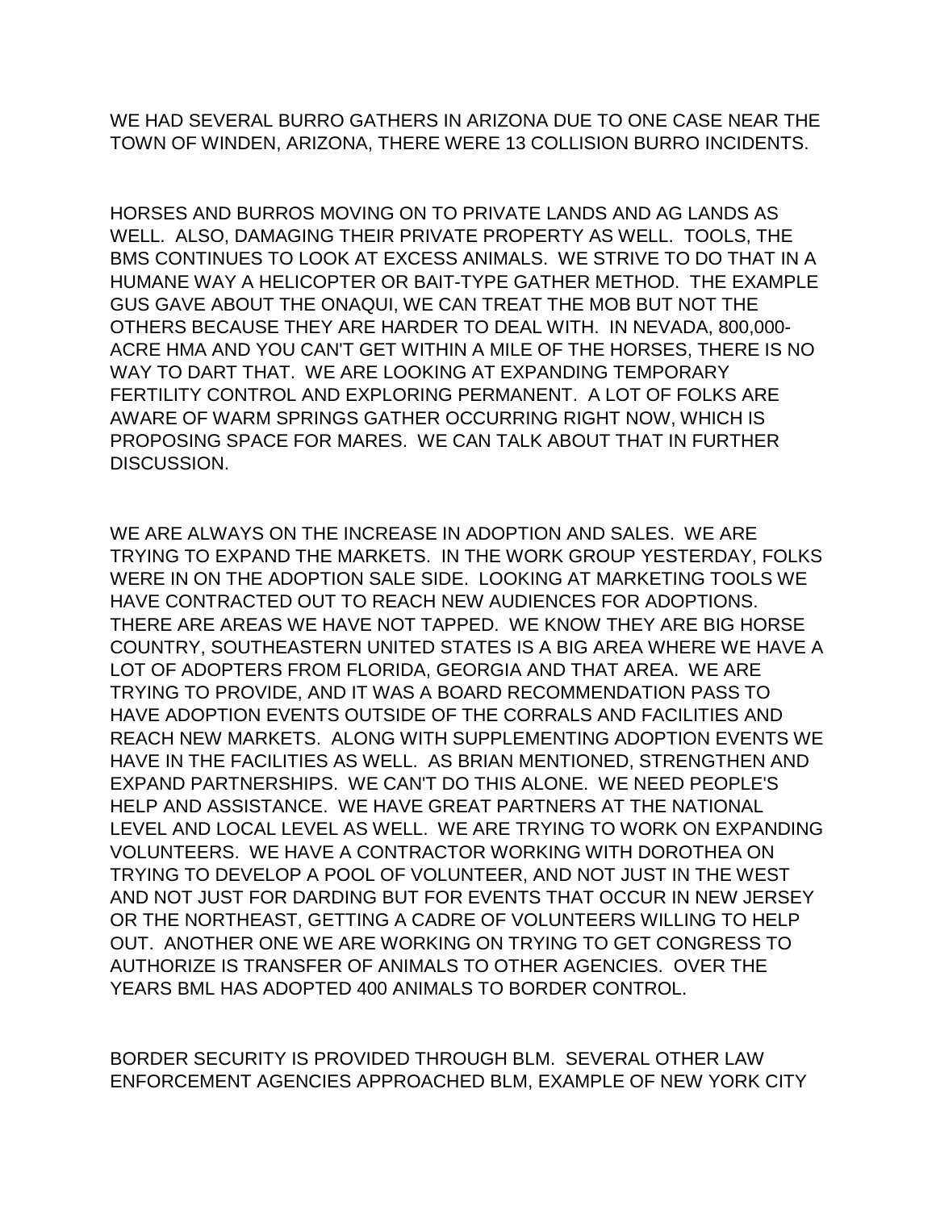WE HAD SEVERAL BURRO GATHERS IN ARIZONA DUE TO ONE CASE NEAR THE TOWN OF WINDEN, ARIZONA, THERE WERE 13 COLLISION BURRO INCIDENTS.

HORSES AND BURROS MOVING ON TO PRIVATE LANDS AND AG LANDS AS WELL. ALSO, DAMAGING THEIR PRIVATE PROPERTY AS WELL. TOOLS, THE BMS CONTINUES TO LOOK AT EXCESS ANIMALS. WE STRIVE TO DO THAT IN A HUMANE WAY A HELICOPTER OR BAIT-TYPE GATHER METHOD. THE EXAMPLE GUS GAVE ABOUT THE ONAQUI, WE CAN TREAT THE MOB BUT NOT THE OTHERS BECAUSE THEY ARE HARDER TO DEAL WITH. IN NEVADA, 800,000-ACRE HMA AND YOU CAN'T GET WITHIN A MILE OF THE HORSES, THERE IS NO WAY TO DART THAT. WE ARE LOOKING AT EXPANDING TEMPORARY FERTILITY CONTROL AND EXPLORING PERMANENT. A LOT OF FOLKS ARE AWARE OF WARM SPRINGS GATHER OCCURRING RIGHT NOW, WHICH IS PROPOSING SPACE FOR MARES. WE CAN TALK ABOUT THAT IN FURTHER DISCUSSION.

WE ARE ALWAYS ON THE INCREASE IN ADOPTION AND SALES. WE ARE TRYING TO EXPAND THE MARKETS. IN THE WORK GROUP YESTERDAY, FOLKS WERE IN ON THE ADOPTION SALE SIDE. LOOKING AT MARKETING TOOLS WE HAVE CONTRACTED OUT TO REACH NEW AUDIENCES FOR ADOPTIONS. THERE ARE AREAS WE HAVE NOT TAPPED. WE KNOW THEY ARE BIG HORSE COUNTRY, SOUTHEASTERN UNITED STATES IS A BIG AREA WHERE WE HAVE A LOT OF ADOPTERS FROM FLORIDA, GEORGIA AND THAT AREA. WE ARE TRYING TO PROVIDE, AND IT WAS A BOARD RECOMMENDATION PASS TO HAVE ADOPTION EVENTS OUTSIDE OF THE CORRALS AND FACILITIES AND REACH NEW MARKETS. ALONG WITH SUPPLEMENTING ADOPTION EVENTS WE HAVE IN THE FACILITIES AS WELL. AS BRIAN MENTIONED, STRENGTHEN AND EXPAND PARTNERSHIPS. WE CAN'T DO THIS ALONE. WE NEED PEOPLE'S HELP AND ASSISTANCE. WE HAVE GREAT PARTNERS AT THE NATIONAL LEVEL AND LOCAL LEVEL AS WELL. WE ARE TRYING TO WORK ON EXPANDING VOLUNTEERS. WE HAVE A CONTRACTOR WORKING WITH DOROTHEA ON TRYING TO DEVELOP A POOL OF VOLUNTEER, AND NOT JUST IN THE WEST AND NOT JUST FOR DARDING BUT FOR EVENTS THAT OCCUR IN NEW JERSEY OR THE NORTHEAST, GETTING A CADRE OF VOLUNTEERS WILLING TO HELP OUT. ANOTHER ONE WE ARE WORKING ON TRYING TO GET CONGRESS TO AUTHORIZE IS TRANSFER OF ANIMALS TO OTHER AGENCIES. OVER THE YEARS BML HAS ADOPTED 400 ANIMALS TO BORDER CONTROL.

BORDER SECURITY IS PROVIDED THROUGH BLM. SEVERAL OTHER LAW ENFORCEMENT AGENCIES APPROACHED BLM, EXAMPLE OF NEW YORK CITY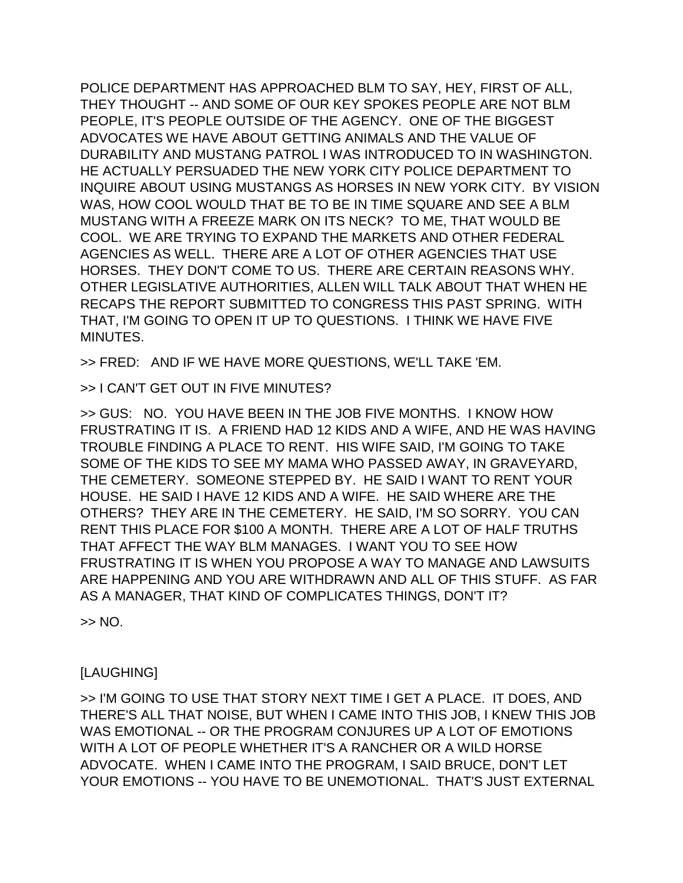POLICE DEPARTMENT HAS APPROACHED BLM TO SAY, HEY, FIRST OF ALL, THEY THOUGHT -- AND SOME OF OUR KEY SPOKES PEOPLE ARE NOT BLM PEOPLE, IT'S PEOPLE OUTSIDE OF THE AGENCY. ONE OF THE BIGGEST ADVOCATES WE HAVE ABOUT GETTING ANIMALS AND THE VALUE OF DURABILITY AND MUSTANG PATROL I WAS INTRODUCED TO IN WASHINGTON. HE ACTUALLY PERSUADED THE NEW YORK CITY POLICE DEPARTMENT TO INQUIRE ABOUT USING MUSTANGS AS HORSES IN NEW YORK CITY. BY VISION WAS, HOW COOL WOULD THAT BE TO BE IN TIME SQUARE AND SEE A BLM MUSTANG WITH A FREEZE MARK ON ITS NECK? TO ME, THAT WOULD BE COOL. WE ARE TRYING TO EXPAND THE MARKETS AND OTHER FEDERAL AGENCIES AS WELL. THERE ARE A LOT OF OTHER AGENCIES THAT USE HORSES. THEY DON'T COME TO US. THERE ARE CERTAIN REASONS WHY. OTHER LEGISLATIVE AUTHORITIES, ALLEN WILL TALK ABOUT THAT WHEN HE RECAPS THE REPORT SUBMITTED TO CONGRESS THIS PAST SPRING. WITH THAT, I'M GOING TO OPEN IT UP TO QUESTIONS. I THINK WE HAVE FIVE MINUTES.

>> FRED: AND IF WE HAVE MORE QUESTIONS, WE'LL TAKE 'EM.

>> I CAN'T GET OUT IN FIVE MINUTES?

>> GUS: NO. YOU HAVE BEEN IN THE JOB FIVE MONTHS. I KNOW HOW FRUSTRATING IT IS. A FRIEND HAD 12 KIDS AND A WIFE, AND HE WAS HAVING TROUBLE FINDING A PLACE TO RENT. HIS WIFE SAID, I'M GOING TO TAKE SOME OF THE KIDS TO SEE MY MAMA WHO PASSED AWAY, IN GRAVEYARD, THE CEMETERY. SOMEONE STEPPED BY. HE SAID I WANT TO RENT YOUR HOUSE. HE SAID I HAVE 12 KIDS AND A WIFE. HE SAID WHERE ARE THE OTHERS? THEY ARE IN THE CEMETERY. HE SAID, I'M SO SORRY. YOU CAN RENT THIS PLACE FOR $100 A MONTH. THERE ARE A LOT OF HALF TRUTHS THAT AFFECT THE WAY BLM MANAGES. I WANT YOU TO SEE HOW FRUSTRATING IT IS WHEN YOU PROPOSE A WAY TO MANAGE AND LAWSUITS ARE HAPPENING AND YOU ARE WITHDRAWN AND ALL OF THIS STUFF. AS FAR AS A MANAGER, THAT KIND OF COMPLICATES THINGS, DON'T IT?

>> NO.

[LAUGHING]

>> I'M GOING TO USE THAT STORY NEXT TIME I GET A PLACE. IT DOES, AND THERE'S ALL THAT NOISE, BUT WHEN I CAME INTO THIS JOB, I KNEW THIS JOB WAS EMOTIONAL -- OR THE PROGRAM CONJURES UP A LOT OF EMOTIONS WITH A LOT OF PEOPLE WHETHER IT'S A RANCHER OR A WILD HORSE ADVOCATE. WHEN I CAME INTO THE PROGRAM, I SAID BRUCE, DON'T LET YOUR EMOTIONS -- YOU HAVE TO BE UNEMOTIONAL. THAT'S JUST EXTERNAL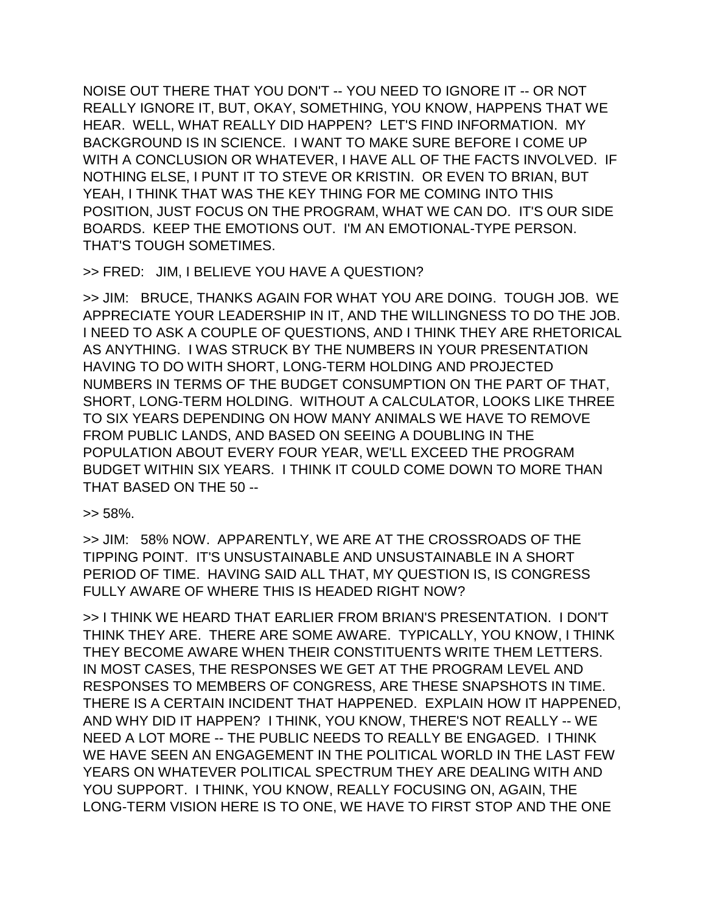NOISE OUT THERE THAT YOU DON'T -- YOU NEED TO IGNORE IT -- OR NOT REALLY IGNORE IT, BUT, OKAY, SOMETHING, YOU KNOW, HAPPENS THAT WE HEAR. WELL, WHAT REALLY DID HAPPEN? LET'S FIND INFORMATION. MY BACKGROUND IS IN SCIENCE. I WANT TO MAKE SURE BEFORE I COME UP WITH A CONCLUSION OR WHATEVER, I HAVE ALL OF THE FACTS INVOLVED. IF NOTHING ELSE, I PUNT IT TO STEVE OR KRISTIN. OR EVEN TO BRIAN, BUT YEAH, I THINK THAT WAS THE KEY THING FOR ME COMING INTO THIS POSITION, JUST FOCUS ON THE PROGRAM, WHAT WE CAN DO. IT'S OUR SIDE BOARDS. KEEP THE EMOTIONS OUT. I'M AN EMOTIONAL-TYPE PERSON. THAT'S TOUGH SOMETIMES.

>> FRED: JIM, I BELIEVE YOU HAVE A QUESTION?

>> JIM: BRUCE, THANKS AGAIN FOR WHAT YOU ARE DOING. TOUGH JOB. WE APPRECIATE YOUR LEADERSHIP IN IT, AND THE WILLINGNESS TO DO THE JOB. I NEED TO ASK A COUPLE OF QUESTIONS, AND I THINK THEY ARE RHETORICAL AS ANYTHING. I WAS STRUCK BY THE NUMBERS IN YOUR PRESENTATION HAVING TO DO WITH SHORT, LONG-TERM HOLDING AND PROJECTED NUMBERS IN TERMS OF THE BUDGET CONSUMPTION ON THE PART OF THAT, SHORT, LONG-TERM HOLDING. WITHOUT A CALCULATOR, LOOKS LIKE THREE TO SIX YEARS DEPENDING ON HOW MANY ANIMALS WE HAVE TO REMOVE FROM PUBLIC LANDS, AND BASED ON SEEING A DOUBLING IN THE POPULATION ABOUT EVERY FOUR YEAR, WE'LL EXCEED THE PROGRAM BUDGET WITHIN SIX YEARS. I THINK IT COULD COME DOWN TO MORE THAN THAT BASED ON THE 50 --

>> 58%.

>> JIM: 58% NOW. APPARENTLY, WE ARE AT THE CROSSROADS OF THE TIPPING POINT. IT'S UNSUSTAINABLE AND UNSUSTAINABLE IN A SHORT PERIOD OF TIME. HAVING SAID ALL THAT, MY QUESTION IS, IS CONGRESS FULLY AWARE OF WHERE THIS IS HEADED RIGHT NOW?

>> I THINK WE HEARD THAT EARLIER FROM BRIAN'S PRESENTATION. I DON'T THINK THEY ARE. THERE ARE SOME AWARE. TYPICALLY, YOU KNOW, I THINK THEY BECOME AWARE WHEN THEIR CONSTITUENTS WRITE THEM LETTERS. IN MOST CASES, THE RESPONSES WE GET AT THE PROGRAM LEVEL AND RESPONSES TO MEMBERS OF CONGRESS, ARE THESE SNAPSHOTS IN TIME. THERE IS A CERTAIN INCIDENT THAT HAPPENED. EXPLAIN HOW IT HAPPENED, AND WHY DID IT HAPPEN? I THINK, YOU KNOW, THERE'S NOT REALLY -- WE NEED A LOT MORE -- THE PUBLIC NEEDS TO REALLY BE ENGAGED. I THINK WE HAVE SEEN AN ENGAGEMENT IN THE POLITICAL WORLD IN THE LAST FEW YEARS ON WHATEVER POLITICAL SPECTRUM THEY ARE DEALING WITH AND YOU SUPPORT. I THINK, YOU KNOW, REALLY FOCUSING ON, AGAIN, THE LONG-TERM VISION HERE IS TO ONE, WE HAVE TO FIRST STOP AND THE ONE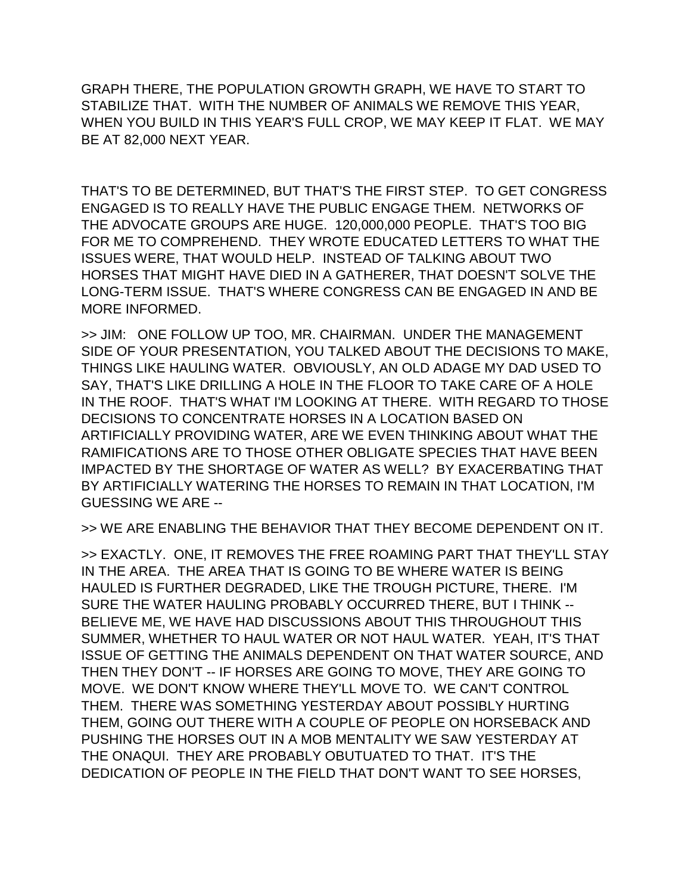GRAPH THERE, THE POPULATION GROWTH GRAPH, WE HAVE TO START TO STABILIZE THAT. WITH THE NUMBER OF ANIMALS WE REMOVE THIS YEAR, WHEN YOU BUILD IN THIS YEAR'S FULL CROP, WE MAY KEEP IT FLAT. WE MAY BE AT 82,000 NEXT YEAR.

THAT'S TO BE DETERMINED, BUT THAT'S THE FIRST STEP. TO GET CONGRESS ENGAGED IS TO REALLY HAVE THE PUBLIC ENGAGE THEM. NETWORKS OF THE ADVOCATE GROUPS ARE HUGE. 120,000,000 PEOPLE. THAT'S TOO BIG FOR ME TO COMPREHEND. THEY WROTE EDUCATED LETTERS TO WHAT THE ISSUES WERE, THAT WOULD HELP. INSTEAD OF TALKING ABOUT TWO HORSES THAT MIGHT HAVE DIED IN A GATHERER, THAT DOESN'T SOLVE THE LONG-TERM ISSUE. THAT'S WHERE CONGRESS CAN BE ENGAGED IN AND BE MORE INFORMED.

>> JIM: ONE FOLLOW UP TOO, MR. CHAIRMAN. UNDER THE MANAGEMENT SIDE OF YOUR PRESENTATION, YOU TALKED ABOUT THE DECISIONS TO MAKE, THINGS LIKE HAULING WATER. OBVIOUSLY, AN OLD ADAGE MY DAD USED TO SAY, THAT'S LIKE DRILLING A HOLE IN THE FLOOR TO TAKE CARE OF A HOLE IN THE ROOF. THAT'S WHAT I'M LOOKING AT THERE. WITH REGARD TO THOSE DECISIONS TO CONCENTRATE HORSES IN A LOCATION BASED ON ARTIFICIALLY PROVIDING WATER, ARE WE EVEN THINKING ABOUT WHAT THE RAMIFICATIONS ARE TO THOSE OTHER OBLIGATE SPECIES THAT HAVE BEEN IMPACTED BY THE SHORTAGE OF WATER AS WELL? BY EXACERBATING THAT BY ARTIFICIALLY WATERING THE HORSES TO REMAIN IN THAT LOCATION, I'M GUESSING WE ARE --

>> WE ARE ENABLING THE BEHAVIOR THAT THEY BECOME DEPENDENT ON IT.

>> EXACTLY. ONE, IT REMOVES THE FREE ROAMING PART THAT THEY'LL STAY IN THE AREA. THE AREA THAT IS GOING TO BE WHERE WATER IS BEING HAULED IS FURTHER DEGRADED, LIKE THE TROUGH PICTURE, THERE. I'M SURE THE WATER HAULING PROBABLY OCCURRED THERE, BUT I THINK -- BELIEVE ME, WE HAVE HAD DISCUSSIONS ABOUT THIS THROUGHOUT THIS SUMMER, WHETHER TO HAUL WATER OR NOT HAUL WATER. YEAH, IT'S THAT ISSUE OF GETTING THE ANIMALS DEPENDENT ON THAT WATER SOURCE, AND THEN THEY DON'T -- IF HORSES ARE GOING TO MOVE, THEY ARE GOING TO MOVE. WE DON'T KNOW WHERE THEY'LL MOVE TO. WE CAN'T CONTROL THEM. THERE WAS SOMETHING YESTERDAY ABOUT POSSIBLY HURTING THEM, GOING OUT THERE WITH A COUPLE OF PEOPLE ON HORSEBACK AND PUSHING THE HORSES OUT IN A MOB MENTALITY WE SAW YESTERDAY AT THE ONAQUI. THEY ARE PROBABLY OBUTUATED TO THAT. IT'S THE DEDICATION OF PEOPLE IN THE FIELD THAT DON'T WANT TO SEE HORSES,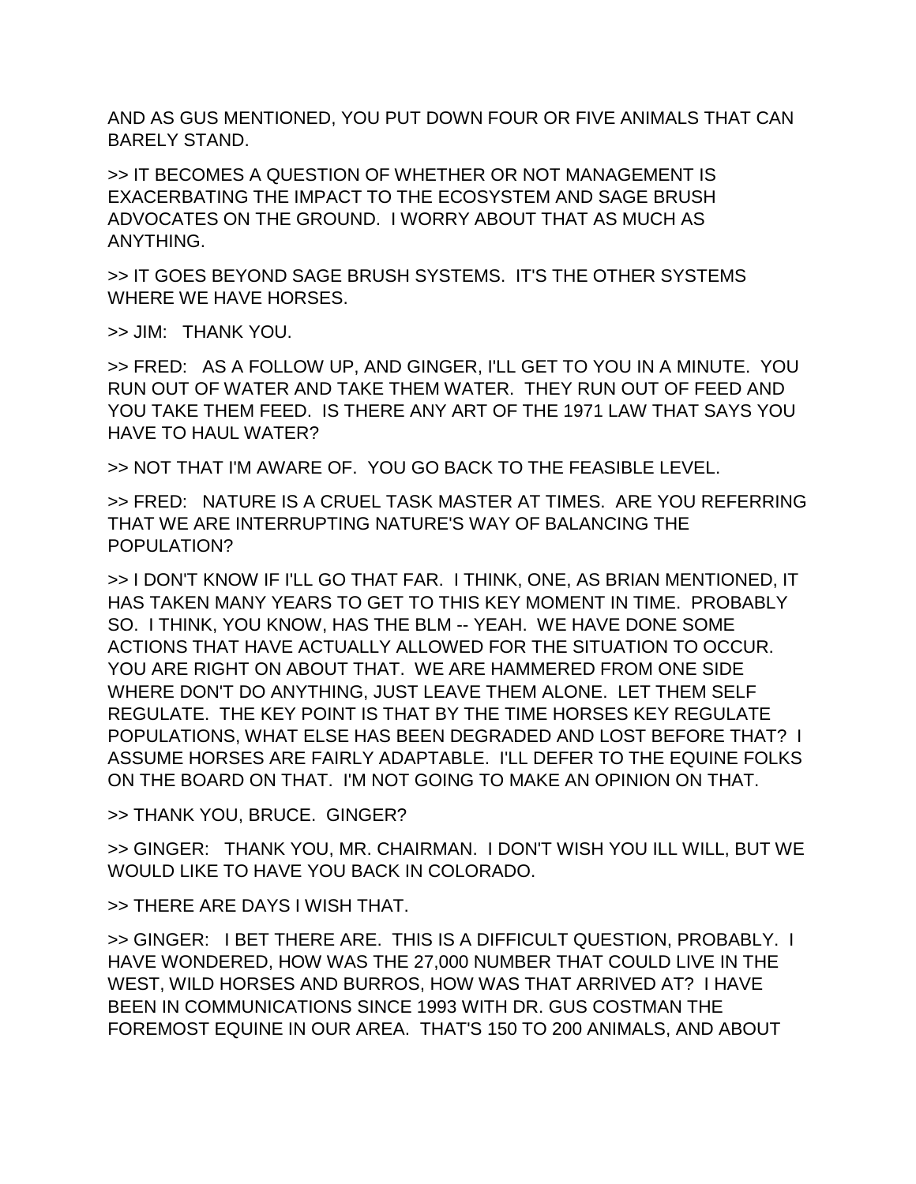AND AS GUS MENTIONED, YOU PUT DOWN FOUR OR FIVE ANIMALS THAT CAN BARELY STAND.

>> IT BECOMES A QUESTION OF WHETHER OR NOT MANAGEMENT IS EXACERBATING THE IMPACT TO THE ECOSYSTEM AND SAGE BRUSH ADVOCATES ON THE GROUND. I WORRY ABOUT THAT AS MUCH AS ANYTHING.

>> IT GOES BEYOND SAGE BRUSH SYSTEMS. IT'S THE OTHER SYSTEMS WHERE WE HAVE HORSES.

>> JIM: THANK YOU.

>> FRED: AS A FOLLOW UP, AND GINGER, I'LL GET TO YOU IN A MINUTE. YOU RUN OUT OF WATER AND TAKE THEM WATER. THEY RUN OUT OF FEED AND YOU TAKE THEM FEED. IS THERE ANY ART OF THE 1971 LAW THAT SAYS YOU HAVE TO HAUL WATER?

>> NOT THAT I'M AWARE OF. YOU GO BACK TO THE FEASIBLE LEVEL.

>> FRED: NATURE IS A CRUEL TASK MASTER AT TIMES. ARE YOU REFERRING THAT WE ARE INTERRUPTING NATURE'S WAY OF BALANCING THE POPULATION?

>> I DON'T KNOW IF I'LL GO THAT FAR. I THINK, ONE, AS BRIAN MENTIONED, IT HAS TAKEN MANY YEARS TO GET TO THIS KEY MOMENT IN TIME. PROBABLY SO. I THINK, YOU KNOW, HAS THE BLM -- YEAH. WE HAVE DONE SOME ACTIONS THAT HAVE ACTUALLY ALLOWED FOR THE SITUATION TO OCCUR. YOU ARE RIGHT ON ABOUT THAT. WE ARE HAMMERED FROM ONE SIDE WHERE DON'T DO ANYTHING, JUST LEAVE THEM ALONE. LET THEM SELF REGULATE. THE KEY POINT IS THAT BY THE TIME HORSES KEY REGULATE POPULATIONS, WHAT ELSE HAS BEEN DEGRADED AND LOST BEFORE THAT? I ASSUME HORSES ARE FAIRLY ADAPTABLE. I'LL DEFER TO THE EQUINE FOLKS ON THE BOARD ON THAT. I'M NOT GOING TO MAKE AN OPINION ON THAT.

>> THANK YOU, BRUCE. GINGER?

>> GINGER: THANK YOU, MR. CHAIRMAN. I DON'T WISH YOU ILL WILL, BUT WE WOULD LIKE TO HAVE YOU BACK IN COLORADO.

>> THERE ARE DAYS I WISH THAT.

>> GINGER: I BET THERE ARE. THIS IS A DIFFICULT QUESTION, PROBABLY. I HAVE WONDERED, HOW WAS THE 27,000 NUMBER THAT COULD LIVE IN THE WEST, WILD HORSES AND BURROS, HOW WAS THAT ARRIVED AT? I HAVE BEEN IN COMMUNICATIONS SINCE 1993 WITH DR. GUS COSTMAN THE FOREMOST EQUINE IN OUR AREA. THAT'S 150 TO 200 ANIMALS, AND ABOUT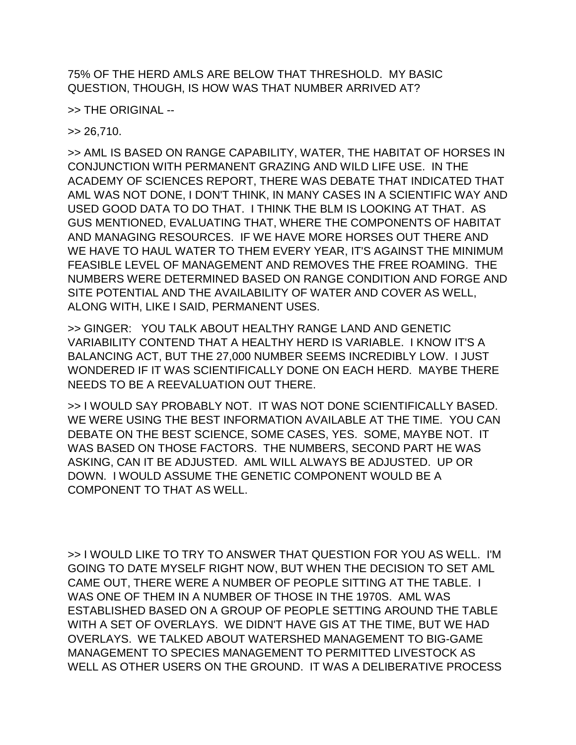75% OF THE HERD AMLS ARE BELOW THAT THRESHOLD. MY BASIC QUESTION, THOUGH, IS HOW WAS THAT NUMBER ARRIVED AT?

>> THE ORIGINAL --

>> 26,710.

>> AML IS BASED ON RANGE CAPABILITY, WATER, THE HABITAT OF HORSES IN CONJUNCTION WITH PERMANENT GRAZING AND WILD LIFE USE. IN THE ACADEMY OF SCIENCES REPORT, THERE WAS DEBATE THAT INDICATED THAT AML WAS NOT DONE, I DON'T THINK, IN MANY CASES IN A SCIENTIFIC WAY AND USED GOOD DATA TO DO THAT. I THINK THE BLM IS LOOKING AT THAT. AS GUS MENTIONED, EVALUATING THAT, WHERE THE COMPONENTS OF HABITAT AND MANAGING RESOURCES. IF WE HAVE MORE HORSES OUT THERE AND WE HAVE TO HAUL WATER TO THEM EVERY YEAR, IT'S AGAINST THE MINIMUM FEASIBLE LEVEL OF MANAGEMENT AND REMOVES THE FREE ROAMING. THE NUMBERS WERE DETERMINED BASED ON RANGE CONDITION AND FORGE AND SITE POTENTIAL AND THE AVAILABILITY OF WATER AND COVER AS WELL, ALONG WITH, LIKE I SAID, PERMANENT USES.

>> GINGER: YOU TALK ABOUT HEALTHY RANGE LAND AND GENETIC VARIABILITY CONTEND THAT A HEALTHY HERD IS VARIABLE. I KNOW IT'S A BALANCING ACT, BUT THE 27,000 NUMBER SEEMS INCREDIBLY LOW. I JUST WONDERED IF IT WAS SCIENTIFICALLY DONE ON EACH HERD. MAYBE THERE NEEDS TO BE A REEVALUATION OUT THERE.

>> I WOULD SAY PROBABLY NOT. IT WAS NOT DONE SCIENTIFICALLY BASED. WE WERE USING THE BEST INFORMATION AVAILABLE AT THE TIME. YOU CAN DEBATE ON THE BEST SCIENCE, SOME CASES, YES. SOME, MAYBE NOT. IT WAS BASED ON THOSE FACTORS. THE NUMBERS, SECOND PART HE WAS ASKING, CAN IT BE ADJUSTED. AML WILL ALWAYS BE ADJUSTED. UP OR DOWN. I WOULD ASSUME THE GENETIC COMPONENT WOULD BE A COMPONENT TO THAT AS WELL.

>> I WOULD LIKE TO TRY TO ANSWER THAT QUESTION FOR YOU AS WELL. I'M GOING TO DATE MYSELF RIGHT NOW, BUT WHEN THE DECISION TO SET AML CAME OUT, THERE WERE A NUMBER OF PEOPLE SITTING AT THE TABLE. I WAS ONE OF THEM IN A NUMBER OF THOSE IN THE 1970S. AML WAS ESTABLISHED BASED ON A GROUP OF PEOPLE SETTING AROUND THE TABLE WITH A SET OF OVERLAYS. WE DIDN'T HAVE GIS AT THE TIME, BUT WE HAD OVERLAYS. WE TALKED ABOUT WATERSHED MANAGEMENT TO BIG-GAME MANAGEMENT TO SPECIES MANAGEMENT TO PERMITTED LIVESTOCK AS WELL AS OTHER USERS ON THE GROUND. IT WAS A DELIBERATIVE PROCESS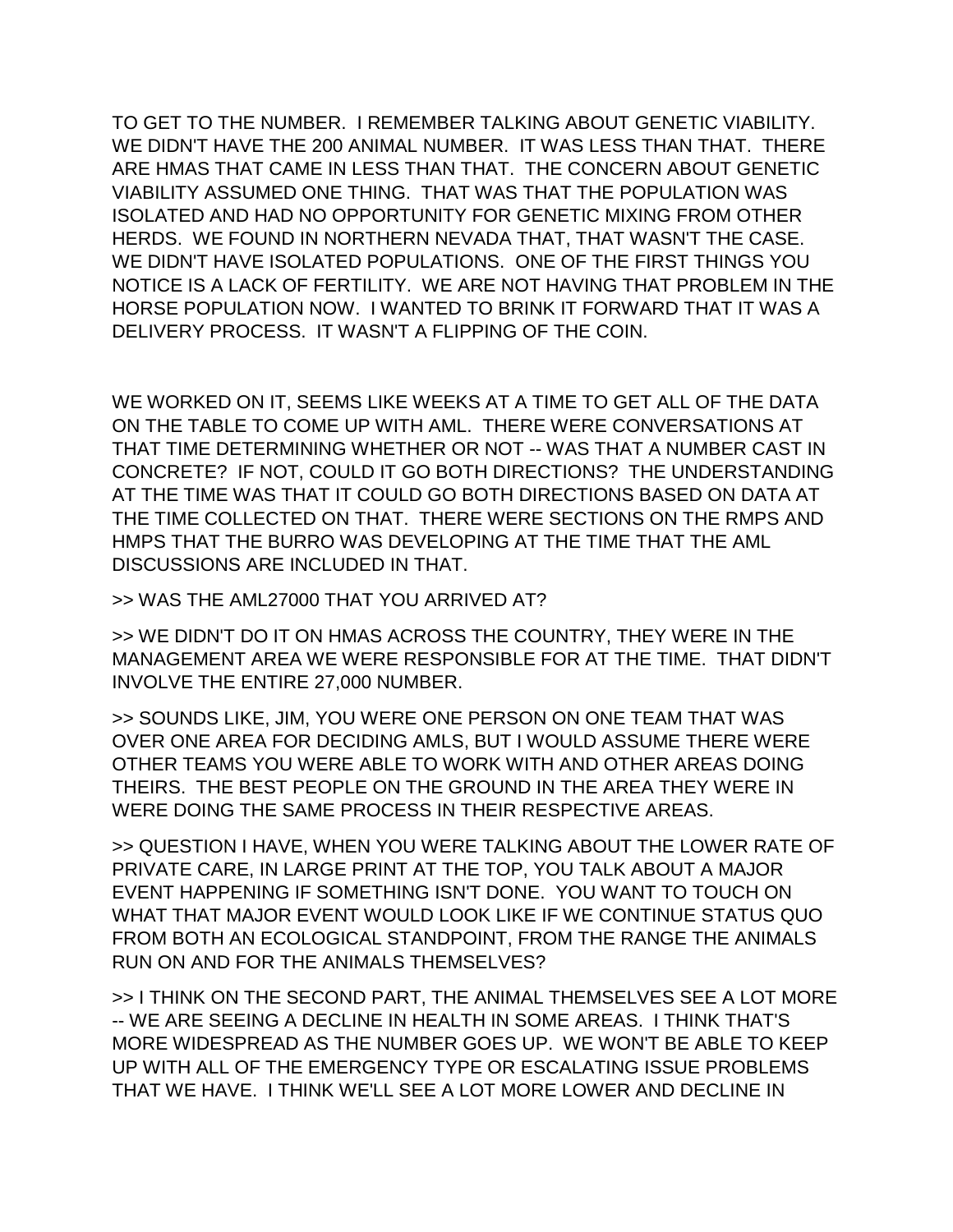TO GET TO THE NUMBER. I REMEMBER TALKING ABOUT GENETIC VIABILITY. WE DIDN'T HAVE THE 200 ANIMAL NUMBER. IT WAS LESS THAN THAT. THERE ARE HMAS THAT CAME IN LESS THAN THAT. THE CONCERN ABOUT GENETIC VIABILITY ASSUMED ONE THING. THAT WAS THAT THE POPULATION WAS ISOLATED AND HAD NO OPPORTUNITY FOR GENETIC MIXING FROM OTHER HERDS. WE FOUND IN NORTHERN NEVADA THAT, THAT WASN'T THE CASE. WE DIDN'T HAVE ISOLATED POPULATIONS. ONE OF THE FIRST THINGS YOU NOTICE IS A LACK OF FERTILITY. WE ARE NOT HAVING THAT PROBLEM IN THE HORSE POPULATION NOW. I WANTED TO BRINK IT FORWARD THAT IT WAS A DELIVERY PROCESS. IT WASN'T A FLIPPING OF THE COIN.

WE WORKED ON IT, SEEMS LIKE WEEKS AT A TIME TO GET ALL OF THE DATA ON THE TABLE TO COME UP WITH AML. THERE WERE CONVERSATIONS AT THAT TIME DETERMINING WHETHER OR NOT -- WAS THAT A NUMBER CAST IN CONCRETE? IF NOT, COULD IT GO BOTH DIRECTIONS? THE UNDERSTANDING AT THE TIME WAS THAT IT COULD GO BOTH DIRECTIONS BASED ON DATA AT THE TIME COLLECTED ON THAT. THERE WERE SECTIONS ON THE RMPS AND HMPS THAT THE BURRO WAS DEVELOPING AT THE TIME THAT THE AML DISCUSSIONS ARE INCLUDED IN THAT.

>> WAS THE AML27000 THAT YOU ARRIVED AT?

>> WE DIDN'T DO IT ON HMAS ACROSS THE COUNTRY, THEY WERE IN THE MANAGEMENT AREA WE WERE RESPONSIBLE FOR AT THE TIME. THAT DIDN'T INVOLVE THE ENTIRE 27,000 NUMBER.

>> SOUNDS LIKE, JIM, YOU WERE ONE PERSON ON ONE TEAM THAT WAS OVER ONE AREA FOR DECIDING AMLS, BUT I WOULD ASSUME THERE WERE OTHER TEAMS YOU WERE ABLE TO WORK WITH AND OTHER AREAS DOING THEIRS. THE BEST PEOPLE ON THE GROUND IN THE AREA THEY WERE IN WERE DOING THE SAME PROCESS IN THEIR RESPECTIVE AREAS.

>> QUESTION I HAVE, WHEN YOU WERE TALKING ABOUT THE LOWER RATE OF PRIVATE CARE, IN LARGE PRINT AT THE TOP, YOU TALK ABOUT A MAJOR EVENT HAPPENING IF SOMETHING ISN'T DONE. YOU WANT TO TOUCH ON WHAT THAT MAJOR EVENT WOULD LOOK LIKE IF WE CONTINUE STATUS QUO FROM BOTH AN ECOLOGICAL STANDPOINT, FROM THE RANGE THE ANIMALS RUN ON AND FOR THE ANIMALS THEMSELVES?

>> I THINK ON THE SECOND PART, THE ANIMAL THEMSELVES SEE A LOT MORE -- WE ARE SEEING A DECLINE IN HEALTH IN SOME AREAS. I THINK THAT'S MORE WIDESPREAD AS THE NUMBER GOES UP. WE WON'T BE ABLE TO KEEP UP WITH ALL OF THE EMERGENCY TYPE OR ESCALATING ISSUE PROBLEMS THAT WE HAVE. I THINK WE'LL SEE A LOT MORE LOWER AND DECLINE IN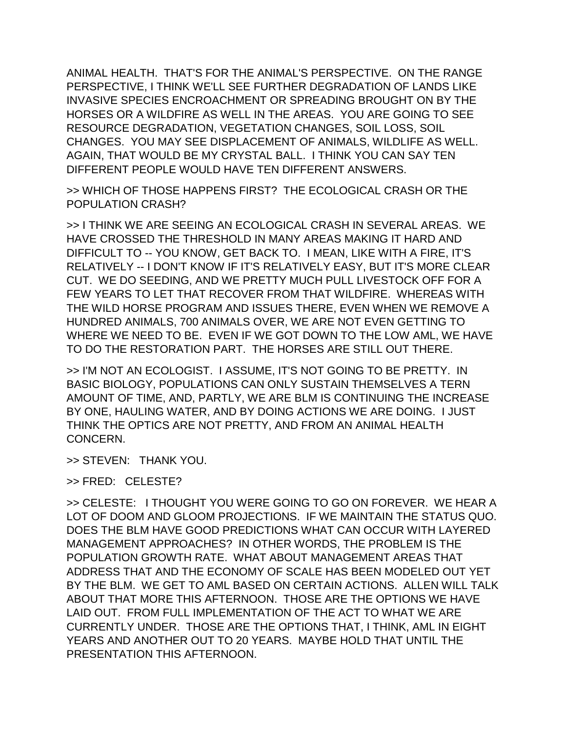ANIMAL HEALTH. THAT'S FOR THE ANIMAL'S PERSPECTIVE. ON THE RANGE PERSPECTIVE, I THINK WE'LL SEE FURTHER DEGRADATION OF LANDS LIKE INVASIVE SPECIES ENCROACHMENT OR SPREADING BROUGHT ON BY THE HORSES OR A WILDFIRE AS WELL IN THE AREAS. YOU ARE GOING TO SEE RESOURCE DEGRADATION, VEGETATION CHANGES, SOIL LOSS, SOIL CHANGES. YOU MAY SEE DISPLACEMENT OF ANIMALS, WILDLIFE AS WELL. AGAIN, THAT WOULD BE MY CRYSTAL BALL. I THINK YOU CAN SAY TEN DIFFERENT PEOPLE WOULD HAVE TEN DIFFERENT ANSWERS.

>> WHICH OF THOSE HAPPENS FIRST? THE ECOLOGICAL CRASH OR THE POPULATION CRASH?

>> I THINK WE ARE SEEING AN ECOLOGICAL CRASH IN SEVERAL AREAS. WE HAVE CROSSED THE THRESHOLD IN MANY AREAS MAKING IT HARD AND DIFFICULT TO -- YOU KNOW, GET BACK TO. I MEAN, LIKE WITH A FIRE, IT'S RELATIVELY -- I DON'T KNOW IF IT'S RELATIVELY EASY, BUT IT'S MORE CLEAR CUT. WE DO SEEDING, AND WE PRETTY MUCH PULL LIVESTOCK OFF FOR A FEW YEARS TO LET THAT RECOVER FROM THAT WILDFIRE. WHEREAS WITH THE WILD HORSE PROGRAM AND ISSUES THERE, EVEN WHEN WE REMOVE A HUNDRED ANIMALS, 700 ANIMALS OVER, WE ARE NOT EVEN GETTING TO WHERE WE NEED TO BE. EVEN IF WE GOT DOWN TO THE LOW AML, WE HAVE TO DO THE RESTORATION PART. THE HORSES ARE STILL OUT THERE.

>> I'M NOT AN ECOLOGIST. I ASSUME, IT'S NOT GOING TO BE PRETTY. IN BASIC BIOLOGY, POPULATIONS CAN ONLY SUSTAIN THEMSELVES A TERN AMOUNT OF TIME, AND, PARTLY, WE ARE BLM IS CONTINUING THE INCREASE BY ONE, HAULING WATER, AND BY DOING ACTIONS WE ARE DOING. I JUST THINK THE OPTICS ARE NOT PRETTY, AND FROM AN ANIMAL HEALTH CONCERN.

>> STEVEN: THANK YOU.

>> FRED: CELESTE?

>> CELESTE: I THOUGHT YOU WERE GOING TO GO ON FOREVER. WE HEAR A LOT OF DOOM AND GLOOM PROJECTIONS. IF WE MAINTAIN THE STATUS QUO. DOES THE BLM HAVE GOOD PREDICTIONS WHAT CAN OCCUR WITH LAYERED MANAGEMENT APPROACHES? IN OTHER WORDS, THE PROBLEM IS THE POPULATION GROWTH RATE. WHAT ABOUT MANAGEMENT AREAS THAT ADDRESS THAT AND THE ECONOMY OF SCALE HAS BEEN MODELED OUT YET BY THE BLM. WE GET TO AML BASED ON CERTAIN ACTIONS. ALLEN WILL TALK ABOUT THAT MORE THIS AFTERNOON. THOSE ARE THE OPTIONS WE HAVE LAID OUT. FROM FULL IMPLEMENTATION OF THE ACT TO WHAT WE ARE CURRENTLY UNDER. THOSE ARE THE OPTIONS THAT, I THINK, AML IN EIGHT YEARS AND ANOTHER OUT TO 20 YEARS. MAYBE HOLD THAT UNTIL THE PRESENTATION THIS AFTERNOON.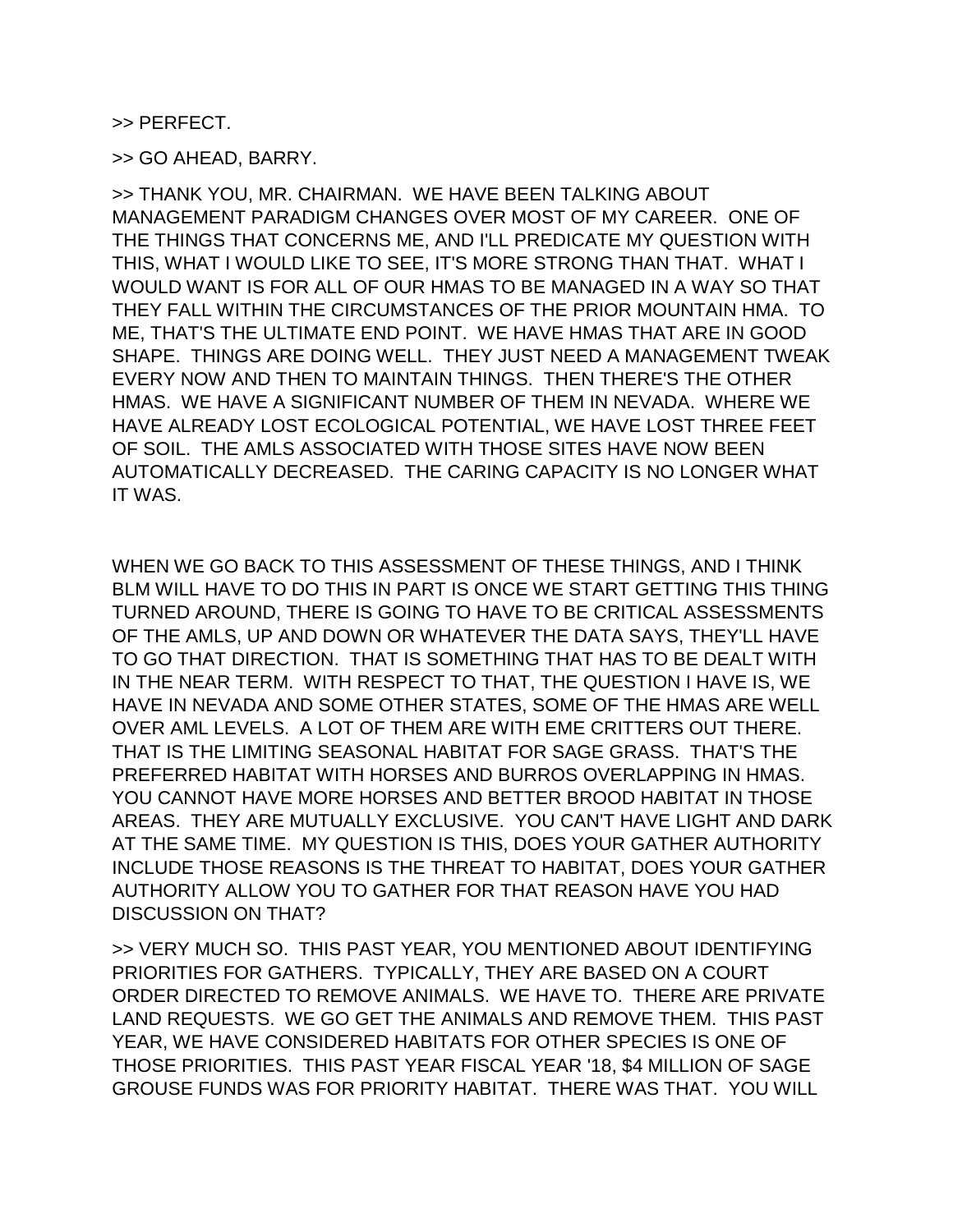>> PERFECT.

>> GO AHEAD, BARRY.

>> THANK YOU, MR. CHAIRMAN. WE HAVE BEEN TALKING ABOUT MANAGEMENT PARADIGM CHANGES OVER MOST OF MY CAREER. ONE OF THE THINGS THAT CONCERNS ME, AND I'LL PREDICATE MY QUESTION WITH THIS, WHAT I WOULD LIKE TO SEE, IT'S MORE STRONG THAN THAT. WHAT I WOULD WANT IS FOR ALL OF OUR HMAS TO BE MANAGED IN A WAY SO THAT THEY FALL WITHIN THE CIRCUMSTANCES OF THE PRIOR MOUNTAIN HMA. TO ME, THAT'S THE ULTIMATE END POINT. WE HAVE HMAS THAT ARE IN GOOD SHAPE. THINGS ARE DOING WELL. THEY JUST NEED A MANAGEMENT TWEAK EVERY NOW AND THEN TO MAINTAIN THINGS. THEN THERE'S THE OTHER HMAS. WE HAVE A SIGNIFICANT NUMBER OF THEM IN NEVADA. WHERE WE HAVE ALREADY LOST ECOLOGICAL POTENTIAL, WE HAVE LOST THREE FEET OF SOIL. THE AMLS ASSOCIATED WITH THOSE SITES HAVE NOW BEEN AUTOMATICALLY DECREASED. THE CARING CAPACITY IS NO LONGER WHAT IT WAS.

WHEN WE GO BACK TO THIS ASSESSMENT OF THESE THINGS, AND I THINK BLM WILL HAVE TO DO THIS IN PART IS ONCE WE START GETTING THIS THING TURNED AROUND, THERE IS GOING TO HAVE TO BE CRITICAL ASSESSMENTS OF THE AMLS, UP AND DOWN OR WHATEVER THE DATA SAYS, THEY'LL HAVE TO GO THAT DIRECTION. THAT IS SOMETHING THAT HAS TO BE DEALT WITH IN THE NEAR TERM. WITH RESPECT TO THAT, THE QUESTION I HAVE IS, WE HAVE IN NEVADA AND SOME OTHER STATES, SOME OF THE HMAS ARE WELL OVER AML LEVELS. A LOT OF THEM ARE WITH EME CRITTERS OUT THERE. THAT IS THE LIMITING SEASONAL HABITAT FOR SAGE GRASS. THAT'S THE PREFERRED HABITAT WITH HORSES AND BURROS OVERLAPPING IN HMAS. YOU CANNOT HAVE MORE HORSES AND BETTER BROOD HABITAT IN THOSE AREAS. THEY ARE MUTUALLY EXCLUSIVE. YOU CAN'T HAVE LIGHT AND DARK AT THE SAME TIME. MY QUESTION IS THIS, DOES YOUR GATHER AUTHORITY INCLUDE THOSE REASONS IS THE THREAT TO HABITAT, DOES YOUR GATHER AUTHORITY ALLOW YOU TO GATHER FOR THAT REASON HAVE YOU HAD DISCUSSION ON THAT?

>> VERY MUCH SO. THIS PAST YEAR, YOU MENTIONED ABOUT IDENTIFYING PRIORITIES FOR GATHERS. TYPICALLY, THEY ARE BASED ON A COURT ORDER DIRECTED TO REMOVE ANIMALS. WE HAVE TO. THERE ARE PRIVATE LAND REQUESTS. WE GO GET THE ANIMALS AND REMOVE THEM. THIS PAST YEAR, WE HAVE CONSIDERED HABITATS FOR OTHER SPECIES IS ONE OF THOSE PRIORITIES. THIS PAST YEAR FISCAL YEAR '18, $4 MILLION OF SAGE GROUSE FUNDS WAS FOR PRIORITY HABITAT. THERE WAS THAT. YOU WILL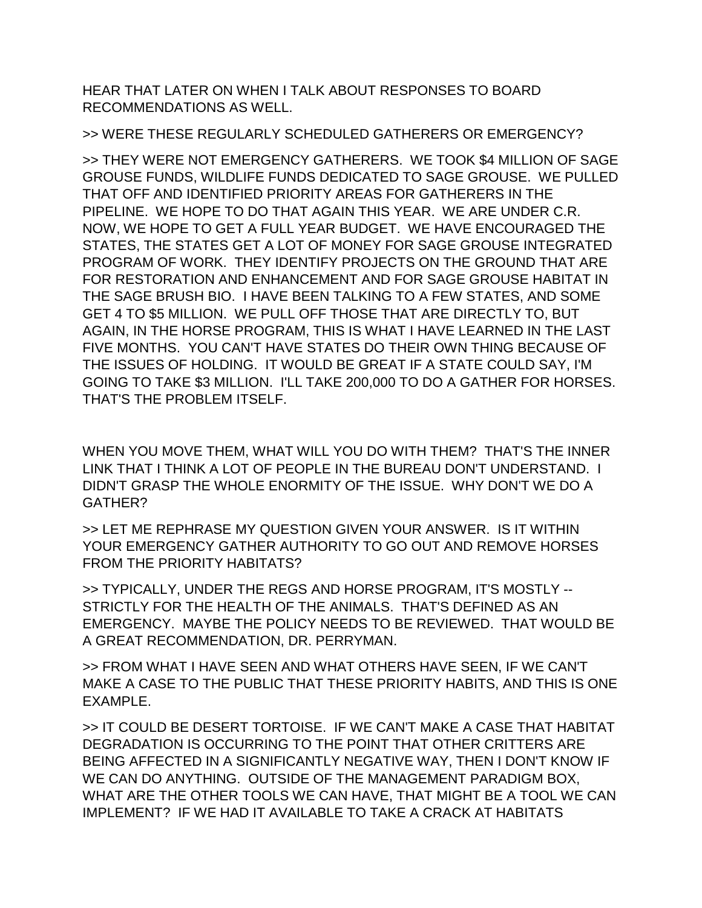HEAR THAT LATER ON WHEN I TALK ABOUT RESPONSES TO BOARD RECOMMENDATIONS AS WELL.

>> WERE THESE REGULARLY SCHEDULED GATHERERS OR EMERGENCY?

>> THEY WERE NOT EMERGENCY GATHERERS. WE TOOK $4 MILLION OF SAGE GROUSE FUNDS, WILDLIFE FUNDS DEDICATED TO SAGE GROUSE. WE PULLED THAT OFF AND IDENTIFIED PRIORITY AREAS FOR GATHERERS IN THE PIPELINE. WE HOPE TO DO THAT AGAIN THIS YEAR. WE ARE UNDER C.R. NOW, WE HOPE TO GET A FULL YEAR BUDGET. WE HAVE ENCOURAGED THE STATES, THE STATES GET A LOT OF MONEY FOR SAGE GROUSE INTEGRATED PROGRAM OF WORK. THEY IDENTIFY PROJECTS ON THE GROUND THAT ARE FOR RESTORATION AND ENHANCEMENT AND FOR SAGE GROUSE HABITAT IN THE SAGE BRUSH BIO. I HAVE BEEN TALKING TO A FEW STATES, AND SOME GET 4 TO $5 MILLION. WE PULL OFF THOSE THAT ARE DIRECTLY TO, BUT AGAIN, IN THE HORSE PROGRAM, THIS IS WHAT I HAVE LEARNED IN THE LAST FIVE MONTHS. YOU CAN'T HAVE STATES DO THEIR OWN THING BECAUSE OF THE ISSUES OF HOLDING. IT WOULD BE GREAT IF A STATE COULD SAY, I'M GOING TO TAKE $3 MILLION. I'LL TAKE 200,000 TO DO A GATHER FOR HORSES. THAT'S THE PROBLEM ITSELF.

WHEN YOU MOVE THEM, WHAT WILL YOU DO WITH THEM? THAT'S THE INNER LINK THAT I THINK A LOT OF PEOPLE IN THE BUREAU DON'T UNDERSTAND. I DIDN'T GRASP THE WHOLE ENORMITY OF THE ISSUE. WHY DON'T WE DO A GATHER?

>> LET ME REPHRASE MY QUESTION GIVEN YOUR ANSWER. IS IT WITHIN YOUR EMERGENCY GATHER AUTHORITY TO GO OUT AND REMOVE HORSES FROM THE PRIORITY HABITATS?

>> TYPICALLY, UNDER THE REGS AND HORSE PROGRAM, IT'S MOSTLY -- STRICTLY FOR THE HEALTH OF THE ANIMALS. THAT'S DEFINED AS AN EMERGENCY. MAYBE THE POLICY NEEDS TO BE REVIEWED. THAT WOULD BE A GREAT RECOMMENDATION, DR. PERRYMAN.

>> FROM WHAT I HAVE SEEN AND WHAT OTHERS HAVE SEEN, IF WE CAN'T MAKE A CASE TO THE PUBLIC THAT THESE PRIORITY HABITS, AND THIS IS ONE EXAMPLE.

>> IT COULD BE DESERT TORTOISE. IF WE CAN'T MAKE A CASE THAT HABITAT DEGRADATION IS OCCURRING TO THE POINT THAT OTHER CRITTERS ARE BEING AFFECTED IN A SIGNIFICANTLY NEGATIVE WAY, THEN I DON'T KNOW IF WE CAN DO ANYTHING. OUTSIDE OF THE MANAGEMENT PARADIGM BOX, WHAT ARE THE OTHER TOOLS WE CAN HAVE, THAT MIGHT BE A TOOL WE CAN IMPLEMENT? IF WE HAD IT AVAILABLE TO TAKE A CRACK AT HABITATS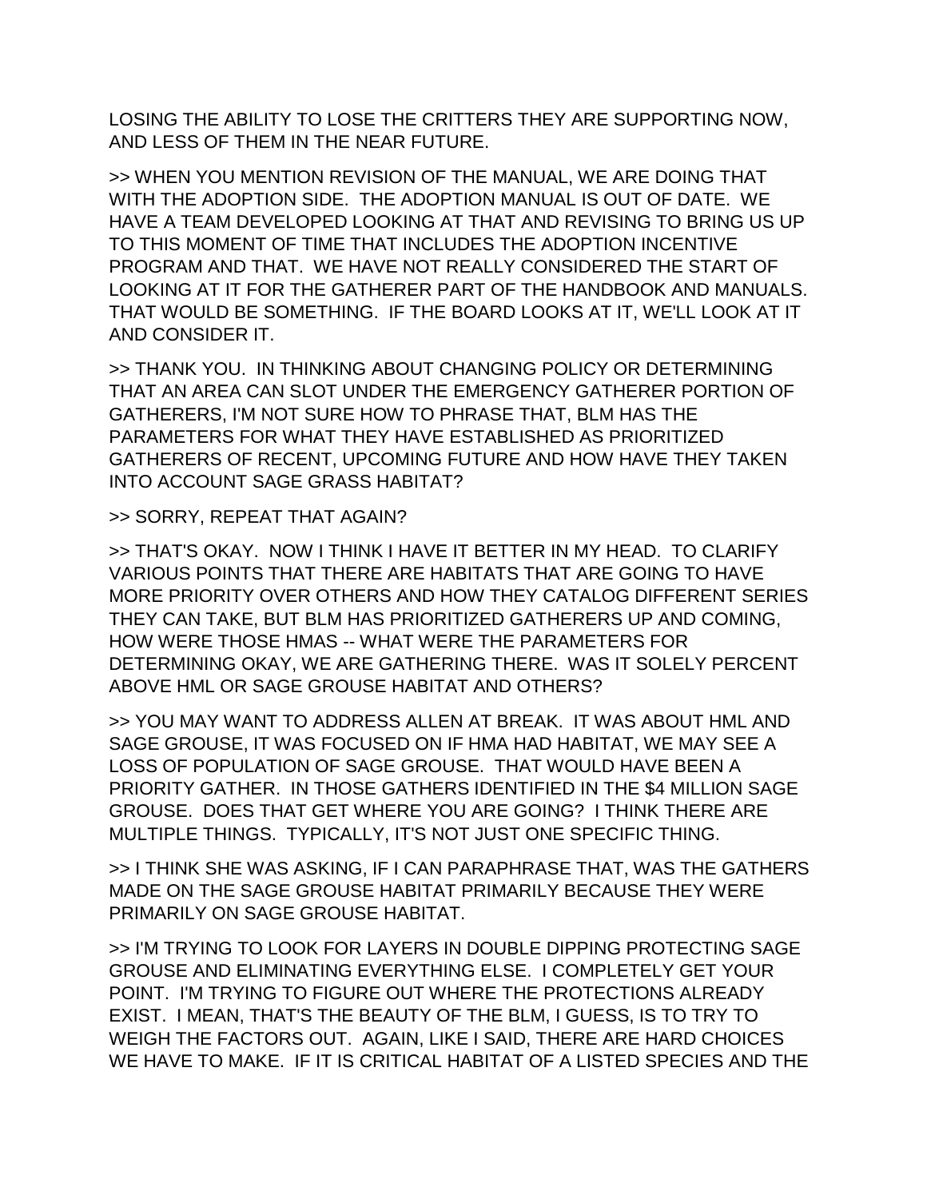LOSING THE ABILITY TO LOSE THE CRITTERS THEY ARE SUPPORTING NOW, AND LESS OF THEM IN THE NEAR FUTURE.

>> WHEN YOU MENTION REVISION OF THE MANUAL, WE ARE DOING THAT WITH THE ADOPTION SIDE. THE ADOPTION MANUAL IS OUT OF DATE. WE HAVE A TEAM DEVELOPED LOOKING AT THAT AND REVISING TO BRING US UP TO THIS MOMENT OF TIME THAT INCLUDES THE ADOPTION INCENTIVE PROGRAM AND THAT. WE HAVE NOT REALLY CONSIDERED THE START OF LOOKING AT IT FOR THE GATHERER PART OF THE HANDBOOK AND MANUALS. THAT WOULD BE SOMETHING. IF THE BOARD LOOKS AT IT, WE'LL LOOK AT IT AND CONSIDER IT.

>> THANK YOU. IN THINKING ABOUT CHANGING POLICY OR DETERMINING THAT AN AREA CAN SLOT UNDER THE EMERGENCY GATHERER PORTION OF GATHERERS, I'M NOT SURE HOW TO PHRASE THAT, BLM HAS THE PARAMETERS FOR WHAT THEY HAVE ESTABLISHED AS PRIORITIZED GATHERERS OF RECENT, UPCOMING FUTURE AND HOW HAVE THEY TAKEN INTO ACCOUNT SAGE GRASS HABITAT?

>> SORRY, REPEAT THAT AGAIN?

>> THAT'S OKAY. NOW I THINK I HAVE IT BETTER IN MY HEAD. TO CLARIFY VARIOUS POINTS THAT THERE ARE HABITATS THAT ARE GOING TO HAVE MORE PRIORITY OVER OTHERS AND HOW THEY CATALOG DIFFERENT SERIES THEY CAN TAKE, BUT BLM HAS PRIORITIZED GATHERERS UP AND COMING, HOW WERE THOSE HMAS -- WHAT WERE THE PARAMETERS FOR DETERMINING OKAY, WE ARE GATHERING THERE. WAS IT SOLELY PERCENT ABOVE HML OR SAGE GROUSE HABITAT AND OTHERS?

>> YOU MAY WANT TO ADDRESS ALLEN AT BREAK. IT WAS ABOUT HML AND SAGE GROUSE, IT WAS FOCUSED ON IF HMA HAD HABITAT, WE MAY SEE A LOSS OF POPULATION OF SAGE GROUSE. THAT WOULD HAVE BEEN A PRIORITY GATHER. IN THOSE GATHERS IDENTIFIED IN THE $4 MILLION SAGE GROUSE. DOES THAT GET WHERE YOU ARE GOING? I THINK THERE ARE MULTIPLE THINGS. TYPICALLY, IT'S NOT JUST ONE SPECIFIC THING.

>> I THINK SHE WAS ASKING, IF I CAN PARAPHRASE THAT, WAS THE GATHERS MADE ON THE SAGE GROUSE HABITAT PRIMARILY BECAUSE THEY WERE PRIMARILY ON SAGE GROUSE HABITAT.

>> I'M TRYING TO LOOK FOR LAYERS IN DOUBLE DIPPING PROTECTING SAGE GROUSE AND ELIMINATING EVERYTHING ELSE. I COMPLETELY GET YOUR POINT. I'M TRYING TO FIGURE OUT WHERE THE PROTECTIONS ALREADY EXIST. I MEAN, THAT'S THE BEAUTY OF THE BLM, I GUESS, IS TO TRY TO WEIGH THE FACTORS OUT. AGAIN, LIKE I SAID, THERE ARE HARD CHOICES WE HAVE TO MAKE. IF IT IS CRITICAL HABITAT OF A LISTED SPECIES AND THE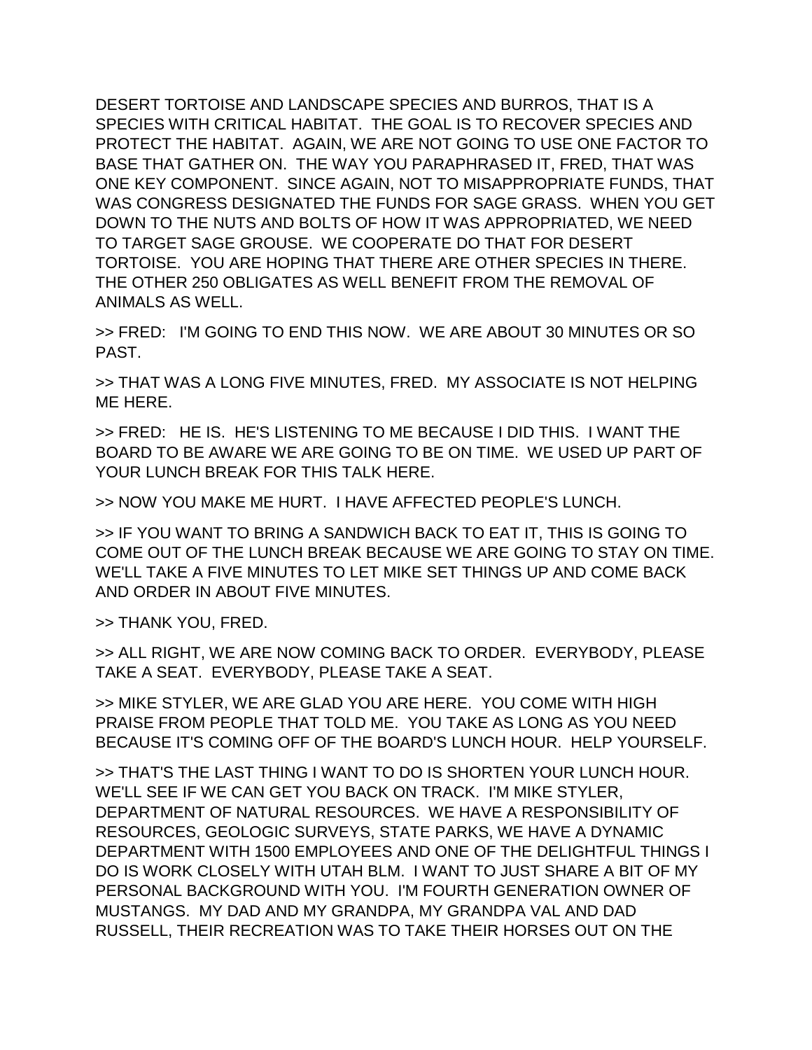DESERT TORTOISE AND LANDSCAPE SPECIES AND BURROS, THAT IS A SPECIES WITH CRITICAL HABITAT.  THE GOAL IS TO RECOVER SPECIES AND PROTECT THE HABITAT.  AGAIN, WE ARE NOT GOING TO USE ONE FACTOR TO BASE THAT GATHER ON.  THE WAY YOU PARAPHRASED IT, FRED, THAT WAS ONE KEY COMPONENT.  SINCE AGAIN, NOT TO MISAPPROPRIATE FUNDS, THAT WAS CONGRESS DESIGNATED THE FUNDS FOR SAGE GRASS.  WHEN YOU GET DOWN TO THE NUTS AND BOLTS OF HOW IT WAS APPROPRIATED, WE NEED TO TARGET SAGE GROUSE.  WE COOPERATE DO THAT FOR DESERT TORTOISE.  YOU ARE HOPING THAT THERE ARE OTHER SPECIES IN THERE.  THE OTHER 250 OBLIGATES AS WELL BENEFIT FROM THE REMOVAL OF ANIMALS AS WELL.

>> FRED:   I'M GOING TO END THIS NOW.  WE ARE ABOUT 30 MINUTES OR SO PAST.

>> THAT WAS A LONG FIVE MINUTES, FRED.  MY ASSOCIATE IS NOT HELPING ME HERE.

>> FRED:   HE IS.  HE'S LISTENING TO ME BECAUSE I DID THIS.  I WANT THE BOARD TO BE AWARE WE ARE GOING TO BE ON TIME.  WE USED UP PART OF YOUR LUNCH BREAK FOR THIS TALK HERE.

>> NOW YOU MAKE ME HURT.  I HAVE AFFECTED PEOPLE'S LUNCH.

>> IF YOU WANT TO BRING A SANDWICH BACK TO EAT IT, THIS IS GOING TO COME OUT OF THE LUNCH BREAK BECAUSE WE ARE GOING TO STAY ON TIME.  WE'LL TAKE A FIVE MINUTES TO LET MIKE SET THINGS UP AND COME BACK AND ORDER IN ABOUT FIVE MINUTES.

>> THANK YOU, FRED.

>> ALL RIGHT, WE ARE NOW COMING BACK TO ORDER.  EVERYBODY, PLEASE TAKE A SEAT.  EVERYBODY, PLEASE TAKE A SEAT.

>> MIKE STYLER, WE ARE GLAD YOU ARE HERE.  YOU COME WITH HIGH PRAISE FROM PEOPLE THAT TOLD ME.  YOU TAKE AS LONG AS YOU NEED BECAUSE IT'S COMING OFF OF THE BOARD'S LUNCH HOUR.  HELP YOURSELF.

>> THAT'S THE LAST THING I WANT TO DO IS SHORTEN YOUR LUNCH HOUR.  WE'LL SEE IF WE CAN GET YOU BACK ON TRACK.  I'M MIKE STYLER, DEPARTMENT OF NATURAL RESOURCES.  WE HAVE A RESPONSIBILITY OF RESOURCES, GEOLOGIC SURVEYS, STATE PARKS, WE HAVE A DYNAMIC DEPARTMENT WITH 1500 EMPLOYEES AND ONE OF THE DELIGHTFUL THINGS I DO IS WORK CLOSELY WITH UTAH BLM.  I WANT TO JUST SHARE A BIT OF MY PERSONAL BACKGROUND WITH YOU.  I'M FOURTH GENERATION OWNER OF MUSTANGS.  MY DAD AND MY GRANDPA, MY GRANDPA VAL AND DAD RUSSELL, THEIR RECREATION WAS TO TAKE THEIR HORSES OUT ON THE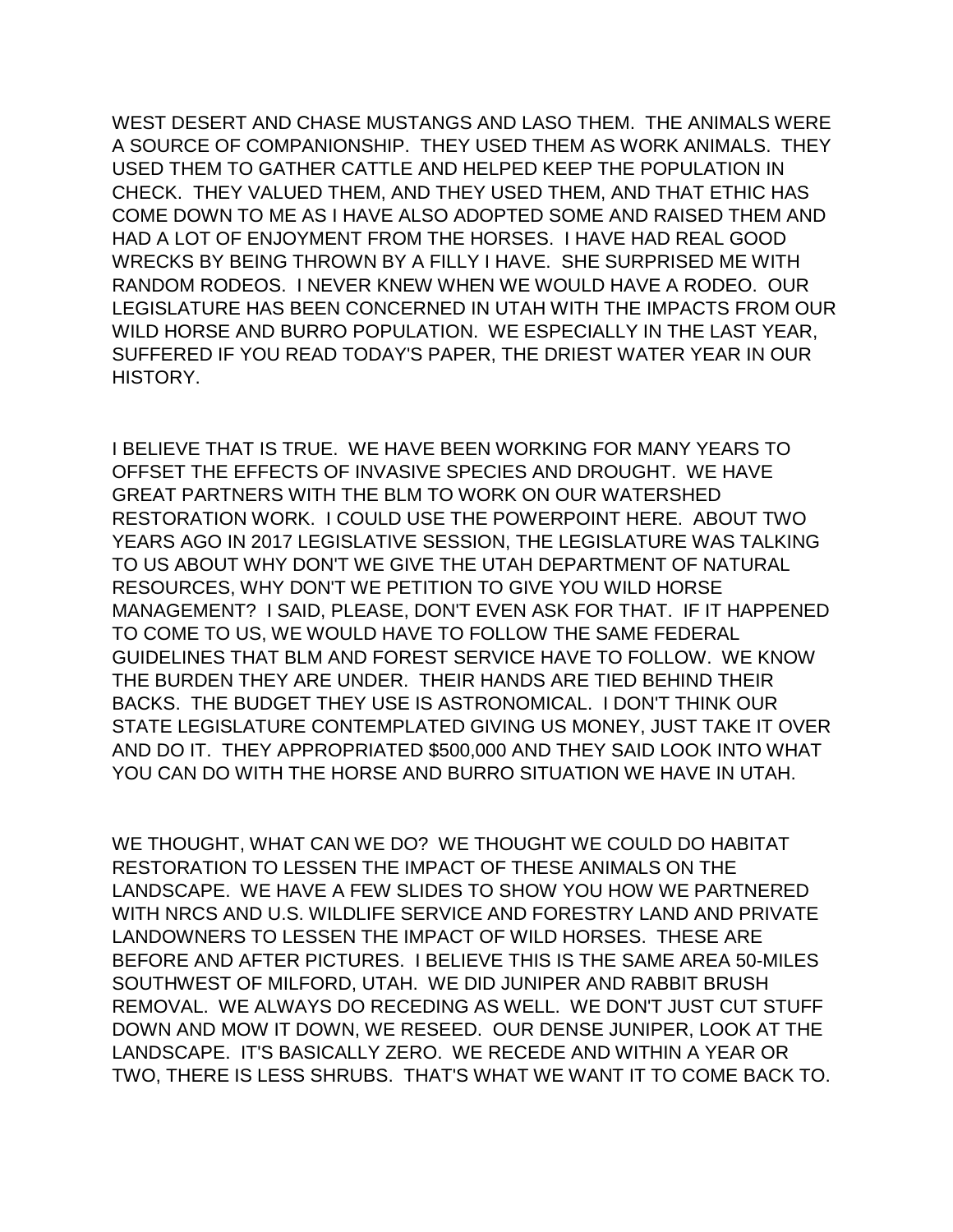WEST DESERT AND CHASE MUSTANGS AND LASO THEM. THE ANIMALS WERE A SOURCE OF COMPANIONSHIP. THEY USED THEM AS WORK ANIMALS. THEY USED THEM TO GATHER CATTLE AND HELPED KEEP THE POPULATION IN CHECK. THEY VALUED THEM, AND THEY USED THEM, AND THAT ETHIC HAS COME DOWN TO ME AS I HAVE ALSO ADOPTED SOME AND RAISED THEM AND HAD A LOT OF ENJOYMENT FROM THE HORSES. I HAVE HAD REAL GOOD WRECKS BY BEING THROWN BY A FILLY I HAVE. SHE SURPRISED ME WITH RANDOM RODEOS. I NEVER KNEW WHEN WE WOULD HAVE A RODEO. OUR LEGISLATURE HAS BEEN CONCERNED IN UTAH WITH THE IMPACTS FROM OUR WILD HORSE AND BURRO POPULATION. WE ESPECIALLY IN THE LAST YEAR, SUFFERED IF YOU READ TODAY'S PAPER, THE DRIEST WATER YEAR IN OUR HISTORY.

I BELIEVE THAT IS TRUE. WE HAVE BEEN WORKING FOR MANY YEARS TO OFFSET THE EFFECTS OF INVASIVE SPECIES AND DROUGHT. WE HAVE GREAT PARTNERS WITH THE BLM TO WORK ON OUR WATERSHED RESTORATION WORK. I COULD USE THE POWERPOINT HERE. ABOUT TWO YEARS AGO IN 2017 LEGISLATIVE SESSION, THE LEGISLATURE WAS TALKING TO US ABOUT WHY DON'T WE GIVE THE UTAH DEPARTMENT OF NATURAL RESOURCES, WHY DON'T WE PETITION TO GIVE YOU WILD HORSE MANAGEMENT? I SAID, PLEASE, DON'T EVEN ASK FOR THAT. IF IT HAPPENED TO COME TO US, WE WOULD HAVE TO FOLLOW THE SAME FEDERAL GUIDELINES THAT BLM AND FOREST SERVICE HAVE TO FOLLOW. WE KNOW THE BURDEN THEY ARE UNDER. THEIR HANDS ARE TIED BEHIND THEIR BACKS. THE BUDGET THEY USE IS ASTRONOMICAL. I DON'T THINK OUR STATE LEGISLATURE CONTEMPLATED GIVING US MONEY, JUST TAKE IT OVER AND DO IT. THEY APPROPRIATED $500,000 AND THEY SAID LOOK INTO WHAT YOU CAN DO WITH THE HORSE AND BURRO SITUATION WE HAVE IN UTAH.

WE THOUGHT, WHAT CAN WE DO? WE THOUGHT WE COULD DO HABITAT RESTORATION TO LESSEN THE IMPACT OF THESE ANIMALS ON THE LANDSCAPE. WE HAVE A FEW SLIDES TO SHOW YOU HOW WE PARTNERED WITH NRCS AND U.S. WILDLIFE SERVICE AND FORESTRY LAND AND PRIVATE LANDOWNERS TO LESSEN THE IMPACT OF WILD HORSES. THESE ARE BEFORE AND AFTER PICTURES. I BELIEVE THIS IS THE SAME AREA 50-MILES SOUTHWEST OF MILFORD, UTAH. WE DID JUNIPER AND RABBIT BRUSH REMOVAL. WE ALWAYS DO RECEDING AS WELL. WE DON'T JUST CUT STUFF DOWN AND MOW IT DOWN, WE RESEED. OUR DENSE JUNIPER, LOOK AT THE LANDSCAPE. IT'S BASICALLY ZERO. WE RECEDE AND WITHIN A YEAR OR TWO, THERE IS LESS SHRUBS. THAT'S WHAT WE WANT IT TO COME BACK TO.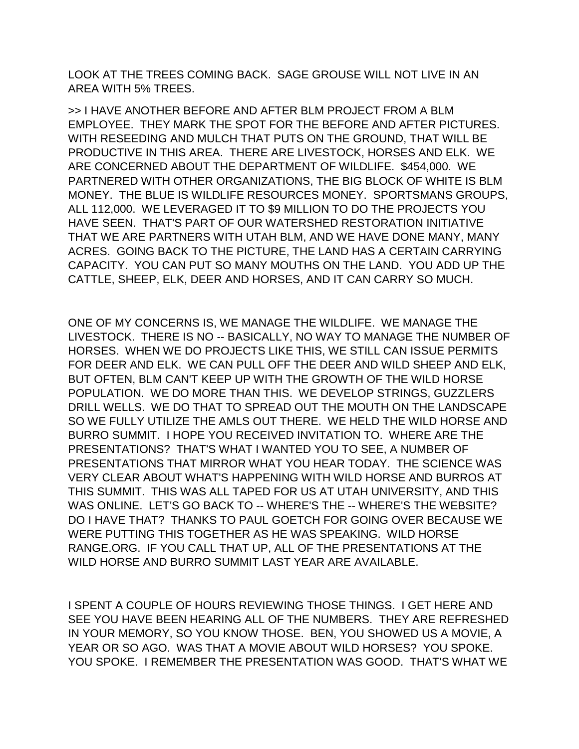LOOK AT THE TREES COMING BACK. SAGE GROUSE WILL NOT LIVE IN AN AREA WITH 5% TREES.

>> I HAVE ANOTHER BEFORE AND AFTER BLM PROJECT FROM A BLM EMPLOYEE. THEY MARK THE SPOT FOR THE BEFORE AND AFTER PICTURES. WITH RESEEDING AND MULCH THAT PUTS ON THE GROUND, THAT WILL BE PRODUCTIVE IN THIS AREA. THERE ARE LIVESTOCK, HORSES AND ELK. WE ARE CONCERNED ABOUT THE DEPARTMENT OF WILDLIFE. $454,000. WE PARTNERED WITH OTHER ORGANIZATIONS, THE BIG BLOCK OF WHITE IS BLM MONEY. THE BLUE IS WILDLIFE RESOURCES MONEY. SPORTSMANS GROUPS, ALL 112,000. WE LEVERAGED IT TO $9 MILLION TO DO THE PROJECTS YOU HAVE SEEN. THAT'S PART OF OUR WATERSHED RESTORATION INITIATIVE THAT WE ARE PARTNERS WITH UTAH BLM, AND WE HAVE DONE MANY, MANY ACRES. GOING BACK TO THE PICTURE, THE LAND HAS A CERTAIN CARRYING CAPACITY. YOU CAN PUT SO MANY MOUTHS ON THE LAND. YOU ADD UP THE CATTLE, SHEEP, ELK, DEER AND HORSES, AND IT CAN CARRY SO MUCH.

ONE OF MY CONCERNS IS, WE MANAGE THE WILDLIFE. WE MANAGE THE LIVESTOCK. THERE IS NO -- BASICALLY, NO WAY TO MANAGE THE NUMBER OF HORSES. WHEN WE DO PROJECTS LIKE THIS, WE STILL CAN ISSUE PERMITS FOR DEER AND ELK. WE CAN PULL OFF THE DEER AND WILD SHEEP AND ELK, BUT OFTEN, BLM CAN'T KEEP UP WITH THE GROWTH OF THE WILD HORSE POPULATION. WE DO MORE THAN THIS. WE DEVELOP STRINGS, GUZZLERS DRILL WELLS. WE DO THAT TO SPREAD OUT THE MOUTH ON THE LANDSCAPE SO WE FULLY UTILIZE THE AMLS OUT THERE. WE HELD THE WILD HORSE AND BURRO SUMMIT. I HOPE YOU RECEIVED INVITATION TO. WHERE ARE THE PRESENTATIONS? THAT'S WHAT I WANTED YOU TO SEE, A NUMBER OF PRESENTATIONS THAT MIRROR WHAT YOU HEAR TODAY. THE SCIENCE WAS VERY CLEAR ABOUT WHAT'S HAPPENING WITH WILD HORSE AND BURROS AT THIS SUMMIT. THIS WAS ALL TAPED FOR US AT UTAH UNIVERSITY, AND THIS WAS ONLINE. LET'S GO BACK TO -- WHERE'S THE -- WHERE'S THE WEBSITE? DO I HAVE THAT? THANKS TO PAUL GOETCH FOR GOING OVER BECAUSE WE WERE PUTTING THIS TOGETHER AS HE WAS SPEAKING. WILD HORSE RANGE.ORG. IF YOU CALL THAT UP, ALL OF THE PRESENTATIONS AT THE WILD HORSE AND BURRO SUMMIT LAST YEAR ARE AVAILABLE.

I SPENT A COUPLE OF HOURS REVIEWING THOSE THINGS. I GET HERE AND SEE YOU HAVE BEEN HEARING ALL OF THE NUMBERS. THEY ARE REFRESHED IN YOUR MEMORY, SO YOU KNOW THOSE. BEN, YOU SHOWED US A MOVIE, A YEAR OR SO AGO. WAS THAT A MOVIE ABOUT WILD HORSES? YOU SPOKE. YOU SPOKE. I REMEMBER THE PRESENTATION WAS GOOD. THAT'S WHAT WE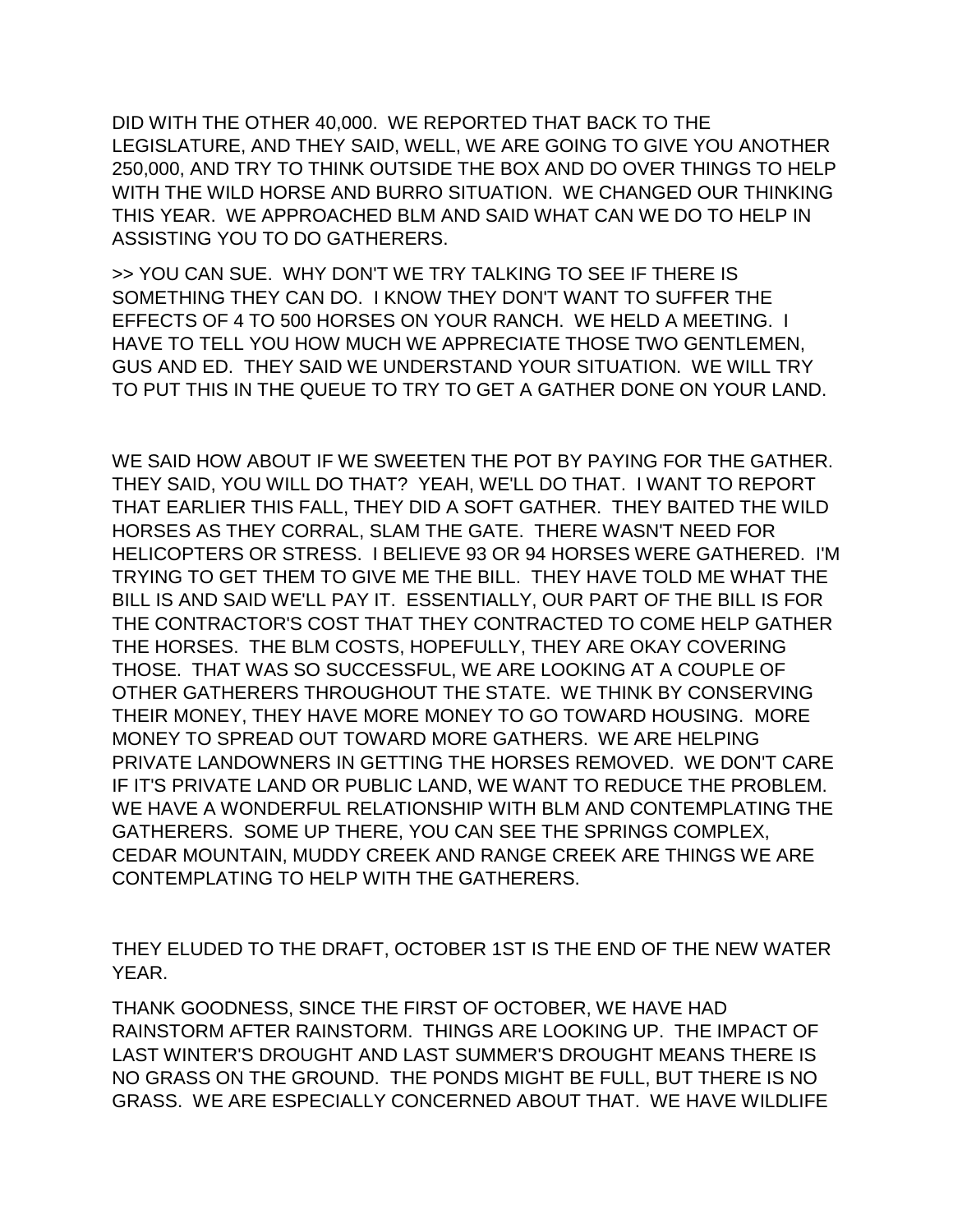DID WITH THE OTHER 40,000. WE REPORTED THAT BACK TO THE LEGISLATURE, AND THEY SAID, WELL, WE ARE GOING TO GIVE YOU ANOTHER 250,000, AND TRY TO THINK OUTSIDE THE BOX AND DO OVER THINGS TO HELP WITH THE WILD HORSE AND BURRO SITUATION. WE CHANGED OUR THINKING THIS YEAR. WE APPROACHED BLM AND SAID WHAT CAN WE DO TO HELP IN ASSISTING YOU TO DO GATHERERS.

>> YOU CAN SUE. WHY DON'T WE TRY TALKING TO SEE IF THERE IS SOMETHING THEY CAN DO. I KNOW THEY DON'T WANT TO SUFFER THE EFFECTS OF 4 TO 500 HORSES ON YOUR RANCH. WE HELD A MEETING. I HAVE TO TELL YOU HOW MUCH WE APPRECIATE THOSE TWO GENTLEMEN, GUS AND ED. THEY SAID WE UNDERSTAND YOUR SITUATION. WE WILL TRY TO PUT THIS IN THE QUEUE TO TRY TO GET A GATHER DONE ON YOUR LAND.

WE SAID HOW ABOUT IF WE SWEETEN THE POT BY PAYING FOR THE GATHER. THEY SAID, YOU WILL DO THAT? YEAH, WE'LL DO THAT. I WANT TO REPORT THAT EARLIER THIS FALL, THEY DID A SOFT GATHER. THEY BAITED THE WILD HORSES AS THEY CORRAL, SLAM THE GATE. THERE WASN'T NEED FOR HELICOPTERS OR STRESS. I BELIEVE 93 OR 94 HORSES WERE GATHERED. I'M TRYING TO GET THEM TO GIVE ME THE BILL. THEY HAVE TOLD ME WHAT THE BILL IS AND SAID WE'LL PAY IT. ESSENTIALLY, OUR PART OF THE BILL IS FOR THE CONTRACTOR'S COST THAT THEY CONTRACTED TO COME HELP GATHER THE HORSES. THE BLM COSTS, HOPEFULLY, THEY ARE OKAY COVERING THOSE. THAT WAS SO SUCCESSFUL, WE ARE LOOKING AT A COUPLE OF OTHER GATHERERS THROUGHOUT THE STATE. WE THINK BY CONSERVING THEIR MONEY, THEY HAVE MORE MONEY TO GO TOWARD HOUSING. MORE MONEY TO SPREAD OUT TOWARD MORE GATHERS. WE ARE HELPING PRIVATE LANDOWNERS IN GETTING THE HORSES REMOVED. WE DON'T CARE IF IT'S PRIVATE LAND OR PUBLIC LAND, WE WANT TO REDUCE THE PROBLEM. WE HAVE A WONDERFUL RELATIONSHIP WITH BLM AND CONTEMPLATING THE GATHERERS. SOME UP THERE, YOU CAN SEE THE SPRINGS COMPLEX, CEDAR MOUNTAIN, MUDDY CREEK AND RANGE CREEK ARE THINGS WE ARE CONTEMPLATING TO HELP WITH THE GATHERERS.

THEY ELUDED TO THE DRAFT, OCTOBER 1ST IS THE END OF THE NEW WATER YEAR.

THANK GOODNESS, SINCE THE FIRST OF OCTOBER, WE HAVE HAD RAINSTORM AFTER RAINSTORM. THINGS ARE LOOKING UP. THE IMPACT OF LAST WINTER'S DROUGHT AND LAST SUMMER'S DROUGHT MEANS THERE IS NO GRASS ON THE GROUND. THE PONDS MIGHT BE FULL, BUT THERE IS NO GRASS. WE ARE ESPECIALLY CONCERNED ABOUT THAT. WE HAVE WILDLIFE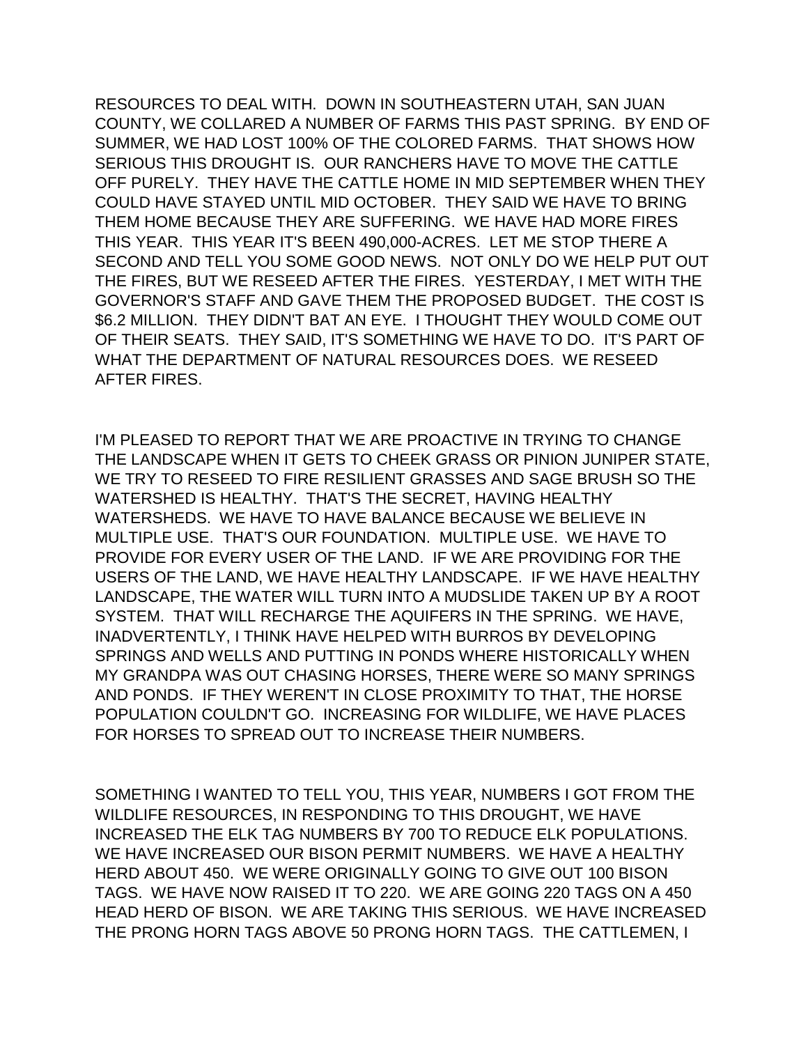RESOURCES TO DEAL WITH. DOWN IN SOUTHEASTERN UTAH, SAN JUAN COUNTY, WE COLLARED A NUMBER OF FARMS THIS PAST SPRING. BY END OF SUMMER, WE HAD LOST 100% OF THE COLORED FARMS. THAT SHOWS HOW SERIOUS THIS DROUGHT IS. OUR RANCHERS HAVE TO MOVE THE CATTLE OFF PURELY. THEY HAVE THE CATTLE HOME IN MID SEPTEMBER WHEN THEY COULD HAVE STAYED UNTIL MID OCTOBER. THEY SAID WE HAVE TO BRING THEM HOME BECAUSE THEY ARE SUFFERING. WE HAVE HAD MORE FIRES THIS YEAR. THIS YEAR IT'S BEEN 490,000-ACRES. LET ME STOP THERE A SECOND AND TELL YOU SOME GOOD NEWS. NOT ONLY DO WE HELP PUT OUT THE FIRES, BUT WE RESEED AFTER THE FIRES. YESTERDAY, I MET WITH THE GOVERNOR'S STAFF AND GAVE THEM THE PROPOSED BUDGET. THE COST IS $6.2 MILLION. THEY DIDN'T BAT AN EYE. I THOUGHT THEY WOULD COME OUT OF THEIR SEATS. THEY SAID, IT'S SOMETHING WE HAVE TO DO. IT'S PART OF WHAT THE DEPARTMENT OF NATURAL RESOURCES DOES. WE RESEED AFTER FIRES.

I'M PLEASED TO REPORT THAT WE ARE PROACTIVE IN TRYING TO CHANGE THE LANDSCAPE WHEN IT GETS TO CHEEK GRASS OR PINION JUNIPER STATE, WE TRY TO RESEED TO FIRE RESILIENT GRASSES AND SAGE BRUSH SO THE WATERSHED IS HEALTHY. THAT'S THE SECRET, HAVING HEALTHY WATERSHEDS. WE HAVE TO HAVE BALANCE BECAUSE WE BELIEVE IN MULTIPLE USE. THAT'S OUR FOUNDATION. MULTIPLE USE. WE HAVE TO PROVIDE FOR EVERY USER OF THE LAND. IF WE ARE PROVIDING FOR THE USERS OF THE LAND, WE HAVE HEALTHY LANDSCAPE. IF WE HAVE HEALTHY LANDSCAPE, THE WATER WILL TURN INTO A MUDSLIDE TAKEN UP BY A ROOT SYSTEM. THAT WILL RECHARGE THE AQUIFERS IN THE SPRING. WE HAVE, INADVERTENTLY, I THINK HAVE HELPED WITH BURROS BY DEVELOPING SPRINGS AND WELLS AND PUTTING IN PONDS WHERE HISTORICALLY WHEN MY GRANDPA WAS OUT CHASING HORSES, THERE WERE SO MANY SPRINGS AND PONDS. IF THEY WEREN'T IN CLOSE PROXIMITY TO THAT, THE HORSE POPULATION COULDN'T GO. INCREASING FOR WILDLIFE, WE HAVE PLACES FOR HORSES TO SPREAD OUT TO INCREASE THEIR NUMBERS.

SOMETHING I WANTED TO TELL YOU, THIS YEAR, NUMBERS I GOT FROM THE WILDLIFE RESOURCES, IN RESPONDING TO THIS DROUGHT, WE HAVE INCREASED THE ELK TAG NUMBERS BY 700 TO REDUCE ELK POPULATIONS. WE HAVE INCREASED OUR BISON PERMIT NUMBERS. WE HAVE A HEALTHY HERD ABOUT 450. WE WERE ORIGINALLY GOING TO GIVE OUT 100 BISON TAGS. WE HAVE NOW RAISED IT TO 220. WE ARE GOING 220 TAGS ON A 450 HEAD HERD OF BISON. WE ARE TAKING THIS SERIOUS. WE HAVE INCREASED THE PRONG HORN TAGS ABOVE 50 PRONG HORN TAGS. THE CATTLEMEN, I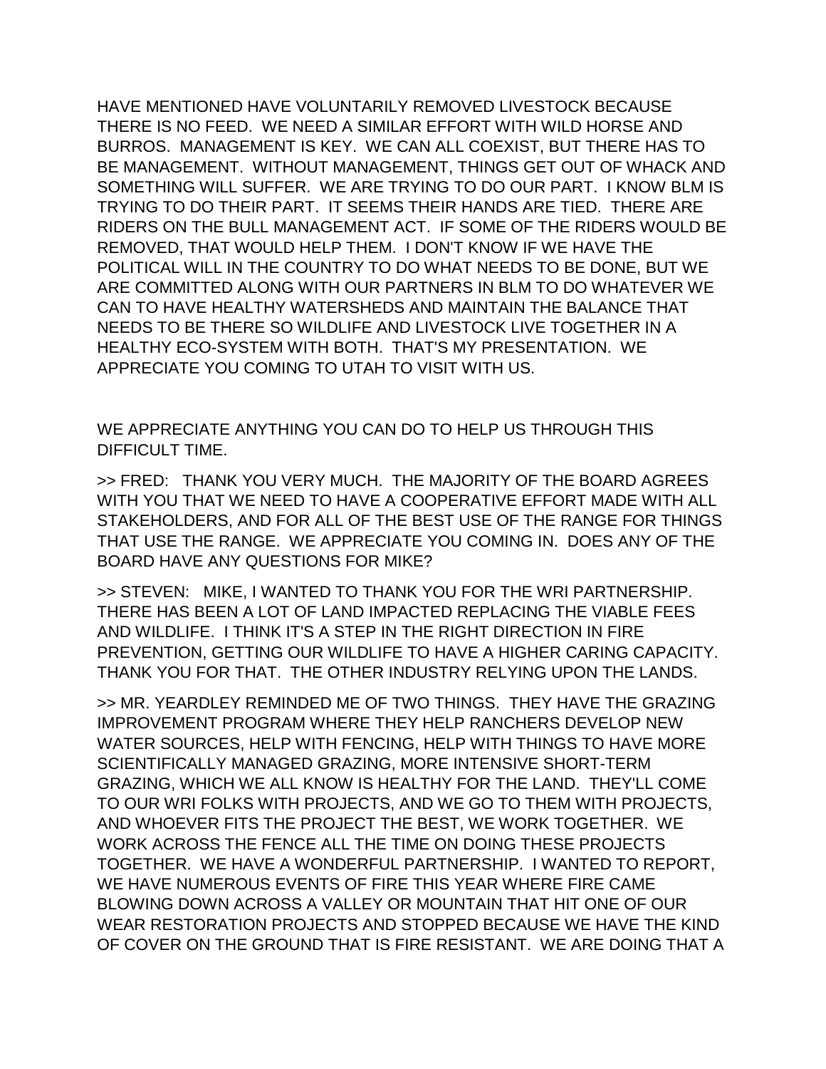HAVE MENTIONED HAVE VOLUNTARILY REMOVED LIVESTOCK BECAUSE THERE IS NO FEED. WE NEED A SIMILAR EFFORT WITH WILD HORSE AND BURROS. MANAGEMENT IS KEY. WE CAN ALL COEXIST, BUT THERE HAS TO BE MANAGEMENT. WITHOUT MANAGEMENT, THINGS GET OUT OF WHACK AND SOMETHING WILL SUFFER. WE ARE TRYING TO DO OUR PART. I KNOW BLM IS TRYING TO DO THEIR PART. IT SEEMS THEIR HANDS ARE TIED. THERE ARE RIDERS ON THE BULL MANAGEMENT ACT. IF SOME OF THE RIDERS WOULD BE REMOVED, THAT WOULD HELP THEM. I DON'T KNOW IF WE HAVE THE POLITICAL WILL IN THE COUNTRY TO DO WHAT NEEDS TO BE DONE, BUT WE ARE COMMITTED ALONG WITH OUR PARTNERS IN BLM TO DO WHATEVER WE CAN TO HAVE HEALTHY WATERSHEDS AND MAINTAIN THE BALANCE THAT NEEDS TO BE THERE SO WILDLIFE AND LIVESTOCK LIVE TOGETHER IN A HEALTHY ECO-SYSTEM WITH BOTH. THAT'S MY PRESENTATION. WE APPRECIATE YOU COMING TO UTAH TO VISIT WITH US.

WE APPRECIATE ANYTHING YOU CAN DO TO HELP US THROUGH THIS DIFFICULT TIME.

>> FRED: THANK YOU VERY MUCH. THE MAJORITY OF THE BOARD AGREES WITH YOU THAT WE NEED TO HAVE A COOPERATIVE EFFORT MADE WITH ALL STAKEHOLDERS, AND FOR ALL OF THE BEST USE OF THE RANGE FOR THINGS THAT USE THE RANGE. WE APPRECIATE YOU COMING IN. DOES ANY OF THE BOARD HAVE ANY QUESTIONS FOR MIKE?

>> STEVEN: MIKE, I WANTED TO THANK YOU FOR THE WRI PARTNERSHIP. THERE HAS BEEN A LOT OF LAND IMPACTED REPLACING THE VIABLE FEES AND WILDLIFE. I THINK IT'S A STEP IN THE RIGHT DIRECTION IN FIRE PREVENTION, GETTING OUR WILDLIFE TO HAVE A HIGHER CARING CAPACITY. THANK YOU FOR THAT. THE OTHER INDUSTRY RELYING UPON THE LANDS.

>> MR. YEARDLEY REMINDED ME OF TWO THINGS. THEY HAVE THE GRAZING IMPROVEMENT PROGRAM WHERE THEY HELP RANCHERS DEVELOP NEW WATER SOURCES, HELP WITH FENCING, HELP WITH THINGS TO HAVE MORE SCIENTIFICALLY MANAGED GRAZING, MORE INTENSIVE SHORT-TERM GRAZING, WHICH WE ALL KNOW IS HEALTHY FOR THE LAND. THEY'LL COME TO OUR WRI FOLKS WITH PROJECTS, AND WE GO TO THEM WITH PROJECTS, AND WHOEVER FITS THE PROJECT THE BEST, WE WORK TOGETHER. WE WORK ACROSS THE FENCE ALL THE TIME ON DOING THESE PROJECTS TOGETHER. WE HAVE A WONDERFUL PARTNERSHIP. I WANTED TO REPORT, WE HAVE NUMEROUS EVENTS OF FIRE THIS YEAR WHERE FIRE CAME BLOWING DOWN ACROSS A VALLEY OR MOUNTAIN THAT HIT ONE OF OUR WEAR RESTORATION PROJECTS AND STOPPED BECAUSE WE HAVE THE KIND OF COVER ON THE GROUND THAT IS FIRE RESISTANT. WE ARE DOING THAT A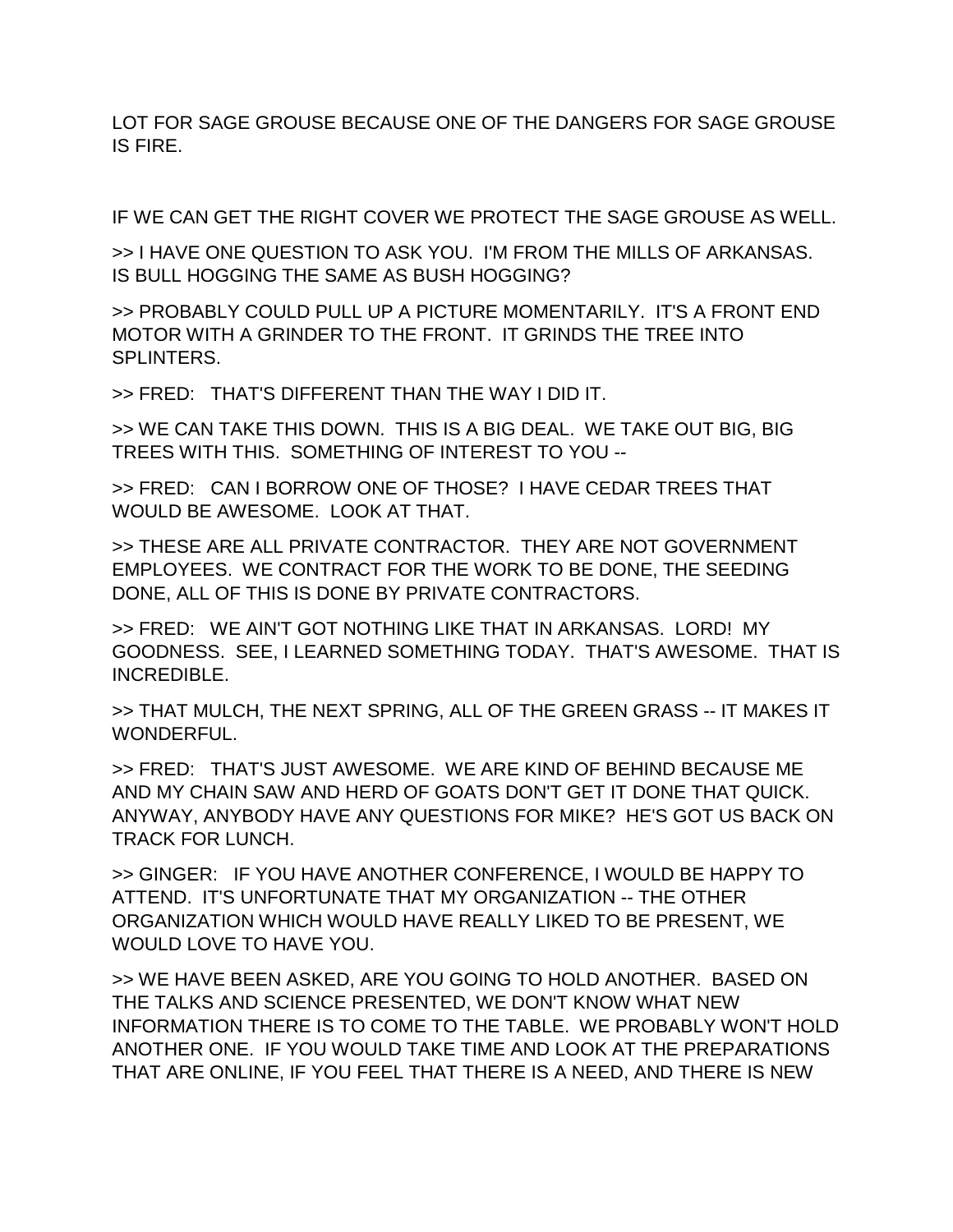LOT FOR SAGE GROUSE BECAUSE ONE OF THE DANGERS FOR SAGE GROUSE IS FIRE.

IF WE CAN GET THE RIGHT COVER WE PROTECT THE SAGE GROUSE AS WELL.

>> I HAVE ONE QUESTION TO ASK YOU. I'M FROM THE MILLS OF ARKANSAS. IS BULL HOGGING THE SAME AS BUSH HOGGING?

>> PROBABLY COULD PULL UP A PICTURE MOMENTARILY. IT'S A FRONT END MOTOR WITH A GRINDER TO THE FRONT. IT GRINDS THE TREE INTO SPLINTERS.

>> FRED: THAT'S DIFFERENT THAN THE WAY I DID IT.

>> WE CAN TAKE THIS DOWN. THIS IS A BIG DEAL. WE TAKE OUT BIG, BIG TREES WITH THIS. SOMETHING OF INTEREST TO YOU --

>> FRED: CAN I BORROW ONE OF THOSE? I HAVE CEDAR TREES THAT WOULD BE AWESOME. LOOK AT THAT.

>> THESE ARE ALL PRIVATE CONTRACTOR. THEY ARE NOT GOVERNMENT EMPLOYEES. WE CONTRACT FOR THE WORK TO BE DONE, THE SEEDING DONE, ALL OF THIS IS DONE BY PRIVATE CONTRACTORS.

>> FRED: WE AIN'T GOT NOTHING LIKE THAT IN ARKANSAS. LORD! MY GOODNESS. SEE, I LEARNED SOMETHING TODAY. THAT'S AWESOME. THAT IS INCREDIBLE.

>> THAT MULCH, THE NEXT SPRING, ALL OF THE GREEN GRASS -- IT MAKES IT WONDERFUL.

>> FRED: THAT'S JUST AWESOME. WE ARE KIND OF BEHIND BECAUSE ME AND MY CHAIN SAW AND HERD OF GOATS DON'T GET IT DONE THAT QUICK. ANYWAY, ANYBODY HAVE ANY QUESTIONS FOR MIKE? HE'S GOT US BACK ON TRACK FOR LUNCH.

>> GINGER: IF YOU HAVE ANOTHER CONFERENCE, I WOULD BE HAPPY TO ATTEND. IT'S UNFORTUNATE THAT MY ORGANIZATION -- THE OTHER ORGANIZATION WHICH WOULD HAVE REALLY LIKED TO BE PRESENT, WE WOULD LOVE TO HAVE YOU.

>> WE HAVE BEEN ASKED, ARE YOU GOING TO HOLD ANOTHER. BASED ON THE TALKS AND SCIENCE PRESENTED, WE DON'T KNOW WHAT NEW INFORMATION THERE IS TO COME TO THE TABLE. WE PROBABLY WON'T HOLD ANOTHER ONE. IF YOU WOULD TAKE TIME AND LOOK AT THE PREPARATIONS THAT ARE ONLINE, IF YOU FEEL THAT THERE IS A NEED, AND THERE IS NEW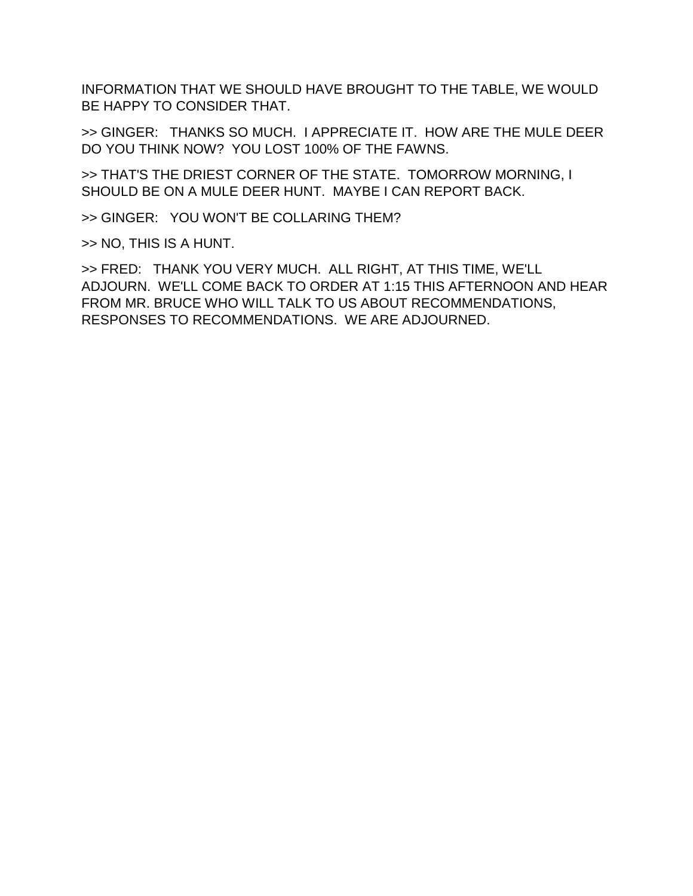INFORMATION THAT WE SHOULD HAVE BROUGHT TO THE TABLE, WE WOULD BE HAPPY TO CONSIDER THAT.

>> GINGER:   THANKS SO MUCH.  I APPRECIATE IT.  HOW ARE THE MULE DEER DO YOU THINK NOW?  YOU LOST 100% OF THE FAWNS.

>> THAT'S THE DRIEST CORNER OF THE STATE.  TOMORROW MORNING, I SHOULD BE ON A MULE DEER HUNT.  MAYBE I CAN REPORT BACK.

>> GINGER:   YOU WON'T BE COLLARING THEM?

>> NO, THIS IS A HUNT.

>> FRED:   THANK YOU VERY MUCH.  ALL RIGHT, AT THIS TIME, WE'LL ADJOURN.  WE'LL COME BACK TO ORDER AT 1:15 THIS AFTERNOON AND HEAR FROM MR. BRUCE WHO WILL TALK TO US ABOUT RECOMMENDATIONS, RESPONSES TO RECOMMENDATIONS.  WE ARE ADJOURNED.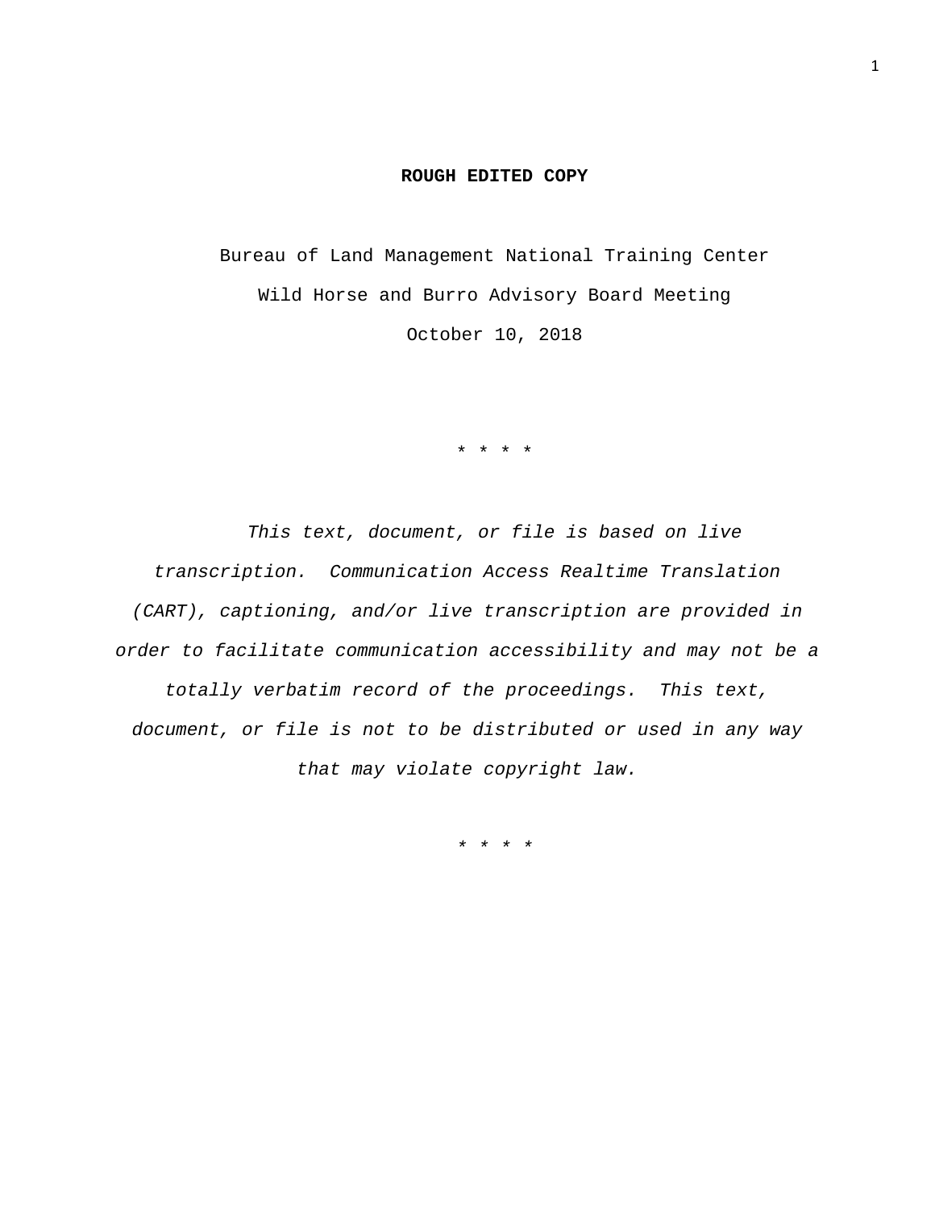**ROUGH EDITED COPY**

Bureau of Land Management National Training Center

Wild Horse and Burro Advisory Board Meeting

October 10, 2018

* * * *

*This text, document, or file is based on live transcription. Communication Access Realtime Translation (CART), captioning, and/or live transcription are provided in order to facilitate communication accessibility and may not be a totally verbatim record of the proceedings. This text, document, or file is not to be distributed or used in any way that may violate copyright law.*

* * * *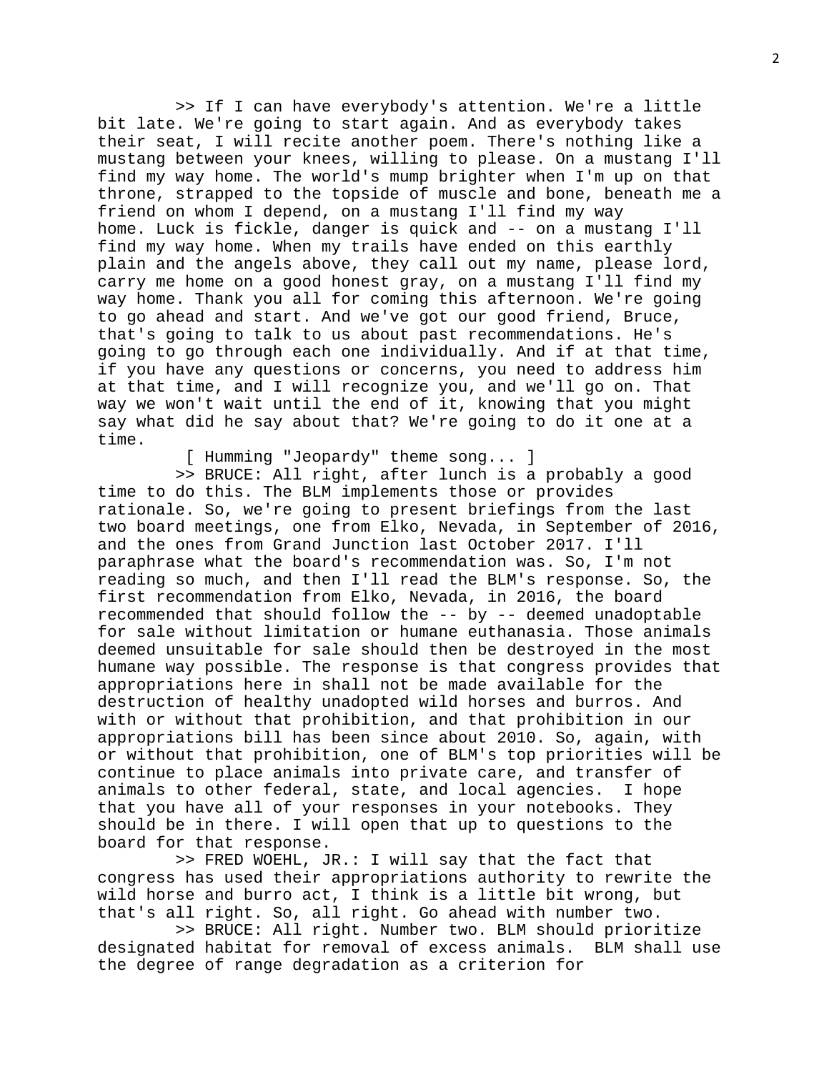>> If I can have everybody's attention. We're a little bit late. We're going to start again. And as everybody takes their seat, I will recite another poem. There's nothing like a mustang between your knees, willing to please. On a mustang I'll find my way home. The world's mump brighter when I'm up on that throne, strapped to the topside of muscle and bone, beneath me a friend on whom I depend, on a mustang I'll find my way home. Luck is fickle, danger is quick and -- on a mustang I'll find my way home. When my trails have ended on this earthly plain and the angels above, they call out my name, please lord, carry me home on a good honest gray, on a mustang I'll find my way home. Thank you all for coming this afternoon. We're going to go ahead and start. And we've got our good friend, Bruce, that's going to talk to us about past recommendations. He's going to go through each one individually. And if at that time, if you have any questions or concerns, you need to address him at that time, and I will recognize you, and we'll go on. That way we won't wait until the end of it, knowing that you might say what did he say about that? We're going to do it one at a time.

[ Humming "Jeopardy" theme song... ]

>> BRUCE: All right, after lunch is a probably a good time to do this. The BLM implements those or provides rationale. So, we're going to present briefings from the last two board meetings, one from Elko, Nevada, in September of 2016, and the ones from Grand Junction last October 2017. I'll paraphrase what the board's recommendation was. So, I'm not reading so much, and then I'll read the BLM's response. So, the first recommendation from Elko, Nevada, in 2016, the board recommended that should follow the -- by -- deemed unadoptable for sale without limitation or humane euthanasia. Those animals deemed unsuitable for sale should then be destroyed in the most humane way possible. The response is that congress provides that appropriations here in shall not be made available for the destruction of healthy unadopted wild horses and burros. And with or without that prohibition, and that prohibition in our appropriations bill has been since about 2010. So, again, with or without that prohibition, one of BLM's top priorities will be continue to place animals into private care, and transfer of animals to other federal, state, and local agencies. I hope that you have all of your responses in your notebooks. They should be in there. I will open that up to questions to the board for that response.

>> FRED WOEHL, JR.: I will say that the fact that congress has used their appropriations authority to rewrite the wild horse and burro act, I think is a little bit wrong, but that's all right. So, all right. Go ahead with number two.

>> BRUCE: All right. Number two. BLM should prioritize designated habitat for removal of excess animals. BLM shall use the degree of range degradation as a criterion for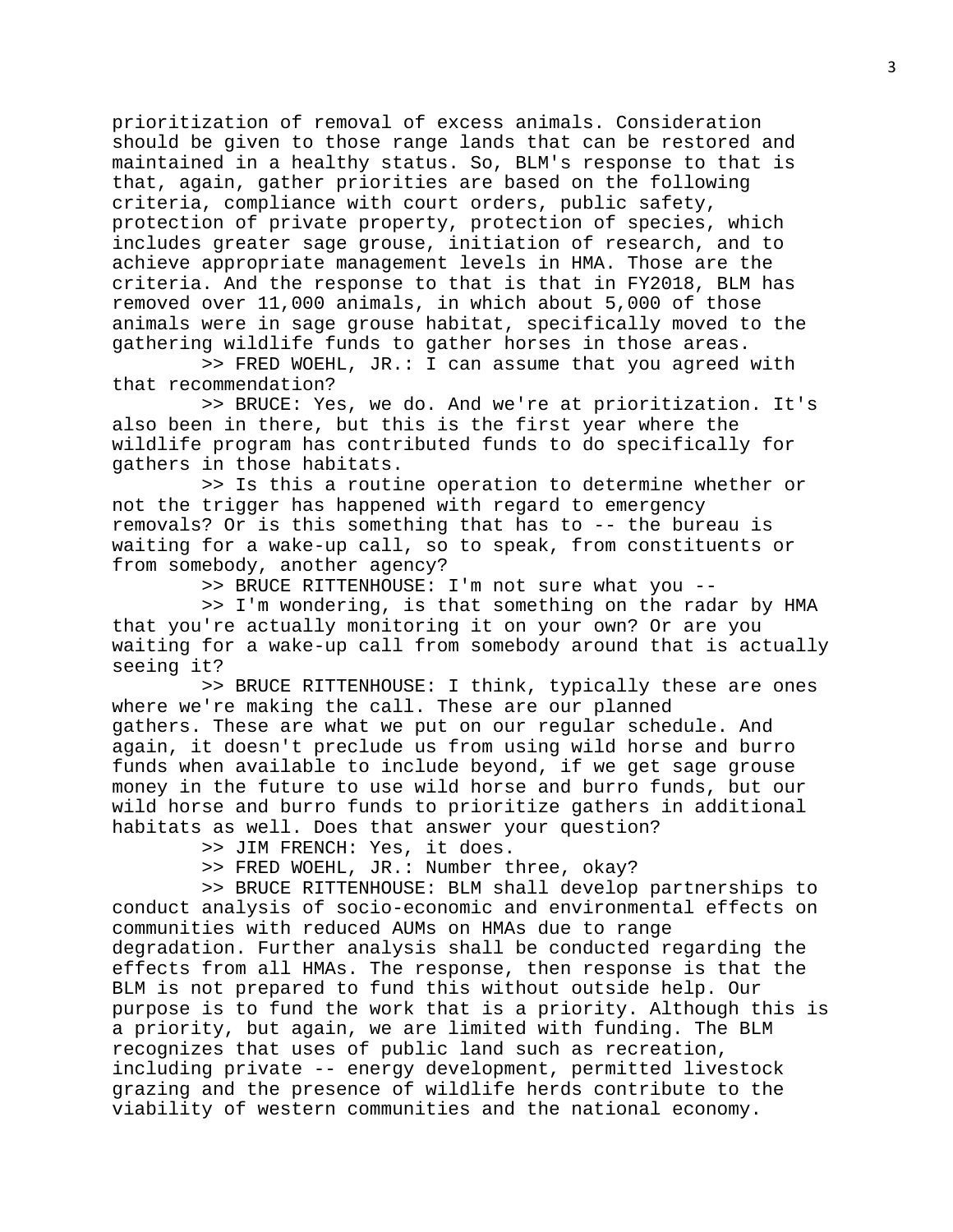prioritization of removal of excess animals. Consideration should be given to those range lands that can be restored and maintained in a healthy status. So, BLM's response to that is that, again, gather priorities are based on the following criteria, compliance with court orders, public safety, protection of private property, protection of species, which includes greater sage grouse, initiation of research, and to achieve appropriate management levels in HMA. Those are the criteria. And the response to that is that in FY2018, BLM has removed over 11,000 animals, in which about 5,000 of those animals were in sage grouse habitat, specifically moved to the gathering wildlife funds to gather horses in those areas.

>> FRED WOEHL, JR.: I can assume that you agreed with that recommendation?

>> BRUCE: Yes, we do. And we're at prioritization. It's also been in there, but this is the first year where the wildlife program has contributed funds to do specifically for gathers in those habitats.

>> Is this a routine operation to determine whether or not the trigger has happened with regard to emergency removals? Or is this something that has to -- the bureau is waiting for a wake-up call, so to speak, from constituents or from somebody, another agency?

>> BRUCE RITTENHOUSE: I'm not sure what you --

>> I'm wondering, is that something on the radar by HMA that you're actually monitoring it on your own? Or are you waiting for a wake-up call from somebody around that is actually seeing it?

>> BRUCE RITTENHOUSE: I think, typically these are ones where we're making the call. These are our planned gathers. These are what we put on our regular schedule. And again, it doesn't preclude us from using wild horse and burro funds when available to include beyond, if we get sage grouse money in the future to use wild horse and burro funds, but our wild horse and burro funds to prioritize gathers in additional habitats as well. Does that answer your question?

>> JIM FRENCH: Yes, it does.

>> FRED WOEHL, JR.: Number three, okay?

>> BRUCE RITTENHOUSE: BLM shall develop partnerships to conduct analysis of socio-economic and environmental effects on communities with reduced AUMs on HMAs due to range degradation. Further analysis shall be conducted regarding the effects from all HMAs. The response, then response is that the BLM is not prepared to fund this without outside help. Our purpose is to fund the work that is a priority. Although this is a priority, but again, we are limited with funding. The BLM recognizes that uses of public land such as recreation, including private -- energy development, permitted livestock grazing and the presence of wildlife herds contribute to the viability of western communities and the national economy.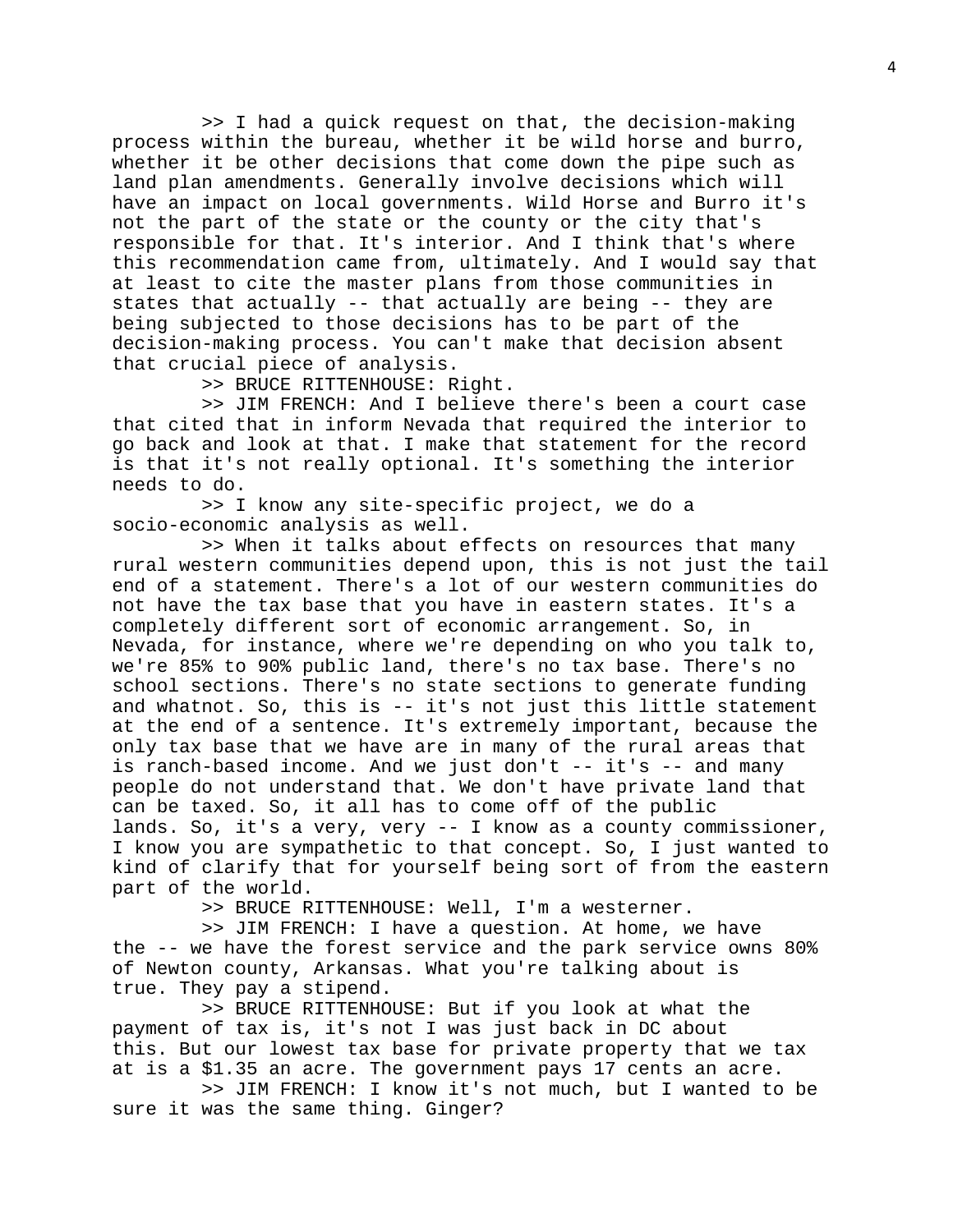>> I had a quick request on that, the decision-making process within the bureau, whether it be wild horse and burro, whether it be other decisions that come down the pipe such as land plan amendments. Generally involve decisions which will have an impact on local governments. Wild Horse and Burro it's not the part of the state or the county or the city that's responsible for that. It's interior. And I think that's where this recommendation came from, ultimately. And I would say that at least to cite the master plans from those communities in states that actually -- that actually are being -- they are being subjected to those decisions has to be part of the decision-making process. You can't make that decision absent that crucial piece of analysis.

>> BRUCE RITTENHOUSE: Right.

>> JIM FRENCH: And I believe there's been a court case that cited that in inform Nevada that required the interior to go back and look at that. I make that statement for the record is that it's not really optional. It's something the interior needs to do.

>> I know any site-specific project, we do a socio-economic analysis as well.

>> When it talks about effects on resources that many rural western communities depend upon, this is not just the tail end of a statement. There's a lot of our western communities do not have the tax base that you have in eastern states. It's a completely different sort of economic arrangement. So, in Nevada, for instance, where we're depending on who you talk to, we're 85% to 90% public land, there's no tax base. There's no school sections. There's no state sections to generate funding and whatnot. So, this is -- it's not just this little statement at the end of a sentence. It's extremely important, because the only tax base that we have are in many of the rural areas that is ranch-based income. And we just don't -- it's -- and many people do not understand that. We don't have private land that can be taxed. So, it all has to come off of the public lands. So, it's a very, very -- I know as a county commissioner, I know you are sympathetic to that concept. So, I just wanted to kind of clarify that for yourself being sort of from the eastern part of the world.

>> BRUCE RITTENHOUSE: Well, I'm a westerner.

>> JIM FRENCH: I have a question. At home, we have the -- we have the forest service and the park service owns 80% of Newton county, Arkansas. What you're talking about is true. They pay a stipend.

>> BRUCE RITTENHOUSE: But if you look at what the payment of tax is, it's not I was just back in DC about this. But our lowest tax base for private property that we tax at is a $1.35 an acre. The government pays 17 cents an acre.

>> JIM FRENCH: I know it's not much, but I wanted to be sure it was the same thing. Ginger?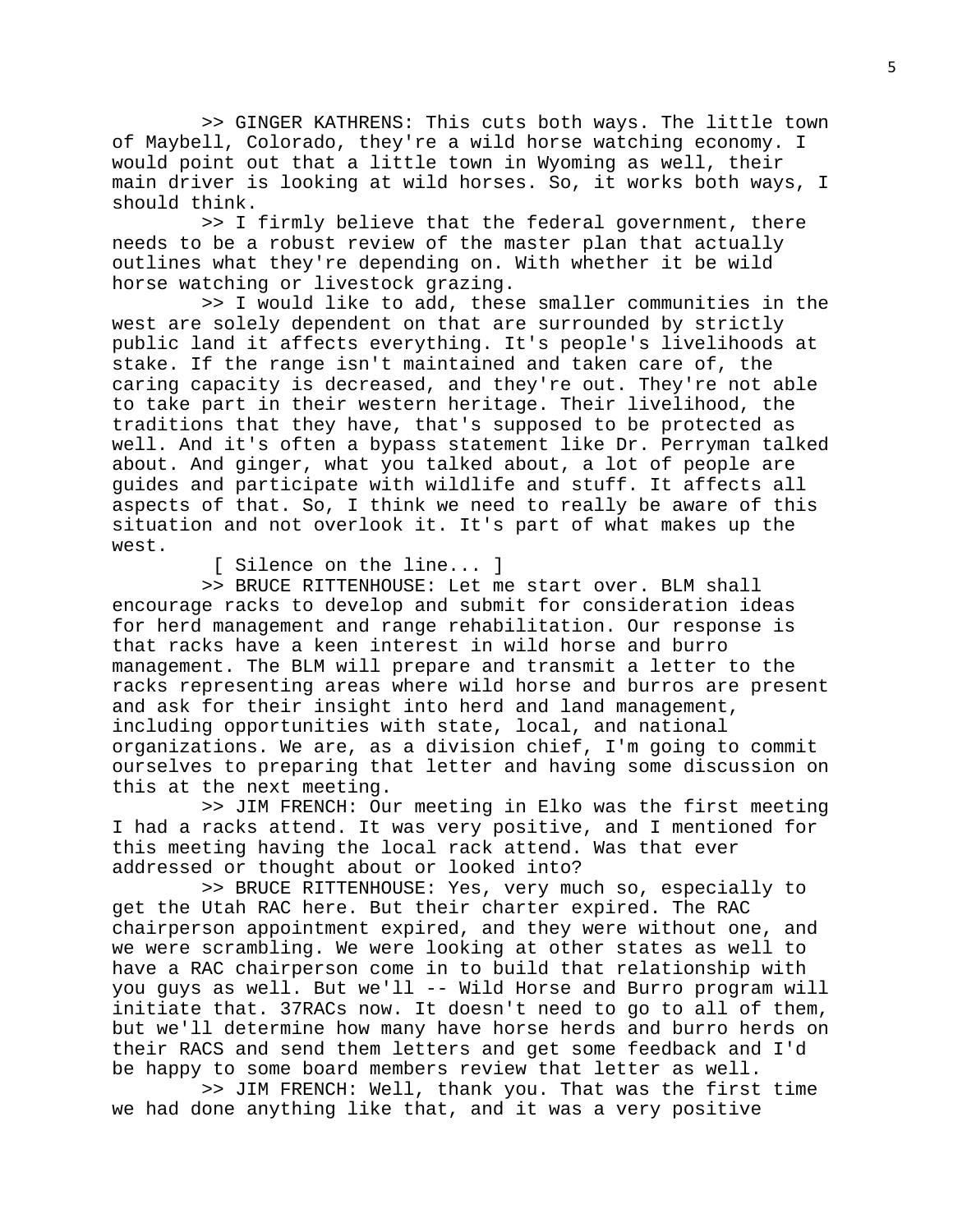>> GINGER KATHRENS: This cuts both ways. The little town of Maybell, Colorado, they're a wild horse watching economy. I would point out that a little town in Wyoming as well, their main driver is looking at wild horses. So, it works both ways, I should think.

>> I firmly believe that the federal government, there needs to be a robust review of the master plan that actually outlines what they're depending on. With whether it be wild horse watching or livestock grazing.

>> I would like to add, these smaller communities in the west are solely dependent on that are surrounded by strictly public land it affects everything. It's people's livelihoods at stake. If the range isn't maintained and taken care of, the caring capacity is decreased, and they're out. They're not able to take part in their western heritage. Their livelihood, the traditions that they have, that's supposed to be protected as well. And it's often a bypass statement like Dr. Perryman talked about. And ginger, what you talked about, a lot of people are guides and participate with wildlife and stuff. It affects all aspects of that. So, I think we need to really be aware of this situation and not overlook it. It's part of what makes up the west.

[ Silence on the line... ]

>> BRUCE RITTENHOUSE: Let me start over. BLM shall encourage racks to develop and submit for consideration ideas for herd management and range rehabilitation. Our response is that racks have a keen interest in wild horse and burro management. The BLM will prepare and transmit a letter to the racks representing areas where wild horse and burros are present and ask for their insight into herd and land management, including opportunities with state, local, and national organizations. We are, as a division chief, I'm going to commit ourselves to preparing that letter and having some discussion on this at the next meeting.

>> JIM FRENCH: Our meeting in Elko was the first meeting I had a racks attend. It was very positive, and I mentioned for this meeting having the local rack attend. Was that ever addressed or thought about or looked into?

>> BRUCE RITTENHOUSE: Yes, very much so, especially to get the Utah RAC here. But their charter expired. The RAC chairperson appointment expired, and they were without one, and we were scrambling. We were looking at other states as well to have a RAC chairperson come in to build that relationship with you guys as well. But we'll -- Wild Horse and Burro program will initiate that. 37RACs now. It doesn't need to go to all of them, but we'll determine how many have horse herds and burro herds on their RACS and send them letters and get some feedback and I'd be happy to some board members review that letter as well.

>> JIM FRENCH: Well, thank you. That was the first time we had done anything like that, and it was a very positive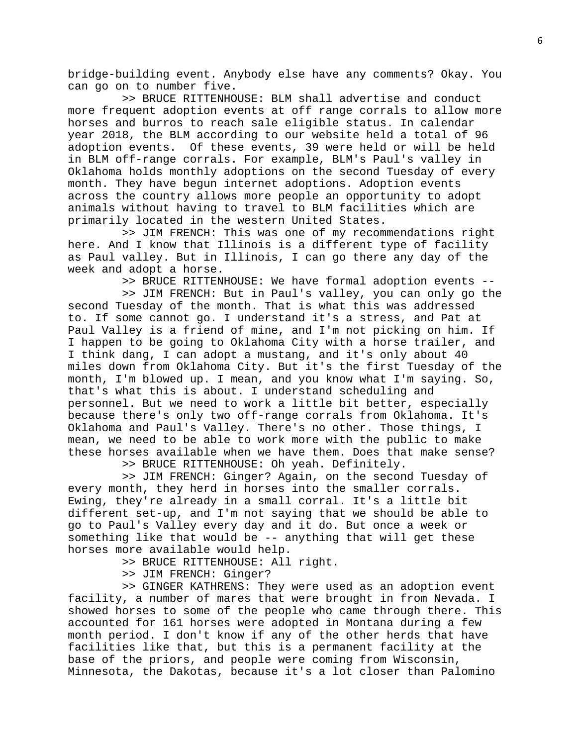bridge-building event. Anybody else have any comments? Okay. You can go on to number five.

>> BRUCE RITTENHOUSE: BLM shall advertise and conduct more frequent adoption events at off range corrals to allow more horses and burros to reach sale eligible status. In calendar year 2018, the BLM according to our website held a total of 96 adoption events. Of these events, 39 were held or will be held in BLM off-range corrals. For example, BLM's Paul's valley in Oklahoma holds monthly adoptions on the second Tuesday of every month. They have begun internet adoptions. Adoption events across the country allows more people an opportunity to adopt animals without having to travel to BLM facilities which are primarily located in the western United States.

>> JIM FRENCH: This was one of my recommendations right here. And I know that Illinois is a different type of facility as Paul valley. But in Illinois, I can go there any day of the week and adopt a horse.

>> BRUCE RITTENHOUSE: We have formal adoption events --

>> JIM FRENCH: But in Paul's valley, you can only go the second Tuesday of the month. That is what this was addressed to. If some cannot go. I understand it's a stress, and Pat at Paul Valley is a friend of mine, and I'm not picking on him. If I happen to be going to Oklahoma City with a horse trailer, and I think dang, I can adopt a mustang, and it's only about 40 miles down from Oklahoma City. But it's the first Tuesday of the month, I'm blowed up. I mean, and you know what I'm saying. So, that's what this is about. I understand scheduling and personnel. But we need to work a little bit better, especially because there's only two off-range corrals from Oklahoma. It's Oklahoma and Paul's Valley. There's no other. Those things, I mean, we need to be able to work more with the public to make these horses available when we have them. Does that make sense?

>> BRUCE RITTENHOUSE: Oh yeah. Definitely.

>> JIM FRENCH: Ginger? Again, on the second Tuesday of every month, they herd in horses into the smaller corrals. Ewing, they're already in a small corral. It's a little bit different set-up, and I'm not saying that we should be able to go to Paul's Valley every day and it do. But once a week or something like that would be -- anything that will get these horses more available would help.

>> BRUCE RITTENHOUSE: All right.

>> JIM FRENCH: Ginger?

>> GINGER KATHRENS: They were used as an adoption event facility, a number of mares that were brought in from Nevada. I showed horses to some of the people who came through there. This accounted for 161 horses were adopted in Montana during a few month period. I don't know if any of the other herds that have facilities like that, but this is a permanent facility at the base of the priors, and people were coming from Wisconsin, Minnesota, the Dakotas, because it's a lot closer than Palomino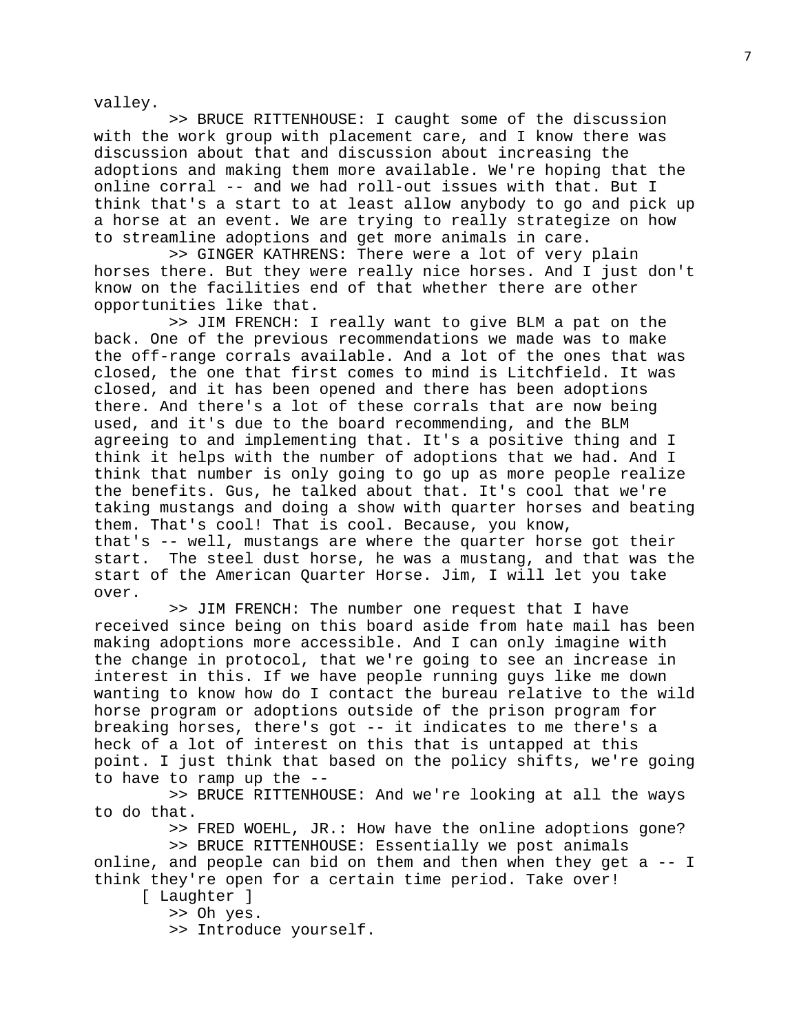valley.

>> BRUCE RITTENHOUSE: I caught some of the discussion with the work group with placement care, and I know there was discussion about that and discussion about increasing the adoptions and making them more available. We're hoping that the online corral -- and we had roll-out issues with that. But I think that's a start to at least allow anybody to go and pick up a horse at an event. We are trying to really strategize on how to streamline adoptions and get more animals in care.

>> GINGER KATHRENS: There were a lot of very plain horses there. But they were really nice horses. And I just don't know on the facilities end of that whether there are other opportunities like that.

>> JIM FRENCH: I really want to give BLM a pat on the back. One of the previous recommendations we made was to make the off-range corrals available. And a lot of the ones that was closed, the one that first comes to mind is Litchfield. It was closed, and it has been opened and there has been adoptions there. And there's a lot of these corrals that are now being used, and it's due to the board recommending, and the BLM agreeing to and implementing that. It's a positive thing and I think it helps with the number of adoptions that we had. And I think that number is only going to go up as more people realize the benefits. Gus, he talked about that. It's cool that we're taking mustangs and doing a show with quarter horses and beating them. That's cool! That is cool. Because, you know, that's -- well, mustangs are where the quarter horse got their start. The steel dust horse, he was a mustang, and that was the start of the American Quarter Horse. Jim, I will let you take over.

>> JIM FRENCH: The number one request that I have received since being on this board aside from hate mail has been making adoptions more accessible. And I can only imagine with the change in protocol, that we're going to see an increase in interest in this. If we have people running guys like me down wanting to know how do I contact the bureau relative to the wild horse program or adoptions outside of the prison program for breaking horses, there's got -- it indicates to me there's a heck of a lot of interest on this that is untapped at this point. I just think that based on the policy shifts, we're going to have to ramp up the --

>> BRUCE RITTENHOUSE: And we're looking at all the ways to do that.

>> FRED WOEHL, JR.: How have the online adoptions gone?

>> BRUCE RITTENHOUSE: Essentially we post animals online, and people can bid on them and then when they get a -- I think they're open for a certain time period. Take over!

[ Laughter ]

>> Oh yes.

>> Introduce yourself.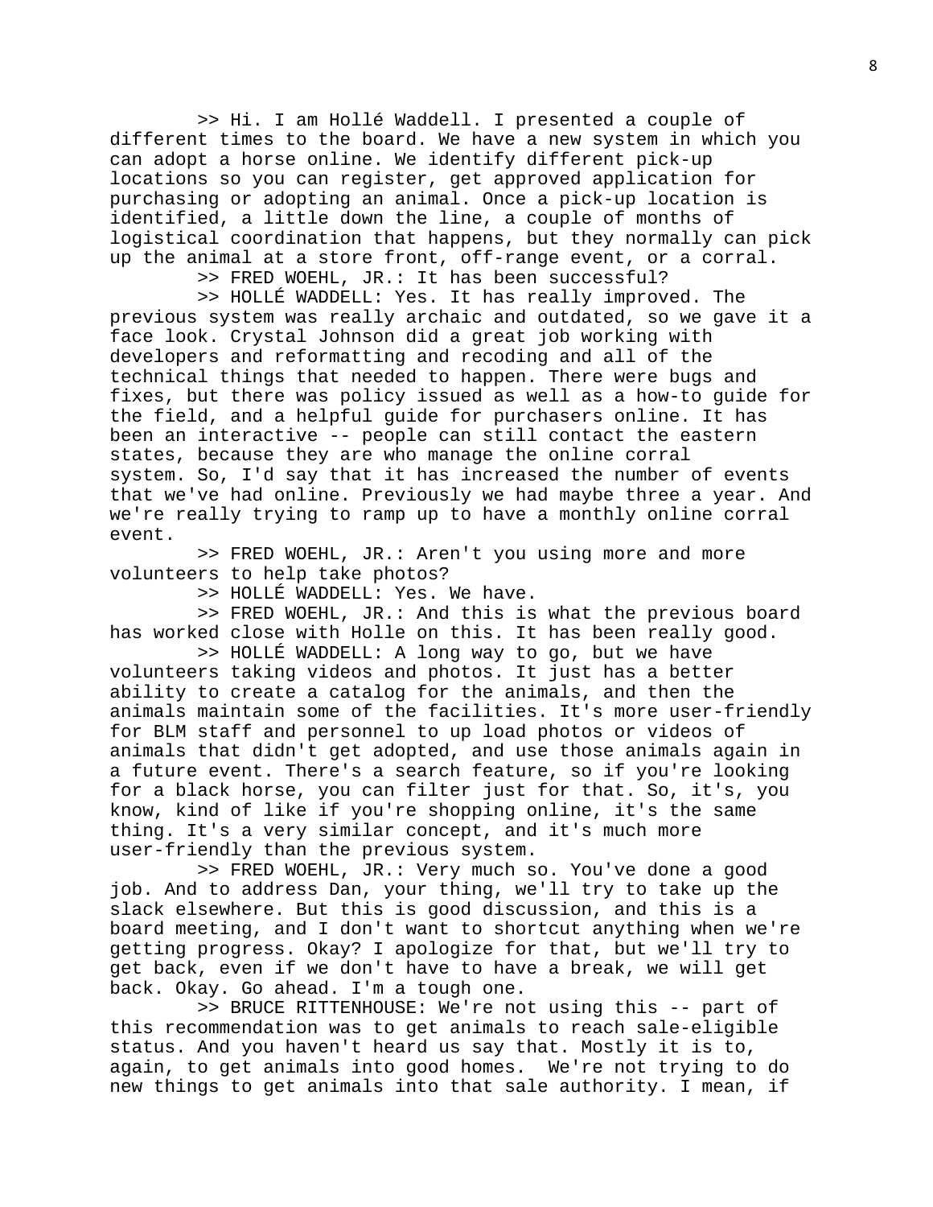>> Hi. I am Hollé Waddell. I presented a couple of different times to the board. We have a new system in which you can adopt a horse online. We identify different pick-up locations so you can register, get approved application for purchasing or adopting an animal. Once a pick-up location is identified, a little down the line, a couple of months of logistical coordination that happens, but they normally can pick up the animal at a store front, off-range event, or a corral.

>> FRED WOEHL, JR.: It has been successful?

>> HOLLÉ WADDELL: Yes. It has really improved. The previous system was really archaic and outdated, so we gave it a face look. Crystal Johnson did a great job working with developers and reformatting and recoding and all of the technical things that needed to happen. There were bugs and fixes, but there was policy issued as well as a how-to guide for the field, and a helpful guide for purchasers online. It has been an interactive -- people can still contact the eastern states, because they are who manage the online corral system. So, I'd say that it has increased the number of events that we've had online. Previously we had maybe three a year. And we're really trying to ramp up to have a monthly online corral event.

>> FRED WOEHL, JR.: Aren't you using more and more volunteers to help take photos?

>> HOLLÉ WADDELL: Yes. We have.

>> FRED WOEHL, JR.: And this is what the previous board has worked close with Holle on this. It has been really good.

>> HOLLÉ WADDELL: A long way to go, but we have volunteers taking videos and photos. It just has a better ability to create a catalog for the animals, and then the animals maintain some of the facilities. It's more user-friendly for BLM staff and personnel to up load photos or videos of animals that didn't get adopted, and use those animals again in a future event. There's a search feature, so if you're looking for a black horse, you can filter just for that. So, it's, you know, kind of like if you're shopping online, it's the same thing. It's a very similar concept, and it's much more user-friendly than the previous system.

>> FRED WOEHL, JR.: Very much so. You've done a good job. And to address Dan, your thing, we'll try to take up the slack elsewhere. But this is good discussion, and this is a board meeting, and I don't want to shortcut anything when we're getting progress. Okay? I apologize for that, but we'll try to get back, even if we don't have to have a break, we will get back. Okay. Go ahead. I'm a tough one.

>> BRUCE RITTENHOUSE: We're not using this -- part of this recommendation was to get animals to reach sale-eligible status. And you haven't heard us say that. Mostly it is to, again, to get animals into good homes. We're not trying to do new things to get animals into that sale authority. I mean, if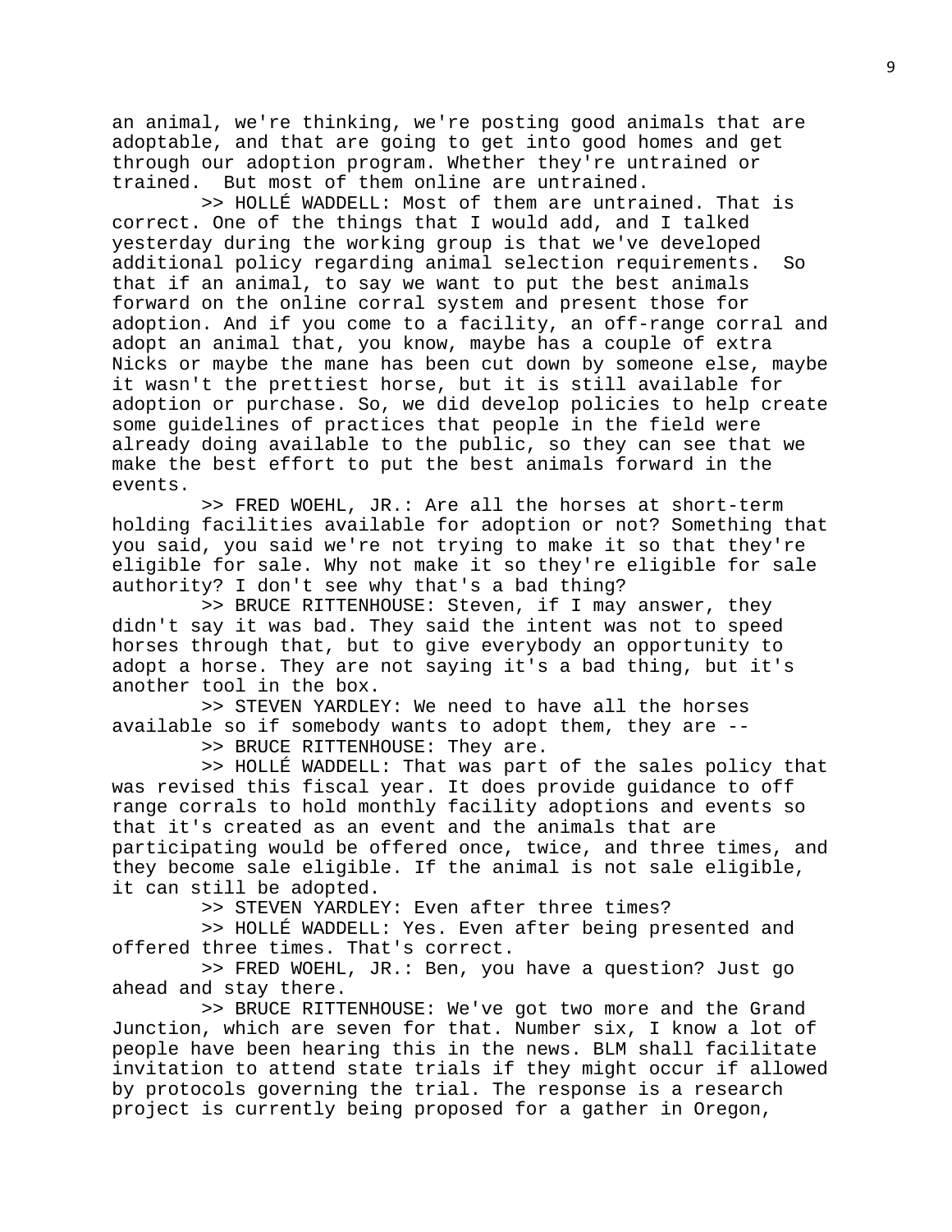an animal, we're thinking, we're posting good animals that are adoptable, and that are going to get into good homes and get through our adoption program. Whether they're untrained or trained. But most of them online are untrained.

>> HOLLÉ WADDELL: Most of them are untrained. That is correct. One of the things that I would add, and I talked yesterday during the working group is that we've developed additional policy regarding animal selection requirements. So that if an animal, to say we want to put the best animals forward on the online corral system and present those for adoption. And if you come to a facility, an off-range corral and adopt an animal that, you know, maybe has a couple of extra Nicks or maybe the mane has been cut down by someone else, maybe it wasn't the prettiest horse, but it is still available for adoption or purchase. So, we did develop policies to help create some guidelines of practices that people in the field were already doing available to the public, so they can see that we make the best effort to put the best animals forward in the events.

>> FRED WOEHL, JR.: Are all the horses at short-term holding facilities available for adoption or not? Something that you said, you said we're not trying to make it so that they're eligible for sale. Why not make it so they're eligible for sale authority? I don't see why that's a bad thing?

>> BRUCE RITTENHOUSE: Steven, if I may answer, they didn't say it was bad. They said the intent was not to speed horses through that, but to give everybody an opportunity to adopt a horse. They are not saying it's a bad thing, but it's another tool in the box.

>> STEVEN YARDLEY: We need to have all the horses available so if somebody wants to adopt them, they are --

>> BRUCE RITTENHOUSE: They are.

>> HOLLÉ WADDELL: That was part of the sales policy that was revised this fiscal year. It does provide guidance to off range corrals to hold monthly facility adoptions and events so that it's created as an event and the animals that are participating would be offered once, twice, and three times, and they become sale eligible. If the animal is not sale eligible, it can still be adopted.

>> STEVEN YARDLEY: Even after three times?

>> HOLLÉ WADDELL: Yes. Even after being presented and offered three times. That's correct.

>> FRED WOEHL, JR.: Ben, you have a question? Just go ahead and stay there.

>> BRUCE RITTENHOUSE: We've got two more and the Grand Junction, which are seven for that. Number six, I know a lot of people have been hearing this in the news. BLM shall facilitate invitation to attend state trials if they might occur if allowed by protocols governing the trial. The response is a research project is currently being proposed for a gather in Oregon,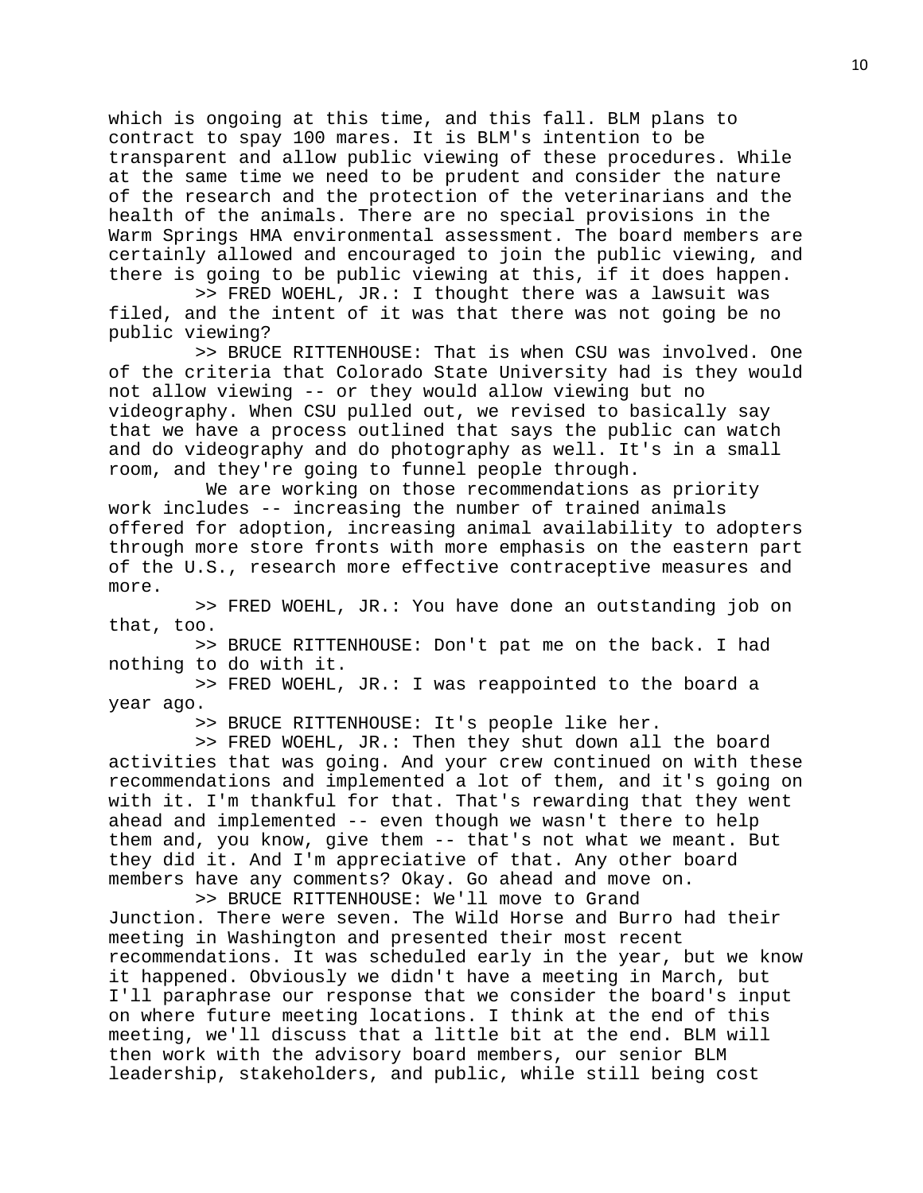which is ongoing at this time, and this fall. BLM plans to contract to spay 100 mares. It is BLM's intention to be transparent and allow public viewing of these procedures. While at the same time we need to be prudent and consider the nature of the research and the protection of the veterinarians and the health of the animals. There are no special provisions in the Warm Springs HMA environmental assessment. The board members are certainly allowed and encouraged to join the public viewing, and there is going to be public viewing at this, if it does happen.

>> FRED WOEHL, JR.: I thought there was a lawsuit was filed, and the intent of it was that there was not going be no public viewing?

>> BRUCE RITTENHOUSE: That is when CSU was involved. One of the criteria that Colorado State University had is they would not allow viewing -- or they would allow viewing but no videography. When CSU pulled out, we revised to basically say that we have a process outlined that says the public can watch and do videography and do photography as well. It's in a small room, and they're going to funnel people through.

We are working on those recommendations as priority work includes -- increasing the number of trained animals offered for adoption, increasing animal availability to adopters through more store fronts with more emphasis on the eastern part of the U.S., research more effective contraceptive measures and more.

>> FRED WOEHL, JR.: You have done an outstanding job on that, too.

>> BRUCE RITTENHOUSE: Don't pat me on the back. I had nothing to do with it.

>> FRED WOEHL, JR.: I was reappointed to the board a year ago.

>> BRUCE RITTENHOUSE: It's people like her.

>> FRED WOEHL, JR.: Then they shut down all the board activities that was going. And your crew continued on with these recommendations and implemented a lot of them, and it's going on with it. I'm thankful for that. That's rewarding that they went ahead and implemented -- even though we wasn't there to help them and, you know, give them -- that's not what we meant. But they did it. And I'm appreciative of that. Any other board members have any comments? Okay. Go ahead and move on.

>> BRUCE RITTENHOUSE: We'll move to Grand Junction. There were seven. The Wild Horse and Burro had their meeting in Washington and presented their most recent recommendations. It was scheduled early in the year, but we know it happened. Obviously we didn't have a meeting in March, but I'll paraphrase our response that we consider the board's input on where future meeting locations. I think at the end of this meeting, we'll discuss that a little bit at the end. BLM will then work with the advisory board members, our senior BLM leadership, stakeholders, and public, while still being cost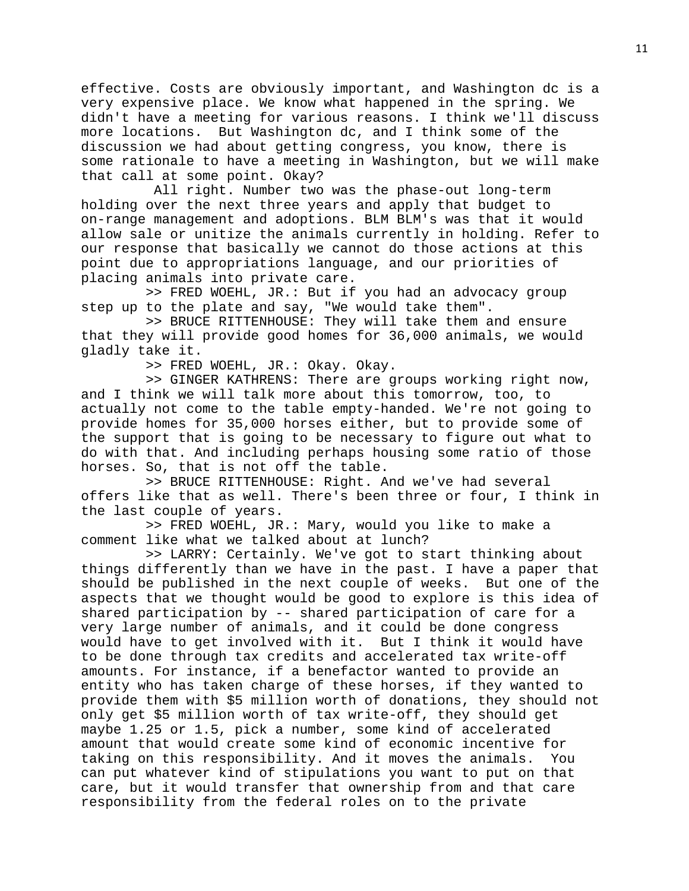effective. Costs are obviously important, and Washington dc is a very expensive place. We know what happened in the spring. We didn't have a meeting for various reasons. I think we'll discuss more locations. But Washington dc, and I think some of the discussion we had about getting congress, you know, there is some rationale to have a meeting in Washington, but we will make that call at some point. Okay?

All right. Number two was the phase-out long-term holding over the next three years and apply that budget to on-range management and adoptions. BLM BLM's was that it would allow sale or unitize the animals currently in holding. Refer to our response that basically we cannot do those actions at this point due to appropriations language, and our priorities of placing animals into private care.

>> FRED WOEHL, JR.: But if you had an advocacy group step up to the plate and say, "We would take them".

>> BRUCE RITTENHOUSE: They will take them and ensure that they will provide good homes for 36,000 animals, we would gladly take it.

>> FRED WOEHL, JR.: Okay. Okay.

>> GINGER KATHRENS: There are groups working right now, and I think we will talk more about this tomorrow, too, to actually not come to the table empty-handed. We're not going to provide homes for 35,000 horses either, but to provide some of the support that is going to be necessary to figure out what to do with that. And including perhaps housing some ratio of those horses. So, that is not off the table.

>> BRUCE RITTENHOUSE: Right. And we've had several offers like that as well. There's been three or four, I think in the last couple of years.

>> FRED WOEHL, JR.: Mary, would you like to make a comment like what we talked about at lunch?

>> LARRY: Certainly. We've got to start thinking about things differently than we have in the past. I have a paper that should be published in the next couple of weeks. But one of the aspects that we thought would be good to explore is this idea of shared participation by -- shared participation of care for a very large number of animals, and it could be done congress would have to get involved with it. But I think it would have to be done through tax credits and accelerated tax write-off amounts. For instance, if a benefactor wanted to provide an entity who has taken charge of these horses, if they wanted to provide them with $5 million worth of donations, they should not only get $5 million worth of tax write-off, they should get maybe 1.25 or 1.5, pick a number, some kind of accelerated amount that would create some kind of economic incentive for taking on this responsibility. And it moves the animals. You can put whatever kind of stipulations you want to put on that care, but it would transfer that ownership from and that care responsibility from the federal roles on to the private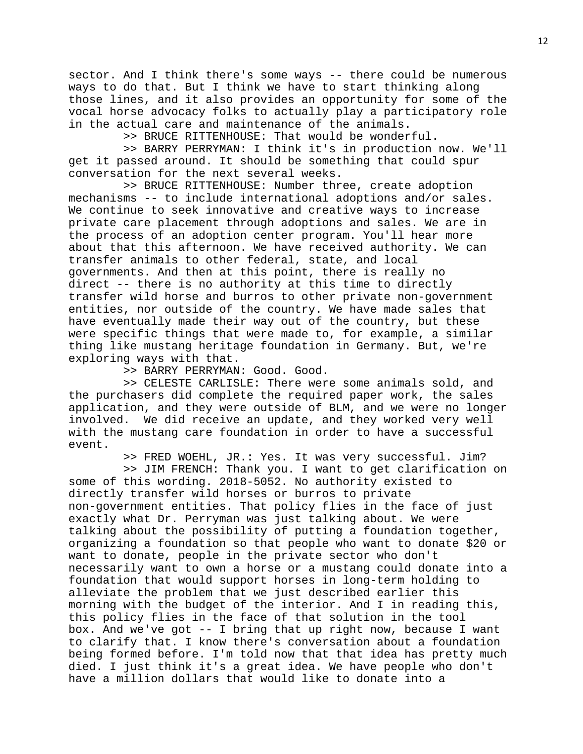sector. And I think there's some ways -- there could be numerous ways to do that. But I think we have to start thinking along those lines, and it also provides an opportunity for some of the vocal horse advocacy folks to actually play a participatory role in the actual care and maintenance of the animals.

>> BRUCE RITTENHOUSE: That would be wonderful.

>> BARRY PERRYMAN: I think it's in production now. We'll get it passed around. It should be something that could spur conversation for the next several weeks.

>> BRUCE RITTENHOUSE: Number three, create adoption mechanisms -- to include international adoptions and/or sales. We continue to seek innovative and creative ways to increase private care placement through adoptions and sales. We are in the process of an adoption center program. You'll hear more about that this afternoon. We have received authority. We can transfer animals to other federal, state, and local governments. And then at this point, there is really no direct -- there is no authority at this time to directly transfer wild horse and burros to other private non-government entities, nor outside of the country. We have made sales that have eventually made their way out of the country, but these were specific things that were made to, for example, a similar thing like mustang heritage foundation in Germany. But, we're exploring ways with that.

>> BARRY PERRYMAN: Good. Good.

>> CELESTE CARLISLE: There were some animals sold, and the purchasers did complete the required paper work, the sales application, and they were outside of BLM, and we were no longer involved. We did receive an update, and they worked very well with the mustang care foundation in order to have a successful event.

>> FRED WOEHL, JR.: Yes. It was very successful. Jim?

>> JIM FRENCH: Thank you. I want to get clarification on some of this wording. 2018-5052. No authority existed to directly transfer wild horses or burros to private non-government entities. That policy flies in the face of just exactly what Dr. Perryman was just talking about. We were talking about the possibility of putting a foundation together, organizing a foundation so that people who want to donate $20 or want to donate, people in the private sector who don't necessarily want to own a horse or a mustang could donate into a foundation that would support horses in long-term holding to alleviate the problem that we just described earlier this morning with the budget of the interior. And I in reading this, this policy flies in the face of that solution in the tool box. And we've got -- I bring that up right now, because I want to clarify that. I know there's conversation about a foundation being formed before. I'm told now that that idea has pretty much died. I just think it's a great idea. We have people who don't have a million dollars that would like to donate into a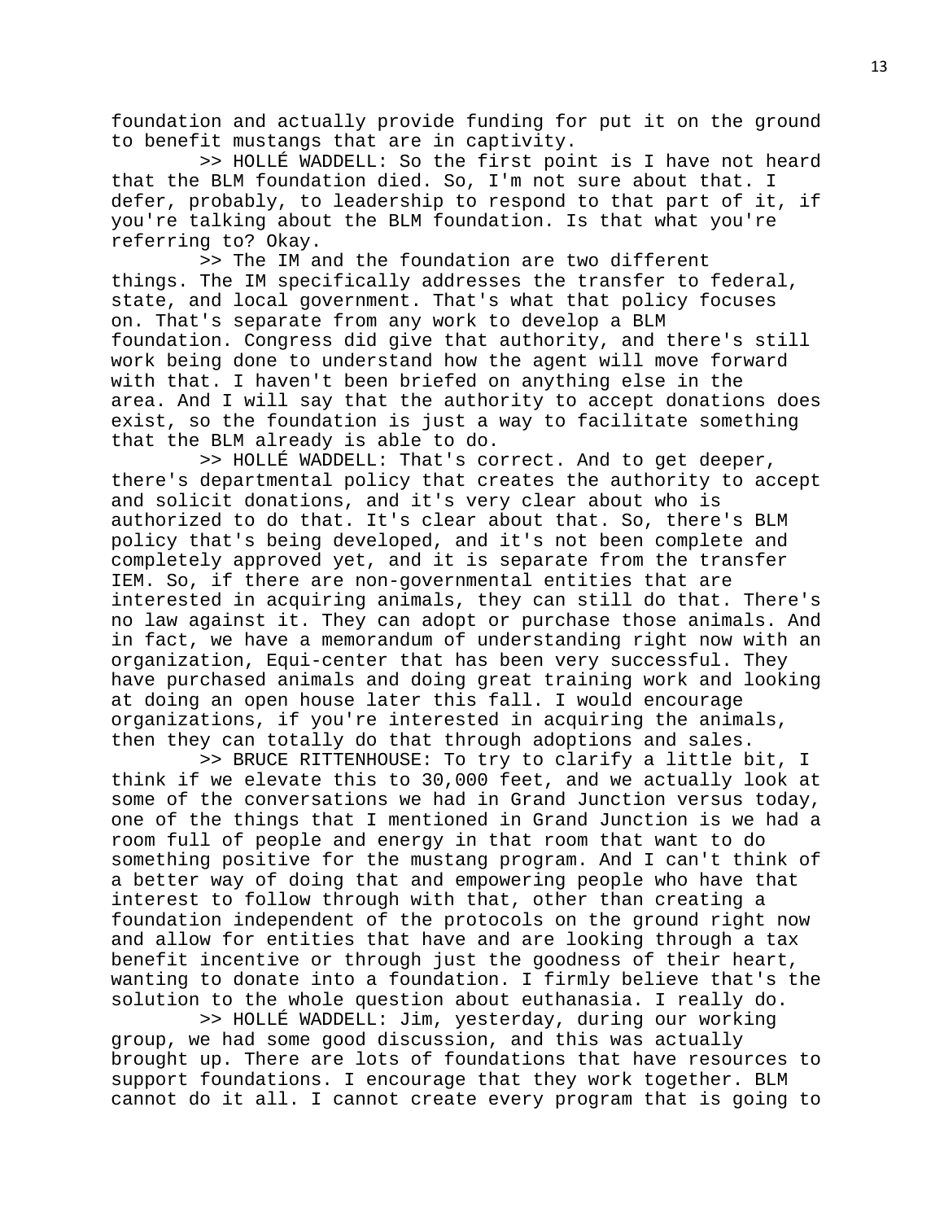foundation and actually provide funding for put it on the ground to benefit mustangs that are in captivity.

>> HOLLÉ WADDELL: So the first point is I have not heard that the BLM foundation died. So, I'm not sure about that. I defer, probably, to leadership to respond to that part of it, if you're talking about the BLM foundation. Is that what you're referring to? Okay.

>> The IM and the foundation are two different things. The IM specifically addresses the transfer to federal, state, and local government. That's what that policy focuses on. That's separate from any work to develop a BLM foundation. Congress did give that authority, and there's still work being done to understand how the agent will move forward with that. I haven't been briefed on anything else in the area. And I will say that the authority to accept donations does exist, so the foundation is just a way to facilitate something that the BLM already is able to do.

>> HOLLÉ WADDELL: That's correct. And to get deeper, there's departmental policy that creates the authority to accept and solicit donations, and it's very clear about who is authorized to do that. It's clear about that. So, there's BLM policy that's being developed, and it's not been complete and completely approved yet, and it is separate from the transfer IEM. So, if there are non-governmental entities that are interested in acquiring animals, they can still do that. There's no law against it. They can adopt or purchase those animals. And in fact, we have a memorandum of understanding right now with an organization, Equi-center that has been very successful. They have purchased animals and doing great training work and looking at doing an open house later this fall. I would encourage organizations, if you're interested in acquiring the animals, then they can totally do that through adoptions and sales.

>> BRUCE RITTENHOUSE: To try to clarify a little bit, I think if we elevate this to 30,000 feet, and we actually look at some of the conversations we had in Grand Junction versus today, one of the things that I mentioned in Grand Junction is we had a room full of people and energy in that room that want to do something positive for the mustang program. And I can't think of a better way of doing that and empowering people who have that interest to follow through with that, other than creating a foundation independent of the protocols on the ground right now and allow for entities that have and are looking through a tax benefit incentive or through just the goodness of their heart, wanting to donate into a foundation. I firmly believe that's the solution to the whole question about euthanasia. I really do.

>> HOLLÉ WADDELL: Jim, yesterday, during our working group, we had some good discussion, and this was actually brought up. There are lots of foundations that have resources to support foundations. I encourage that they work together. BLM cannot do it all. I cannot create every program that is going to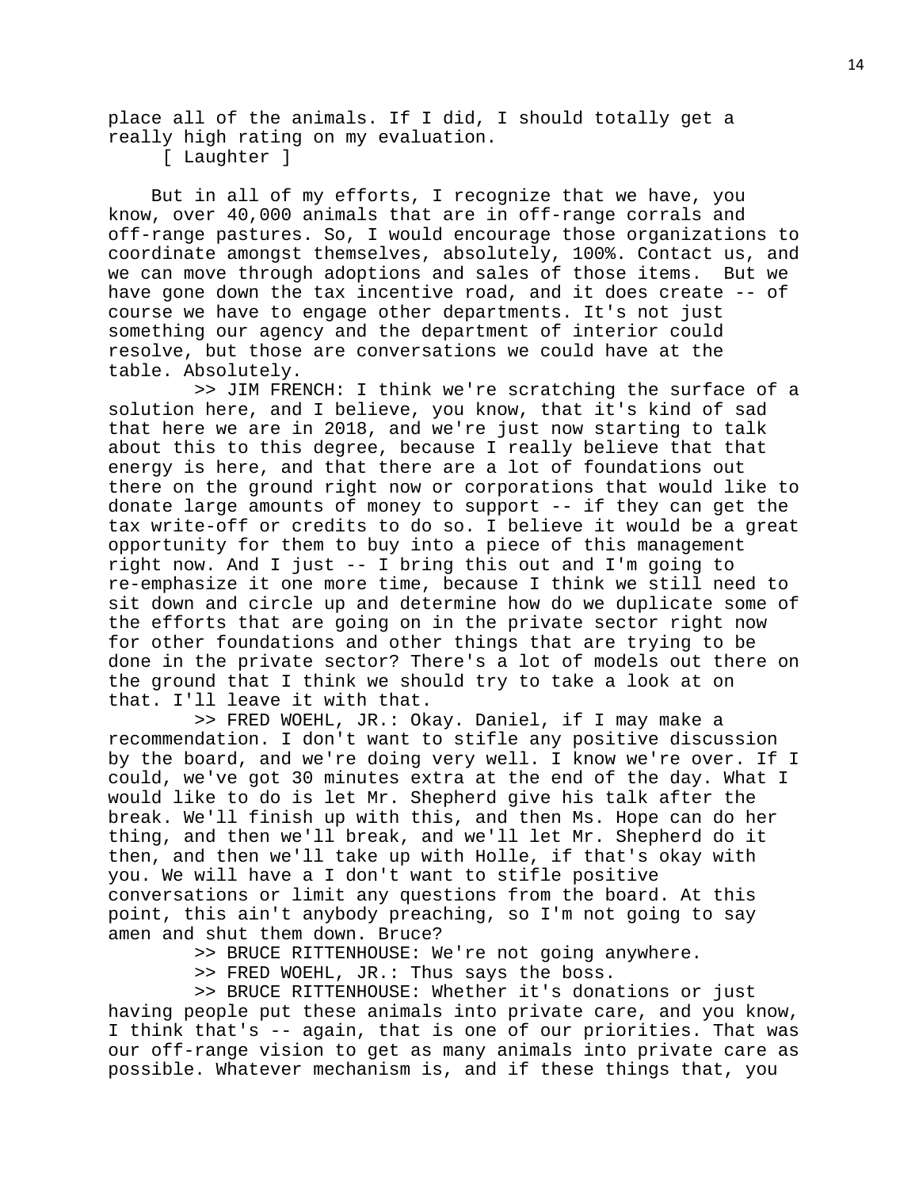place all of the animals. If I did, I should totally get a really high rating on my evaluation.

[ Laughter ]

But in all of my efforts, I recognize that we have, you know, over 40,000 animals that are in off-range corrals and off-range pastures. So, I would encourage those organizations to coordinate amongst themselves, absolutely, 100%. Contact us, and we can move through adoptions and sales of those items. But we have gone down the tax incentive road, and it does create -- of course we have to engage other departments. It's not just something our agency and the department of interior could resolve, but those are conversations we could have at the table. Absolutely.

>> JIM FRENCH: I think we're scratching the surface of a solution here, and I believe, you know, that it's kind of sad that here we are in 2018, and we're just now starting to talk about this to this degree, because I really believe that that energy is here, and that there are a lot of foundations out there on the ground right now or corporations that would like to donate large amounts of money to support -- if they can get the tax write-off or credits to do so. I believe it would be a great opportunity for them to buy into a piece of this management right now. And I just -- I bring this out and I'm going to re-emphasize it one more time, because I think we still need to sit down and circle up and determine how do we duplicate some of the efforts that are going on in the private sector right now for other foundations and other things that are trying to be done in the private sector? There's a lot of models out there on the ground that I think we should try to take a look at on that. I'll leave it with that.

>> FRED WOEHL, JR.: Okay. Daniel, if I may make a recommendation. I don't want to stifle any positive discussion by the board, and we're doing very well. I know we're over. If I could, we've got 30 minutes extra at the end of the day. What I would like to do is let Mr. Shepherd give his talk after the break. We'll finish up with this, and then Ms. Hope can do her thing, and then we'll break, and we'll let Mr. Shepherd do it then, and then we'll take up with Holle, if that's okay with you. We will have a I don't want to stifle positive conversations or limit any questions from the board. At this point, this ain't anybody preaching, so I'm not going to say amen and shut them down. Bruce?

>> BRUCE RITTENHOUSE: We're not going anywhere.

>> FRED WOEHL, JR.: Thus says the boss.

>> BRUCE RITTENHOUSE: Whether it's donations or just having people put these animals into private care, and you know, I think that's -- again, that is one of our priorities. That was our off-range vision to get as many animals into private care as possible. Whatever mechanism is, and if these things that, you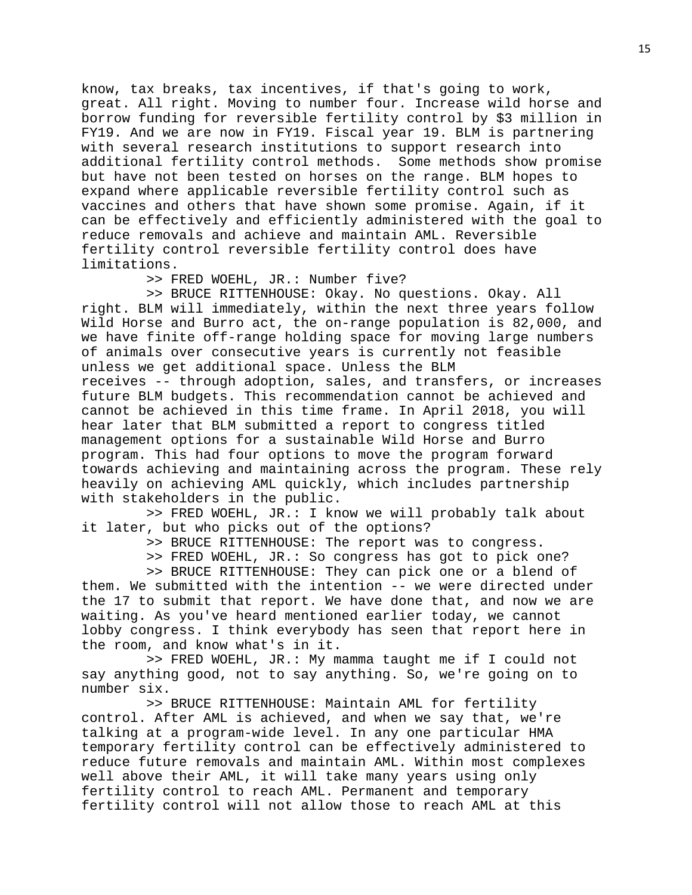know, tax breaks, tax incentives, if that's going to work, great. All right. Moving to number four. Increase wild horse and borrow funding for reversible fertility control by $3 million in FY19. And we are now in FY19. Fiscal year 19. BLM is partnering with several research institutions to support research into additional fertility control methods.  Some methods show promise but have not been tested on horses on the range. BLM hopes to expand where applicable reversible fertility control such as vaccines and others that have shown some promise. Again, if it can be effectively and efficiently administered with the goal to reduce removals and achieve and maintain AML. Reversible fertility control reversible fertility control does have limitations.

>> FRED WOEHL, JR.: Number five?

>> BRUCE RITTENHOUSE: Okay. No questions. Okay. All right. BLM will immediately, within the next three years follow Wild Horse and Burro act, the on-range population is 82,000, and we have finite off-range holding space for moving large numbers of animals over consecutive years is currently not feasible unless we get additional space. Unless the BLM receives -- through adoption, sales, and transfers, or increases future BLM budgets. This recommendation cannot be achieved and cannot be achieved in this time frame. In April 2018, you will hear later that BLM submitted a report to congress titled management options for a sustainable Wild Horse and Burro program. This had four options to move the program forward towards achieving and maintaining across the program. These rely heavily on achieving AML quickly, which includes partnership with stakeholders in the public.

>> FRED WOEHL, JR.: I know we will probably talk about it later, but who picks out of the options?

>> BRUCE RITTENHOUSE: The report was to congress.

>> FRED WOEHL, JR.: So congress has got to pick one?

>> BRUCE RITTENHOUSE: They can pick one or a blend of them. We submitted with the intention -- we were directed under the 17 to submit that report. We have done that, and now we are waiting. As you've heard mentioned earlier today, we cannot lobby congress. I think everybody has seen that report here in the room, and know what's in it.

>> FRED WOEHL, JR.: My mamma taught me if I could not say anything good, not to say anything. So, we're going on to number six.

>> BRUCE RITTENHOUSE: Maintain AML for fertility control. After AML is achieved, and when we say that, we're talking at a program-wide level. In any one particular HMA temporary fertility control can be effectively administered to reduce future removals and maintain AML. Within most complexes well above their AML, it will take many years using only fertility control to reach AML. Permanent and temporary fertility control will not allow those to reach AML at this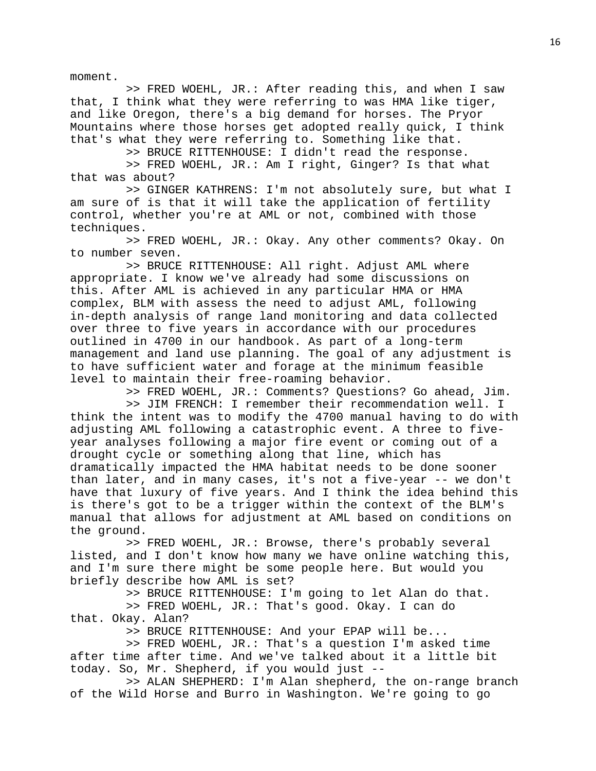moment.

>> FRED WOEHL, JR.: After reading this, and when I saw that, I think what they were referring to was HMA like tiger, and like Oregon, there's a big demand for horses. The Pryor Mountains where those horses get adopted really quick, I think that's what they were referring to. Something like that.

>> BRUCE RITTENHOUSE: I didn't read the response.

>> FRED WOEHL, JR.: Am I right, Ginger? Is that what that was about?

>> GINGER KATHRENS: I'm not absolutely sure, but what I am sure of is that it will take the application of fertility control, whether you're at AML or not, combined with those techniques.

>> FRED WOEHL, JR.: Okay. Any other comments? Okay. On to number seven.

>> BRUCE RITTENHOUSE: All right. Adjust AML where appropriate. I know we've already had some discussions on this. After AML is achieved in any particular HMA or HMA complex, BLM with assess the need to adjust AML, following in-depth analysis of range land monitoring and data collected over three to five years in accordance with our procedures outlined in 4700 in our handbook. As part of a long-term management and land use planning. The goal of any adjustment is to have sufficient water and forage at the minimum feasible level to maintain their free-roaming behavior.

>> FRED WOEHL, JR.: Comments? Questions? Go ahead, Jim.

>> JIM FRENCH: I remember their recommendation well. I think the intent was to modify the 4700 manual having to do with adjusting AML following a catastrophic event. A three to five-year analyses following a major fire event or coming out of a drought cycle or something along that line, which has dramatically impacted the HMA habitat needs to be done sooner than later, and in many cases, it's not a five-year -- we don't have that luxury of five years. And I think the idea behind this is there's got to be a trigger within the context of the BLM's manual that allows for adjustment at AML based on conditions on the ground.

>> FRED WOEHL, JR.: Browse, there's probably several listed, and I don't know how many we have online watching this, and I'm sure there might be some people here. But would you briefly describe how AML is set?

>> BRUCE RITTENHOUSE: I'm going to let Alan do that.

>> FRED WOEHL, JR.: That's good. Okay. I can do that. Okay. Alan?

>> BRUCE RITTENHOUSE: And your EPAP will be...

>> FRED WOEHL, JR.: That's a question I'm asked time after time after time. And we've talked about it a little bit today. So, Mr. Shepherd, if you would just --

>> ALAN SHEPHERD: I'm Alan shepherd, the on-range branch of the Wild Horse and Burro in Washington. We're going to go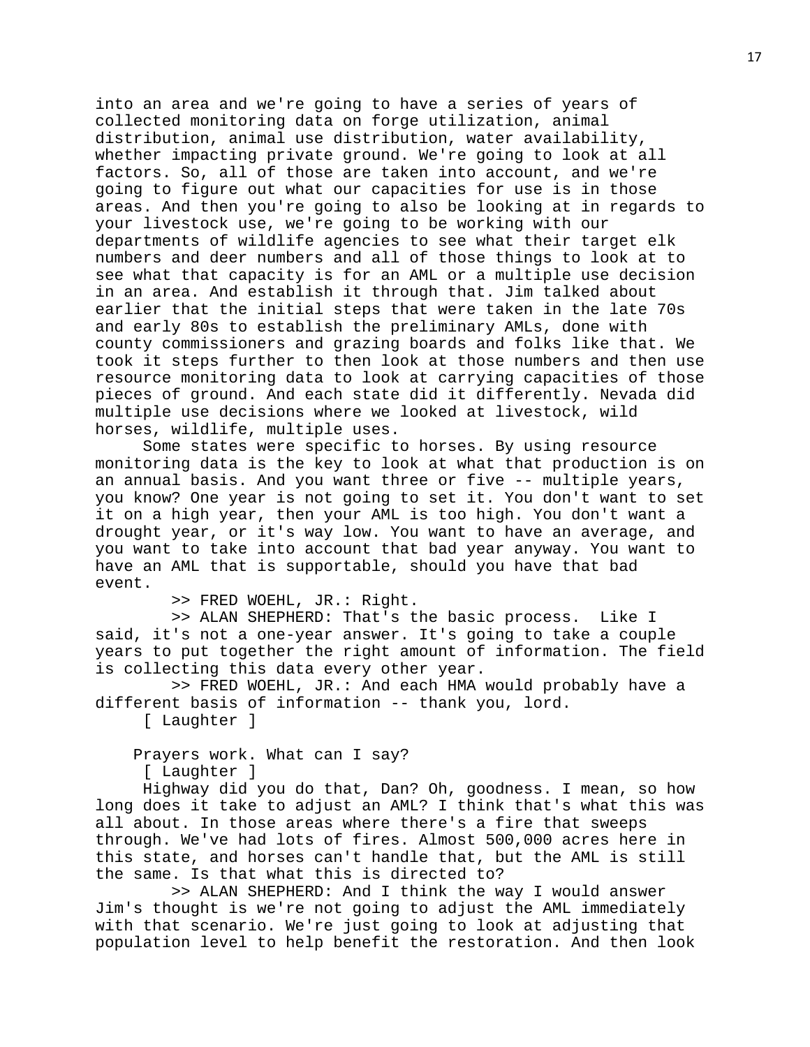into an area and we're going to have a series of years of collected monitoring data on forge utilization, animal distribution, animal use distribution, water availability, whether impacting private ground. We're going to look at all factors. So, all of those are taken into account, and we're going to figure out what our capacities for use is in those areas. And then you're going to also be looking at in regards to your livestock use, we're going to be working with our departments of wildlife agencies to see what their target elk numbers and deer numbers and all of those things to look at to see what that capacity is for an AML or a multiple use decision in an area. And establish it through that. Jim talked about earlier that the initial steps that were taken in the late 70s and early 80s to establish the preliminary AMLs, done with county commissioners and grazing boards and folks like that. We took it steps further to then look at those numbers and then use resource monitoring data to look at carrying capacities of those pieces of ground. And each state did it differently. Nevada did multiple use decisions where we looked at livestock, wild horses, wildlife, multiple uses.

Some states were specific to horses. By using resource monitoring data is the key to look at what that production is on an annual basis. And you want three or five -- multiple years, you know? One year is not going to set it. You don't want to set it on a high year, then your AML is too high. You don't want a drought year, or it's way low. You want to have an average, and you want to take into account that bad year anyway. You want to have an AML that is supportable, should you have that bad event.

>> FRED WOEHL, JR.: Right.

>> ALAN SHEPHERD: That's the basic process. Like I said, it's not a one-year answer. It's going to take a couple years to put together the right amount of information. The field is collecting this data every other year.

>> FRED WOEHL, JR.: And each HMA would probably have a different basis of information -- thank you, lord.

[ Laughter ]

Prayers work. What can I say?

[ Laughter ]

Highway did you do that, Dan? Oh, goodness. I mean, so how long does it take to adjust an AML? I think that's what this was all about. In those areas where there's a fire that sweeps through. We've had lots of fires. Almost 500,000 acres here in this state, and horses can't handle that, but the AML is still the same. Is that what this is directed to?

>> ALAN SHEPHERD: And I think the way I would answer Jim's thought is we're not going to adjust the AML immediately with that scenario. We're just going to look at adjusting that population level to help benefit the restoration. And then look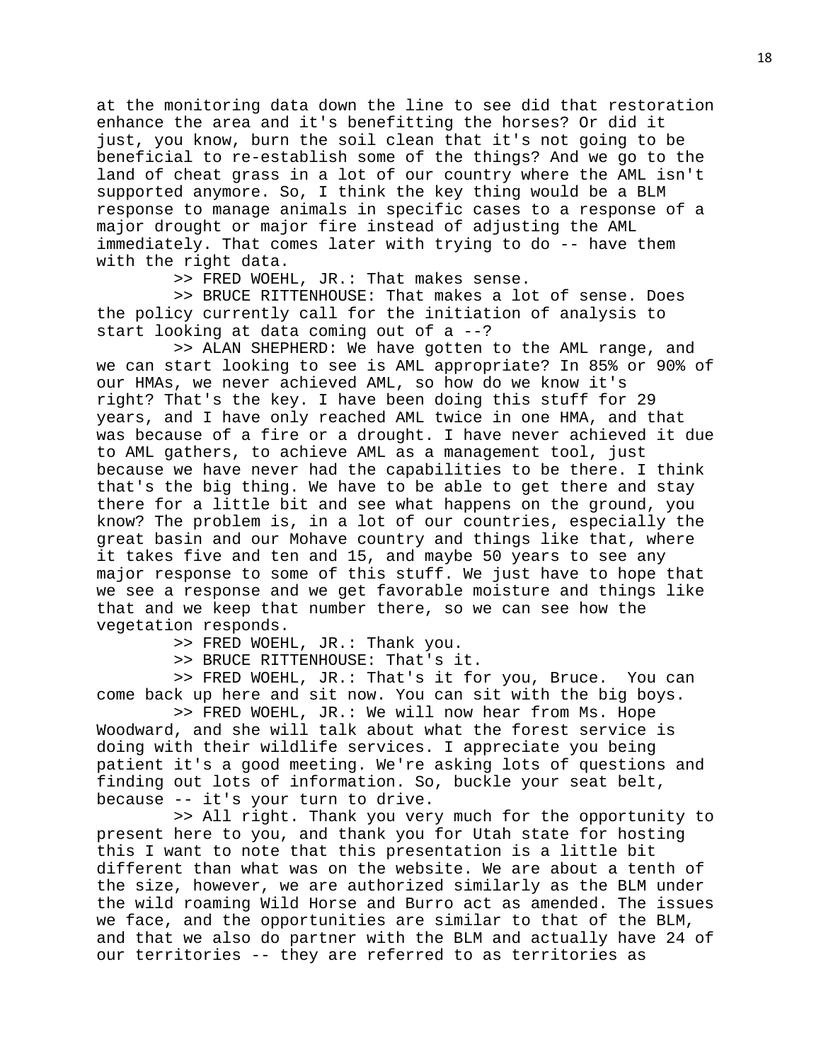at the monitoring data down the line to see did that restoration enhance the area and it's benefitting the horses? Or did it just, you know, burn the soil clean that it's not going to be beneficial to re-establish some of the things? And we go to the land of cheat grass in a lot of our country where the AML isn't supported anymore. So, I think the key thing would be a BLM response to manage animals in specific cases to a response of a major drought or major fire instead of adjusting the AML immediately. That comes later with trying to do -- have them with the right data.

>> FRED WOEHL, JR.: That makes sense.

>> BRUCE RITTENHOUSE: That makes a lot of sense. Does the policy currently call for the initiation of analysis to start looking at data coming out of a --?

>> ALAN SHEPHERD: We have gotten to the AML range, and we can start looking to see is AML appropriate? In 85% or 90% of our HMAs, we never achieved AML, so how do we know it's right? That's the key. I have been doing this stuff for 29 years, and I have only reached AML twice in one HMA, and that was because of a fire or a drought. I have never achieved it due to AML gathers, to achieve AML as a management tool, just because we have never had the capabilities to be there. I think that's the big thing. We have to be able to get there and stay there for a little bit and see what happens on the ground, you know? The problem is, in a lot of our countries, especially the great basin and our Mohave country and things like that, where it takes five and ten and 15, and maybe 50 years to see any major response to some of this stuff. We just have to hope that we see a response and we get favorable moisture and things like that and we keep that number there, so we can see how the vegetation responds.

>> FRED WOEHL, JR.: Thank you.

>> BRUCE RITTENHOUSE: That's it.

>> FRED WOEHL, JR.: That's it for you, Bruce. You can come back up here and sit now. You can sit with the big boys.

>> FRED WOEHL, JR.: We will now hear from Ms. Hope Woodward, and she will talk about what the forest service is doing with their wildlife services. I appreciate you being patient it's a good meeting. We're asking lots of questions and finding out lots of information. So, buckle your seat belt, because -- it's your turn to drive.

>> All right. Thank you very much for the opportunity to present here to you, and thank you for Utah state for hosting this I want to note that this presentation is a little bit different than what was on the website. We are about a tenth of the size, however, we are authorized similarly as the BLM under the wild roaming Wild Horse and Burro act as amended. The issues we face, and the opportunities are similar to that of the BLM, and that we also do partner with the BLM and actually have 24 of our territories -- they are referred to as territories as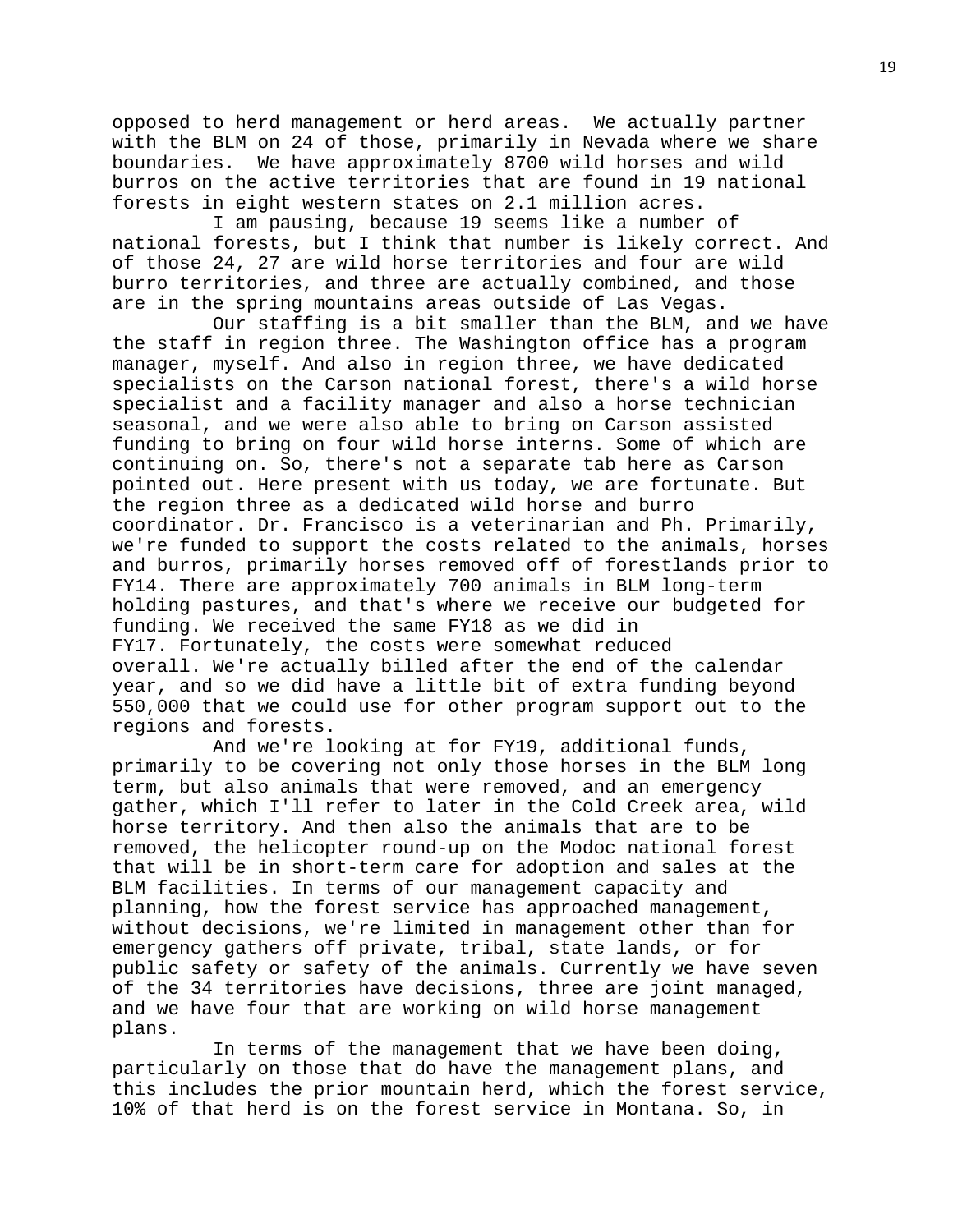opposed to herd management or herd areas. We actually partner with the BLM on 24 of those, primarily in Nevada where we share boundaries. We have approximately 8700 wild horses and wild burros on the active territories that are found in 19 national forests in eight western states on 2.1 million acres.

I am pausing, because 19 seems like a number of national forests, but I think that number is likely correct. And of those 24, 27 are wild horse territories and four are wild burro territories, and three are actually combined, and those are in the spring mountains areas outside of Las Vegas.

Our staffing is a bit smaller than the BLM, and we have the staff in region three. The Washington office has a program manager, myself. And also in region three, we have dedicated specialists on the Carson national forest, there's a wild horse specialist and a facility manager and also a horse technician seasonal, and we were also able to bring on Carson assisted funding to bring on four wild horse interns. Some of which are continuing on. So, there's not a separate tab here as Carson pointed out. Here present with us today, we are fortunate. But the region three as a dedicated wild horse and burro coordinator. Dr. Francisco is a veterinarian and Ph. Primarily, we're funded to support the costs related to the animals, horses and burros, primarily horses removed off of forestlands prior to FY14. There are approximately 700 animals in BLM long-term holding pastures, and that's where we receive our budgeted for funding. We received the same FY18 as we did in FY17. Fortunately, the costs were somewhat reduced overall. We're actually billed after the end of the calendar year, and so we did have a little bit of extra funding beyond 550,000 that we could use for other program support out to the regions and forests.

And we're looking at for FY19, additional funds, primarily to be covering not only those horses in the BLM long term, but also animals that were removed, and an emergency gather, which I'll refer to later in the Cold Creek area, wild horse territory. And then also the animals that are to be removed, the helicopter round-up on the Modoc national forest that will be in short-term care for adoption and sales at the BLM facilities. In terms of our management capacity and planning, how the forest service has approached management, without decisions, we're limited in management other than for emergency gathers off private, tribal, state lands, or for public safety or safety of the animals. Currently we have seven of the 34 territories have decisions, three are joint managed, and we have four that are working on wild horse management plans.

In terms of the management that we have been doing, particularly on those that do have the management plans, and this includes the prior mountain herd, which the forest service, 10% of that herd is on the forest service in Montana. So, in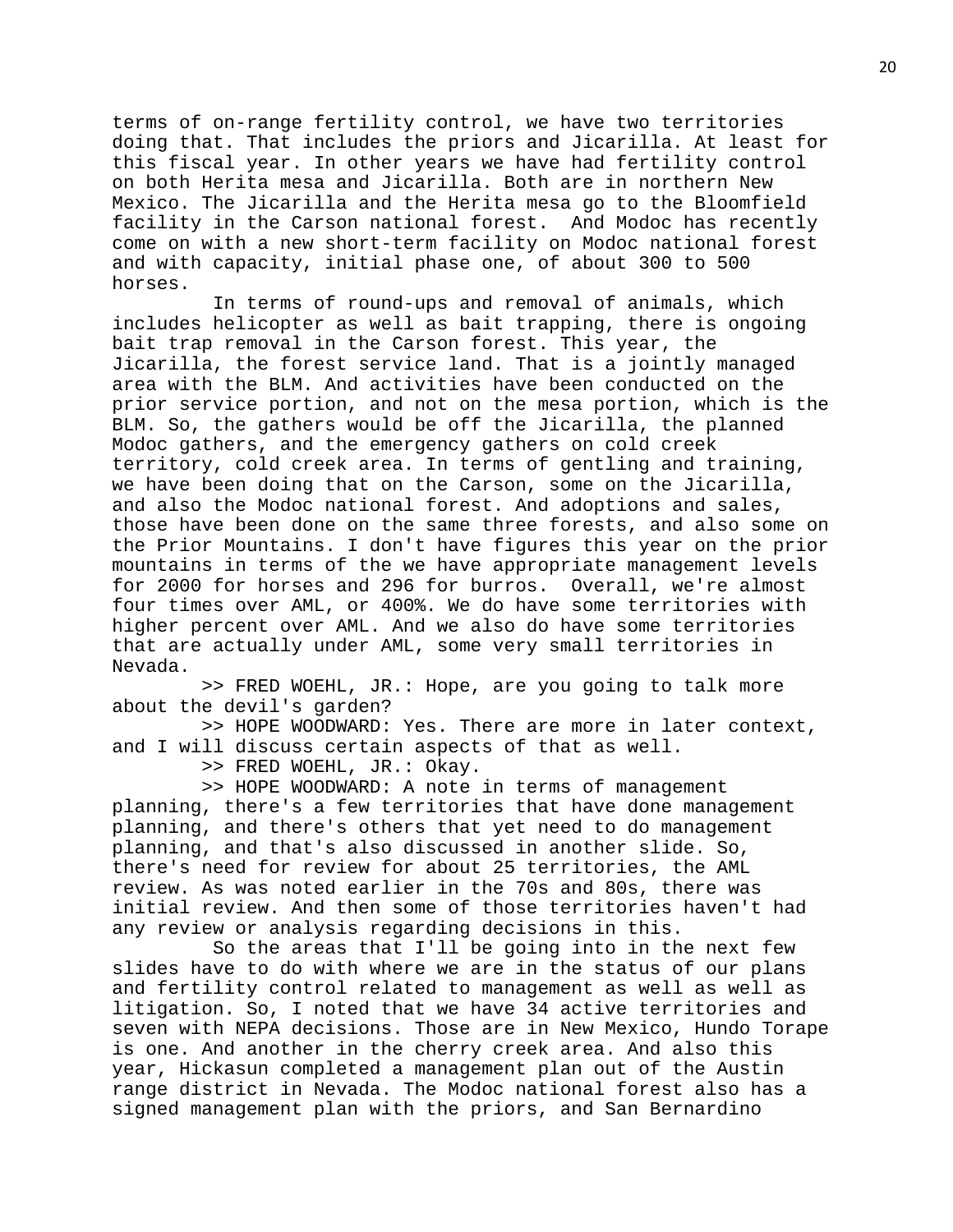terms of on-range fertility control, we have two territories doing that. That includes the priors and Jicarilla. At least for this fiscal year. In other years we have had fertility control on both Herita mesa and Jicarilla. Both are in northern New Mexico. The Jicarilla and the Herita mesa go to the Bloomfield facility in the Carson national forest. And Modoc has recently come on with a new short-term facility on Modoc national forest and with capacity, initial phase one, of about 300 to 500 horses.

In terms of round-ups and removal of animals, which includes helicopter as well as bait trapping, there is ongoing bait trap removal in the Carson forest. This year, the Jicarilla, the forest service land. That is a jointly managed area with the BLM. And activities have been conducted on the prior service portion, and not on the mesa portion, which is the BLM. So, the gathers would be off the Jicarilla, the planned Modoc gathers, and the emergency gathers on cold creek territory, cold creek area. In terms of gentling and training, we have been doing that on the Carson, some on the Jicarilla, and also the Modoc national forest. And adoptions and sales, those have been done on the same three forests, and also some on the Prior Mountains. I don't have figures this year on the prior mountains in terms of the we have appropriate management levels for 2000 for horses and 296 for burros. Overall, we're almost four times over AML, or 400%. We do have some territories with higher percent over AML. And we also do have some territories that are actually under AML, some very small territories in Nevada.

>> FRED WOEHL, JR.: Hope, are you going to talk more about the devil's garden?

>> HOPE WOODWARD: Yes. There are more in later context, and I will discuss certain aspects of that as well.

>> FRED WOEHL, JR.: Okay.

>> HOPE WOODWARD: A note in terms of management planning, there's a few territories that have done management planning, and there's others that yet need to do management planning, and that's also discussed in another slide. So, there's need for review for about 25 territories, the AML review. As was noted earlier in the 70s and 80s, there was initial review. And then some of those territories haven't had any review or analysis regarding decisions in this.

So the areas that I'll be going into in the next few slides have to do with where we are in the status of our plans and fertility control related to management as well as well as litigation. So, I noted that we have 34 active territories and seven with NEPA decisions. Those are in New Mexico, Hundo Torape is one. And another in the cherry creek area. And also this year, Hickasun completed a management plan out of the Austin range district in Nevada. The Modoc national forest also has a signed management plan with the priors, and San Bernardino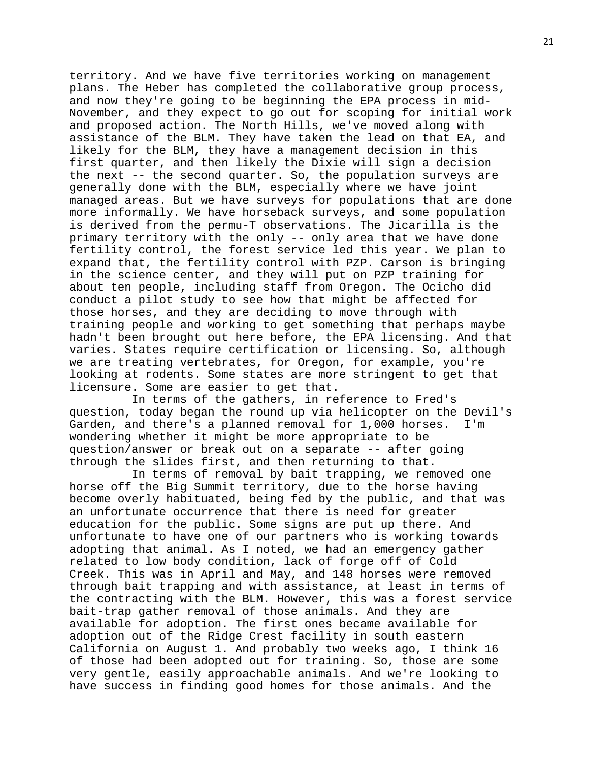territory. And we have five territories working on management plans. The Heber has completed the collaborative group process, and now they're going to be beginning the EPA process in mid-November, and they expect to go out for scoping for initial work and proposed action. The North Hills, we've moved along with assistance of the BLM. They have taken the lead on that EA, and likely for the BLM, they have a management decision in this first quarter, and then likely the Dixie will sign a decision the next -- the second quarter. So, the population surveys are generally done with the BLM, especially where we have joint managed areas. But we have surveys for populations that are done more informally. We have horseback surveys, and some population is derived from the permu-T observations. The Jicarilla is the primary territory with the only -- only area that we have done fertility control, the forest service led this year. We plan to expand that, the fertility control with PZP. Carson is bringing in the science center, and they will put on PZP training for about ten people, including staff from Oregon. The Ocicho did conduct a pilot study to see how that might be affected for those horses, and they are deciding to move through with training people and working to get something that perhaps maybe hadn't been brought out here before, the EPA licensing. And that varies. States require certification or licensing. So, although we are treating vertebrates, for Oregon, for example, you're looking at rodents. Some states are more stringent to get that licensure. Some are easier to get that.

In terms of the gathers, in reference to Fred's question, today began the round up via helicopter on the Devil's Garden, and there's a planned removal for 1,000 horses. I'm wondering whether it might be more appropriate to be question/answer or break out on a separate -- after going through the slides first, and then returning to that.

In terms of removal by bait trapping, we removed one horse off the Big Summit territory, due to the horse having become overly habituated, being fed by the public, and that was an unfortunate occurrence that there is need for greater education for the public. Some signs are put up there. And unfortunate to have one of our partners who is working towards adopting that animal. As I noted, we had an emergency gather related to low body condition, lack of forge off of Cold Creek. This was in April and May, and 148 horses were removed through bait trapping and with assistance, at least in terms of the contracting with the BLM. However, this was a forest service bait-trap gather removal of those animals. And they are available for adoption. The first ones became available for adoption out of the Ridge Crest facility in south eastern California on August 1. And probably two weeks ago, I think 16 of those had been adopted out for training. So, those are some very gentle, easily approachable animals. And we're looking to have success in finding good homes for those animals. And the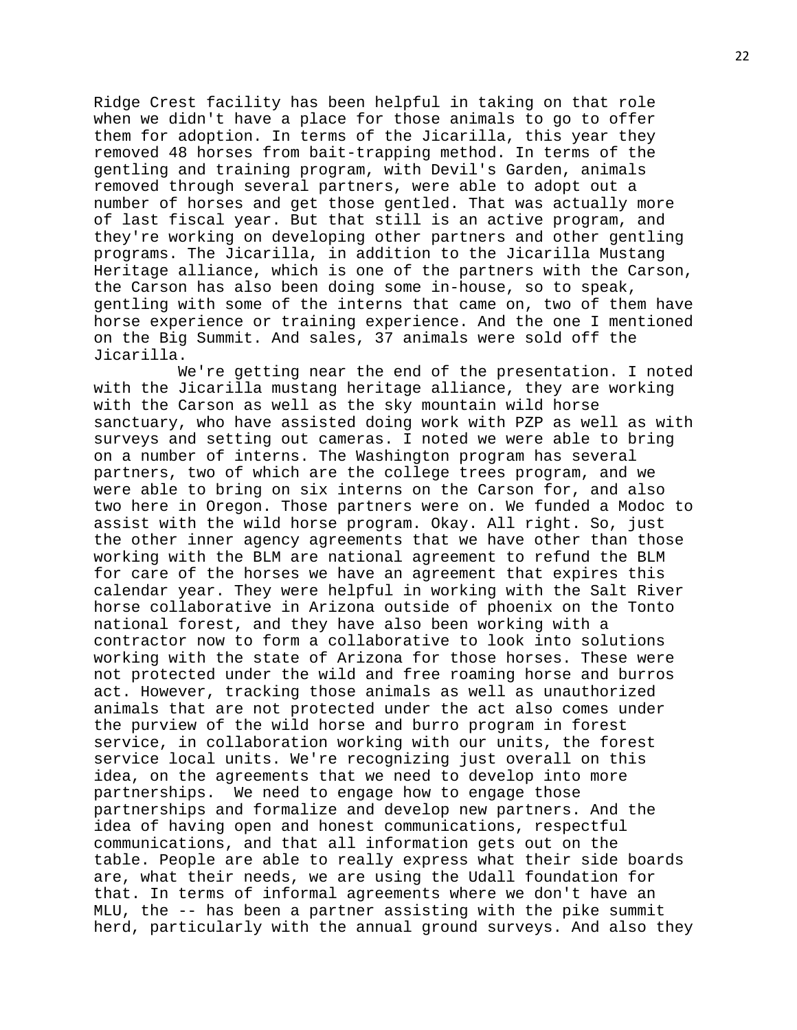Ridge Crest facility has been helpful in taking on that role when we didn't have a place for those animals to go to offer them for adoption. In terms of the Jicarilla, this year they removed 48 horses from bait-trapping method. In terms of the gentling and training program, with Devil's Garden, animals removed through several partners, were able to adopt out a number of horses and get those gentled. That was actually more of last fiscal year. But that still is an active program, and they're working on developing other partners and other gentling programs. The Jicarilla, in addition to the Jicarilla Mustang Heritage alliance, which is one of the partners with the Carson, the Carson has also been doing some in-house, so to speak, gentling with some of the interns that came on, two of them have horse experience or training experience. And the one I mentioned on the Big Summit. And sales, 37 animals were sold off the Jicarilla.

We're getting near the end of the presentation. I noted with the Jicarilla mustang heritage alliance, they are working with the Carson as well as the sky mountain wild horse sanctuary, who have assisted doing work with PZP as well as with surveys and setting out cameras. I noted we were able to bring on a number of interns. The Washington program has several partners, two of which are the college trees program, and we were able to bring on six interns on the Carson for, and also two here in Oregon. Those partners were on. We funded a Modoc to assist with the wild horse program. Okay. All right. So, just the other inner agency agreements that we have other than those working with the BLM are national agreement to refund the BLM for care of the horses we have an agreement that expires this calendar year. They were helpful in working with the Salt River horse collaborative in Arizona outside of phoenix on the Tonto national forest, and they have also been working with a contractor now to form a collaborative to look into solutions working with the state of Arizona for those horses. These were not protected under the wild and free roaming horse and burros act. However, tracking those animals as well as unauthorized animals that are not protected under the act also comes under the purview of the wild horse and burro program in forest service, in collaboration working with our units, the forest service local units. We're recognizing just overall on this idea, on the agreements that we need to develop into more partnerships. We need to engage how to engage those partnerships and formalize and develop new partners. And the idea of having open and honest communications, respectful communications, and that all information gets out on the table. People are able to really express what their side boards are, what their needs, we are using the Udall foundation for that. In terms of informal agreements where we don't have an MLU, the -- has been a partner assisting with the pike summit herd, particularly with the annual ground surveys. And also they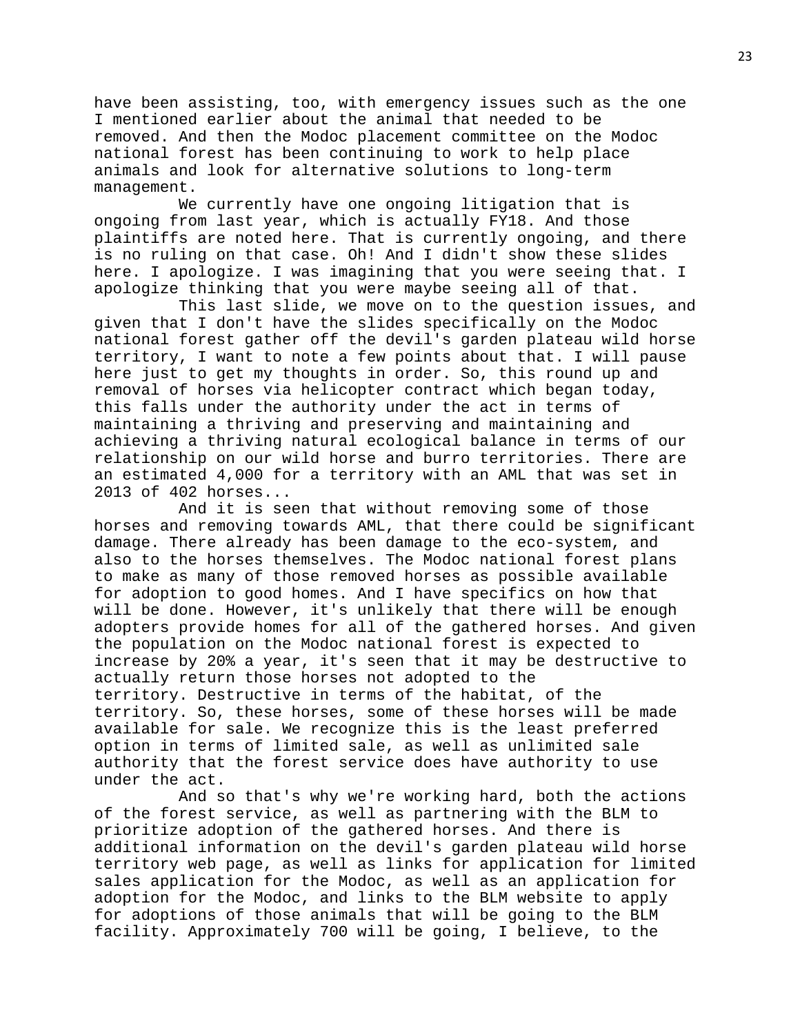have been assisting, too, with emergency issues such as the one I mentioned earlier about the animal that needed to be removed. And then the Modoc placement committee on the Modoc national forest has been continuing to work to help place animals and look for alternative solutions to long-term management.

We currently have one ongoing litigation that is ongoing from last year, which is actually FY18. And those plaintiffs are noted here. That is currently ongoing, and there is no ruling on that case. Oh! And I didn't show these slides here. I apologize. I was imagining that you were seeing that. I apologize thinking that you were maybe seeing all of that.

This last slide, we move on to the question issues, and given that I don't have the slides specifically on the Modoc national forest gather off the devil's garden plateau wild horse territory, I want to note a few points about that. I will pause here just to get my thoughts in order. So, this round up and removal of horses via helicopter contract which began today, this falls under the authority under the act in terms of maintaining a thriving and preserving and maintaining and achieving a thriving natural ecological balance in terms of our relationship on our wild horse and burro territories. There are an estimated 4,000 for a territory with an AML that was set in 2013 of 402 horses...

And it is seen that without removing some of those horses and removing towards AML, that there could be significant damage. There already has been damage to the eco-system, and also to the horses themselves. The Modoc national forest plans to make as many of those removed horses as possible available for adoption to good homes. And I have specifics on how that will be done. However, it's unlikely that there will be enough adopters provide homes for all of the gathered horses. And given the population on the Modoc national forest is expected to increase by 20% a year, it's seen that it may be destructive to actually return those horses not adopted to the territory. Destructive in terms of the habitat, of the territory. So, these horses, some of these horses will be made available for sale. We recognize this is the least preferred option in terms of limited sale, as well as unlimited sale authority that the forest service does have authority to use under the act.

And so that's why we're working hard, both the actions of the forest service, as well as partnering with the BLM to prioritize adoption of the gathered horses. And there is additional information on the devil's garden plateau wild horse territory web page, as well as links for application for limited sales application for the Modoc, as well as an application for adoption for the Modoc, and links to the BLM website to apply for adoptions of those animals that will be going to the BLM facility. Approximately 700 will be going, I believe, to the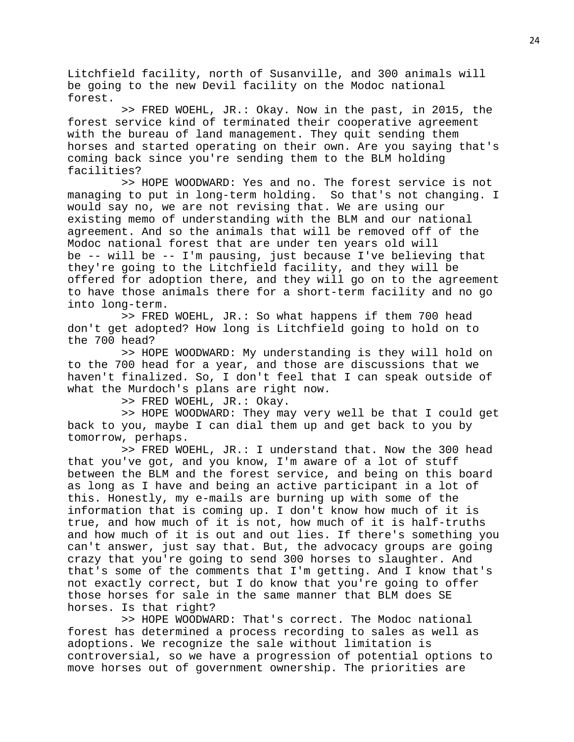Litchfield facility, north of Susanville, and 300 animals will be going to the new Devil facility on the Modoc national forest.

>> FRED WOEHL, JR.: Okay. Now in the past, in 2015, the forest service kind of terminated their cooperative agreement with the bureau of land management. They quit sending them horses and started operating on their own. Are you saying that's coming back since you're sending them to the BLM holding facilities?

>> HOPE WOODWARD: Yes and no. The forest service is not managing to put in long-term holding. So that's not changing. I would say no, we are not revising that. We are using our existing memo of understanding with the BLM and our national agreement. And so the animals that will be removed off of the Modoc national forest that are under ten years old will be -- will be -- I'm pausing, just because I've believing that they're going to the Litchfield facility, and they will be offered for adoption there, and they will go on to the agreement to have those animals there for a short-term facility and no go into long-term.

>> FRED WOEHL, JR.: So what happens if them 700 head don't get adopted? How long is Litchfield going to hold on to the 700 head?

>> HOPE WOODWARD: My understanding is they will hold on to the 700 head for a year, and those are discussions that we haven't finalized. So, I don't feel that I can speak outside of what the Murdoch's plans are right now.

>> FRED WOEHL, JR.: Okay.

>> HOPE WOODWARD: They may very well be that I could get back to you, maybe I can dial them up and get back to you by tomorrow, perhaps.

>> FRED WOEHL, JR.: I understand that. Now the 300 head that you've got, and you know, I'm aware of a lot of stuff between the BLM and the forest service, and being on this board as long as I have and being an active participant in a lot of this. Honestly, my e-mails are burning up with some of the information that is coming up. I don't know how much of it is true, and how much of it is not, how much of it is half-truths and how much of it is out and out lies. If there's something you can't answer, just say that. But, the advocacy groups are going crazy that you're going to send 300 horses to slaughter. And that's some of the comments that I'm getting. And I know that's not exactly correct, but I do know that you're going to offer those horses for sale in the same manner that BLM does SE horses. Is that right?

>> HOPE WOODWARD: That's correct. The Modoc national forest has determined a process recording to sales as well as adoptions. We recognize the sale without limitation is controversial, so we have a progression of potential options to move horses out of government ownership. The priorities are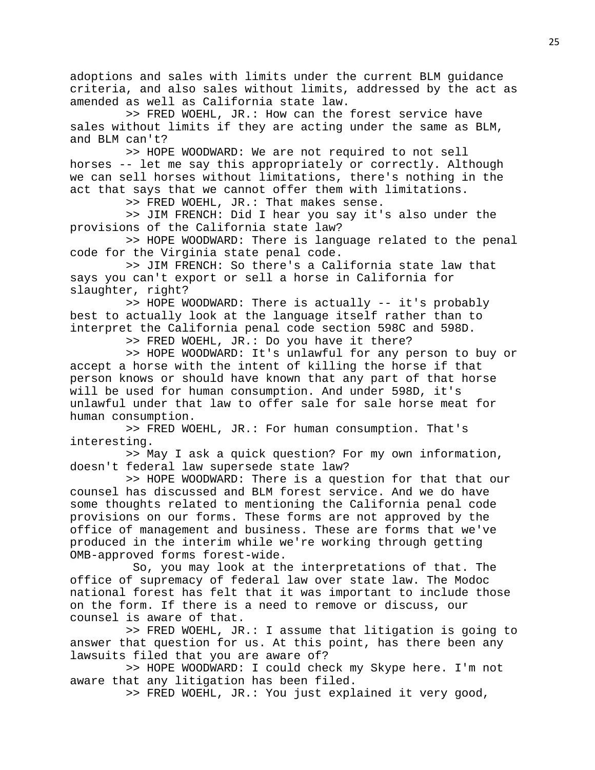adoptions and sales with limits under the current BLM guidance criteria, and also sales without limits, addressed by the act as amended as well as California state law.

>> FRED WOEHL, JR.: How can the forest service have sales without limits if they are acting under the same as BLM, and BLM can't?

>> HOPE WOODWARD: We are not required to not sell horses -- let me say this appropriately or correctly. Although we can sell horses without limitations, there's nothing in the act that says that we cannot offer them with limitations.

>> FRED WOEHL, JR.: That makes sense.

>> JIM FRENCH: Did I hear you say it's also under the provisions of the California state law?

>> HOPE WOODWARD: There is language related to the penal code for the Virginia state penal code.

>> JIM FRENCH: So there's a California state law that says you can't export or sell a horse in California for slaughter, right?

>> HOPE WOODWARD: There is actually -- it's probably best to actually look at the language itself rather than to interpret the California penal code section 598C and 598D.

>> FRED WOEHL, JR.: Do you have it there?

>> HOPE WOODWARD: It's unlawful for any person to buy or accept a horse with the intent of killing the horse if that person knows or should have known that any part of that horse will be used for human consumption. And under 598D, it's unlawful under that law to offer sale for sale horse meat for human consumption.

>> FRED WOEHL, JR.: For human consumption. That's interesting.

>> May I ask a quick question? For my own information, doesn't federal law supersede state law?

>> HOPE WOODWARD: There is a question for that that our counsel has discussed and BLM forest service. And we do have some thoughts related to mentioning the California penal code provisions on our forms. These forms are not approved by the office of management and business. These are forms that we've produced in the interim while we're working through getting OMB-approved forms forest-wide.

So, you may look at the interpretations of that. The office of supremacy of federal law over state law. The Modoc national forest has felt that it was important to include those on the form. If there is a need to remove or discuss, our counsel is aware of that.

>> FRED WOEHL, JR.: I assume that litigation is going to answer that question for us. At this point, has there been any lawsuits filed that you are aware of?

>> HOPE WOODWARD: I could check my Skype here. I'm not aware that any litigation has been filed.

>> FRED WOEHL, JR.: You just explained it very good,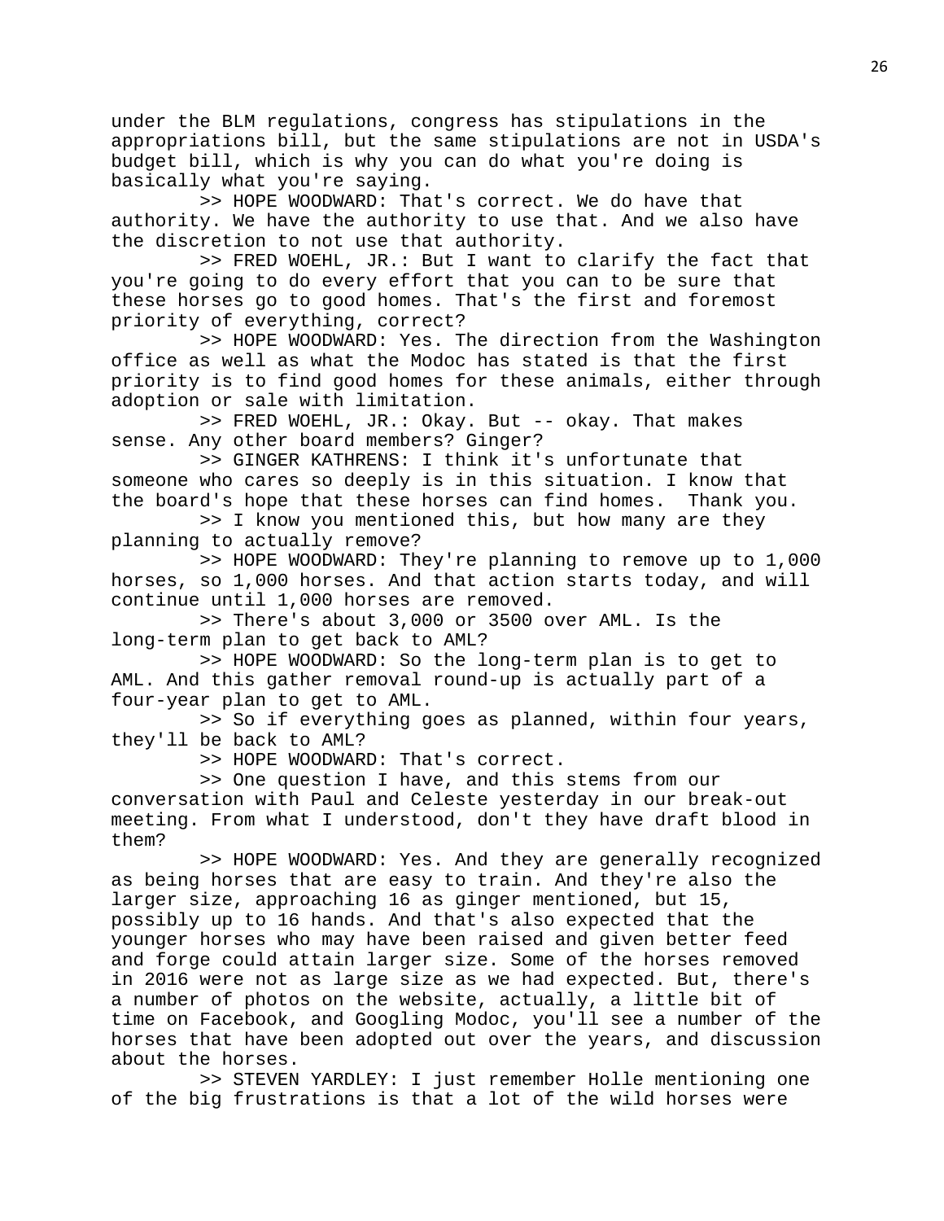under the BLM regulations, congress has stipulations in the appropriations bill, but the same stipulations are not in USDA's budget bill, which is why you can do what you're doing is basically what you're saying.

>> HOPE WOODWARD: That's correct. We do have that authority. We have the authority to use that. And we also have the discretion to not use that authority.

>> FRED WOEHL, JR.: But I want to clarify the fact that you're going to do every effort that you can to be sure that these horses go to good homes. That's the first and foremost priority of everything, correct?

>> HOPE WOODWARD: Yes. The direction from the Washington office as well as what the Modoc has stated is that the first priority is to find good homes for these animals, either through adoption or sale with limitation.

>> FRED WOEHL, JR.: Okay. But -- okay. That makes sense. Any other board members? Ginger?

>> GINGER KATHRENS: I think it's unfortunate that someone who cares so deeply is in this situation. I know that the board's hope that these horses can find homes. Thank you.

>> I know you mentioned this, but how many are they planning to actually remove?

>> HOPE WOODWARD: They're planning to remove up to 1,000 horses, so 1,000 horses. And that action starts today, and will continue until 1,000 horses are removed.

>> There's about 3,000 or 3500 over AML. Is the long-term plan to get back to AML?

>> HOPE WOODWARD: So the long-term plan is to get to AML. And this gather removal round-up is actually part of a four-year plan to get to AML.

>> So if everything goes as planned, within four years, they'll be back to AML?

>> HOPE WOODWARD: That's correct.

>> One question I have, and this stems from our conversation with Paul and Celeste yesterday in our break-out meeting. From what I understood, don't they have draft blood in them?

>> HOPE WOODWARD: Yes. And they are generally recognized as being horses that are easy to train. And they're also the larger size, approaching 16 as ginger mentioned, but 15, possibly up to 16 hands. And that's also expected that the younger horses who may have been raised and given better feed and forge could attain larger size. Some of the horses removed in 2016 were not as large size as we had expected. But, there's a number of photos on the website, actually, a little bit of time on Facebook, and Googling Modoc, you'll see a number of the horses that have been adopted out over the years, and discussion about the horses.

>> STEVEN YARDLEY: I just remember Holle mentioning one of the big frustrations is that a lot of the wild horses were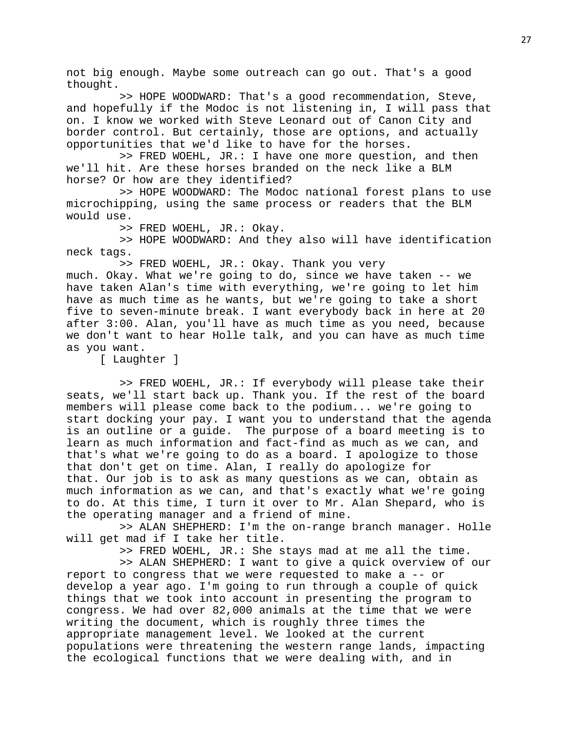not big enough. Maybe some outreach can go out. That's a good thought.

>> HOPE WOODWARD: That's a good recommendation, Steve, and hopefully if the Modoc is not listening in, I will pass that on. I know we worked with Steve Leonard out of Canon City and border control. But certainly, those are options, and actually opportunities that we'd like to have for the horses.

>> FRED WOEHL, JR.: I have one more question, and then we'll hit. Are these horses branded on the neck like a BLM horse? Or how are they identified?

>> HOPE WOODWARD: The Modoc national forest plans to use microchipping, using the same process or readers that the BLM would use.

>> FRED WOEHL, JR.: Okay.

>> HOPE WOODWARD: And they also will have identification neck tags.

>> FRED WOEHL, JR.: Okay. Thank you very much. Okay. What we're going to do, since we have taken -- we have taken Alan's time with everything, we're going to let him have as much time as he wants, but we're going to take a short five to seven-minute break. I want everybody back in here at 20 after 3:00. Alan, you'll have as much time as you need, because we don't want to hear Holle talk, and you can have as much time as you want.

[ Laughter ]

>> FRED WOEHL, JR.: If everybody will please take their seats, we'll start back up. Thank you. If the rest of the board members will please come back to the podium... we're going to start docking your pay. I want you to understand that the agenda is an outline or a guide. The purpose of a board meeting is to learn as much information and fact-find as much as we can, and that's what we're going to do as a board. I apologize to those that don't get on time. Alan, I really do apologize for that. Our job is to ask as many questions as we can, obtain as much information as we can, and that's exactly what we're going to do. At this time, I turn it over to Mr. Alan Shepard, who is the operating manager and a friend of mine.

>> ALAN SHEPHERD: I'm the on-range branch manager. Holle will get mad if I take her title.

>> FRED WOEHL, JR.: She stays mad at me all the time.

>> ALAN SHEPHERD: I want to give a quick overview of our report to congress that we were requested to make a -- or develop a year ago. I'm going to run through a couple of quick things that we took into account in presenting the program to congress. We had over 82,000 animals at the time that we were writing the document, which is roughly three times the appropriate management level. We looked at the current populations were threatening the western range lands, impacting the ecological functions that we were dealing with, and in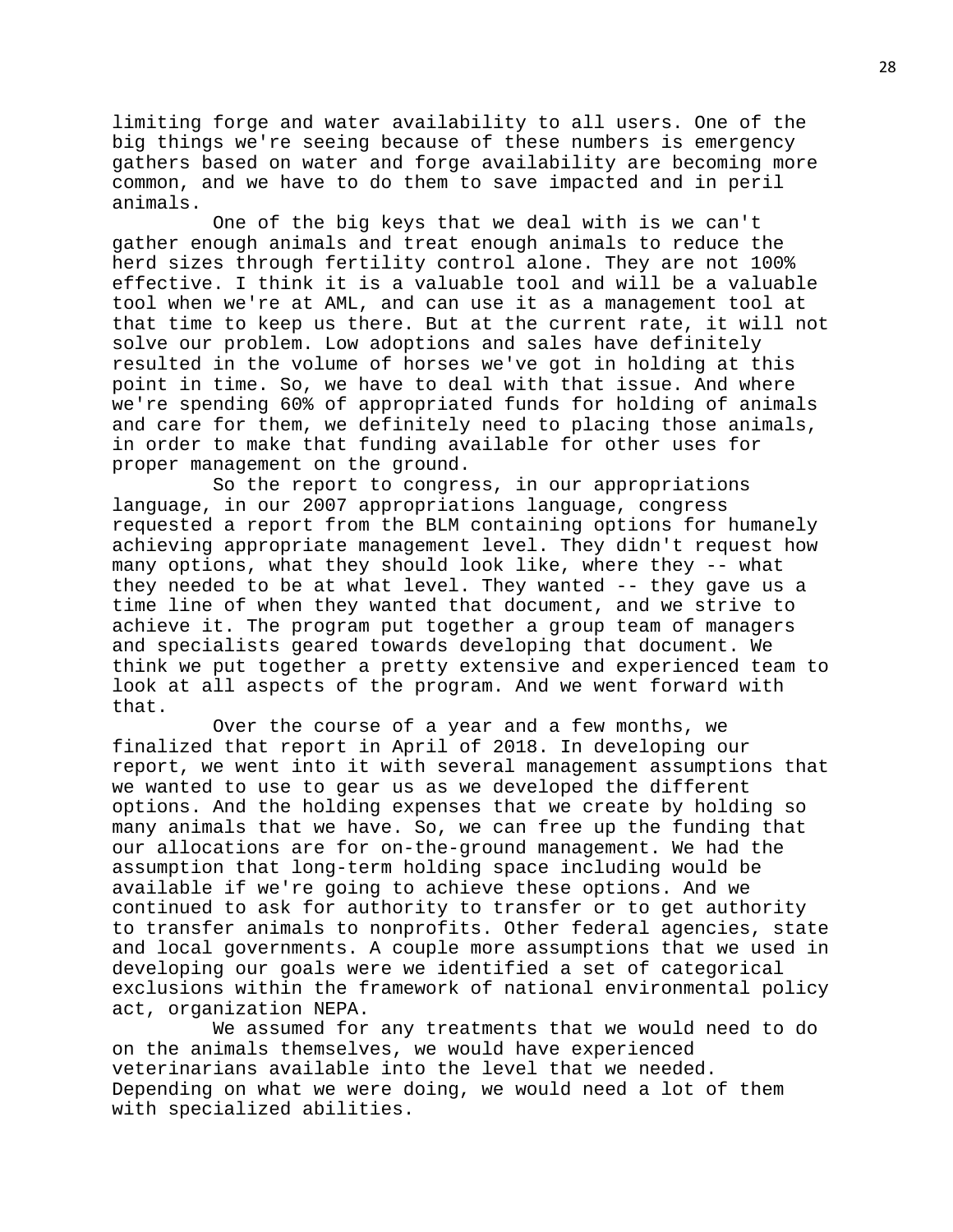limiting forge and water availability to all users. One of the big things we're seeing because of these numbers is emergency gathers based on water and forge availability are becoming more common, and we have to do them to save impacted and in peril animals.

One of the big keys that we deal with is we can't gather enough animals and treat enough animals to reduce the herd sizes through fertility control alone. They are not 100% effective. I think it is a valuable tool and will be a valuable tool when we're at AML, and can use it as a management tool at that time to keep us there. But at the current rate, it will not solve our problem. Low adoptions and sales have definitely resulted in the volume of horses we've got in holding at this point in time. So, we have to deal with that issue. And where we're spending 60% of appropriated funds for holding of animals and care for them, we definitely need to placing those animals, in order to make that funding available for other uses for proper management on the ground.

So the report to congress, in our appropriations language, in our 2007 appropriations language, congress requested a report from the BLM containing options for humanely achieving appropriate management level. They didn't request how many options, what they should look like, where they -- what they needed to be at what level. They wanted -- they gave us a time line of when they wanted that document, and we strive to achieve it. The program put together a group team of managers and specialists geared towards developing that document. We think we put together a pretty extensive and experienced team to look at all aspects of the program. And we went forward with that.

Over the course of a year and a few months, we finalized that report in April of 2018. In developing our report, we went into it with several management assumptions that we wanted to use to gear us as we developed the different options. And the holding expenses that we create by holding so many animals that we have. So, we can free up the funding that our allocations are for on-the-ground management. We had the assumption that long-term holding space including would be available if we're going to achieve these options. And we continued to ask for authority to transfer or to get authority to transfer animals to nonprofits. Other federal agencies, state and local governments. A couple more assumptions that we used in developing our goals were we identified a set of categorical exclusions within the framework of national environmental policy act, organization NEPA.

We assumed for any treatments that we would need to do on the animals themselves, we would have experienced veterinarians available into the level that we needed. Depending on what we were doing, we would need a lot of them with specialized abilities.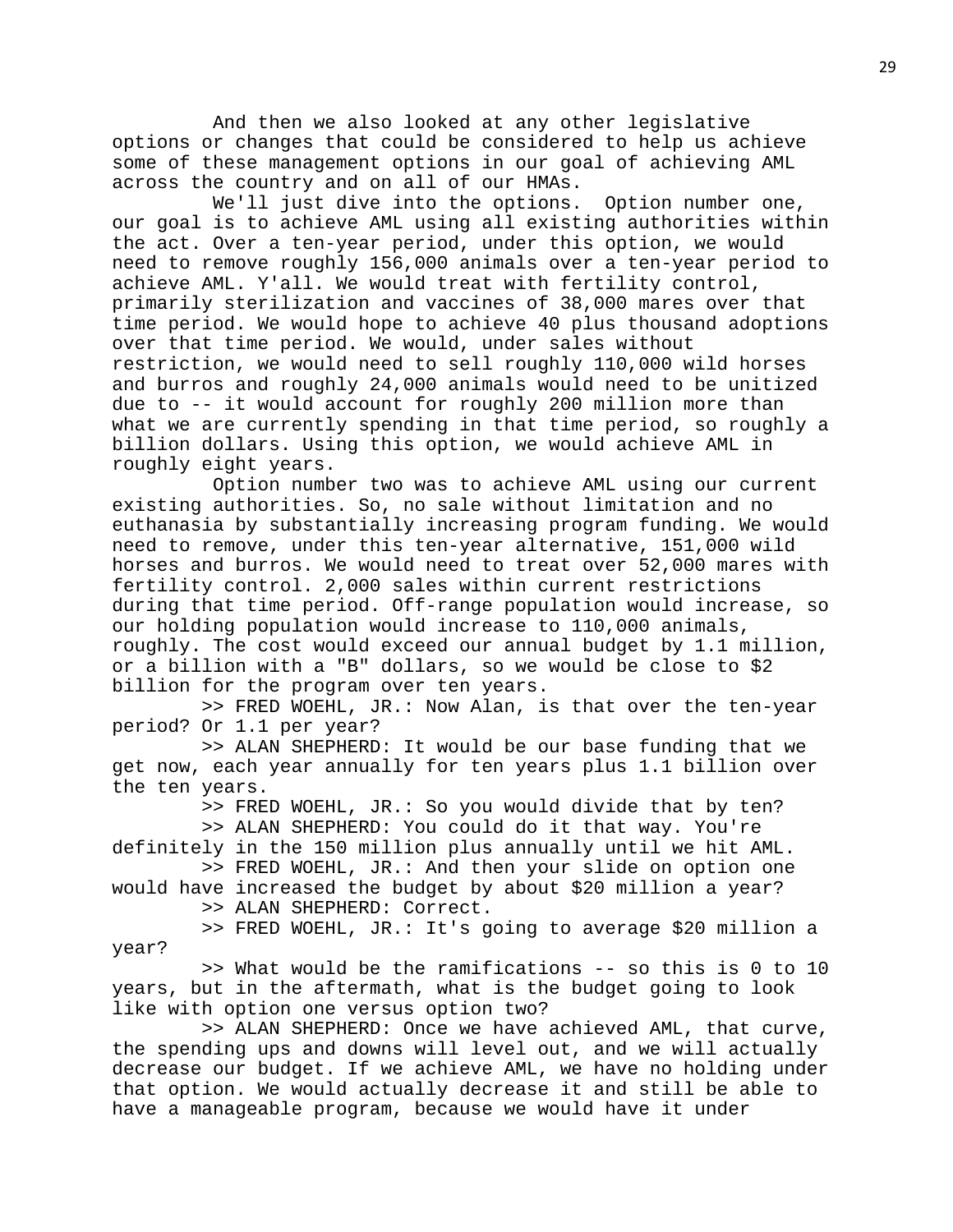And then we also looked at any other legislative options or changes that could be considered to help us achieve some of these management options in our goal of achieving AML across the country and on all of our HMAs.

We'll just dive into the options. Option number one, our goal is to achieve AML using all existing authorities within the act. Over a ten-year period, under this option, we would need to remove roughly 156,000 animals over a ten-year period to achieve AML. Y'all. We would treat with fertility control, primarily sterilization and vaccines of 38,000 mares over that time period. We would hope to achieve 40 plus thousand adoptions over that time period. We would, under sales without restriction, we would need to sell roughly 110,000 wild horses and burros and roughly 24,000 animals would need to be unitized due to -- it would account for roughly 200 million more than what we are currently spending in that time period, so roughly a billion dollars. Using this option, we would achieve AML in roughly eight years.

Option number two was to achieve AML using our current existing authorities. So, no sale without limitation and no euthanasia by substantially increasing program funding. We would need to remove, under this ten-year alternative, 151,000 wild horses and burros. We would need to treat over 52,000 mares with fertility control. 2,000 sales within current restrictions during that time period. Off-range population would increase, so our holding population would increase to 110,000 animals, roughly. The cost would exceed our annual budget by 1.1 million, or a billion with a "B" dollars, so we would be close to $2 billion for the program over ten years.

>> FRED WOEHL, JR.: Now Alan, is that over the ten-year period? Or 1.1 per year?

>> ALAN SHEPHERD: It would be our base funding that we get now, each year annually for ten years plus 1.1 billion over the ten years.

>> FRED WOEHL, JR.: So you would divide that by ten?

>> ALAN SHEPHERD: You could do it that way. You're definitely in the 150 million plus annually until we hit AML.

>> FRED WOEHL, JR.: And then your slide on option one would have increased the budget by about $20 million a year?

>> ALAN SHEPHERD: Correct.

>> FRED WOEHL, JR.: It's going to average $20 million a year?

>> What would be the ramifications -- so this is 0 to 10 years, but in the aftermath, what is the budget going to look like with option one versus option two?

>> ALAN SHEPHERD: Once we have achieved AML, that curve, the spending ups and downs will level out, and we will actually decrease our budget. If we achieve AML, we have no holding under that option. We would actually decrease it and still be able to have a manageable program, because we would have it under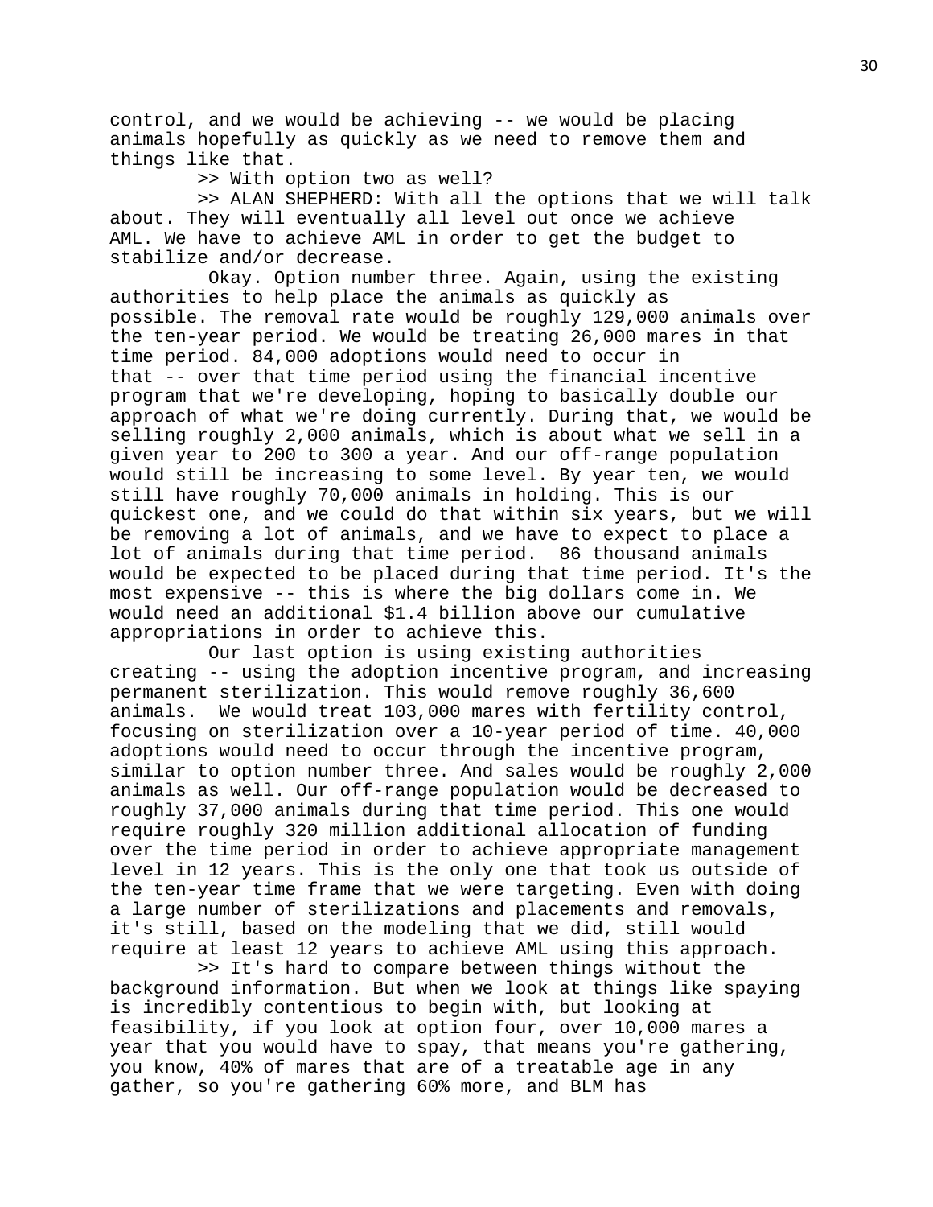control, and we would be achieving -- we would be placing animals hopefully as quickly as we need to remove them and things like that.

>> With option two as well?

>> ALAN SHEPHERD: With all the options that we will talk about. They will eventually all level out once we achieve AML. We have to achieve AML in order to get the budget to stabilize and/or decrease.

Okay. Option number three. Again, using the existing authorities to help place the animals as quickly as possible. The removal rate would be roughly 129,000 animals over the ten-year period. We would be treating 26,000 mares in that time period. 84,000 adoptions would need to occur in that -- over that time period using the financial incentive program that we're developing, hoping to basically double our approach of what we're doing currently. During that, we would be selling roughly 2,000 animals, which is about what we sell in a given year to 200 to 300 a year. And our off-range population would still be increasing to some level. By year ten, we would still have roughly 70,000 animals in holding. This is our quickest one, and we could do that within six years, but we will be removing a lot of animals, and we have to expect to place a lot of animals during that time period. 86 thousand animals would be expected to be placed during that time period. It's the most expensive -- this is where the big dollars come in. We would need an additional $1.4 billion above our cumulative appropriations in order to achieve this.

Our last option is using existing authorities creating -- using the adoption incentive program, and increasing permanent sterilization. This would remove roughly 36,600 animals. We would treat 103,000 mares with fertility control, focusing on sterilization over a 10-year period of time. 40,000 adoptions would need to occur through the incentive program, similar to option number three. And sales would be roughly 2,000 animals as well. Our off-range population would be decreased to roughly 37,000 animals during that time period. This one would require roughly 320 million additional allocation of funding over the time period in order to achieve appropriate management level in 12 years. This is the only one that took us outside of the ten-year time frame that we were targeting. Even with doing a large number of sterilizations and placements and removals, it's still, based on the modeling that we did, still would require at least 12 years to achieve AML using this approach.

>> It's hard to compare between things without the background information. But when we look at things like spaying is incredibly contentious to begin with, but looking at feasibility, if you look at option four, over 10,000 mares a year that you would have to spay, that means you're gathering, you know, 40% of mares that are of a treatable age in any gather, so you're gathering 60% more, and BLM has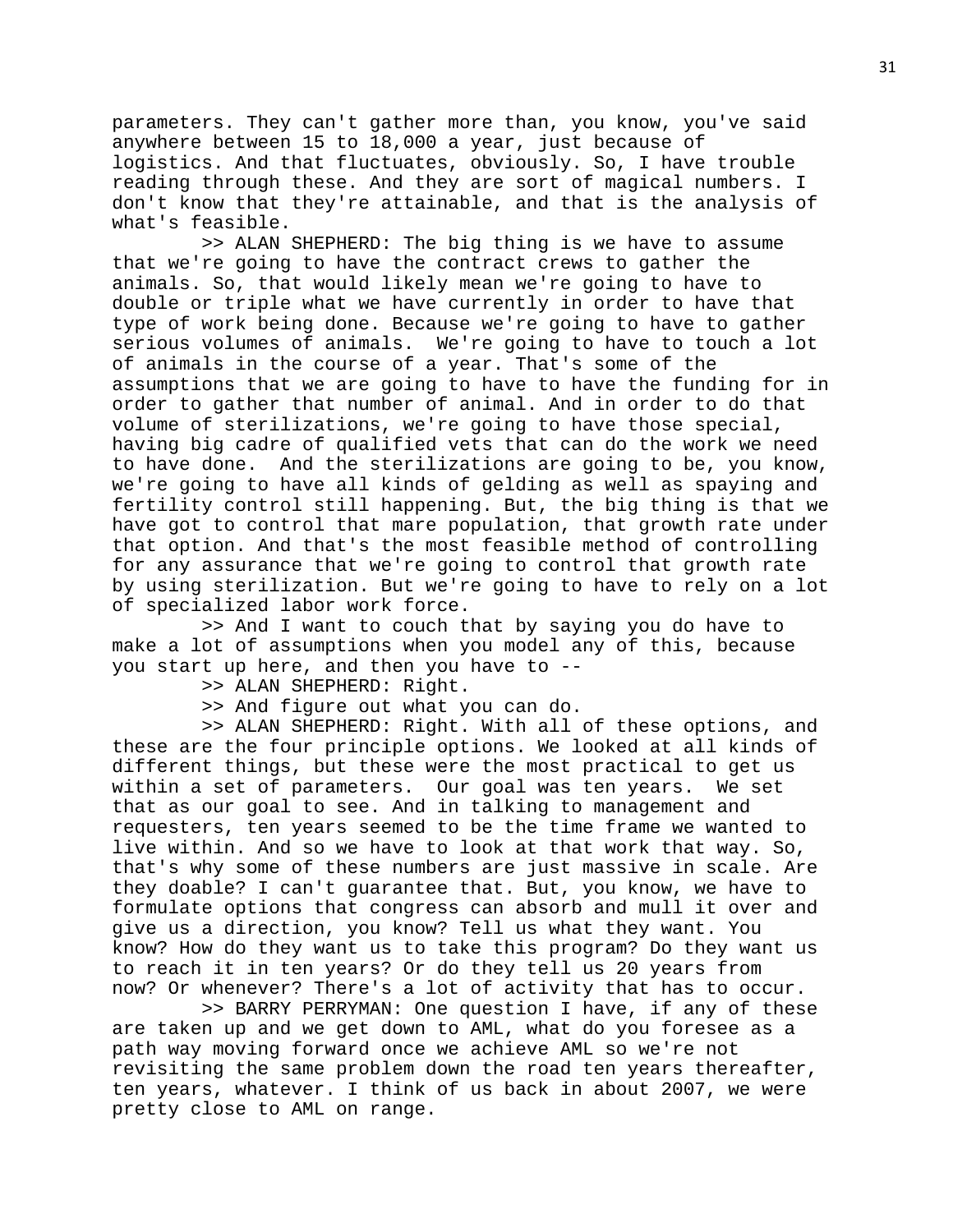parameters. They can't gather more than, you know, you've said anywhere between 15 to 18,000 a year, just because of logistics. And that fluctuates, obviously. So, I have trouble reading through these. And they are sort of magical numbers. I don't know that they're attainable, and that is the analysis of what's feasible.

>> ALAN SHEPHERD: The big thing is we have to assume that we're going to have the contract crews to gather the animals. So, that would likely mean we're going to have to double or triple what we have currently in order to have that type of work being done. Because we're going to have to gather serious volumes of animals. We're going to have to touch a lot of animals in the course of a year. That's some of the assumptions that we are going to have to have the funding for in order to gather that number of animal. And in order to do that volume of sterilizations, we're going to have those special, having big cadre of qualified vets that can do the work we need to have done. And the sterilizations are going to be, you know, we're going to have all kinds of gelding as well as spaying and fertility control still happening. But, the big thing is that we have got to control that mare population, that growth rate under that option. And that's the most feasible method of controlling for any assurance that we're going to control that growth rate by using sterilization. But we're going to have to rely on a lot of specialized labor work force.

>> And I want to couch that by saying you do have to make a lot of assumptions when you model any of this, because you start up here, and then you have to --

>> ALAN SHEPHERD: Right.

>> And figure out what you can do.

>> ALAN SHEPHERD: Right. With all of these options, and these are the four principle options. We looked at all kinds of different things, but these were the most practical to get us within a set of parameters. Our goal was ten years. We set that as our goal to see. And in talking to management and requesters, ten years seemed to be the time frame we wanted to live within. And so we have to look at that work that way. So, that's why some of these numbers are just massive in scale. Are they doable? I can't guarantee that. But, you know, we have to formulate options that congress can absorb and mull it over and give us a direction, you know? Tell us what they want. You know? How do they want us to take this program? Do they want us to reach it in ten years? Or do they tell us 20 years from now? Or whenever? There's a lot of activity that has to occur.

>> BARRY PERRYMAN: One question I have, if any of these are taken up and we get down to AML, what do you foresee as a path way moving forward once we achieve AML so we're not revisiting the same problem down the road ten years thereafter, ten years, whatever. I think of us back in about 2007, we were pretty close to AML on range.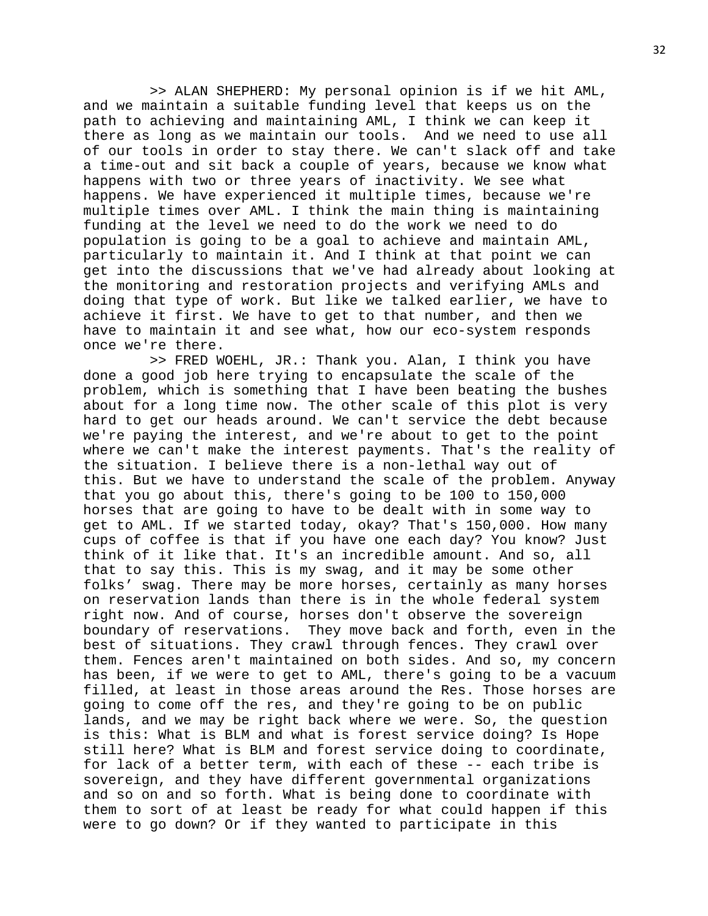>> ALAN SHEPHERD: My personal opinion is if we hit AML, and we maintain a suitable funding level that keeps us on the path to achieving and maintaining AML, I think we can keep it there as long as we maintain our tools. And we need to use all of our tools in order to stay there. We can't slack off and take a time-out and sit back a couple of years, because we know what happens with two or three years of inactivity. We see what happens. We have experienced it multiple times, because we're multiple times over AML. I think the main thing is maintaining funding at the level we need to do the work we need to do population is going to be a goal to achieve and maintain AML, particularly to maintain it. And I think at that point we can get into the discussions that we've had already about looking at the monitoring and restoration projects and verifying AMLs and doing that type of work. But like we talked earlier, we have to achieve it first. We have to get to that number, and then we have to maintain it and see what, how our eco-system responds once we're there.

>> FRED WOEHL, JR.: Thank you. Alan, I think you have done a good job here trying to encapsulate the scale of the problem, which is something that I have been beating the bushes about for a long time now. The other scale of this plot is very hard to get our heads around. We can't service the debt because we're paying the interest, and we're about to get to the point where we can't make the interest payments. That's the reality of the situation. I believe there is a non-lethal way out of this. But we have to understand the scale of the problem. Anyway that you go about this, there's going to be 100 to 150,000 horses that are going to have to be dealt with in some way to get to AML. If we started today, okay? That's 150,000. How many cups of coffee is that if you have one each day? You know? Just think of it like that. It's an incredible amount. And so, all that to say this. This is my swag, and it may be some other folks' swag. There may be more horses, certainly as many horses on reservation lands than there is in the whole federal system right now. And of course, horses don't observe the sovereign boundary of reservations. They move back and forth, even in the best of situations. They crawl through fences. They crawl over them. Fences aren't maintained on both sides. And so, my concern has been, if we were to get to AML, there's going to be a vacuum filled, at least in those areas around the Res. Those horses are going to come off the res, and they're going to be on public lands, and we may be right back where we were. So, the question is this: What is BLM and what is forest service doing? Is Hope still here? What is BLM and forest service doing to coordinate, for lack of a better term, with each of these -- each tribe is sovereign, and they have different governmental organizations and so on and so forth. What is being done to coordinate with them to sort of at least be ready for what could happen if this were to go down? Or if they wanted to participate in this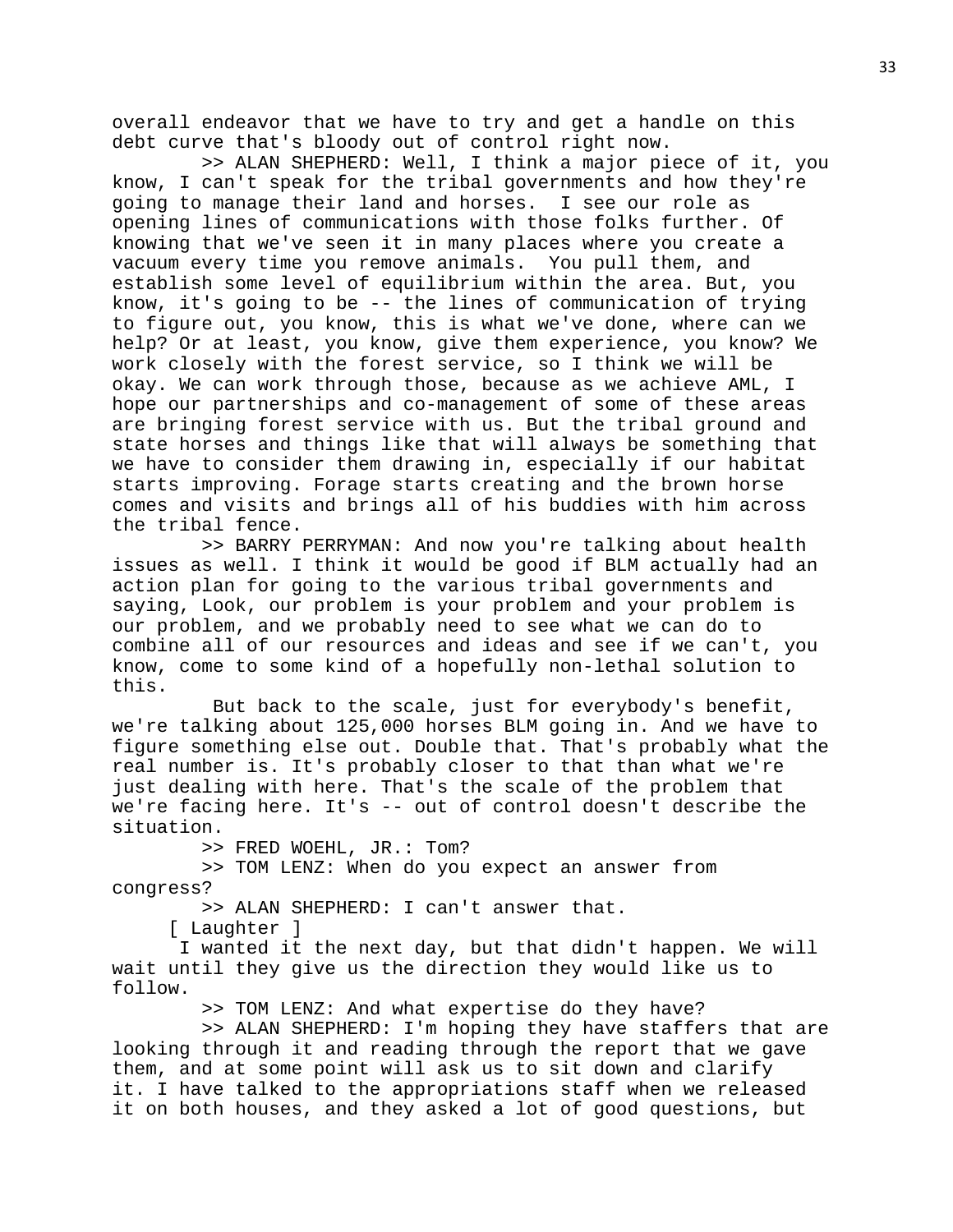overall endeavor that we have to try and get a handle on this debt curve that's bloody out of control right now.

>> ALAN SHEPHERD: Well, I think a major piece of it, you know, I can't speak for the tribal governments and how they're going to manage their land and horses. I see our role as opening lines of communications with those folks further. Of knowing that we've seen it in many places where you create a vacuum every time you remove animals. You pull them, and establish some level of equilibrium within the area. But, you know, it's going to be -- the lines of communication of trying to figure out, you know, this is what we've done, where can we help? Or at least, you know, give them experience, you know? We work closely with the forest service, so I think we will be okay. We can work through those, because as we achieve AML, I hope our partnerships and co-management of some of these areas are bringing forest service with us. But the tribal ground and state horses and things like that will always be something that we have to consider them drawing in, especially if our habitat starts improving. Forage starts creating and the brown horse comes and visits and brings all of his buddies with him across the tribal fence.

>> BARRY PERRYMAN: And now you're talking about health issues as well. I think it would be good if BLM actually had an action plan for going to the various tribal governments and saying, Look, our problem is your problem and your problem is our problem, and we probably need to see what we can do to combine all of our resources and ideas and see if we can't, you know, come to some kind of a hopefully non-lethal solution to this.

But back to the scale, just for everybody's benefit, we're talking about 125,000 horses BLM going in. And we have to figure something else out. Double that. That's probably what the real number is. It's probably closer to that than what we're just dealing with here. That's the scale of the problem that we're facing here. It's -- out of control doesn't describe the situation.

>> FRED WOEHL, JR.: Tom?

>> TOM LENZ: When do you expect an answer from congress?

>> ALAN SHEPHERD: I can't answer that.

[ Laughter ]

I wanted it the next day, but that didn't happen. We will wait until they give us the direction they would like us to follow.

>> TOM LENZ: And what expertise do they have?

>> ALAN SHEPHERD: I'm hoping they have staffers that are looking through it and reading through the report that we gave them, and at some point will ask us to sit down and clarify it. I have talked to the appropriations staff when we released it on both houses, and they asked a lot of good questions, but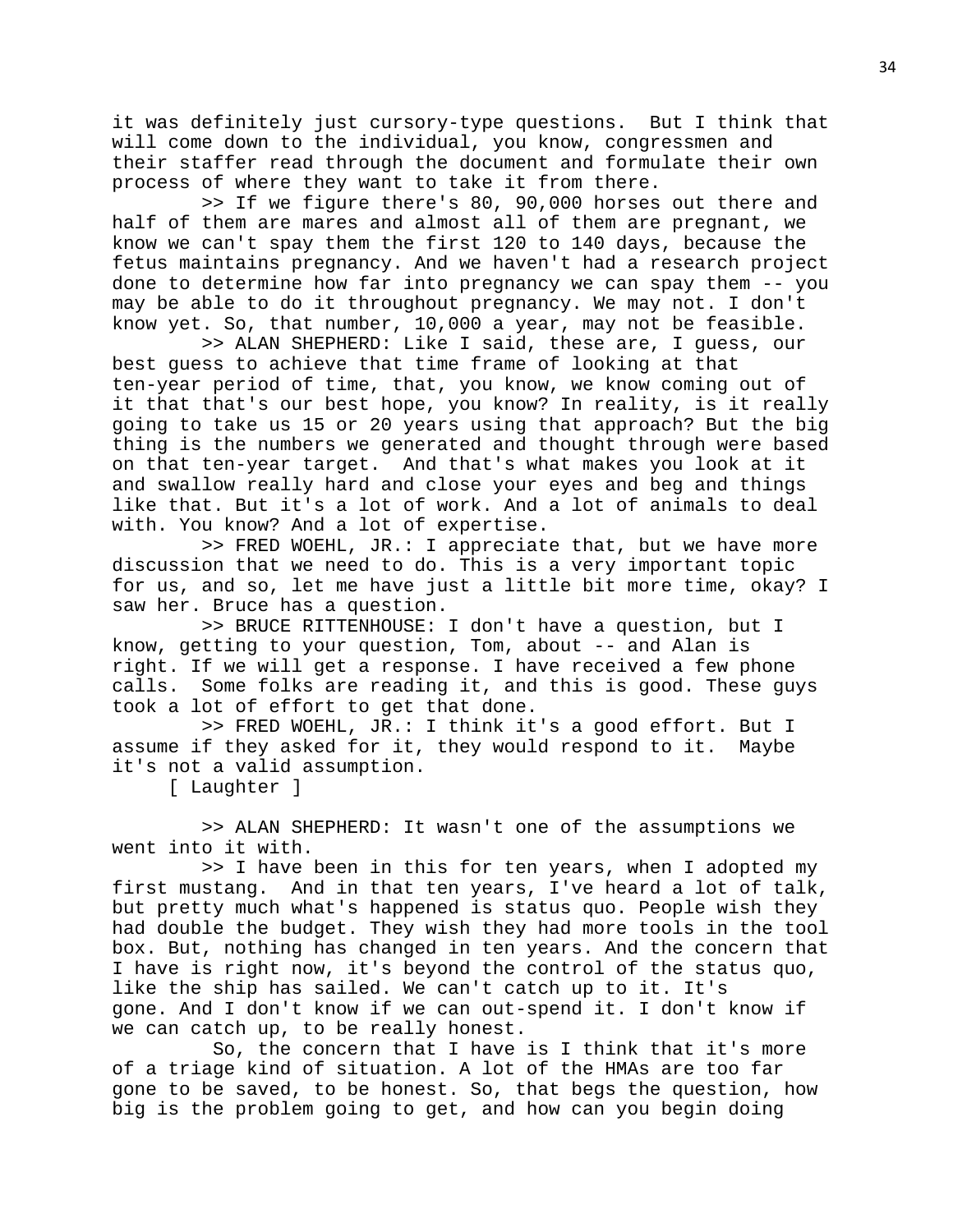it was definitely just cursory-type questions. But I think that will come down to the individual, you know, congressmen and their staffer read through the document and formulate their own process of where they want to take it from there.

>> If we figure there's 80, 90,000 horses out there and half of them are mares and almost all of them are pregnant, we know we can't spay them the first 120 to 140 days, because the fetus maintains pregnancy. And we haven't had a research project done to determine how far into pregnancy we can spay them -- you may be able to do it throughout pregnancy. We may not. I don't know yet. So, that number, 10,000 a year, may not be feasible.

>> ALAN SHEPHERD: Like I said, these are, I guess, our best guess to achieve that time frame of looking at that ten-year period of time, that, you know, we know coming out of it that that's our best hope, you know? In reality, is it really going to take us 15 or 20 years using that approach? But the big thing is the numbers we generated and thought through were based on that ten-year target. And that's what makes you look at it and swallow really hard and close your eyes and beg and things like that. But it's a lot of work. And a lot of animals to deal with. You know? And a lot of expertise.

>> FRED WOEHL, JR.: I appreciate that, but we have more discussion that we need to do. This is a very important topic for us, and so, let me have just a little bit more time, okay? I saw her. Bruce has a question.

>> BRUCE RITTENHOUSE: I don't have a question, but I know, getting to your question, Tom, about -- and Alan is right. If we will get a response. I have received a few phone calls. Some folks are reading it, and this is good. These guys took a lot of effort to get that done.

>> FRED WOEHL, JR.: I think it's a good effort. But I assume if they asked for it, they would respond to it. Maybe it's not a valid assumption.

[ Laughter ]

>> ALAN SHEPHERD: It wasn't one of the assumptions we went into it with.

>> I have been in this for ten years, when I adopted my first mustang. And in that ten years, I've heard a lot of talk, but pretty much what's happened is status quo. People wish they had double the budget. They wish they had more tools in the tool box. But, nothing has changed in ten years. And the concern that I have is right now, it's beyond the control of the status quo, like the ship has sailed. We can't catch up to it. It's gone. And I don't know if we can out-spend it. I don't know if we can catch up, to be really honest.

So, the concern that I have is I think that it's more of a triage kind of situation. A lot of the HMAs are too far gone to be saved, to be honest. So, that begs the question, how big is the problem going to get, and how can you begin doing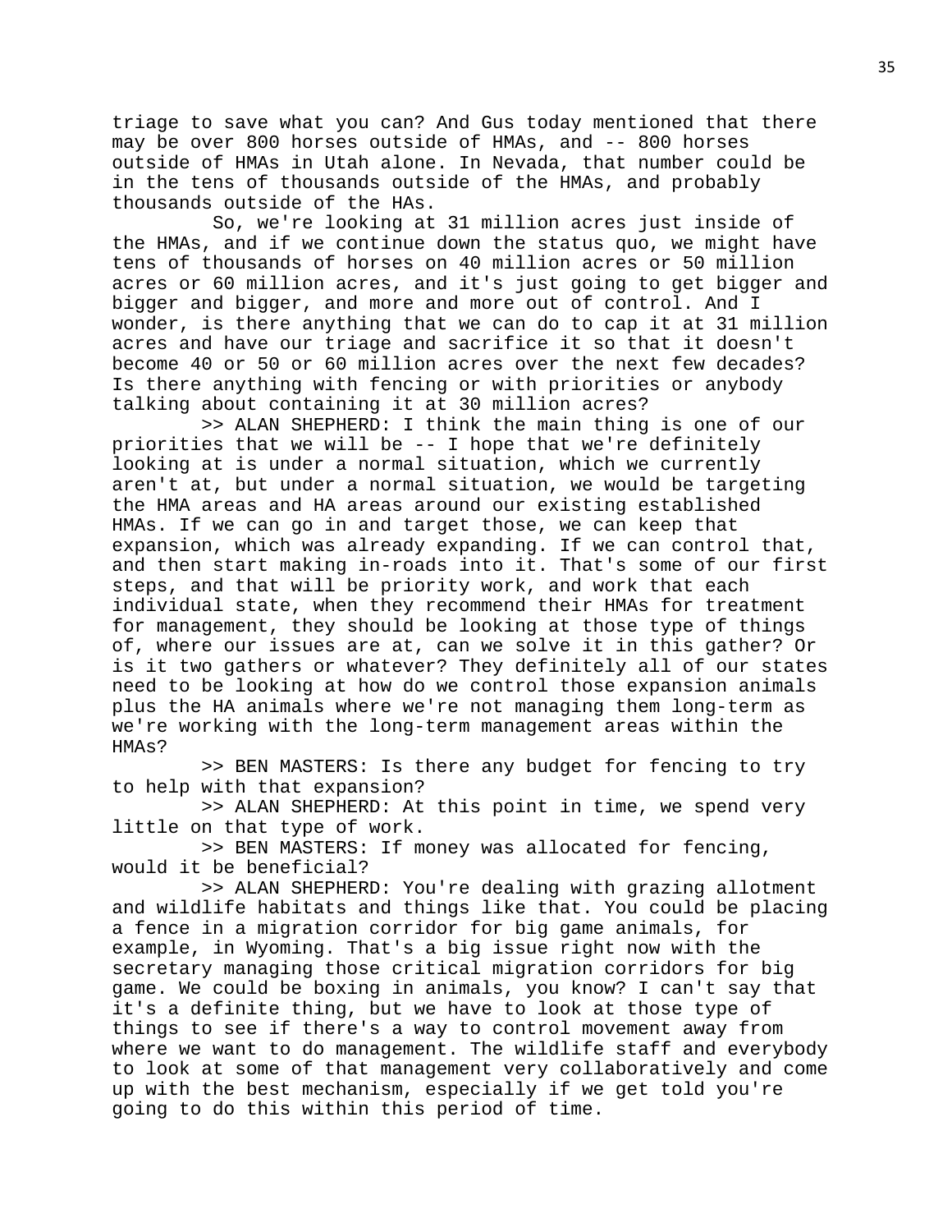triage to save what you can? And Gus today mentioned that there may be over 800 horses outside of HMAs, and -- 800 horses outside of HMAs in Utah alone. In Nevada, that number could be in the tens of thousands outside of the HMAs, and probably thousands outside of the HAs.

So, we're looking at 31 million acres just inside of the HMAs, and if we continue down the status quo, we might have tens of thousands of horses on 40 million acres or 50 million acres or 60 million acres, and it's just going to get bigger and bigger and bigger, and more and more out of control. And I wonder, is there anything that we can do to cap it at 31 million acres and have our triage and sacrifice it so that it doesn't become 40 or 50 or 60 million acres over the next few decades? Is there anything with fencing or with priorities or anybody talking about containing it at 30 million acres?

>> ALAN SHEPHERD: I think the main thing is one of our priorities that we will be -- I hope that we're definitely looking at is under a normal situation, which we currently aren't at, but under a normal situation, we would be targeting the HMA areas and HA areas around our existing established HMAs. If we can go in and target those, we can keep that expansion, which was already expanding. If we can control that, and then start making in-roads into it. That's some of our first steps, and that will be priority work, and work that each individual state, when they recommend their HMAs for treatment for management, they should be looking at those type of things of, where our issues are at, can we solve it in this gather? Or is it two gathers or whatever? They definitely all of our states need to be looking at how do we control those expansion animals plus the HA animals where we're not managing them long-term as we're working with the long-term management areas within the HMAs?

>> BEN MASTERS: Is there any budget for fencing to try to help with that expansion?

>> ALAN SHEPHERD: At this point in time, we spend very little on that type of work.

>> BEN MASTERS: If money was allocated for fencing, would it be beneficial?

>> ALAN SHEPHERD: You're dealing with grazing allotment and wildlife habitats and things like that. You could be placing a fence in a migration corridor for big game animals, for example, in Wyoming. That's a big issue right now with the secretary managing those critical migration corridors for big game. We could be boxing in animals, you know? I can't say that it's a definite thing, but we have to look at those type of things to see if there's a way to control movement away from where we want to do management. The wildlife staff and everybody to look at some of that management very collaboratively and come up with the best mechanism, especially if we get told you're going to do this within this period of time.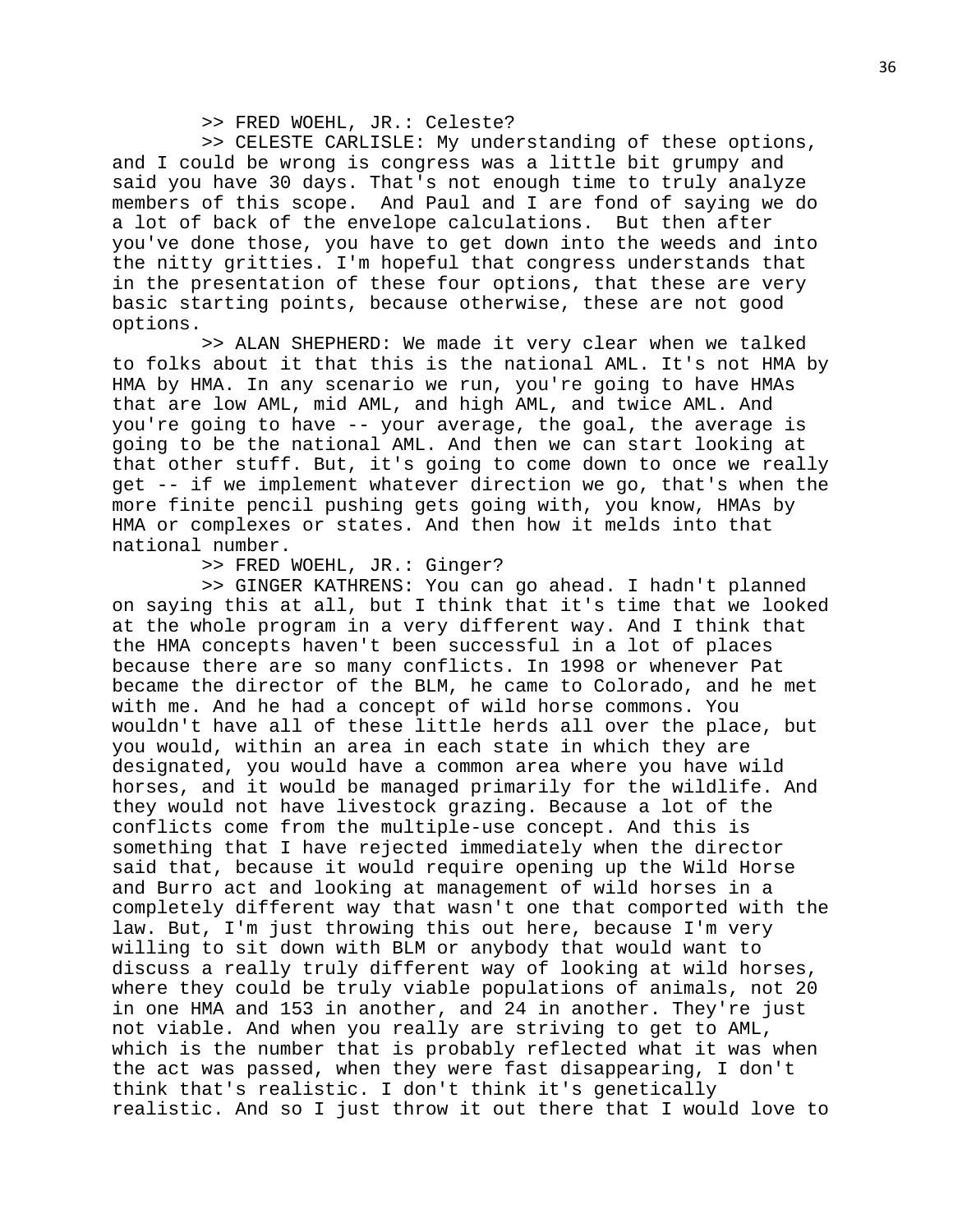>> FRED WOEHL, JR.: Celeste?

>> CELESTE CARLISLE: My understanding of these options, and I could be wrong is congress was a little bit grumpy and said you have 30 days. That's not enough time to truly analyze members of this scope. And Paul and I are fond of saying we do a lot of back of the envelope calculations. But then after you've done those, you have to get down into the weeds and into the nitty gritties. I'm hopeful that congress understands that in the presentation of these four options, that these are very basic starting points, because otherwise, these are not good options.

>> ALAN SHEPHERD: We made it very clear when we talked to folks about it that this is the national AML. It's not HMA by HMA by HMA. In any scenario we run, you're going to have HMAs that are low AML, mid AML, and high AML, and twice AML. And you're going to have -- your average, the goal, the average is going to be the national AML. And then we can start looking at that other stuff. But, it's going to come down to once we really get -- if we implement whatever direction we go, that's when the more finite pencil pushing gets going with, you know, HMAs by HMA or complexes or states. And then how it melds into that national number.

>> FRED WOEHL, JR.: Ginger?

>> GINGER KATHRENS: You can go ahead. I hadn't planned on saying this at all, but I think that it's time that we looked at the whole program in a very different way. And I think that the HMA concepts haven't been successful in a lot of places because there are so many conflicts. In 1998 or whenever Pat became the director of the BLM, he came to Colorado, and he met with me. And he had a concept of wild horse commons. You wouldn't have all of these little herds all over the place, but you would, within an area in each state in which they are designated, you would have a common area where you have wild horses, and it would be managed primarily for the wildlife. And they would not have livestock grazing. Because a lot of the conflicts come from the multiple-use concept. And this is something that I have rejected immediately when the director said that, because it would require opening up the Wild Horse and Burro act and looking at management of wild horses in a completely different way that wasn't one that comported with the law. But, I'm just throwing this out here, because I'm very willing to sit down with BLM or anybody that would want to discuss a really truly different way of looking at wild horses, where they could be truly viable populations of animals, not 20 in one HMA and 153 in another, and 24 in another. They're just not viable. And when you really are striving to get to AML, which is the number that is probably reflected what it was when the act was passed, when they were fast disappearing, I don't think that's realistic. I don't think it's genetically realistic. And so I just throw it out there that I would love to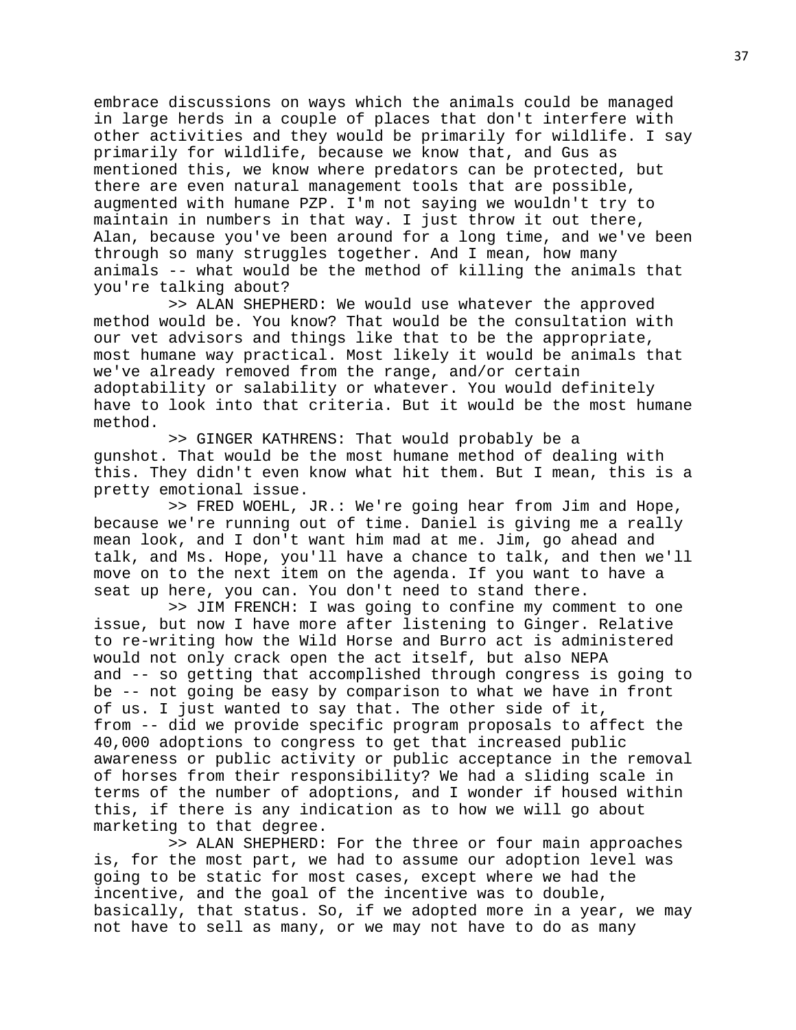embrace discussions on ways which the animals could be managed in large herds in a couple of places that don't interfere with other activities and they would be primarily for wildlife. I say primarily for wildlife, because we know that, and Gus as mentioned this, we know where predators can be protected, but there are even natural management tools that are possible, augmented with humane PZP. I'm not saying we wouldn't try to maintain in numbers in that way. I just throw it out there, Alan, because you've been around for a long time, and we've been through so many struggles together. And I mean, how many animals -- what would be the method of killing the animals that you're talking about?

>> ALAN SHEPHERD: We would use whatever the approved method would be. You know? That would be the consultation with our vet advisors and things like that to be the appropriate, most humane way practical. Most likely it would be animals that we've already removed from the range, and/or certain adoptability or salability or whatever. You would definitely have to look into that criteria. But it would be the most humane method.

>> GINGER KATHRENS: That would probably be a gunshot. That would be the most humane method of dealing with this. They didn't even know what hit them. But I mean, this is a pretty emotional issue.

>> FRED WOEHL, JR.: We're going hear from Jim and Hope, because we're running out of time. Daniel is giving me a really mean look, and I don't want him mad at me. Jim, go ahead and talk, and Ms. Hope, you'll have a chance to talk, and then we'll move on to the next item on the agenda. If you want to have a seat up here, you can. You don't need to stand there.

>> JIM FRENCH: I was going to confine my comment to one issue, but now I have more after listening to Ginger. Relative to re-writing how the Wild Horse and Burro act is administered would not only crack open the act itself, but also NEPA and -- so getting that accomplished through congress is going to be -- not going be easy by comparison to what we have in front of us. I just wanted to say that. The other side of it, from -- did we provide specific program proposals to affect the 40,000 adoptions to congress to get that increased public awareness or public activity or public acceptance in the removal of horses from their responsibility? We had a sliding scale in terms of the number of adoptions, and I wonder if housed within this, if there is any indication as to how we will go about marketing to that degree.

>> ALAN SHEPHERD: For the three or four main approaches is, for the most part, we had to assume our adoption level was going to be static for most cases, except where we had the incentive, and the goal of the incentive was to double, basically, that status. So, if we adopted more in a year, we may not have to sell as many, or we may not have to do as many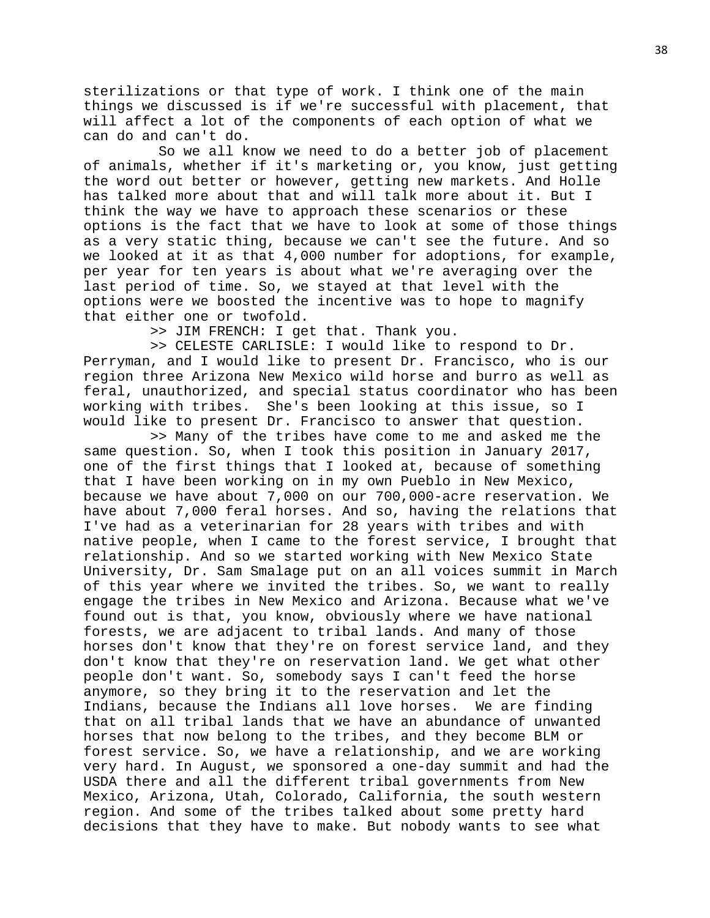sterilizations or that type of work. I think one of the main things we discussed is if we're successful with placement, that will affect a lot of the components of each option of what we can do and can't do.

So we all know we need to do a better job of placement of animals, whether if it's marketing or, you know, just getting the word out better or however, getting new markets. And Holle has talked more about that and will talk more about it. But I think the way we have to approach these scenarios or these options is the fact that we have to look at some of those things as a very static thing, because we can't see the future. And so we looked at it as that 4,000 number for adoptions, for example, per year for ten years is about what we're averaging over the last period of time. So, we stayed at that level with the options were we boosted the incentive was to hope to magnify that either one or twofold.

>> JIM FRENCH: I get that. Thank you.

>> CELESTE CARLISLE: I would like to respond to Dr. Perryman, and I would like to present Dr. Francisco, who is our region three Arizona New Mexico wild horse and burro as well as feral, unauthorized, and special status coordinator who has been working with tribes. She's been looking at this issue, so I would like to present Dr. Francisco to answer that question.

>> Many of the tribes have come to me and asked me the same question. So, when I took this position in January 2017, one of the first things that I looked at, because of something that I have been working on in my own Pueblo in New Mexico, because we have about 7,000 on our 700,000-acre reservation. We have about 7,000 feral horses. And so, having the relations that I've had as a veterinarian for 28 years with tribes and with native people, when I came to the forest service, I brought that relationship. And so we started working with New Mexico State University, Dr. Sam Smalage put on an all voices summit in March of this year where we invited the tribes. So, we want to really engage the tribes in New Mexico and Arizona. Because what we've found out is that, you know, obviously where we have national forests, we are adjacent to tribal lands. And many of those horses don't know that they're on forest service land, and they don't know that they're on reservation land. We get what other people don't want. So, somebody says I can't feed the horse anymore, so they bring it to the reservation and let the Indians, because the Indians all love horses. We are finding that on all tribal lands that we have an abundance of unwanted horses that now belong to the tribes, and they become BLM or forest service. So, we have a relationship, and we are working very hard. In August, we sponsored a one-day summit and had the USDA there and all the different tribal governments from New Mexico, Arizona, Utah, Colorado, California, the south western region. And some of the tribes talked about some pretty hard decisions that they have to make. But nobody wants to see what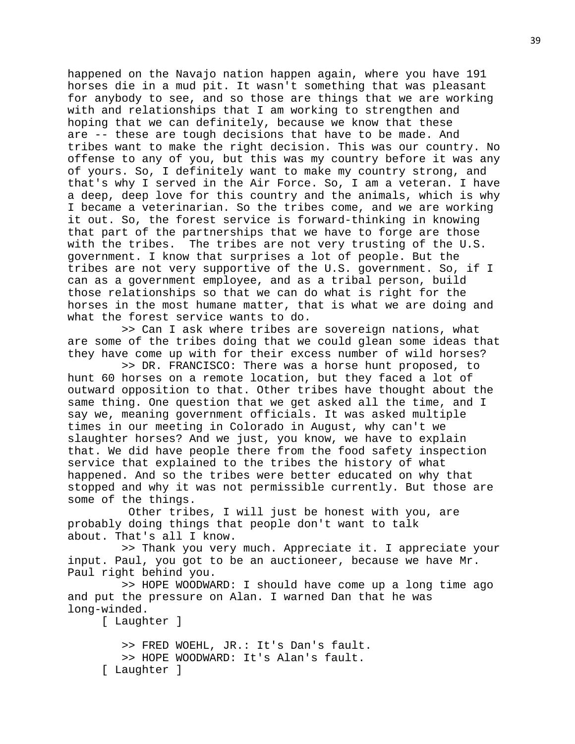happened on the Navajo nation happen again, where you have 191 horses die in a mud pit. It wasn't something that was pleasant for anybody to see, and so those are things that we are working with and relationships that I am working to strengthen and hoping that we can definitely, because we know that these are -- these are tough decisions that have to be made. And tribes want to make the right decision. This was our country. No offense to any of you, but this was my country before it was any of yours. So, I definitely want to make my country strong, and that's why I served in the Air Force. So, I am a veteran. I have a deep, deep love for this country and the animals, which is why I became a veterinarian. So the tribes come, and we are working it out. So, the forest service is forward-thinking in knowing that part of the partnerships that we have to forge are those with the tribes. The tribes are not very trusting of the U.S. government. I know that surprises a lot of people. But the tribes are not very supportive of the U.S. government. So, if I can as a government employee, and as a tribal person, build those relationships so that we can do what is right for the horses in the most humane matter, that is what we are doing and what the forest service wants to do.

>> Can I ask where tribes are sovereign nations, what are some of the tribes doing that we could glean some ideas that they have come up with for their excess number of wild horses?

>> DR. FRANCISCO: There was a horse hunt proposed, to hunt 60 horses on a remote location, but they faced a lot of outward opposition to that. Other tribes have thought about the same thing. One question that we get asked all the time, and I say we, meaning government officials. It was asked multiple times in our meeting in Colorado in August, why can't we slaughter horses? And we just, you know, we have to explain that. We did have people there from the food safety inspection service that explained to the tribes the history of what happened. And so the tribes were better educated on why that stopped and why it was not permissible currently. But those are some of the things.

Other tribes, I will just be honest with you, are probably doing things that people don't want to talk about. That's all I know.

>> Thank you very much. Appreciate it. I appreciate your input. Paul, you got to be an auctioneer, because we have Mr. Paul right behind you.

>> HOPE WOODWARD: I should have come up a long time ago and put the pressure on Alan. I warned Dan that he was long-winded.

[ Laughter ]

>> FRED WOEHL, JR.: It's Dan's fault.

>> HOPE WOODWARD: It's Alan's fault.

[ Laughter ]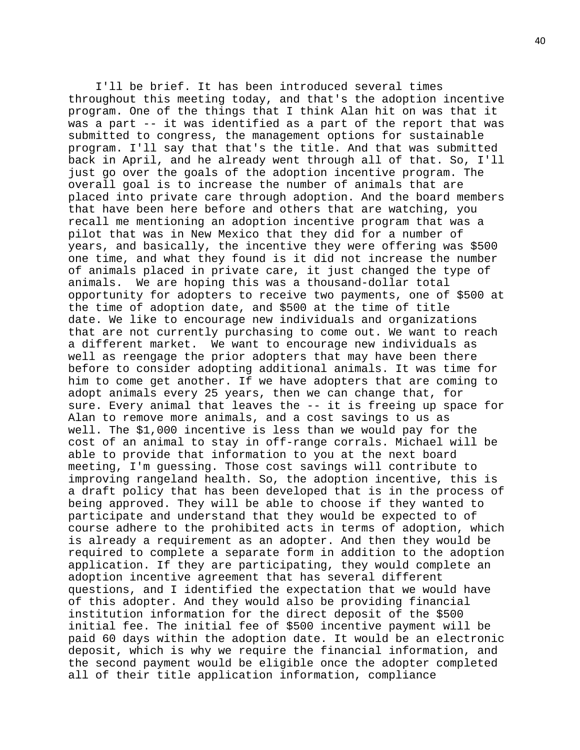I'll be brief. It has been introduced several times throughout this meeting today, and that's the adoption incentive program. One of the things that I think Alan hit on was that it was a part -- it was identified as a part of the report that was submitted to congress, the management options for sustainable program. I'll say that that's the title. And that was submitted back in April, and he already went through all of that. So, I'll just go over the goals of the adoption incentive program. The overall goal is to increase the number of animals that are placed into private care through adoption. And the board members that have been here before and others that are watching, you recall me mentioning an adoption incentive program that was a pilot that was in New Mexico that they did for a number of years, and basically, the incentive they were offering was $500 one time, and what they found is it did not increase the number of animals placed in private care, it just changed the type of animals. We are hoping this was a thousand-dollar total opportunity for adopters to receive two payments, one of $500 at the time of adoption date, and $500 at the time of title date. We like to encourage new individuals and organizations that are not currently purchasing to come out. We want to reach a different market. We want to encourage new individuals as well as reengage the prior adopters that may have been there before to consider adopting additional animals. It was time for him to come get another. If we have adopters that are coming to adopt animals every 25 years, then we can change that, for sure. Every animal that leaves the -- it is freeing up space for Alan to remove more animals, and a cost savings to us as well. The $1,000 incentive is less than we would pay for the cost of an animal to stay in off-range corrals. Michael will be able to provide that information to you at the next board meeting, I'm guessing. Those cost savings will contribute to improving rangeland health. So, the adoption incentive, this is a draft policy that has been developed that is in the process of being approved. They will be able to choose if they wanted to participate and understand that they would be expected to of course adhere to the prohibited acts in terms of adoption, which is already a requirement as an adopter. And then they would be required to complete a separate form in addition to the adoption application. If they are participating, they would complete an adoption incentive agreement that has several different questions, and I identified the expectation that we would have of this adopter. And they would also be providing financial institution information for the direct deposit of the $500 initial fee. The initial fee of $500 incentive payment will be paid 60 days within the adoption date. It would be an electronic deposit, which is why we require the financial information, and the second payment would be eligible once the adopter completed all of their title application information, compliance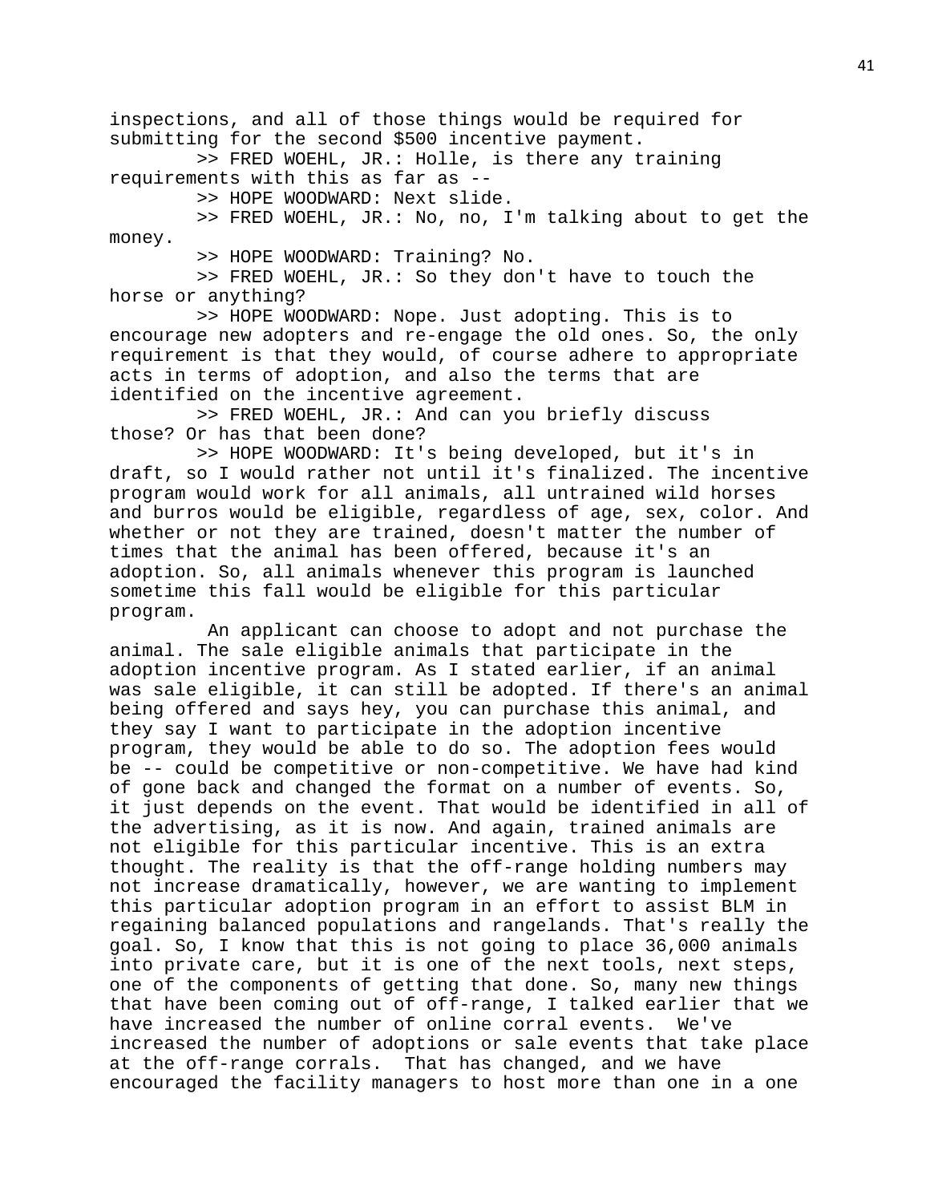inspections, and all of those things would be required for submitting for the second $500 incentive payment.

>> FRED WOEHL, JR.: Holle, is there any training requirements with this as far as --

>> HOPE WOODWARD: Next slide.

>> FRED WOEHL, JR.: No, no, I'm talking about to get the money.

>> HOPE WOODWARD: Training? No.

>> FRED WOEHL, JR.: So they don't have to touch the horse or anything?

>> HOPE WOODWARD: Nope. Just adopting. This is to encourage new adopters and re-engage the old ones. So, the only requirement is that they would, of course adhere to appropriate acts in terms of adoption, and also the terms that are identified on the incentive agreement.

>> FRED WOEHL, JR.: And can you briefly discuss those? Or has that been done?

>> HOPE WOODWARD: It's being developed, but it's in draft, so I would rather not until it's finalized. The incentive program would work for all animals, all untrained wild horses and burros would be eligible, regardless of age, sex, color. And whether or not they are trained, doesn't matter the number of times that the animal has been offered, because it's an adoption. So, all animals whenever this program is launched sometime this fall would be eligible for this particular program.

An applicant can choose to adopt and not purchase the animal. The sale eligible animals that participate in the adoption incentive program. As I stated earlier, if an animal was sale eligible, it can still be adopted. If there's an animal being offered and says hey, you can purchase this animal, and they say I want to participate in the adoption incentive program, they would be able to do so. The adoption fees would be -- could be competitive or non-competitive. We have had kind of gone back and changed the format on a number of events. So, it just depends on the event. That would be identified in all of the advertising, as it is now. And again, trained animals are not eligible for this particular incentive. This is an extra thought. The reality is that the off-range holding numbers may not increase dramatically, however, we are wanting to implement this particular adoption program in an effort to assist BLM in regaining balanced populations and rangelands. That's really the goal. So, I know that this is not going to place 36,000 animals into private care, but it is one of the next tools, next steps, one of the components of getting that done. So, many new things that have been coming out of off-range, I talked earlier that we have increased the number of online corral events. We've increased the number of adoptions or sale events that take place at the off-range corrals. That has changed, and we have encouraged the facility managers to host more than one in a one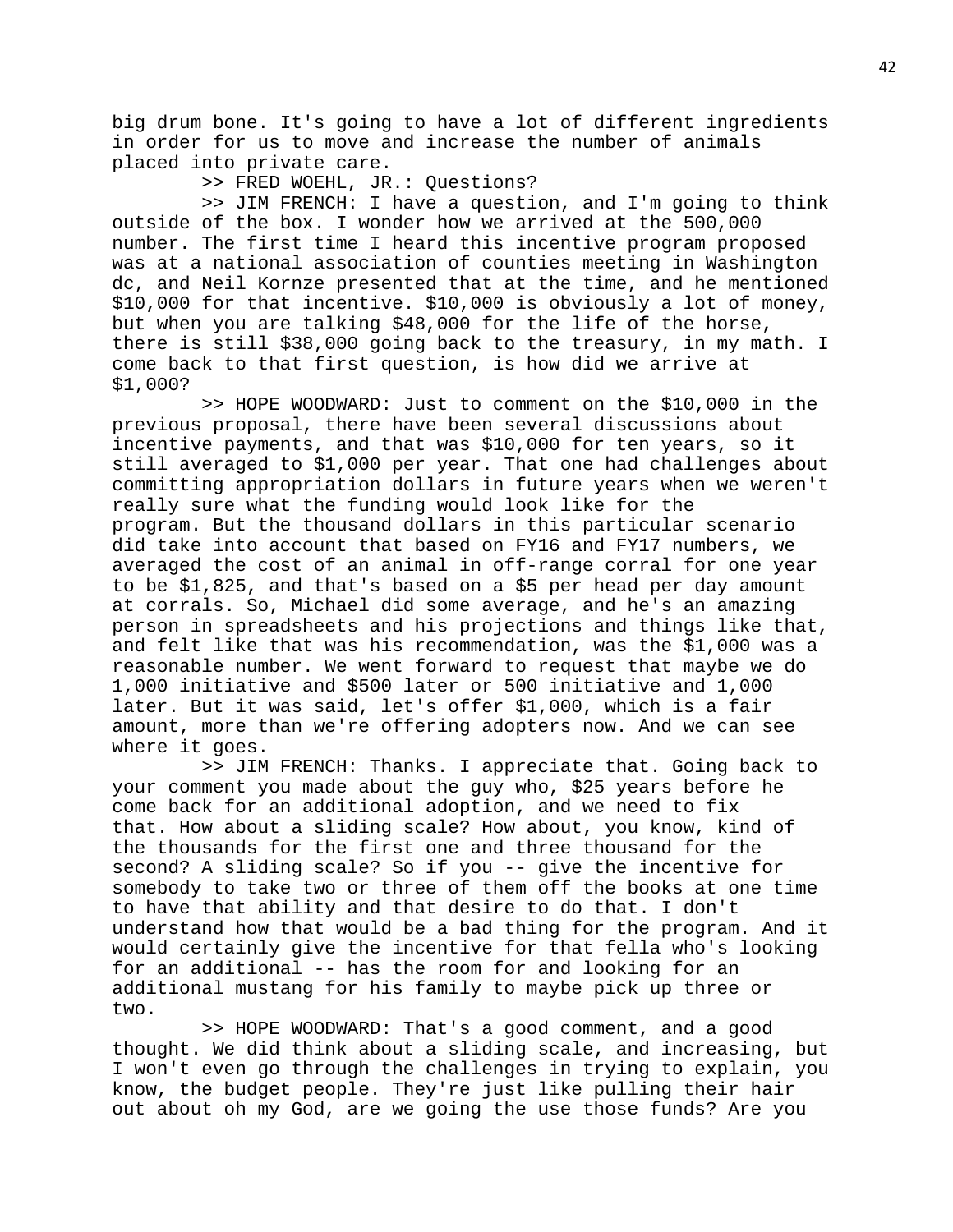big drum bone. It's going to have a lot of different ingredients in order for us to move and increase the number of animals placed into private care.

>> FRED WOEHL, JR.: Questions?

>> JIM FRENCH: I have a question, and I'm going to think outside of the box. I wonder how we arrived at the 500,000 number. The first time I heard this incentive program proposed was at a national association of counties meeting in Washington dc, and Neil Kornze presented that at the time, and he mentioned $10,000 for that incentive. $10,000 is obviously a lot of money, but when you are talking $48,000 for the life of the horse, there is still $38,000 going back to the treasury, in my math. I come back to that first question, is how did we arrive at $1,000?

>> HOPE WOODWARD: Just to comment on the $10,000 in the previous proposal, there have been several discussions about incentive payments, and that was $10,000 for ten years, so it still averaged to $1,000 per year. That one had challenges about committing appropriation dollars in future years when we weren't really sure what the funding would look like for the program. But the thousand dollars in this particular scenario did take into account that based on FY16 and FY17 numbers, we averaged the cost of an animal in off-range corral for one year to be $1,825, and that's based on a $5 per head per day amount at corrals. So, Michael did some average, and he's an amazing person in spreadsheets and his projections and things like that, and felt like that was his recommendation, was the $1,000 was a reasonable number. We went forward to request that maybe we do 1,000 initiative and $500 later or 500 initiative and 1,000 later. But it was said, let's offer $1,000, which is a fair amount, more than we're offering adopters now. And we can see where it goes.

>> JIM FRENCH: Thanks. I appreciate that. Going back to your comment you made about the guy who, $25 years before he come back for an additional adoption, and we need to fix that. How about a sliding scale? How about, you know, kind of the thousands for the first one and three thousand for the second? A sliding scale? So if you -- give the incentive for somebody to take two or three of them off the books at one time to have that ability and that desire to do that. I don't understand how that would be a bad thing for the program. And it would certainly give the incentive for that fella who's looking for an additional -- has the room for and looking for an additional mustang for his family to maybe pick up three or two.

>> HOPE WOODWARD: That's a good comment, and a good thought. We did think about a sliding scale, and increasing, but I won't even go through the challenges in trying to explain, you know, the budget people. They're just like pulling their hair out about oh my God, are we going the use those funds? Are you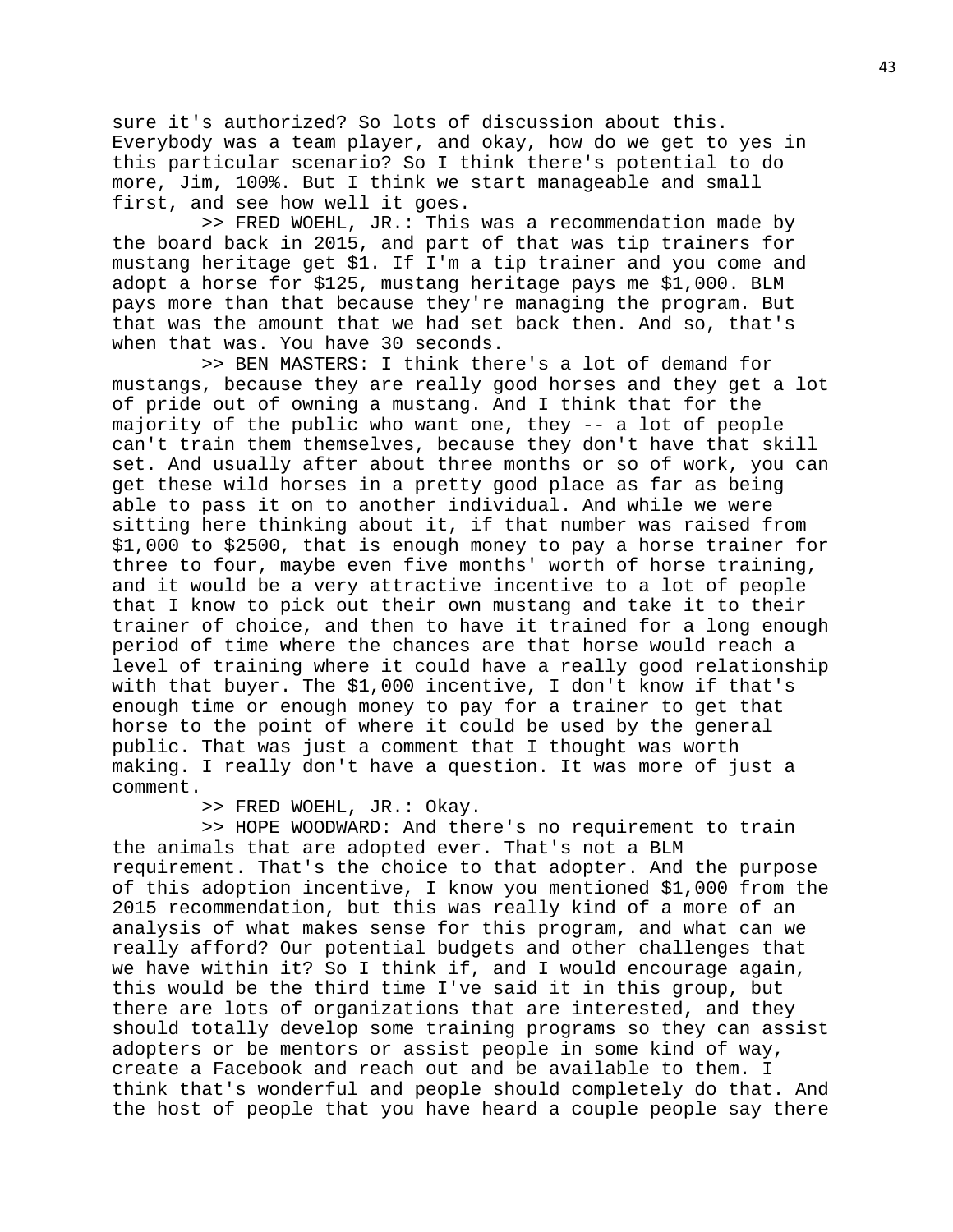sure it's authorized? So lots of discussion about this. Everybody was a team player, and okay, how do we get to yes in this particular scenario? So I think there's potential to do more, Jim, 100%. But I think we start manageable and small first, and see how well it goes.

>> FRED WOEHL, JR.: This was a recommendation made by the board back in 2015, and part of that was tip trainers for mustang heritage get $1. If I'm a tip trainer and you come and adopt a horse for $125, mustang heritage pays me $1,000. BLM pays more than that because they're managing the program. But that was the amount that we had set back then. And so, that's when that was. You have 30 seconds.

>> BEN MASTERS: I think there's a lot of demand for mustangs, because they are really good horses and they get a lot of pride out of owning a mustang. And I think that for the majority of the public who want one, they -- a lot of people can't train them themselves, because they don't have that skill set. And usually after about three months or so of work, you can get these wild horses in a pretty good place as far as being able to pass it on to another individual. And while we were sitting here thinking about it, if that number was raised from $1,000 to $2500, that is enough money to pay a horse trainer for three to four, maybe even five months' worth of horse training, and it would be a very attractive incentive to a lot of people that I know to pick out their own mustang and take it to their trainer of choice, and then to have it trained for a long enough period of time where the chances are that horse would reach a level of training where it could have a really good relationship with that buyer. The $1,000 incentive, I don't know if that's enough time or enough money to pay for a trainer to get that horse to the point of where it could be used by the general public. That was just a comment that I thought was worth making. I really don't have a question. It was more of just a comment.

>> FRED WOEHL, JR.: Okay.

>> HOPE WOODWARD: And there's no requirement to train the animals that are adopted ever. That's not a BLM requirement. That's the choice to that adopter. And the purpose of this adoption incentive, I know you mentioned $1,000 from the 2015 recommendation, but this was really kind of a more of an analysis of what makes sense for this program, and what can we really afford? Our potential budgets and other challenges that we have within it? So I think if, and I would encourage again, this would be the third time I've said it in this group, but there are lots of organizations that are interested, and they should totally develop some training programs so they can assist adopters or be mentors or assist people in some kind of way, create a Facebook and reach out and be available to them. I think that's wonderful and people should completely do that. And the host of people that you have heard a couple people say there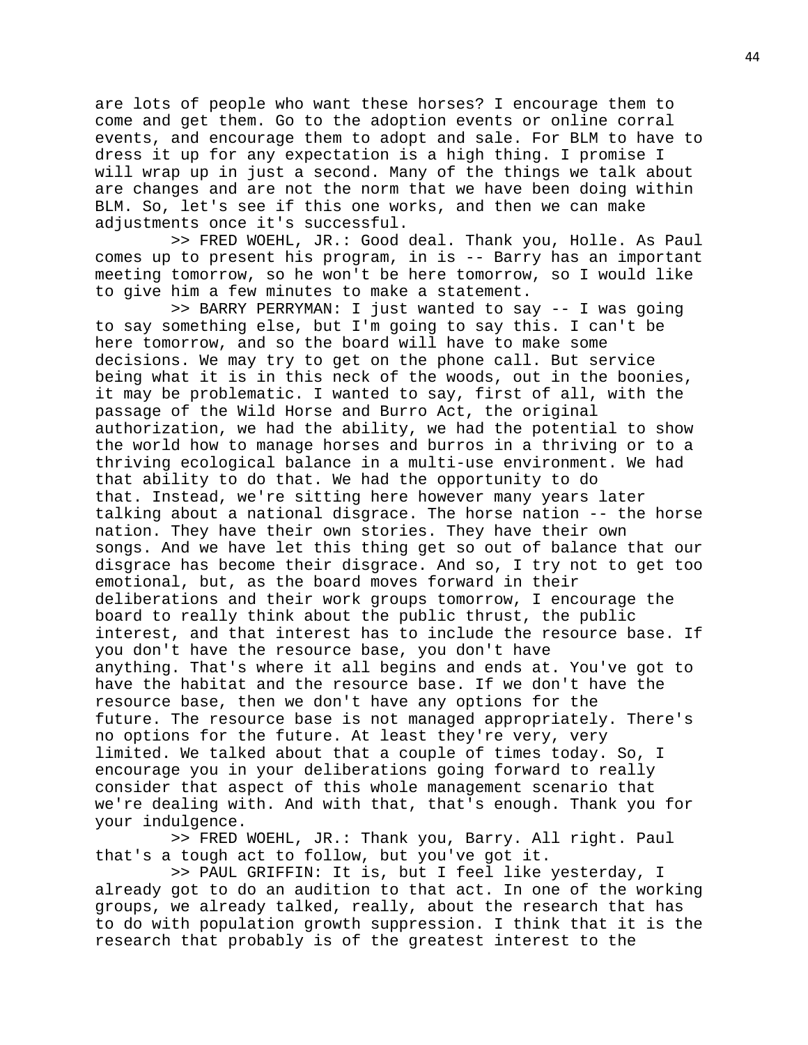are lots of people who want these horses? I encourage them to come and get them. Go to the adoption events or online corral events, and encourage them to adopt and sale. For BLM to have to dress it up for any expectation is a high thing. I promise I will wrap up in just a second. Many of the things we talk about are changes and are not the norm that we have been doing within BLM. So, let's see if this one works, and then we can make adjustments once it's successful.

>> FRED WOEHL, JR.: Good deal. Thank you, Holle. As Paul comes up to present his program, in is -- Barry has an important meeting tomorrow, so he won't be here tomorrow, so I would like to give him a few minutes to make a statement.

>> BARRY PERRYMAN: I just wanted to say -- I was going to say something else, but I'm going to say this. I can't be here tomorrow, and so the board will have to make some decisions. We may try to get on the phone call. But service being what it is in this neck of the woods, out in the boonies, it may be problematic. I wanted to say, first of all, with the passage of the Wild Horse and Burro Act, the original authorization, we had the ability, we had the potential to show the world how to manage horses and burros in a thriving or to a thriving ecological balance in a multi-use environment. We had that ability to do that. We had the opportunity to do that. Instead, we're sitting here however many years later talking about a national disgrace. The horse nation -- the horse nation. They have their own stories. They have their own songs. And we have let this thing get so out of balance that our disgrace has become their disgrace. And so, I try not to get too emotional, but, as the board moves forward in their deliberations and their work groups tomorrow, I encourage the board to really think about the public thrust, the public interest, and that interest has to include the resource base. If you don't have the resource base, you don't have anything. That's where it all begins and ends at. You've got to have the habitat and the resource base. If we don't have the resource base, then we don't have any options for the future. The resource base is not managed appropriately. There's no options for the future. At least they're very, very limited. We talked about that a couple of times today. So, I encourage you in your deliberations going forward to really consider that aspect of this whole management scenario that we're dealing with. And with that, that's enough. Thank you for your indulgence.

>> FRED WOEHL, JR.: Thank you, Barry. All right. Paul that's a tough act to follow, but you've got it.

>> PAUL GRIFFIN: It is, but I feel like yesterday, I already got to do an audition to that act. In one of the working groups, we already talked, really, about the research that has to do with population growth suppression. I think that it is the research that probably is of the greatest interest to the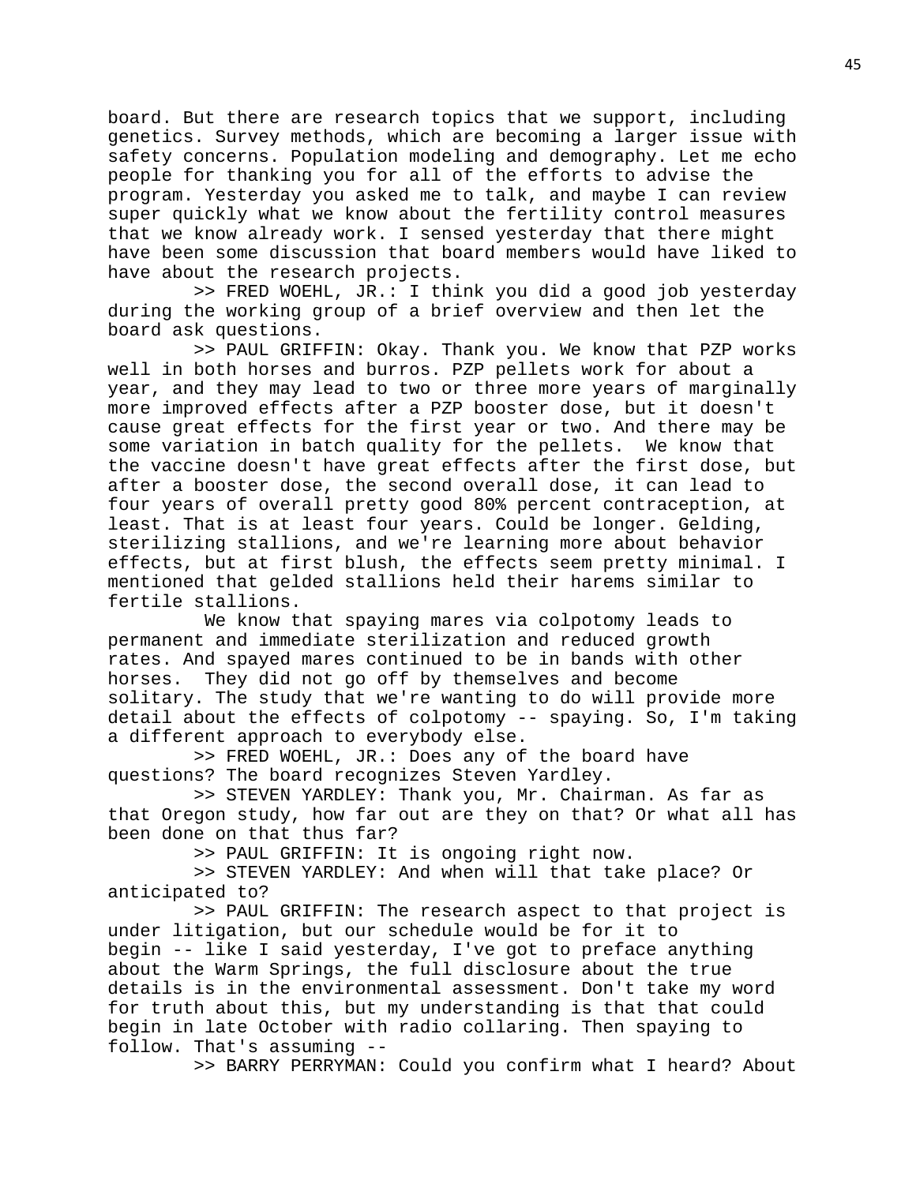board. But there are research topics that we support, including genetics. Survey methods, which are becoming a larger issue with safety concerns. Population modeling and demography. Let me echo people for thanking you for all of the efforts to advise the program. Yesterday you asked me to talk, and maybe I can review super quickly what we know about the fertility control measures that we know already work. I sensed yesterday that there might have been some discussion that board members would have liked to have about the research projects.

>> FRED WOEHL, JR.: I think you did a good job yesterday during the working group of a brief overview and then let the board ask questions.

>> PAUL GRIFFIN: Okay. Thank you. We know that PZP works well in both horses and burros. PZP pellets work for about a year, and they may lead to two or three more years of marginally more improved effects after a PZP booster dose, but it doesn't cause great effects for the first year or two. And there may be some variation in batch quality for the pellets. We know that the vaccine doesn't have great effects after the first dose, but after a booster dose, the second overall dose, it can lead to four years of overall pretty good 80% percent contraception, at least. That is at least four years. Could be longer. Gelding, sterilizing stallions, and we're learning more about behavior effects, but at first blush, the effects seem pretty minimal. I mentioned that gelded stallions held their harems similar to fertile stallions.

We know that spaying mares via colpotomy leads to permanent and immediate sterilization and reduced growth rates. And spayed mares continued to be in bands with other horses. They did not go off by themselves and become solitary. The study that we're wanting to do will provide more detail about the effects of colpotomy -- spaying. So, I'm taking a different approach to everybody else.

>> FRED WOEHL, JR.: Does any of the board have questions? The board recognizes Steven Yardley.

>> STEVEN YARDLEY: Thank you, Mr. Chairman. As far as that Oregon study, how far out are they on that? Or what all has been done on that thus far?

>> PAUL GRIFFIN: It is ongoing right now.

>> STEVEN YARDLEY: And when will that take place? Or anticipated to?

>> PAUL GRIFFIN: The research aspect to that project is under litigation, but our schedule would be for it to begin -- like I said yesterday, I've got to preface anything about the Warm Springs, the full disclosure about the true details is in the environmental assessment. Don't take my word for truth about this, but my understanding is that that could begin in late October with radio collaring. Then spaying to follow. That's assuming --

>> BARRY PERRYMAN: Could you confirm what I heard? About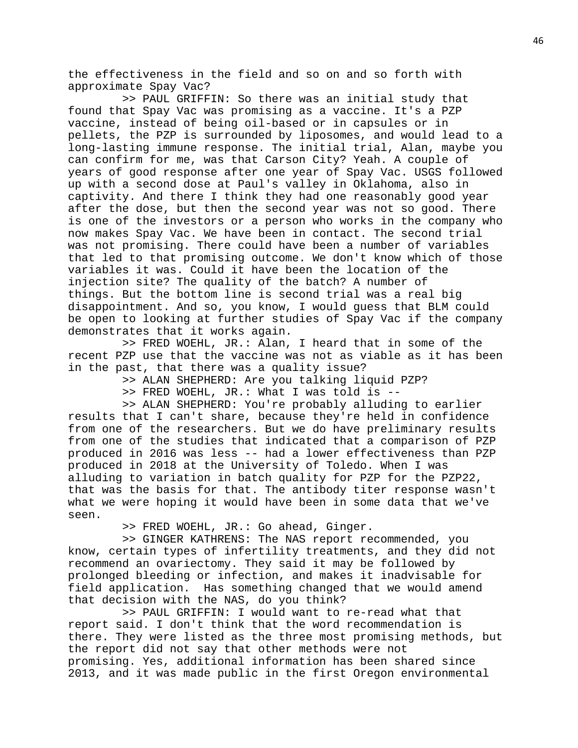the effectiveness in the field and so on and so forth with approximate Spay Vac?

>> PAUL GRIFFIN: So there was an initial study that found that Spay Vac was promising as a vaccine. It's a PZP vaccine, instead of being oil-based or in capsules or in pellets, the PZP is surrounded by liposomes, and would lead to a long-lasting immune response. The initial trial, Alan, maybe you can confirm for me, was that Carson City? Yeah. A couple of years of good response after one year of Spay Vac. USGS followed up with a second dose at Paul's valley in Oklahoma, also in captivity. And there I think they had one reasonably good year after the dose, but then the second year was not so good. There is one of the investors or a person who works in the company who now makes Spay Vac. We have been in contact. The second trial was not promising. There could have been a number of variables that led to that promising outcome. We don't know which of those variables it was. Could it have been the location of the injection site? The quality of the batch? A number of things. But the bottom line is second trial was a real big disappointment. And so, you know, I would guess that BLM could be open to looking at further studies of Spay Vac if the company demonstrates that it works again.

>> FRED WOEHL, JR.: Alan, I heard that in some of the recent PZP use that the vaccine was not as viable as it has been in the past, that there was a quality issue?

>> ALAN SHEPHERD: Are you talking liquid PZP?

>> FRED WOEHL, JR.: What I was told is --

>> ALAN SHEPHERD: You're probably alluding to earlier results that I can't share, because they're held in confidence from one of the researchers. But we do have preliminary results from one of the studies that indicated that a comparison of PZP produced in 2016 was less -- had a lower effectiveness than PZP produced in 2018 at the University of Toledo. When I was alluding to variation in batch quality for PZP for the PZP22, that was the basis for that. The antibody titer response wasn't what we were hoping it would have been in some data that we've seen.

>> FRED WOEHL, JR.: Go ahead, Ginger.

>> GINGER KATHRENS: The NAS report recommended, you know, certain types of infertility treatments, and they did not recommend an ovariectomy. They said it may be followed by prolonged bleeding or infection, and makes it inadvisable for field application. Has something changed that we would amend that decision with the NAS, do you think?

>> PAUL GRIFFIN: I would want to re-read what that report said. I don't think that the word recommendation is there. They were listed as the three most promising methods, but the report did not say that other methods were not promising. Yes, additional information has been shared since 2013, and it was made public in the first Oregon environmental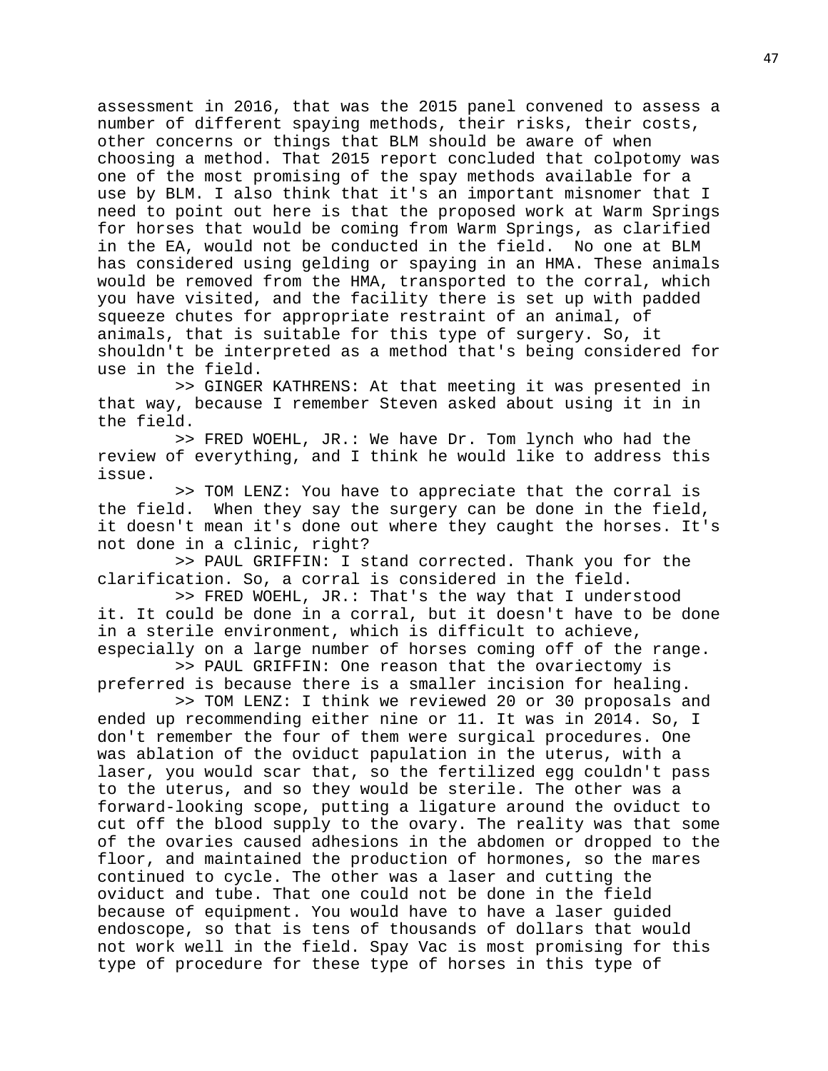assessment in 2016, that was the 2015 panel convened to assess a number of different spaying methods, their risks, their costs, other concerns or things that BLM should be aware of when choosing a method. That 2015 report concluded that colpotomy was one of the most promising of the spay methods available for a use by BLM. I also think that it's an important misnomer that I need to point out here is that the proposed work at Warm Springs for horses that would be coming from Warm Springs, as clarified in the EA, would not be conducted in the field. No one at BLM has considered using gelding or spaying in an HMA. These animals would be removed from the HMA, transported to the corral, which you have visited, and the facility there is set up with padded squeeze chutes for appropriate restraint of an animal, of animals, that is suitable for this type of surgery. So, it shouldn't be interpreted as a method that's being considered for use in the field.

>> GINGER KATHRENS: At that meeting it was presented in that way, because I remember Steven asked about using it in in the field.

>> FRED WOEHL, JR.: We have Dr. Tom lynch who had the review of everything, and I think he would like to address this issue.

>> TOM LENZ: You have to appreciate that the corral is the field. When they say the surgery can be done in the field, it doesn't mean it's done out where they caught the horses. It's not done in a clinic, right?

>> PAUL GRIFFIN: I stand corrected. Thank you for the clarification. So, a corral is considered in the field.

>> FRED WOEHL, JR.: That's the way that I understood it. It could be done in a corral, but it doesn't have to be done in a sterile environment, which is difficult to achieve, especially on a large number of horses coming off of the range.

>> PAUL GRIFFIN: One reason that the ovariectomy is preferred is because there is a smaller incision for healing.

>> TOM LENZ: I think we reviewed 20 or 30 proposals and ended up recommending either nine or 11. It was in 2014. So, I don't remember the four of them were surgical procedures. One was ablation of the oviduct papulation in the uterus, with a laser, you would scar that, so the fertilized egg couldn't pass to the uterus, and so they would be sterile. The other was a forward-looking scope, putting a ligature around the oviduct to cut off the blood supply to the ovary. The reality was that some of the ovaries caused adhesions in the abdomen or dropped to the floor, and maintained the production of hormones, so the mares continued to cycle. The other was a laser and cutting the oviduct and tube. That one could not be done in the field because of equipment. You would have to have a laser guided endoscope, so that is tens of thousands of dollars that would not work well in the field. Spay Vac is most promising for this type of procedure for these type of horses in this type of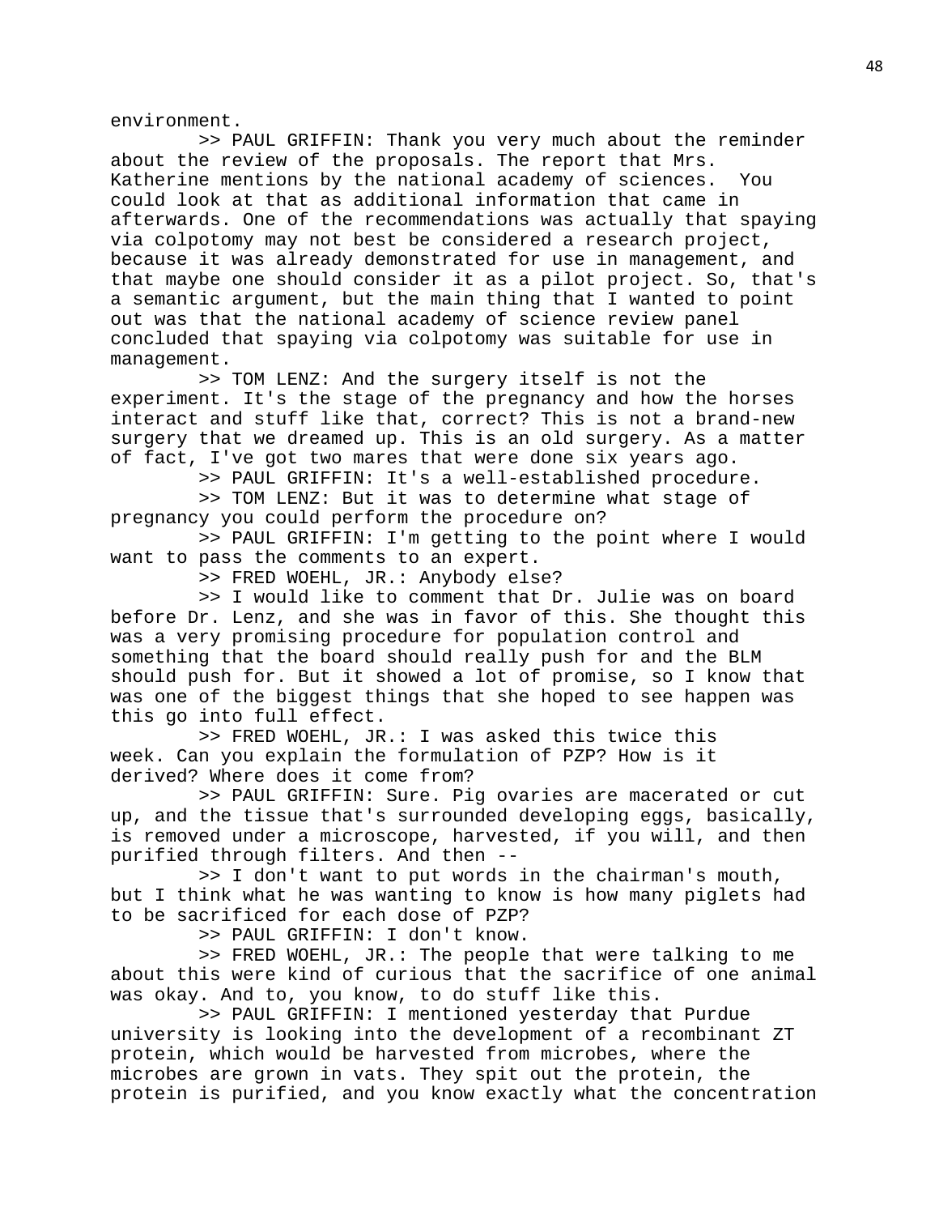environment.

>> PAUL GRIFFIN: Thank you very much about the reminder about the review of the proposals. The report that Mrs. Katherine mentions by the national academy of sciences. You could look at that as additional information that came in afterwards. One of the recommendations was actually that spaying via colpotomy may not best be considered a research project, because it was already demonstrated for use in management, and that maybe one should consider it as a pilot project. So, that's a semantic argument, but the main thing that I wanted to point out was that the national academy of science review panel concluded that spaying via colpotomy was suitable for use in management.

>> TOM LENZ: And the surgery itself is not the experiment. It's the stage of the pregnancy and how the horses interact and stuff like that, correct? This is not a brand-new surgery that we dreamed up. This is an old surgery. As a matter of fact, I've got two mares that were done six years ago.

>> PAUL GRIFFIN: It's a well-established procedure.

>> TOM LENZ: But it was to determine what stage of pregnancy you could perform the procedure on?

>> PAUL GRIFFIN: I'm getting to the point where I would want to pass the comments to an expert.

>> FRED WOEHL, JR.: Anybody else?

>> I would like to comment that Dr. Julie was on board before Dr. Lenz, and she was in favor of this. She thought this was a very promising procedure for population control and something that the board should really push for and the BLM should push for. But it showed a lot of promise, so I know that was one of the biggest things that she hoped to see happen was this go into full effect.

>> FRED WOEHL, JR.: I was asked this twice this week. Can you explain the formulation of PZP? How is it derived? Where does it come from?

>> PAUL GRIFFIN: Sure. Pig ovaries are macerated or cut up, and the tissue that's surrounded developing eggs, basically, is removed under a microscope, harvested, if you will, and then purified through filters. And then --

>> I don't want to put words in the chairman's mouth, but I think what he was wanting to know is how many piglets had to be sacrificed for each dose of PZP?

>> PAUL GRIFFIN: I don't know.

>> FRED WOEHL, JR.: The people that were talking to me about this were kind of curious that the sacrifice of one animal was okay. And to, you know, to do stuff like this.

>> PAUL GRIFFIN: I mentioned yesterday that Purdue university is looking into the development of a recombinant ZT protein, which would be harvested from microbes, where the microbes are grown in vats. They spit out the protein, the protein is purified, and you know exactly what the concentration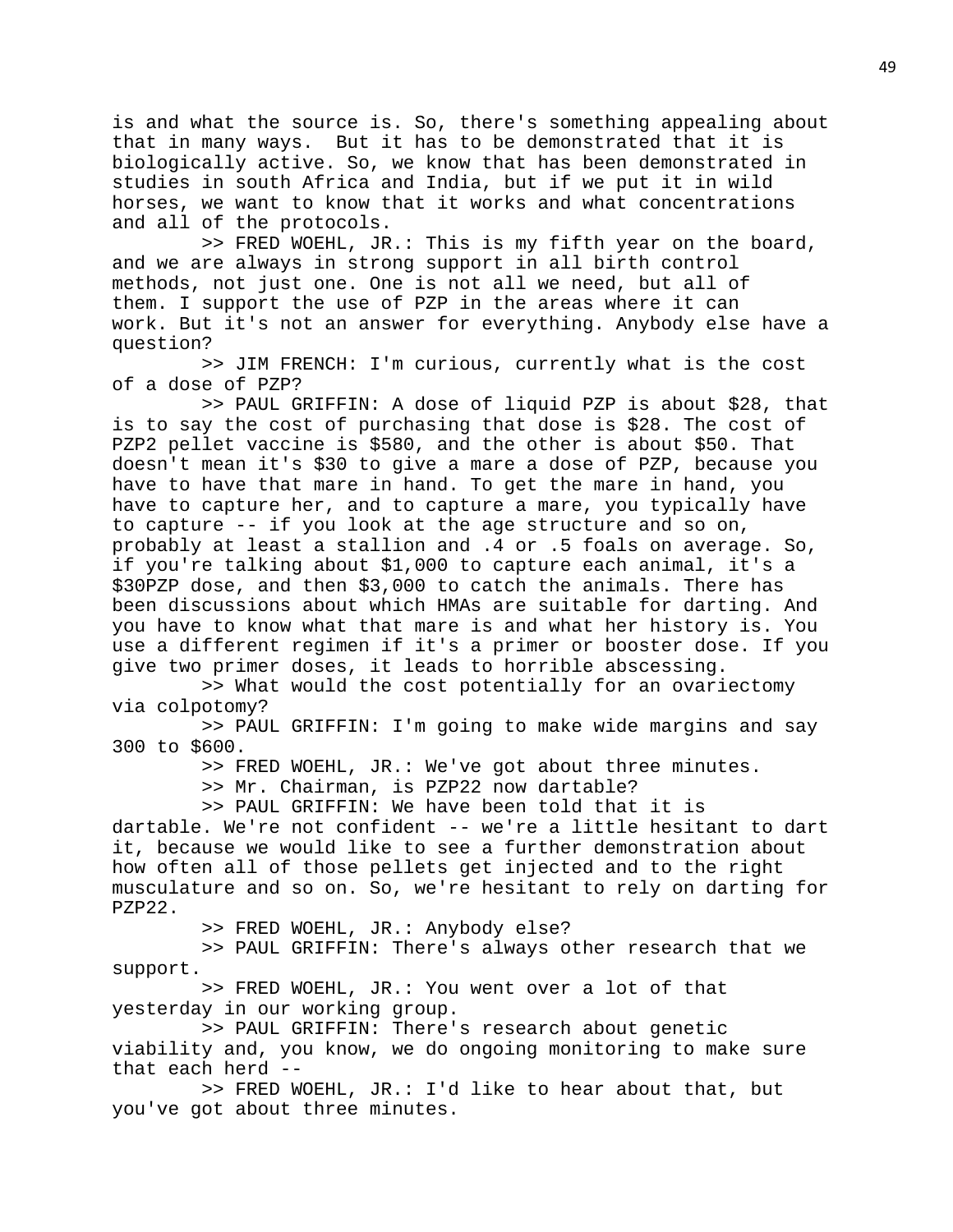is and what the source is. So, there's something appealing about that in many ways. But it has to be demonstrated that it is biologically active. So, we know that has been demonstrated in studies in south Africa and India, but if we put it in wild horses, we want to know that it works and what concentrations and all of the protocols.

>> FRED WOEHL, JR.: This is my fifth year on the board, and we are always in strong support in all birth control methods, not just one. One is not all we need, but all of them. I support the use of PZP in the areas where it can work. But it's not an answer for everything. Anybody else have a question?

>> JIM FRENCH: I'm curious, currently what is the cost of a dose of PZP?

>> PAUL GRIFFIN: A dose of liquid PZP is about $28, that is to say the cost of purchasing that dose is $28. The cost of PZP2 pellet vaccine is $580, and the other is about $50. That doesn't mean it's $30 to give a mare a dose of PZP, because you have to have that mare in hand. To get the mare in hand, you have to capture her, and to capture a mare, you typically have to capture -- if you look at the age structure and so on, probably at least a stallion and .4 or .5 foals on average. So, if you're talking about $1,000 to capture each animal, it's a $30PZP dose, and then $3,000 to catch the animals. There has been discussions about which HMAs are suitable for darting. And you have to know what that mare is and what her history is. You use a different regimen if it's a primer or booster dose. If you give two primer doses, it leads to horrible abscessing.

>> What would the cost potentially for an ovariectomy via colpotomy?

>> PAUL GRIFFIN: I'm going to make wide margins and say 300 to $600.

>> FRED WOEHL, JR.: We've got about three minutes.

>> Mr. Chairman, is PZP22 now dartable?

>> PAUL GRIFFIN: We have been told that it is dartable. We're not confident -- we're a little hesitant to dart it, because we would like to see a further demonstration about how often all of those pellets get injected and to the right musculature and so on. So, we're hesitant to rely on darting for PZP22.

>> FRED WOEHL, JR.: Anybody else?

>> PAUL GRIFFIN: There's always other research that we support.

>> FRED WOEHL, JR.: You went over a lot of that yesterday in our working group.

>> PAUL GRIFFIN: There's research about genetic viability and, you know, we do ongoing monitoring to make sure that each herd --

>> FRED WOEHL, JR.: I'd like to hear about that, but you've got about three minutes.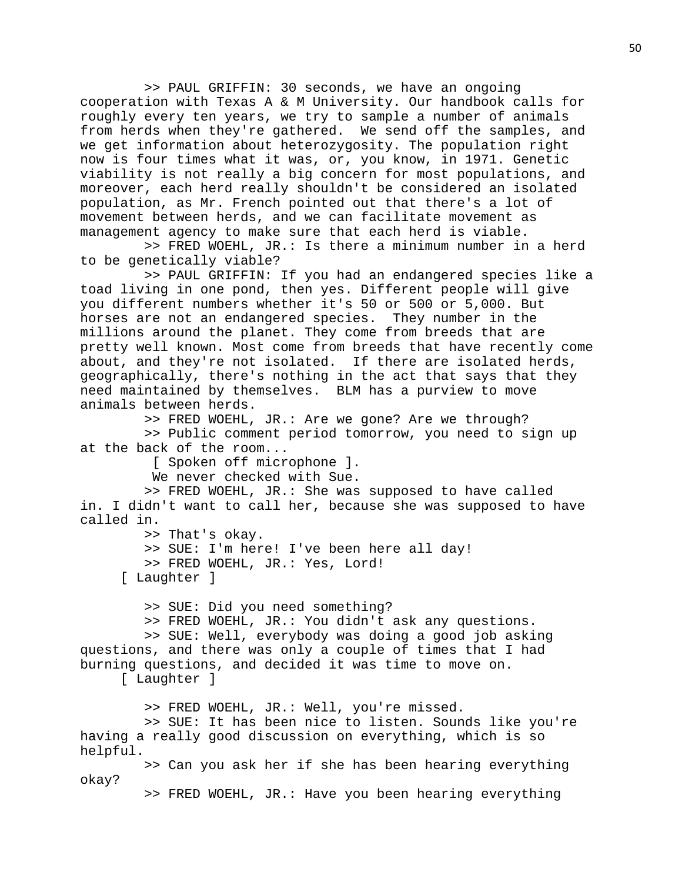>> PAUL GRIFFIN: 30 seconds, we have an ongoing cooperation with Texas A & M University. Our handbook calls for roughly every ten years, we try to sample a number of animals from herds when they're gathered. We send off the samples, and we get information about heterozygosity. The population right now is four times what it was, or, you know, in 1971. Genetic viability is not really a big concern for most populations, and moreover, each herd really shouldn't be considered an isolated population, as Mr. French pointed out that there's a lot of movement between herds, and we can facilitate movement as management agency to make sure that each herd is viable.

>> FRED WOEHL, JR.: Is there a minimum number in a herd to be genetically viable?

>> PAUL GRIFFIN: If you had an endangered species like a toad living in one pond, then yes. Different people will give you different numbers whether it's 50 or 500 or 5,000. But horses are not an endangered species. They number in the millions around the planet. They come from breeds that are pretty well known. Most come from breeds that have recently come about, and they're not isolated. If there are isolated herds, geographically, there's nothing in the act that says that they need maintained by themselves. BLM has a purview to move animals between herds.

>> FRED WOEHL, JR.: Are we gone? Are we through?

>> Public comment period tomorrow, you need to sign up at the back of the room...

[ Spoken off microphone ].

We never checked with Sue.

>> FRED WOEHL, JR.: She was supposed to have called in. I didn't want to call her, because she was supposed to have called in.

>> That's okay.

>> SUE: I'm here! I've been here all day!

>> FRED WOEHL, JR.: Yes, Lord!

[ Laughter ]

>> SUE: Did you need something?

>> FRED WOEHL, JR.: You didn't ask any questions.

>> SUE: Well, everybody was doing a good job asking questions, and there was only a couple of times that I had burning questions, and decided it was time to move on.

[ Laughter ]

>> FRED WOEHL, JR.: Well, you're missed.

>> SUE: It has been nice to listen. Sounds like you're having a really good discussion on everything, which is so helpful.

>> Can you ask her if she has been hearing everything okay?

>> FRED WOEHL, JR.: Have you been hearing everything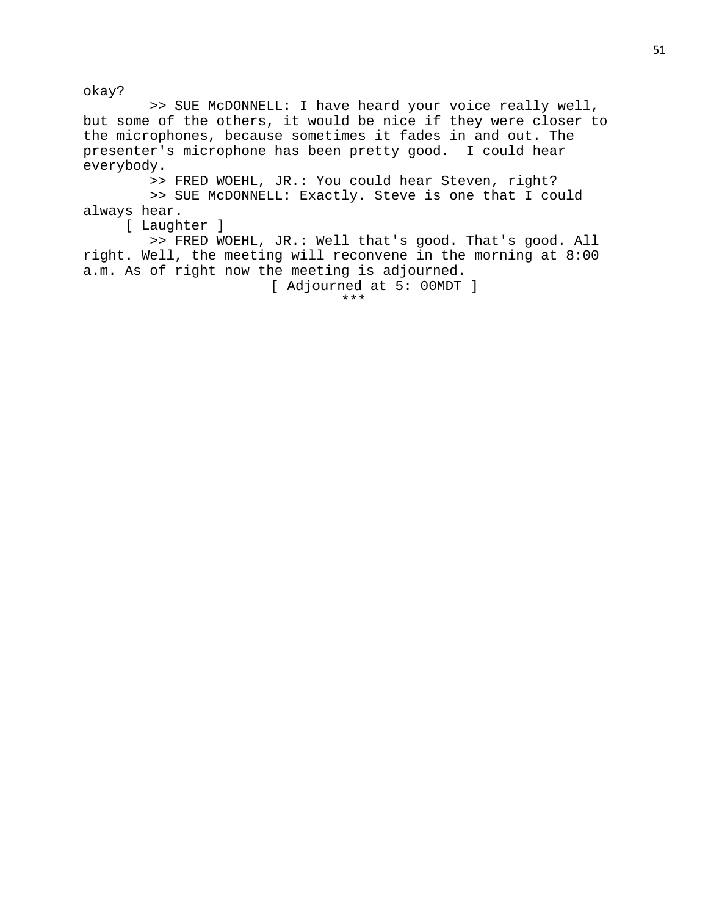okay?

>> SUE McDONNELL: I have heard your voice really well, but some of the others, it would be nice if they were closer to the microphones, because sometimes it fades in and out. The presenter's microphone has been pretty good.  I could hear everybody.

>> FRED WOEHL, JR.: You could hear Steven, right?

>> SUE McDONNELL: Exactly. Steve is one that I could always hear.

[ Laughter ]

>> FRED WOEHL, JR.: Well that's good. That's good. All right. Well, the meeting will reconvene in the morning at 8:00 a.m. As of right now the meeting is adjourned.

[ Adjourned at 5: 00MDT ]

***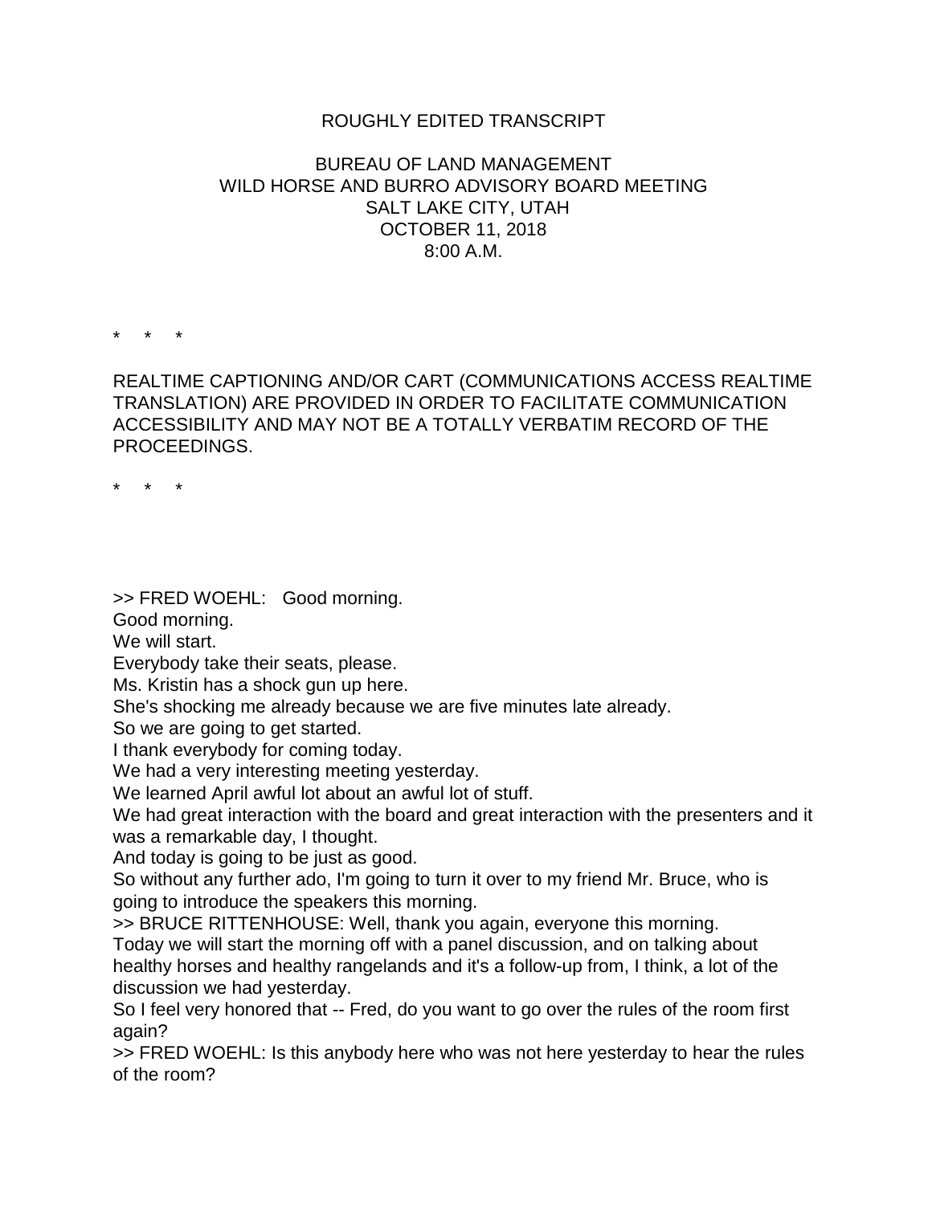ROUGHLY EDITED TRANSCRIPT

BUREAU OF LAND MANAGEMENT
WILD HORSE AND BURRO ADVISORY BOARD MEETING
SALT LAKE CITY, UTAH
OCTOBER 11, 2018
8:00 A.M.

\*    \*    \*

REALTIME CAPTIONING AND/OR CART (COMMUNICATIONS ACCESS REALTIME TRANSLATION) ARE PROVIDED IN ORDER TO FACILITATE COMMUNICATION ACCESSIBILITY AND MAY NOT BE A TOTALLY VERBATIM RECORD OF THE PROCEEDINGS.

\*    \*    \*

>> FRED WOEHL:   Good morning.
Good morning.
We will start.
Everybody take their seats, please.
Ms. Kristin has a shock gun up here.
She's shocking me already because we are five minutes late already.
So we are going to get started.
I thank everybody for coming today.
We had a very interesting meeting yesterday.
We learned April awful lot about an awful lot of stuff.
We had great interaction with the board and great interaction with the presenters and it was a remarkable day, I thought.
And today is going to be just as good.
So without any further ado, I'm going to turn it over to my friend Mr. Bruce, who is going to introduce the speakers this morning.
>> BRUCE RITTENHOUSE: Well, thank you again, everyone this morning.
Today we will start the morning off with a panel discussion, and on talking about healthy horses and healthy rangelands and it's a follow-up from, I think, a lot of the discussion we had yesterday.
So I feel very honored that -- Fred, do you want to go over the rules of the room first again?
>> FRED WOEHL: Is this anybody here who was not here yesterday to hear the rules of the room?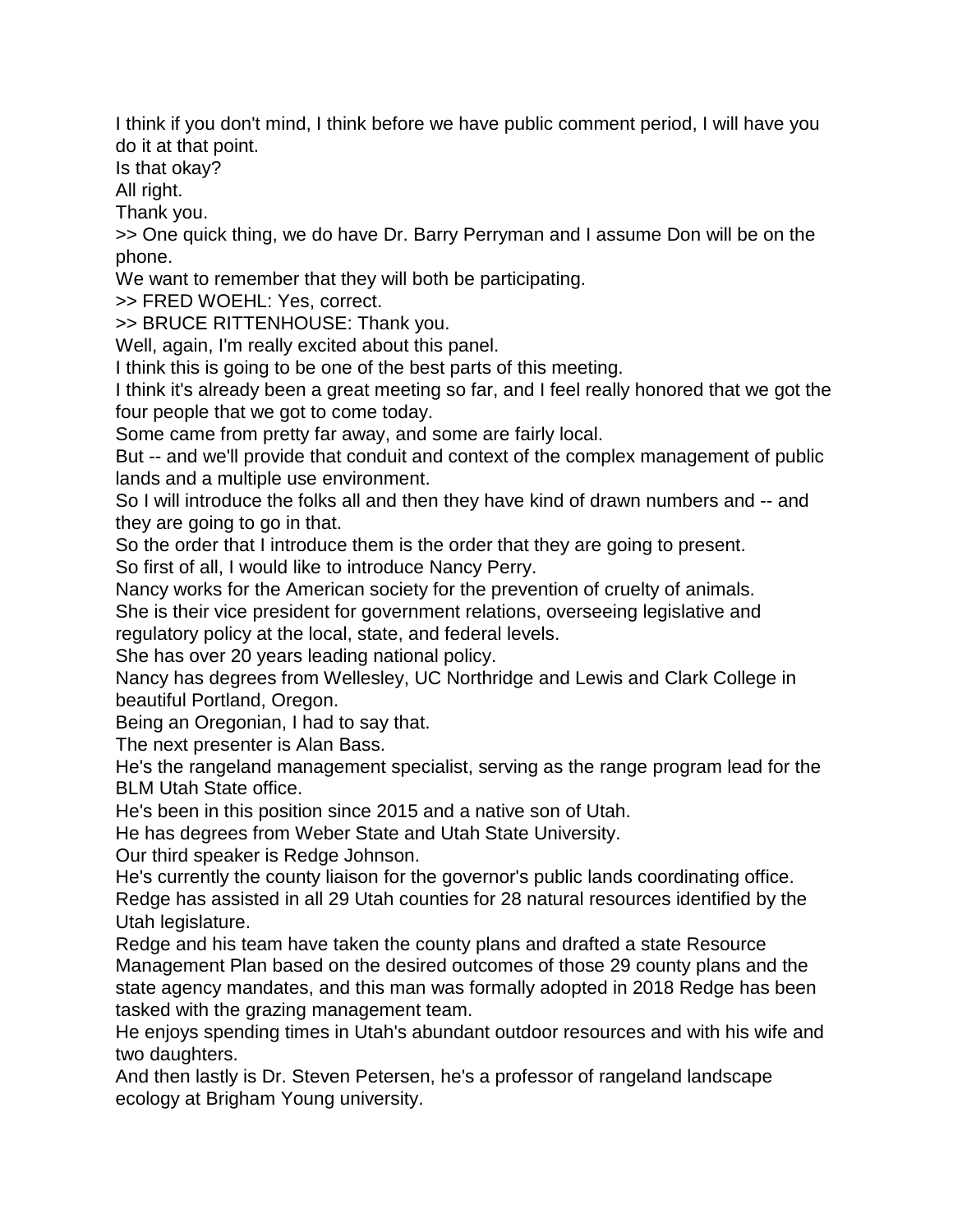I think if you don't mind, I think before we have public comment period, I will have you do it at that point.

Is that okay?

All right.

Thank you.

>> One quick thing, we do have Dr. Barry Perryman and I assume Don will be on the phone.

We want to remember that they will both be participating.

>> FRED WOEHL: Yes, correct.

>> BRUCE RITTENHOUSE: Thank you.

Well, again, I'm really excited about this panel.

I think this is going to be one of the best parts of this meeting.

I think it's already been a great meeting so far, and I feel really honored that we got the four people that we got to come today.

Some came from pretty far away, and some are fairly local.

But -- and we'll provide that conduit and context of the complex management of public lands and a multiple use environment.

So I will introduce the folks all and then they have kind of drawn numbers and -- and they are going to go in that.

So the order that I introduce them is the order that they are going to present.

So first of all, I would like to introduce Nancy Perry.

Nancy works for the American society for the prevention of cruelty of animals.

She is their vice president for government relations, overseeing legislative and regulatory policy at the local, state, and federal levels.

She has over 20 years leading national policy.

Nancy has degrees from Wellesley, UC Northridge and Lewis and Clark College in beautiful Portland, Oregon.

Being an Oregonian, I had to say that.

The next presenter is Alan Bass.

He's the rangeland management specialist, serving as the range program lead for the BLM Utah State office.

He's been in this position since 2015 and a native son of Utah.

He has degrees from Weber State and Utah State University.

Our third speaker is Redge Johnson.

He's currently the county liaison for the governor's public lands coordinating office.

Redge has assisted in all 29 Utah counties for 28 natural resources identified by the Utah legislature.

Redge and his team have taken the county plans and drafted a state Resource Management Plan based on the desired outcomes of those 29 county plans and the state agency mandates, and this man was formally adopted in 2018 Redge has been tasked with the grazing management team.

He enjoys spending times in Utah's abundant outdoor resources and with his wife and two daughters.

And then lastly is Dr. Steven Petersen, he's a professor of rangeland landscape ecology at Brigham Young university.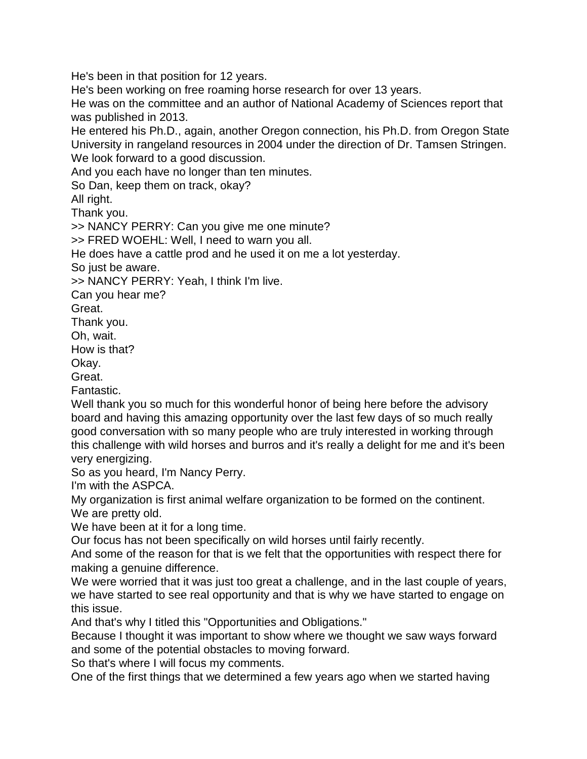He's been in that position for 12 years.
He's been working on free roaming horse research for over 13 years.
He was on the committee and an author of National Academy of Sciences report that was published in 2013.
He entered his Ph.D., again, another Oregon connection, his Ph.D. from Oregon State University in rangeland resources in 2004 under the direction of Dr. Tamsen Stringen.
We look forward to a good discussion.
And you each have no longer than ten minutes.
So Dan, keep them on track, okay?
All right.
Thank you.
>> NANCY PERRY: Can you give me one minute?
>> FRED WOEHL: Well, I need to warn you all.
He does have a cattle prod and he used it on me a lot yesterday.
So just be aware.
>> NANCY PERRY: Yeah, I think I'm live.
Can you hear me?
Great.
Thank you.
Oh, wait.
How is that?
Okay.
Great.
Fantastic.
Well thank you so much for this wonderful honor of being here before the advisory board and having this amazing opportunity over the last few days of so much really good conversation with so many people who are truly interested in working through this challenge with wild horses and burros and it's really a delight for me and it's been very energizing.
So as you heard, I'm Nancy Perry.
I'm with the ASPCA.
My organization is first animal welfare organization to be formed on the continent.
We are pretty old.
We have been at it for a long time.
Our focus has not been specifically on wild horses until fairly recently.
And some of the reason for that is we felt that the opportunities with respect there for making a genuine difference.
We were worried that it was just too great a challenge, and in the last couple of years, we have started to see real opportunity and that is why we have started to engage on this issue.
And that's why I titled this "Opportunities and Obligations."
Because I thought it was important to show where we thought we saw ways forward and some of the potential obstacles to moving forward.
So that's where I will focus my comments.
One of the first things that we determined a few years ago when we started having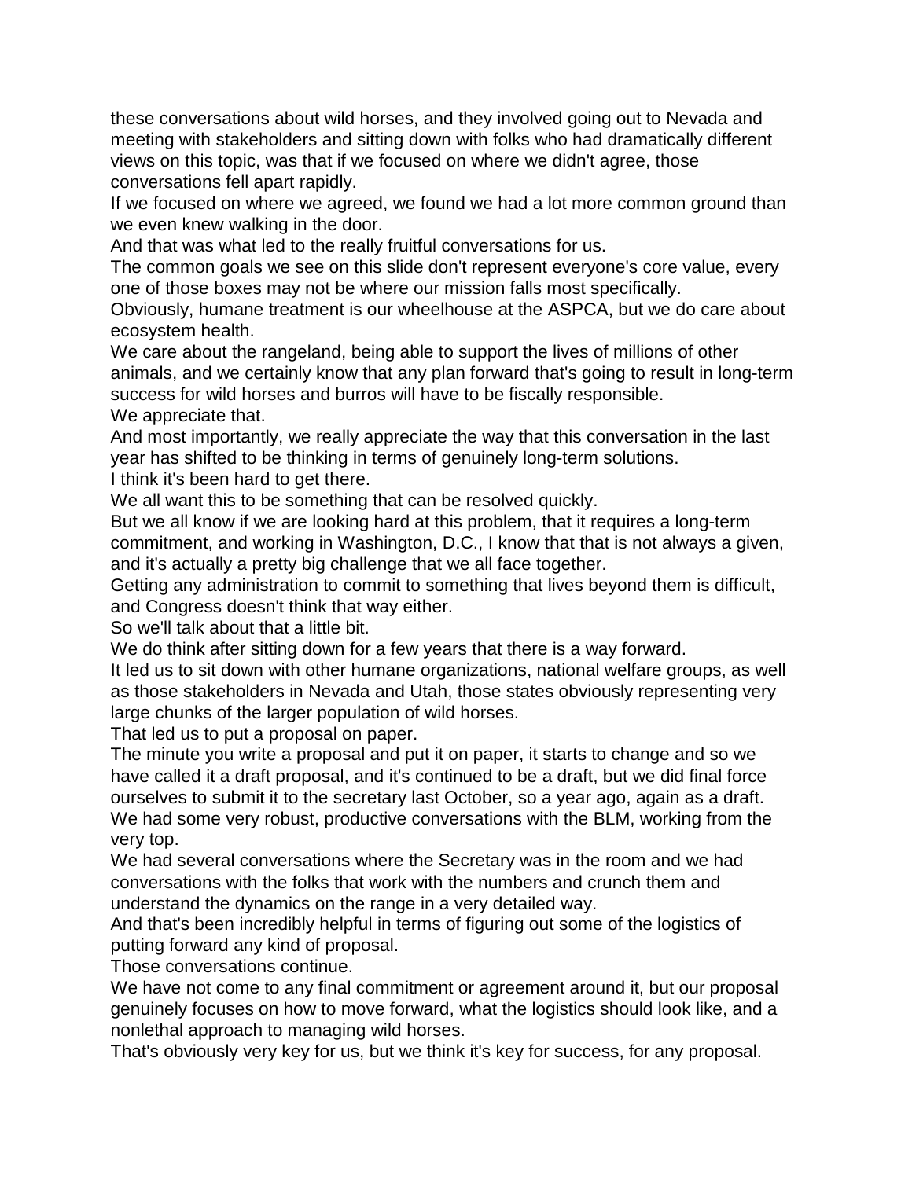these conversations about wild horses, and they involved going out to Nevada and meeting with stakeholders and sitting down with folks who had dramatically different views on this topic, was that if we focused on where we didn't agree, those conversations fell apart rapidly.

If we focused on where we agreed, we found we had a lot more common ground than we even knew walking in the door.

And that was what led to the really fruitful conversations for us.

The common goals we see on this slide don't represent everyone's core value, every one of those boxes may not be where our mission falls most specifically.

Obviously, humane treatment is our wheelhouse at the ASPCA, but we do care about ecosystem health.

We care about the rangeland, being able to support the lives of millions of other animals, and we certainly know that any plan forward that's going to result in long-term success for wild horses and burros will have to be fiscally responsible.

We appreciate that.

And most importantly, we really appreciate the way that this conversation in the last year has shifted to be thinking in terms of genuinely long-term solutions.

I think it's been hard to get there.

We all want this to be something that can be resolved quickly.

But we all know if we are looking hard at this problem, that it requires a long-term commitment, and working in Washington, D.C., I know that that is not always a given, and it's actually a pretty big challenge that we all face together.

Getting any administration to commit to something that lives beyond them is difficult, and Congress doesn't think that way either.

So we'll talk about that a little bit.

We do think after sitting down for a few years that there is a way forward.

It led us to sit down with other humane organizations, national welfare groups, as well as those stakeholders in Nevada and Utah, those states obviously representing very large chunks of the larger population of wild horses.

That led us to put a proposal on paper.

The minute you write a proposal and put it on paper, it starts to change and so we have called it a draft proposal, and it's continued to be a draft, but we did final force ourselves to submit it to the secretary last October, so a year ago, again as a draft.

We had some very robust, productive conversations with the BLM, working from the very top.

We had several conversations where the Secretary was in the room and we had conversations with the folks that work with the numbers and crunch them and understand the dynamics on the range in a very detailed way.

And that's been incredibly helpful in terms of figuring out some of the logistics of putting forward any kind of proposal.

Those conversations continue.

We have not come to any final commitment or agreement around it, but our proposal genuinely focuses on how to move forward, what the logistics should look like, and a nonlethal approach to managing wild horses.

That's obviously very key for us, but we think it's key for success, for any proposal.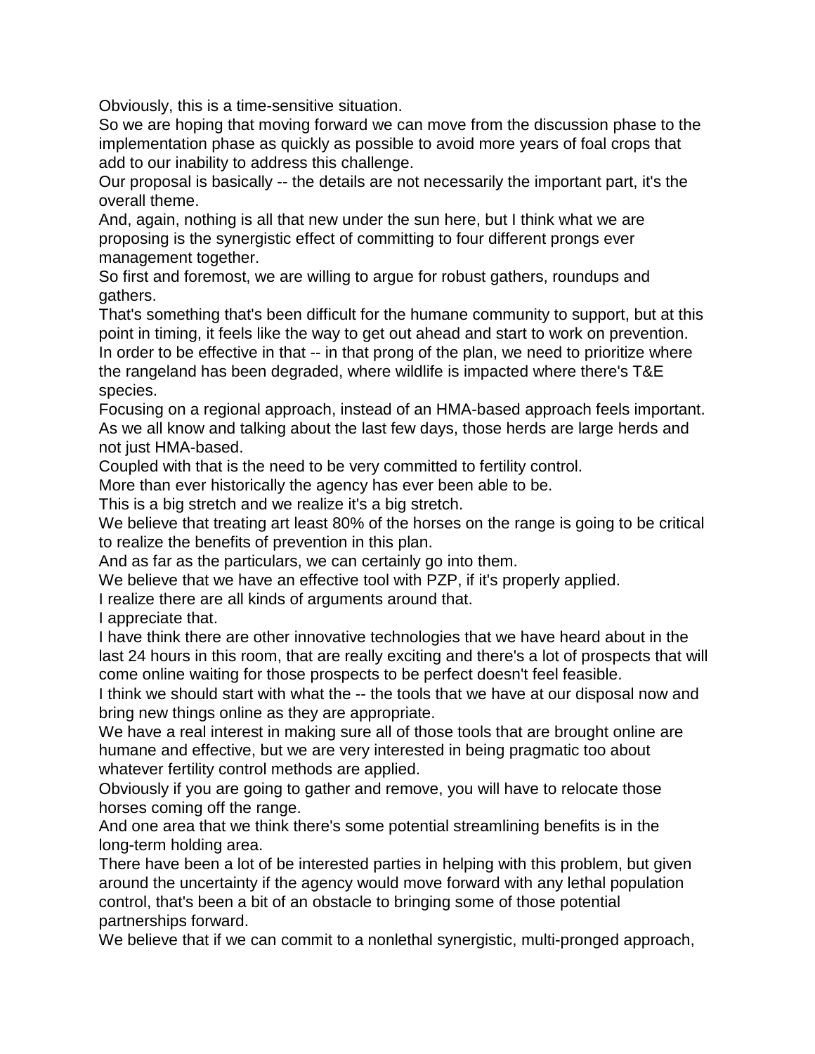Obviously, this is a time-sensitive situation.

So we are hoping that moving forward we can move from the discussion phase to the implementation phase as quickly as possible to avoid more years of foal crops that add to our inability to address this challenge.

Our proposal is basically -- the details are not necessarily the important part, it's the overall theme.

And, again, nothing is all that new under the sun here, but I think what we are proposing is the synergistic effect of committing to four different prongs ever management together.

So first and foremost, we are willing to argue for robust gathers, roundups and gathers.

That's something that's been difficult for the humane community to support, but at this point in timing, it feels like the way to get out ahead and start to work on prevention.

In order to be effective in that -- in that prong of the plan, we need to prioritize where the rangeland has been degraded, where wildlife is impacted where there's T&E species.

Focusing on a regional approach, instead of an HMA-based approach feels important.

As we all know and talking about the last few days, those herds are large herds and not just HMA-based.

Coupled with that is the need to be very committed to fertility control.

More than ever historically the agency has ever been able to be.

This is a big stretch and we realize it's a big stretch.

We believe that treating art least 80% of the horses on the range is going to be critical to realize the benefits of prevention in this plan.

And as far as the particulars, we can certainly go into them.

We believe that we have an effective tool with PZP, if it's properly applied.

I realize there are all kinds of arguments around that.

I appreciate that.

I have think there are other innovative technologies that we have heard about in the last 24 hours in this room, that are really exciting and there's a lot of prospects that will come online waiting for those prospects to be perfect doesn't feel feasible.

I think we should start with what the -- the tools that we have at our disposal now and bring new things online as they are appropriate.

We have a real interest in making sure all of those tools that are brought online are humane and effective, but we are very interested in being pragmatic too about whatever fertility control methods are applied.

Obviously if you are going to gather and remove, you will have to relocate those horses coming off the range.

And one area that we think there's some potential streamlining benefits is in the long-term holding area.

There have been a lot of be interested parties in helping with this problem, but given around the uncertainty if the agency would move forward with any lethal population control, that's been a bit of an obstacle to bringing some of those potential partnerships forward.

We believe that if we can commit to a nonlethal synergistic, multi-pronged approach,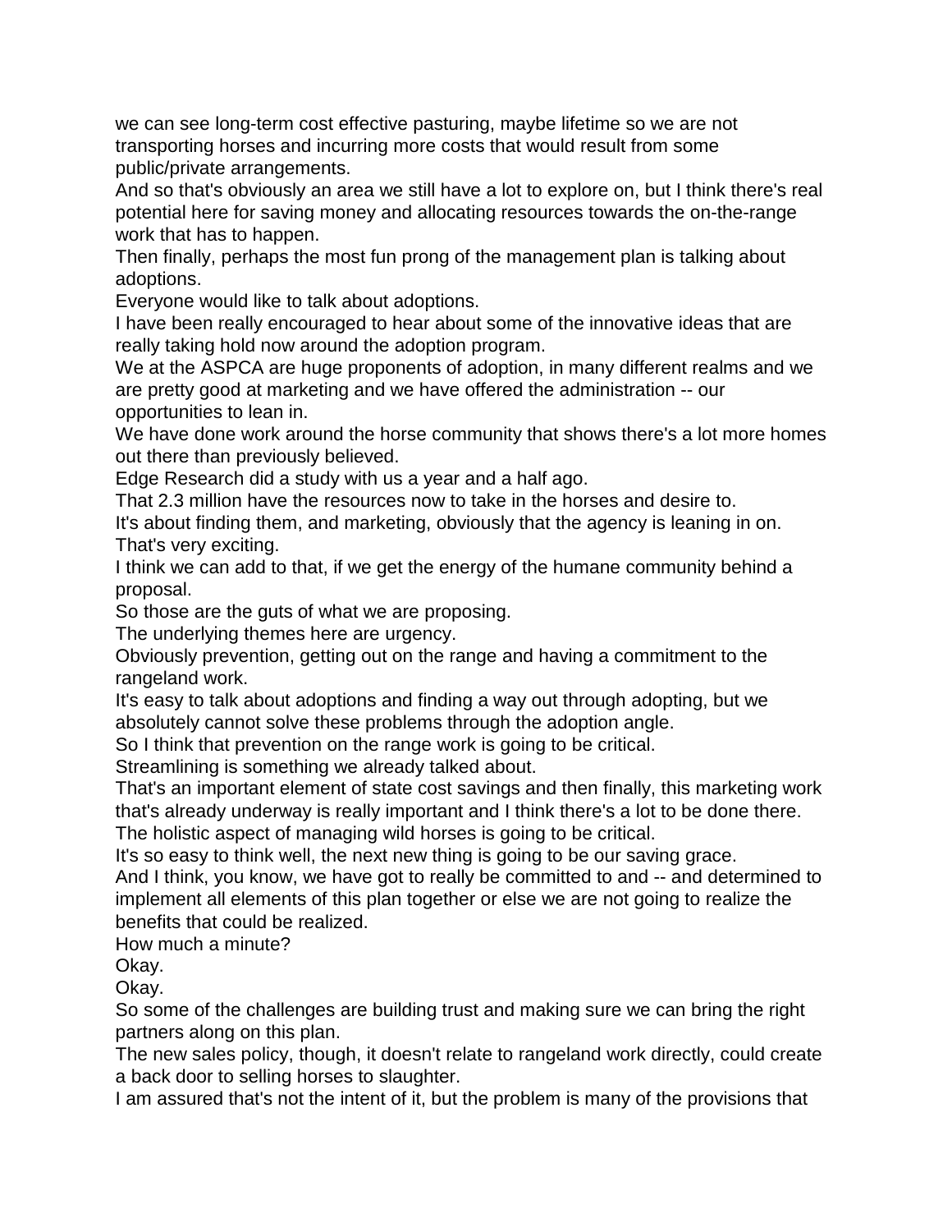we can see long-term cost effective pasturing, maybe lifetime so we are not transporting horses and incurring more costs that would result from some public/private arrangements.

And so that's obviously an area we still have a lot to explore on, but I think there's real potential here for saving money and allocating resources towards the on-the-range work that has to happen.

Then finally, perhaps the most fun prong of the management plan is talking about adoptions.

Everyone would like to talk about adoptions.

I have been really encouraged to hear about some of the innovative ideas that are really taking hold now around the adoption program.

We at the ASPCA are huge proponents of adoption, in many different realms and we are pretty good at marketing and we have offered the administration -- our opportunities to lean in.

We have done work around the horse community that shows there's a lot more homes out there than previously believed.

Edge Research did a study with us a year and a half ago.

That 2.3 million have the resources now to take in the horses and desire to.

It's about finding them, and marketing, obviously that the agency is leaning in on.

That's very exciting.

I think we can add to that, if we get the energy of the humane community behind a proposal.

So those are the guts of what we are proposing.

The underlying themes here are urgency.

Obviously prevention, getting out on the range and having a commitment to the rangeland work.

It's easy to talk about adoptions and finding a way out through adopting, but we absolutely cannot solve these problems through the adoption angle.

So I think that prevention on the range work is going to be critical.

Streamlining is something we already talked about.

That's an important element of state cost savings and then finally, this marketing work that's already underway is really important and I think there's a lot to be done there.

The holistic aspect of managing wild horses is going to be critical.

It's so easy to think well, the next new thing is going to be our saving grace.

And I think, you know, we have got to really be committed to and -- and determined to implement all elements of this plan together or else we are not going to realize the benefits that could be realized.

How much a minute?

Okay.

Okay.

So some of the challenges are building trust and making sure we can bring the right partners along on this plan.

The new sales policy, though, it doesn't relate to rangeland work directly, could create a back door to selling horses to slaughter.

I am assured that's not the intent of it, but the problem is many of the provisions that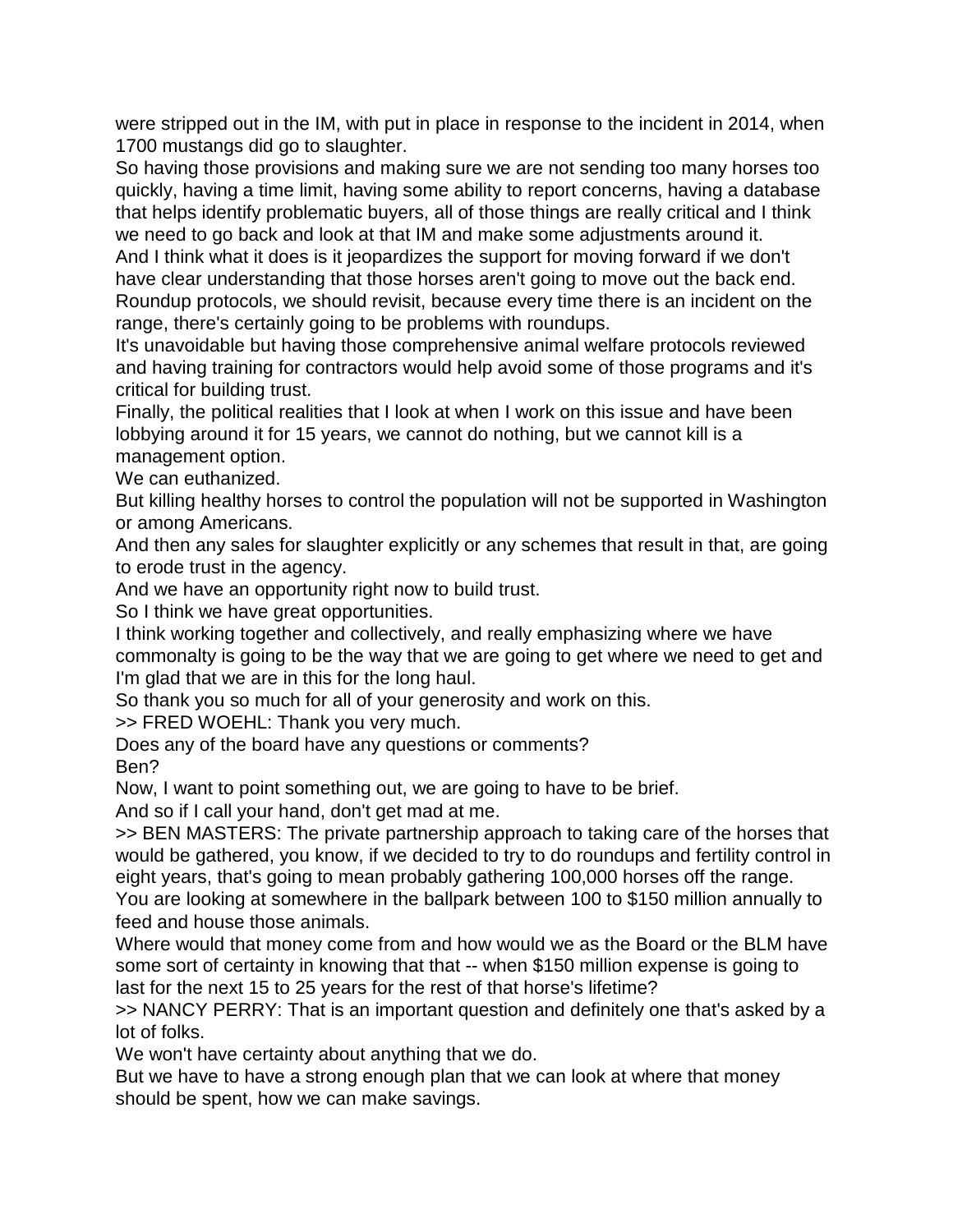were stripped out in the IM, with put in place in response to the incident in 2014, when 1700 mustangs did go to slaughter.

So having those provisions and making sure we are not sending too many horses too quickly, having a time limit, having some ability to report concerns, having a database that helps identify problematic buyers, all of those things are really critical and I think we need to go back and look at that IM and make some adjustments around it.

And I think what it does is it jeopardizes the support for moving forward if we don't have clear understanding that those horses aren't going to move out the back end.

Roundup protocols, we should revisit, because every time there is an incident on the range, there's certainly going to be problems with roundups.

It's unavoidable but having those comprehensive animal welfare protocols reviewed and having training for contractors would help avoid some of those programs and it's critical for building trust.

Finally, the political realities that I look at when I work on this issue and have been lobbying around it for 15 years, we cannot do nothing, but we cannot kill is a management option.

We can euthanized.

But killing healthy horses to control the population will not be supported in Washington or among Americans.

And then any sales for slaughter explicitly or any schemes that result in that, are going to erode trust in the agency.

And we have an opportunity right now to build trust.

So I think we have great opportunities.

I think working together and collectively, and really emphasizing where we have commonalty is going to be the way that we are going to get where we need to get and I'm glad that we are in this for the long haul.

So thank you so much for all of your generosity and work on this.

>> FRED WOEHL: Thank you very much.

Does any of the board have any questions or comments?

Ben?

Now, I want to point something out, we are going to have to be brief.

And so if I call your hand, don't get mad at me.

>> BEN MASTERS: The private partnership approach to taking care of the horses that would be gathered, you know, if we decided to try to do roundups and fertility control in eight years, that's going to mean probably gathering 100,000 horses off the range.

You are looking at somewhere in the ballpark between 100 to $150 million annually to feed and house those animals.

Where would that money come from and how would we as the Board or the BLM have some sort of certainty in knowing that that -- when $150 million expense is going to last for the next 15 to 25 years for the rest of that horse's lifetime?

>> NANCY PERRY: That is an important question and definitely one that's asked by a lot of folks.

We won't have certainty about anything that we do.

But we have to have a strong enough plan that we can look at where that money should be spent, how we can make savings.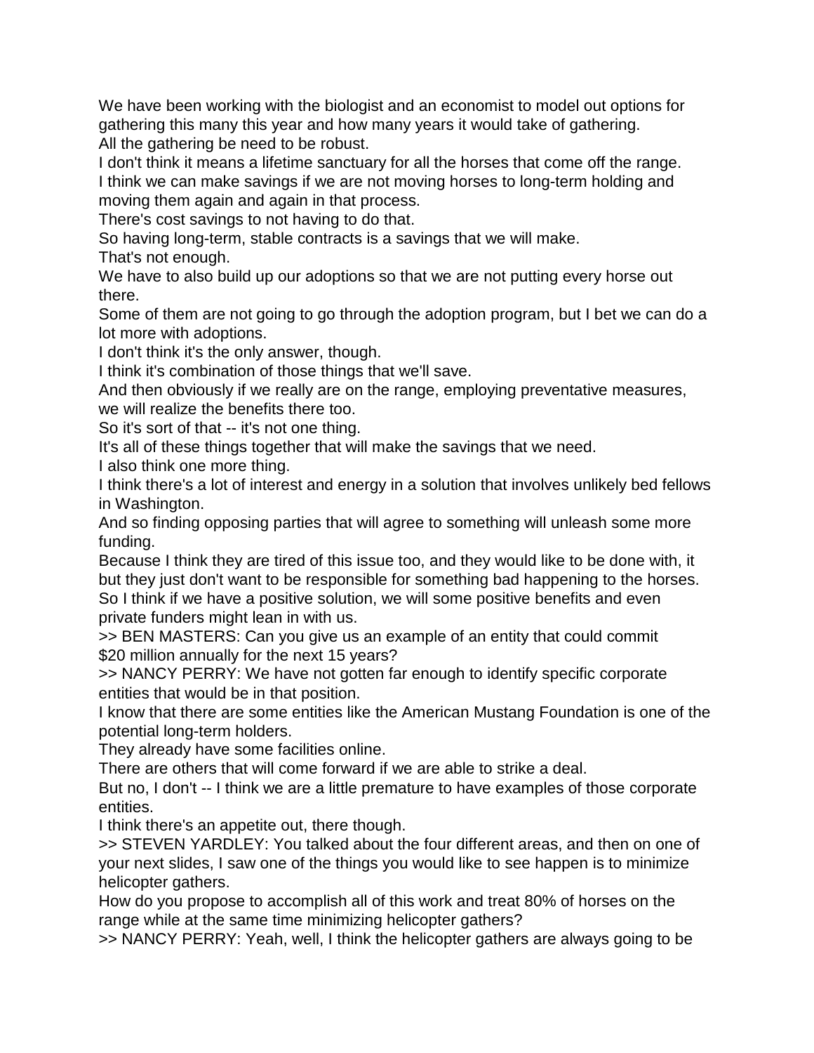We have been working with the biologist and an economist to model out options for gathering this many this year and how many years it would take of gathering.

All the gathering be need to be robust.

I don't think it means a lifetime sanctuary for all the horses that come off the range.

I think we can make savings if we are not moving horses to long-term holding and moving them again and again in that process.

There's cost savings to not having to do that.

So having long-term, stable contracts is a savings that we will make.

That's not enough.

We have to also build up our adoptions so that we are not putting every horse out there.

Some of them are not going to go through the adoption program, but I bet we can do a lot more with adoptions.

I don't think it's the only answer, though.

I think it's combination of those things that we'll save.

And then obviously if we really are on the range, employing preventative measures, we will realize the benefits there too.

So it's sort of that -- it's not one thing.

It's all of these things together that will make the savings that we need.

I also think one more thing.

I think there's a lot of interest and energy in a solution that involves unlikely bed fellows in Washington.

And so finding opposing parties that will agree to something will unleash some more funding.

Because I think they are tired of this issue too, and they would like to be done with, it but they just don't want to be responsible for something bad happening to the horses.

So I think if we have a positive solution, we will some positive benefits and even private funders might lean in with us.

>> BEN MASTERS: Can you give us an example of an entity that could commit $20 million annually for the next 15 years?

>> NANCY PERRY: We have not gotten far enough to identify specific corporate entities that would be in that position.

I know that there are some entities like the American Mustang Foundation is one of the potential long-term holders.

They already have some facilities online.

There are others that will come forward if we are able to strike a deal.

But no, I don't -- I think we are a little premature to have examples of those corporate entities.

I think there's an appetite out, there though.

>> STEVEN YARDLEY: You talked about the four different areas, and then on one of your next slides, I saw one of the things you would like to see happen is to minimize helicopter gathers.

How do you propose to accomplish all of this work and treat 80% of horses on the range while at the same time minimizing helicopter gathers?

>> NANCY PERRY: Yeah, well, I think the helicopter gathers are always going to be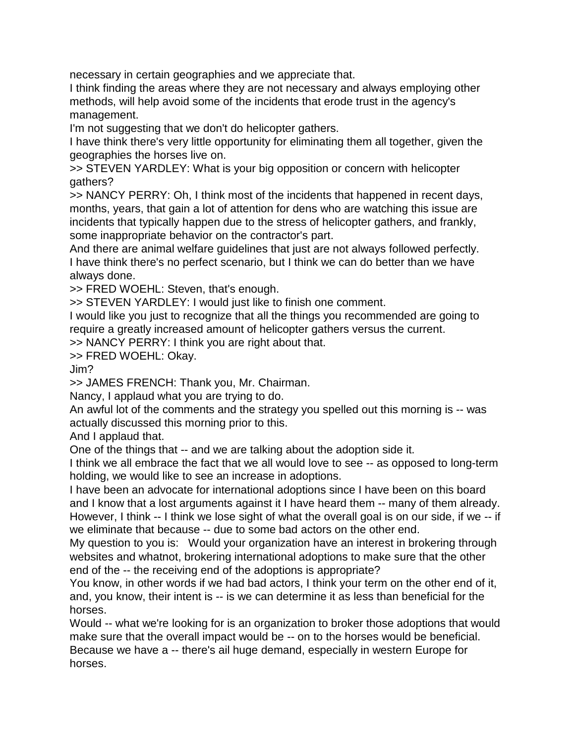necessary in certain geographies and we appreciate that.

I think finding the areas where they are not necessary and always employing other methods, will help avoid some of the incidents that erode trust in the agency's management.

I'm not suggesting that we don't do helicopter gathers.

I have think there's very little opportunity for eliminating them all together, given the geographies the horses live on.

>> STEVEN YARDLEY: What is your big opposition or concern with helicopter gathers?

>> NANCY PERRY: Oh, I think most of the incidents that happened in recent days, months, years, that gain a lot of attention for dens who are watching this issue are incidents that typically happen due to the stress of helicopter gathers, and frankly, some inappropriate behavior on the contractor's part.

And there are animal welfare guidelines that just are not always followed perfectly.

I have think there's no perfect scenario, but I think we can do better than we have always done.

>> FRED WOEHL: Steven, that's enough.

>> STEVEN YARDLEY: I would just like to finish one comment.

I would like you just to recognize that all the things you recommended are going to require a greatly increased amount of helicopter gathers versus the current.

>> NANCY PERRY: I think you are right about that.

>> FRED WOEHL: Okay.

Jim?

>> JAMES FRENCH: Thank you, Mr. Chairman.

Nancy, I applaud what you are trying to do.

An awful lot of the comments and the strategy you spelled out this morning is -- was actually discussed this morning prior to this.

And I applaud that.

One of the things that -- and we are talking about the adoption side it.

I think we all embrace the fact that we all would love to see -- as opposed to long-term holding, we would like to see an increase in adoptions.

I have been an advocate for international adoptions since I have been on this board and I know that a lost arguments against it I have heard them -- many of them already.

However, I think -- I think we lose sight of what the overall goal is on our side, if we -- if we eliminate that because -- due to some bad actors on the other end.

My question to you is: Would your organization have an interest in brokering through websites and whatnot, brokering international adoptions to make sure that the other end of the -- the receiving end of the adoptions is appropriate?

You know, in other words if we had bad actors, I think your term on the other end of it, and, you know, their intent is -- is we can determine it as less than beneficial for the horses.

Would -- what we're looking for is an organization to broker those adoptions that would make sure that the overall impact would be -- on to the horses would be beneficial.

Because we have a -- there's ail huge demand, especially in western Europe for horses.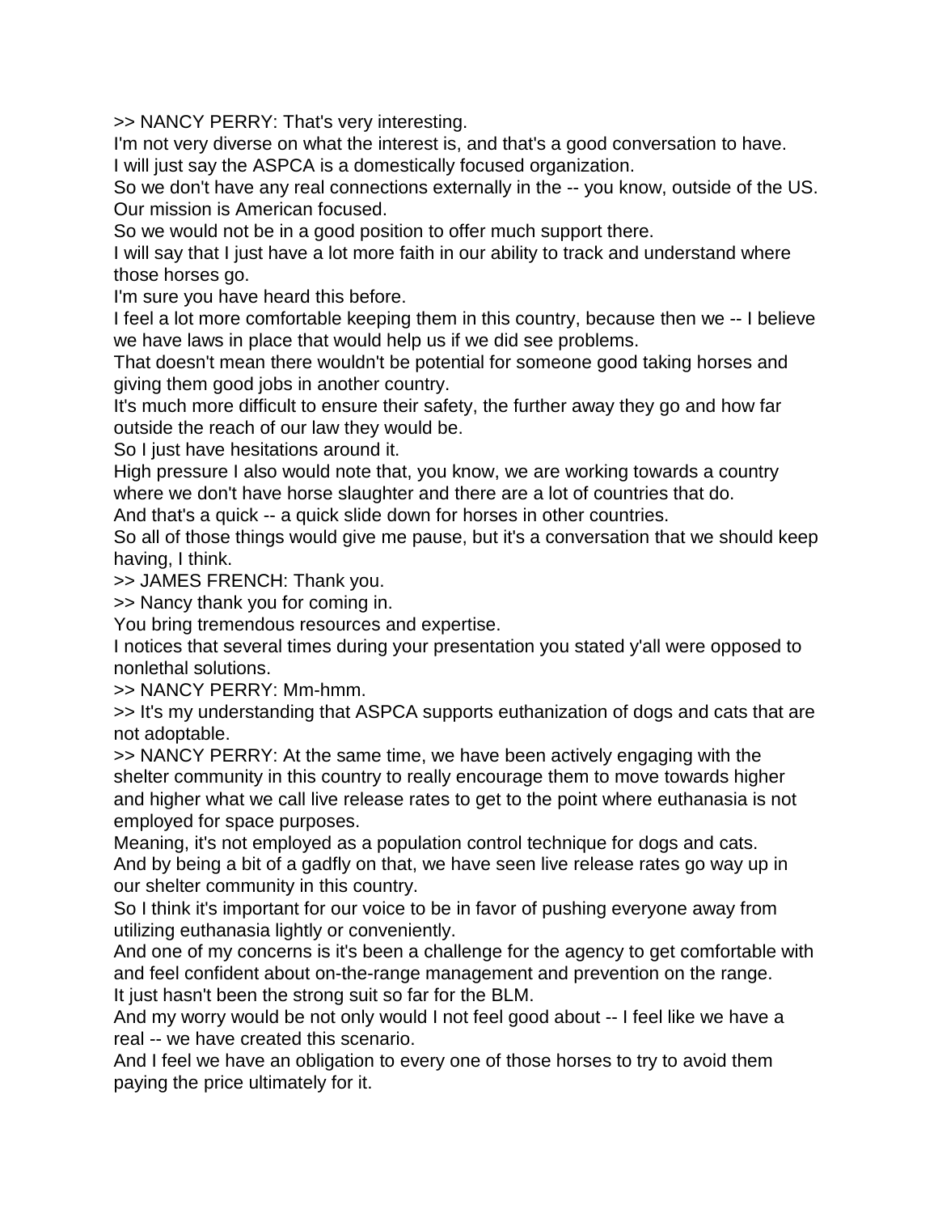>> NANCY PERRY: That's very interesting.
I'm not very diverse on what the interest is, and that's a good conversation to have.
I will just say the ASPCA is a domestically focused organization.
So we don't have any real connections externally in the -- you know, outside of the US.
Our mission is American focused.
So we would not be in a good position to offer much support there.
I will say that I just have a lot more faith in our ability to track and understand where those horses go.
I'm sure you have heard this before.
I feel a lot more comfortable keeping them in this country, because then we -- I believe we have laws in place that would help us if we did see problems.
That doesn't mean there wouldn't be potential for someone good taking horses and giving them good jobs in another country.
It's much more difficult to ensure their safety, the further away they go and how far outside the reach of our law they would be.
So I just have hesitations around it.
High pressure I also would note that, you know, we are working towards a country where we don't have horse slaughter and there are a lot of countries that do.
And that's a quick -- a quick slide down for horses in other countries.
So all of those things would give me pause, but it's a conversation that we should keep having, I think.
>> JAMES FRENCH: Thank you.
>> Nancy thank you for coming in.
You bring tremendous resources and expertise.
I notices that several times during your presentation you stated y'all were opposed to nonlethal solutions.
>> NANCY PERRY: Mm-hmm.
>> It's my understanding that ASPCA supports euthanization of dogs and cats that are not adoptable.
>> NANCY PERRY: At the same time, we have been actively engaging with the shelter community in this country to really encourage them to move towards higher and higher what we call live release rates to get to the point where euthanasia is not employed for space purposes.
Meaning, it's not employed as a population control technique for dogs and cats.
And by being a bit of a gadfly on that, we have seen live release rates go way up in our shelter community in this country.
So I think it's important for our voice to be in favor of pushing everyone away from utilizing euthanasia lightly or conveniently.
And one of my concerns is it's been a challenge for the agency to get comfortable with and feel confident about on-the-range management and prevention on the range.
It just hasn't been the strong suit so far for the BLM.
And my worry would be not only would I not feel good about -- I feel like we have a real -- we have created this scenario.
And I feel we have an obligation to every one of those horses to try to avoid them paying the price ultimately for it.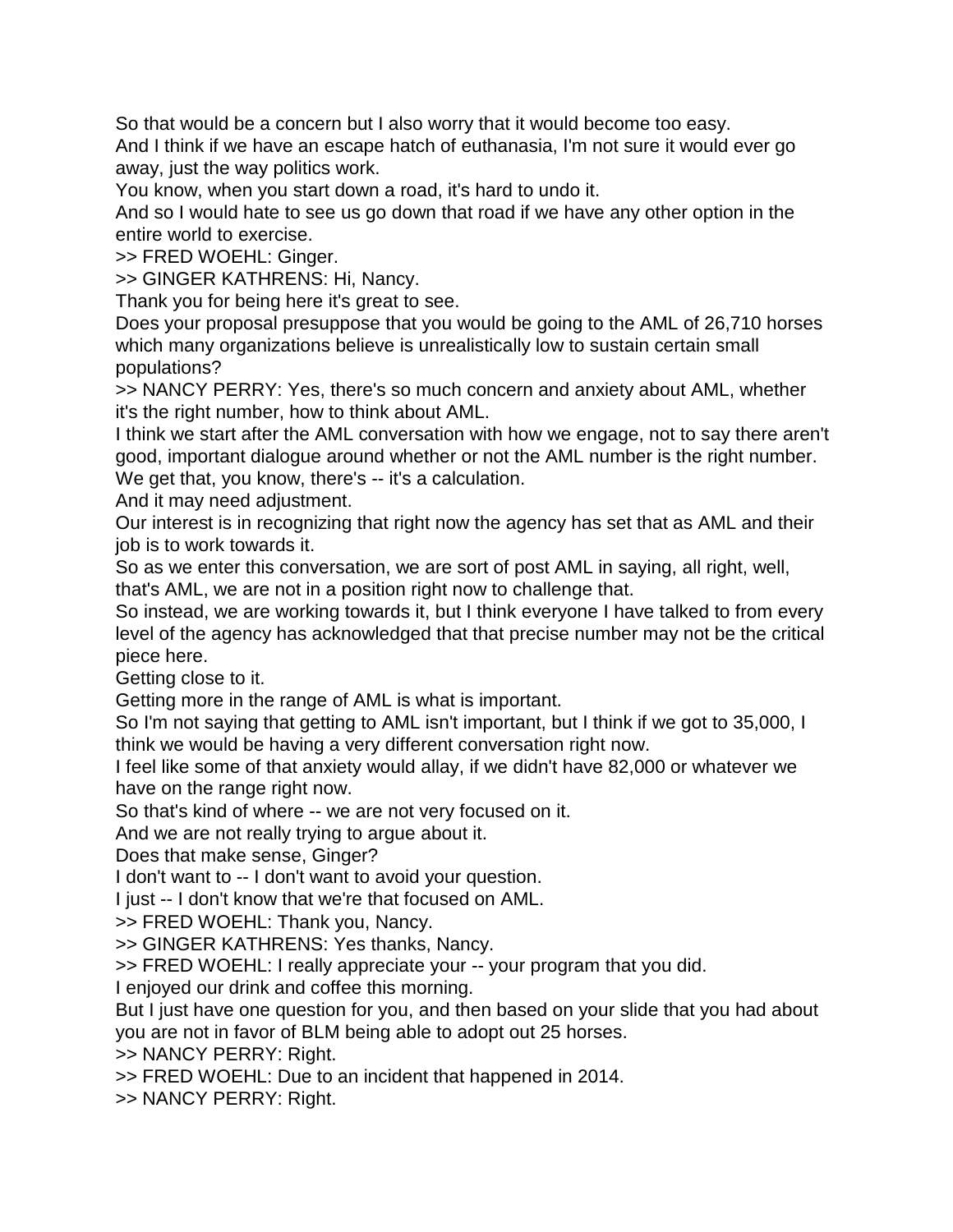So that would be a concern but I also worry that it would become too easy.
And I think if we have an escape hatch of euthanasia, I'm not sure it would ever go away, just the way politics work.
You know, when you start down a road, it's hard to undo it.
And so I would hate to see us go down that road if we have any other option in the entire world to exercise.
>> FRED WOEHL: Ginger.
>> GINGER KATHRENS: Hi, Nancy.
Thank you for being here it's great to see.
Does your proposal presuppose that you would be going to the AML of 26,710 horses which many organizations believe is unrealistically low to sustain certain small populations?
>> NANCY PERRY: Yes, there's so much concern and anxiety about AML, whether it's the right number, how to think about AML.
I think we start after the AML conversation with how we engage, not to say there aren't good, important dialogue around whether or not the AML number is the right number.
We get that, you know, there's -- it's a calculation.
And it may need adjustment.
Our interest is in recognizing that right now the agency has set that as AML and their job is to work towards it.
So as we enter this conversation, we are sort of post AML in saying, all right, well, that's AML, we are not in a position right now to challenge that.
So instead, we are working towards it, but I think everyone I have talked to from every level of the agency has acknowledged that that precise number may not be the critical piece here.
Getting close to it.
Getting more in the range of AML is what is important.
So I'm not saying that getting to AML isn't important, but I think if we got to 35,000, I think we would be having a very different conversation right now.
I feel like some of that anxiety would allay, if we didn't have 82,000 or whatever we have on the range right now.
So that's kind of where -- we are not very focused on it.
And we are not really trying to argue about it.
Does that make sense, Ginger?
I don't want to -- I don't want to avoid your question.
I just -- I don't know that we're that focused on AML.
>> FRED WOEHL: Thank you, Nancy.
>> GINGER KATHRENS: Yes thanks, Nancy.
>> FRED WOEHL: I really appreciate your -- your program that you did.
I enjoyed our drink and coffee this morning.
But I just have one question for you, and then based on your slide that you had about you are not in favor of BLM being able to adopt out 25 horses.
>> NANCY PERRY: Right.
>> FRED WOEHL: Due to an incident that happened in 2014.
>> NANCY PERRY: Right.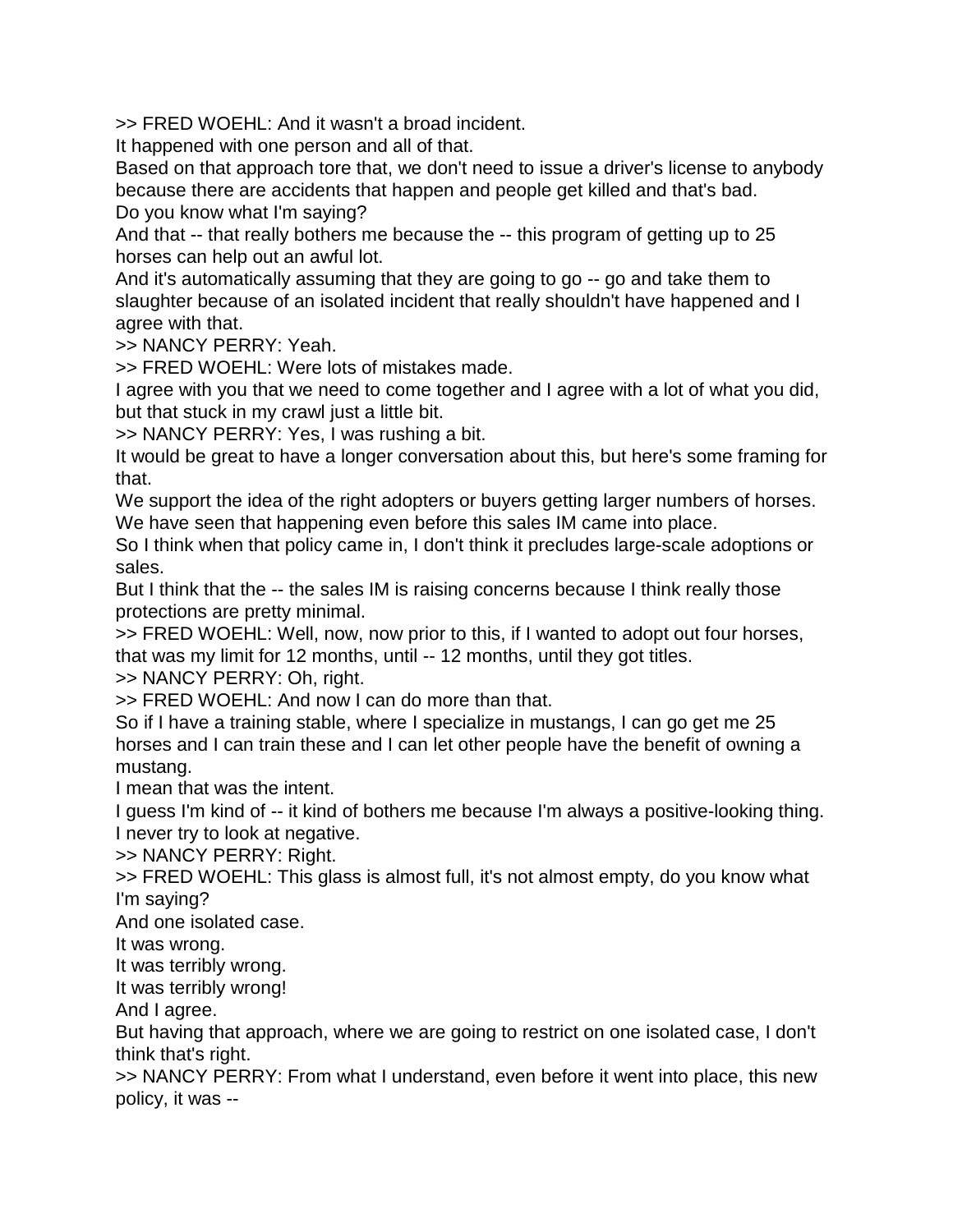>> FRED WOEHL: And it wasn't a broad incident.
It happened with one person and all of that.
Based on that approach tore that, we don't need to issue a driver's license to anybody because there are accidents that happen and people get killed and that's bad.
Do you know what I'm saying?
And that -- that really bothers me because the -- this program of getting up to 25 horses can help out an awful lot.
And it's automatically assuming that they are going to go -- go and take them to slaughter because of an isolated incident that really shouldn't have happened and I agree with that.
>> NANCY PERRY: Yeah.
>> FRED WOEHL: Were lots of mistakes made.
I agree with you that we need to come together and I agree with a lot of what you did, but that stuck in my crawl just a little bit.
>> NANCY PERRY: Yes, I was rushing a bit.
It would be great to have a longer conversation about this, but here's some framing for that.
We support the idea of the right adopters or buyers getting larger numbers of horses.
We have seen that happening even before this sales IM came into place.
So I think when that policy came in, I don't think it precludes large-scale adoptions or sales.
But I think that the -- the sales IM is raising concerns because I think really those protections are pretty minimal.
>> FRED WOEHL: Well, now, now prior to this, if I wanted to adopt out four horses, that was my limit for 12 months, until -- 12 months, until they got titles.
>> NANCY PERRY: Oh, right.
>> FRED WOEHL: And now I can do more than that.
So if I have a training stable, where I specialize in mustangs, I can go get me 25 horses and I can train these and I can let other people have the benefit of owning a mustang.
I mean that was the intent.
I guess I'm kind of -- it kind of bothers me because I'm always a positive-looking thing.
I never try to look at negative.
>> NANCY PERRY: Right.
>> FRED WOEHL: This glass is almost full, it's not almost empty, do you know what I'm saying?
And one isolated case.
It was wrong.
It was terribly wrong.
It was terribly wrong!
And I agree.
But having that approach, where we are going to restrict on one isolated case, I don't think that's right.
>> NANCY PERRY: From what I understand, even before it went into place, this new policy, it was --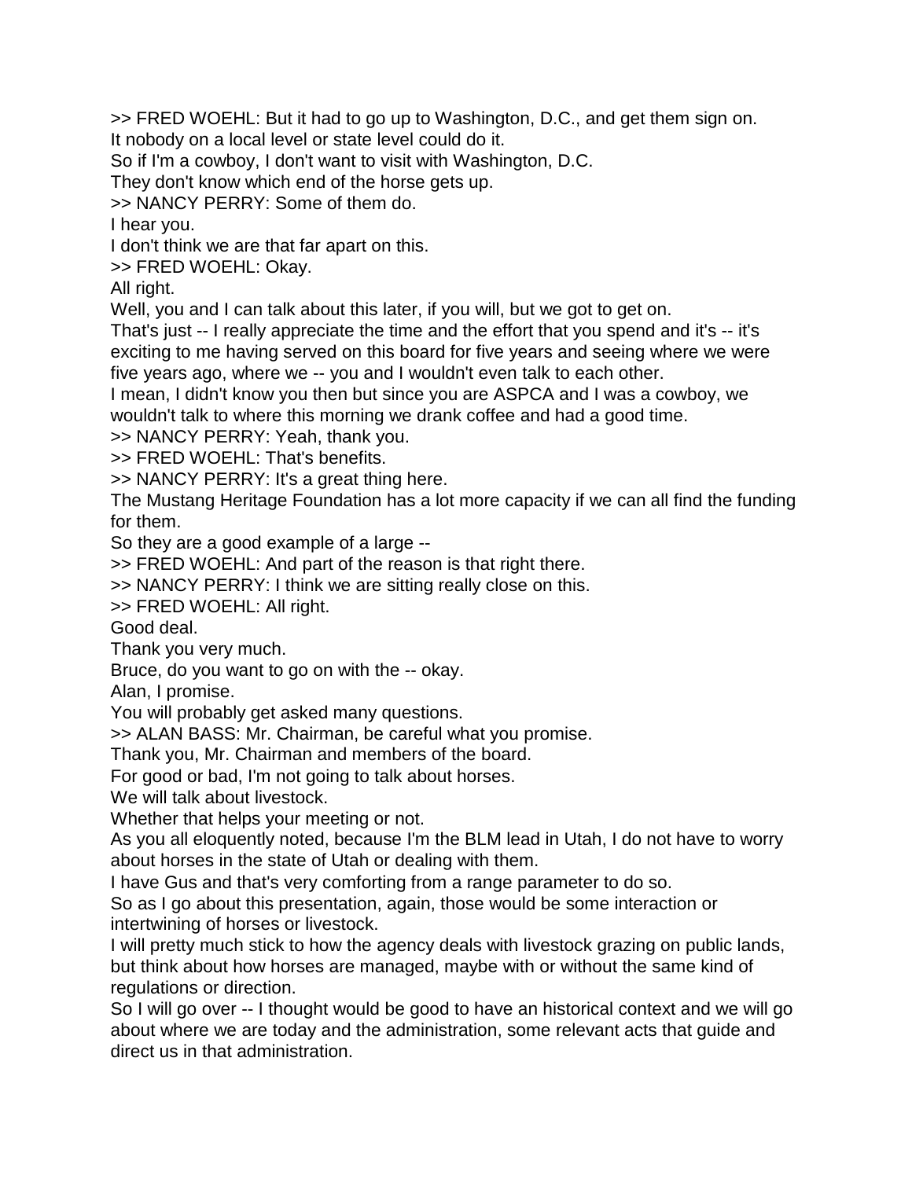>> FRED WOEHL: But it had to go up to Washington, D.C., and get them sign on.
It nobody on a local level or state level could do it.
So if I'm a cowboy, I don't want to visit with Washington, D.C.
They don't know which end of the horse gets up.
>> NANCY PERRY: Some of them do.
I hear you.
I don't think we are that far apart on this.
>> FRED WOEHL: Okay.
All right.
Well, you and I can talk about this later, if you will, but we got to get on.
That's just -- I really appreciate the time and the effort that you spend and it's -- it's exciting to me having served on this board for five years and seeing where we were five years ago, where we -- you and I wouldn't even talk to each other.
I mean, I didn't know you then but since you are ASPCA and I was a cowboy, we wouldn't talk to where this morning we drank coffee and had a good time.
>> NANCY PERRY: Yeah, thank you.
>> FRED WOEHL: That's benefits.
>> NANCY PERRY: It's a great thing here.
The Mustang Heritage Foundation has a lot more capacity if we can all find the funding for them.
So they are a good example of a large --
>> FRED WOEHL: And part of the reason is that right there.
>> NANCY PERRY: I think we are sitting really close on this.
>> FRED WOEHL: All right.
Good deal.
Thank you very much.
Bruce, do you want to go on with the -- okay.
Alan, I promise.
You will probably get asked many questions.
>> ALAN BASS: Mr. Chairman, be careful what you promise.
Thank you, Mr. Chairman and members of the board.
For good or bad, I'm not going to talk about horses.
We will talk about livestock.
Whether that helps your meeting or not.
As you all eloquently noted, because I'm the BLM lead in Utah, I do not have to worry about horses in the state of Utah or dealing with them.
I have Gus and that's very comforting from a range parameter to do so.
So as I go about this presentation, again, those would be some interaction or intertwining of horses or livestock.
I will pretty much stick to how the agency deals with livestock grazing on public lands, but think about how horses are managed, maybe with or without the same kind of regulations or direction.
So I will go over -- I thought would be good to have an historical context and we will go about where we are today and the administration, some relevant acts that guide and direct us in that administration.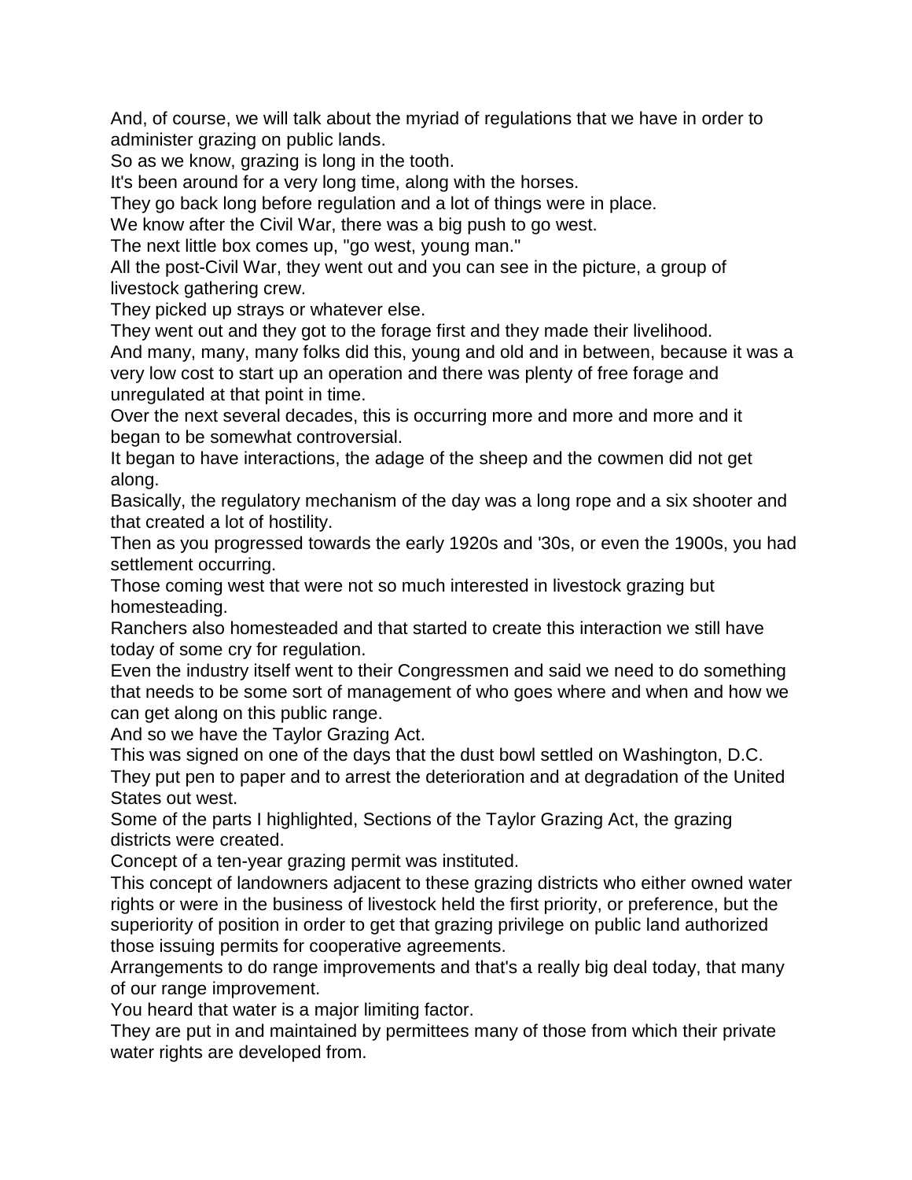And, of course, we will talk about the myriad of regulations that we have in order to administer grazing on public lands.

So as we know, grazing is long in the tooth.

It's been around for a very long time, along with the horses.

They go back long before regulation and a lot of things were in place.

We know after the Civil War, there was a big push to go west.

The next little box comes up, "go west, young man."

All the post-Civil War, they went out and you can see in the picture, a group of livestock gathering crew.

They picked up strays or whatever else.

They went out and they got to the forage first and they made their livelihood.

And many, many, many folks did this, young and old and in between, because it was a very low cost to start up an operation and there was plenty of free forage and unregulated at that point in time.

Over the next several decades, this is occurring more and more and more and it began to be somewhat controversial.

It began to have interactions, the adage of the sheep and the cowmen did not get along.

Basically, the regulatory mechanism of the day was a long rope and a six shooter and that created a lot of hostility.

Then as you progressed towards the early 1920s and '30s, or even the 1900s, you had settlement occurring.

Those coming west that were not so much interested in livestock grazing but homesteading.

Ranchers also homesteaded and that started to create this interaction we still have today of some cry for regulation.

Even the industry itself went to their Congressmen and said we need to do something that needs to be some sort of management of who goes where and when and how we can get along on this public range.

And so we have the Taylor Grazing Act.

This was signed on one of the days that the dust bowl settled on Washington, D.C.

They put pen to paper and to arrest the deterioration and at degradation of the United States out west.

Some of the parts I highlighted, Sections of the Taylor Grazing Act, the grazing districts were created.

Concept of a ten-year grazing permit was instituted.

This concept of landowners adjacent to these grazing districts who either owned water rights or were in the business of livestock held the first priority, or preference, but the superiority of position in order to get that grazing privilege on public land authorized those issuing permits for cooperative agreements.

Arrangements to do range improvements and that's a really big deal today, that many of our range improvement.

You heard that water is a major limiting factor.

They are put in and maintained by permittees many of those from which their private water rights are developed from.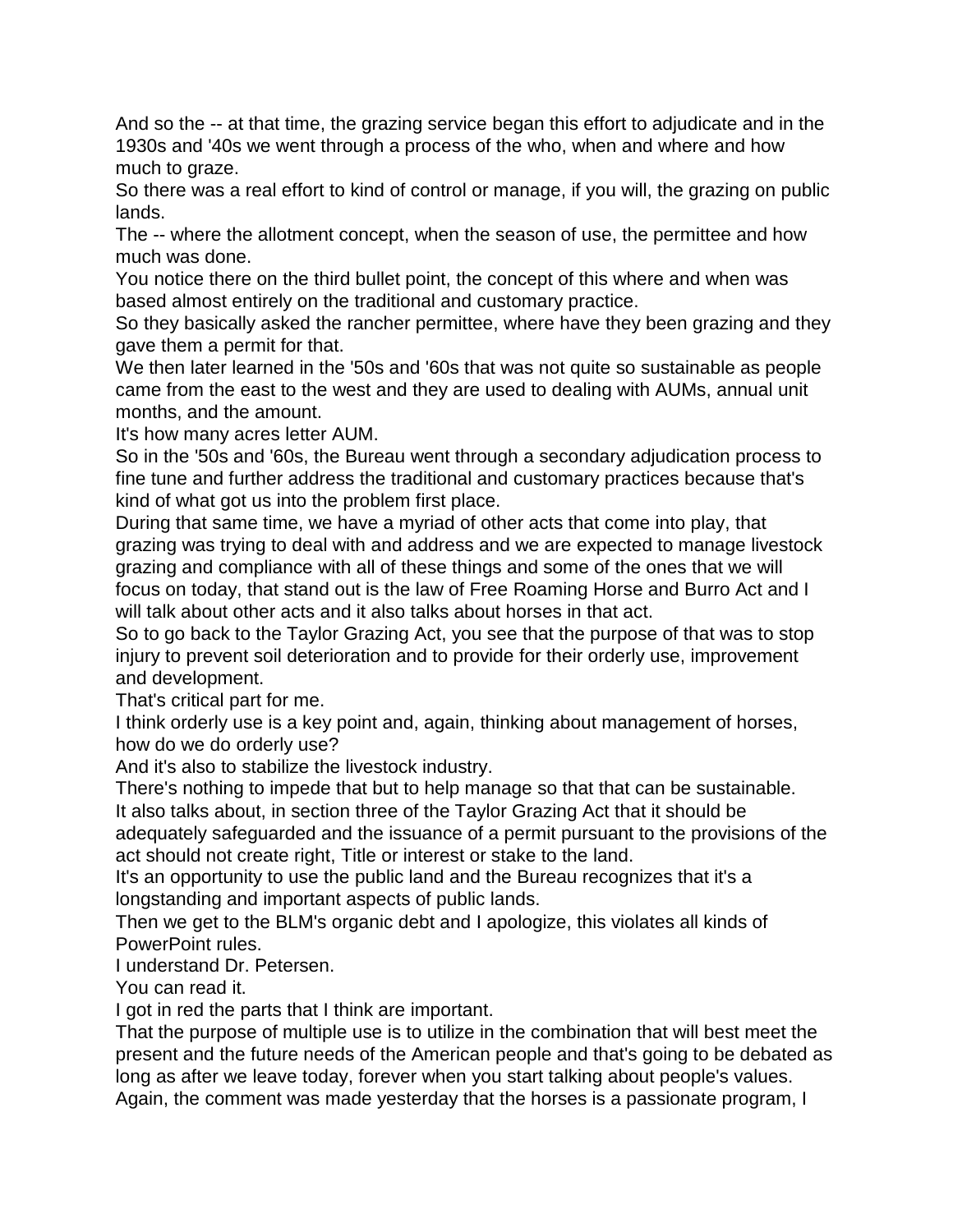And so the -- at that time, the grazing service began this effort to adjudicate and in the 1930s and '40s we went through a process of the who, when and where and how much to graze.

So there was a real effort to kind of control or manage, if you will, the grazing on public lands.

The -- where the allotment concept, when the season of use, the permittee and how much was done.

You notice there on the third bullet point, the concept of this where and when was based almost entirely on the traditional and customary practice.

So they basically asked the rancher permittee, where have they been grazing and they gave them a permit for that.

We then later learned in the '50s and '60s that was not quite so sustainable as people came from the east to the west and they are used to dealing with AUMs, annual unit months, and the amount.

It's how many acres letter AUM.

So in the '50s and '60s, the Bureau went through a secondary adjudication process to fine tune and further address the traditional and customary practices because that's kind of what got us into the problem first place.

During that same time, we have a myriad of other acts that come into play, that grazing was trying to deal with and address and we are expected to manage livestock grazing and compliance with all of these things and some of the ones that we will focus on today, that stand out is the law of Free Roaming Horse and Burro Act and I will talk about other acts and it also talks about horses in that act.

So to go back to the Taylor Grazing Act, you see that the purpose of that was to stop injury to prevent soil deterioration and to provide for their orderly use, improvement and development.

That's critical part for me.

I think orderly use is a key point and, again, thinking about management of horses, how do we do orderly use?

And it's also to stabilize the livestock industry.

There's nothing to impede that but to help manage so that that can be sustainable.

It also talks about, in section three of the Taylor Grazing Act that it should be adequately safeguarded and the issuance of a permit pursuant to the provisions of the act should not create right, Title or interest or stake to the land.

It's an opportunity to use the public land and the Bureau recognizes that it's a longstanding and important aspects of public lands.

Then we get to the BLM's organic debt and I apologize, this violates all kinds of PowerPoint rules.

I understand Dr. Petersen.

You can read it.

I got in red the parts that I think are important.

That the purpose of multiple use is to utilize in the combination that will best meet the present and the future needs of the American people and that's going to be debated as long as after we leave today, forever when you start talking about people's values.

Again, the comment was made yesterday that the horses is a passionate program, I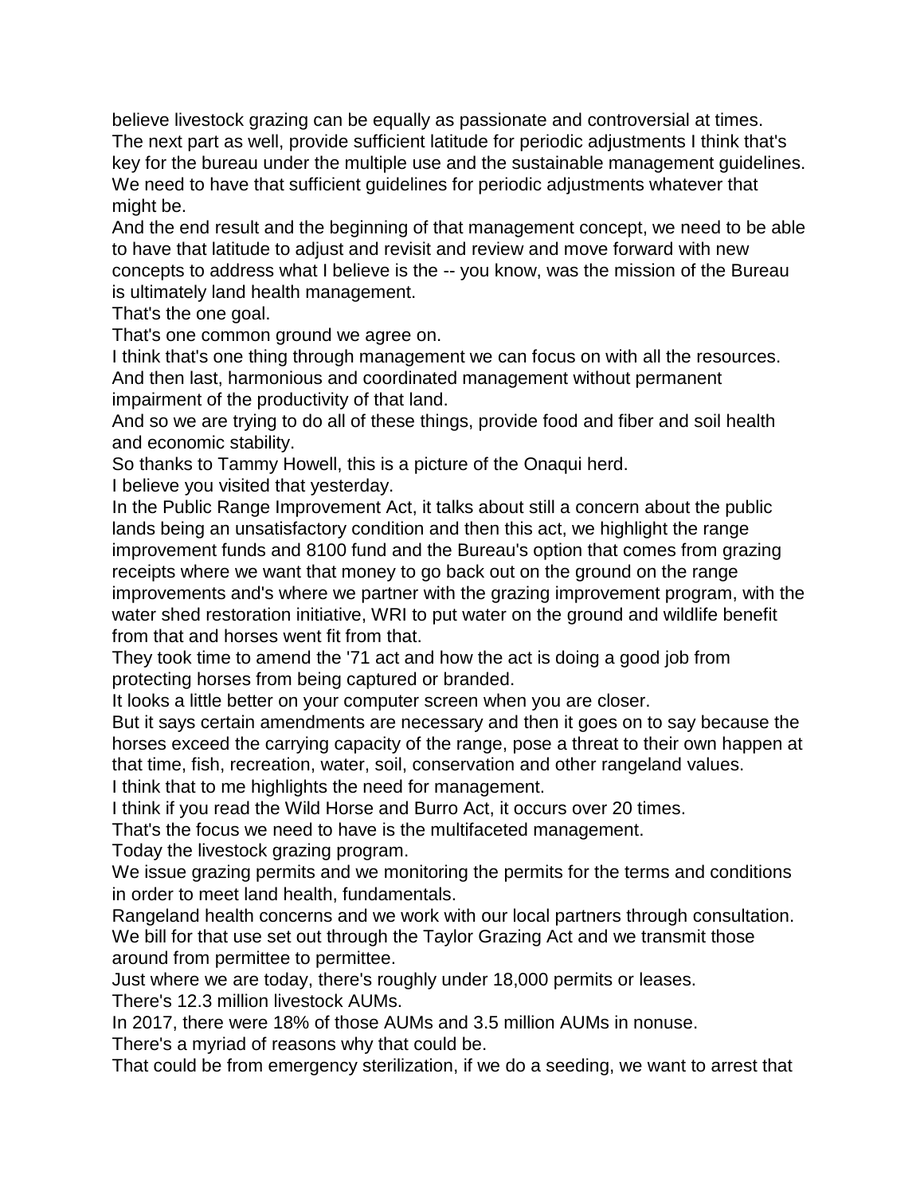believe livestock grazing can be equally as passionate and controversial at times.
The next part as well, provide sufficient latitude for periodic adjustments I think that's key for the bureau under the multiple use and the sustainable management guidelines.
We need to have that sufficient guidelines for periodic adjustments whatever that might be.
And the end result and the beginning of that management concept, we need to be able to have that latitude to adjust and revisit and review and move forward with new concepts to address what I believe is the -- you know, was the mission of the Bureau is ultimately land health management.
That's the one goal.
That's one common ground we agree on.
I think that's one thing through management we can focus on with all the resources.
And then last, harmonious and coordinated management without permanent impairment of the productivity of that land.
And so we are trying to do all of these things, provide food and fiber and soil health and economic stability.
So thanks to Tammy Howell, this is a picture of the Onaqui herd.
I believe you visited that yesterday.
In the Public Range Improvement Act, it talks about still a concern about the public lands being an unsatisfactory condition and then this act, we highlight the range improvement funds and 8100 fund and the Bureau's option that comes from grazing receipts where we want that money to go back out on the ground on the range improvements and's where we partner with the grazing improvement program, with the water shed restoration initiative, WRI to put water on the ground and wildlife benefit from that and horses went fit from that.
They took time to amend the '71 act and how the act is doing a good job from protecting horses from being captured or branded.
It looks a little better on your computer screen when you are closer.
But it says certain amendments are necessary and then it goes on to say because the horses exceed the carrying capacity of the range, pose a threat to their own happen at that time, fish, recreation, water, soil, conservation and other rangeland values.
I think that to me highlights the need for management.
I think if you read the Wild Horse and Burro Act, it occurs over 20 times.
That's the focus we need to have is the multifaceted management.
Today the livestock grazing program.
We issue grazing permits and we monitoring the permits for the terms and conditions in order to meet land health, fundamentals.
Rangeland health concerns and we work with our local partners through consultation.
We bill for that use set out through the Taylor Grazing Act and we transmit those around from permittee to permittee.
Just where we are today, there's roughly under 18,000 permits or leases.
There's 12.3 million livestock AUMs.
In 2017, there were 18% of those AUMs and 3.5 million AUMs in nonuse.
There's a myriad of reasons why that could be.
That could be from emergency sterilization, if we do a seeding, we want to arrest that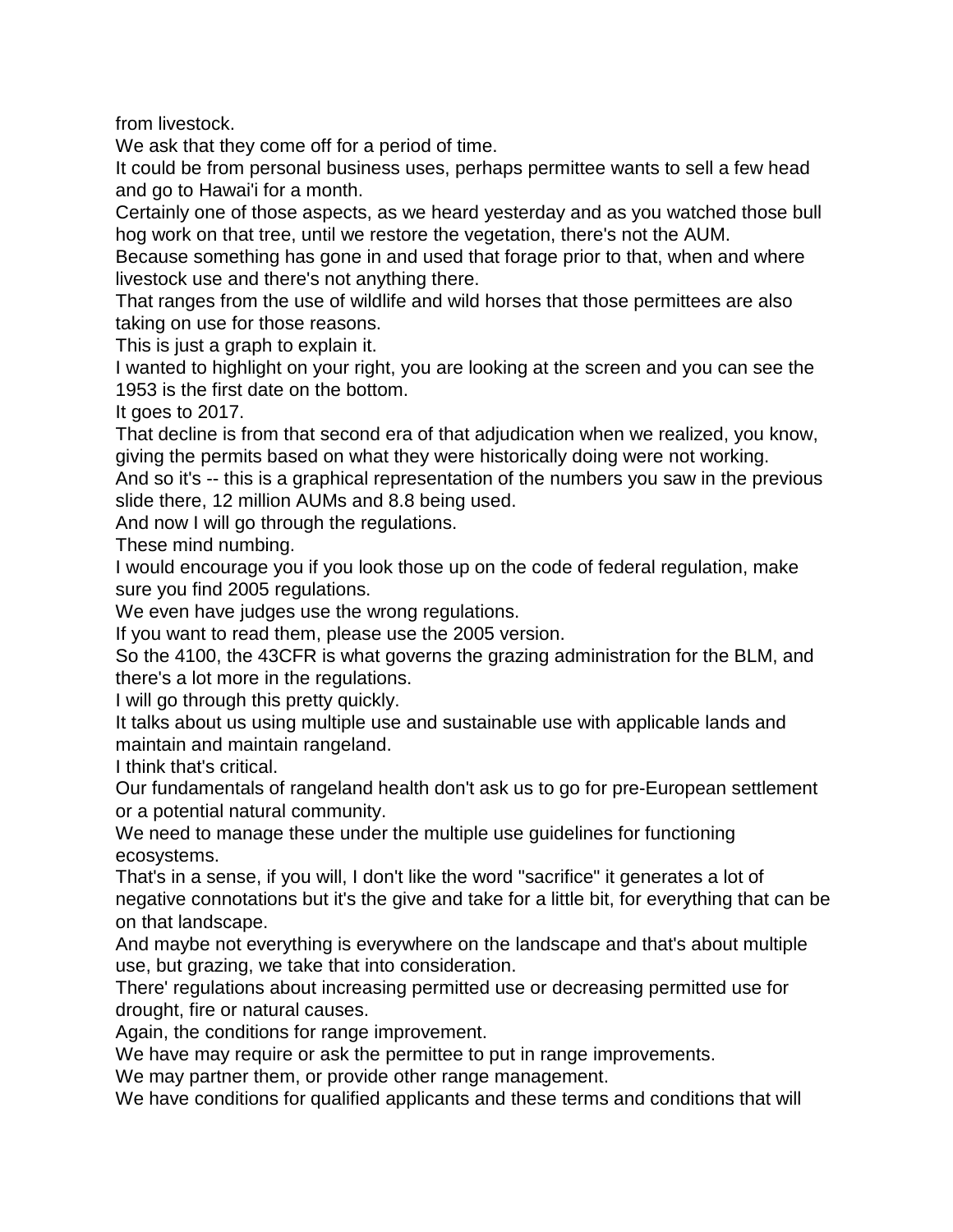from livestock.

We ask that they come off for a period of time.

It could be from personal business uses, perhaps permittee wants to sell a few head and go to Hawai'i for a month.

Certainly one of those aspects, as we heard yesterday and as you watched those bull hog work on that tree, until we restore the vegetation, there's not the AUM.

Because something has gone in and used that forage prior to that, when and where livestock use and there's not anything there.

That ranges from the use of wildlife and wild horses that those permittees are also taking on use for those reasons.

This is just a graph to explain it.

I wanted to highlight on your right, you are looking at the screen and you can see the 1953 is the first date on the bottom.

It goes to 2017.

That decline is from that second era of that adjudication when we realized, you know, giving the permits based on what they were historically doing were not working.

And so it's -- this is a graphical representation of the numbers you saw in the previous slide there, 12 million AUMs and 8.8 being used.

And now I will go through the regulations.

These mind numbing.

I would encourage you if you look those up on the code of federal regulation, make sure you find 2005 regulations.

We even have judges use the wrong regulations.

If you want to read them, please use the 2005 version.

So the 4100, the 43CFR is what governs the grazing administration for the BLM, and there's a lot more in the regulations.

I will go through this pretty quickly.

It talks about us using multiple use and sustainable use with applicable lands and maintain and maintain rangeland.

I think that's critical.

Our fundamentals of rangeland health don't ask us to go for pre-European settlement or a potential natural community.

We need to manage these under the multiple use guidelines for functioning ecosystems.

That's in a sense, if you will, I don't like the word "sacrifice" it generates a lot of negative connotations but it's the give and take for a little bit, for everything that can be on that landscape.

And maybe not everything is everywhere on the landscape and that's about multiple use, but grazing, we take that into consideration.

There' regulations about increasing permitted use or decreasing permitted use for drought, fire or natural causes.

Again, the conditions for range improvement.

We have may require or ask the permittee to put in range improvements.

We may partner them, or provide other range management.

We have conditions for qualified applicants and these terms and conditions that will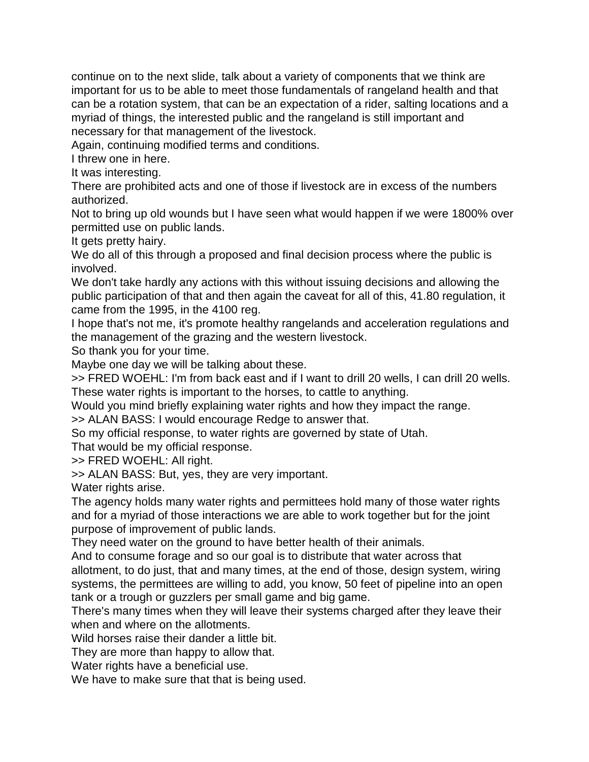continue on to the next slide, talk about a variety of components that we think are important for us to be able to meet those fundamentals of rangeland health and that can be a rotation system, that can be an expectation of a rider, salting locations and a myriad of things, the interested public and the rangeland is still important and necessary for that management of the livestock.

Again, continuing modified terms and conditions.

I threw one in here.

It was interesting.

There are prohibited acts and one of those if livestock are in excess of the numbers authorized.

Not to bring up old wounds but I have seen what would happen if we were 1800% over permitted use on public lands.

It gets pretty hairy.

We do all of this through a proposed and final decision process where the public is involved.

We don't take hardly any actions with this without issuing decisions and allowing the public participation of that and then again the caveat for all of this, 41.80 regulation, it came from the 1995, in the 4100 reg.

I hope that's not me, it's promote healthy rangelands and acceleration regulations and the management of the grazing and the western livestock.

So thank you for your time.

Maybe one day we will be talking about these.

>> FRED WOEHL: I'm from back east and if I want to drill 20 wells, I can drill 20 wells.

These water rights is important to the horses, to cattle to anything.

Would you mind briefly explaining water rights and how they impact the range.

>> ALAN BASS: I would encourage Redge to answer that.

So my official response, to water rights are governed by state of Utah.

That would be my official response.

>> FRED WOEHL: All right.

>> ALAN BASS: But, yes, they are very important.

Water rights arise.

The agency holds many water rights and permittees hold many of those water rights and for a myriad of those interactions we are able to work together but for the joint purpose of improvement of public lands.

They need water on the ground to have better health of their animals.

And to consume forage and so our goal is to distribute that water across that allotment, to do just, that and many times, at the end of those, design system, wiring systems, the permittees are willing to add, you know, 50 feet of pipeline into an open tank or a trough or guzzlers per small game and big game.

There's many times when they will leave their systems charged after they leave their when and where on the allotments.

Wild horses raise their dander a little bit.

They are more than happy to allow that.

Water rights have a beneficial use.

We have to make sure that that is being used.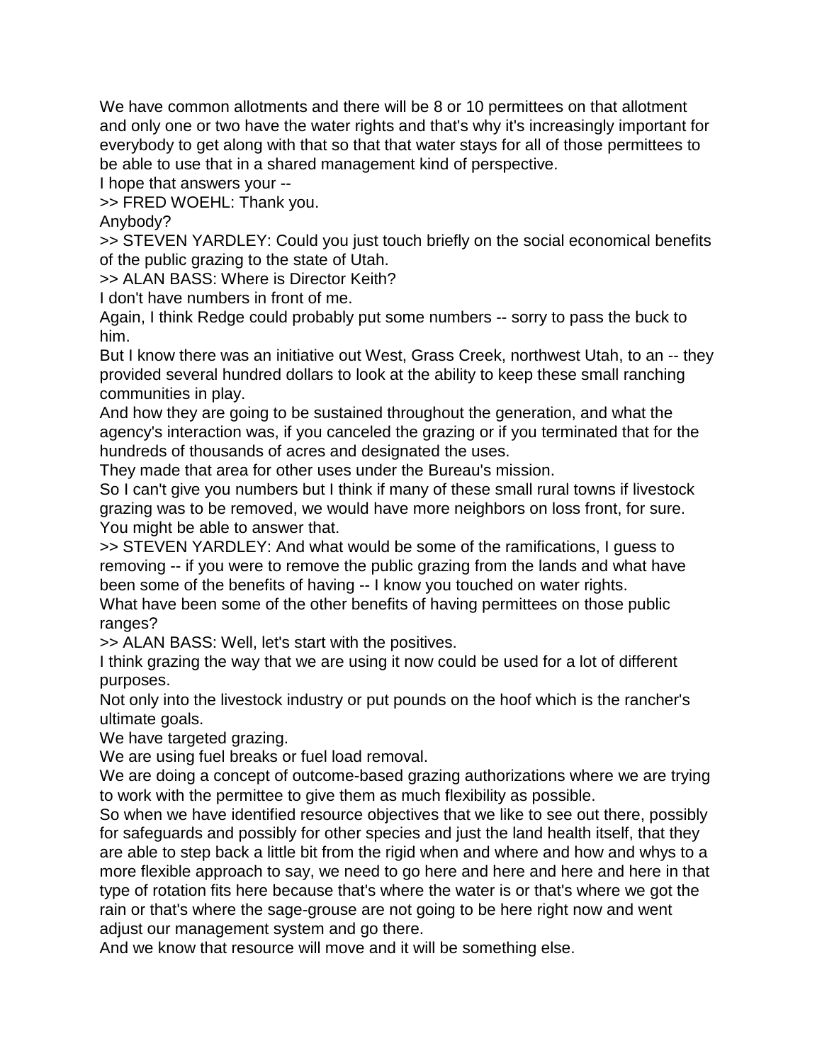We have common allotments and there will be 8 or 10 permittees on that allotment and only one or two have the water rights and that's why it's increasingly important for everybody to get along with that so that that water stays for all of those permittees to be able to use that in a shared management kind of perspective.

I hope that answers your --

>> FRED WOEHL: Thank you.

Anybody?

>> STEVEN YARDLEY: Could you just touch briefly on the social economical benefits of the public grazing to the state of Utah.

>> ALAN BASS: Where is Director Keith?

I don't have numbers in front of me.

Again, I think Redge could probably put some numbers -- sorry to pass the buck to him.

But I know there was an initiative out West, Grass Creek, northwest Utah, to an -- they provided several hundred dollars to look at the ability to keep these small ranching communities in play.

And how they are going to be sustained throughout the generation, and what the agency's interaction was, if you canceled the grazing or if you terminated that for the hundreds of thousands of acres and designated the uses.

They made that area for other uses under the Bureau's mission.

So I can't give you numbers but I think if many of these small rural towns if livestock grazing was to be removed, we would have more neighbors on loss front, for sure.

You might be able to answer that.

>> STEVEN YARDLEY: And what would be some of the ramifications, I guess to removing -- if you were to remove the public grazing from the lands and what have been some of the benefits of having -- I know you touched on water rights.

What have been some of the other benefits of having permittees on those public ranges?

>> ALAN BASS: Well, let's start with the positives.

I think grazing the way that we are using it now could be used for a lot of different purposes.

Not only into the livestock industry or put pounds on the hoof which is the rancher's ultimate goals.

We have targeted grazing.

We are using fuel breaks or fuel load removal.

We are doing a concept of outcome-based grazing authorizations where we are trying to work with the permittee to give them as much flexibility as possible.

So when we have identified resource objectives that we like to see out there, possibly for safeguards and possibly for other species and just the land health itself, that they are able to step back a little bit from the rigid when and where and how and whys to a more flexible approach to say, we need to go here and here and here and here in that type of rotation fits here because that's where the water is or that's where we got the rain or that's where the sage-grouse are not going to be here right now and went adjust our management system and go there.

And we know that resource will move and it will be something else.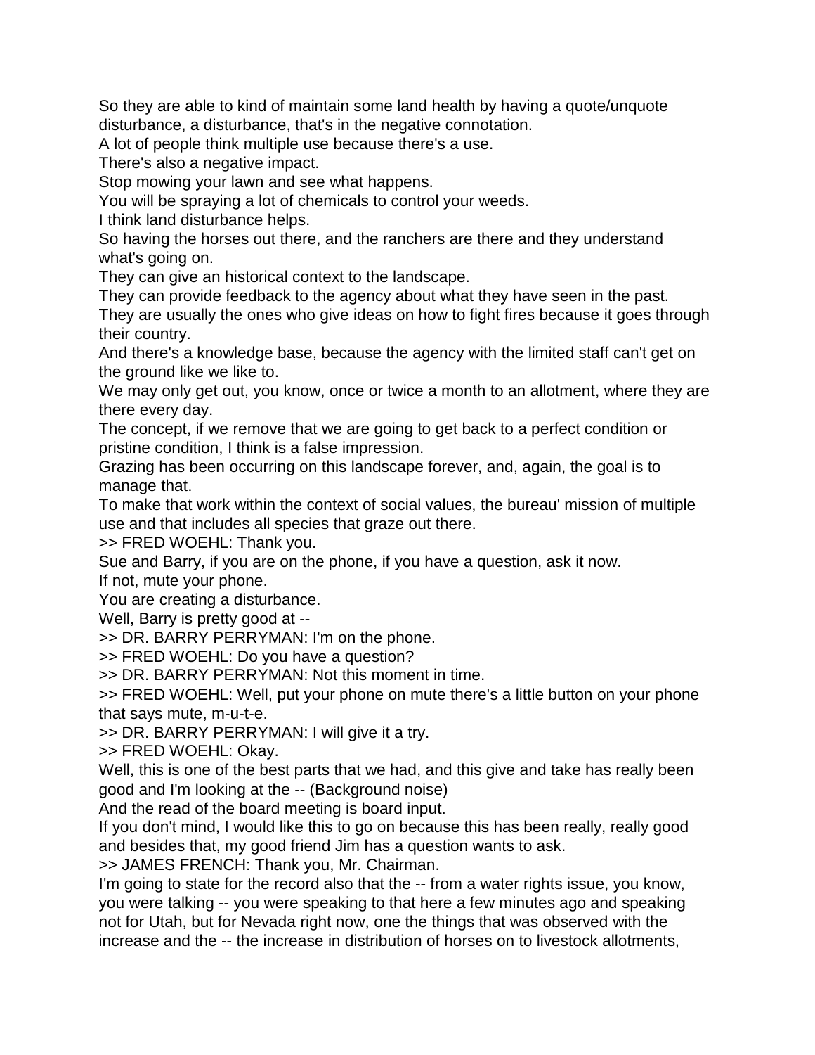So they are able to kind of maintain some land health by having a quote/unquote disturbance, a disturbance, that's in the negative connotation.

A lot of people think multiple use because there's a use.

There's also a negative impact.

Stop mowing your lawn and see what happens.

You will be spraying a lot of chemicals to control your weeds.

I think land disturbance helps.

So having the horses out there, and the ranchers are there and they understand what's going on.

They can give an historical context to the landscape.

They can provide feedback to the agency about what they have seen in the past.

They are usually the ones who give ideas on how to fight fires because it goes through their country.

And there's a knowledge base, because the agency with the limited staff can't get on the ground like we like to.

We may only get out, you know, once or twice a month to an allotment, where they are there every day.

The concept, if we remove that we are going to get back to a perfect condition or pristine condition, I think is a false impression.

Grazing has been occurring on this landscape forever, and, again, the goal is to manage that.

To make that work within the context of social values, the bureau' mission of multiple use and that includes all species that graze out there.

>> FRED WOEHL: Thank you.

Sue and Barry, if you are on the phone, if you have a question, ask it now.

If not, mute your phone.

You are creating a disturbance.

Well, Barry is pretty good at --

>> DR. BARRY PERRYMAN: I'm on the phone.

>> FRED WOEHL: Do you have a question?

>> DR. BARRY PERRYMAN: Not this moment in time.

>> FRED WOEHL: Well, put your phone on mute there's a little button on your phone that says mute, m-u-t-e.

>> DR. BARRY PERRYMAN: I will give it a try.

>> FRED WOEHL: Okay.

Well, this is one of the best parts that we had, and this give and take has really been good and I'm looking at the -- (Background noise)

And the read of the board meeting is board input.

If you don't mind, I would like this to go on because this has been really, really good and besides that, my good friend Jim has a question wants to ask.

>> JAMES FRENCH: Thank you, Mr. Chairman.

I'm going to state for the record also that the -- from a water rights issue, you know, you were talking -- you were speaking to that here a few minutes ago and speaking not for Utah, but for Nevada right now, one the things that was observed with the increase and the -- the increase in distribution of horses on to livestock allotments,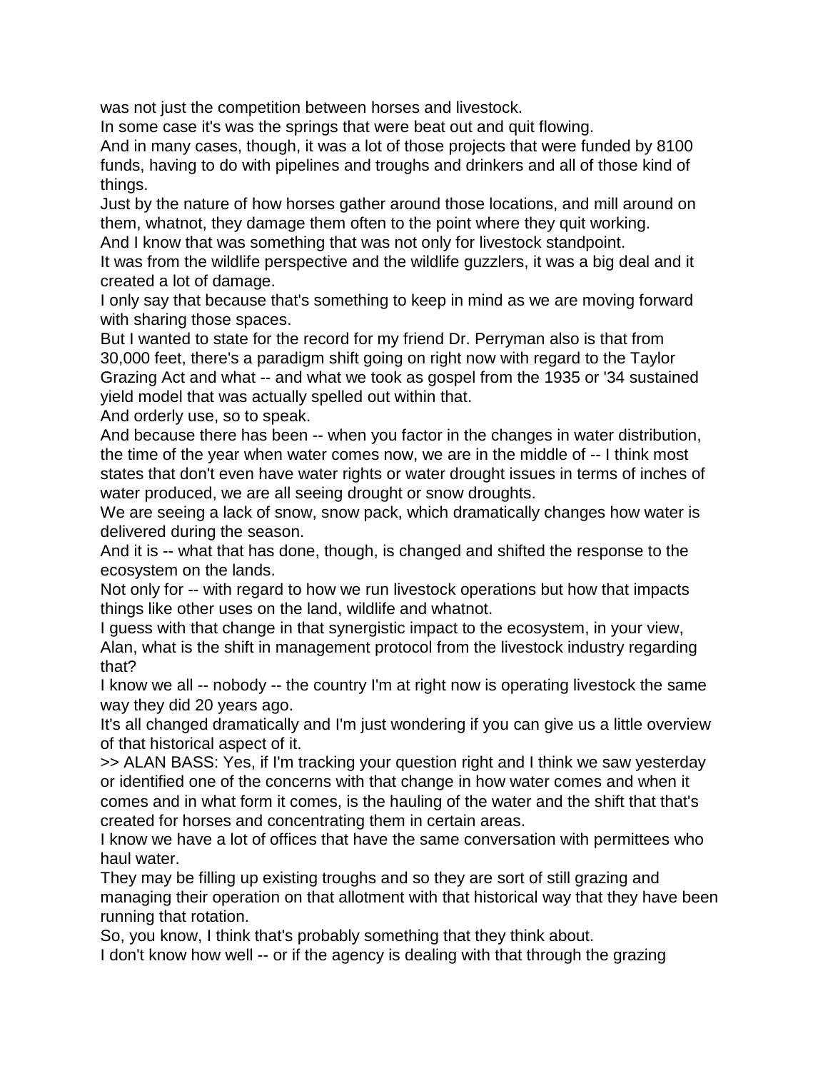was not just the competition between horses and livestock.

In some case it's was the springs that were beat out and quit flowing.

And in many cases, though, it was a lot of those projects that were funded by 8100 funds, having to do with pipelines and troughs and drinkers and all of those kind of things.

Just by the nature of how horses gather around those locations, and mill around on them, whatnot, they damage them often to the point where they quit working.

And I know that was something that was not only for livestock standpoint.

It was from the wildlife perspective and the wildlife guzzlers, it was a big deal and it created a lot of damage.

I only say that because that's something to keep in mind as we are moving forward with sharing those spaces.

But I wanted to state for the record for my friend Dr. Perryman also is that from 30,000 feet, there's a paradigm shift going on right now with regard to the Taylor Grazing Act and what -- and what we took as gospel from the 1935 or '34 sustained yield model that was actually spelled out within that.

And orderly use, so to speak.

And because there has been -- when you factor in the changes in water distribution, the time of the year when water comes now, we are in the middle of -- I think most states that don't even have water rights or water drought issues in terms of inches of water produced, we are all seeing drought or snow droughts.

We are seeing a lack of snow, snow pack, which dramatically changes how water is delivered during the season.

And it is -- what that has done, though, is changed and shifted the response to the ecosystem on the lands.

Not only for -- with regard to how we run livestock operations but how that impacts things like other uses on the land, wildlife and whatnot.

I guess with that change in that synergistic impact to the ecosystem, in your view, Alan, what is the shift in management protocol from the livestock industry regarding that?

I know we all -- nobody -- the country I'm at right now is operating livestock the same way they did 20 years ago.

It's all changed dramatically and I'm just wondering if you can give us a little overview of that historical aspect of it.

>> ALAN BASS: Yes, if I'm tracking your question right and I think we saw yesterday or identified one of the concerns with that change in how water comes and when it comes and in what form it comes, is the hauling of the water and the shift that that's created for horses and concentrating them in certain areas.

I know we have a lot of offices that have the same conversation with permittees who haul water.

They may be filling up existing troughs and so they are sort of still grazing and managing their operation on that allotment with that historical way that they have been running that rotation.

So, you know, I think that's probably something that they think about.

I don't know how well -- or if the agency is dealing with that through the grazing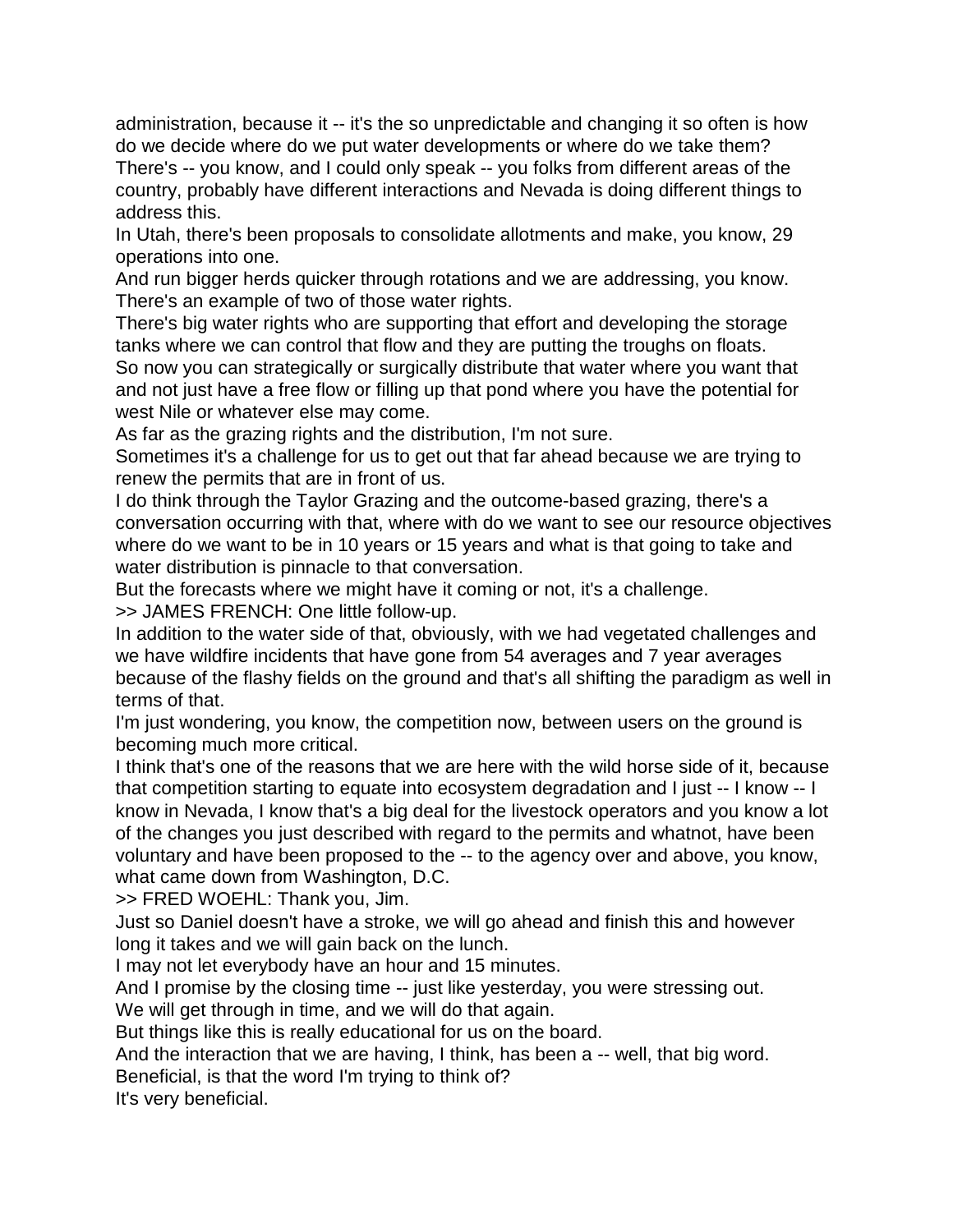administration, because it -- it's the so unpredictable and changing it so often is how do we decide where do we put water developments or where do we take them?

There's -- you know, and I could only speak -- you folks from different areas of the country, probably have different interactions and Nevada is doing different things to address this.

In Utah, there's been proposals to consolidate allotments and make, you know, 29 operations into one.

And run bigger herds quicker through rotations and we are addressing, you know.

There's an example of two of those water rights.

There's big water rights who are supporting that effort and developing the storage tanks where we can control that flow and they are putting the troughs on floats.

So now you can strategically or surgically distribute that water where you want that and not just have a free flow or filling up that pond where you have the potential for west Nile or whatever else may come.

As far as the grazing rights and the distribution, I'm not sure.

Sometimes it's a challenge for us to get out that far ahead because we are trying to renew the permits that are in front of us.

I do think through the Taylor Grazing and the outcome-based grazing, there's a conversation occurring with that, where with do we want to see our resource objectives where do we want to be in 10 years or 15 years and what is that going to take and water distribution is pinnacle to that conversation.

But the forecasts where we might have it coming or not, it's a challenge.

>> JAMES FRENCH: One little follow-up.

In addition to the water side of that, obviously, with we had vegetated challenges and we have wildfire incidents that have gone from 54 averages and 7 year averages because of the flashy fields on the ground and that's all shifting the paradigm as well in terms of that.

I'm just wondering, you know, the competition now, between users on the ground is becoming much more critical.

I think that's one of the reasons that we are here with the wild horse side of it, because that competition starting to equate into ecosystem degradation and I just -- I know -- I know in Nevada, I know that's a big deal for the livestock operators and you know a lot of the changes you just described with regard to the permits and whatnot, have been voluntary and have been proposed to the -- to the agency over and above, you know, what came down from Washington, D.C.

>> FRED WOEHL: Thank you, Jim.

Just so Daniel doesn't have a stroke, we will go ahead and finish this and however long it takes and we will gain back on the lunch.

I may not let everybody have an hour and 15 minutes.

And I promise by the closing time -- just like yesterday, you were stressing out.

We will get through in time, and we will do that again.

But things like this is really educational for us on the board.

And the interaction that we are having, I think, has been a -- well, that big word.

Beneficial, is that the word I'm trying to think of?

It's very beneficial.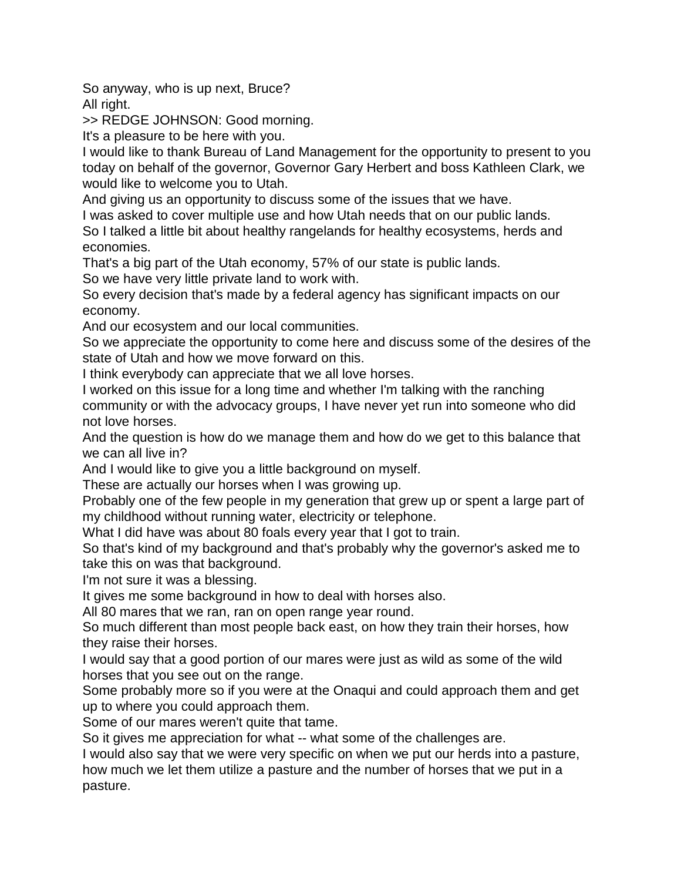So anyway, who is up next, Bruce?
All right.
>> REDGE JOHNSON: Good morning.
It's a pleasure to be here with you.
I would like to thank Bureau of Land Management for the opportunity to present to you today on behalf of the governor, Governor Gary Herbert and boss Kathleen Clark, we would like to welcome you to Utah.
And giving us an opportunity to discuss some of the issues that we have.
I was asked to cover multiple use and how Utah needs that on our public lands.
So I talked a little bit about healthy rangelands for healthy ecosystems, herds and economies.
That's a big part of the Utah economy, 57% of our state is public lands.
So we have very little private land to work with.
So every decision that's made by a federal agency has significant impacts on our economy.
And our ecosystem and our local communities.
So we appreciate the opportunity to come here and discuss some of the desires of the state of Utah and how we move forward on this.
I think everybody can appreciate that we all love horses.
I worked on this issue for a long time and whether I'm talking with the ranching community or with the advocacy groups, I have never yet run into someone who did not love horses.
And the question is how do we manage them and how do we get to this balance that we can all live in?
And I would like to give you a little background on myself.
These are actually our horses when I was growing up.
Probably one of the few people in my generation that grew up or spent a large part of my childhood without running water, electricity or telephone.
What I did have was about 80 foals every year that I got to train.
So that's kind of my background and that's probably why the governor's asked me to take this on was that background.
I'm not sure it was a blessing.
It gives me some background in how to deal with horses also.
All 80 mares that we ran, ran on open range year round.
So much different than most people back east, on how they train their horses, how they raise their horses.
I would say that a good portion of our mares were just as wild as some of the wild horses that you see out on the range.
Some probably more so if you were at the Onaqui and could approach them and get up to where you could approach them.
Some of our mares weren't quite that tame.
So it gives me appreciation for what -- what some of the challenges are.
I would also say that we were very specific on when we put our herds into a pasture, how much we let them utilize a pasture and the number of horses that we put in a pasture.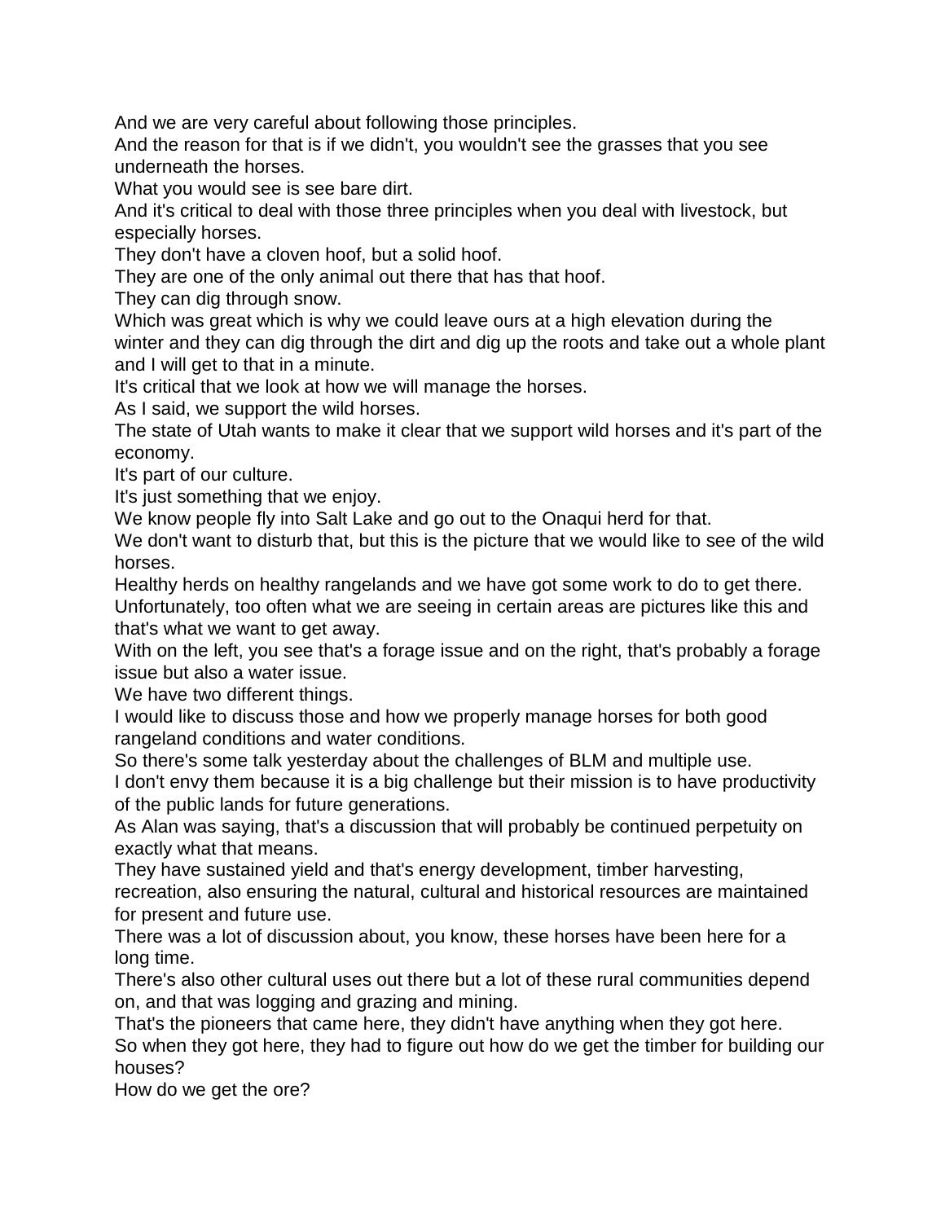And we are very careful about following those principles.
And the reason for that is if we didn't, you wouldn't see the grasses that you see underneath the horses.
What you would see is see bare dirt.
And it's critical to deal with those three principles when you deal with livestock, but especially horses.
They don't have a cloven hoof, but a solid hoof.
They are one of the only animal out there that has that hoof.
They can dig through snow.
Which was great which is why we could leave ours at a high elevation during the winter and they can dig through the dirt and dig up the roots and take out a whole plant and I will get to that in a minute.
It's critical that we look at how we will manage the horses.
As I said, we support the wild horses.
The state of Utah wants to make it clear that we support wild horses and it's part of the economy.
It's part of our culture.
It's just something that we enjoy.
We know people fly into Salt Lake and go out to the Onaqui herd for that.
We don't want to disturb that, but this is the picture that we would like to see of the wild horses.
Healthy herds on healthy rangelands and we have got some work to do to get there.
Unfortunately, too often what we are seeing in certain areas are pictures like this and that's what we want to get away.
With on the left, you see that's a forage issue and on the right, that's probably a forage issue but also a water issue.
We have two different things.
I would like to discuss those and how we properly manage horses for both good rangeland conditions and water conditions.
So there's some talk yesterday about the challenges of BLM and multiple use.
I don't envy them because it is a big challenge but their mission is to have productivity of the public lands for future generations.
As Alan was saying, that's a discussion that will probably be continued perpetuity on exactly what that means.
They have sustained yield and that's energy development, timber harvesting, recreation, also ensuring the natural, cultural and historical resources are maintained for present and future use.
There was a lot of discussion about, you know, these horses have been here for a long time.
There's also other cultural uses out there but a lot of these rural communities depend on, and that was logging and grazing and mining.
That's the pioneers that came here, they didn't have anything when they got here.
So when they got here, they had to figure out how do we get the timber for building our houses?
How do we get the ore?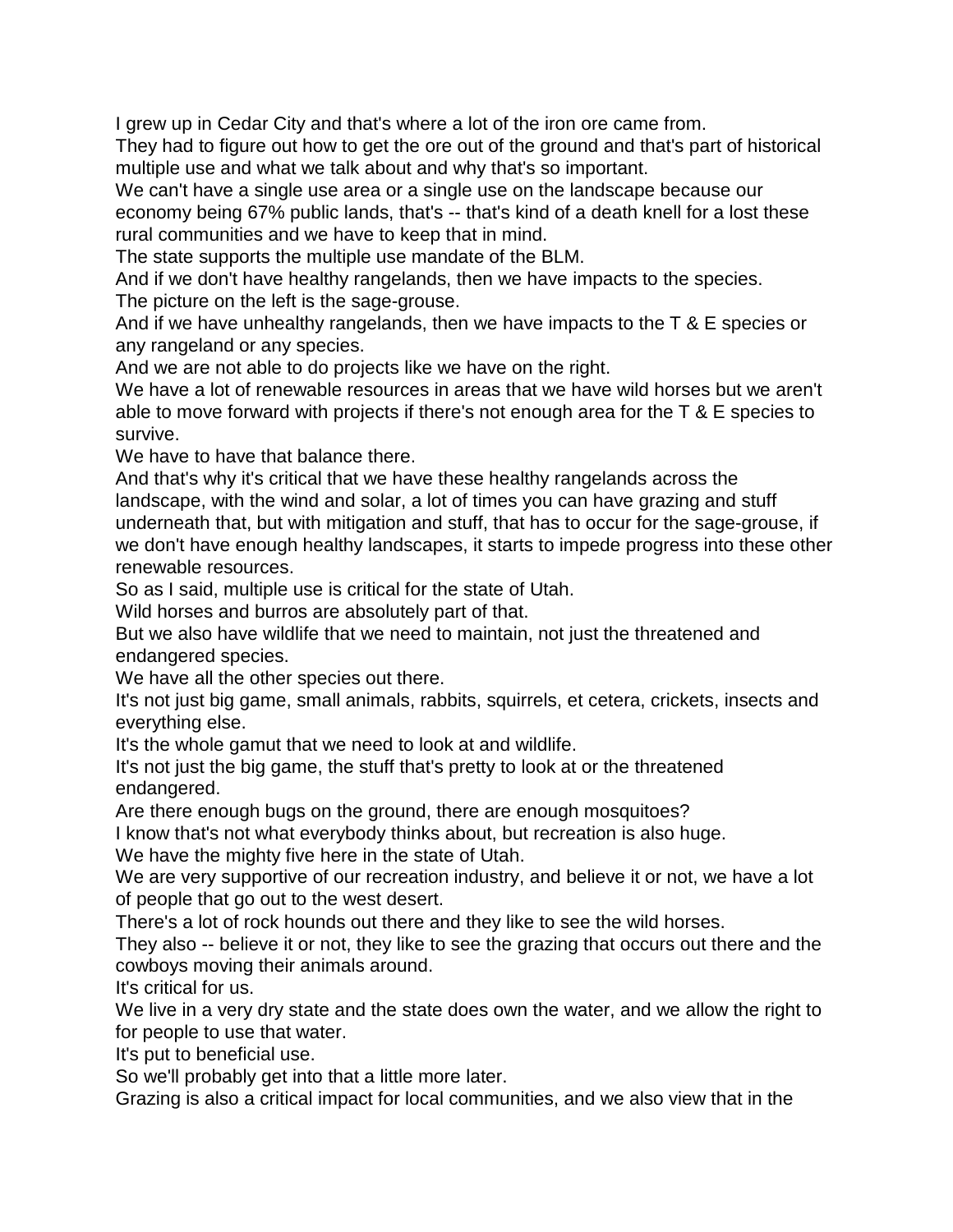I grew up in Cedar City and that's where a lot of the iron ore came from.

They had to figure out how to get the ore out of the ground and that's part of historical multiple use and what we talk about and why that's so important.

We can't have a single use area or a single use on the landscape because our economy being 67% public lands, that's -- that's kind of a death knell for a lost these rural communities and we have to keep that in mind.

The state supports the multiple use mandate of the BLM.

And if we don't have healthy rangelands, then we have impacts to the species.

The picture on the left is the sage-grouse.

And if we have unhealthy rangelands, then we have impacts to the T & E species or any rangeland or any species.

And we are not able to do projects like we have on the right.

We have a lot of renewable resources in areas that we have wild horses but we aren't able to move forward with projects if there's not enough area for the T & E species to survive.

We have to have that balance there.

And that's why it's critical that we have these healthy rangelands across the landscape, with the wind and solar, a lot of times you can have grazing and stuff underneath that, but with mitigation and stuff, that has to occur for the sage-grouse, if we don't have enough healthy landscapes, it starts to impede progress into these other renewable resources.

So as I said, multiple use is critical for the state of Utah.

Wild horses and burros are absolutely part of that.

But we also have wildlife that we need to maintain, not just the threatened and endangered species.

We have all the other species out there.

It's not just big game, small animals, rabbits, squirrels, et cetera, crickets, insects and everything else.

It's the whole gamut that we need to look at and wildlife.

It's not just the big game, the stuff that's pretty to look at or the threatened endangered.

Are there enough bugs on the ground, there are enough mosquitoes?

I know that's not what everybody thinks about, but recreation is also huge.

We have the mighty five here in the state of Utah.

We are very supportive of our recreation industry, and believe it or not, we have a lot of people that go out to the west desert.

There's a lot of rock hounds out there and they like to see the wild horses.

They also -- believe it or not, they like to see the grazing that occurs out there and the cowboys moving their animals around.

It's critical for us.

We live in a very dry state and the state does own the water, and we allow the right to for people to use that water.

It's put to beneficial use.

So we'll probably get into that a little more later.

Grazing is also a critical impact for local communities, and we also view that in the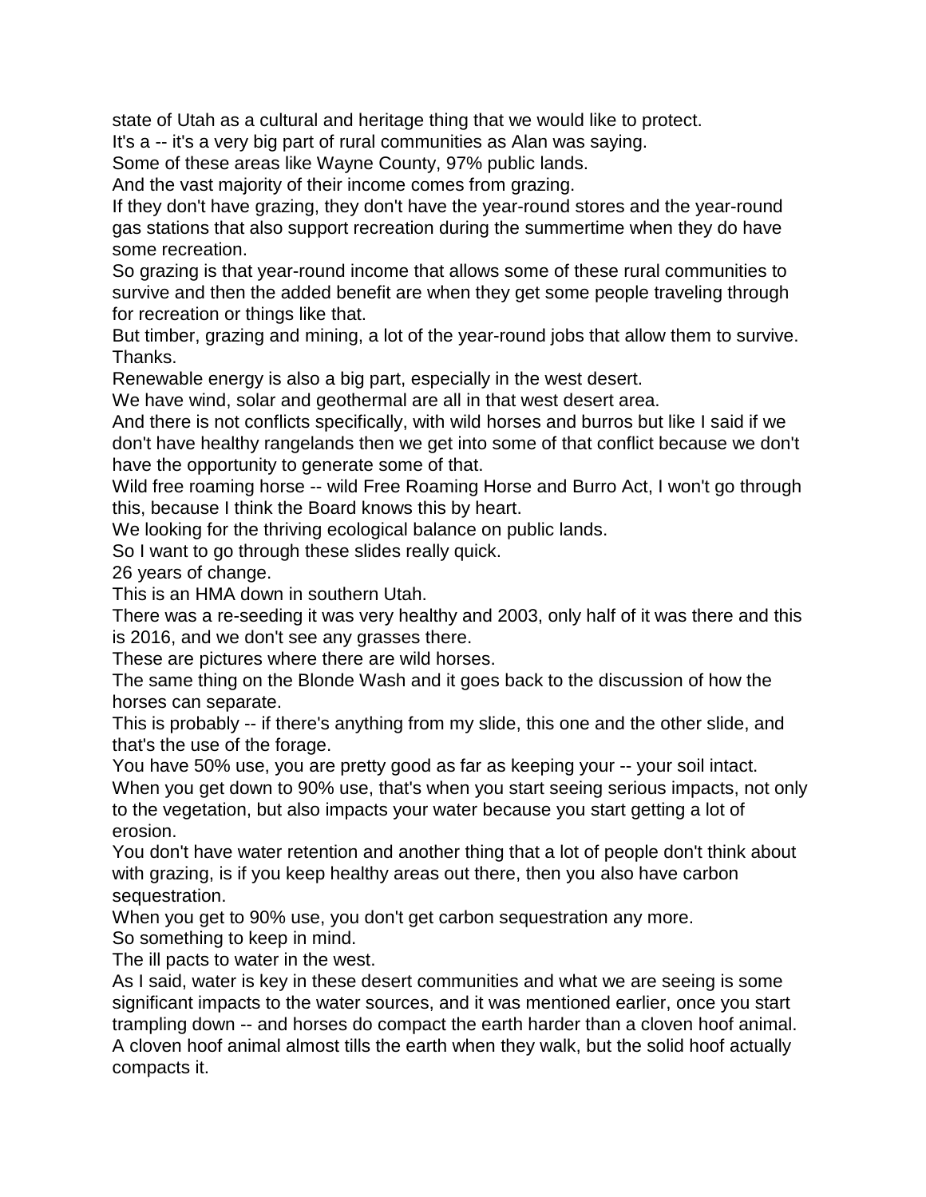state of Utah as a cultural and heritage thing that we would like to protect.

It's a -- it's a very big part of rural communities as Alan was saying.

Some of these areas like Wayne County, 97% public lands.

And the vast majority of their income comes from grazing.

If they don't have grazing, they don't have the year-round stores and the year-round gas stations that also support recreation during the summertime when they do have some recreation.

So grazing is that year-round income that allows some of these rural communities to survive and then the added benefit are when they get some people traveling through for recreation or things like that.

But timber, grazing and mining, a lot of the year-round jobs that allow them to survive.

Thanks.

Renewable energy is also a big part, especially in the west desert.

We have wind, solar and geothermal are all in that west desert area.

And there is not conflicts specifically, with wild horses and burros but like I said if we don't have healthy rangelands then we get into some of that conflict because we don't have the opportunity to generate some of that.

Wild free roaming horse -- wild Free Roaming Horse and Burro Act, I won't go through this, because I think the Board knows this by heart.

We looking for the thriving ecological balance on public lands.

So I want to go through these slides really quick.

26 years of change.

This is an HMA down in southern Utah.

There was a re-seeding it was very healthy and 2003, only half of it was there and this is 2016, and we don't see any grasses there.

These are pictures where there are wild horses.

The same thing on the Blonde Wash and it goes back to the discussion of how the horses can separate.

This is probably -- if there's anything from my slide, this one and the other slide, and that's the use of the forage.

You have 50% use, you are pretty good as far as keeping your -- your soil intact.

When you get down to 90% use, that's when you start seeing serious impacts, not only to the vegetation, but also impacts your water because you start getting a lot of erosion.

You don't have water retention and another thing that a lot of people don't think about with grazing, is if you keep healthy areas out there, then you also have carbon sequestration.

When you get to 90% use, you don't get carbon sequestration any more.

So something to keep in mind.

The ill pacts to water in the west.

As I said, water is key in these desert communities and what we are seeing is some significant impacts to the water sources, and it was mentioned earlier, once you start trampling down -- and horses do compact the earth harder than a cloven hoof animal.

A cloven hoof animal almost tills the earth when they walk, but the solid hoof actually compacts it.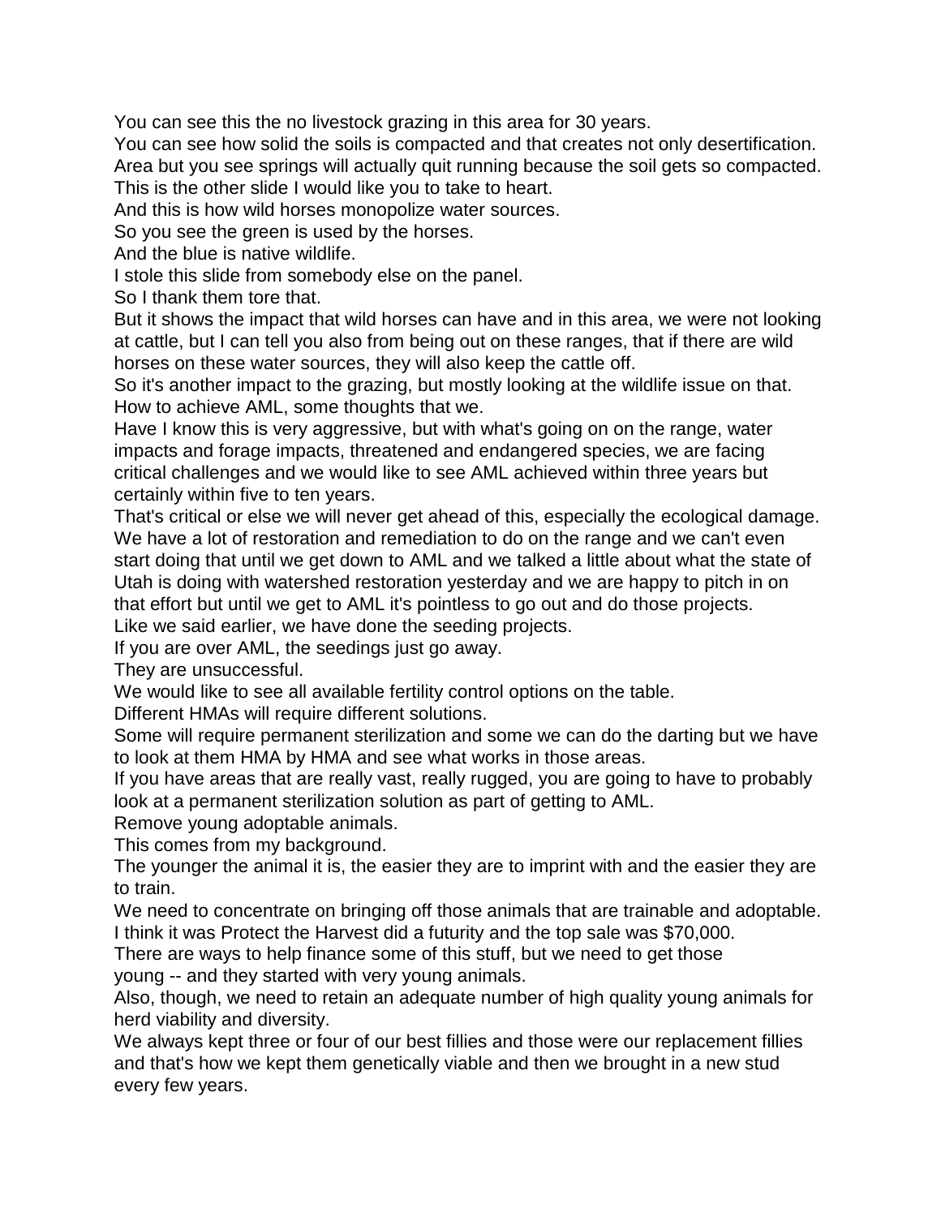You can see this the no livestock grazing in this area for 30 years.
You can see how solid the soils is compacted and that creates not only desertification.
Area but you see springs will actually quit running because the soil gets so compacted.
This is the other slide I would like you to take to heart.
And this is how wild horses monopolize water sources.
So you see the green is used by the horses.
And the blue is native wildlife.
I stole this slide from somebody else on the panel.
So I thank them tore that.
But it shows the impact that wild horses can have and in this area, we were not looking at cattle, but I can tell you also from being out on these ranges, that if there are wild horses on these water sources, they will also keep the cattle off.
So it's another impact to the grazing, but mostly looking at the wildlife issue on that.
How to achieve AML, some thoughts that we.
Have I know this is very aggressive, but with what's going on on the range, water impacts and forage impacts, threatened and endangered species, we are facing critical challenges and we would like to see AML achieved within three years but certainly within five to ten years.
That's critical or else we will never get ahead of this, especially the ecological damage.
We have a lot of restoration and remediation to do on the range and we can't even start doing that until we get down to AML and we talked a little about what the state of Utah is doing with watershed restoration yesterday and we are happy to pitch in on that effort but until we get to AML it's pointless to go out and do those projects.
Like we said earlier, we have done the seeding projects.
If you are over AML, the seedings just go away.
They are unsuccessful.
We would like to see all available fertility control options on the table.
Different HMAs will require different solutions.
Some will require permanent sterilization and some we can do the darting but we have to look at them HMA by HMA and see what works in those areas.
If you have areas that are really vast, really rugged, you are going to have to probably look at a permanent sterilization solution as part of getting to AML.
Remove young adoptable animals.
This comes from my background.
The younger the animal it is, the easier they are to imprint with and the easier they are to train.
We need to concentrate on bringing off those animals that are trainable and adoptable.
I think it was Protect the Harvest did a futurity and the top sale was $70,000.
There are ways to help finance some of this stuff, but we need to get those young -- and they started with very young animals.
Also, though, we need to retain an adequate number of high quality young animals for herd viability and diversity.
We always kept three or four of our best fillies and those were our replacement fillies and that's how we kept them genetically viable and then we brought in a new stud every few years.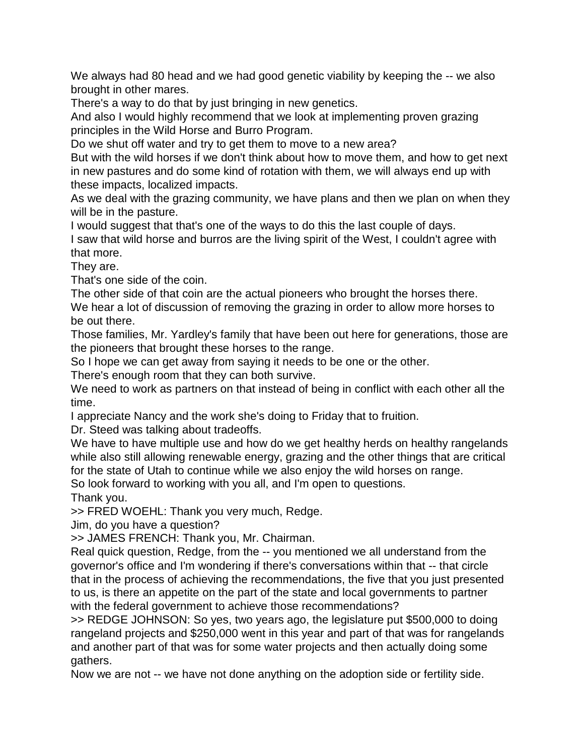We always had 80 head and we had good genetic viability by keeping the -- we also brought in other mares.

There's a way to do that by just bringing in new genetics.

And also I would highly recommend that we look at implementing proven grazing principles in the Wild Horse and Burro Program.

Do we shut off water and try to get them to move to a new area?

But with the wild horses if we don't think about how to move them, and how to get next in new pastures and do some kind of rotation with them, we will always end up with these impacts, localized impacts.

As we deal with the grazing community, we have plans and then we plan on when they will be in the pasture.

I would suggest that that's one of the ways to do this the last couple of days.

I saw that wild horse and burros are the living spirit of the West, I couldn't agree with that more.

They are.

That's one side of the coin.

The other side of that coin are the actual pioneers who brought the horses there.

We hear a lot of discussion of removing the grazing in order to allow more horses to be out there.

Those families, Mr. Yardley's family that have been out here for generations, those are the pioneers that brought these horses to the range.

So I hope we can get away from saying it needs to be one or the other.

There's enough room that they can both survive.

We need to work as partners on that instead of being in conflict with each other all the time.

I appreciate Nancy and the work she's doing to Friday that to fruition.

Dr. Steed was talking about tradeoffs.

We have to have multiple use and how do we get healthy herds on healthy rangelands while also still allowing renewable energy, grazing and the other things that are critical for the state of Utah to continue while we also enjoy the wild horses on range.

So look forward to working with you all, and I'm open to questions.

Thank you.

>> FRED WOEHL: Thank you very much, Redge.

Jim, do you have a question?

>> JAMES FRENCH: Thank you, Mr. Chairman.

Real quick question, Redge, from the -- you mentioned we all understand from the governor's office and I'm wondering if there's conversations within that -- that circle that in the process of achieving the recommendations, the five that you just presented to us, is there an appetite on the part of the state and local governments to partner with the federal government to achieve those recommendations?

>> REDGE JOHNSON: So yes, two years ago, the legislature put $500,000 to doing rangeland projects and $250,000 went in this year and part of that was for rangelands and another part of that was for some water projects and then actually doing some gathers.

Now we are not -- we have not done anything on the adoption side or fertility side.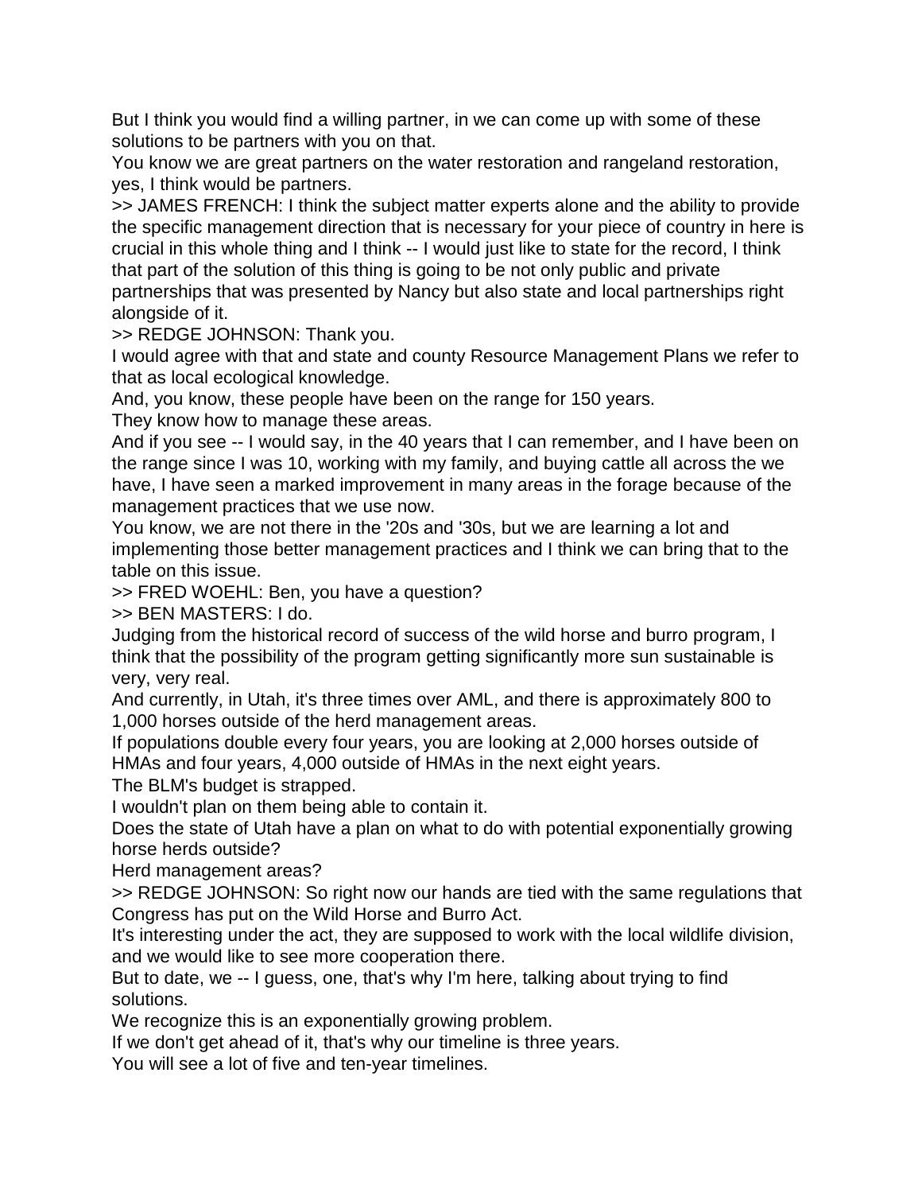But I think you would find a willing partner, in we can come up with some of these solutions to be partners with you on that.

You know we are great partners on the water restoration and rangeland restoration, yes, I think would be partners.

>> JAMES FRENCH: I think the subject matter experts alone and the ability to provide the specific management direction that is necessary for your piece of country in here is crucial in this whole thing and I think -- I would just like to state for the record, I think that part of the solution of this thing is going to be not only public and private partnerships that was presented by Nancy but also state and local partnerships right alongside of it.

>> REDGE JOHNSON: Thank you.

I would agree with that and state and county Resource Management Plans we refer to that as local ecological knowledge.

And, you know, these people have been on the range for 150 years.

They know how to manage these areas.

And if you see -- I would say, in the 40 years that I can remember, and I have been on the range since I was 10, working with my family, and buying cattle all across the we have, I have seen a marked improvement in many areas in the forage because of the management practices that we use now.

You know, we are not there in the '20s and '30s, but we are learning a lot and implementing those better management practices and I think we can bring that to the table on this issue.

>> FRED WOEHL: Ben, you have a question?

>> BEN MASTERS: I do.

Judging from the historical record of success of the wild horse and burro program, I think that the possibility of the program getting significantly more sun sustainable is very, very real.

And currently, in Utah, it's three times over AML, and there is approximately 800 to 1,000 horses outside of the herd management areas.

If populations double every four years, you are looking at 2,000 horses outside of HMAs and four years, 4,000 outside of HMAs in the next eight years.

The BLM's budget is strapped.

I wouldn't plan on them being able to contain it.

Does the state of Utah have a plan on what to do with potential exponentially growing horse herds outside?

Herd management areas?

>> REDGE JOHNSON: So right now our hands are tied with the same regulations that Congress has put on the Wild Horse and Burro Act.

It's interesting under the act, they are supposed to work with the local wildlife division, and we would like to see more cooperation there.

But to date, we -- I guess, one, that's why I'm here, talking about trying to find solutions.

We recognize this is an exponentially growing problem.

If we don't get ahead of it, that's why our timeline is three years.

You will see a lot of five and ten-year timelines.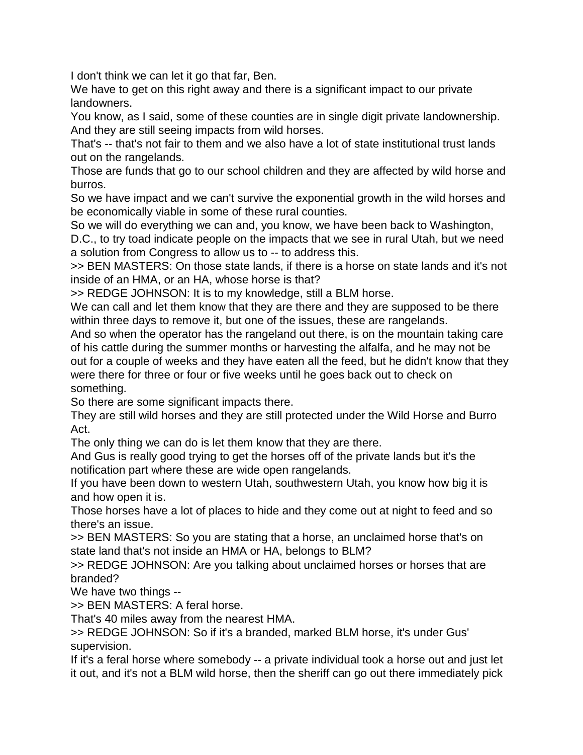I don't think we can let it go that far, Ben.

We have to get on this right away and there is a significant impact to our private landowners.

You know, as I said, some of these counties are in single digit private landownership.

And they are still seeing impacts from wild horses.

That's -- that's not fair to them and we also have a lot of state institutional trust lands out on the rangelands.

Those are funds that go to our school children and they are affected by wild horse and burros.

So we have impact and we can't survive the exponential growth in the wild horses and be economically viable in some of these rural counties.

So we will do everything we can and, you know, we have been back to Washington, D.C., to try toad indicate people on the impacts that we see in rural Utah, but we need a solution from Congress to allow us to -- to address this.

>> BEN MASTERS: On those state lands, if there is a horse on state lands and it's not inside of an HMA, or an HA, whose horse is that?

>> REDGE JOHNSON: It is to my knowledge, still a BLM horse.

We can call and let them know that they are there and they are supposed to be there within three days to remove it, but one of the issues, these are rangelands.

And so when the operator has the rangeland out there, is on the mountain taking care of his cattle during the summer months or harvesting the alfalfa, and he may not be out for a couple of weeks and they have eaten all the feed, but he didn't know that they were there for three or four or five weeks until he goes back out to check on something.

So there are some significant impacts there.

They are still wild horses and they are still protected under the Wild Horse and Burro Act.

The only thing we can do is let them know that they are there.

And Gus is really good trying to get the horses off of the private lands but it's the notification part where these are wide open rangelands.

If you have been down to western Utah, southwestern Utah, you know how big it is and how open it is.

Those horses have a lot of places to hide and they come out at night to feed and so there's an issue.

>> BEN MASTERS: So you are stating that a horse, an unclaimed horse that's on state land that's not inside an HMA or HA, belongs to BLM?

>> REDGE JOHNSON: Are you talking about unclaimed horses or horses that are branded?

We have two things --

>> BEN MASTERS: A feral horse.

That's 40 miles away from the nearest HMA.

>> REDGE JOHNSON: So if it's a branded, marked BLM horse, it's under Gus' supervision.

If it's a feral horse where somebody -- a private individual took a horse out and just let it out, and it's not a BLM wild horse, then the sheriff can go out there immediately pick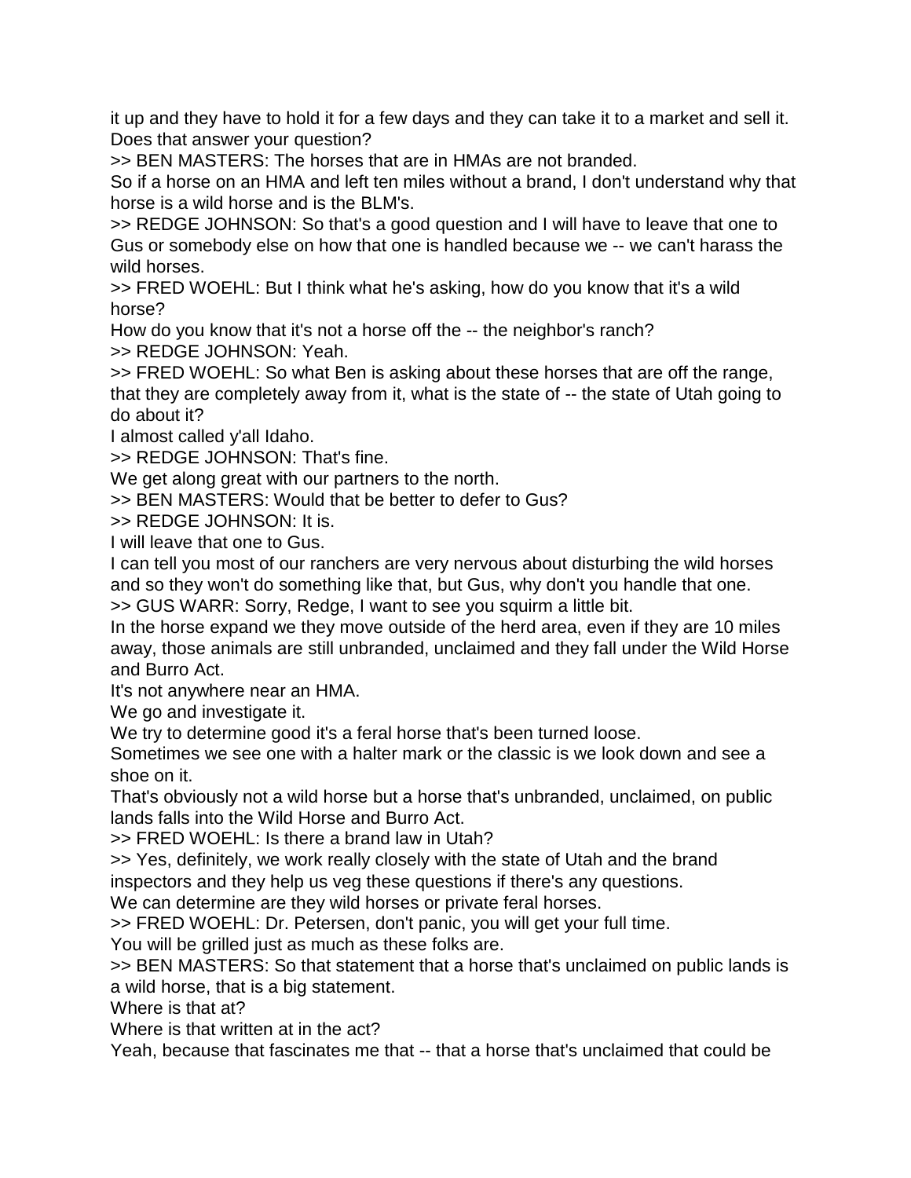it up and they have to hold it for a few days and they can take it to a market and sell it. Does that answer your question?

>> BEN MASTERS: The horses that are in HMAs are not branded.

So if a horse on an HMA and left ten miles without a brand, I don't understand why that horse is a wild horse and is the BLM's.

>> REDGE JOHNSON: So that's a good question and I will have to leave that one to Gus or somebody else on how that one is handled because we -- we can't harass the wild horses.

>> FRED WOEHL: But I think what he's asking, how do you know that it's a wild horse?

How do you know that it's not a horse off the -- the neighbor's ranch?

>> REDGE JOHNSON: Yeah.

>> FRED WOEHL: So what Ben is asking about these horses that are off the range, that they are completely away from it, what is the state of -- the state of Utah going to do about it?

I almost called y'all Idaho.

>> REDGE JOHNSON: That's fine.

We get along great with our partners to the north.

>> BEN MASTERS: Would that be better to defer to Gus?

>> REDGE JOHNSON: It is.

I will leave that one to Gus.

I can tell you most of our ranchers are very nervous about disturbing the wild horses and so they won't do something like that, but Gus, why don't you handle that one.

>> GUS WARR: Sorry, Redge, I want to see you squirm a little bit.

In the horse expand we they move outside of the herd area, even if they are 10 miles away, those animals are still unbranded, unclaimed and they fall under the Wild Horse and Burro Act.

It's not anywhere near an HMA.

We go and investigate it.

We try to determine good it's a feral horse that's been turned loose.

Sometimes we see one with a halter mark or the classic is we look down and see a shoe on it.

That's obviously not a wild horse but a horse that's unbranded, unclaimed, on public lands falls into the Wild Horse and Burro Act.

>> FRED WOEHL: Is there a brand law in Utah?

>> Yes, definitely, we work really closely with the state of Utah and the brand inspectors and they help us veg these questions if there's any questions.

We can determine are they wild horses or private feral horses.

>> FRED WOEHL: Dr. Petersen, don't panic, you will get your full time.

You will be grilled just as much as these folks are.

>> BEN MASTERS: So that statement that a horse that's unclaimed on public lands is a wild horse, that is a big statement.

Where is that at?

Where is that written at in the act?

Yeah, because that fascinates me that -- that a horse that's unclaimed that could be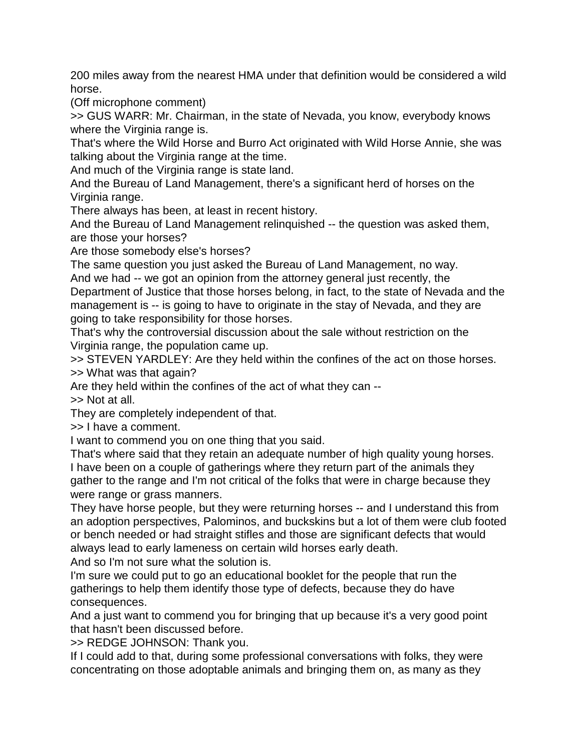200 miles away from the nearest HMA under that definition would be considered a wild horse.

(Off microphone comment)

>> GUS WARR: Mr. Chairman, in the state of Nevada, you know, everybody knows where the Virginia range is.

That's where the Wild Horse and Burro Act originated with Wild Horse Annie, she was talking about the Virginia range at the time.

And much of the Virginia range is state land.

And the Bureau of Land Management, there's a significant herd of horses on the Virginia range.

There always has been, at least in recent history.

And the Bureau of Land Management relinquished -- the question was asked them, are those your horses?

Are those somebody else's horses?

The same question you just asked the Bureau of Land Management, no way.

And we had -- we got an opinion from the attorney general just recently, the Department of Justice that those horses belong, in fact, to the state of Nevada and the management is -- is going to have to originate in the stay of Nevada, and they are going to take responsibility for those horses.

That's why the controversial discussion about the sale without restriction on the Virginia range, the population came up.

>> STEVEN YARDLEY: Are they held within the confines of the act on those horses.

>> What was that again?

Are they held within the confines of the act of what they can --

>> Not at all.

They are completely independent of that.

>> I have a comment.

I want to commend you on one thing that you said.

That's where said that they retain an adequate number of high quality young horses.

I have been on a couple of gatherings where they return part of the animals they gather to the range and I'm not critical of the folks that were in charge because they were range or grass manners.

They have horse people, but they were returning horses -- and I understand this from an adoption perspectives, Palominos, and buckskins but a lot of them were club footed or bench needed or had straight stifles and those are significant defects that would always lead to early lameness on certain wild horses early death.

And so I'm not sure what the solution is.

I'm sure we could put to go an educational booklet for the people that run the gatherings to help them identify those type of defects, because they do have consequences.

And a just want to commend you for bringing that up because it's a very good point that hasn't been discussed before.

>> REDGE JOHNSON: Thank you.

If I could add to that, during some professional conversations with folks, they were concentrating on those adoptable animals and bringing them on, as many as they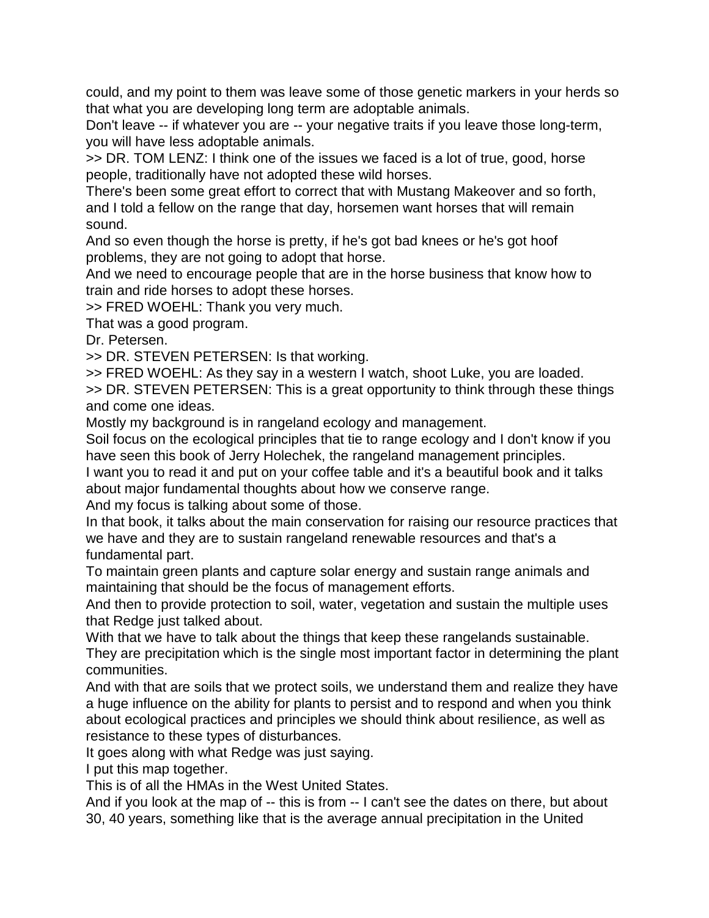could, and my point to them was leave some of those genetic markers in your herds so that what you are developing long term are adoptable animals.

Don't leave -- if whatever you are -- your negative traits if you leave those long-term, you will have less adoptable animals.

>> DR. TOM LENZ: I think one of the issues we faced is a lot of true, good, horse people, traditionally have not adopted these wild horses.

There's been some great effort to correct that with Mustang Makeover and so forth, and I told a fellow on the range that day, horsemen want horses that will remain sound.

And so even though the horse is pretty, if he's got bad knees or he's got hoof problems, they are not going to adopt that horse.

And we need to encourage people that are in the horse business that know how to train and ride horses to adopt these horses.

>> FRED WOEHL: Thank you very much.

That was a good program.

Dr. Petersen.

>> DR. STEVEN PETERSEN: Is that working.

>> FRED WOEHL: As they say in a western I watch, shoot Luke, you are loaded.

>> DR. STEVEN PETERSEN: This is a great opportunity to think through these things and come one ideas.

Mostly my background is in rangeland ecology and management.

Soil focus on the ecological principles that tie to range ecology and I don't know if you have seen this book of Jerry Holechek, the rangeland management principles.

I want you to read it and put on your coffee table and it's a beautiful book and it talks about major fundamental thoughts about how we conserve range.

And my focus is talking about some of those.

In that book, it talks about the main conservation for raising our resource practices that we have and they are to sustain rangeland renewable resources and that's a fundamental part.

To maintain green plants and capture solar energy and sustain range animals and maintaining that should be the focus of management efforts.

And then to provide protection to soil, water, vegetation and sustain the multiple uses that Redge just talked about.

With that we have to talk about the things that keep these rangelands sustainable.

They are precipitation which is the single most important factor in determining the plant communities.

And with that are soils that we protect soils, we understand them and realize they have a huge influence on the ability for plants to persist and to respond and when you think about ecological practices and principles we should think about resilience, as well as resistance to these types of disturbances.

It goes along with what Redge was just saying.

I put this map together.

This is of all the HMAs in the West United States.

And if you look at the map of -- this is from -- I can't see the dates on there, but about 30, 40 years, something like that is the average annual precipitation in the United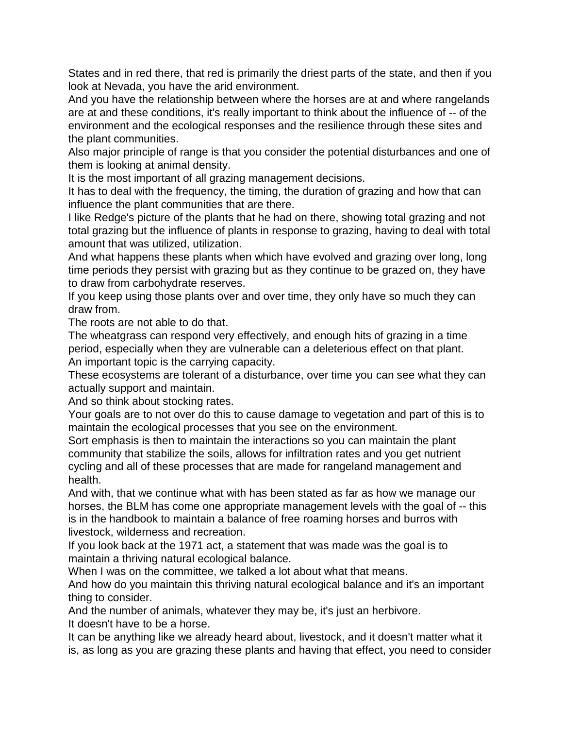States and in red there, that red is primarily the driest parts of the state, and then if you look at Nevada, you have the arid environment.

And you have the relationship between where the horses are at and where rangelands are at and these conditions, it's really important to think about the influence of -- of the environment and the ecological responses and the resilience through these sites and the plant communities.

Also major principle of range is that you consider the potential disturbances and one of them is looking at animal density.

It is the most important of all grazing management decisions.

It has to deal with the frequency, the timing, the duration of grazing and how that can influence the plant communities that are there.

I like Redge's picture of the plants that he had on there, showing total grazing and not total grazing but the influence of plants in response to grazing, having to deal with total amount that was utilized, utilization.

And what happens these plants when which have evolved and grazing over long, long time periods they persist with grazing but as they continue to be grazed on, they have to draw from carbohydrate reserves.

If you keep using those plants over and over time, they only have so much they can draw from.

The roots are not able to do that.

The wheatgrass can respond very effectively, and enough hits of grazing in a time period, especially when they are vulnerable can a deleterious effect on that plant.

An important topic is the carrying capacity.

These ecosystems are tolerant of a disturbance, over time you can see what they can actually support and maintain.

And so think about stocking rates.

Your goals are to not over do this to cause damage to vegetation and part of this is to maintain the ecological processes that you see on the environment.

Sort emphasis is then to maintain the interactions so you can maintain the plant community that stabilize the soils, allows for infiltration rates and you get nutrient cycling and all of these processes that are made for rangeland management and health.

And with, that we continue what with has been stated as far as how we manage our horses, the BLM has come one appropriate management levels with the goal of -- this is in the handbook to maintain a balance of free roaming horses and burros with livestock, wilderness and recreation.

If you look back at the 1971 act, a statement that was made was the goal is to maintain a thriving natural ecological balance.

When I was on the committee, we talked a lot about what that means.

And how do you maintain this thriving natural ecological balance and it's an important thing to consider.

And the number of animals, whatever they may be, it's just an herbivore.

It doesn't have to be a horse.

It can be anything like we already heard about, livestock, and it doesn't matter what it is, as long as you are grazing these plants and having that effect, you need to consider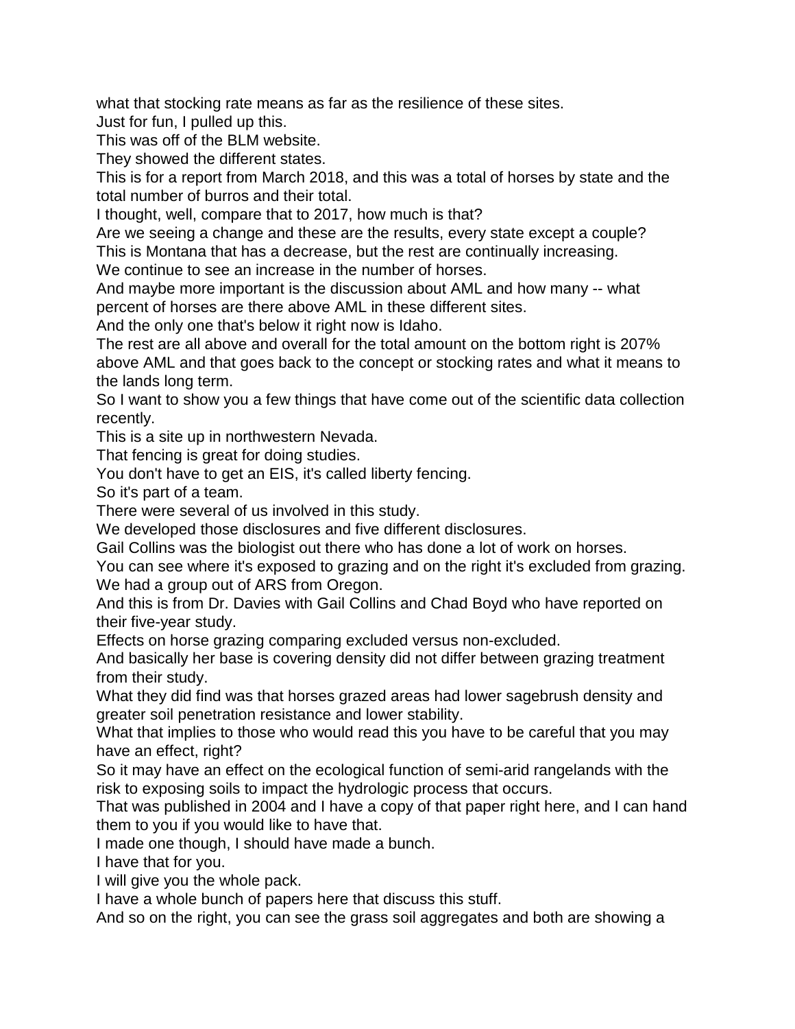what that stocking rate means as far as the resilience of these sites.

Just for fun, I pulled up this.

This was off of the BLM website.

They showed the different states.

This is for a report from March 2018, and this was a total of horses by state and the total number of burros and their total.

I thought, well, compare that to 2017, how much is that?

Are we seeing a change and these are the results, every state except a couple?

This is Montana that has a decrease, but the rest are continually increasing.

We continue to see an increase in the number of horses.

And maybe more important is the discussion about AML and how many -- what percent of horses are there above AML in these different sites.

And the only one that's below it right now is Idaho.

The rest are all above and overall for the total amount on the bottom right is 207% above AML and that goes back to the concept or stocking rates and what it means to the lands long term.

So I want to show you a few things that have come out of the scientific data collection recently.

This is a site up in northwestern Nevada.

That fencing is great for doing studies.

You don't have to get an EIS, it's called liberty fencing.

So it's part of a team.

There were several of us involved in this study.

We developed those disclosures and five different disclosures.

Gail Collins was the biologist out there who has done a lot of work on horses.

You can see where it's exposed to grazing and on the right it's excluded from grazing.

We had a group out of ARS from Oregon.

And this is from Dr. Davies with Gail Collins and Chad Boyd who have reported on their five-year study.

Effects on horse grazing comparing excluded versus non-excluded.

And basically her base is covering density did not differ between grazing treatment from their study.

What they did find was that horses grazed areas had lower sagebrush density and greater soil penetration resistance and lower stability.

What that implies to those who would read this you have to be careful that you may have an effect, right?

So it may have an effect on the ecological function of semi-arid rangelands with the risk to exposing soils to impact the hydrologic process that occurs.

That was published in 2004 and I have a copy of that paper right here, and I can hand them to you if you would like to have that.

I made one though, I should have made a bunch.

I have that for you.

I will give you the whole pack.

I have a whole bunch of papers here that discuss this stuff.

And so on the right, you can see the grass soil aggregates and both are showing a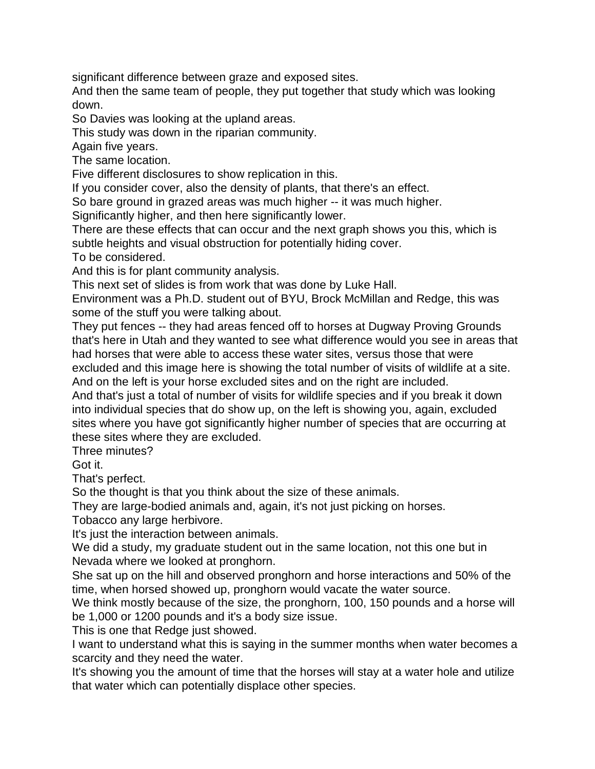significant difference between graze and exposed sites.

And then the same team of people, they put together that study which was looking down.

So Davies was looking at the upland areas.

This study was down in the riparian community.

Again five years.

The same location.

Five different disclosures to show replication in this.

If you consider cover, also the density of plants, that there's an effect.

So bare ground in grazed areas was much higher -- it was much higher.

Significantly higher, and then here significantly lower.

There are these effects that can occur and the next graph shows you this, which is subtle heights and visual obstruction for potentially hiding cover.

To be considered.

And this is for plant community analysis.

This next set of slides is from work that was done by Luke Hall.

Environment was a Ph.D. student out of BYU, Brock McMillan and Redge, this was some of the stuff you were talking about.

They put fences -- they had areas fenced off to horses at Dugway Proving Grounds that's here in Utah and they wanted to see what difference would you see in areas that had horses that were able to access these water sites, versus those that were excluded and this image here is showing the total number of visits of wildlife at a site.

And on the left is your horse excluded sites and on the right are included.

And that's just a total of number of visits for wildlife species and if you break it down into individual species that do show up, on the left is showing you, again, excluded sites where you have got significantly higher number of species that are occurring at these sites where they are excluded.

Three minutes?

Got it.

That's perfect.

So the thought is that you think about the size of these animals.

They are large-bodied animals and, again, it's not just picking on horses.

Tobacco any large herbivore.

It's just the interaction between animals.

We did a study, my graduate student out in the same location, not this one but in Nevada where we looked at pronghorn.

She sat up on the hill and observed pronghorn and horse interactions and 50% of the time, when horsed showed up, pronghorn would vacate the water source.

We think mostly because of the size, the pronghorn, 100, 150 pounds and a horse will be 1,000 or 1200 pounds and it's a body size issue.

This is one that Redge just showed.

I want to understand what this is saying in the summer months when water becomes a scarcity and they need the water.

It's showing you the amount of time that the horses will stay at a water hole and utilize that water which can potentially displace other species.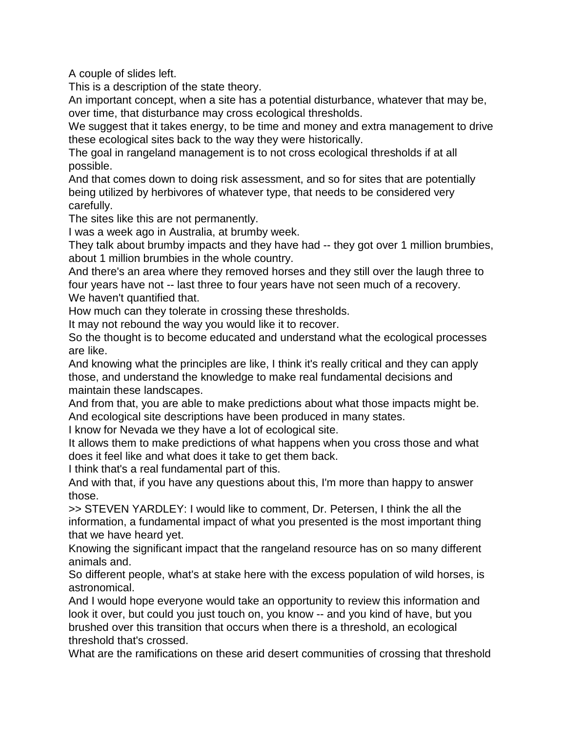A couple of slides left.

This is a description of the state theory.

An important concept, when a site has a potential disturbance, whatever that may be, over time, that disturbance may cross ecological thresholds.

We suggest that it takes energy, to be time and money and extra management to drive these ecological sites back to the way they were historically.

The goal in rangeland management is to not cross ecological thresholds if at all possible.

And that comes down to doing risk assessment, and so for sites that are potentially being utilized by herbivores of whatever type, that needs to be considered very carefully.

The sites like this are not permanently.

I was a week ago in Australia, at brumby week.

They talk about brumby impacts and they have had -- they got over 1 million brumbies, about 1 million brumbies in the whole country.

And there's an area where they removed horses and they still over the laugh three to four years have not -- last three to four years have not seen much of a recovery.

We haven't quantified that.

How much can they tolerate in crossing these thresholds.

It may not rebound the way you would like it to recover.

So the thought is to become educated and understand what the ecological processes are like.

And knowing what the principles are like, I think it's really critical and they can apply those, and understand the knowledge to make real fundamental decisions and maintain these landscapes.

And from that, you are able to make predictions about what those impacts might be.

And ecological site descriptions have been produced in many states.

I know for Nevada we they have a lot of ecological site.

It allows them to make predictions of what happens when you cross those and what does it feel like and what does it take to get them back.

I think that's a real fundamental part of this.

And with that, if you have any questions about this, I'm more than happy to answer those.

>> STEVEN YARDLEY: I would like to comment, Dr. Petersen, I think the all the information, a fundamental impact of what you presented is the most important thing that we have heard yet.

Knowing the significant impact that the rangeland resource has on so many different animals and.

So different people, what's at stake here with the excess population of wild horses, is astronomical.

And I would hope everyone would take an opportunity to review this information and look it over, but could you just touch on, you know -- and you kind of have, but you brushed over this transition that occurs when there is a threshold, an ecological threshold that's crossed.

What are the ramifications on these arid desert communities of crossing that threshold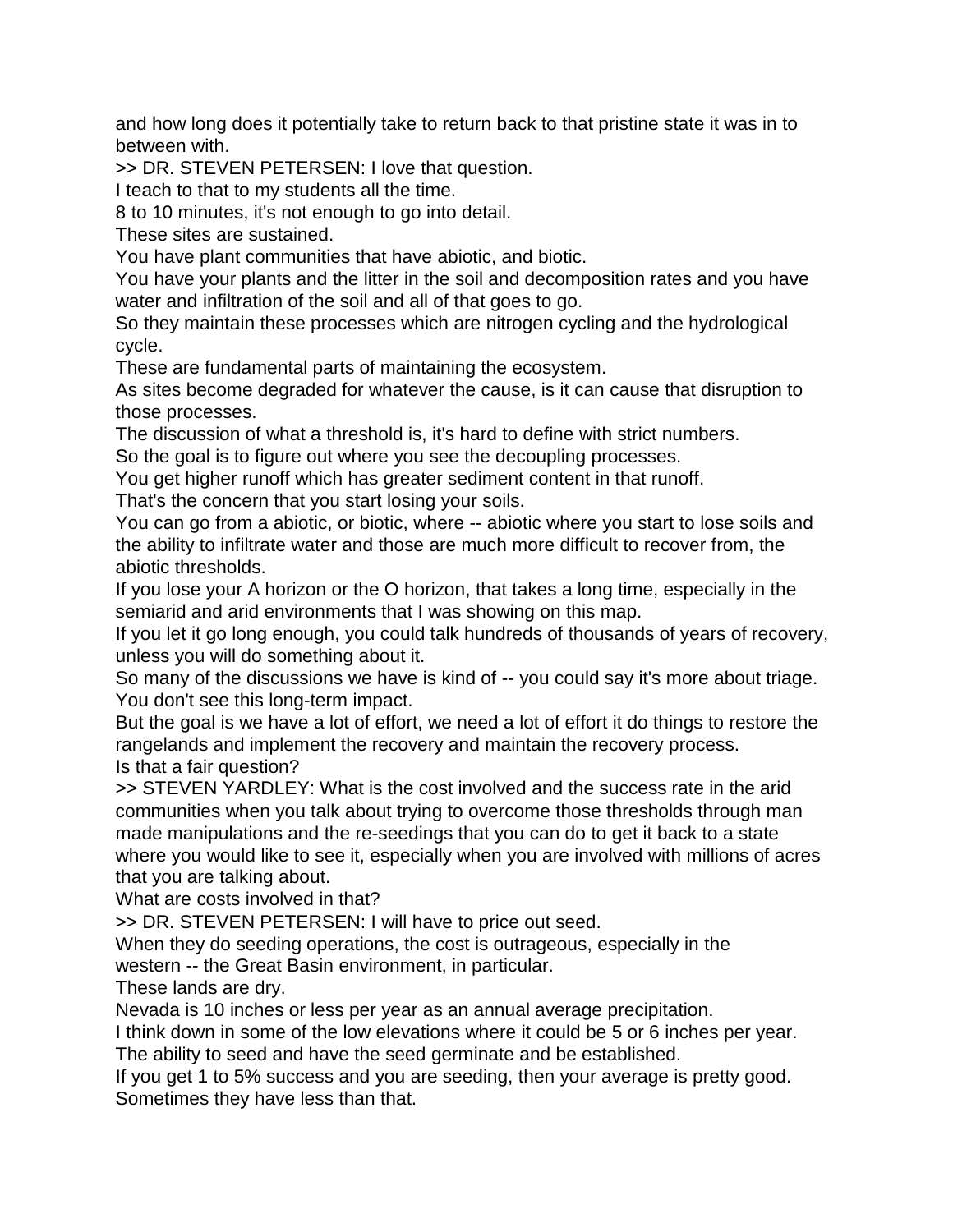and how long does it potentially take to return back to that pristine state it was in to between with.

>> DR. STEVEN PETERSEN: I love that question.

I teach to that to my students all the time.

8 to 10 minutes, it's not enough to go into detail.

These sites are sustained.

You have plant communities that have abiotic, and biotic.

You have your plants and the litter in the soil and decomposition rates and you have water and infiltration of the soil and all of that goes to go.

So they maintain these processes which are nitrogen cycling and the hydrological cycle.

These are fundamental parts of maintaining the ecosystem.

As sites become degraded for whatever the cause, is it can cause that disruption to those processes.

The discussion of what a threshold is, it's hard to define with strict numbers.

So the goal is to figure out where you see the decoupling processes.

You get higher runoff which has greater sediment content in that runoff.

That's the concern that you start losing your soils.

You can go from a abiotic, or biotic, where -- abiotic where you start to lose soils and the ability to infiltrate water and those are much more difficult to recover from, the abiotic thresholds.

If you lose your A horizon or the O horizon, that takes a long time, especially in the semiarid and arid environments that I was showing on this map.

If you let it go long enough, you could talk hundreds of thousands of years of recovery, unless you will do something about it.

So many of the discussions we have is kind of -- you could say it's more about triage.

You don't see this long-term impact.

But the goal is we have a lot of effort, we need a lot of effort it do things to restore the rangelands and implement the recovery and maintain the recovery process.

Is that a fair question?

>> STEVEN YARDLEY: What is the cost involved and the success rate in the arid communities when you talk about trying to overcome those thresholds through man made manipulations and the re-seedings that you can do to get it back to a state where you would like to see it, especially when you are involved with millions of acres that you are talking about.

What are costs involved in that?

>> DR. STEVEN PETERSEN: I will have to price out seed.

When they do seeding operations, the cost is outrageous, especially in the western -- the Great Basin environment, in particular.

These lands are dry.

Nevada is 10 inches or less per year as an annual average precipitation.

I think down in some of the low elevations where it could be 5 or 6 inches per year.

The ability to seed and have the seed germinate and be established.

If you get 1 to 5% success and you are seeding, then your average is pretty good.

Sometimes they have less than that.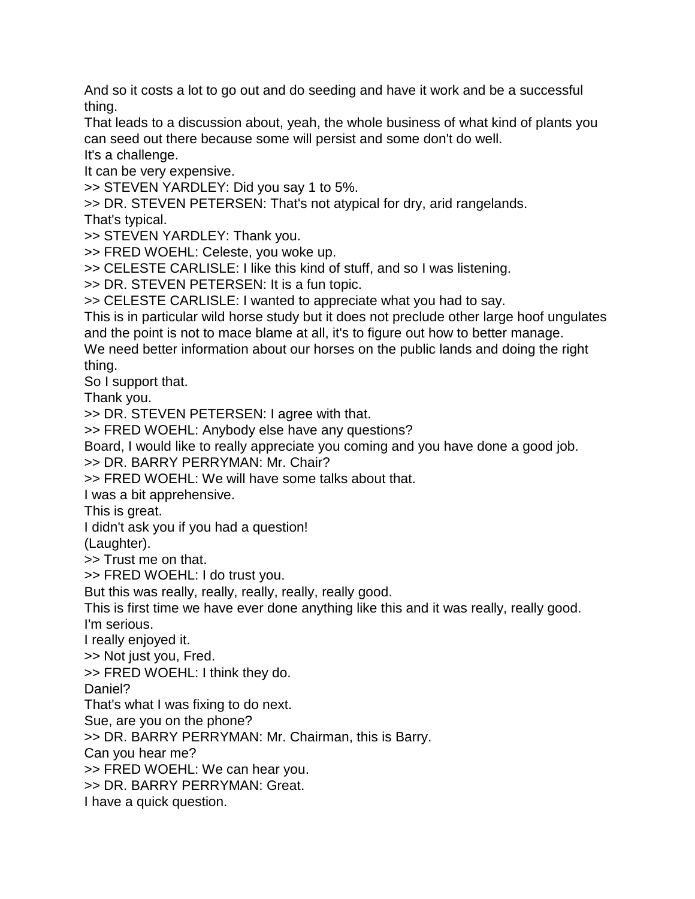And so it costs a lot to go out and do seeding and have it work and be a successful thing.

That leads to a discussion about, yeah, the whole business of what kind of plants you can seed out there because some will persist and some don't do well.

It's a challenge.

It can be very expensive.

>> STEVEN YARDLEY: Did you say 1 to 5%.

>> DR. STEVEN PETERSEN: That's not atypical for dry, arid rangelands.

That's typical.

>> STEVEN YARDLEY: Thank you.

>> FRED WOEHL: Celeste, you woke up.

>> CELESTE CARLISLE: I like this kind of stuff, and so I was listening.

>> DR. STEVEN PETERSEN: It is a fun topic.

>> CELESTE CARLISLE: I wanted to appreciate what you had to say.

This is in particular wild horse study but it does not preclude other large hoof ungulates and the point is not to mace blame at all, it's to figure out how to better manage.

We need better information about our horses on the public lands and doing the right thing.

So I support that.

Thank you.

>> DR. STEVEN PETERSEN: I agree with that.

>> FRED WOEHL: Anybody else have any questions?

Board, I would like to really appreciate you coming and you have done a good job.

>> DR. BARRY PERRYMAN: Mr. Chair?

>> FRED WOEHL: We will have some talks about that.

I was a bit apprehensive.

This is great.

I didn't ask you if you had a question!

(Laughter).

>> Trust me on that.

>> FRED WOEHL: I do trust you.

But this was really, really, really, really, really good.

This is first time we have ever done anything like this and it was really, really good.

I'm serious.

I really enjoyed it.

>> Not just you, Fred.

>> FRED WOEHL: I think they do.

Daniel?

That's what I was fixing to do next.

Sue, are you on the phone?

>> DR. BARRY PERRYMAN: Mr. Chairman, this is Barry.

Can you hear me?

>> FRED WOEHL: We can hear you.

>> DR. BARRY PERRYMAN: Great.

I have a quick question.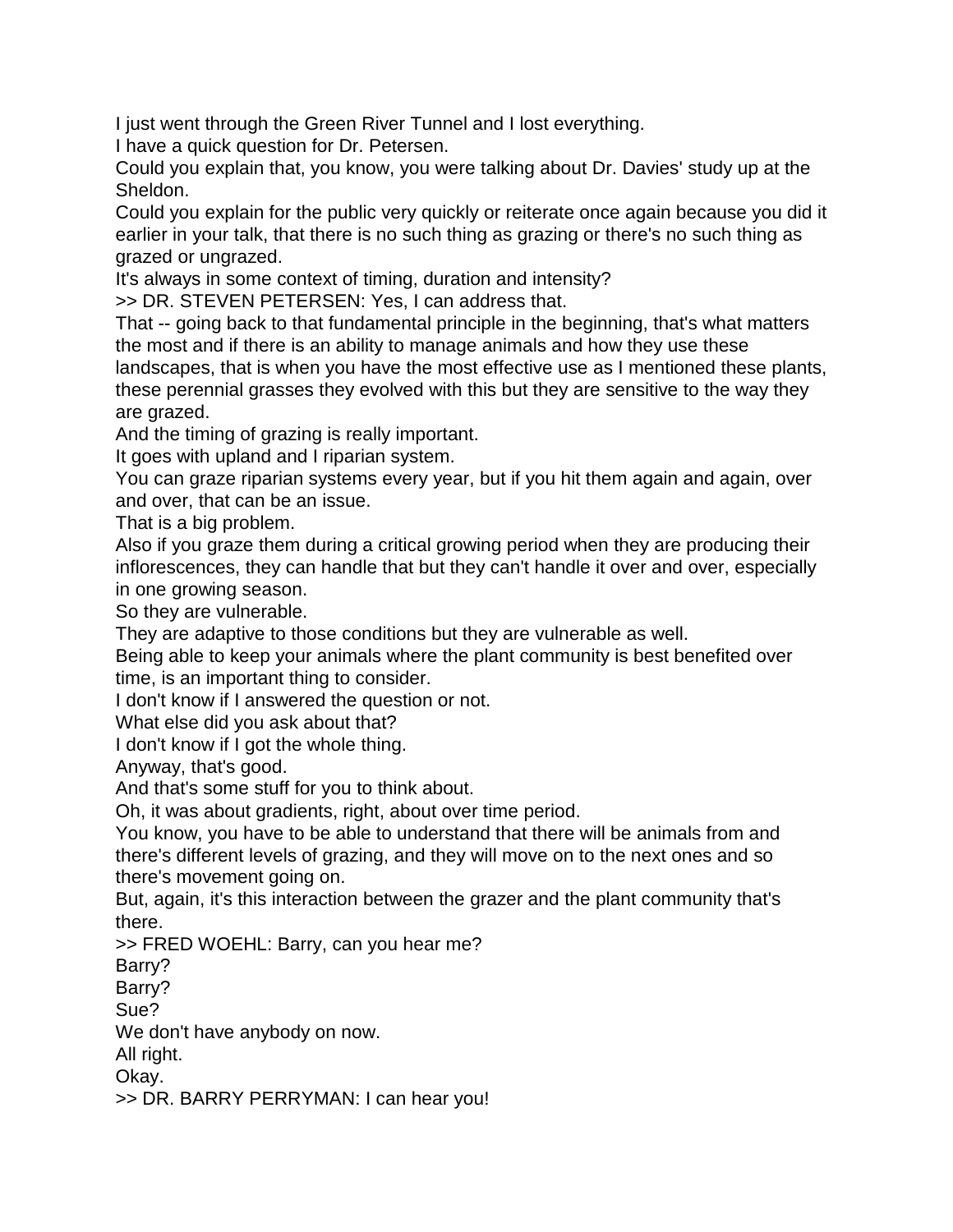I just went through the Green River Tunnel and I lost everything.

I have a quick question for Dr. Petersen.

Could you explain that, you know, you were talking about Dr. Davies' study up at the Sheldon.

Could you explain for the public very quickly or reiterate once again because you did it earlier in your talk, that there is no such thing as grazing or there's no such thing as grazed or ungrazed.

It's always in some context of timing, duration and intensity?

>> DR. STEVEN PETERSEN: Yes, I can address that.

That -- going back to that fundamental principle in the beginning, that's what matters the most and if there is an ability to manage animals and how they use these landscapes, that is when you have the most effective use as I mentioned these plants, these perennial grasses they evolved with this but they are sensitive to the way they are grazed.

And the timing of grazing is really important.

It goes with upland and I riparian system.

You can graze riparian systems every year, but if you hit them again and again, over and over, that can be an issue.

That is a big problem.

Also if you graze them during a critical growing period when they are producing their inflorescences, they can handle that but they can't handle it over and over, especially in one growing season.

So they are vulnerable.

They are adaptive to those conditions but they are vulnerable as well.

Being able to keep your animals where the plant community is best benefited over time, is an important thing to consider.

I don't know if I answered the question or not.

What else did you ask about that?

I don't know if I got the whole thing.

Anyway, that's good.

And that's some stuff for you to think about.

Oh, it was about gradients, right, about over time period.

You know, you have to be able to understand that there will be animals from and there's different levels of grazing, and they will move on to the next ones and so there's movement going on.

But, again, it's this interaction between the grazer and the plant community that's there.

>> FRED WOEHL: Barry, can you hear me?

Barry?

Barry?

Sue?

We don't have anybody on now.

All right.

Okay.

>> DR. BARRY PERRYMAN: I can hear you!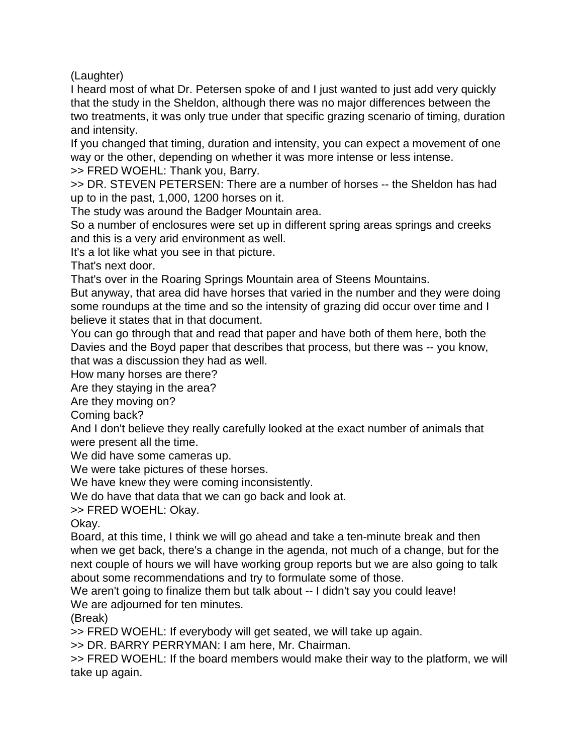(Laughter)

I heard most of what Dr. Petersen spoke of and I just wanted to just add very quickly that the study in the Sheldon, although there was no major differences between the two treatments, it was only true under that specific grazing scenario of timing, duration and intensity.

If you changed that timing, duration and intensity, you can expect a movement of one way or the other, depending on whether it was more intense or less intense.

>> FRED WOEHL: Thank you, Barry.

>> DR. STEVEN PETERSEN: There are a number of horses -- the Sheldon has had up to in the past, 1,000, 1200 horses on it.

The study was around the Badger Mountain area.

So a number of enclosures were set up in different spring areas springs and creeks and this is a very arid environment as well.

It's a lot like what you see in that picture.

That's next door.

That's over in the Roaring Springs Mountain area of Steens Mountains.

But anyway, that area did have horses that varied in the number and they were doing some roundups at the time and so the intensity of grazing did occur over time and I believe it states that in that document.

You can go through that and read that paper and have both of them here, both the Davies and the Boyd paper that describes that process, but there was -- you know, that was a discussion they had as well.

How many horses are there?

Are they staying in the area?

Are they moving on?

Coming back?

And I don't believe they really carefully looked at the exact number of animals that were present all the time.

We did have some cameras up.

We were take pictures of these horses.

We have knew they were coming inconsistently.

We do have that data that we can go back and look at.

>> FRED WOEHL: Okay.

Okay.

Board, at this time, I think we will go ahead and take a ten-minute break and then when we get back, there's a change in the agenda, not much of a change, but for the next couple of hours we will have working group reports but we are also going to talk about some recommendations and try to formulate some of those.

We aren't going to finalize them but talk about -- I didn't say you could leave!

We are adjourned for ten minutes.

(Break)

>> FRED WOEHL: If everybody will get seated, we will take up again.

>> DR. BARRY PERRYMAN: I am here, Mr. Chairman.

>> FRED WOEHL: If the board members would make their way to the platform, we will take up again.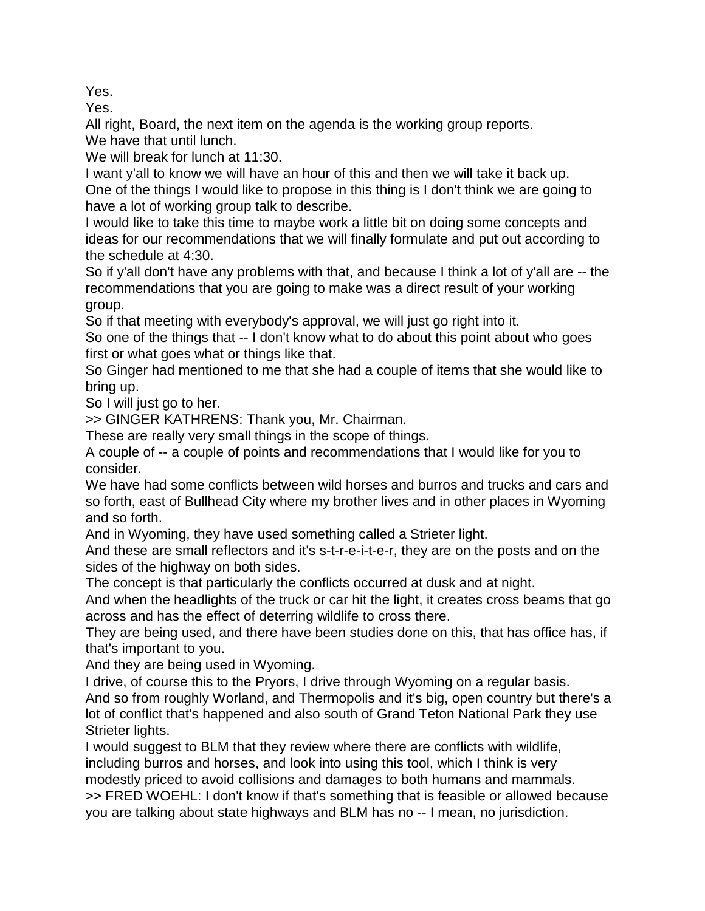Yes.

Yes.

All right, Board, the next item on the agenda is the working group reports.

We have that until lunch.

We will break for lunch at 11:30.

I want y'all to know we will have an hour of this and then we will take it back up.

One of the things I would like to propose in this thing is I don't think we are going to have a lot of working group talk to describe.

I would like to take this time to maybe work a little bit on doing some concepts and ideas for our recommendations that we will finally formulate and put out according to the schedule at 4:30.

So if y'all don't have any problems with that, and because I think a lot of y'all are -- the recommendations that you are going to make was a direct result of your working group.

So if that meeting with everybody's approval, we will just go right into it.

So one of the things that -- I don't know what to do about this point about who goes first or what goes what or things like that.

So Ginger had mentioned to me that she had a couple of items that she would like to bring up.

So I will just go to her.

>> GINGER KATHRENS: Thank you, Mr. Chairman.

These are really very small things in the scope of things.

A couple of -- a couple of points and recommendations that I would like for you to consider.

We have had some conflicts between wild horses and burros and trucks and cars and so forth, east of Bullhead City where my brother lives and in other places in Wyoming and so forth.

And in Wyoming, they have used something called a Strieter light.

And these are small reflectors and it's s-t-r-e-i-t-e-r, they are on the posts and on the sides of the highway on both sides.

The concept is that particularly the conflicts occurred at dusk and at night.

And when the headlights of the truck or car hit the light, it creates cross beams that go across and has the effect of deterring wildlife to cross there.

They are being used, and there have been studies done on this, that has office has, if that's important to you.

And they are being used in Wyoming.

I drive, of course this to the Pryors, I drive through Wyoming on a regular basis.

And so from roughly Worland, and Thermopolis and it's big, open country but there's a lot of conflict that's happened and also south of Grand Teton National Park they use Strieter lights.

I would suggest to BLM that they review where there are conflicts with wildlife, including burros and horses, and look into using this tool, which I think is very modestly priced to avoid collisions and damages to both humans and mammals.

>> FRED WOEHL: I don't know if that's something that is feasible or allowed because you are talking about state highways and BLM has no -- I mean, no jurisdiction.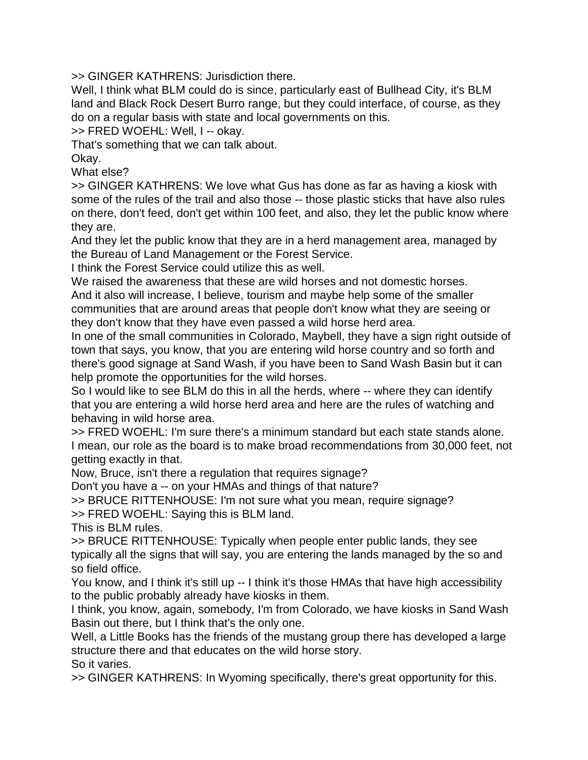>> GINGER KATHRENS: Jurisdiction there.
Well, I think what BLM could do is since, particularly east of Bullhead City, it's BLM land and Black Rock Desert Burro range, but they could interface, of course, as they do on a regular basis with state and local governments on this.
>> FRED WOEHL: Well, I -- okay.
That's something that we can talk about.
Okay.
What else?
>> GINGER KATHRENS: We love what Gus has done as far as having a kiosk with some of the rules of the trail and also those -- those plastic sticks that have also rules on there, don't feed, don't get within 100 feet, and also, they let the public know where they are.
And they let the public know that they are in a herd management area, managed by the Bureau of Land Management or the Forest Service.
I think the Forest Service could utilize this as well.
We raised the awareness that these are wild horses and not domestic horses.
And it also will increase, I believe, tourism and maybe help some of the smaller communities that are around areas that people don't know what they are seeing or they don't know that they have even passed a wild horse herd area.
In one of the small communities in Colorado, Maybell, they have a sign right outside of town that says, you know, that you are entering wild horse country and so forth and there's good signage at Sand Wash, if you have been to Sand Wash Basin but it can help promote the opportunities for the wild horses.
So I would like to see BLM do this in all the herds, where -- where they can identify that you are entering a wild horse herd area and here are the rules of watching and behaving in wild horse area.
>> FRED WOEHL: I'm sure there's a minimum standard but each state stands alone.
I mean, our role as the board is to make broad recommendations from 30,000 feet, not getting exactly in that.
Now, Bruce, isn't there a regulation that requires signage?
Don't you have a -- on your HMAs and things of that nature?
>> BRUCE RITTENHOUSE: I'm not sure what you mean, require signage?
>> FRED WOEHL: Saying this is BLM land.
This is BLM rules.
>> BRUCE RITTENHOUSE: Typically when people enter public lands, they see typically all the signs that will say, you are entering the lands managed by the so and so field office.
You know, and I think it's still up -- I think it's those HMAs that have high accessibility to the public probably already have kiosks in them.
I think, you know, again, somebody, I'm from Colorado, we have kiosks in Sand Wash Basin out there, but I think that's the only one.
Well, a Little Books has the friends of the mustang group there has developed a large structure there and that educates on the wild horse story.
So it varies.
>> GINGER KATHRENS: In Wyoming specifically, there's great opportunity for this.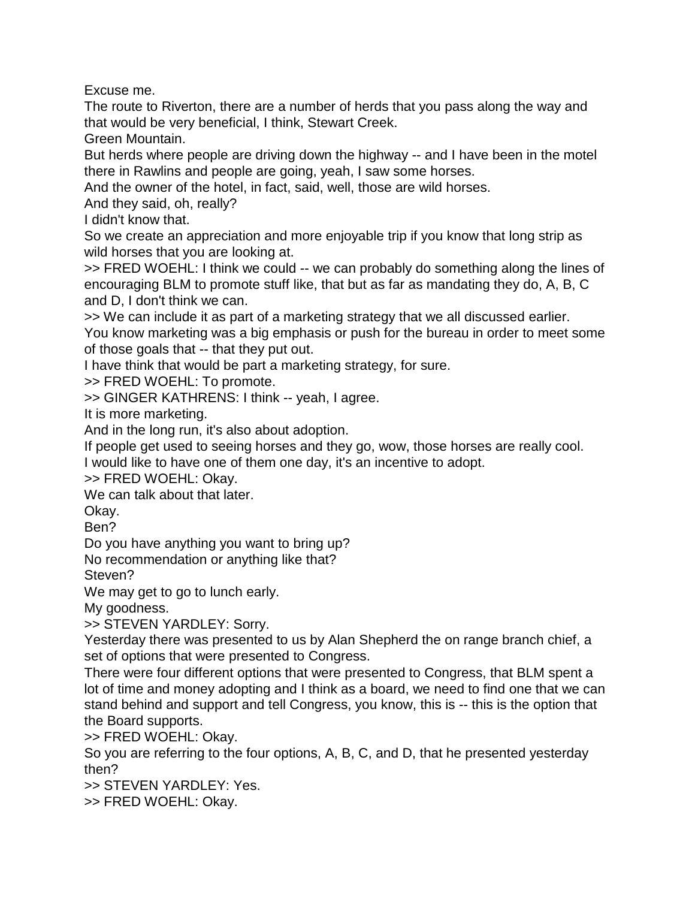Excuse me.

The route to Riverton, there are a number of herds that you pass along the way and that would be very beneficial, I think, Stewart Creek.

Green Mountain.

But herds where people are driving down the highway -- and I have been in the motel there in Rawlins and people are going, yeah, I saw some horses.

And the owner of the hotel, in fact, said, well, those are wild horses.

And they said, oh, really?

I didn't know that.

So we create an appreciation and more enjoyable trip if you know that long strip as wild horses that you are looking at.

>> FRED WOEHL: I think we could -- we can probably do something along the lines of encouraging BLM to promote stuff like, that but as far as mandating they do, A, B, C and D, I don't think we can.

>> We can include it as part of a marketing strategy that we all discussed earlier.

You know marketing was a big emphasis or push for the bureau in order to meet some of those goals that -- that they put out.

I have think that would be part a marketing strategy, for sure.

>> FRED WOEHL: To promote.

>> GINGER KATHRENS: I think -- yeah, I agree.

It is more marketing.

And in the long run, it's also about adoption.

If people get used to seeing horses and they go, wow, those horses are really cool.

I would like to have one of them one day, it's an incentive to adopt.

>> FRED WOEHL: Okay.

We can talk about that later.

Okay.

Ben?

Do you have anything you want to bring up?

No recommendation or anything like that?

Steven?

We may get to go to lunch early.

My goodness.

>> STEVEN YARDLEY: Sorry.

Yesterday there was presented to us by Alan Shepherd the on range branch chief, a set of options that were presented to Congress.

There were four different options that were presented to Congress, that BLM spent a lot of time and money adopting and I think as a board, we need to find one that we can stand behind and support and tell Congress, you know, this is -- this is the option that the Board supports.

>> FRED WOEHL: Okay.

So you are referring to the four options, A, B, C, and D, that he presented yesterday then?

>> STEVEN YARDLEY: Yes.

>> FRED WOEHL: Okay.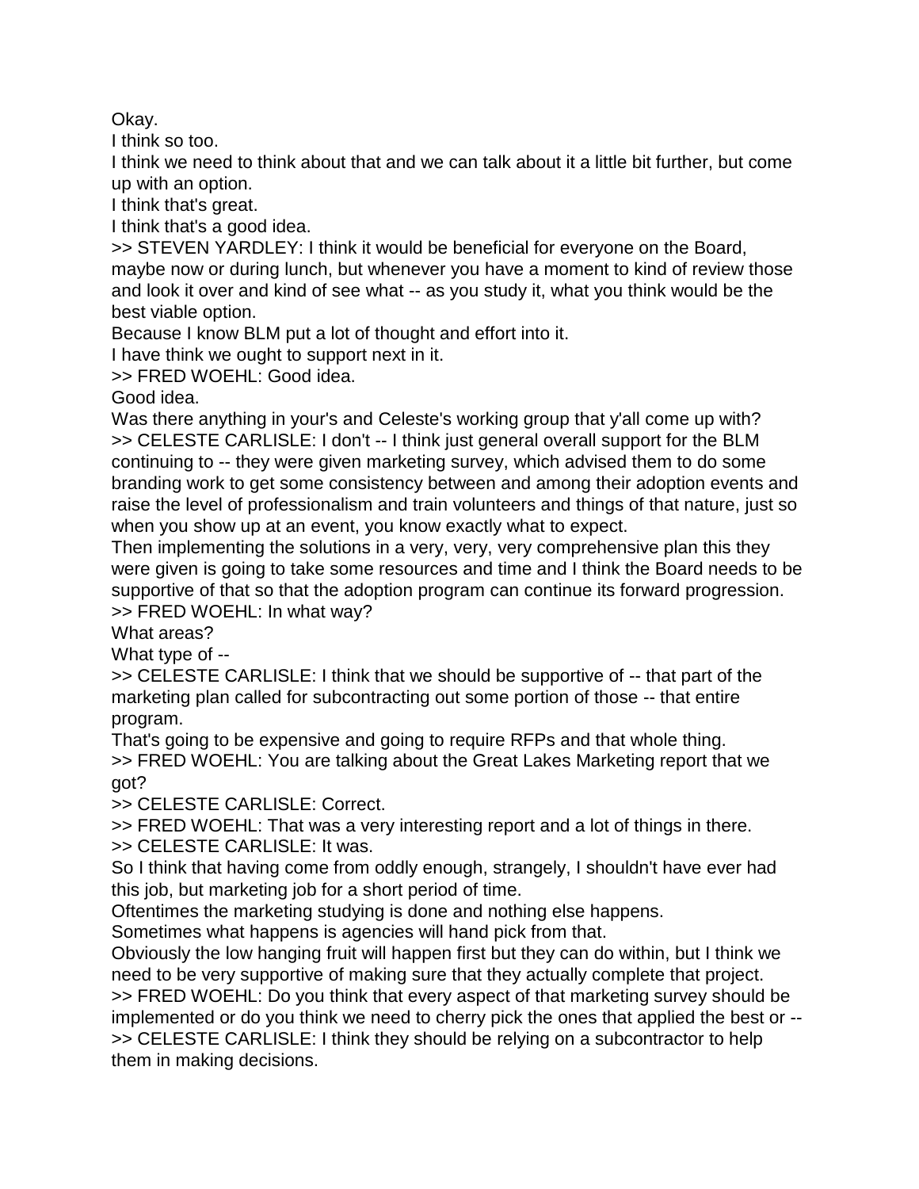Okay.

I think so too.

I think we need to think about that and we can talk about it a little bit further, but come up with an option.

I think that's great.

I think that's a good idea.

>> STEVEN YARDLEY: I think it would be beneficial for everyone on the Board, maybe now or during lunch, but whenever you have a moment to kind of review those and look it over and kind of see what -- as you study it, what you think would be the best viable option.

Because I know BLM put a lot of thought and effort into it.

I have think we ought to support next in it.

>> FRED WOEHL: Good idea.

Good idea.

Was there anything in your's and Celeste's working group that y'all come up with?

>> CELESTE CARLISLE: I don't -- I think just general overall support for the BLM continuing to -- they were given marketing survey, which advised them to do some branding work to get some consistency between and among their adoption events and raise the level of professionalism and train volunteers and things of that nature, just so when you show up at an event, you know exactly what to expect.

Then implementing the solutions in a very, very, very comprehensive plan this they were given is going to take some resources and time and I think the Board needs to be supportive of that so that the adoption program can continue its forward progression.

>> FRED WOEHL: In what way?

What areas?

What type of --

>> CELESTE CARLISLE: I think that we should be supportive of -- that part of the marketing plan called for subcontracting out some portion of those -- that entire program.

That's going to be expensive and going to require RFPs and that whole thing.

>> FRED WOEHL: You are talking about the Great Lakes Marketing report that we got?

>> CELESTE CARLISLE: Correct.

>> FRED WOEHL: That was a very interesting report and a lot of things in there.

>> CELESTE CARLISLE: It was.

So I think that having come from oddly enough, strangely, I shouldn't have ever had this job, but marketing job for a short period of time.

Oftentimes the marketing studying is done and nothing else happens.

Sometimes what happens is agencies will hand pick from that.

Obviously the low hanging fruit will happen first but they can do within, but I think we need to be very supportive of making sure that they actually complete that project.

>> FRED WOEHL: Do you think that every aspect of that marketing survey should be implemented or do you think we need to cherry pick the ones that applied the best or --

>> CELESTE CARLISLE: I think they should be relying on a subcontractor to help them in making decisions.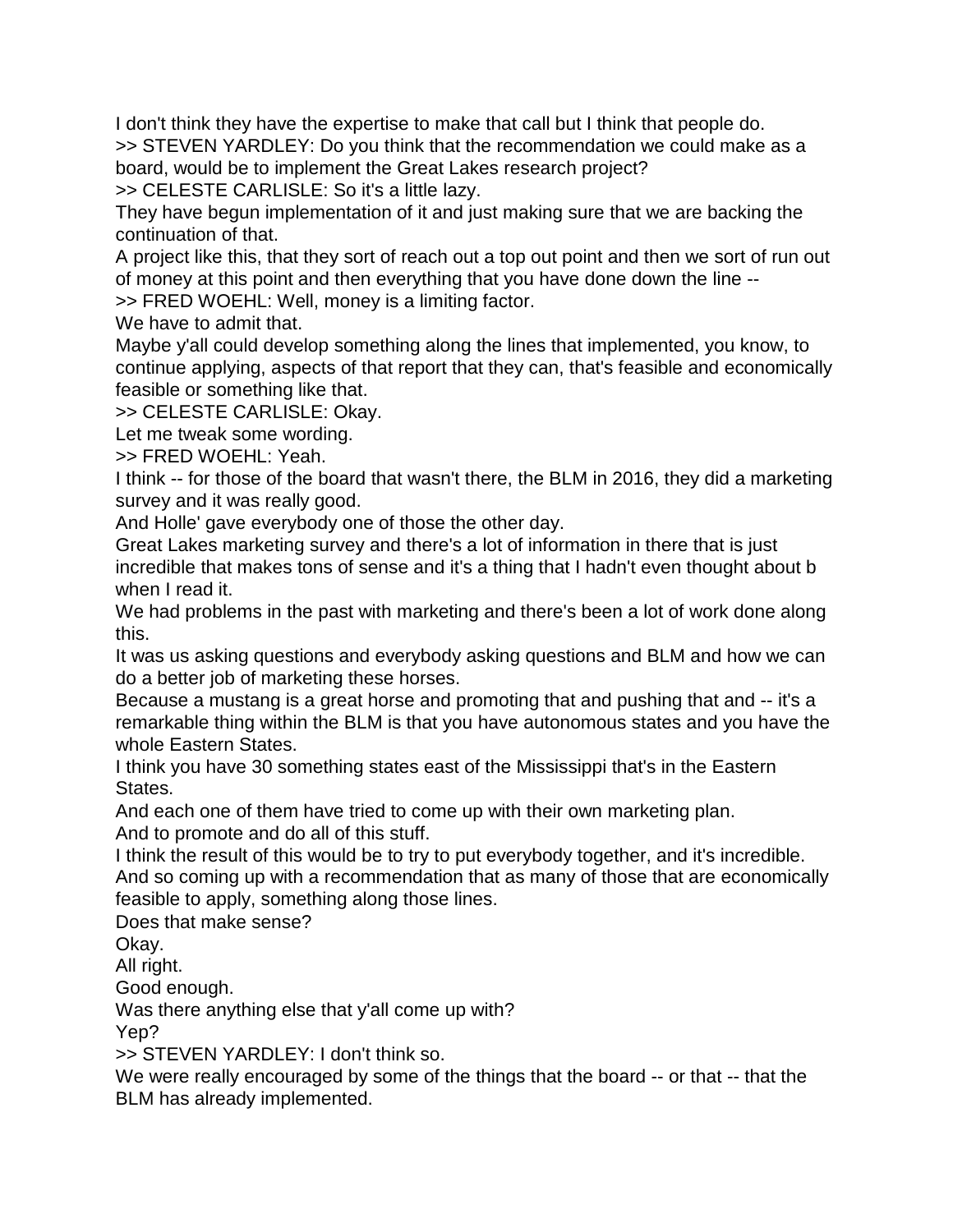I don't think they have the expertise to make that call but I think that people do.

>> STEVEN YARDLEY: Do you think that the recommendation we could make as a board, would be to implement the Great Lakes research project?

>> CELESTE CARLISLE: So it's a little lazy.

They have begun implementation of it and just making sure that we are backing the continuation of that.

A project like this, that they sort of reach out a top out point and then we sort of run out of money at this point and then everything that you have done down the line --

>> FRED WOEHL: Well, money is a limiting factor.

We have to admit that.

Maybe y'all could develop something along the lines that implemented, you know, to continue applying, aspects of that report that they can, that's feasible and economically feasible or something like that.

>> CELESTE CARLISLE: Okay.

Let me tweak some wording.

>> FRED WOEHL: Yeah.

I think -- for those of the board that wasn't there, the BLM in 2016, they did a marketing survey and it was really good.

And Holle' gave everybody one of those the other day.

Great Lakes marketing survey and there's a lot of information in there that is just incredible that makes tons of sense and it's a thing that I hadn't even thought about b when I read it.

We had problems in the past with marketing and there's been a lot of work done along this.

It was us asking questions and everybody asking questions and BLM and how we can do a better job of marketing these horses.

Because a mustang is a great horse and promoting that and pushing that and -- it's a remarkable thing within the BLM is that you have autonomous states and you have the whole Eastern States.

I think you have 30 something states east of the Mississippi that's in the Eastern States.

And each one of them have tried to come up with their own marketing plan.

And to promote and do all of this stuff.

I think the result of this would be to try to put everybody together, and it's incredible.

And so coming up with a recommendation that as many of those that are economically feasible to apply, something along those lines.

Does that make sense?

Okay.

All right.

Good enough.

Was there anything else that y'all come up with?

Yep?

>> STEVEN YARDLEY: I don't think so.

We were really encouraged by some of the things that the board -- or that -- that the BLM has already implemented.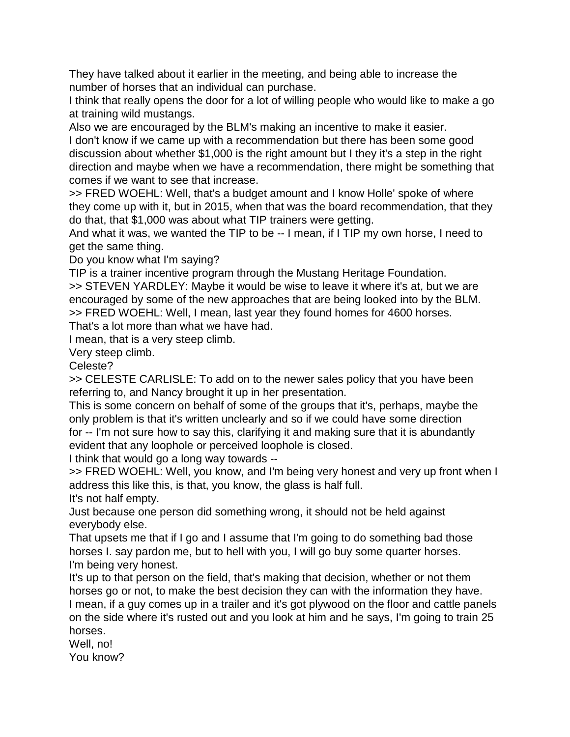They have talked about it earlier in the meeting, and being able to increase the number of horses that an individual can purchase.

I think that really opens the door for a lot of willing people who would like to make a go at training wild mustangs.

Also we are encouraged by the BLM's making an incentive to make it easier.

I don't know if we came up with a recommendation but there has been some good discussion about whether $1,000 is the right amount but I they it's a step in the right direction and maybe when we have a recommendation, there might be something that comes if we want to see that increase.

>> FRED WOEHL: Well, that's a budget amount and I know Holle' spoke of where they come up with it, but in 2015, when that was the board recommendation, that they do that, that $1,000 was about what TIP trainers were getting.

And what it was, we wanted the TIP to be -- I mean, if I TIP my own horse, I need to get the same thing.

Do you know what I'm saying?

TIP is a trainer incentive program through the Mustang Heritage Foundation.

>> STEVEN YARDLEY: Maybe it would be wise to leave it where it's at, but we are encouraged by some of the new approaches that are being looked into by the BLM.

>> FRED WOEHL: Well, I mean, last year they found homes for 4600 horses.

That's a lot more than what we have had.

I mean, that is a very steep climb.

Very steep climb.

Celeste?

>> CELESTE CARLISLE: To add on to the newer sales policy that you have been referring to, and Nancy brought it up in her presentation.

This is some concern on behalf of some of the groups that it's, perhaps, maybe the only problem is that it's written unclearly and so if we could have some direction for -- I'm not sure how to say this, clarifying it and making sure that it is abundantly evident that any loophole or perceived loophole is closed.

I think that would go a long way towards --

>> FRED WOEHL: Well, you know, and I'm being very honest and very up front when I address this like this, is that, you know, the glass is half full.

It's not half empty.

Just because one person did something wrong, it should not be held against everybody else.

That upsets me that if I go and I assume that I'm going to do something bad those horses I. say pardon me, but to hell with you, I will go buy some quarter horses.

I'm being very honest.

It's up to that person on the field, that's making that decision, whether or not them horses go or not, to make the best decision they can with the information they have.

I mean, if a guy comes up in a trailer and it's got plywood on the floor and cattle panels on the side where it's rusted out and you look at him and he says, I'm going to train 25 horses.

Well, no!

You know?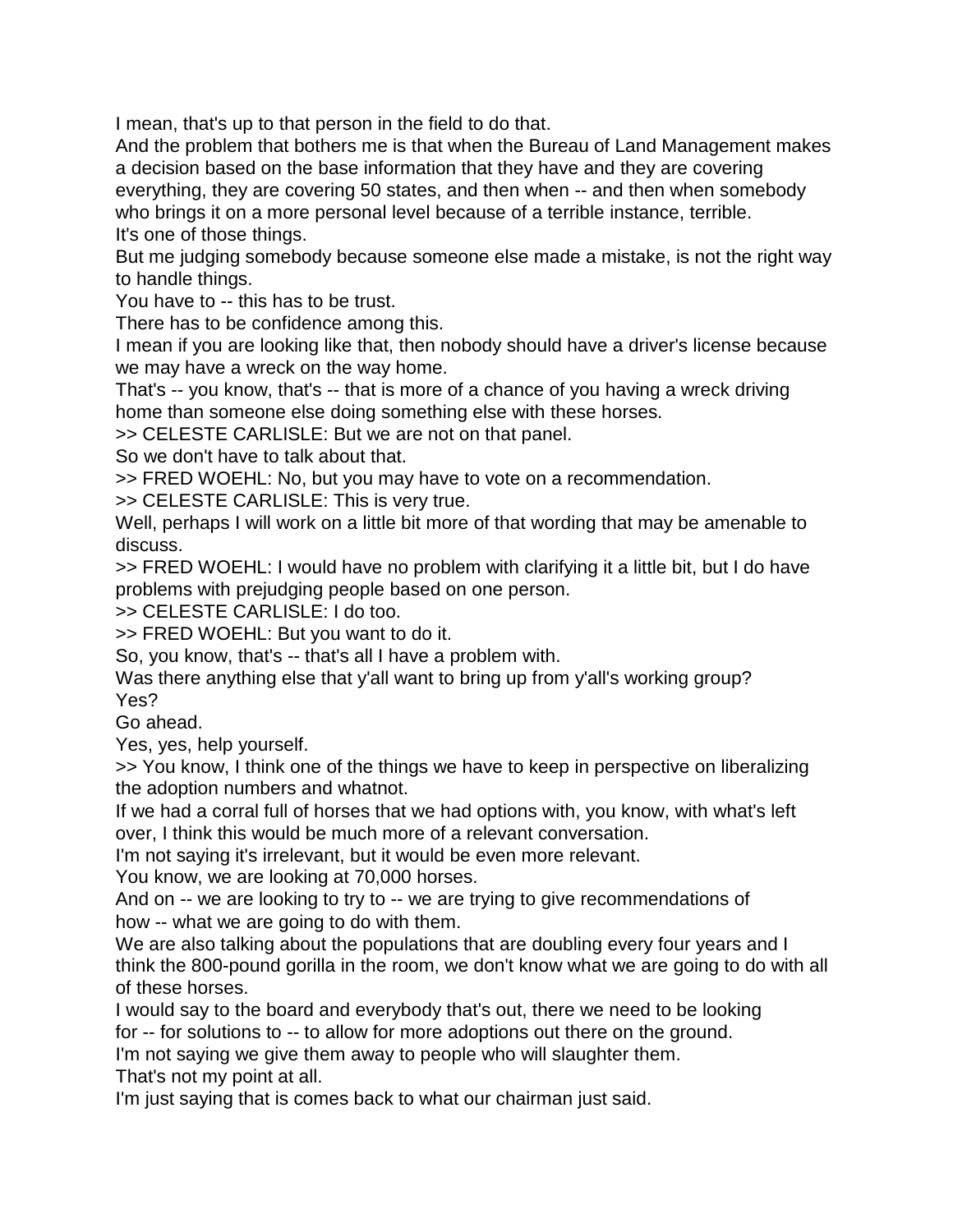I mean, that's up to that person in the field to do that.

And the problem that bothers me is that when the Bureau of Land Management makes a decision based on the base information that they have and they are covering everything, they are covering 50 states, and then when -- and then when somebody who brings it on a more personal level because of a terrible instance, terrible.

It's one of those things.

But me judging somebody because someone else made a mistake, is not the right way to handle things.

You have to -- this has to be trust.

There has to be confidence among this.

I mean if you are looking like that, then nobody should have a driver's license because we may have a wreck on the way home.

That's -- you know, that's -- that is more of a chance of you having a wreck driving home than someone else doing something else with these horses.

>> CELESTE CARLISLE: But we are not on that panel.

So we don't have to talk about that.

>> FRED WOEHL: No, but you may have to vote on a recommendation.

>> CELESTE CARLISLE: This is very true.

Well, perhaps I will work on a little bit more of that wording that may be amenable to discuss.

>> FRED WOEHL: I would have no problem with clarifying it a little bit, but I do have problems with prejudging people based on one person.

>> CELESTE CARLISLE: I do too.

>> FRED WOEHL: But you want to do it.

So, you know, that's -- that's all I have a problem with.

Was there anything else that y'all want to bring up from y'all's working group?

Yes?

Go ahead.

Yes, yes, help yourself.

>> You know, I think one of the things we have to keep in perspective on liberalizing the adoption numbers and whatnot.

If we had a corral full of horses that we had options with, you know, with what's left over, I think this would be much more of a relevant conversation.

I'm not saying it's irrelevant, but it would be even more relevant.

You know, we are looking at 70,000 horses.

And on -- we are looking to try to -- we are trying to give recommendations of how -- what we are going to do with them.

We are also talking about the populations that are doubling every four years and I think the 800-pound gorilla in the room, we don't know what we are going to do with all of these horses.

I would say to the board and everybody that's out, there we need to be looking for -- for solutions to -- to allow for more adoptions out there on the ground.

I'm not saying we give them away to people who will slaughter them.

That's not my point at all.

I'm just saying that is comes back to what our chairman just said.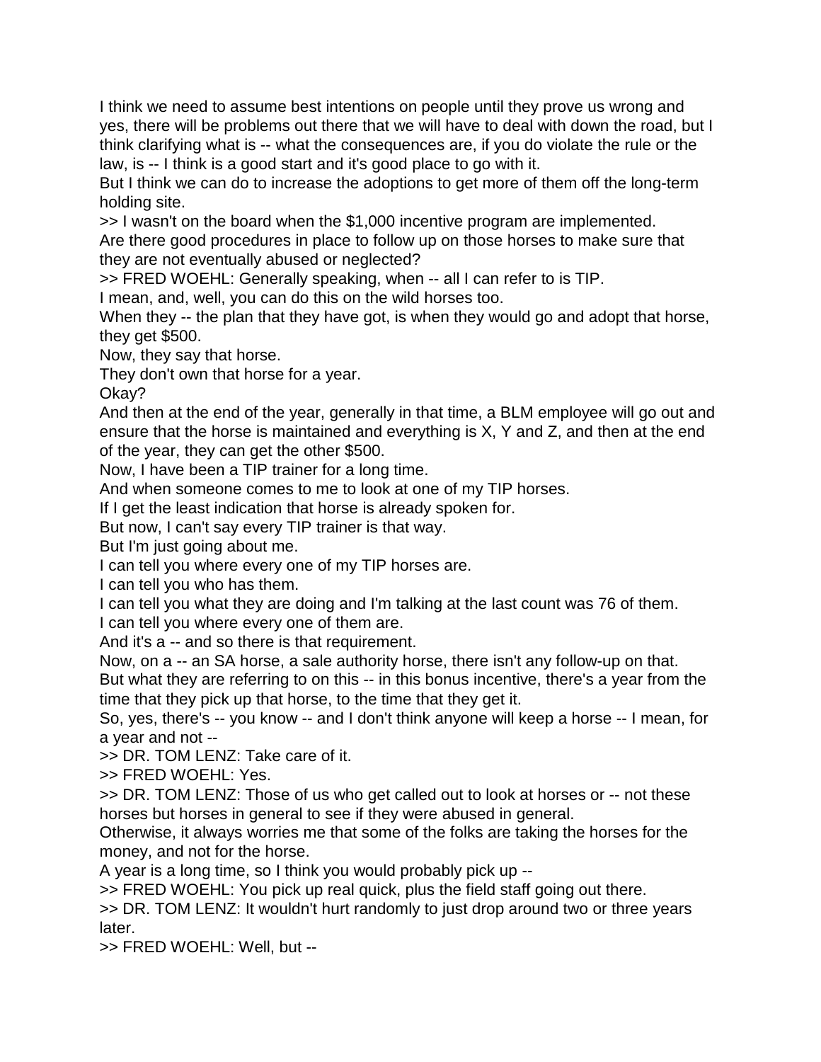I think we need to assume best intentions on people until they prove us wrong and yes, there will be problems out there that we will have to deal with down the road, but I think clarifying what is -- what the consequences are, if you do violate the rule or the law, is -- I think is a good start and it's good place to go with it.

But I think we can do to increase the adoptions to get more of them off the long-term holding site.

>> I wasn't on the board when the $1,000 incentive program are implemented.

Are there good procedures in place to follow up on those horses to make sure that they are not eventually abused or neglected?

>> FRED WOEHL: Generally speaking, when -- all I can refer to is TIP.

I mean, and, well, you can do this on the wild horses too.

When they -- the plan that they have got, is when they would go and adopt that horse, they get $500.

Now, they say that horse.

They don't own that horse for a year.

Okay?

And then at the end of the year, generally in that time, a BLM employee will go out and ensure that the horse is maintained and everything is X, Y and Z, and then at the end of the year, they can get the other $500.

Now, I have been a TIP trainer for a long time.

And when someone comes to me to look at one of my TIP horses.

If I get the least indication that horse is already spoken for.

But now, I can't say every TIP trainer is that way.

But I'm just going about me.

I can tell you where every one of my TIP horses are.

I can tell you who has them.

I can tell you what they are doing and I'm talking at the last count was 76 of them.

I can tell you where every one of them are.

And it's a -- and so there is that requirement.

Now, on a -- an SA horse, a sale authority horse, there isn't any follow-up on that.

But what they are referring to on this -- in this bonus incentive, there's a year from the time that they pick up that horse, to the time that they get it.

So, yes, there's -- you know -- and I don't think anyone will keep a horse -- I mean, for a year and not --

>> DR. TOM LENZ: Take care of it.

>> FRED WOEHL: Yes.

>> DR. TOM LENZ: Those of us who get called out to look at horses or -- not these horses but horses in general to see if they were abused in general.

Otherwise, it always worries me that some of the folks are taking the horses for the money, and not for the horse.

A year is a long time, so I think you would probably pick up --

>> FRED WOEHL: You pick up real quick, plus the field staff going out there.

>> DR. TOM LENZ: It wouldn't hurt randomly to just drop around two or three years later.

>> FRED WOEHL: Well, but --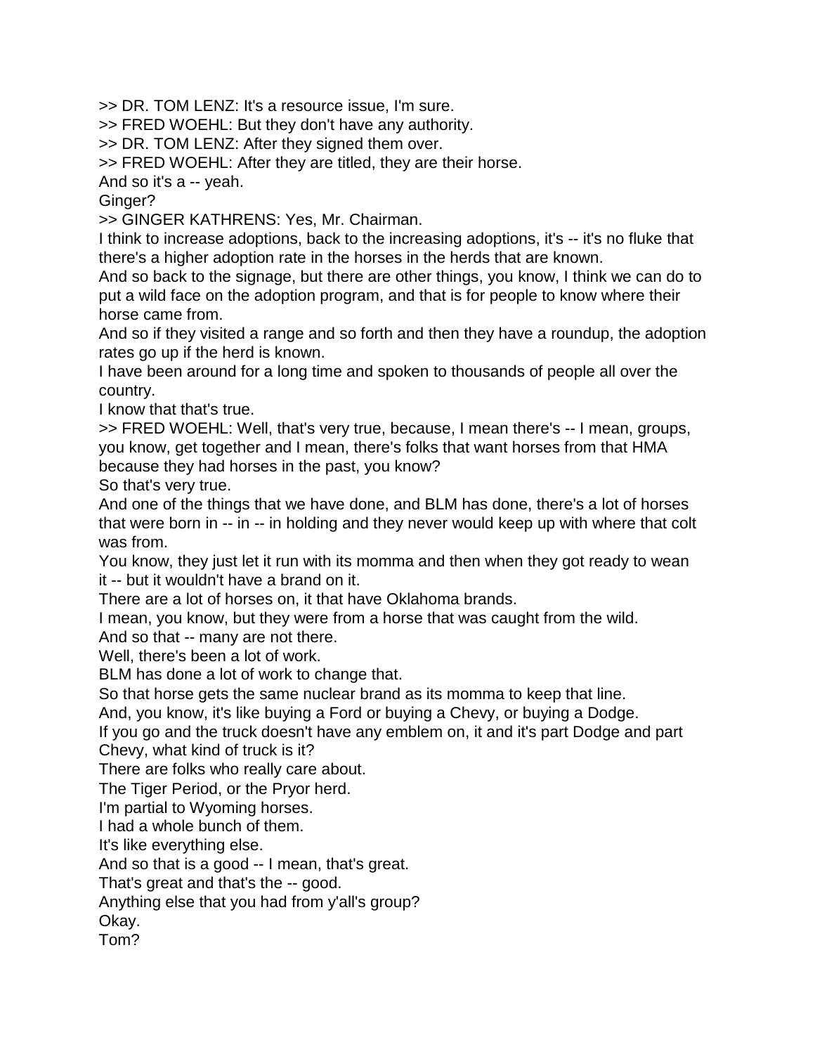>> DR. TOM LENZ: It's a resource issue, I'm sure.

>> FRED WOEHL: But they don't have any authority.

>> DR. TOM LENZ: After they signed them over.

>> FRED WOEHL: After they are titled, they are their horse.

And so it's a -- yeah.

Ginger?

>> GINGER KATHRENS: Yes, Mr. Chairman.

I think to increase adoptions, back to the increasing adoptions, it's -- it's no fluke that there's a higher adoption rate in the horses in the herds that are known.

And so back to the signage, but there are other things, you know, I think we can do to put a wild face on the adoption program, and that is for people to know where their horse came from.

And so if they visited a range and so forth and then they have a roundup, the adoption rates go up if the herd is known.

I have been around for a long time and spoken to thousands of people all over the country.

I know that that's true.

>> FRED WOEHL: Well, that's very true, because, I mean there's -- I mean, groups, you know, get together and I mean, there's folks that want horses from that HMA because they had horses in the past, you know?

So that's very true.

And one of the things that we have done, and BLM has done, there's a lot of horses that were born in -- in -- in holding and they never would keep up with where that colt was from.

You know, they just let it run with its momma and then when they got ready to wean it -- but it wouldn't have a brand on it.

There are a lot of horses on, it that have Oklahoma brands.

I mean, you know, but they were from a horse that was caught from the wild.

And so that -- many are not there.

Well, there's been a lot of work.

BLM has done a lot of work to change that.

So that horse gets the same nuclear brand as its momma to keep that line.

And, you know, it's like buying a Ford or buying a Chevy, or buying a Dodge.

If you go and the truck doesn't have any emblem on, it and it's part Dodge and part Chevy, what kind of truck is it?

There are folks who really care about.

The Tiger Period, or the Pryor herd.

I'm partial to Wyoming horses.

I had a whole bunch of them.

It's like everything else.

And so that is a good -- I mean, that's great.

That's great and that's the -- good.

Anything else that you had from y'all's group?

Okay.

Tom?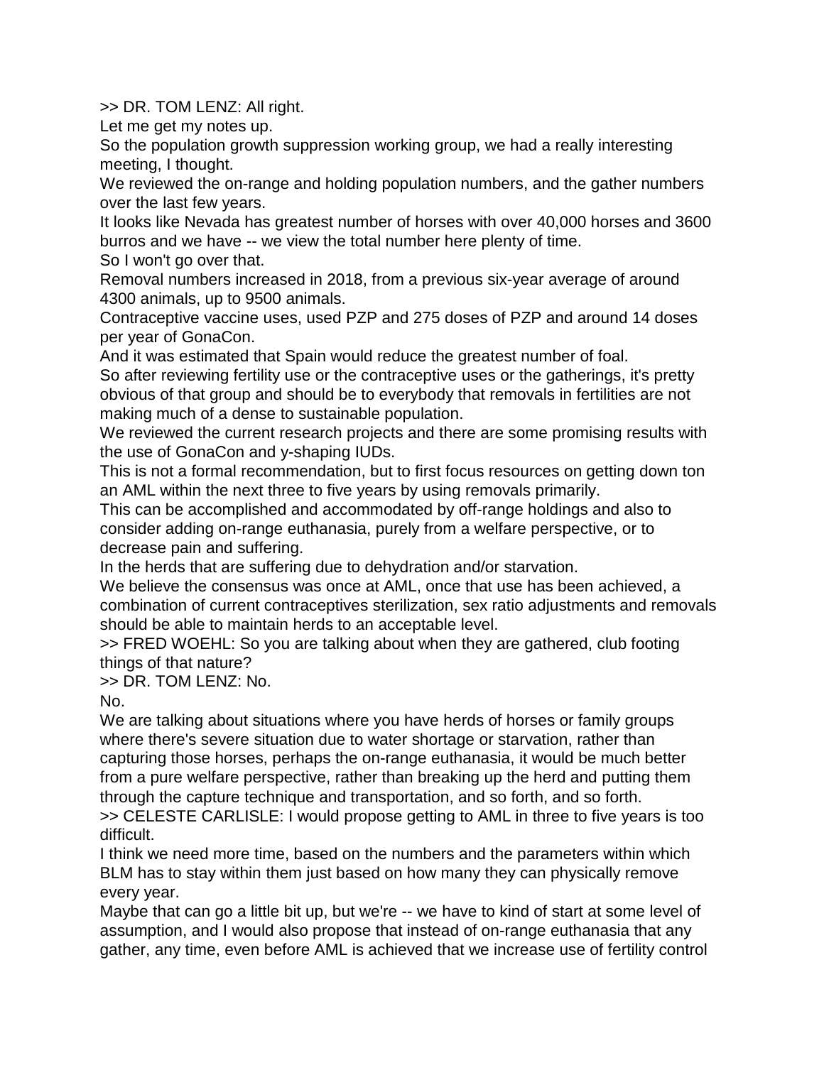>> DR. TOM LENZ: All right.

Let me get my notes up.

So the population growth suppression working group, we had a really interesting meeting, I thought.

We reviewed the on-range and holding population numbers, and the gather numbers over the last few years.

It looks like Nevada has greatest number of horses with over 40,000 horses and 3600 burros and we have -- we view the total number here plenty of time.

So I won't go over that.

Removal numbers increased in 2018, from a previous six-year average of around 4300 animals, up to 9500 animals.

Contraceptive vaccine uses, used PZP and 275 doses of PZP and around 14 doses per year of GonaCon.

And it was estimated that Spain would reduce the greatest number of foal.

So after reviewing fertility use or the contraceptive uses or the gatherings, it's pretty obvious of that group and should be to everybody that removals in fertilities are not making much of a dense to sustainable population.

We reviewed the current research projects and there are some promising results with the use of GonaCon and y-shaping IUDs.

This is not a formal recommendation, but to first focus resources on getting down ton an AML within the next three to five years by using removals primarily.

This can be accomplished and accommodated by off-range holdings and also to consider adding on-range euthanasia, purely from a welfare perspective, or to decrease pain and suffering.

In the herds that are suffering due to dehydration and/or starvation.

We believe the consensus was once at AML, once that use has been achieved, a combination of current contraceptives sterilization, sex ratio adjustments and removals should be able to maintain herds to an acceptable level.

>> FRED WOEHL: So you are talking about when they are gathered, club footing things of that nature?

>> DR. TOM LENZ: No.

No.

We are talking about situations where you have herds of horses or family groups where there's severe situation due to water shortage or starvation, rather than capturing those horses, perhaps the on-range euthanasia, it would be much better from a pure welfare perspective, rather than breaking up the herd and putting them through the capture technique and transportation, and so forth, and so forth.

>> CELESTE CARLISLE: I would propose getting to AML in three to five years is too difficult.

I think we need more time, based on the numbers and the parameters within which BLM has to stay within them just based on how many they can physically remove every year.

Maybe that can go a little bit up, but we're -- we have to kind of start at some level of assumption, and I would also propose that instead of on-range euthanasia that any gather, any time, even before AML is achieved that we increase use of fertility control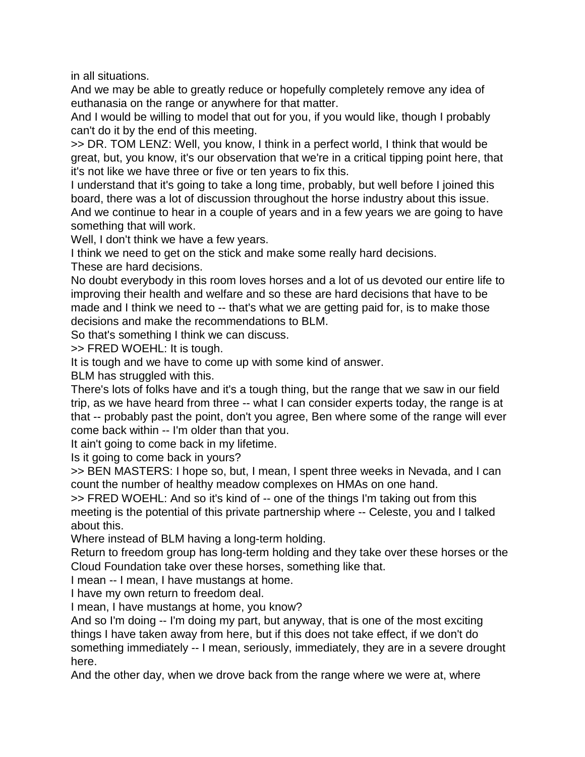in all situations.

And we may be able to greatly reduce or hopefully completely remove any idea of euthanasia on the range or anywhere for that matter.

And I would be willing to model that out for you, if you would like, though I probably can't do it by the end of this meeting.

>> DR. TOM LENZ: Well, you know, I think in a perfect world, I think that would be great, but, you know, it's our observation that we're in a critical tipping point here, that it's not like we have three or five or ten years to fix this.

I understand that it's going to take a long time, probably, but well before I joined this board, there was a lot of discussion throughout the horse industry about this issue.

And we continue to hear in a couple of years and in a few years we are going to have something that will work.

Well, I don't think we have a few years.

I think we need to get on the stick and make some really hard decisions.

These are hard decisions.

No doubt everybody in this room loves horses and a lot of us devoted our entire life to improving their health and welfare and so these are hard decisions that have to be made and I think we need to -- that's what we are getting paid for, is to make those decisions and make the recommendations to BLM.

So that's something I think we can discuss.

>> FRED WOEHL: It is tough.

It is tough and we have to come up with some kind of answer.

BLM has struggled with this.

There's lots of folks have and it's a tough thing, but the range that we saw in our field trip, as we have heard from three -- what I can consider experts today, the range is at that -- probably past the point, don't you agree, Ben where some of the range will ever come back within -- I'm older than that you.

It ain't going to come back in my lifetime.

Is it going to come back in yours?

>> BEN MASTERS: I hope so, but, I mean, I spent three weeks in Nevada, and I can count the number of healthy meadow complexes on HMAs on one hand.

>> FRED WOEHL: And so it's kind of -- one of the things I'm taking out from this meeting is the potential of this private partnership where -- Celeste, you and I talked about this.

Where instead of BLM having a long-term holding.

Return to freedom group has long-term holding and they take over these horses or the Cloud Foundation take over these horses, something like that.

I mean -- I mean, I have mustangs at home.

I have my own return to freedom deal.

I mean, I have mustangs at home, you know?

And so I'm doing -- I'm doing my part, but anyway, that is one of the most exciting things I have taken away from here, but if this does not take effect, if we don't do something immediately -- I mean, seriously, immediately, they are in a severe drought here.

And the other day, when we drove back from the range where we were at, where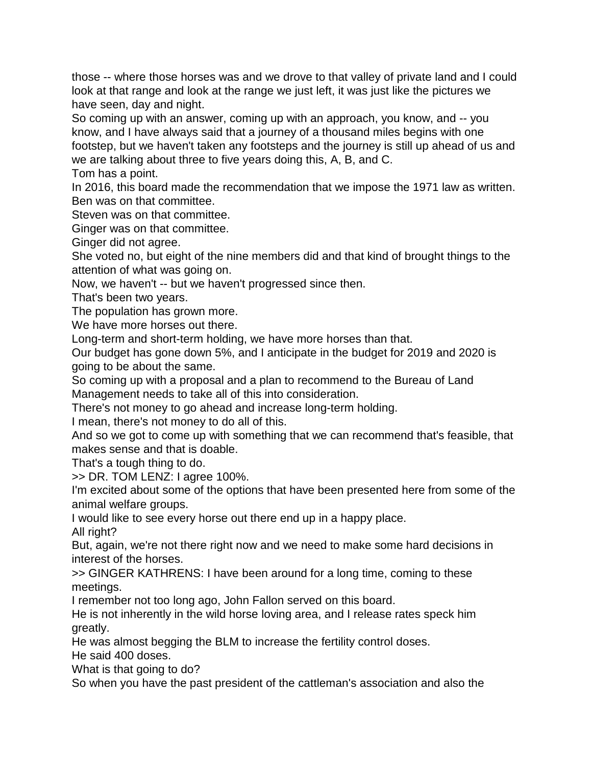those -- where those horses was and we drove to that valley of private land and I could look at that range and look at the range we just left, it was just like the pictures we have seen, day and night.

So coming up with an answer, coming up with an approach, you know, and -- you know, and I have always said that a journey of a thousand miles begins with one footstep, but we haven't taken any footsteps and the journey is still up ahead of us and we are talking about three to five years doing this, A, B, and C.

Tom has a point.

In 2016, this board made the recommendation that we impose the 1971 law as written.

Ben was on that committee.

Steven was on that committee.

Ginger was on that committee.

Ginger did not agree.

She voted no, but eight of the nine members did and that kind of brought things to the attention of what was going on.

Now, we haven't -- but we haven't progressed since then.

That's been two years.

The population has grown more.

We have more horses out there.

Long-term and short-term holding, we have more horses than that.

Our budget has gone down 5%, and I anticipate in the budget for 2019 and 2020 is going to be about the same.

So coming up with a proposal and a plan to recommend to the Bureau of Land Management needs to take all of this into consideration.

There's not money to go ahead and increase long-term holding.

I mean, there's not money to do all of this.

And so we got to come up with something that we can recommend that's feasible, that makes sense and that is doable.

That's a tough thing to do.

>> DR. TOM LENZ: I agree 100%.

I'm excited about some of the options that have been presented here from some of the animal welfare groups.

I would like to see every horse out there end up in a happy place.

All right?

But, again, we're not there right now and we need to make some hard decisions in interest of the horses.

>> GINGER KATHRENS: I have been around for a long time, coming to these meetings.

I remember not too long ago, John Fallon served on this board.

He is not inherently in the wild horse loving area, and I release rates speck him greatly.

He was almost begging the BLM to increase the fertility control doses.

He said 400 doses.

What is that going to do?

So when you have the past president of the cattleman's association and also the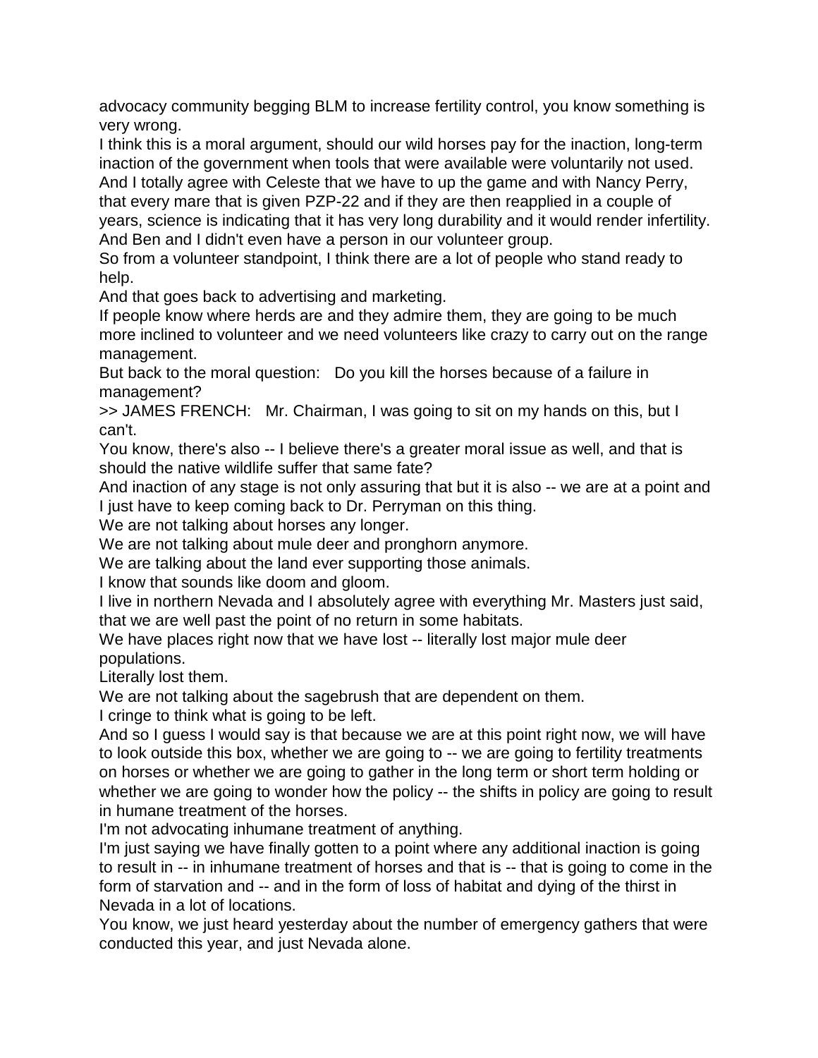advocacy community begging BLM to increase fertility control, you know something is very wrong.

I think this is a moral argument, should our wild horses pay for the inaction, long-term inaction of the government when tools that were available were voluntarily not used.

And I totally agree with Celeste that we have to up the game and with Nancy Perry, that every mare that is given PZP-22 and if they are then reapplied in a couple of years, science is indicating that it has very long durability and it would render infertility.

And Ben and I didn't even have a person in our volunteer group.

So from a volunteer standpoint, I think there are a lot of people who stand ready to help.

And that goes back to advertising and marketing.

If people know where herds are and they admire them, they are going to be much more inclined to volunteer and we need volunteers like crazy to carry out on the range management.

But back to the moral question:   Do you kill the horses because of a failure in management?

>> JAMES FRENCH:   Mr. Chairman, I was going to sit on my hands on this, but I can't.

You know, there's also -- I believe there's a greater moral issue as well, and that is should the native wildlife suffer that same fate?

And inaction of any stage is not only assuring that but it is also -- we are at a point and I just have to keep coming back to Dr. Perryman on this thing.

We are not talking about horses any longer.

We are not talking about mule deer and pronghorn anymore.

We are talking about the land ever supporting those animals.

I know that sounds like doom and gloom.

I live in northern Nevada and I absolutely agree with everything Mr. Masters just said, that we are well past the point of no return in some habitats.

We have places right now that we have lost -- literally lost major mule deer populations.

Literally lost them.

We are not talking about the sagebrush that are dependent on them.

I cringe to think what is going to be left.

And so I guess I would say is that because we are at this point right now, we will have to look outside this box, whether we are going to -- we are going to fertility treatments on horses or whether we are going to gather in the long term or short term holding or whether we are going to wonder how the policy -- the shifts in policy are going to result in humane treatment of the horses.

I'm not advocating inhumane treatment of anything.

I'm just saying we have finally gotten to a point where any additional inaction is going to result in -- in inhumane treatment of horses and that is -- that is going to come in the form of starvation and -- and in the form of loss of habitat and dying of the thirst in Nevada in a lot of locations.

You know, we just heard yesterday about the number of emergency gathers that were conducted this year, and just Nevada alone.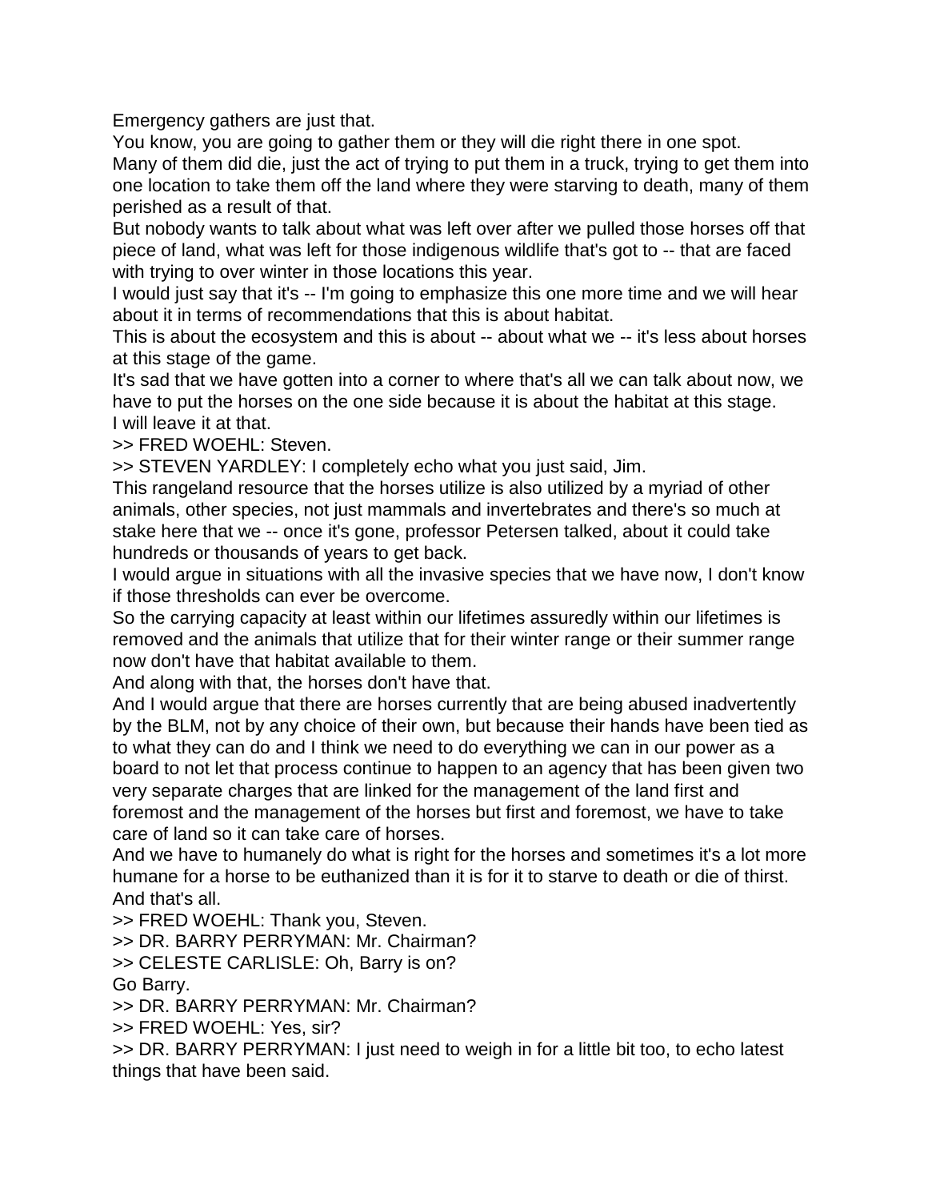Emergency gathers are just that.

You know, you are going to gather them or they will die right there in one spot.

Many of them did die, just the act of trying to put them in a truck, trying to get them into one location to take them off the land where they were starving to death, many of them perished as a result of that.

But nobody wants to talk about what was left over after we pulled those horses off that piece of land, what was left for those indigenous wildlife that's got to -- that are faced with trying to over winter in those locations this year.

I would just say that it's -- I'm going to emphasize this one more time and we will hear about it in terms of recommendations that this is about habitat.

This is about the ecosystem and this is about -- about what we -- it's less about horses at this stage of the game.

It's sad that we have gotten into a corner to where that's all we can talk about now, we have to put the horses on the one side because it is about the habitat at this stage.

I will leave it at that.

>> FRED WOEHL: Steven.

>> STEVEN YARDLEY: I completely echo what you just said, Jim.

This rangeland resource that the horses utilize is also utilized by a myriad of other animals, other species, not just mammals and invertebrates and there's so much at stake here that we -- once it's gone, professor Petersen talked, about it could take hundreds or thousands of years to get back.

I would argue in situations with all the invasive species that we have now, I don't know if those thresholds can ever be overcome.

So the carrying capacity at least within our lifetimes assuredly within our lifetimes is removed and the animals that utilize that for their winter range or their summer range now don't have that habitat available to them.

And along with that, the horses don't have that.

And I would argue that there are horses currently that are being abused inadvertently by the BLM, not by any choice of their own, but because their hands have been tied as to what they can do and I think we need to do everything we can in our power as a board to not let that process continue to happen to an agency that has been given two very separate charges that are linked for the management of the land first and foremost and the management of the horses but first and foremost, we have to take care of land so it can take care of horses.

And we have to humanely do what is right for the horses and sometimes it's a lot more humane for a horse to be euthanized than it is for it to starve to death or die of thirst.

And that's all.

>> FRED WOEHL: Thank you, Steven.

>> DR. BARRY PERRYMAN: Mr. Chairman?

>> CELESTE CARLISLE: Oh, Barry is on?

Go Barry.

>> DR. BARRY PERRYMAN: Mr. Chairman?

>> FRED WOEHL: Yes, sir?

>> DR. BARRY PERRYMAN: I just need to weigh in for a little bit too, to echo latest things that have been said.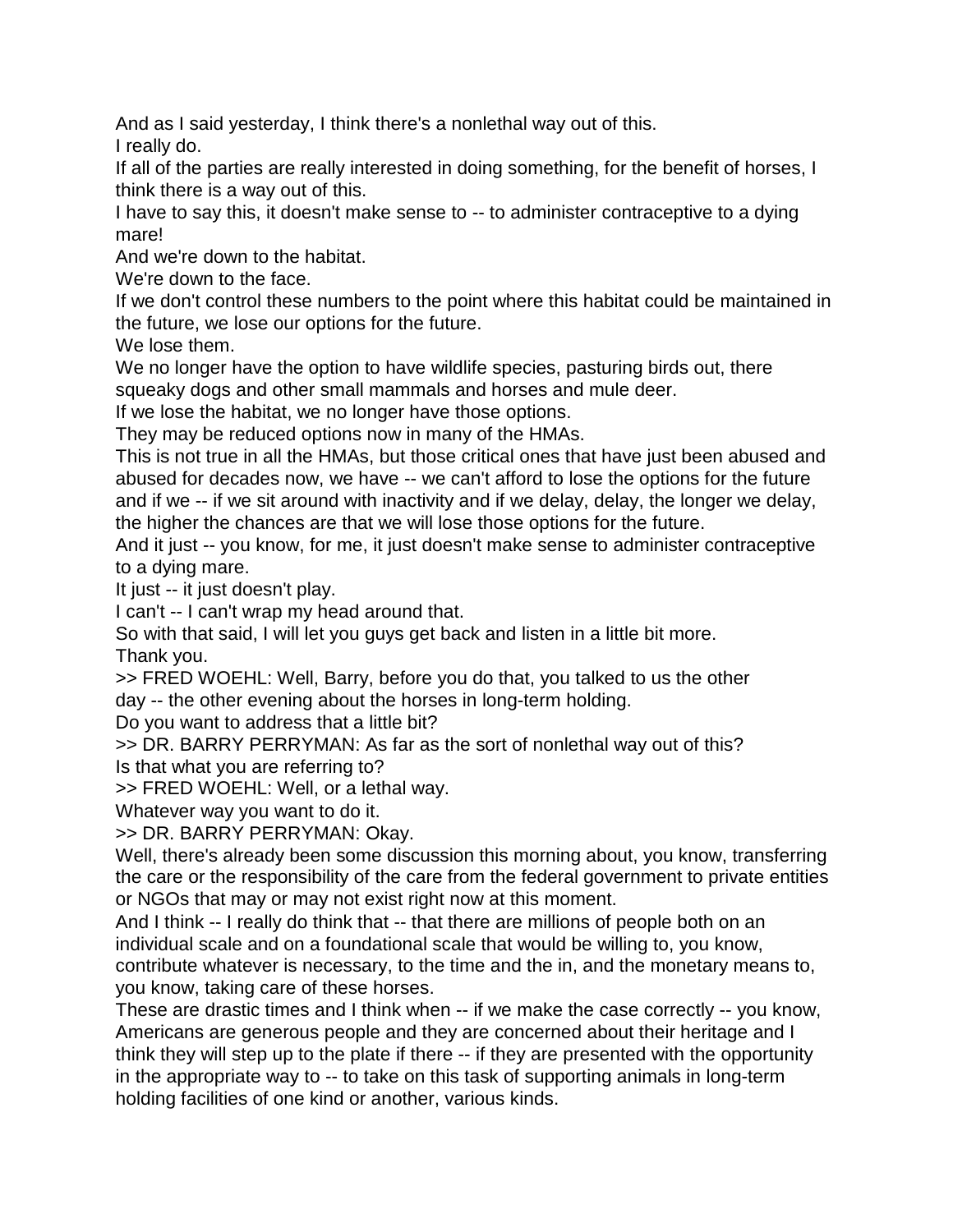And as I said yesterday, I think there's a nonlethal way out of this.
I really do.
If all of the parties are really interested in doing something, for the benefit of horses, I think there is a way out of this.
I have to say this, it doesn't make sense to -- to administer contraceptive to a dying mare!
And we're down to the habitat.
We're down to the face.
If we don't control these numbers to the point where this habitat could be maintained in the future, we lose our options for the future.
We lose them.
We no longer have the option to have wildlife species, pasturing birds out, there squeaky dogs and other small mammals and horses and mule deer.
If we lose the habitat, we no longer have those options.
They may be reduced options now in many of the HMAs.
This is not true in all the HMAs, but those critical ones that have just been abused and abused for decades now, we have -- we can't afford to lose the options for the future and if we -- if we sit around with inactivity and if we delay, delay, the longer we delay, the higher the chances are that we will lose those options for the future.
And it just -- you know, for me, it just doesn't make sense to administer contraceptive to a dying mare.
It just -- it just doesn't play.
I can't -- I can't wrap my head around that.
So with that said, I will let you guys get back and listen in a little bit more.
Thank you.
>> FRED WOEHL: Well, Barry, before you do that, you talked to us the other day -- the other evening about the horses in long-term holding.
Do you want to address that a little bit?
>> DR. BARRY PERRYMAN: As far as the sort of nonlethal way out of this?
Is that what you are referring to?
>> FRED WOEHL: Well, or a lethal way.
Whatever way you want to do it.
>> DR. BARRY PERRYMAN: Okay.
Well, there's already been some discussion this morning about, you know, transferring the care or the responsibility of the care from the federal government to private entities or NGOs that may or may not exist right now at this moment.
And I think -- I really do think that -- that there are millions of people both on an individual scale and on a foundational scale that would be willing to, you know, contribute whatever is necessary, to the time and the in, and the monetary means to, you know, taking care of these horses.
These are drastic times and I think when -- if we make the case correctly -- you know, Americans are generous people and they are concerned about their heritage and I think they will step up to the plate if there -- if they are presented with the opportunity in the appropriate way to -- to take on this task of supporting animals in long-term holding facilities of one kind or another, various kinds.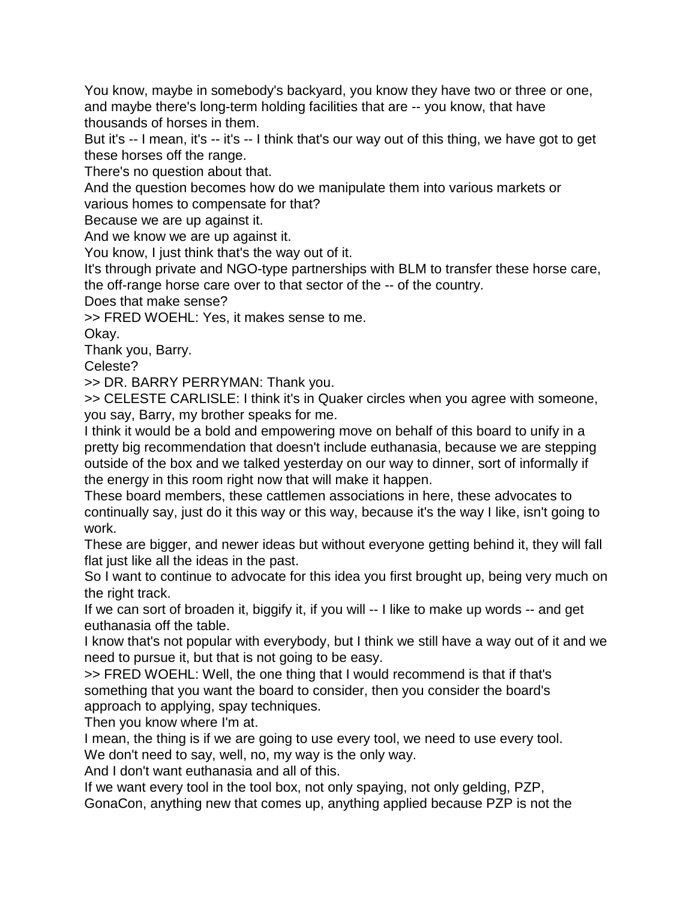You know, maybe in somebody's backyard, you know they have two or three or one, and maybe there's long-term holding facilities that are -- you know, that have thousands of horses in them.

But it's -- I mean, it's -- it's -- I think that's our way out of this thing, we have got to get these horses off the range.

There's no question about that.

And the question becomes how do we manipulate them into various markets or various homes to compensate for that?

Because we are up against it.

And we know we are up against it.

You know, I just think that's the way out of it.

It's through private and NGO-type partnerships with BLM to transfer these horse care, the off-range horse care over to that sector of the -- of the country.

Does that make sense?

>> FRED WOEHL: Yes, it makes sense to me.

Okay.

Thank you, Barry.

Celeste?

>> DR. BARRY PERRYMAN: Thank you.

>> CELESTE CARLISLE: I think it's in Quaker circles when you agree with someone, you say, Barry, my brother speaks for me.

I think it would be a bold and empowering move on behalf of this board to unify in a pretty big recommendation that doesn't include euthanasia, because we are stepping outside of the box and we talked yesterday on our way to dinner, sort of informally if the energy in this room right now that will make it happen.

These board members, these cattlemen associations in here, these advocates to continually say, just do it this way or this way, because it's the way I like, isn't going to work.

These are bigger, and newer ideas but without everyone getting behind it, they will fall flat just like all the ideas in the past.

So I want to continue to advocate for this idea you first brought up, being very much on the right track.

If we can sort of broaden it, biggify it, if you will -- I like to make up words -- and get euthanasia off the table.

I know that's not popular with everybody, but I think we still have a way out of it and we need to pursue it, but that is not going to be easy.

>> FRED WOEHL: Well, the one thing that I would recommend is that if that's something that you want the board to consider, then you consider the board's approach to applying, spay techniques.

Then you know where I'm at.

I mean, the thing is if we are going to use every tool, we need to use every tool.

We don't need to say, well, no, my way is the only way.

And I don't want euthanasia and all of this.

If we want every tool in the tool box, not only spaying, not only gelding, PZP, GonaCon, anything new that comes up, anything applied because PZP is not the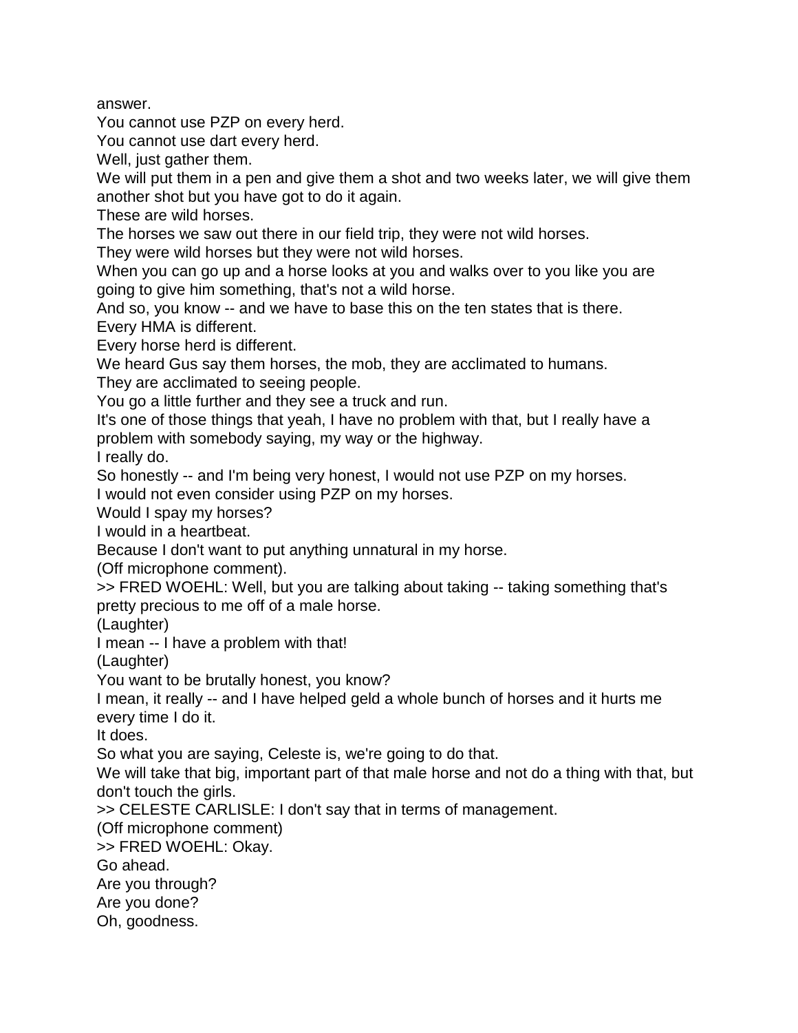answer.

You cannot use PZP on every herd.

You cannot use dart every herd.

Well, just gather them.

We will put them in a pen and give them a shot and two weeks later, we will give them another shot but you have got to do it again.

These are wild horses.

The horses we saw out there in our field trip, they were not wild horses.

They were wild horses but they were not wild horses.

When you can go up and a horse looks at you and walks over to you like you are going to give him something, that's not a wild horse.

And so, you know -- and we have to base this on the ten states that is there.

Every HMA is different.

Every horse herd is different.

We heard Gus say them horses, the mob, they are acclimated to humans.

They are acclimated to seeing people.

You go a little further and they see a truck and run.

It's one of those things that yeah, I have no problem with that, but I really have a problem with somebody saying, my way or the highway.

I really do.

So honestly -- and I'm being very honest, I would not use PZP on my horses.

I would not even consider using PZP on my horses.

Would I spay my horses?

I would in a heartbeat.

Because I don't want to put anything unnatural in my horse.

(Off microphone comment).

>> FRED WOEHL: Well, but you are talking about taking -- taking something that's pretty precious to me off of a male horse.

(Laughter)

I mean -- I have a problem with that!

(Laughter)

You want to be brutally honest, you know?

I mean, it really -- and I have helped geld a whole bunch of horses and it hurts me every time I do it.

It does.

So what you are saying, Celeste is, we're going to do that.

We will take that big, important part of that male horse and not do a thing with that, but don't touch the girls.

>> CELESTE CARLISLE: I don't say that in terms of management.

(Off microphone comment)

>> FRED WOEHL: Okay.

Go ahead.

Are you through?

Are you done?

Oh, goodness.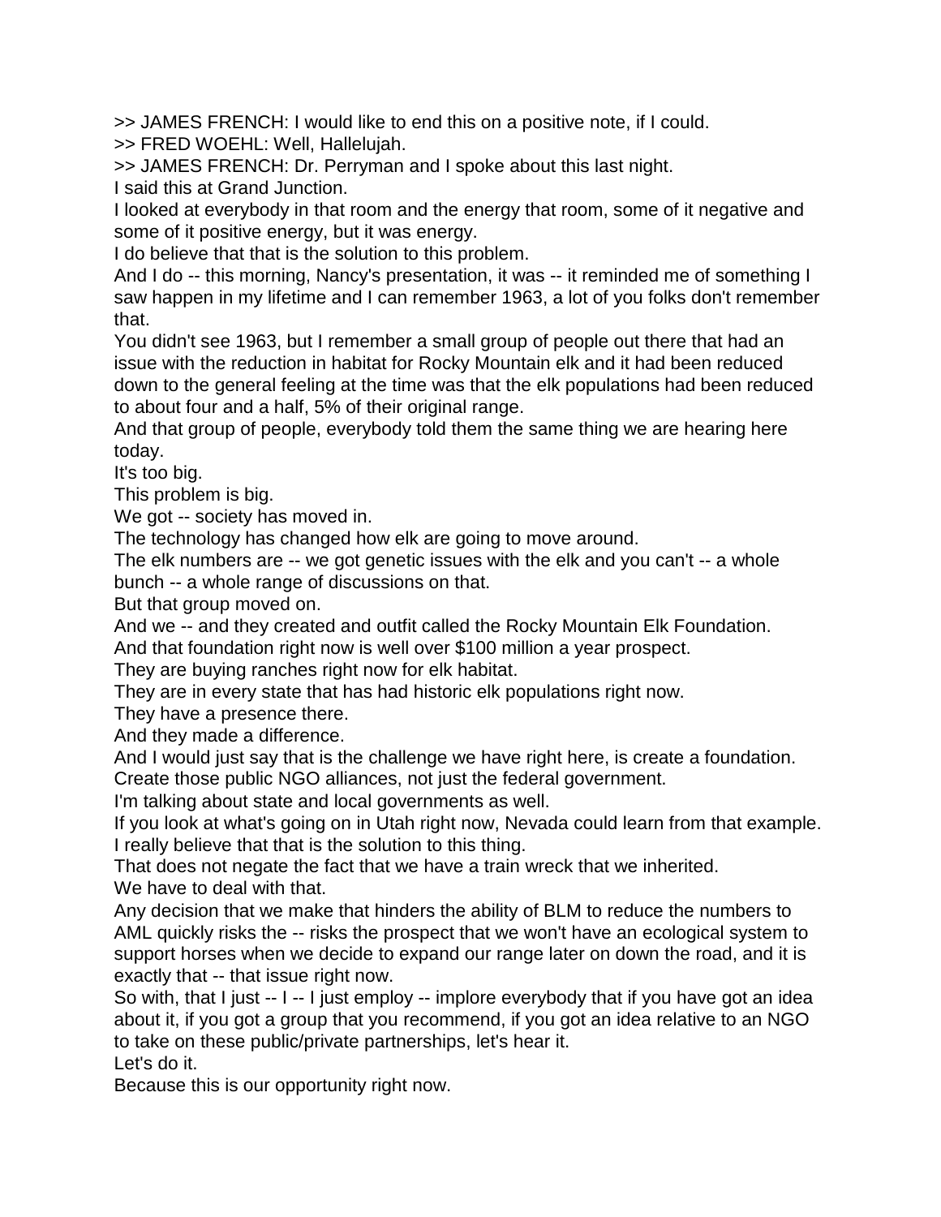>> JAMES FRENCH: I would like to end this on a positive note, if I could.

>> FRED WOEHL: Well, Hallelujah.

>> JAMES FRENCH: Dr. Perryman and I spoke about this last night.

I said this at Grand Junction.

I looked at everybody in that room and the energy that room, some of it negative and some of it positive energy, but it was energy.

I do believe that that is the solution to this problem.

And I do -- this morning, Nancy's presentation, it was -- it reminded me of something I saw happen in my lifetime and I can remember 1963, a lot of you folks don't remember that.

You didn't see 1963, but I remember a small group of people out there that had an issue with the reduction in habitat for Rocky Mountain elk and it had been reduced down to the general feeling at the time was that the elk populations had been reduced to about four and a half, 5% of their original range.

And that group of people, everybody told them the same thing we are hearing here today.

It's too big.

This problem is big.

We got -- society has moved in.

The technology has changed how elk are going to move around.

The elk numbers are -- we got genetic issues with the elk and you can't -- a whole bunch -- a whole range of discussions on that.

But that group moved on.

And we -- and they created and outfit called the Rocky Mountain Elk Foundation.

And that foundation right now is well over $100 million a year prospect.

They are buying ranches right now for elk habitat.

They are in every state that has had historic elk populations right now.

They have a presence there.

And they made a difference.

And I would just say that is the challenge we have right here, is create a foundation.

Create those public NGO alliances, not just the federal government.

I'm talking about state and local governments as well.

If you look at what's going on in Utah right now, Nevada could learn from that example.

I really believe that that is the solution to this thing.

That does not negate the fact that we have a train wreck that we inherited.

We have to deal with that.

Any decision that we make that hinders the ability of BLM to reduce the numbers to AML quickly risks the -- risks the prospect that we won't have an ecological system to support horses when we decide to expand our range later on down the road, and it is exactly that -- that issue right now.

So with, that I just -- I -- I just employ -- implore everybody that if you have got an idea about it, if you got a group that you recommend, if you got an idea relative to an NGO to take on these public/private partnerships, let's hear it.

Let's do it.

Because this is our opportunity right now.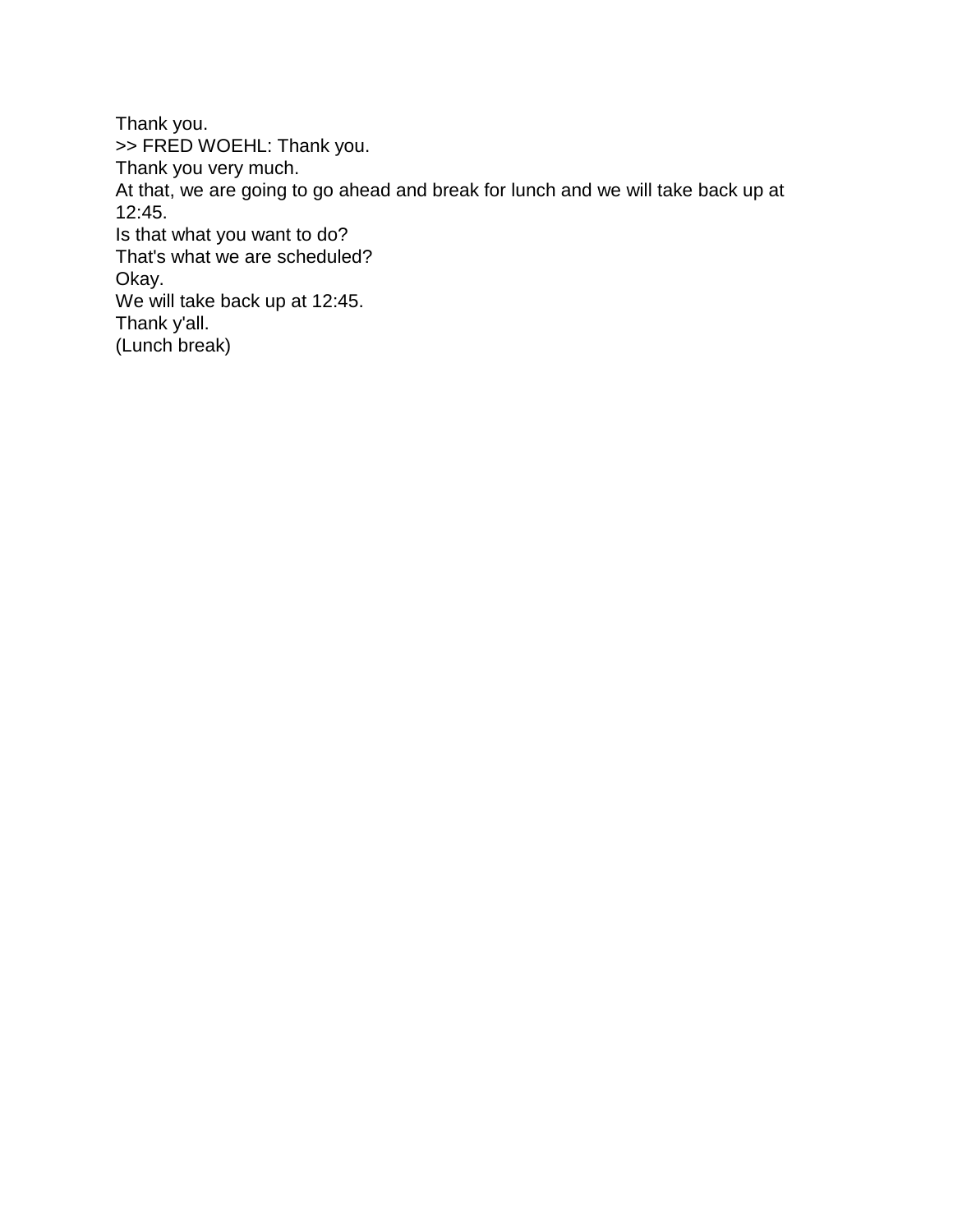Thank you.
>> FRED WOEHL: Thank you.
Thank you very much.
At that, we are going to go ahead and break for lunch and we will take back up at 12:45.
Is that what you want to do?
That's what we are scheduled?
Okay.
We will take back up at 12:45.
Thank y'all.
(Lunch break)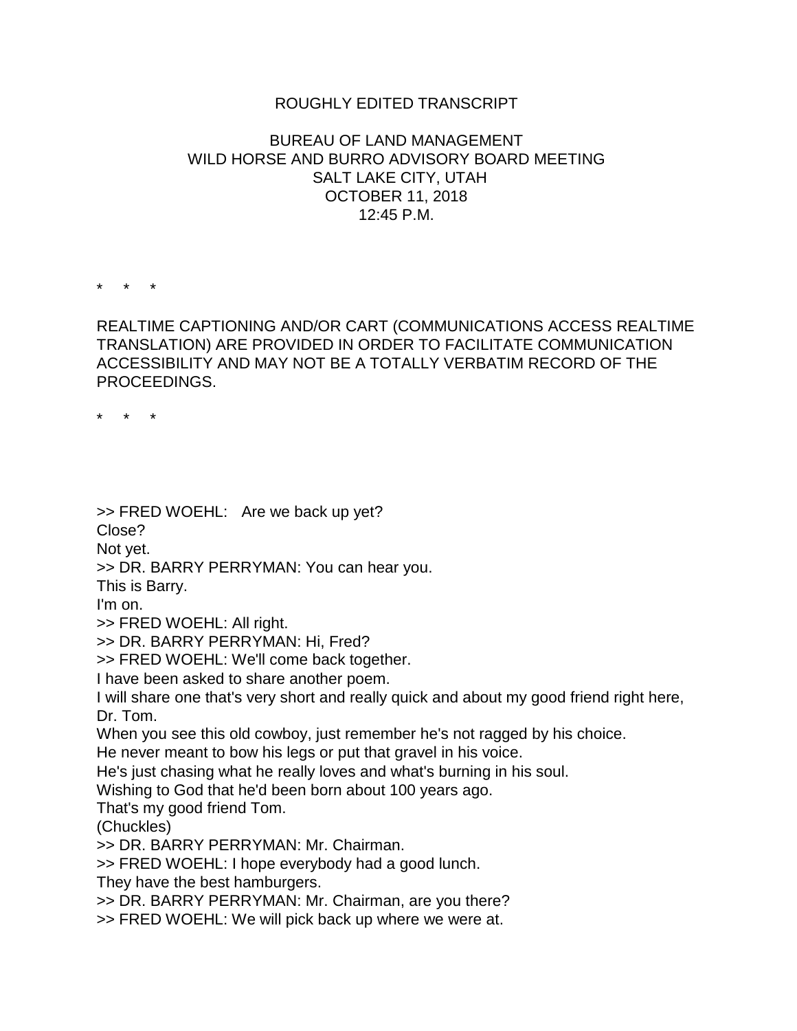ROUGHLY EDITED TRANSCRIPT

BUREAU OF LAND MANAGEMENT
WILD HORSE AND BURRO ADVISORY BOARD MEETING
SALT LAKE CITY, UTAH
OCTOBER 11, 2018
12:45 P.M.

\* \* \*

REALTIME CAPTIONING AND/OR CART (COMMUNICATIONS ACCESS REALTIME TRANSLATION) ARE PROVIDED IN ORDER TO FACILITATE COMMUNICATION ACCESSIBILITY AND MAY NOT BE A TOTALLY VERBATIM RECORD OF THE PROCEEDINGS.

\* \* \*

>> FRED WOEHL: Are we back up yet?
Close?
Not yet.
>> DR. BARRY PERRYMAN: You can hear you.
This is Barry.
I'm on.
>> FRED WOEHL: All right.
>> DR. BARRY PERRYMAN: Hi, Fred?
>> FRED WOEHL: We'll come back together.
I have been asked to share another poem.
I will share one that's very short and really quick and about my good friend right here, Dr. Tom.
When you see this old cowboy, just remember he's not ragged by his choice.
He never meant to bow his legs or put that gravel in his voice.
He's just chasing what he really loves and what's burning in his soul.
Wishing to God that he'd been born about 100 years ago.
That's my good friend Tom.
(Chuckles)
>> DR. BARRY PERRYMAN: Mr. Chairman.
>> FRED WOEHL: I hope everybody had a good lunch.
They have the best hamburgers.
>> DR. BARRY PERRYMAN: Mr. Chairman, are you there?
>> FRED WOEHL: We will pick back up where we were at.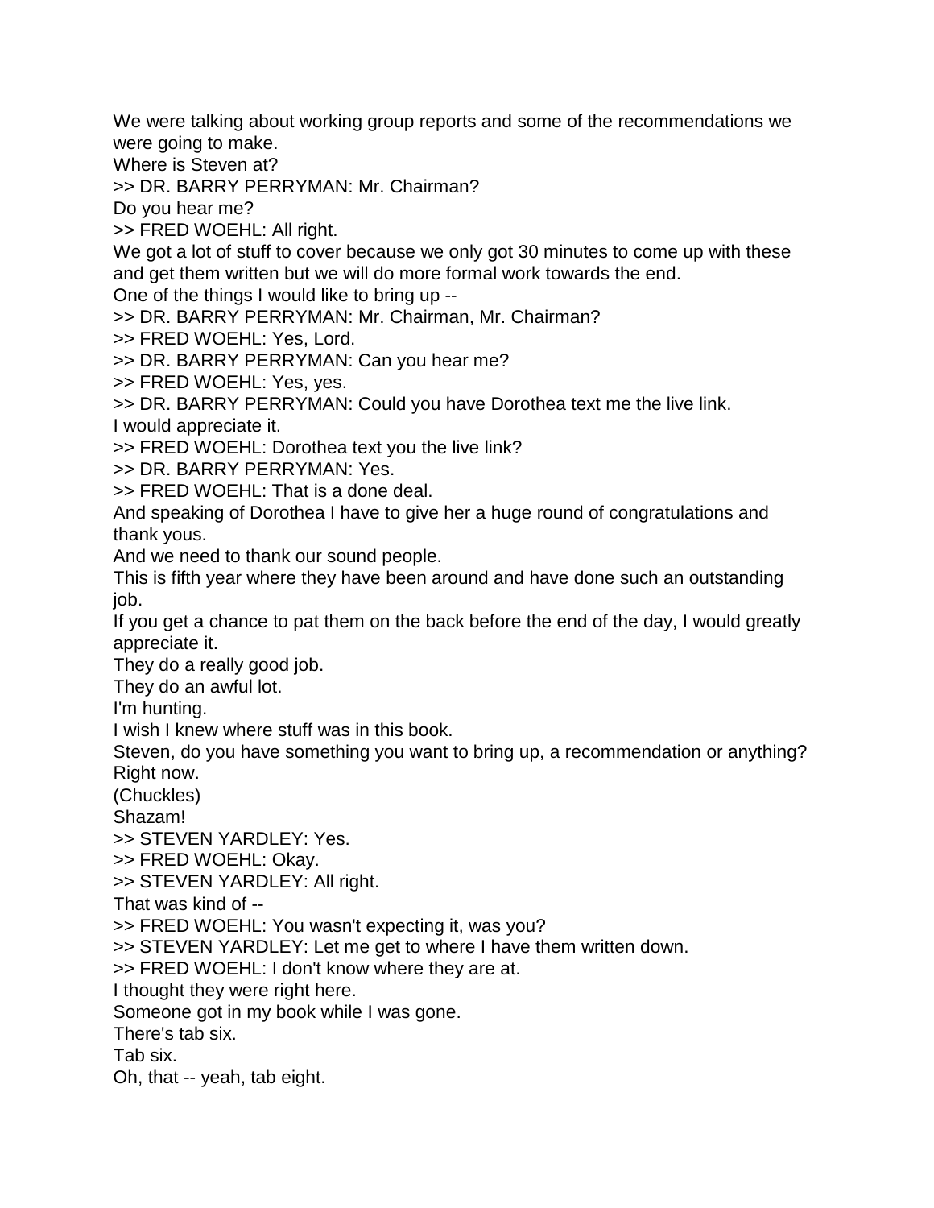We were talking about working group reports and some of the recommendations we were going to make.

Where is Steven at?

>> DR. BARRY PERRYMAN: Mr. Chairman?

Do you hear me?

>> FRED WOEHL: All right.

We got a lot of stuff to cover because we only got 30 minutes to come up with these and get them written but we will do more formal work towards the end.

One of the things I would like to bring up --

>> DR. BARRY PERRYMAN: Mr. Chairman, Mr. Chairman?

>> FRED WOEHL: Yes, Lord.

>> DR. BARRY PERRYMAN: Can you hear me?

>> FRED WOEHL: Yes, yes.

>> DR. BARRY PERRYMAN: Could you have Dorothea text me the live link.

I would appreciate it.

>> FRED WOEHL: Dorothea text you the live link?

>> DR. BARRY PERRYMAN: Yes.

>> FRED WOEHL: That is a done deal.

And speaking of Dorothea I have to give her a huge round of congratulations and thank yous.

And we need to thank our sound people.

This is fifth year where they have been around and have done such an outstanding job.

If you get a chance to pat them on the back before the end of the day, I would greatly appreciate it.

They do a really good job.

They do an awful lot.

I'm hunting.

I wish I knew where stuff was in this book.

Steven, do you have something you want to bring up, a recommendation or anything?

Right now.

(Chuckles)

Shazam!

>> STEVEN YARDLEY: Yes.

>> FRED WOEHL: Okay.

>> STEVEN YARDLEY: All right.

That was kind of --

>> FRED WOEHL: You wasn't expecting it, was you?

>> STEVEN YARDLEY: Let me get to where I have them written down.

>> FRED WOEHL: I don't know where they are at.

I thought they were right here.

Someone got in my book while I was gone.

There's tab six.

Tab six.

Oh, that -- yeah, tab eight.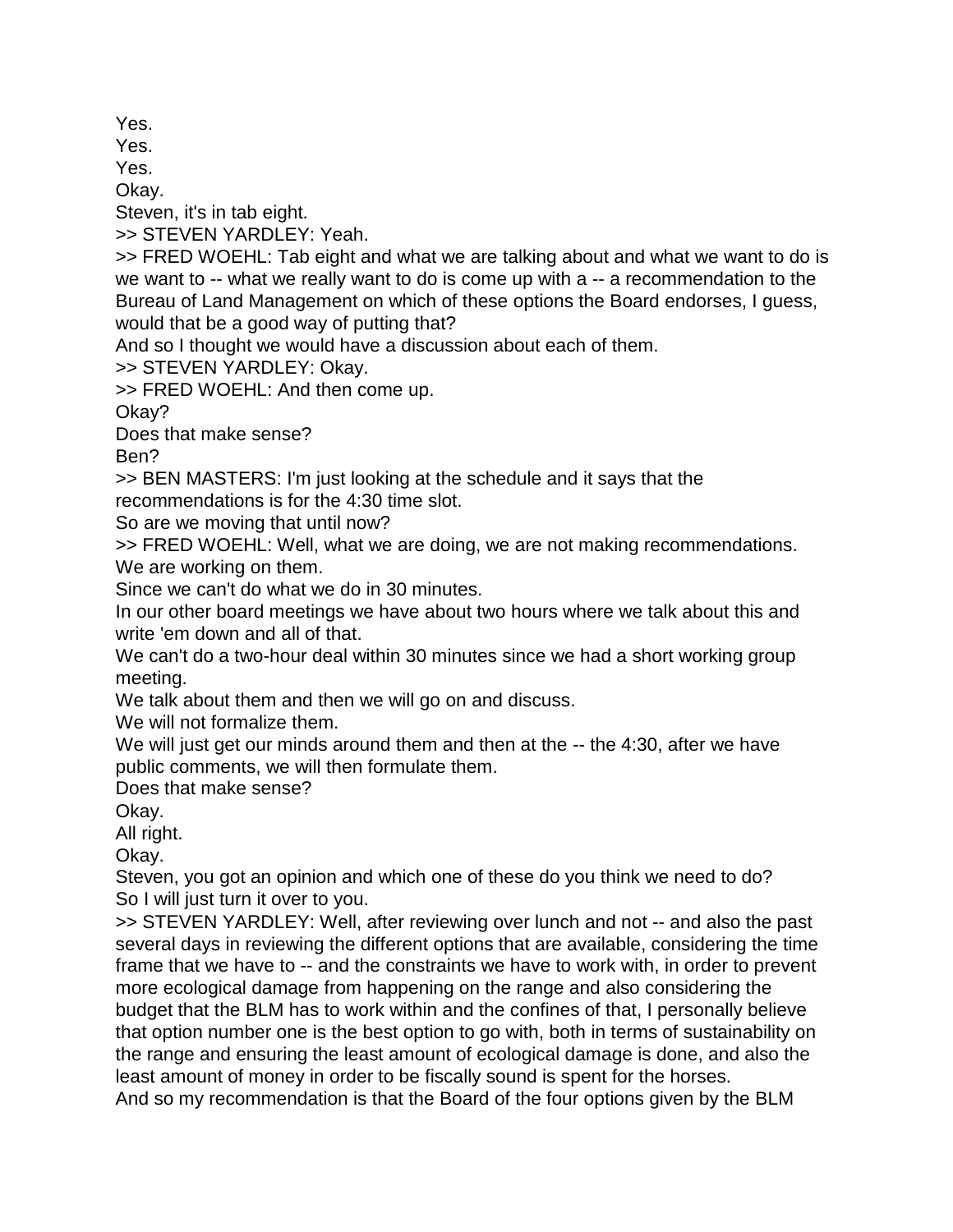Yes.
Yes.
Yes.
Okay.
Steven, it's in tab eight.
>> STEVEN YARDLEY: Yeah.
>> FRED WOEHL: Tab eight and what we are talking about and what we want to do is we want to -- what we really want to do is come up with a -- a recommendation to the Bureau of Land Management on which of these options the Board endorses, I guess, would that be a good way of putting that?
And so I thought we would have a discussion about each of them.
>> STEVEN YARDLEY: Okay.
>> FRED WOEHL: And then come up.
Okay?
Does that make sense?
Ben?
>> BEN MASTERS: I'm just looking at the schedule and it says that the recommendations is for the 4:30 time slot.
So are we moving that until now?
>> FRED WOEHL: Well, what we are doing, we are not making recommendations.
We are working on them.
Since we can't do what we do in 30 minutes.
In our other board meetings we have about two hours where we talk about this and write 'em down and all of that.
We can't do a two-hour deal within 30 minutes since we had a short working group meeting.
We talk about them and then we will go on and discuss.
We will not formalize them.
We will just get our minds around them and then at the -- the 4:30, after we have public comments, we will then formulate them.
Does that make sense?
Okay.
All right.
Okay.
Steven, you got an opinion and which one of these do you think we need to do?
So I will just turn it over to you.
>> STEVEN YARDLEY: Well, after reviewing over lunch and not -- and also the past several days in reviewing the different options that are available, considering the time frame that we have to -- and the constraints we have to work with, in order to prevent more ecological damage from happening on the range and also considering the budget that the BLM has to work within and the confines of that, I personally believe that option number one is the best option to go with, both in terms of sustainability on the range and ensuring the least amount of ecological damage is done, and also the least amount of money in order to be fiscally sound is spent for the horses.
And so my recommendation is that the Board of the four options given by the BLM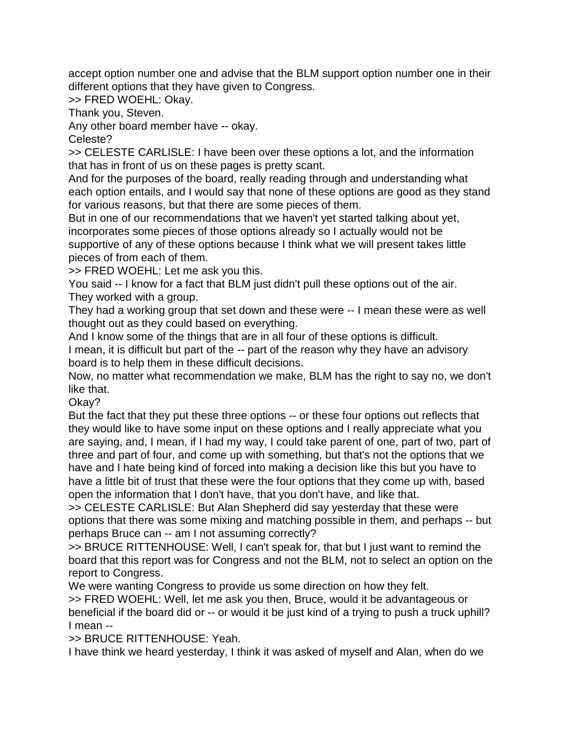accept option number one and advise that the BLM support option number one in their different options that they have given to Congress.

>> FRED WOEHL: Okay.

Thank you, Steven.

Any other board member have -- okay.

Celeste?

>> CELESTE CARLISLE: I have been over these options a lot, and the information that has in front of us on these pages is pretty scant.

And for the purposes of the board, really reading through and understanding what each option entails, and I would say that none of these options are good as they stand for various reasons, but that there are some pieces of them.

But in one of our recommendations that we haven't yet started talking about yet, incorporates some pieces of those options already so I actually would not be supportive of any of these options because I think what we will present takes little pieces of from each of them.

>> FRED WOEHL: Let me ask you this.

You said -- I know for a fact that BLM just didn't pull these options out of the air.

They worked with a group.

They had a working group that set down and these were -- I mean these were as well thought out as they could based on everything.

And I know some of the things that are in all four of these options is difficult.

I mean, it is difficult but part of the -- part of the reason why they have an advisory board is to help them in these difficult decisions.

Now, no matter what recommendation we make, BLM has the right to say no, we don't like that.

Okay?

But the fact that they put these three options -- or these four options out reflects that they would like to have some input on these options and I really appreciate what you are saying, and, I mean, if I had my way, I could take parent of one, part of two, part of three and part of four, and come up with something, but that's not the options that we have and I hate being kind of forced into making a decision like this but you have to have a little bit of trust that these were the four options that they come up with, based open the information that I don't have, that you don't have, and like that.

>> CELESTE CARLISLE: But Alan Shepherd did say yesterday that these were options that there was some mixing and matching possible in them, and perhaps -- but perhaps Bruce can -- am I not assuming correctly?

>> BRUCE RITTENHOUSE: Well, I can't speak for, that but I just want to remind the board that this report was for Congress and not the BLM, not to select an option on the report to Congress.

We were wanting Congress to provide us some direction on how they felt.

>> FRED WOEHL: Well, let me ask you then, Bruce, would it be advantageous or beneficial if the board did or -- or would it be just kind of a trying to push a truck uphill? I mean --

>> BRUCE RITTENHOUSE: Yeah.

I have think we heard yesterday, I think it was asked of myself and Alan, when do we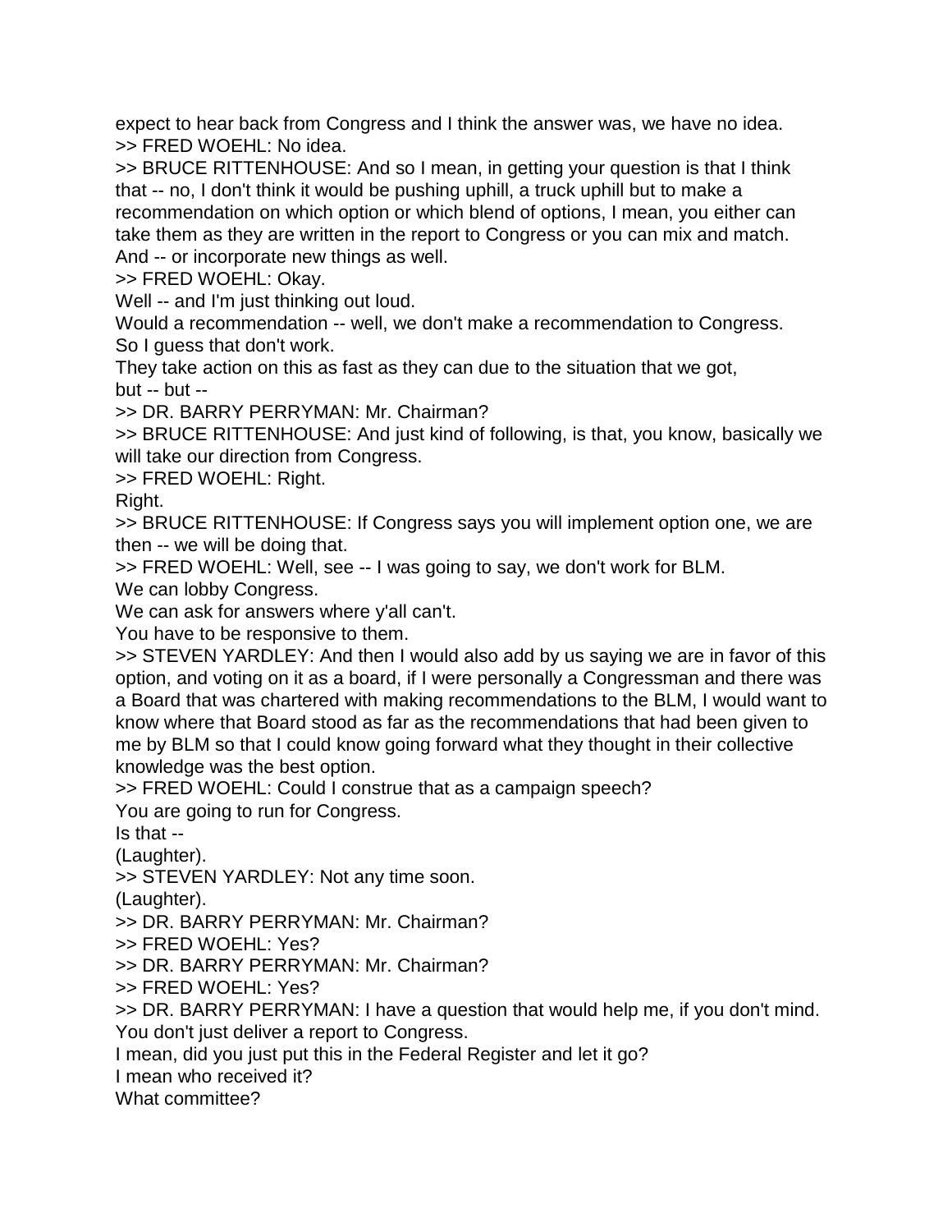expect to hear back from Congress and I think the answer was, we have no idea.

>> FRED WOEHL: No idea.

>> BRUCE RITTENHOUSE: And so I mean, in getting your question is that I think that -- no, I don't think it would be pushing uphill, a truck uphill but to make a recommendation on which option or which blend of options, I mean, you either can take them as they are written in the report to Congress or you can mix and match. And -- or incorporate new things as well.

>> FRED WOEHL: Okay.

Well -- and I'm just thinking out loud.

Would a recommendation -- well, we don't make a recommendation to Congress.

So I guess that don't work.

They take action on this as fast as they can due to the situation that we got, but -- but --

>> DR. BARRY PERRYMAN: Mr. Chairman?

>> BRUCE RITTENHOUSE: And just kind of following, is that, you know, basically we will take our direction from Congress.

>> FRED WOEHL: Right.

Right.

>> BRUCE RITTENHOUSE: If Congress says you will implement option one, we are then -- we will be doing that.

>> FRED WOEHL: Well, see -- I was going to say, we don't work for BLM.

We can lobby Congress.

We can ask for answers where y'all can't.

You have to be responsive to them.

>> STEVEN YARDLEY: And then I would also add by us saying we are in favor of this option, and voting on it as a board, if I were personally a Congressman and there was a Board that was chartered with making recommendations to the BLM, I would want to know where that Board stood as far as the recommendations that had been given to me by BLM so that I could know going forward what they thought in their collective knowledge was the best option.

>> FRED WOEHL: Could I construe that as a campaign speech?

You are going to run for Congress.

Is that --

(Laughter).

>> STEVEN YARDLEY: Not any time soon.

(Laughter).

>> DR. BARRY PERRYMAN: Mr. Chairman?

>> FRED WOEHL: Yes?

>> DR. BARRY PERRYMAN: Mr. Chairman?

>> FRED WOEHL: Yes?

>> DR. BARRY PERRYMAN: I have a question that would help me, if you don't mind.

You don't just deliver a report to Congress.

I mean, did you just put this in the Federal Register and let it go?

I mean who received it?

What committee?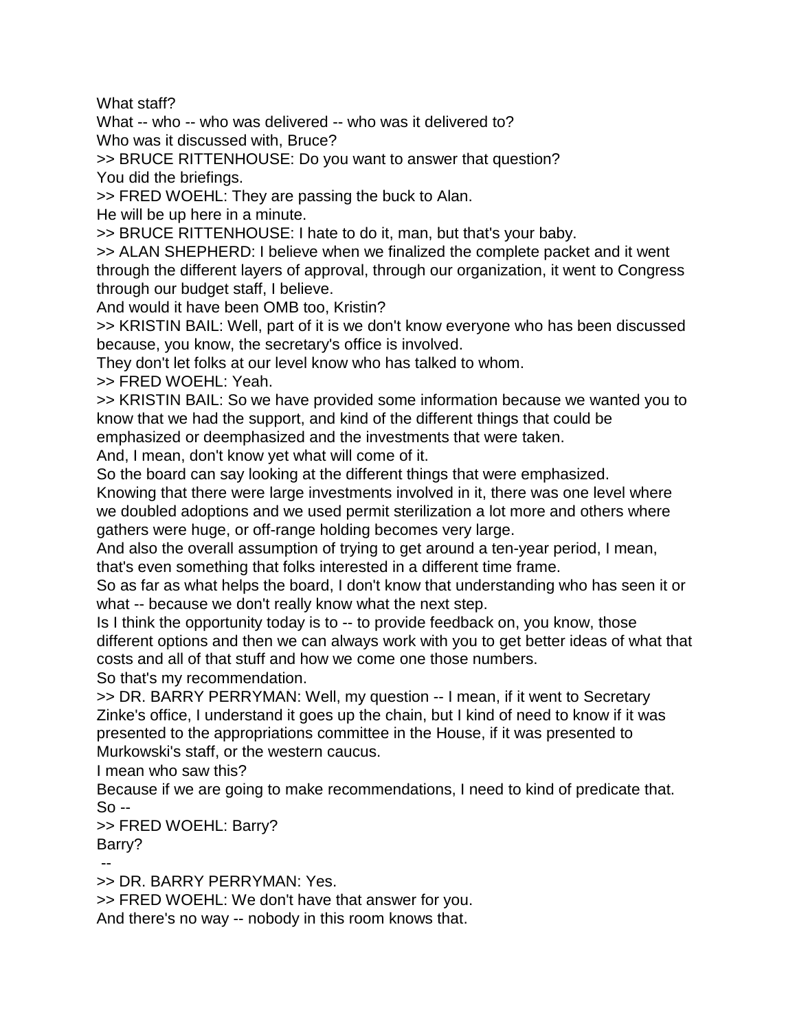What staff?

What -- who -- who was delivered -- who was it delivered to?

Who was it discussed with, Bruce?

>> BRUCE RITTENHOUSE: Do you want to answer that question?

You did the briefings.

>> FRED WOEHL: They are passing the buck to Alan.

He will be up here in a minute.

>> BRUCE RITTENHOUSE: I hate to do it, man, but that's your baby.

>> ALAN SHEPHERD: I believe when we finalized the complete packet and it went through the different layers of approval, through our organization, it went to Congress through our budget staff, I believe.

And would it have been OMB too, Kristin?

>> KRISTIN BAIL: Well, part of it is we don't know everyone who has been discussed because, you know, the secretary's office is involved.

They don't let folks at our level know who has talked to whom.

>> FRED WOEHL: Yeah.

>> KRISTIN BAIL: So we have provided some information because we wanted you to know that we had the support, and kind of the different things that could be emphasized or deemphasized and the investments that were taken.

And, I mean, don't know yet what will come of it.

So the board can say looking at the different things that were emphasized.

Knowing that there were large investments involved in it, there was one level where we doubled adoptions and we used permit sterilization a lot more and others where gathers were huge, or off-range holding becomes very large.

And also the overall assumption of trying to get around a ten-year period, I mean, that's even something that folks interested in a different time frame.

So as far as what helps the board, I don't know that understanding who has seen it or what -- because we don't really know what the next step.

Is I think the opportunity today is to -- to provide feedback on, you know, those different options and then we can always work with you to get better ideas of what that costs and all of that stuff and how we come one those numbers.

So that's my recommendation.

>> DR. BARRY PERRYMAN: Well, my question -- I mean, if it went to Secretary Zinke's office, I understand it goes up the chain, but I kind of need to know if it was presented to the appropriations committee in the House, if it was presented to Murkowski's staff, or the western caucus.

I mean who saw this?

Because if we are going to make recommendations, I need to kind of predicate that.

So --

>> FRED WOEHL: Barry?

Barry?

--

>> DR. BARRY PERRYMAN: Yes.

>> FRED WOEHL: We don't have that answer for you.

And there's no way -- nobody in this room knows that.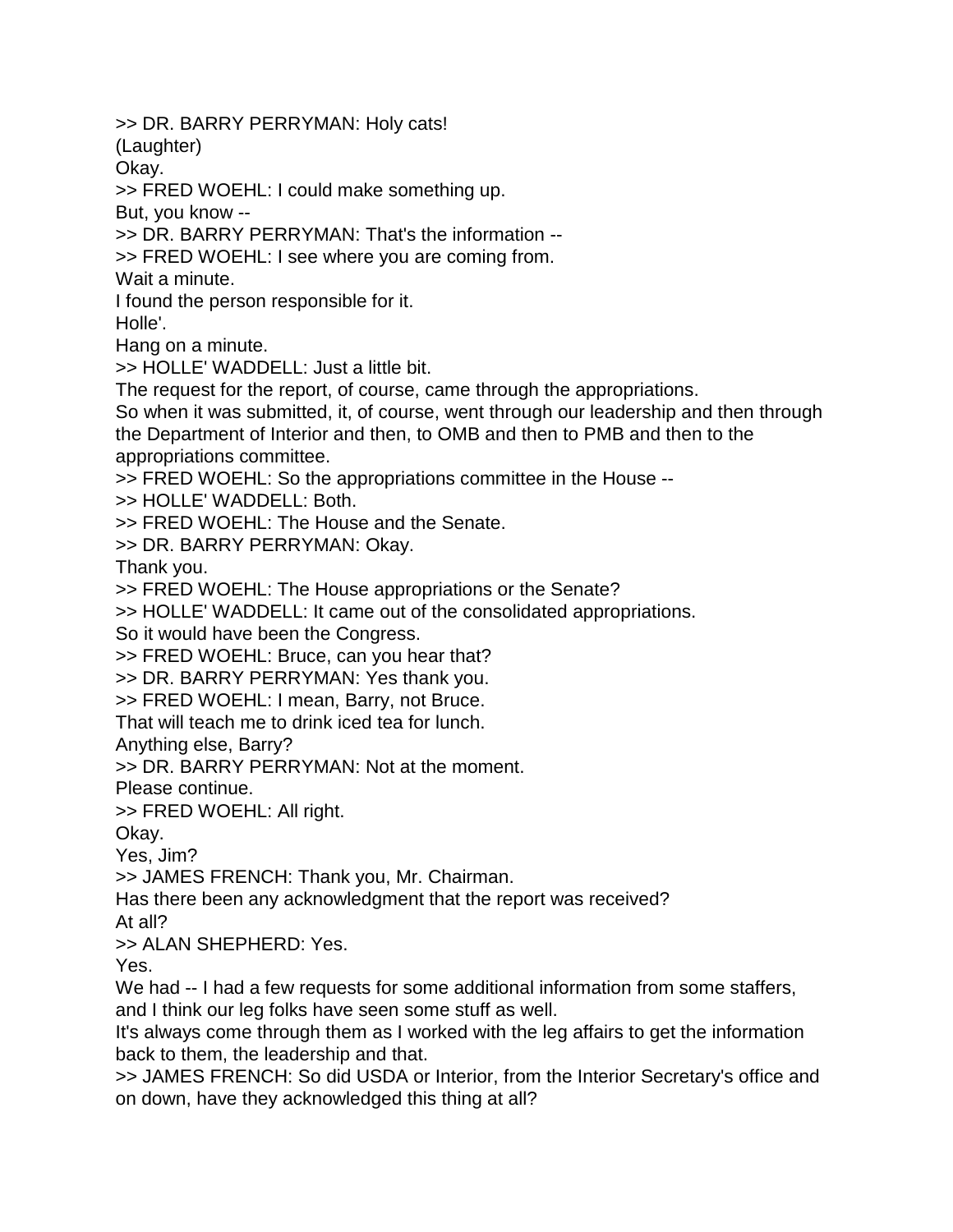>> DR. BARRY PERRYMAN: Holy cats!
(Laughter)
Okay.
>> FRED WOEHL: I could make something up.
But, you know --
>> DR. BARRY PERRYMAN: That's the information --
>> FRED WOEHL: I see where you are coming from.
Wait a minute.
I found the person responsible for it.
Holle'.
Hang on a minute.
>> HOLLE' WADDELL: Just a little bit.
The request for the report, of course, came through the appropriations.
So when it was submitted, it, of course, went through our leadership and then through the Department of Interior and then, to OMB and then to PMB and then to the appropriations committee.
>> FRED WOEHL: So the appropriations committee in the House --
>> HOLLE' WADDELL: Both.
>> FRED WOEHL: The House and the Senate.
>> DR. BARRY PERRYMAN: Okay.
Thank you.
>> FRED WOEHL: The House appropriations or the Senate?
>> HOLLE' WADDELL: It came out of the consolidated appropriations.
So it would have been the Congress.
>> FRED WOEHL: Bruce, can you hear that?
>> DR. BARRY PERRYMAN: Yes thank you.
>> FRED WOEHL: I mean, Barry, not Bruce.
That will teach me to drink iced tea for lunch.
Anything else, Barry?
>> DR. BARRY PERRYMAN: Not at the moment.
Please continue.
>> FRED WOEHL: All right.
Okay.
Yes, Jim?
>> JAMES FRENCH: Thank you, Mr. Chairman.
Has there been any acknowledgment that the report was received?
At all?
>> ALAN SHEPHERD: Yes.
Yes.
We had -- I had a few requests for some additional information from some staffers, and I think our leg folks have seen some stuff as well.
It's always come through them as I worked with the leg affairs to get the information back to them, the leadership and that.
>> JAMES FRENCH: So did USDA or Interior, from the Interior Secretary's office and on down, have they acknowledged this thing at all?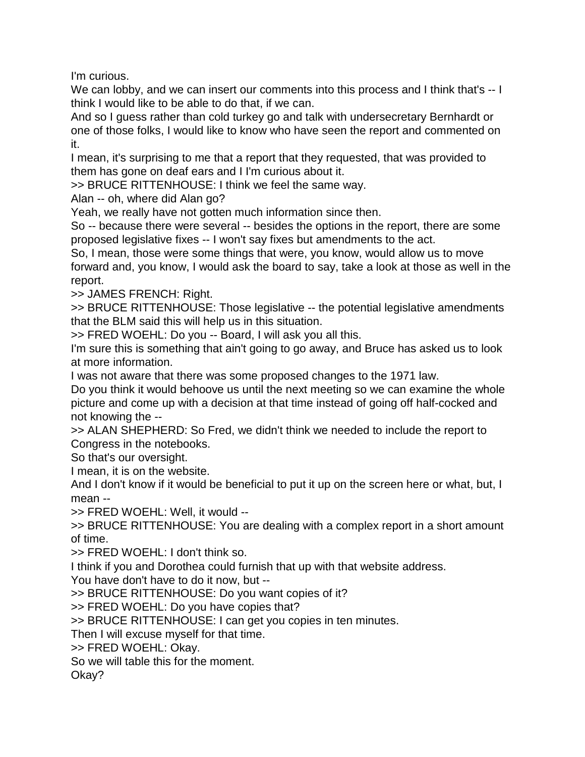I'm curious.

We can lobby, and we can insert our comments into this process and I think that's -- I think I would like to be able to do that, if we can.

And so I guess rather than cold turkey go and talk with undersecretary Bernhardt or one of those folks, I would like to know who have seen the report and commented on it.

I mean, it's surprising to me that a report that they requested, that was provided to them has gone on deaf ears and I I'm curious about it.

>> BRUCE RITTENHOUSE: I think we feel the same way.

Alan -- oh, where did Alan go?

Yeah, we really have not gotten much information since then.

So -- because there were several -- besides the options in the report, there are some proposed legislative fixes -- I won't say fixes but amendments to the act.

So, I mean, those were some things that were, you know, would allow us to move forward and, you know, I would ask the board to say, take a look at those as well in the report.

>> JAMES FRENCH: Right.

>> BRUCE RITTENHOUSE: Those legislative -- the potential legislative amendments that the BLM said this will help us in this situation.

>> FRED WOEHL: Do you -- Board, I will ask you all this.

I'm sure this is something that ain't going to go away, and Bruce has asked us to look at more information.

I was not aware that there was some proposed changes to the 1971 law.

Do you think it would behoove us until the next meeting so we can examine the whole picture and come up with a decision at that time instead of going off half-cocked and not knowing the --

>> ALAN SHEPHERD: So Fred, we didn't think we needed to include the report to Congress in the notebooks.

So that's our oversight.

I mean, it is on the website.

And I don't know if it would be beneficial to put it up on the screen here or what, but, I mean --

>> FRED WOEHL: Well, it would --

>> BRUCE RITTENHOUSE: You are dealing with a complex report in a short amount of time.

>> FRED WOEHL: I don't think so.

I think if you and Dorothea could furnish that up with that website address.

You have don't have to do it now, but --

>> BRUCE RITTENHOUSE: Do you want copies of it?

>> FRED WOEHL: Do you have copies that?

>> BRUCE RITTENHOUSE: I can get you copies in ten minutes.

Then I will excuse myself for that time.

>> FRED WOEHL: Okay.

So we will table this for the moment.

Okay?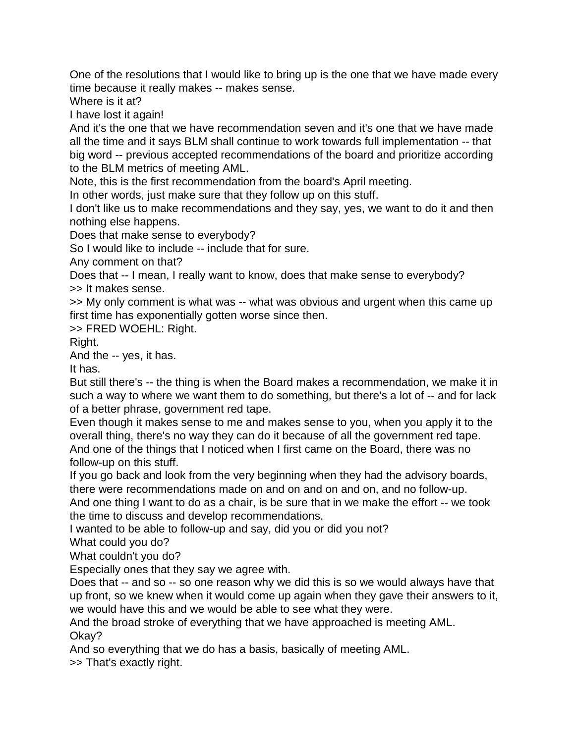One of the resolutions that I would like to bring up is the one that we have made every time because it really makes -- makes sense.

Where is it at?

I have lost it again!

And it's the one that we have recommendation seven and it's one that we have made all the time and it says BLM shall continue to work towards full implementation -- that big word -- previous accepted recommendations of the board and prioritize according to the BLM metrics of meeting AML.

Note, this is the first recommendation from the board's April meeting.

In other words, just make sure that they follow up on this stuff.

I don't like us to make recommendations and they say, yes, we want to do it and then nothing else happens.

Does that make sense to everybody?

So I would like to include -- include that for sure.

Any comment on that?

Does that -- I mean, I really want to know, does that make sense to everybody?

>> It makes sense.

>> My only comment is what was -- what was obvious and urgent when this came up first time has exponentially gotten worse since then.

>> FRED WOEHL: Right.

Right.

And the -- yes, it has.

It has.

But still there's -- the thing is when the Board makes a recommendation, we make it in such a way to where we want them to do something, but there's a lot of -- and for lack of a better phrase, government red tape.

Even though it makes sense to me and makes sense to you, when you apply it to the overall thing, there's no way they can do it because of all the government red tape.

And one of the things that I noticed when I first came on the Board, there was no follow-up on this stuff.

If you go back and look from the very beginning when they had the advisory boards, there were recommendations made on and on and on and on, and no follow-up.

And one thing I want to do as a chair, is be sure that in we make the effort -- we took the time to discuss and develop recommendations.

I wanted to be able to follow-up and say, did you or did you not?

What could you do?

What couldn't you do?

Especially ones that they say we agree with.

Does that -- and so -- so one reason why we did this is so we would always have that up front, so we knew when it would come up again when they gave their answers to it, we would have this and we would be able to see what they were.

And the broad stroke of everything that we have approached is meeting AML.

Okay?

And so everything that we do has a basis, basically of meeting AML.

>> That's exactly right.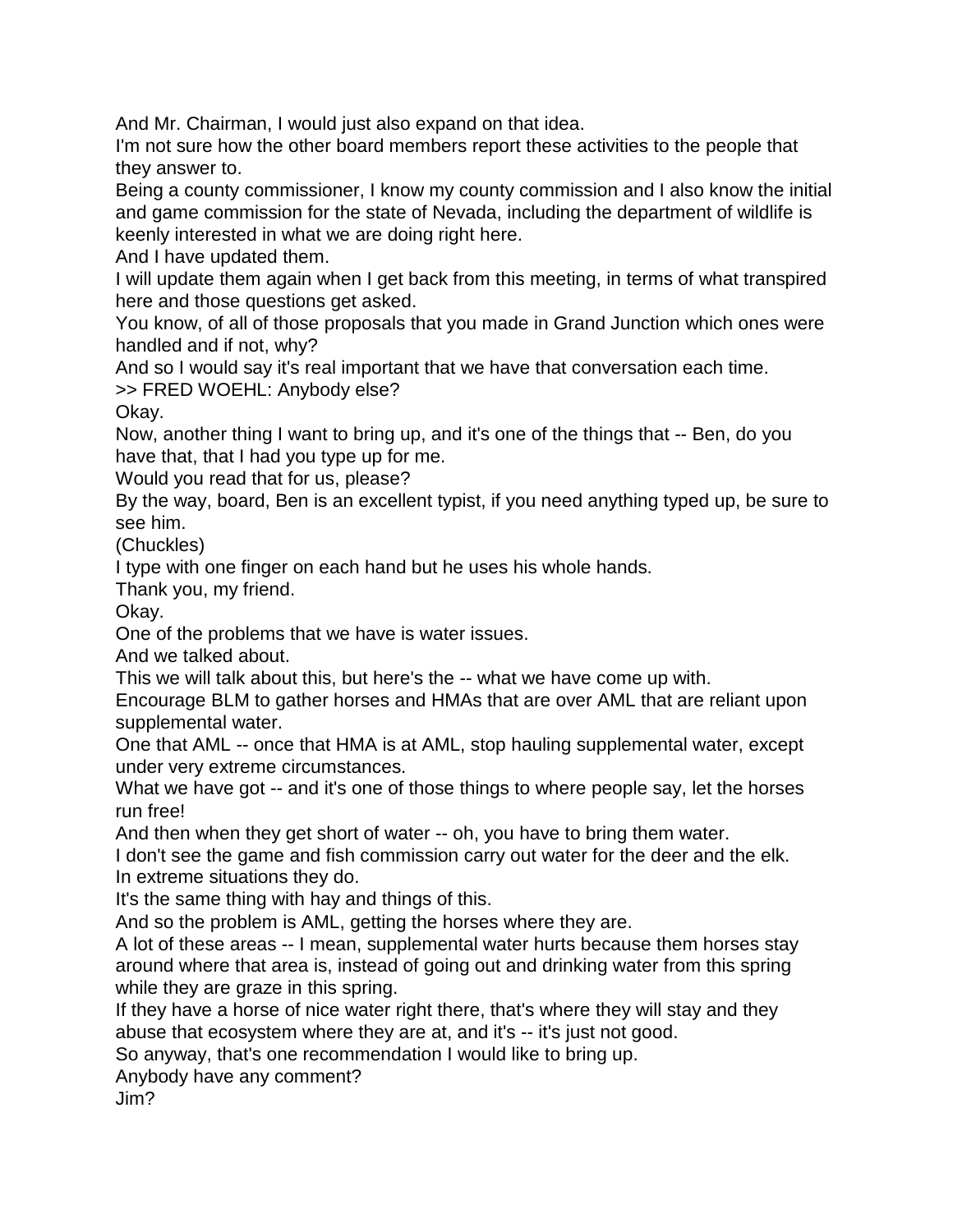And Mr. Chairman, I would just also expand on that idea.

I'm not sure how the other board members report these activities to the people that they answer to.

Being a county commissioner, I know my county commission and I also know the initial and game commission for the state of Nevada, including the department of wildlife is keenly interested in what we are doing right here.

And I have updated them.

I will update them again when I get back from this meeting, in terms of what transpired here and those questions get asked.

You know, of all of those proposals that you made in Grand Junction which ones were handled and if not, why?

And so I would say it's real important that we have that conversation each time.

>> FRED WOEHL: Anybody else?

Okay.

Now, another thing I want to bring up, and it's one of the things that -- Ben, do you have that, that I had you type up for me.

Would you read that for us, please?

By the way, board, Ben is an excellent typist, if you need anything typed up, be sure to see him.

(Chuckles)

I type with one finger on each hand but he uses his whole hands.

Thank you, my friend.

Okay.

One of the problems that we have is water issues.

And we talked about.

This we will talk about this, but here's the -- what we have come up with.

Encourage BLM to gather horses and HMAs that are over AML that are reliant upon supplemental water.

One that AML -- once that HMA is at AML, stop hauling supplemental water, except under very extreme circumstances.

What we have got -- and it's one of those things to where people say, let the horses run free!

And then when they get short of water -- oh, you have to bring them water.

I don't see the game and fish commission carry out water for the deer and the elk.

In extreme situations they do.

It's the same thing with hay and things of this.

And so the problem is AML, getting the horses where they are.

A lot of these areas -- I mean, supplemental water hurts because them horses stay around where that area is, instead of going out and drinking water from this spring while they are graze in this spring.

If they have a horse of nice water right there, that's where they will stay and they abuse that ecosystem where they are at, and it's -- it's just not good.

So anyway, that's one recommendation I would like to bring up.

Anybody have any comment?

Jim?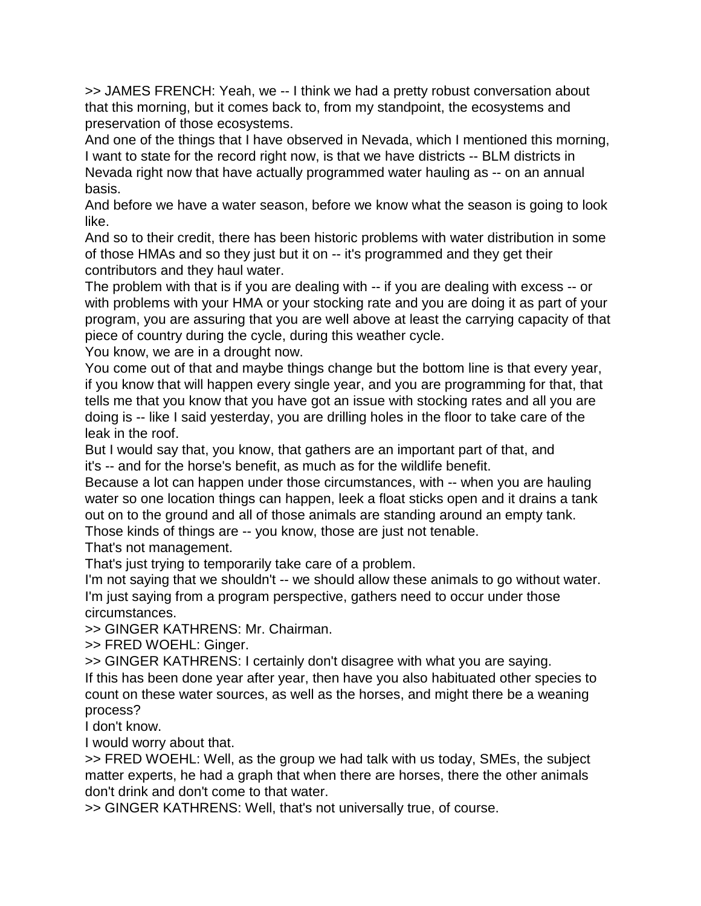>> JAMES FRENCH: Yeah, we -- I think we had a pretty robust conversation about that this morning, but it comes back to, from my standpoint, the ecosystems and preservation of those ecosystems.

And one of the things that I have observed in Nevada, which I mentioned this morning, I want to state for the record right now, is that we have districts -- BLM districts in Nevada right now that have actually programmed water hauling as -- on an annual basis.

And before we have a water season, before we know what the season is going to look like.

And so to their credit, there has been historic problems with water distribution in some of those HMAs and so they just but it on -- it's programmed and they get their contributors and they haul water.

The problem with that is if you are dealing with -- if you are dealing with excess -- or with problems with your HMA or your stocking rate and you are doing it as part of your program, you are assuring that you are well above at least the carrying capacity of that piece of country during the cycle, during this weather cycle.

You know, we are in a drought now.

You come out of that and maybe things change but the bottom line is that every year, if you know that will happen every single year, and you are programming for that, that tells me that you know that you have got an issue with stocking rates and all you are doing is -- like I said yesterday, you are drilling holes in the floor to take care of the leak in the roof.

But I would say that, you know, that gathers are an important part of that, and it's -- and for the horse's benefit, as much as for the wildlife benefit.

Because a lot can happen under those circumstances, with -- when you are hauling water so one location things can happen, leek a float sticks open and it drains a tank out on to the ground and all of those animals are standing around an empty tank.

Those kinds of things are -- you know, those are just not tenable.

That's not management.

That's just trying to temporarily take care of a problem.

I'm not saying that we shouldn't -- we should allow these animals to go without water.

I'm just saying from a program perspective, gathers need to occur under those circumstances.

>> GINGER KATHRENS: Mr. Chairman.

>> FRED WOEHL: Ginger.

>> GINGER KATHRENS: I certainly don't disagree with what you are saying.

If this has been done year after year, then have you also habituated other species to count on these water sources, as well as the horses, and might there be a weaning process?

I don't know.

I would worry about that.

>> FRED WOEHL: Well, as the group we had talk with us today, SMEs, the subject matter experts, he had a graph that when there are horses, there the other animals don't drink and don't come to that water.

>> GINGER KATHRENS: Well, that's not universally true, of course.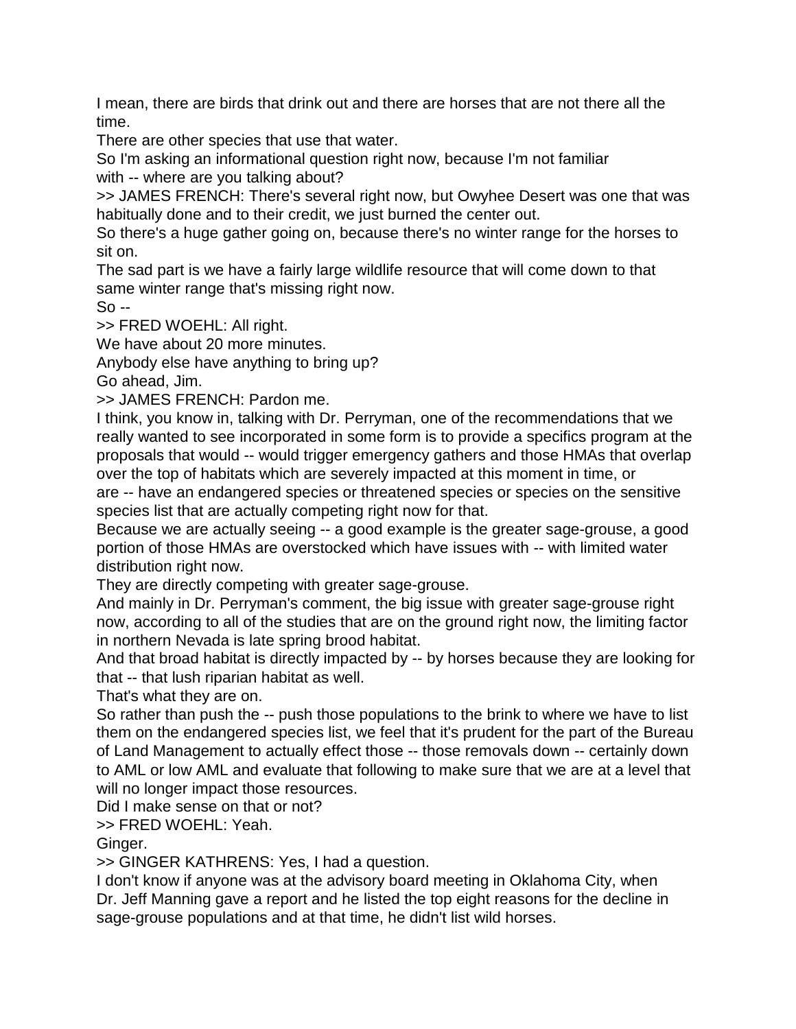I mean, there are birds that drink out and there are horses that are not there all the time.

There are other species that use that water.

So I'm asking an informational question right now, because I'm not familiar with -- where are you talking about?

>> JAMES FRENCH: There's several right now, but Owyhee Desert was one that was habitually done and to their credit, we just burned the center out.

So there's a huge gather going on, because there's no winter range for the horses to sit on.

The sad part is we have a fairly large wildlife resource that will come down to that same winter range that's missing right now.

So --

>> FRED WOEHL: All right.

We have about 20 more minutes.

Anybody else have anything to bring up?

Go ahead, Jim.

>> JAMES FRENCH: Pardon me.

I think, you know in, talking with Dr. Perryman, one of the recommendations that we really wanted to see incorporated in some form is to provide a specifics program at the proposals that would -- would trigger emergency gathers and those HMAs that overlap over the top of habitats which are severely impacted at this moment in time, or are -- have an endangered species or threatened species or species on the sensitive species list that are actually competing right now for that.

Because we are actually seeing -- a good example is the greater sage-grouse, a good portion of those HMAs are overstocked which have issues with -- with limited water distribution right now.

They are directly competing with greater sage-grouse.

And mainly in Dr. Perryman's comment, the big issue with greater sage-grouse right now, according to all of the studies that are on the ground right now, the limiting factor in northern Nevada is late spring brood habitat.

And that broad habitat is directly impacted by -- by horses because they are looking for that -- that lush riparian habitat as well.

That's what they are on.

So rather than push the -- push those populations to the brink to where we have to list them on the endangered species list, we feel that it's prudent for the part of the Bureau of Land Management to actually effect those -- those removals down -- certainly down to AML or low AML and evaluate that following to make sure that we are at a level that will no longer impact those resources.

Did I make sense on that or not?

>> FRED WOEHL: Yeah.

Ginger.

>> GINGER KATHRENS: Yes, I had a question.

I don't know if anyone was at the advisory board meeting in Oklahoma City, when Dr. Jeff Manning gave a report and he listed the top eight reasons for the decline in sage-grouse populations and at that time, he didn't list wild horses.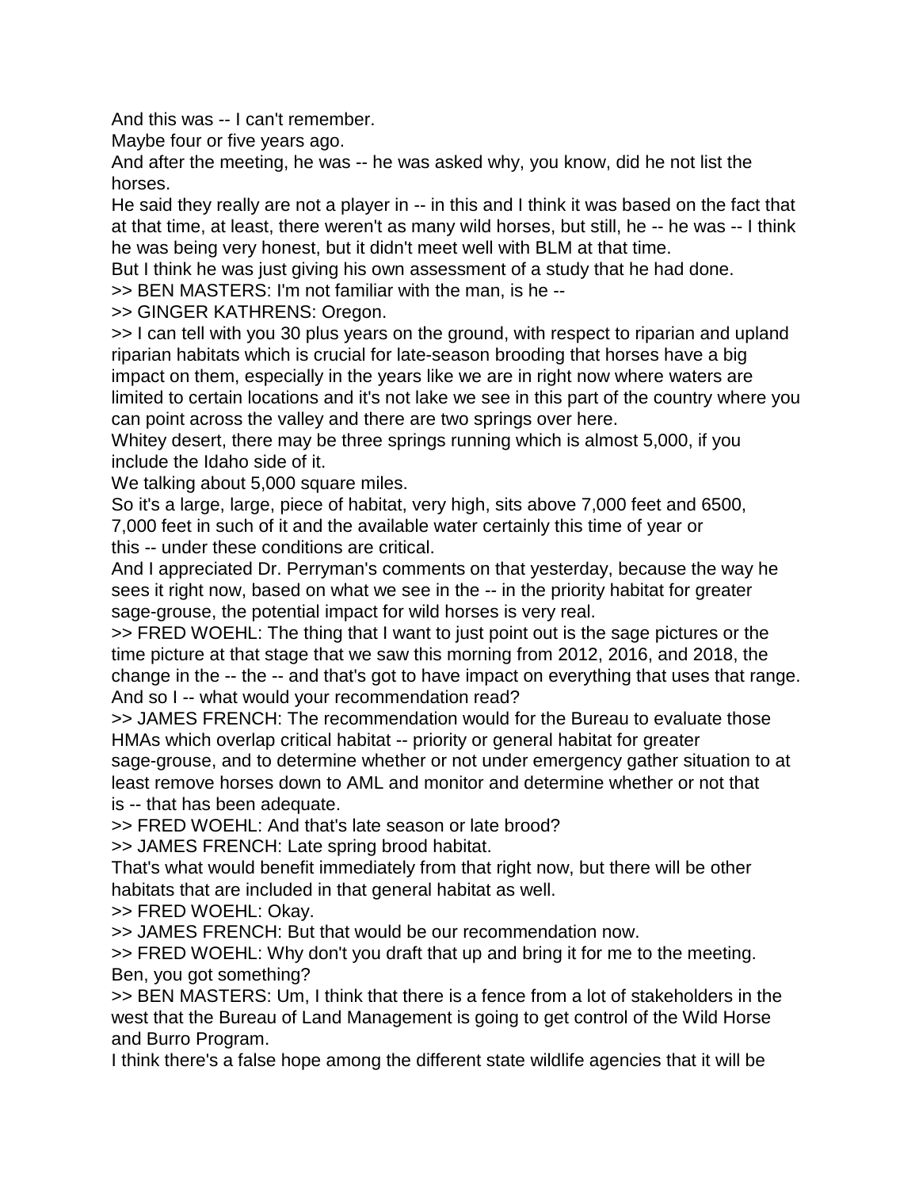And this was -- I can't remember.

Maybe four or five years ago.

And after the meeting, he was -- he was asked why, you know, did he not list the horses.

He said they really are not a player in -- in this and I think it was based on the fact that at that time, at least, there weren't as many wild horses, but still, he -- he was -- I think he was being very honest, but it didn't meet well with BLM at that time.

But I think he was just giving his own assessment of a study that he had done.

>> BEN MASTERS: I'm not familiar with the man, is he --

>> GINGER KATHRENS: Oregon.

>> I can tell with you 30 plus years on the ground, with respect to riparian and upland riparian habitats which is crucial for late-season brooding that horses have a big impact on them, especially in the years like we are in right now where waters are limited to certain locations and it's not lake we see in this part of the country where you can point across the valley and there are two springs over here.

Whitey desert, there may be three springs running which is almost 5,000, if you include the Idaho side of it.

We talking about 5,000 square miles.

So it's a large, large, piece of habitat, very high, sits above 7,000 feet and 6500, 7,000 feet in such of it and the available water certainly this time of year or this -- under these conditions are critical.

And I appreciated Dr. Perryman's comments on that yesterday, because the way he sees it right now, based on what we see in the -- in the priority habitat for greater sage-grouse, the potential impact for wild horses is very real.

>> FRED WOEHL: The thing that I want to just point out is the sage pictures or the time picture at that stage that we saw this morning from 2012, 2016, and 2018, the change in the -- the -- and that's got to have impact on everything that uses that range. And so I -- what would your recommendation read?

>> JAMES FRENCH: The recommendation would for the Bureau to evaluate those HMAs which overlap critical habitat -- priority or general habitat for greater sage-grouse, and to determine whether or not under emergency gather situation to at least remove horses down to AML and monitor and determine whether or not that is -- that has been adequate.

>> FRED WOEHL: And that's late season or late brood?

>> JAMES FRENCH: Late spring brood habitat.

That's what would benefit immediately from that right now, but there will be other habitats that are included in that general habitat as well.

>> FRED WOEHL: Okay.

>> JAMES FRENCH: But that would be our recommendation now.

>> FRED WOEHL: Why don't you draft that up and bring it for me to the meeting. Ben, you got something?

>> BEN MASTERS: Um, I think that there is a fence from a lot of stakeholders in the west that the Bureau of Land Management is going to get control of the Wild Horse and Burro Program.

I think there's a false hope among the different state wildlife agencies that it will be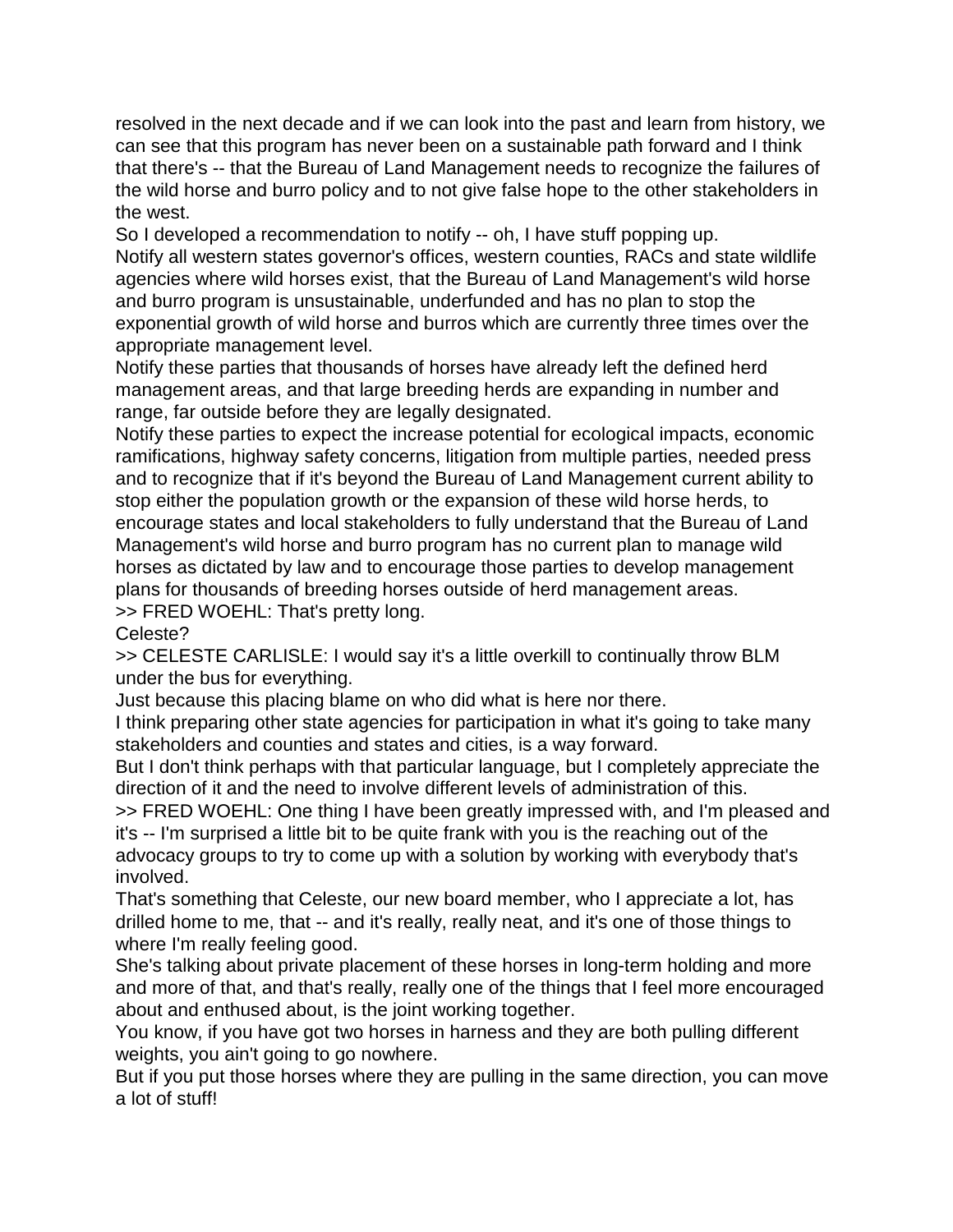resolved in the next decade and if we can look into the past and learn from history, we can see that this program has never been on a sustainable path forward and I think that there's -- that the Bureau of Land Management needs to recognize the failures of the wild horse and burro policy and to not give false hope to the other stakeholders in the west.

So I developed a recommendation to notify -- oh, I have stuff popping up.

Notify all western states governor's offices, western counties, RACs and state wildlife agencies where wild horses exist, that the Bureau of Land Management's wild horse and burro program is unsustainable, underfunded and has no plan to stop the exponential growth of wild horse and burros which are currently three times over the appropriate management level.

Notify these parties that thousands of horses have already left the defined herd management areas, and that large breeding herds are expanding in number and range, far outside before they are legally designated.

Notify these parties to expect the increase potential for ecological impacts, economic ramifications, highway safety concerns, litigation from multiple parties, needed press and to recognize that if it's beyond the Bureau of Land Management current ability to stop either the population growth or the expansion of these wild horse herds, to encourage states and local stakeholders to fully understand that the Bureau of Land Management's wild horse and burro program has no current plan to manage wild horses as dictated by law and to encourage those parties to develop management plans for thousands of breeding horses outside of herd management areas.

>> FRED WOEHL: That's pretty long.

Celeste?

>> CELESTE CARLISLE: I would say it's a little overkill to continually throw BLM under the bus for everything.

Just because this placing blame on who did what is here nor there.

I think preparing other state agencies for participation in what it's going to take many stakeholders and counties and states and cities, is a way forward.

But I don't think perhaps with that particular language, but I completely appreciate the direction of it and the need to involve different levels of administration of this.

>> FRED WOEHL: One thing I have been greatly impressed with, and I'm pleased and it's -- I'm surprised a little bit to be quite frank with you is the reaching out of the advocacy groups to try to come up with a solution by working with everybody that's involved.

That's something that Celeste, our new board member, who I appreciate a lot, has drilled home to me, that -- and it's really, really neat, and it's one of those things to where I'm really feeling good.

She's talking about private placement of these horses in long-term holding and more and more of that, and that's really, really one of the things that I feel more encouraged about and enthused about, is the joint working together.

You know, if you have got two horses in harness and they are both pulling different weights, you ain't going to go nowhere.

But if you put those horses where they are pulling in the same direction, you can move a lot of stuff!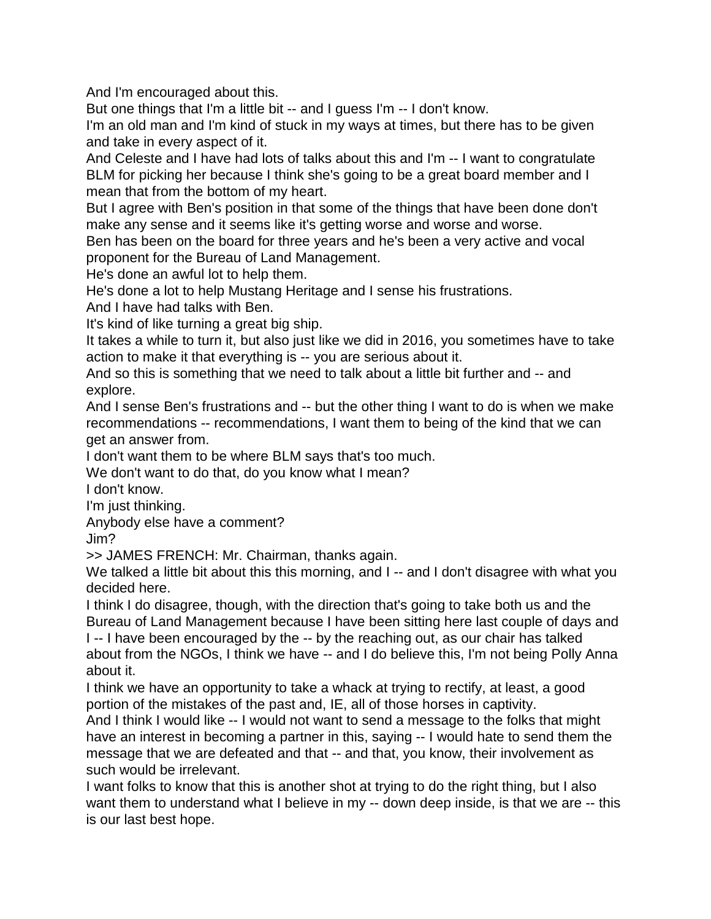And I'm encouraged about this.

But one things that I'm a little bit -- and I guess I'm -- I don't know.

I'm an old man and I'm kind of stuck in my ways at times, but there has to be given and take in every aspect of it.

And Celeste and I have had lots of talks about this and I'm -- I want to congratulate BLM for picking her because I think she's going to be a great board member and I mean that from the bottom of my heart.

But I agree with Ben's position in that some of the things that have been done don't make any sense and it seems like it's getting worse and worse and worse.

Ben has been on the board for three years and he's been a very active and vocal proponent for the Bureau of Land Management.

He's done an awful lot to help them.

He's done a lot to help Mustang Heritage and I sense his frustrations.

And I have had talks with Ben.

It's kind of like turning a great big ship.

It takes a while to turn it, but also just like we did in 2016, you sometimes have to take action to make it that everything is -- you are serious about it.

And so this is something that we need to talk about a little bit further and -- and explore.

And I sense Ben's frustrations and -- but the other thing I want to do is when we make recommendations -- recommendations, I want them to being of the kind that we can get an answer from.

I don't want them to be where BLM says that's too much.

We don't want to do that, do you know what I mean?

I don't know.

I'm just thinking.

Anybody else have a comment?

Jim?

>> JAMES FRENCH: Mr. Chairman, thanks again.

We talked a little bit about this this morning, and I -- and I don't disagree with what you decided here.

I think I do disagree, though, with the direction that's going to take both us and the Bureau of Land Management because I have been sitting here last couple of days and I -- I have been encouraged by the -- by the reaching out, as our chair has talked about from the NGOs, I think we have -- and I do believe this, I'm not being Polly Anna about it.

I think we have an opportunity to take a whack at trying to rectify, at least, a good portion of the mistakes of the past and, IE, all of those horses in captivity.

And I think I would like -- I would not want to send a message to the folks that might have an interest in becoming a partner in this, saying -- I would hate to send them the message that we are defeated and that -- and that, you know, their involvement as such would be irrelevant.

I want folks to know that this is another shot at trying to do the right thing, but I also want them to understand what I believe in my -- down deep inside, is that we are -- this is our last best hope.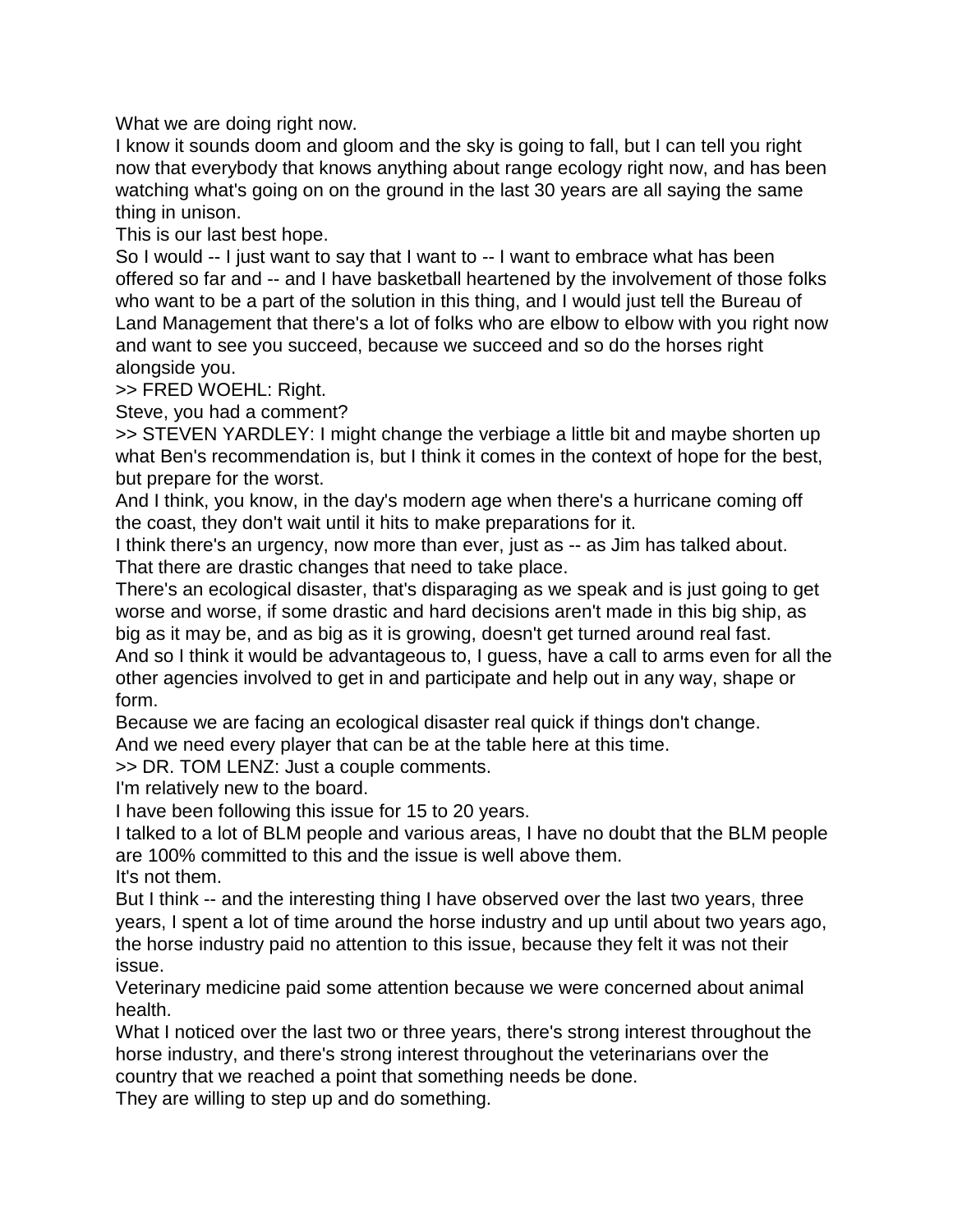What we are doing right now.

I know it sounds doom and gloom and the sky is going to fall, but I can tell you right now that everybody that knows anything about range ecology right now, and has been watching what's going on on the ground in the last 30 years are all saying the same thing in unison.

This is our last best hope.

So I would -- I just want to say that I want to -- I want to embrace what has been offered so far and -- and I have basketball heartened by the involvement of those folks who want to be a part of the solution in this thing, and I would just tell the Bureau of Land Management that there's a lot of folks who are elbow to elbow with you right now and want to see you succeed, because we succeed and so do the horses right alongside you.

>> FRED WOEHL: Right.

Steve, you had a comment?

>> STEVEN YARDLEY: I might change the verbiage a little bit and maybe shorten up what Ben's recommendation is, but I think it comes in the context of hope for the best, but prepare for the worst.

And I think, you know, in the day's modern age when there's a hurricane coming off the coast, they don't wait until it hits to make preparations for it.

I think there's an urgency, now more than ever, just as -- as Jim has talked about.

That there are drastic changes that need to take place.

There's an ecological disaster, that's disparaging as we speak and is just going to get worse and worse, if some drastic and hard decisions aren't made in this big ship, as big as it may be, and as big as it is growing, doesn't get turned around real fast.

And so I think it would be advantageous to, I guess, have a call to arms even for all the other agencies involved to get in and participate and help out in any way, shape or form.

Because we are facing an ecological disaster real quick if things don't change.

And we need every player that can be at the table here at this time.

>> DR. TOM LENZ: Just a couple comments.

I'm relatively new to the board.

I have been following this issue for 15 to 20 years.

I talked to a lot of BLM people and various areas, I have no doubt that the BLM people are 100% committed to this and the issue is well above them.

It's not them.

But I think -- and the interesting thing I have observed over the last two years, three years, I spent a lot of time around the horse industry and up until about two years ago, the horse industry paid no attention to this issue, because they felt it was not their issue.

Veterinary medicine paid some attention because we were concerned about animal health.

What I noticed over the last two or three years, there's strong interest throughout the horse industry, and there's strong interest throughout the veterinarians over the country that we reached a point that something needs be done.

They are willing to step up and do something.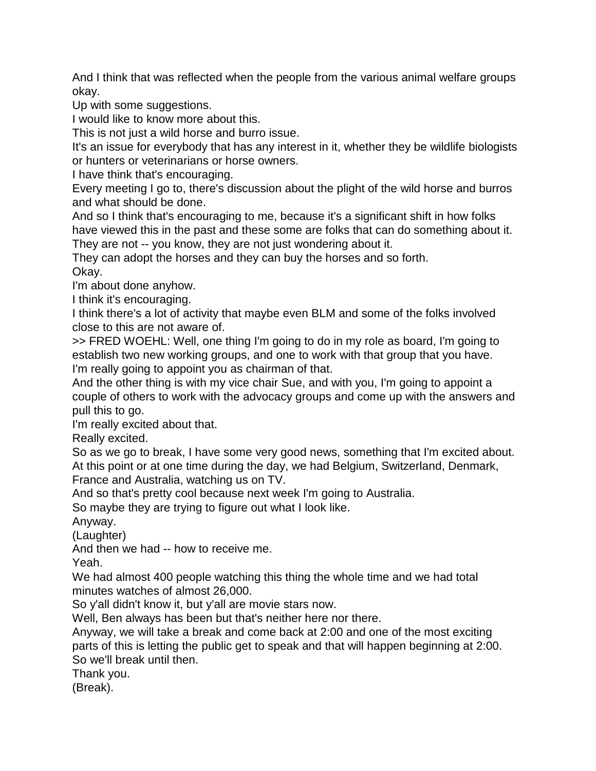And I think that was reflected when the people from the various animal welfare groups okay.

Up with some suggestions.

I would like to know more about this.

This is not just a wild horse and burro issue.

It's an issue for everybody that has any interest in it, whether they be wildlife biologists or hunters or veterinarians or horse owners.

I have think that's encouraging.

Every meeting I go to, there's discussion about the plight of the wild horse and burros and what should be done.

And so I think that's encouraging to me, because it's a significant shift in how folks have viewed this in the past and these some are folks that can do something about it.

They are not -- you know, they are not just wondering about it.

They can adopt the horses and they can buy the horses and so forth.

Okay.

I'm about done anyhow.

I think it's encouraging.

I think there's a lot of activity that maybe even BLM and some of the folks involved close to this are not aware of.

>> FRED WOEHL: Well, one thing I'm going to do in my role as board, I'm going to establish two new working groups, and one to work with that group that you have.

I'm really going to appoint you as chairman of that.

And the other thing is with my vice chair Sue, and with you, I'm going to appoint a couple of others to work with the advocacy groups and come up with the answers and pull this to go.

I'm really excited about that.

Really excited.

So as we go to break, I have some very good news, something that I'm excited about.

At this point or at one time during the day, we had Belgium, Switzerland, Denmark, France and Australia, watching us on TV.

And so that's pretty cool because next week I'm going to Australia.

So maybe they are trying to figure out what I look like.

Anyway.

(Laughter)

And then we had -- how to receive me.

Yeah.

We had almost 400 people watching this thing the whole time and we had total minutes watches of almost 26,000.

So y'all didn't know it, but y'all are movie stars now.

Well, Ben always has been but that's neither here nor there.

Anyway, we will take a break and come back at 2:00 and one of the most exciting parts of this is letting the public get to speak and that will happen beginning at 2:00.

So we'll break until then.

Thank you.

(Break).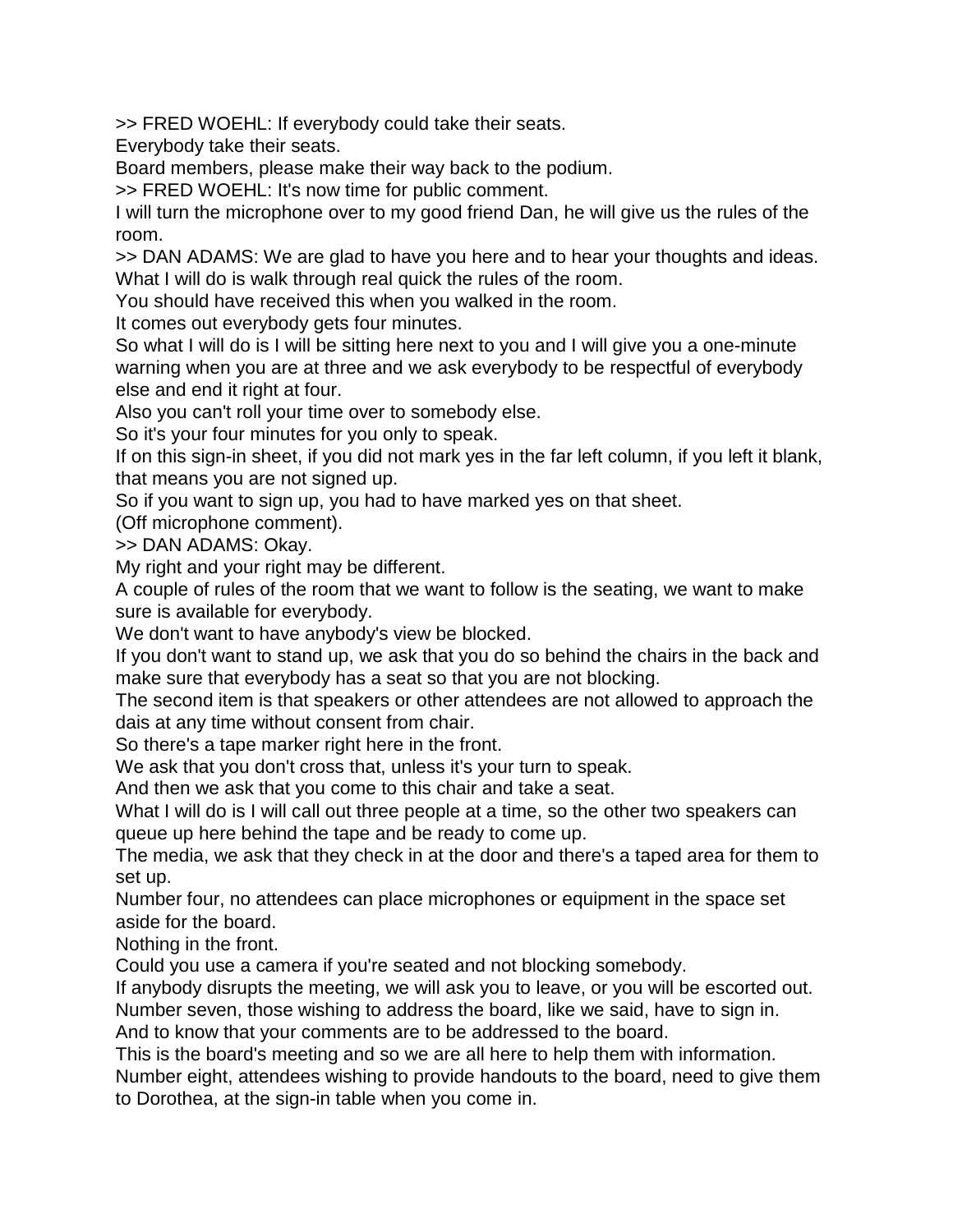>> FRED WOEHL: If everybody could take their seats.
Everybody take their seats.
Board members, please make their way back to the podium.
>> FRED WOEHL: It's now time for public comment.
I will turn the microphone over to my good friend Dan, he will give us the rules of the room.
>> DAN ADAMS: We are glad to have you here and to hear your thoughts and ideas.
What I will do is walk through real quick the rules of the room.
You should have received this when you walked in the room.
It comes out everybody gets four minutes.
So what I will do is I will be sitting here next to you and I will give you a one-minute warning when you are at three and we ask everybody to be respectful of everybody else and end it right at four.
Also you can't roll your time over to somebody else.
So it's your four minutes for you only to speak.
If on this sign-in sheet, if you did not mark yes in the far left column, if you left it blank, that means you are not signed up.
So if you want to sign up, you had to have marked yes on that sheet.
(Off microphone comment).
>> DAN ADAMS: Okay.
My right and your right may be different.
A couple of rules of the room that we want to follow is the seating, we want to make sure is available for everybody.
We don't want to have anybody's view be blocked.
If you don't want to stand up, we ask that you do so behind the chairs in the back and make sure that everybody has a seat so that you are not blocking.
The second item is that speakers or other attendees are not allowed to approach the dais at any time without consent from chair.
So there's a tape marker right here in the front.
We ask that you don't cross that, unless it's your turn to speak.
And then we ask that you come to this chair and take a seat.
What I will do is I will call out three people at a time, so the other two speakers can queue up here behind the tape and be ready to come up.
The media, we ask that they check in at the door and there's a taped area for them to set up.
Number four, no attendees can place microphones or equipment in the space set aside for the board.
Nothing in the front.
Could you use a camera if you're seated and not blocking somebody.
If anybody disrupts the meeting, we will ask you to leave, or you will be escorted out.
Number seven, those wishing to address the board, like we said, have to sign in.
And to know that your comments are to be addressed to the board.
This is the board's meeting and so we are all here to help them with information.
Number eight, attendees wishing to provide handouts to the board, need to give them to Dorothea, at the sign-in table when you come in.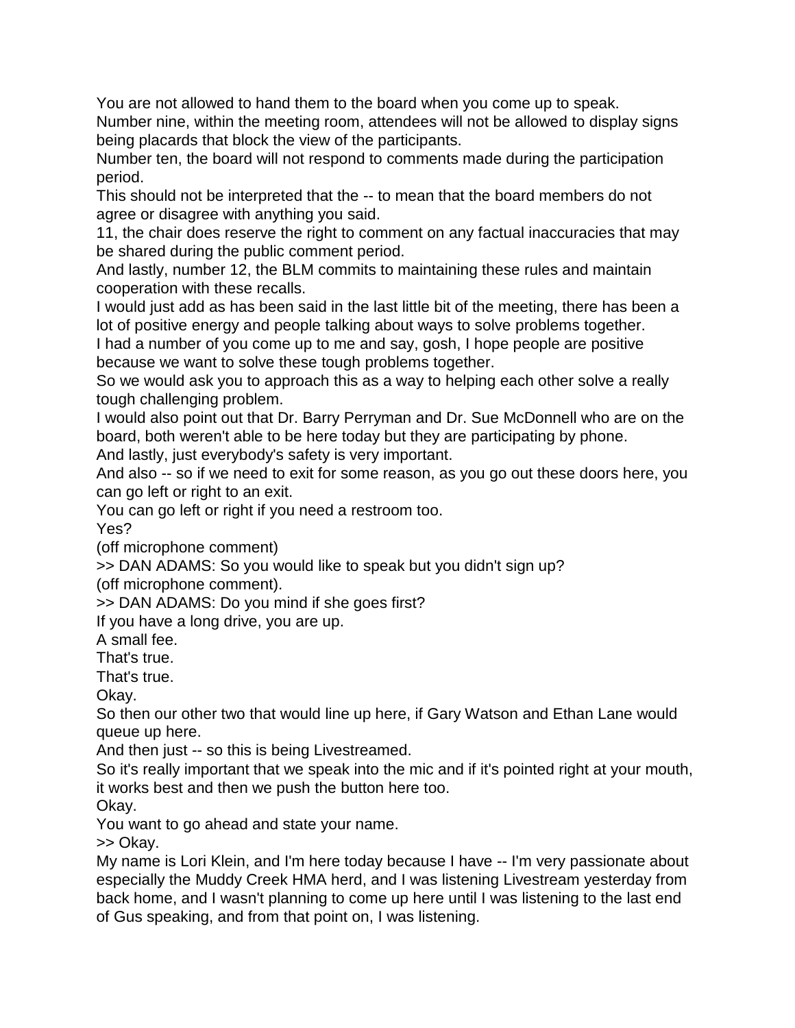You are not allowed to hand them to the board when you come up to speak.
Number nine, within the meeting room, attendees will not be allowed to display signs being placards that block the view of the participants.
Number ten, the board will not respond to comments made during the participation period.
This should not be interpreted that the -- to mean that the board members do not agree or disagree with anything you said.
11, the chair does reserve the right to comment on any factual inaccuracies that may be shared during the public comment period.
And lastly, number 12, the BLM commits to maintaining these rules and maintain cooperation with these recalls.
I would just add as has been said in the last little bit of the meeting, there has been a lot of positive energy and people talking about ways to solve problems together.
I had a number of you come up to me and say, gosh, I hope people are positive because we want to solve these tough problems together.
So we would ask you to approach this as a way to helping each other solve a really tough challenging problem.
I would also point out that Dr. Barry Perryman and Dr. Sue McDonnell who are on the board, both weren't able to be here today but they are participating by phone.
And lastly, just everybody's safety is very important.
And also -- so if we need to exit for some reason, as you go out these doors here, you can go left or right to an exit.
You can go left or right if you need a restroom too.
Yes?
(off microphone comment)
>> DAN ADAMS: So you would like to speak but you didn't sign up?
(off microphone comment).
>> DAN ADAMS: Do you mind if she goes first?
If you have a long drive, you are up.
A small fee.
That's true.
That's true.
Okay.
So then our other two that would line up here, if Gary Watson and Ethan Lane would queue up here.
And then just -- so this is being Livestreamed.
So it's really important that we speak into the mic and if it's pointed right at your mouth, it works best and then we push the button here too.
Okay.
You want to go ahead and state your name.
>> Okay.
My name is Lori Klein, and I'm here today because I have -- I'm very passionate about especially the Muddy Creek HMA herd, and I was listening Livestream yesterday from back home, and I wasn't planning to come up here until I was listening to the last end of Gus speaking, and from that point on, I was listening.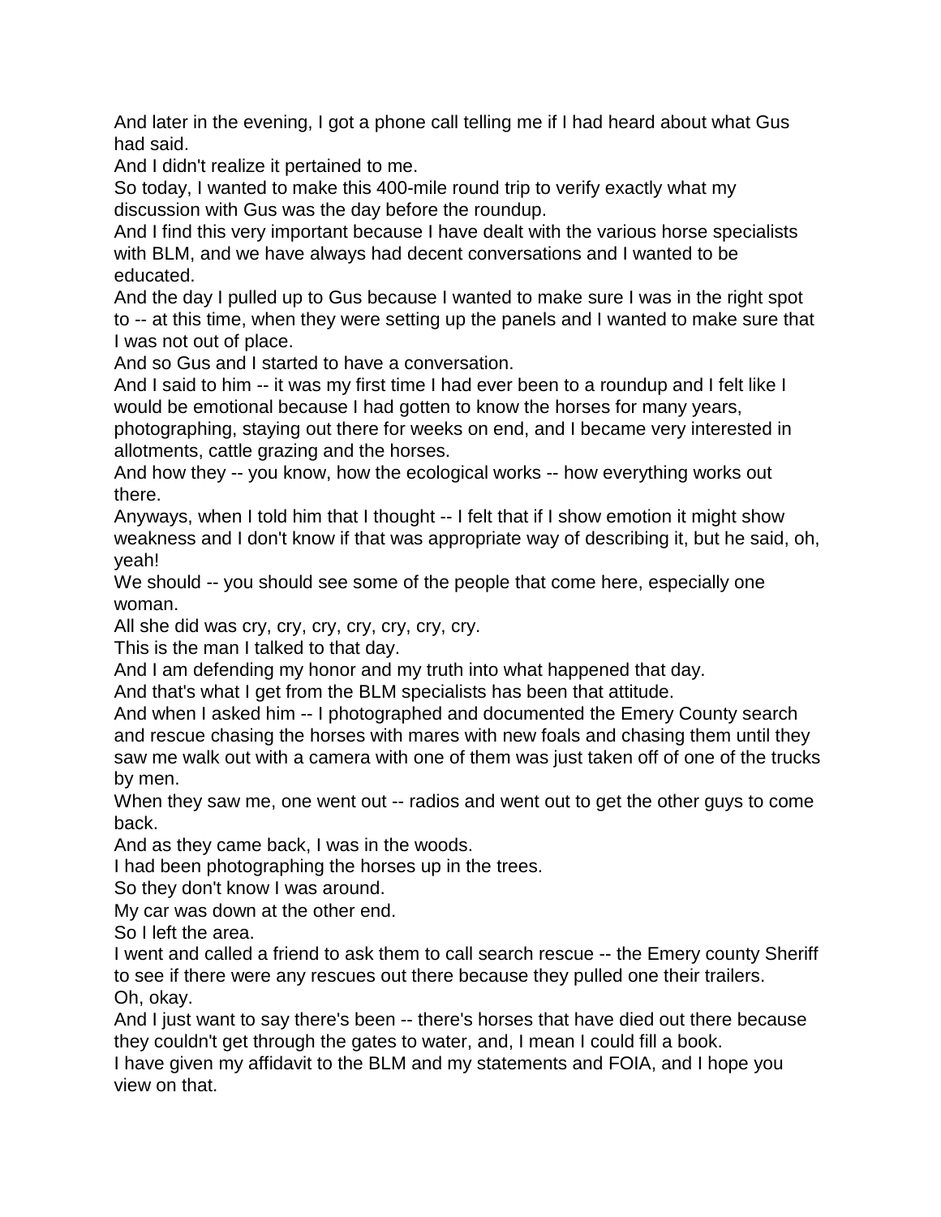And later in the evening, I got a phone call telling me if I had heard about what Gus had said.

And I didn't realize it pertained to me.

So today, I wanted to make this 400-mile round trip to verify exactly what my discussion with Gus was the day before the roundup.

And I find this very important because I have dealt with the various horse specialists with BLM, and we have always had decent conversations and I wanted to be educated.

And the day I pulled up to Gus because I wanted to make sure I was in the right spot to -- at this time, when they were setting up the panels and I wanted to make sure that I was not out of place.

And so Gus and I started to have a conversation.

And I said to him -- it was my first time I had ever been to a roundup and I felt like I would be emotional because I had gotten to know the horses for many years, photographing, staying out there for weeks on end, and I became very interested in allotments, cattle grazing and the horses.

And how they -- you know, how the ecological works -- how everything works out there.

Anyways, when I told him that I thought -- I felt that if I show emotion it might show weakness and I don't know if that was appropriate way of describing it, but he said, oh, yeah!

We should -- you should see some of the people that come here, especially one woman.

All she did was cry, cry, cry, cry, cry, cry, cry.

This is the man I talked to that day.

And I am defending my honor and my truth into what happened that day.

And that's what I get from the BLM specialists has been that attitude.

And when I asked him -- I photographed and documented the Emery County search and rescue chasing the horses with mares with new foals and chasing them until they saw me walk out with a camera with one of them was just taken off of one of the trucks by men.

When they saw me, one went out -- radios and went out to get the other guys to come back.

And as they came back, I was in the woods.

I had been photographing the horses up in the trees.

So they don't know I was around.

My car was down at the other end.

So I left the area.

I went and called a friend to ask them to call search rescue -- the Emery county Sheriff to see if there were any rescues out there because they pulled one their trailers.

Oh, okay.

And I just want to say there's been -- there's horses that have died out there because they couldn't get through the gates to water, and, I mean I could fill a book.

I have given my affidavit to the BLM and my statements and FOIA, and I hope you view on that.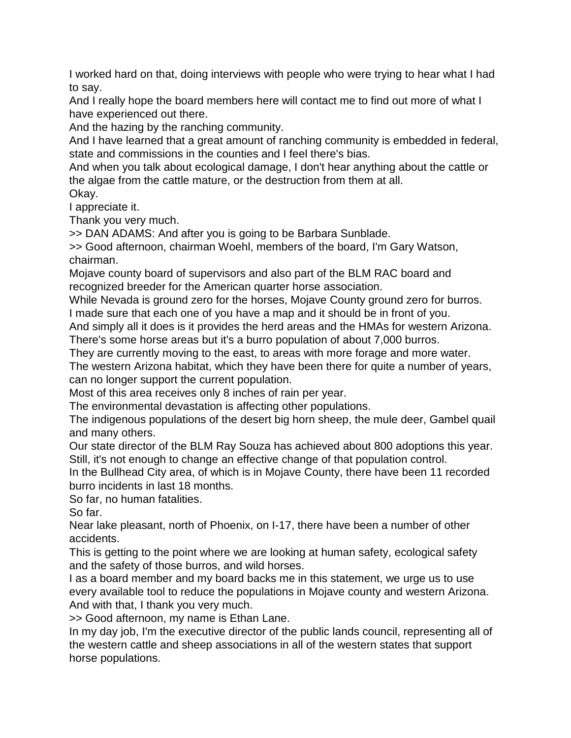I worked hard on that, doing interviews with people who were trying to hear what I had to say.
And I really hope the board members here will contact me to find out more of what I have experienced out there.
And the hazing by the ranching community.
And I have learned that a great amount of ranching community is embedded in federal, state and commissions in the counties and I feel there's bias.
And when you talk about ecological damage, I don't hear anything about the cattle or the algae from the cattle mature, or the destruction from them at all.
Okay.
I appreciate it.
Thank you very much.
>> DAN ADAMS: And after you is going to be Barbara Sunblade.
>> Good afternoon, chairman Woehl, members of the board, I'm Gary Watson, chairman.
Mojave county board of supervisors and also part of the BLM RAC board and recognized breeder for the American quarter horse association.
While Nevada is ground zero for the horses, Mojave County ground zero for burros.
I made sure that each one of you have a map and it should be in front of you.
And simply all it does is it provides the herd areas and the HMAs for western Arizona.
There's some horse areas but it's a burro population of about 7,000 burros.
They are currently moving to the east, to areas with more forage and more water.
The western Arizona habitat, which they have been there for quite a number of years, can no longer support the current population.
Most of this area receives only 8 inches of rain per year.
The environmental devastation is affecting other populations.
The indigenous populations of the desert big horn sheep, the mule deer, Gambel quail and many others.
Our state director of the BLM Ray Souza has achieved about 800 adoptions this year.
Still, it's not enough to change an effective change of that population control.
In the Bullhead City area, of which is in Mojave County, there have been 11 recorded burro incidents in last 18 months.
So far, no human fatalities.
So far.
Near lake pleasant, north of Phoenix, on I-17, there have been a number of other accidents.
This is getting to the point where we are looking at human safety, ecological safety and the safety of those burros, and wild horses.
I as a board member and my board backs me in this statement, we urge us to use every available tool to reduce the populations in Mojave county and western Arizona.
And with that, I thank you very much.
>> Good afternoon, my name is Ethan Lane.
In my day job, I'm the executive director of the public lands council, representing all of the western cattle and sheep associations in all of the western states that support horse populations.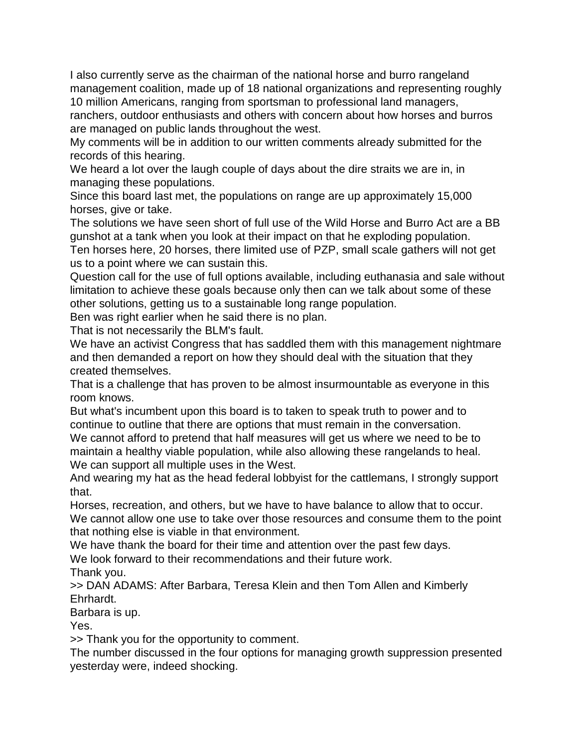I also currently serve as the chairman of the national horse and burro rangeland management coalition, made up of 18 national organizations and representing roughly 10 million Americans, ranging from sportsman to professional land managers, ranchers, outdoor enthusiasts and others with concern about how horses and burros are managed on public lands throughout the west.

My comments will be in addition to our written comments already submitted for the records of this hearing.

We heard a lot over the laugh couple of days about the dire straits we are in, in managing these populations.

Since this board last met, the populations on range are up approximately 15,000 horses, give or take.

The solutions we have seen short of full use of the Wild Horse and Burro Act are a BB gunshot at a tank when you look at their impact on that he exploding population.

Ten horses here, 20 horses, there limited use of PZP, small scale gathers will not get us to a point where we can sustain this.

Question call for the use of full options available, including euthanasia and sale without limitation to achieve these goals because only then can we talk about some of these other solutions, getting us to a sustainable long range population.

Ben was right earlier when he said there is no plan.

That is not necessarily the BLM's fault.

We have an activist Congress that has saddled them with this management nightmare and then demanded a report on how they should deal with the situation that they created themselves.

That is a challenge that has proven to be almost insurmountable as everyone in this room knows.

But what's incumbent upon this board is to taken to speak truth to power and to continue to outline that there are options that must remain in the conversation.

We cannot afford to pretend that half measures will get us where we need to be to maintain a healthy viable population, while also allowing these rangelands to heal.

We can support all multiple uses in the West.

And wearing my hat as the head federal lobbyist for the cattlemans, I strongly support that.

Horses, recreation, and others, but we have to have balance to allow that to occur.

We cannot allow one use to take over those resources and consume them to the point that nothing else is viable in that environment.

We have thank the board for their time and attention over the past few days.

We look forward to their recommendations and their future work.

Thank you.

>> DAN ADAMS: After Barbara, Teresa Klein and then Tom Allen and Kimberly Ehrhardt.

Barbara is up.

Yes.

>> Thank you for the opportunity to comment.

The number discussed in the four options for managing growth suppression presented yesterday were, indeed shocking.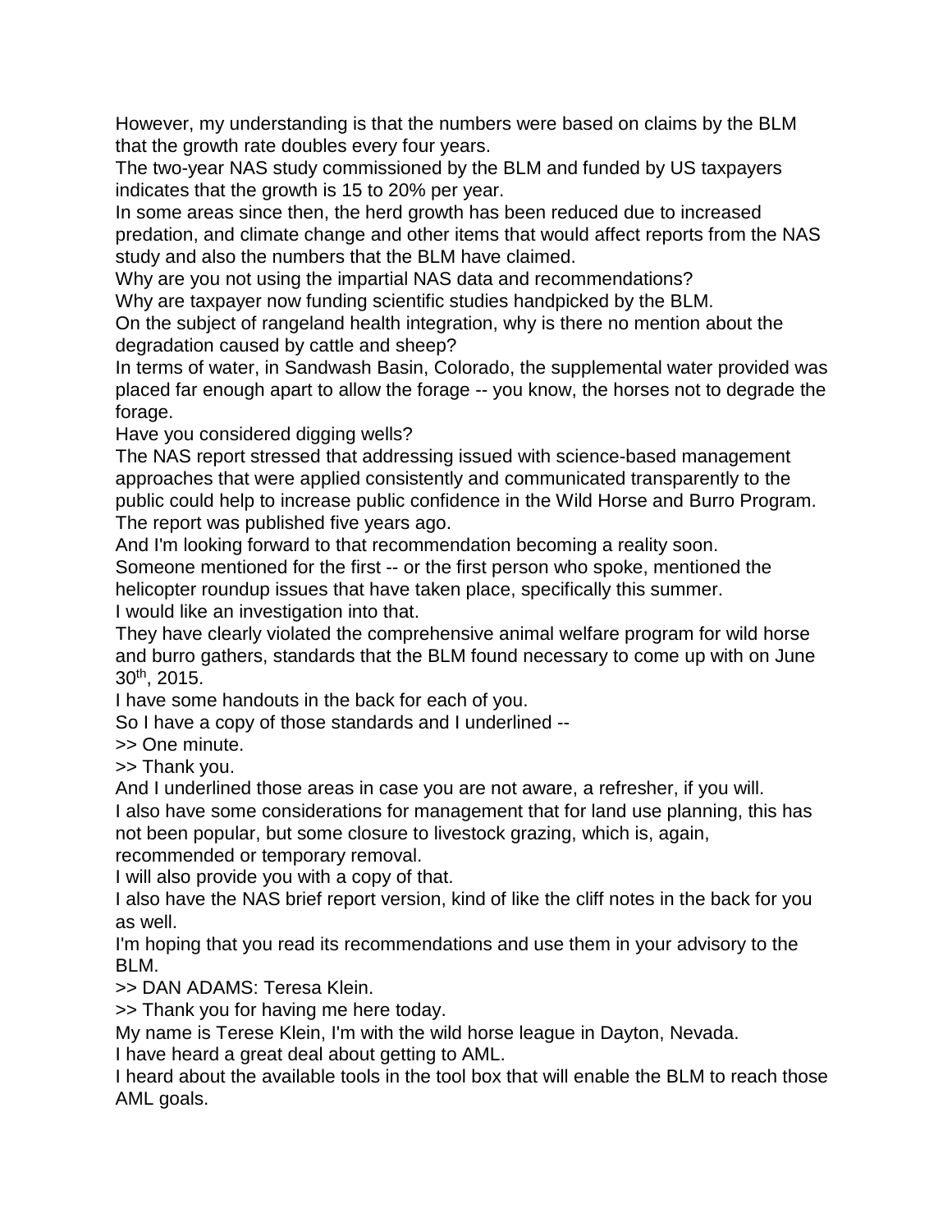However, my understanding is that the numbers were based on claims by the BLM that the growth rate doubles every four years.

The two-year NAS study commissioned by the BLM and funded by US taxpayers indicates that the growth is 15 to 20% per year.

In some areas since then, the herd growth has been reduced due to increased predation, and climate change and other items that would affect reports from the NAS study and also the numbers that the BLM have claimed.

Why are you not using the impartial NAS data and recommendations?

Why are taxpayer now funding scientific studies handpicked by the BLM.

On the subject of rangeland health integration, why is there no mention about the degradation caused by cattle and sheep?

In terms of water, in Sandwash Basin, Colorado, the supplemental water provided was placed far enough apart to allow the forage -- you know, the horses not to degrade the forage.

Have you considered digging wells?

The NAS report stressed that addressing issued with science-based management approaches that were applied consistently and communicated transparently to the public could help to increase public confidence in the Wild Horse and Burro Program.

The report was published five years ago.

And I'm looking forward to that recommendation becoming a reality soon.

Someone mentioned for the first -- or the first person who spoke, mentioned the helicopter roundup issues that have taken place, specifically this summer.

I would like an investigation into that.

They have clearly violated the comprehensive animal welfare program for wild horse and burro gathers, standards that the BLM found necessary to come up with on June 30th, 2015.

I have some handouts in the back for each of you.

So I have a copy of those standards and I underlined --

>> One minute.

>> Thank you.

And I underlined those areas in case you are not aware, a refresher, if you will.

I also have some considerations for management that for land use planning, this has not been popular, but some closure to livestock grazing, which is, again, recommended or temporary removal.

I will also provide you with a copy of that.

I also have the NAS brief report version, kind of like the cliff notes in the back for you as well.

I'm hoping that you read its recommendations and use them in your advisory to the BLM.

>> DAN ADAMS: Teresa Klein.

>> Thank you for having me here today.

My name is Terese Klein, I'm with the wild horse league in Dayton, Nevada.

I have heard a great deal about getting to AML.

I heard about the available tools in the tool box that will enable the BLM to reach those AML goals.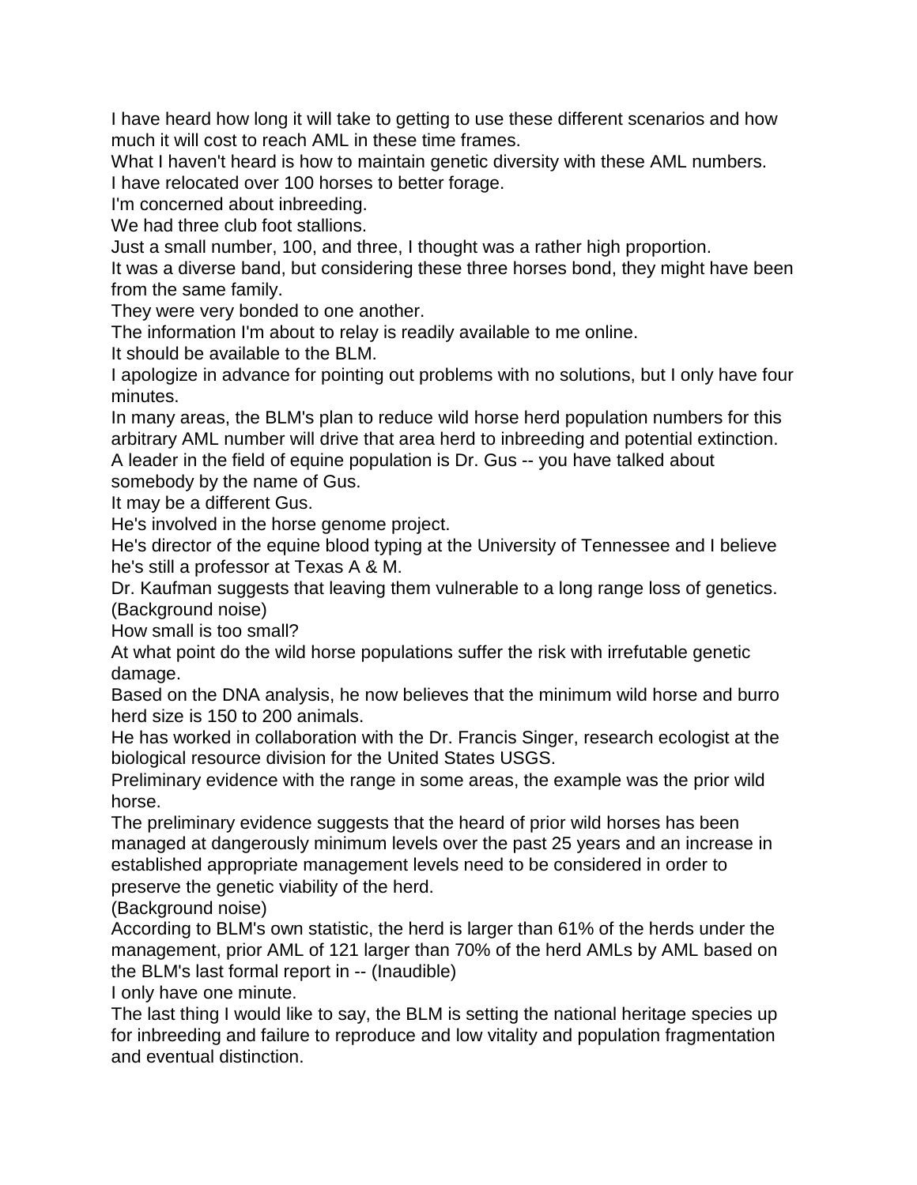I have heard how long it will take to getting to use these different scenarios and how much it will cost to reach AML in these time frames.

What I haven't heard is how to maintain genetic diversity with these AML numbers.

I have relocated over 100 horses to better forage.

I'm concerned about inbreeding.

We had three club foot stallions.

Just a small number, 100, and three, I thought was a rather high proportion.

It was a diverse band, but considering these three horses bond, they might have been from the same family.

They were very bonded to one another.

The information I'm about to relay is readily available to me online.

It should be available to the BLM.

I apologize in advance for pointing out problems with no solutions, but I only have four minutes.

In many areas, the BLM's plan to reduce wild horse herd population numbers for this arbitrary AML number will drive that area herd to inbreeding and potential extinction.

A leader in the field of equine population is Dr. Gus -- you have talked about somebody by the name of Gus.

It may be a different Gus.

He's involved in the horse genome project.

He's director of the equine blood typing at the University of Tennessee and I believe he's still a professor at Texas A & M.

Dr. Kaufman suggests that leaving them vulnerable to a long range loss of genetics.

(Background noise)

How small is too small?

At what point do the wild horse populations suffer the risk with irrefutable genetic damage.

Based on the DNA analysis, he now believes that the minimum wild horse and burro herd size is 150 to 200 animals.

He has worked in collaboration with the Dr. Francis Singer, research ecologist at the biological resource division for the United States USGS.

Preliminary evidence with the range in some areas, the example was the prior wild horse.

The preliminary evidence suggests that the heard of prior wild horses has been managed at dangerously minimum levels over the past 25 years and an increase in established appropriate management levels need to be considered in order to preserve the genetic viability of the herd.

(Background noise)

According to BLM's own statistic, the herd is larger than 61% of the herds under the management, prior AML of 121 larger than 70% of the herd AMLs by AML based on the BLM's last formal report in -- (Inaudible)

I only have one minute.

The last thing I would like to say, the BLM is setting the national heritage species up for inbreeding and failure to reproduce and low vitality and population fragmentation and eventual distinction.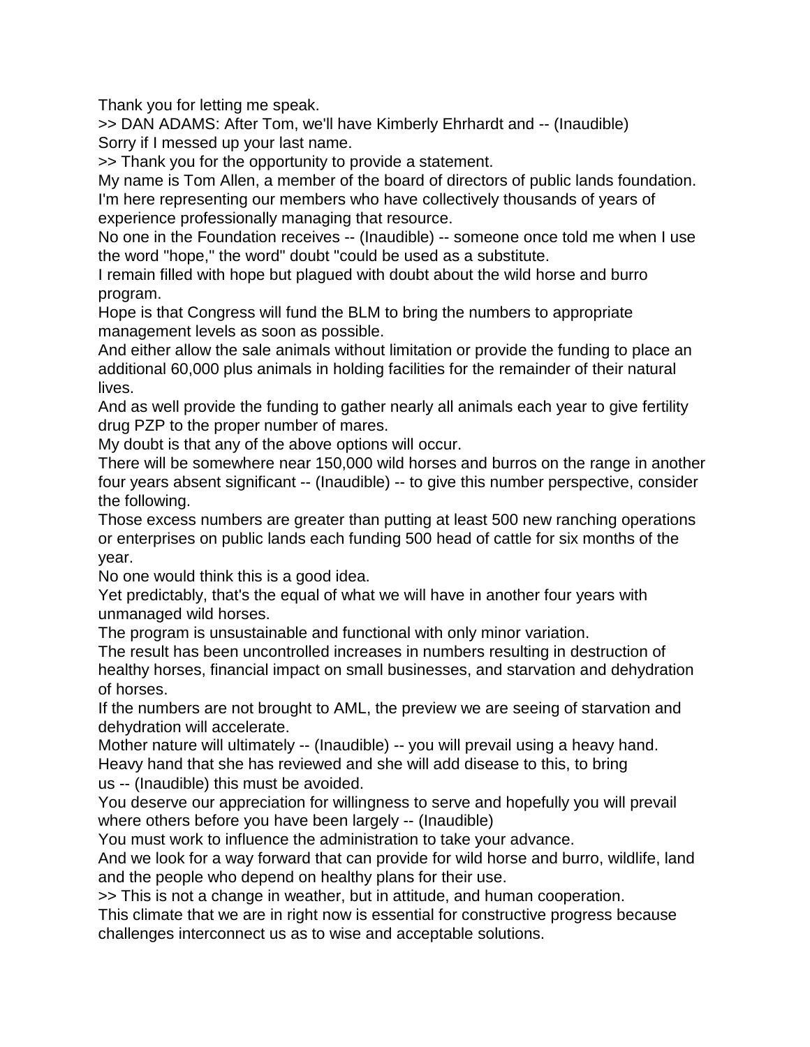Thank you for letting me speak.

>> DAN ADAMS: After Tom, we'll have Kimberly Ehrhardt and -- (Inaudible)
Sorry if I messed up your last name.

>> Thank you for the opportunity to provide a statement.

My name is Tom Allen, a member of the board of directors of public lands foundation.

I'm here representing our members who have collectively thousands of years of experience professionally managing that resource.

No one in the Foundation receives -- (Inaudible) -- someone once told me when I use the word "hope," the word" doubt "could be used as a substitute.

I remain filled with hope but plagued with doubt about the wild horse and burro program.

Hope is that Congress will fund the BLM to bring the numbers to appropriate management levels as soon as possible.

And either allow the sale animals without limitation or provide the funding to place an additional 60,000 plus animals in holding facilities for the remainder of their natural lives.

And as well provide the funding to gather nearly all animals each year to give fertility drug PZP to the proper number of mares.

My doubt is that any of the above options will occur.

There will be somewhere near 150,000 wild horses and burros on the range in another four years absent significant -- (Inaudible) -- to give this number perspective, consider the following.

Those excess numbers are greater than putting at least 500 new ranching operations or enterprises on public lands each funding 500 head of cattle for six months of the year.

No one would think this is a good idea.

Yet predictably, that's the equal of what we will have in another four years with unmanaged wild horses.

The program is unsustainable and functional with only minor variation.

The result has been uncontrolled increases in numbers resulting in destruction of healthy horses, financial impact on small businesses, and starvation and dehydration of horses.

If the numbers are not brought to AML, the preview we are seeing of starvation and dehydration will accelerate.

Mother nature will ultimately -- (Inaudible) -- you will prevail using a heavy hand.

Heavy hand that she has reviewed and she will add disease to this, to bring us -- (Inaudible) this must be avoided.

You deserve our appreciation for willingness to serve and hopefully you will prevail where others before you have been largely -- (Inaudible)

You must work to influence the administration to take your advance.

And we look for a way forward that can provide for wild horse and burro, wildlife, land and the people who depend on healthy plans for their use.

>> This is not a change in weather, but in attitude, and human cooperation.

This climate that we are in right now is essential for constructive progress because challenges interconnect us as to wise and acceptable solutions.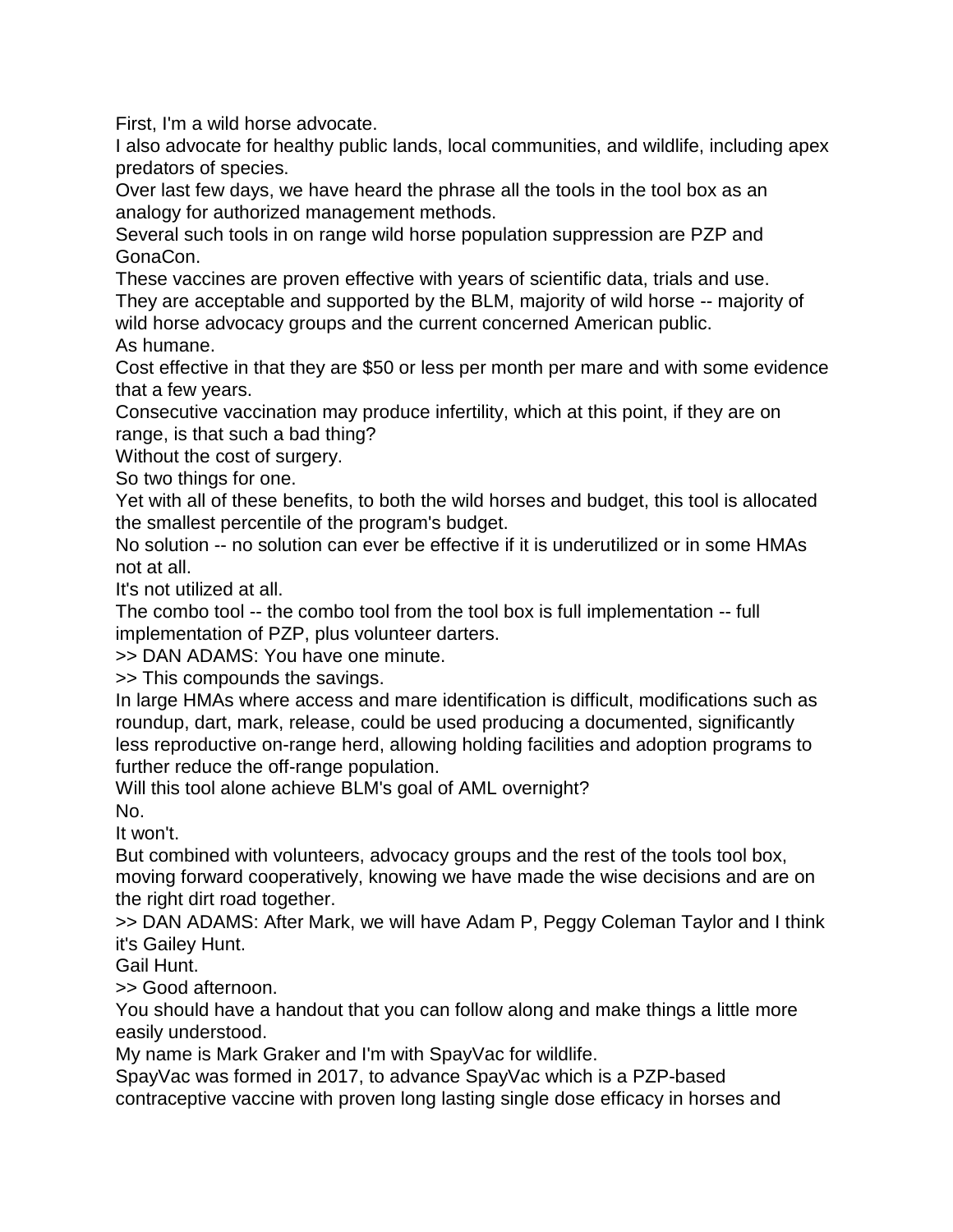First, I'm a wild horse advocate.
I also advocate for healthy public lands, local communities, and wildlife, including apex predators of species.
Over last few days, we have heard the phrase all the tools in the tool box as an analogy for authorized management methods.
Several such tools in on range wild horse population suppression are PZP and GonaCon.
These vaccines are proven effective with years of scientific data, trials and use.
They are acceptable and supported by the BLM, majority of wild horse -- majority of wild horse advocacy groups and the current concerned American public.
As humane.
Cost effective in that they are $50 or less per month per mare and with some evidence that a few years.
Consecutive vaccination may produce infertility, which at this point, if they are on range, is that such a bad thing?
Without the cost of surgery.
So two things for one.
Yet with all of these benefits, to both the wild horses and budget, this tool is allocated the smallest percentile of the program's budget.
No solution -- no solution can ever be effective if it is underutilized or in some HMAs not at all.
It's not utilized at all.
The combo tool -- the combo tool from the tool box is full implementation -- full implementation of PZP, plus volunteer darters.
>> DAN ADAMS: You have one minute.
>> This compounds the savings.
In large HMAs where access and mare identification is difficult, modifications such as roundup, dart, mark, release, could be used producing a documented, significantly less reproductive on-range herd, allowing holding facilities and adoption programs to further reduce the off-range population.
Will this tool alone achieve BLM's goal of AML overnight?
No.
It won't.
But combined with volunteers, advocacy groups and the rest of the tools tool box, moving forward cooperatively, knowing we have made the wise decisions and are on the right dirt road together.
>> DAN ADAMS: After Mark, we will have Adam P, Peggy Coleman Taylor and I think it's Gailey Hunt.
Gail Hunt.
>> Good afternoon.
You should have a handout that you can follow along and make things a little more easily understood.
My name is Mark Graker and I'm with SpayVac for wildlife.
SpayVac was formed in 2017, to advance SpayVac which is a PZP-based contraceptive vaccine with proven long lasting single dose efficacy in horses and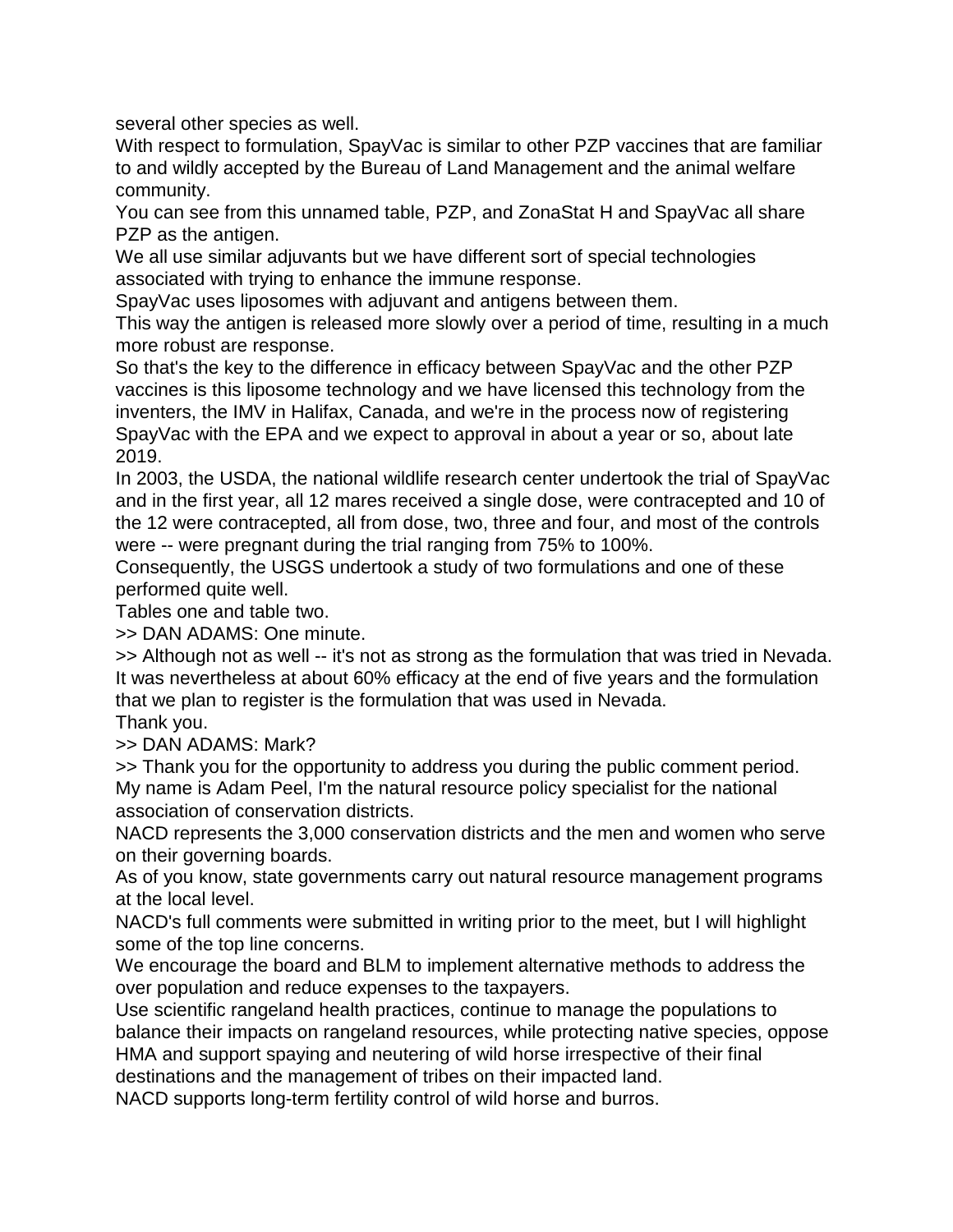several other species as well.

With respect to formulation, SpayVac is similar to other PZP vaccines that are familiar to and wildly accepted by the Bureau of Land Management and the animal welfare community.

You can see from this unnamed table, PZP, and ZonaStat H and SpayVac all share PZP as the antigen.

We all use similar adjuvants but we have different sort of special technologies associated with trying to enhance the immune response.

SpayVac uses liposomes with adjuvant and antigens between them.

This way the antigen is released more slowly over a period of time, resulting in a much more robust are response.

So that's the key to the difference in efficacy between SpayVac and the other PZP vaccines is this liposome technology and we have licensed this technology from the inventers, the IMV in Halifax, Canada, and we're in the process now of registering SpayVac with the EPA and we expect to approval in about a year or so, about late 2019.

In 2003, the USDA, the national wildlife research center undertook the trial of SpayVac and in the first year, all 12 mares received a single dose, were contracepted and 10 of the 12 were contracepted, all from dose, two, three and four, and most of the controls were -- were pregnant during the trial ranging from 75% to 100%.

Consequently, the USGS undertook a study of two formulations and one of these performed quite well.

Tables one and table two.

>> DAN ADAMS: One minute.

>> Although not as well -- it's not as strong as the formulation that was tried in Nevada. It was nevertheless at about 60% efficacy at the end of five years and the formulation that we plan to register is the formulation that was used in Nevada.

Thank you.

>> DAN ADAMS: Mark?

>> Thank you for the opportunity to address you during the public comment period. My name is Adam Peel, I'm the natural resource policy specialist for the national association of conservation districts.

NACD represents the 3,000 conservation districts and the men and women who serve on their governing boards.

As of you know, state governments carry out natural resource management programs at the local level.

NACD's full comments were submitted in writing prior to the meet, but I will highlight some of the top line concerns.

We encourage the board and BLM to implement alternative methods to address the over population and reduce expenses to the taxpayers.

Use scientific rangeland health practices, continue to manage the populations to balance their impacts on rangeland resources, while protecting native species, oppose HMA and support spaying and neutering of wild horse irrespective of their final destinations and the management of tribes on their impacted land.

NACD supports long-term fertility control of wild horse and burros.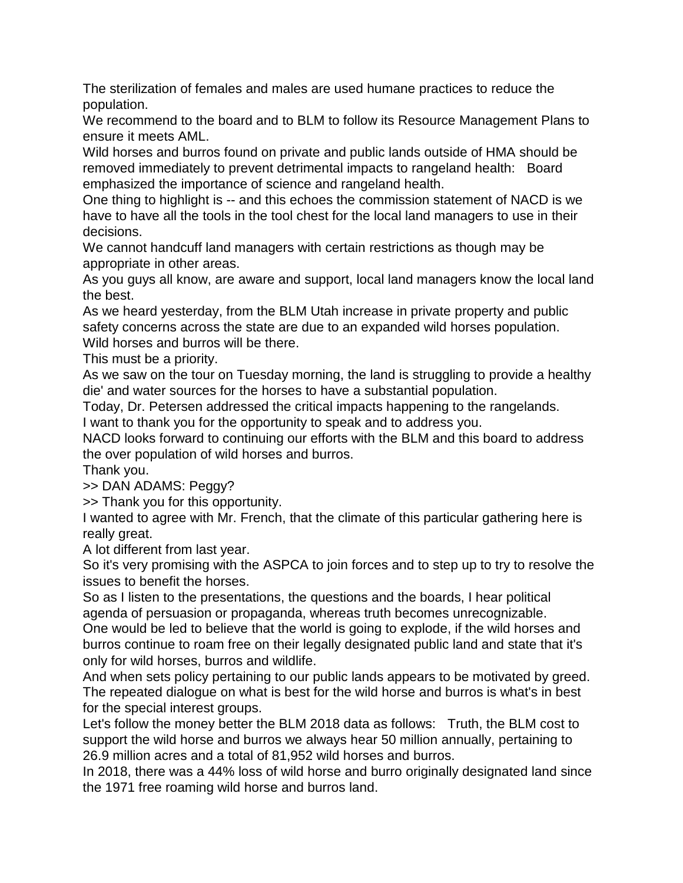The sterilization of females and males are used humane practices to reduce the population.

We recommend to the board and to BLM to follow its Resource Management Plans to ensure it meets AML.

Wild horses and burros found on private and public lands outside of HMA should be removed immediately to prevent detrimental impacts to rangeland health:   Board emphasized the importance of science and rangeland health.

One thing to highlight is -- and this echoes the commission statement of NACD is we have to have all the tools in the tool chest for the local land managers to use in their decisions.

We cannot handcuff land managers with certain restrictions as though may be appropriate in other areas.

As you guys all know, are aware and support, local land managers know the local land the best.

As we heard yesterday, from the BLM Utah increase in private property and public safety concerns across the state are due to an expanded wild horses population.

Wild horses and burros will be there.

This must be a priority.

As we saw on the tour on Tuesday morning, the land is struggling to provide a healthy die' and water sources for the horses to have a substantial population.

Today, Dr. Petersen addressed the critical impacts happening to the rangelands.

I want to thank you for the opportunity to speak and to address you.

NACD looks forward to continuing our efforts with the BLM and this board to address the over population of wild horses and burros.

Thank you.

>> DAN ADAMS: Peggy?

>> Thank you for this opportunity.

I wanted to agree with Mr. French, that the climate of this particular gathering here is really great.

A lot different from last year.

So it's very promising with the ASPCA to join forces and to step up to try to resolve the issues to benefit the horses.

So as I listen to the presentations, the questions and the boards, I hear political agenda of persuasion or propaganda, whereas truth becomes unrecognizable.

One would be led to believe that the world is going to explode, if the wild horses and burros continue to roam free on their legally designated public land and state that it's only for wild horses, burros and wildlife.

And when sets policy pertaining to our public lands appears to be motivated by greed.

The repeated dialogue on what is best for the wild horse and burros is what's in best for the special interest groups.

Let's follow the money better the BLM 2018 data as follows:   Truth, the BLM cost to support the wild horse and burros we always hear 50 million annually, pertaining to 26.9 million acres and a total of 81,952 wild horses and burros.

In 2018, there was a 44% loss of wild horse and burro originally designated land since the 1971 free roaming wild horse and burros land.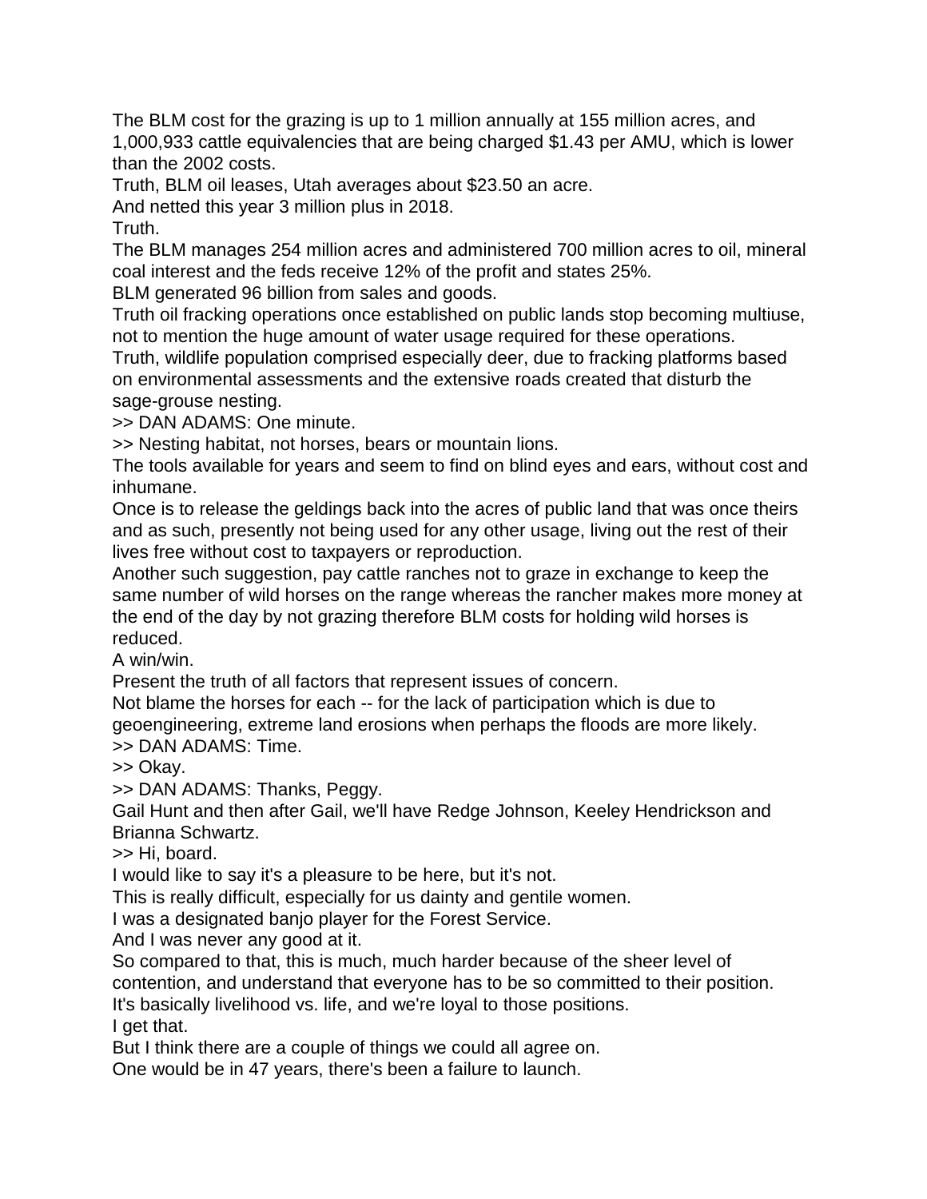The BLM cost for the grazing is up to 1 million annually at 155 million acres, and 1,000,933 cattle equivalencies that are being charged $1.43 per AMU, which is lower than the 2002 costs.

Truth, BLM oil leases, Utah averages about $23.50 an acre.

And netted this year 3 million plus in 2018.

Truth.

The BLM manages 254 million acres and administered 700 million acres to oil, mineral coal interest and the feds receive 12% of the profit and states 25%.

BLM generated 96 billion from sales and goods.

Truth oil fracking operations once established on public lands stop becoming multiuse, not to mention the huge amount of water usage required for these operations.

Truth, wildlife population comprised especially deer, due to fracking platforms based on environmental assessments and the extensive roads created that disturb the sage-grouse nesting.

>> DAN ADAMS: One minute.

>> Nesting habitat, not horses, bears or mountain lions.

The tools available for years and seem to find on blind eyes and ears, without cost and inhumane.

Once is to release the geldings back into the acres of public land that was once theirs and as such, presently not being used for any other usage, living out the rest of their lives free without cost to taxpayers or reproduction.

Another such suggestion, pay cattle ranches not to graze in exchange to keep the same number of wild horses on the range whereas the rancher makes more money at the end of the day by not grazing therefore BLM costs for holding wild horses is reduced.

A win/win.

Present the truth of all factors that represent issues of concern.

Not blame the horses for each -- for the lack of participation which is due to geoengineering, extreme land erosions when perhaps the floods are more likely.

>> DAN ADAMS: Time.

>> Okay.

>> DAN ADAMS: Thanks, Peggy.

Gail Hunt and then after Gail, we'll have Redge Johnson, Keeley Hendrickson and Brianna Schwartz.

>> Hi, board.

I would like to say it's a pleasure to be here, but it's not.

This is really difficult, especially for us dainty and gentile women.

I was a designated banjo player for the Forest Service.

And I was never any good at it.

So compared to that, this is much, much harder because of the sheer level of contention, and understand that everyone has to be so committed to their position.

It's basically livelihood vs. life, and we're loyal to those positions.

I get that.

But I think there are a couple of things we could all agree on.

One would be in 47 years, there's been a failure to launch.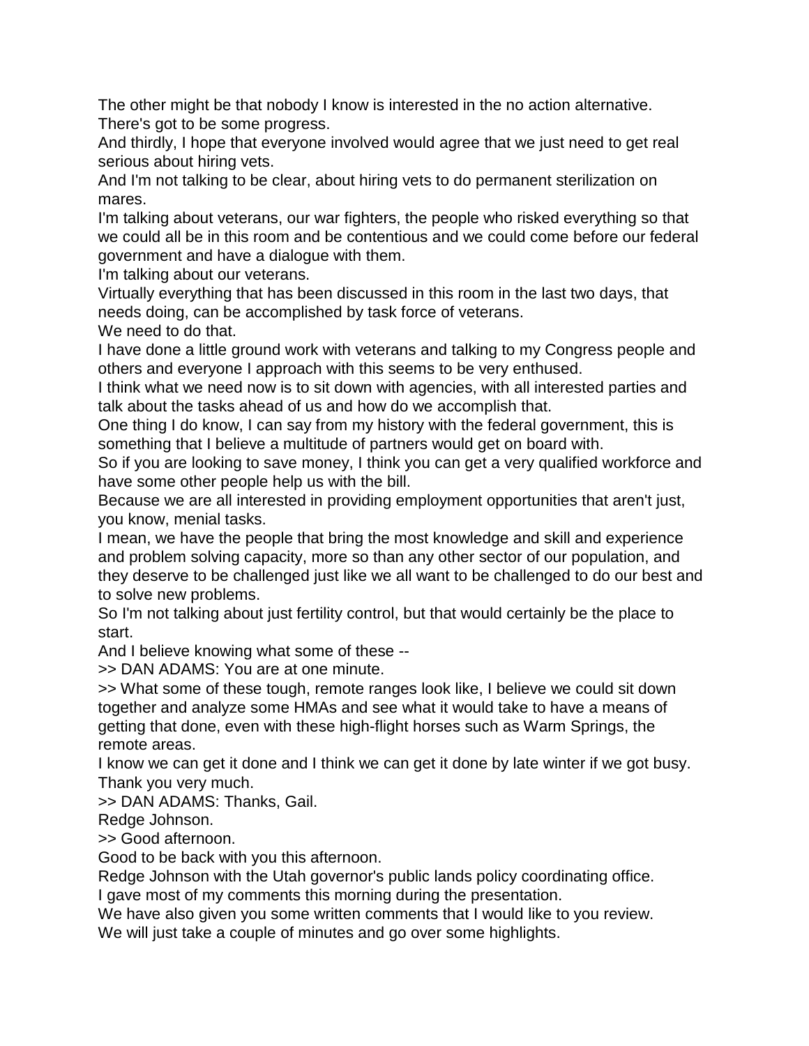The other might be that nobody I know is interested in the no action alternative. There's got to be some progress.

And thirdly, I hope that everyone involved would agree that we just need to get real serious about hiring vets.

And I'm not talking to be clear, about hiring vets to do permanent sterilization on mares.

I'm talking about veterans, our war fighters, the people who risked everything so that we could all be in this room and be contentious and we could come before our federal government and have a dialogue with them.

I'm talking about our veterans.

Virtually everything that has been discussed in this room in the last two days, that needs doing, can be accomplished by task force of veterans.

We need to do that.

I have done a little ground work with veterans and talking to my Congress people and others and everyone I approach with this seems to be very enthused.

I think what we need now is to sit down with agencies, with all interested parties and talk about the tasks ahead of us and how do we accomplish that.

One thing I do know, I can say from my history with the federal government, this is something that I believe a multitude of partners would get on board with.

So if you are looking to save money, I think you can get a very qualified workforce and have some other people help us with the bill.

Because we are all interested in providing employment opportunities that aren't just, you know, menial tasks.

I mean, we have the people that bring the most knowledge and skill and experience and problem solving capacity, more so than any other sector of our population, and they deserve to be challenged just like we all want to be challenged to do our best and to solve new problems.

So I'm not talking about just fertility control, but that would certainly be the place to start.

And I believe knowing what some of these --

>> DAN ADAMS: You are at one minute.

>> What some of these tough, remote ranges look like, I believe we could sit down together and analyze some HMAs and see what it would take to have a means of getting that done, even with these high-flight horses such as Warm Springs, the remote areas.

I know we can get it done and I think we can get it done by late winter if we got busy. Thank you very much.

>> DAN ADAMS: Thanks, Gail.

Redge Johnson.

>> Good afternoon.

Good to be back with you this afternoon.

Redge Johnson with the Utah governor's public lands policy coordinating office.

I gave most of my comments this morning during the presentation.

We have also given you some written comments that I would like to you review.

We will just take a couple of minutes and go over some highlights.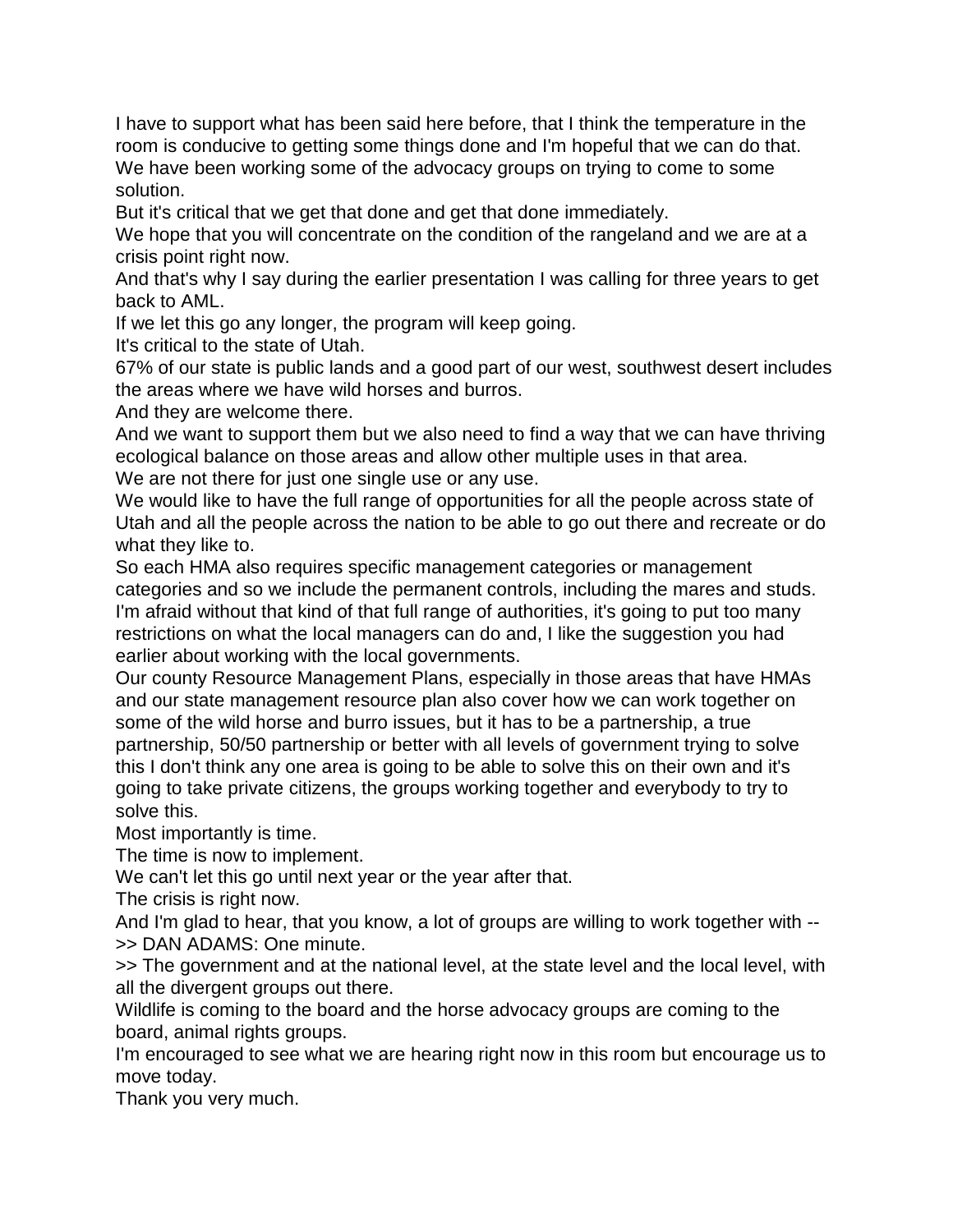I have to support what has been said here before, that I think the temperature in the room is conducive to getting some things done and I'm hopeful that we can do that. We have been working some of the advocacy groups on trying to come to some solution.

But it's critical that we get that done and get that done immediately.

We hope that you will concentrate on the condition of the rangeland and we are at a crisis point right now.

And that's why I say during the earlier presentation I was calling for three years to get back to AML.

If we let this go any longer, the program will keep going.

It's critical to the state of Utah.

67% of our state is public lands and a good part of our west, southwest desert includes the areas where we have wild horses and burros.

And they are welcome there.

And we want to support them but we also need to find a way that we can have thriving ecological balance on those areas and allow other multiple uses in that area.

We are not there for just one single use or any use.

We would like to have the full range of opportunities for all the people across state of Utah and all the people across the nation to be able to go out there and recreate or do what they like to.

So each HMA also requires specific management categories or management categories and so we include the permanent controls, including the mares and studs. I'm afraid without that kind of that full range of authorities, it's going to put too many restrictions on what the local managers can do and, I like the suggestion you had earlier about working with the local governments.

Our county Resource Management Plans, especially in those areas that have HMAs and our state management resource plan also cover how we can work together on some of the wild horse and burro issues, but it has to be a partnership, a true partnership, 50/50 partnership or better with all levels of government trying to solve this I don't think any one area is going to be able to solve this on their own and it's going to take private citizens, the groups working together and everybody to try to solve this.

Most importantly is time.

The time is now to implement.

We can't let this go until next year or the year after that.

The crisis is right now.

And I'm glad to hear, that you know, a lot of groups are willing to work together with --

>> DAN ADAMS: One minute.

>> The government and at the national level, at the state level and the local level, with all the divergent groups out there.

Wildlife is coming to the board and the horse advocacy groups are coming to the board, animal rights groups.

I'm encouraged to see what we are hearing right now in this room but encourage us to move today.

Thank you very much.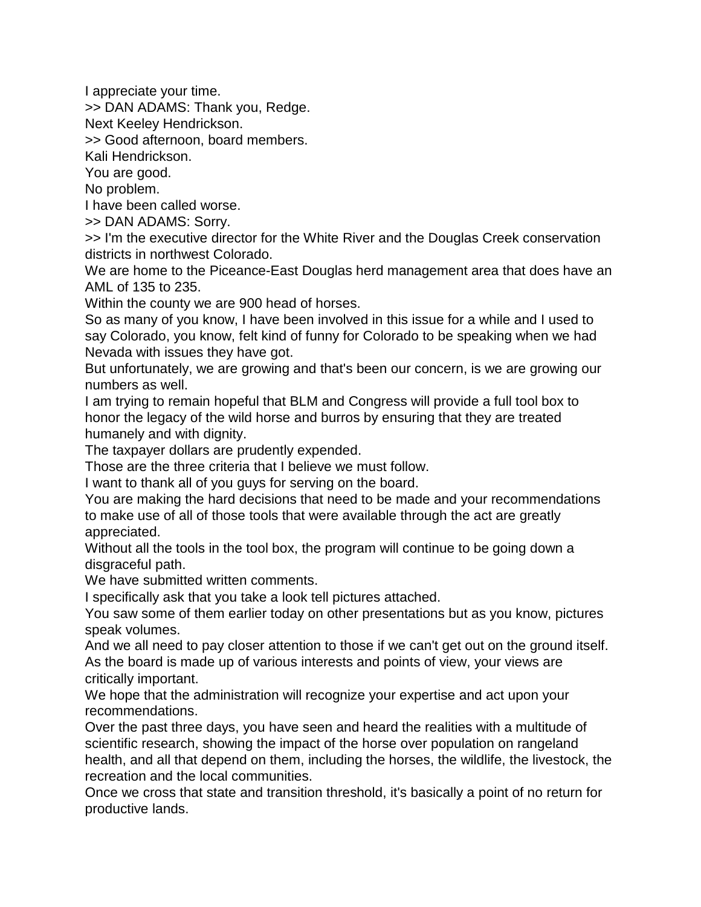I appreciate your time.

>> DAN ADAMS: Thank you, Redge.

Next Keeley Hendrickson.

>> Good afternoon, board members.

Kali Hendrickson.

You are good.

No problem.

I have been called worse.

>> DAN ADAMS: Sorry.

>> I'm the executive director for the White River and the Douglas Creek conservation districts in northwest Colorado.

We are home to the Piceance-East Douglas herd management area that does have an AML of 135 to 235.

Within the county we are 900 head of horses.

So as many of you know, I have been involved in this issue for a while and I used to say Colorado, you know, felt kind of funny for Colorado to be speaking when we had Nevada with issues they have got.

But unfortunately, we are growing and that's been our concern, is we are growing our numbers as well.

I am trying to remain hopeful that BLM and Congress will provide a full tool box to honor the legacy of the wild horse and burros by ensuring that they are treated humanely and with dignity.

The taxpayer dollars are prudently expended.

Those are the three criteria that I believe we must follow.

I want to thank all of you guys for serving on the board.

You are making the hard decisions that need to be made and your recommendations to make use of all of those tools that were available through the act are greatly appreciated.

Without all the tools in the tool box, the program will continue to be going down a disgraceful path.

We have submitted written comments.

I specifically ask that you take a look tell pictures attached.

You saw some of them earlier today on other presentations but as you know, pictures speak volumes.

And we all need to pay closer attention to those if we can't get out on the ground itself.

As the board is made up of various interests and points of view, your views are critically important.

We hope that the administration will recognize your expertise and act upon your recommendations.

Over the past three days, you have seen and heard the realities with a multitude of scientific research, showing the impact of the horse over population on rangeland health, and all that depend on them, including the horses, the wildlife, the livestock, the recreation and the local communities.

Once we cross that state and transition threshold, it's basically a point of no return for productive lands.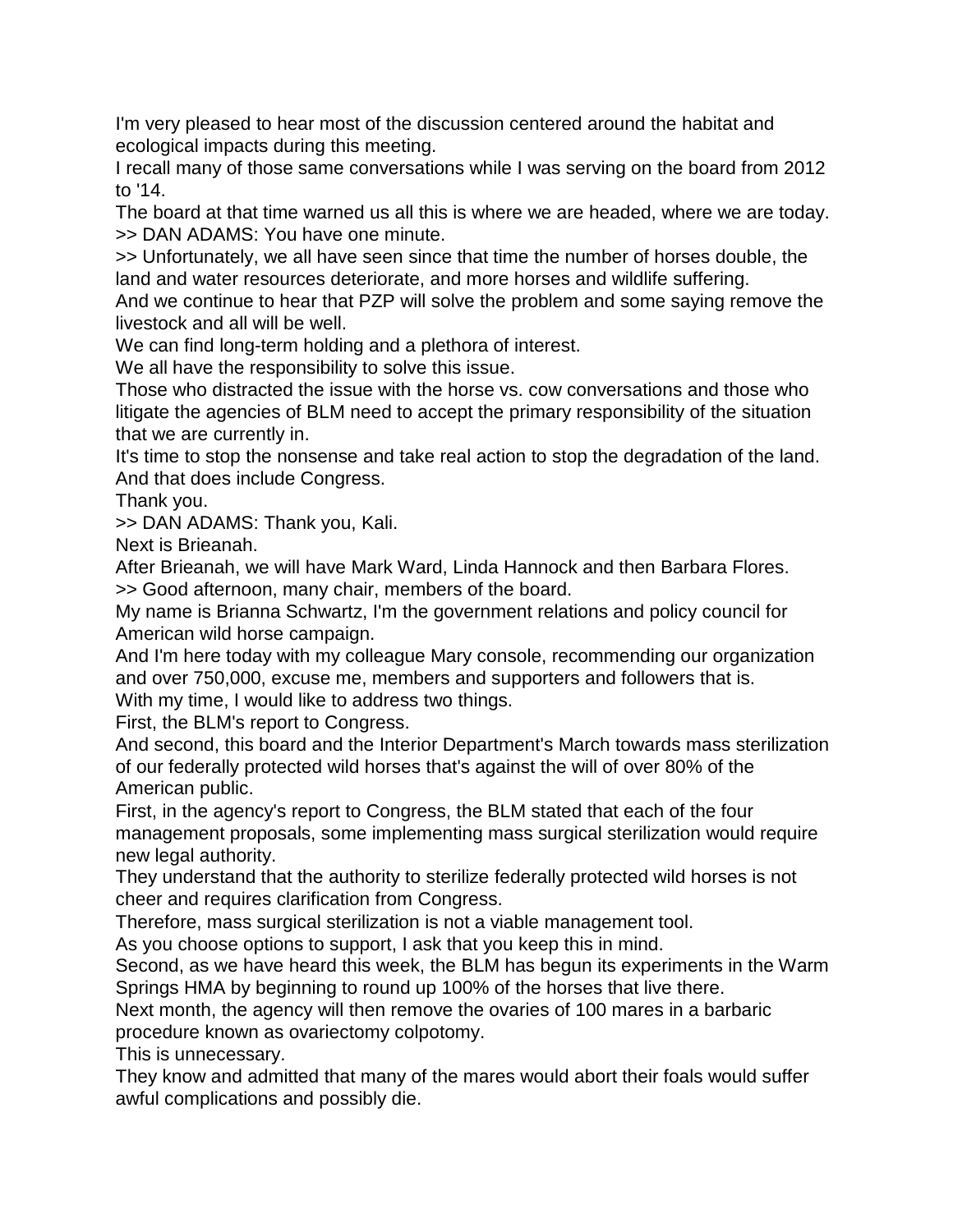I'm very pleased to hear most of the discussion centered around the habitat and ecological impacts during this meeting.

I recall many of those same conversations while I was serving on the board from 2012 to '14.

The board at that time warned us all this is where we are headed, where we are today.

>> DAN ADAMS: You have one minute.

>> Unfortunately, we all have seen since that time the number of horses double, the land and water resources deteriorate, and more horses and wildlife suffering.

And we continue to hear that PZP will solve the problem and some saying remove the livestock and all will be well.

We can find long-term holding and a plethora of interest.

We all have the responsibility to solve this issue.

Those who distracted the issue with the horse vs. cow conversations and those who litigate the agencies of BLM need to accept the primary responsibility of the situation that we are currently in.

It's time to stop the nonsense and take real action to stop the degradation of the land.

And that does include Congress.

Thank you.

>> DAN ADAMS: Thank you, Kali.

Next is Brieanah.

After Brieanah, we will have Mark Ward, Linda Hannock and then Barbara Flores.

>> Good afternoon, many chair, members of the board.

My name is Brianna Schwartz, I'm the government relations and policy council for American wild horse campaign.

And I'm here today with my colleague Mary console, recommending our organization and over 750,000, excuse me, members and supporters and followers that is.

With my time, I would like to address two things.

First, the BLM's report to Congress.

And second, this board and the Interior Department's March towards mass sterilization of our federally protected wild horses that's against the will of over 80% of the American public.

First, in the agency's report to Congress, the BLM stated that each of the four management proposals, some implementing mass surgical sterilization would require new legal authority.

They understand that the authority to sterilize federally protected wild horses is not cheer and requires clarification from Congress.

Therefore, mass surgical sterilization is not a viable management tool.

As you choose options to support, I ask that you keep this in mind.

Second, as we have heard this week, the BLM has begun its experiments in the Warm Springs HMA by beginning to round up 100% of the horses that live there.

Next month, the agency will then remove the ovaries of 100 mares in a barbaric procedure known as ovariectomy colpotomy.

This is unnecessary.

They know and admitted that many of the mares would abort their foals would suffer awful complications and possibly die.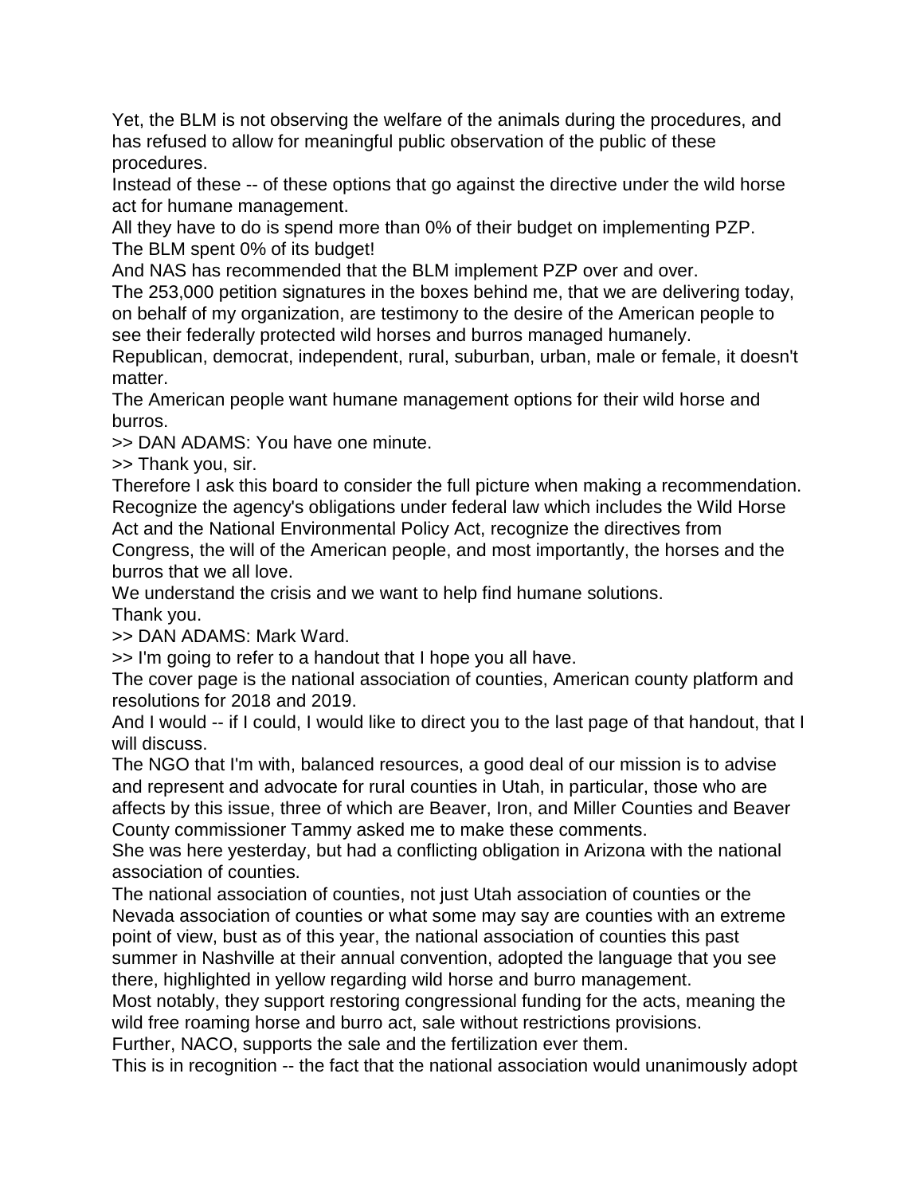Yet, the BLM is not observing the welfare of the animals during the procedures, and has refused to allow for meaningful public observation of the public of these procedures.

Instead of these -- of these options that go against the directive under the wild horse act for humane management.

All they have to do is spend more than 0% of their budget on implementing PZP.

The BLM spent 0% of its budget!

And NAS has recommended that the BLM implement PZP over and over.

The 253,000 petition signatures in the boxes behind me, that we are delivering today, on behalf of my organization, are testimony to the desire of the American people to see their federally protected wild horses and burros managed humanely.

Republican, democrat, independent, rural, suburban, urban, male or female, it doesn't matter.

The American people want humane management options for their wild horse and burros.

>> DAN ADAMS: You have one minute.

>> Thank you, sir.

Therefore I ask this board to consider the full picture when making a recommendation. Recognize the agency's obligations under federal law which includes the Wild Horse Act and the National Environmental Policy Act, recognize the directives from Congress, the will of the American people, and most importantly, the horses and the burros that we all love.

We understand the crisis and we want to help find humane solutions.

Thank you.

>> DAN ADAMS: Mark Ward.

>> I'm going to refer to a handout that I hope you all have.

The cover page is the national association of counties, American county platform and resolutions for 2018 and 2019.

And I would -- if I could, I would like to direct you to the last page of that handout, that I will discuss.

The NGO that I'm with, balanced resources, a good deal of our mission is to advise and represent and advocate for rural counties in Utah, in particular, those who are affects by this issue, three of which are Beaver, Iron, and Miller Counties and Beaver County commissioner Tammy asked me to make these comments.

She was here yesterday, but had a conflicting obligation in Arizona with the national association of counties.

The national association of counties, not just Utah association of counties or the Nevada association of counties or what some may say are counties with an extreme point of view, bust as of this year, the national association of counties this past summer in Nashville at their annual convention, adopted the language that you see there, highlighted in yellow regarding wild horse and burro management.

Most notably, they support restoring congressional funding for the acts, meaning the wild free roaming horse and burro act, sale without restrictions provisions.

Further, NACO, supports the sale and the fertilization ever them.

This is in recognition -- the fact that the national association would unanimously adopt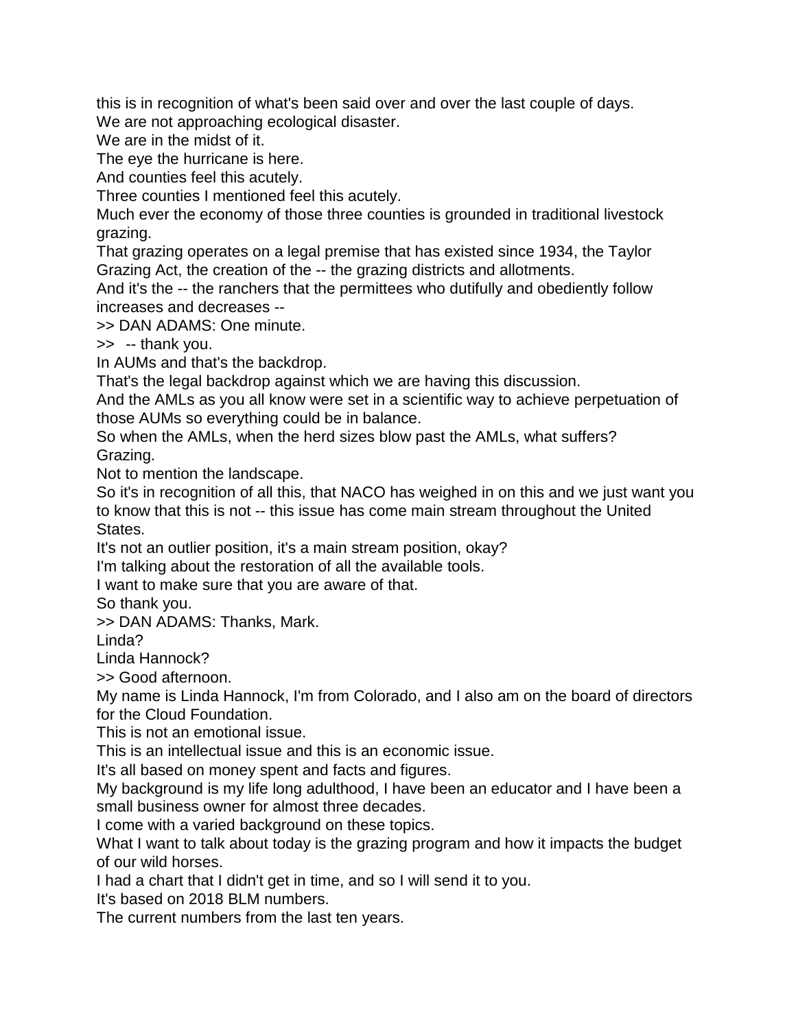this is in recognition of what's been said over and over the last couple of days.
We are not approaching ecological disaster.
We are in the midst of it.
The eye the hurricane is here.
And counties feel this acutely.
Three counties I mentioned feel this acutely.
Much ever the economy of those three counties is grounded in traditional livestock grazing.
That grazing operates on a legal premise that has existed since 1934, the Taylor Grazing Act, the creation of the -- the grazing districts and allotments.
And it's the -- the ranchers that the permittees who dutifully and obediently follow increases and decreases --
>> DAN ADAMS: One minute.
>> -- thank you.
In AUMs and that's the backdrop.
That's the legal backdrop against which we are having this discussion.
And the AMLs as you all know were set in a scientific way to achieve perpetuation of those AUMs so everything could be in balance.
So when the AMLs, when the herd sizes blow past the AMLs, what suffers?
Grazing.
Not to mention the landscape.
So it's in recognition of all this, that NACO has weighed in on this and we just want you to know that this is not -- this issue has come main stream throughout the United States.
It's not an outlier position, it's a main stream position, okay?
I'm talking about the restoration of all the available tools.
I want to make sure that you are aware of that.
So thank you.
>> DAN ADAMS: Thanks, Mark.
Linda?
Linda Hannock?
>> Good afternoon.
My name is Linda Hannock, I'm from Colorado, and I also am on the board of directors for the Cloud Foundation.
This is not an emotional issue.
This is an intellectual issue and this is an economic issue.
It's all based on money spent and facts and figures.
My background is my life long adulthood, I have been an educator and I have been a small business owner for almost three decades.
I come with a varied background on these topics.
What I want to talk about today is the grazing program and how it impacts the budget of our wild horses.
I had a chart that I didn't get in time, and so I will send it to you.
It's based on 2018 BLM numbers.
The current numbers from the last ten years.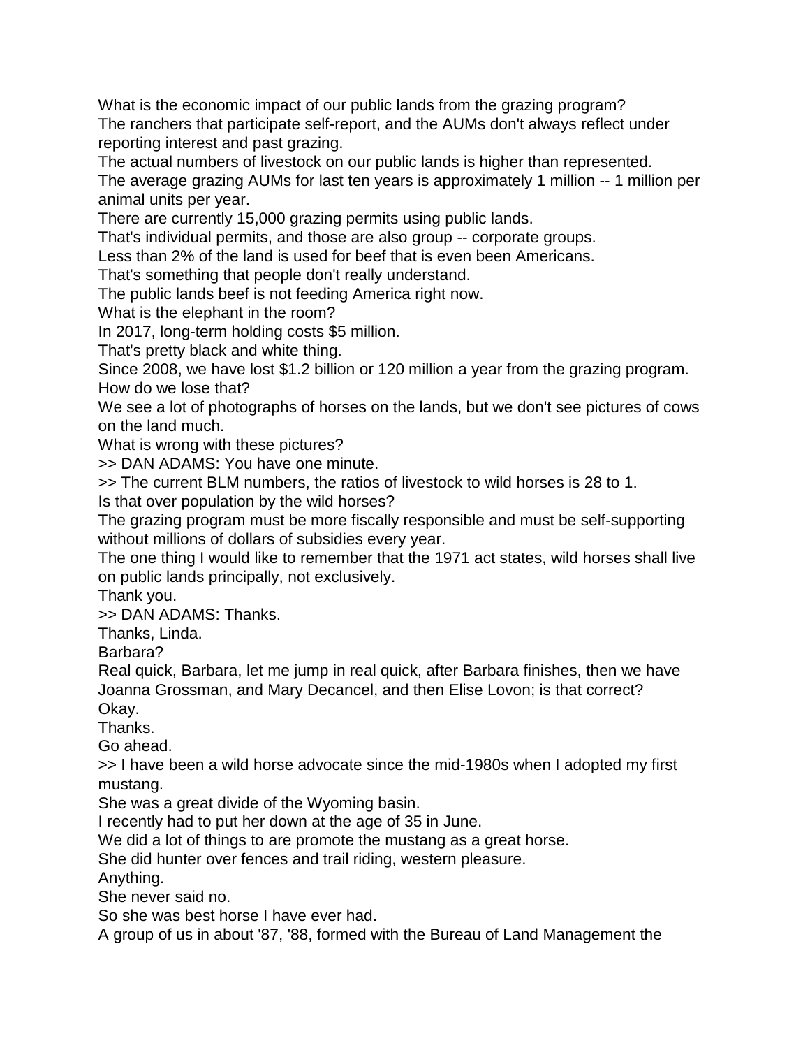What is the economic impact of our public lands from the grazing program?
The ranchers that participate self-report, and the AUMs don't always reflect under reporting interest and past grazing.
The actual numbers of livestock on our public lands is higher than represented.
The average grazing AUMs for last ten years is approximately 1 million -- 1 million per animal units per year.
There are currently 15,000 grazing permits using public lands.
That's individual permits, and those are also group -- corporate groups.
Less than 2% of the land is used for beef that is even been Americans.
That's something that people don't really understand.
The public lands beef is not feeding America right now.
What is the elephant in the room?
In 2017, long-term holding costs $5 million.
That's pretty black and white thing.
Since 2008, we have lost $1.2 billion or 120 million a year from the grazing program.
How do we lose that?
We see a lot of photographs of horses on the lands, but we don't see pictures of cows on the land much.
What is wrong with these pictures?
>> DAN ADAMS: You have one minute.
>> The current BLM numbers, the ratios of livestock to wild horses is 28 to 1.
Is that over population by the wild horses?
The grazing program must be more fiscally responsible and must be self-supporting without millions of dollars of subsidies every year.
The one thing I would like to remember that the 1971 act states, wild horses shall live on public lands principally, not exclusively.
Thank you.
>> DAN ADAMS: Thanks.
Thanks, Linda.
Barbara?
Real quick, Barbara, let me jump in real quick, after Barbara finishes, then we have Joanna Grossman, and Mary Decancel, and then Elise Lovon; is that correct?
Okay.
Thanks.
Go ahead.
>> I have been a wild horse advocate since the mid-1980s when I adopted my first mustang.
She was a great divide of the Wyoming basin.
I recently had to put her down at the age of 35 in June.
We did a lot of things to are promote the mustang as a great horse.
She did hunter over fences and trail riding, western pleasure.
Anything.
She never said no.
So she was best horse I have ever had.
A group of us in about '87, '88, formed with the Bureau of Land Management the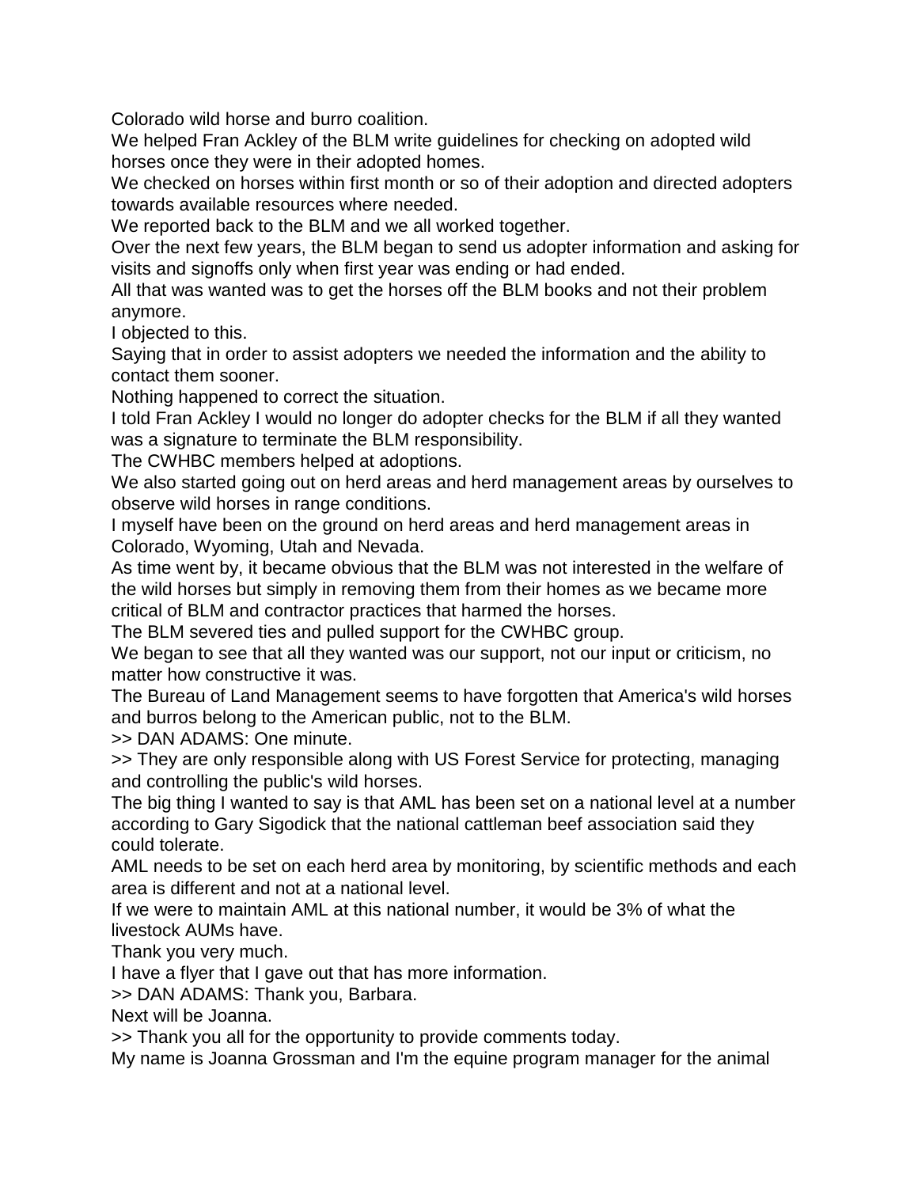Colorado wild horse and burro coalition.

We helped Fran Ackley of the BLM write guidelines for checking on adopted wild horses once they were in their adopted homes.

We checked on horses within first month or so of their adoption and directed adopters towards available resources where needed.

We reported back to the BLM and we all worked together.

Over the next few years, the BLM began to send us adopter information and asking for visits and signoffs only when first year was ending or had ended.

All that was wanted was to get the horses off the BLM books and not their problem anymore.

I objected to this.

Saying that in order to assist adopters we needed the information and the ability to contact them sooner.

Nothing happened to correct the situation.

I told Fran Ackley I would no longer do adopter checks for the BLM if all they wanted was a signature to terminate the BLM responsibility.

The CWHBC members helped at adoptions.

We also started going out on herd areas and herd management areas by ourselves to observe wild horses in range conditions.

I myself have been on the ground on herd areas and herd management areas in Colorado, Wyoming, Utah and Nevada.

As time went by, it became obvious that the BLM was not interested in the welfare of the wild horses but simply in removing them from their homes as we became more critical of BLM and contractor practices that harmed the horses.

The BLM severed ties and pulled support for the CWHBC group.

We began to see that all they wanted was our support, not our input or criticism, no matter how constructive it was.

The Bureau of Land Management seems to have forgotten that America's wild horses and burros belong to the American public, not to the BLM.

>> DAN ADAMS: One minute.

>> They are only responsible along with US Forest Service for protecting, managing and controlling the public's wild horses.

The big thing I wanted to say is that AML has been set on a national level at a number according to Gary Sigodick that the national cattleman beef association said they could tolerate.

AML needs to be set on each herd area by monitoring, by scientific methods and each area is different and not at a national level.

If we were to maintain AML at this national number, it would be 3% of what the livestock AUMs have.

Thank you very much.

I have a flyer that I gave out that has more information.

>> DAN ADAMS: Thank you, Barbara.

Next will be Joanna.

>> Thank you all for the opportunity to provide comments today.

My name is Joanna Grossman and I'm the equine program manager for the animal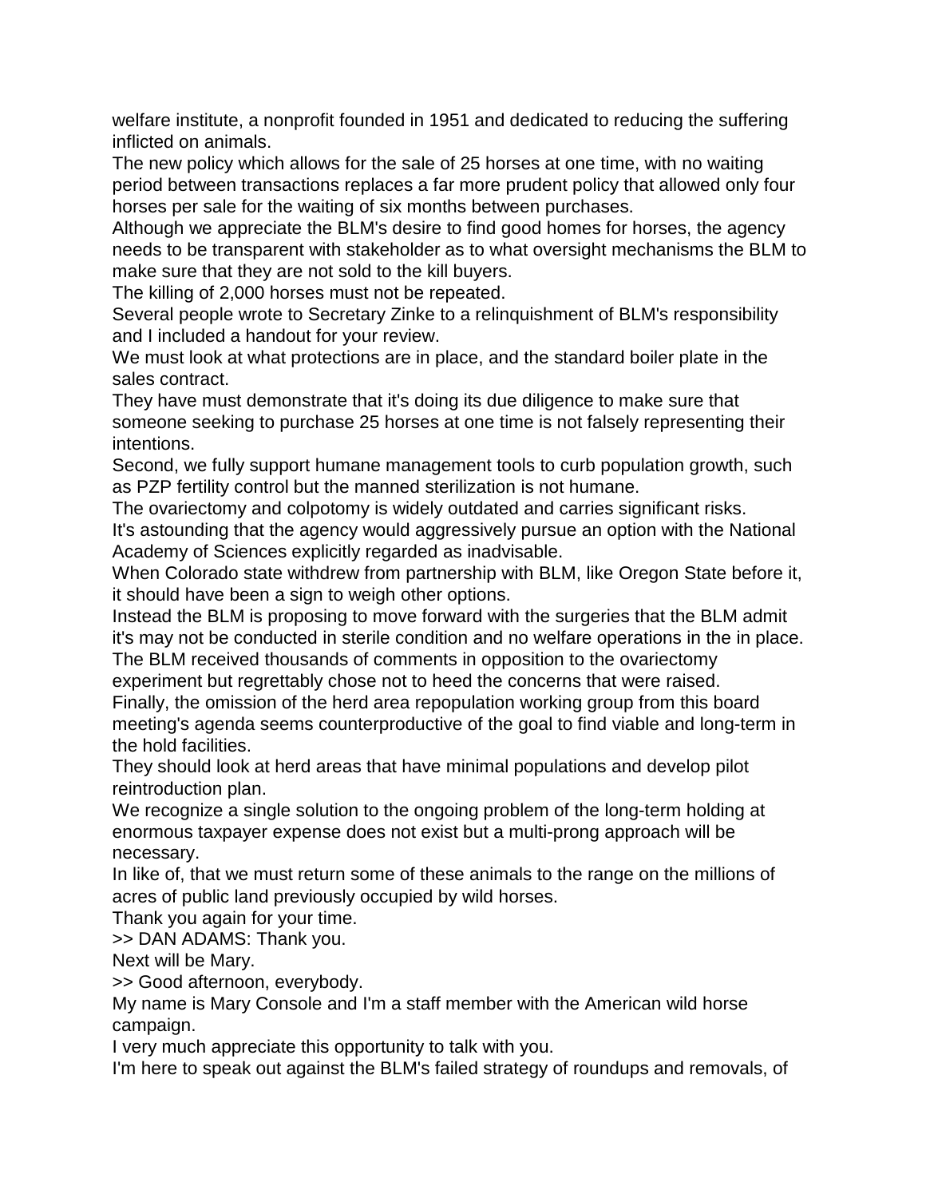welfare institute, a nonprofit founded in 1951 and dedicated to reducing the suffering inflicted on animals.

The new policy which allows for the sale of 25 horses at one time, with no waiting period between transactions replaces a far more prudent policy that allowed only four horses per sale for the waiting of six months between purchases.

Although we appreciate the BLM's desire to find good homes for horses, the agency needs to be transparent with stakeholder as to what oversight mechanisms the BLM to make sure that they are not sold to the kill buyers.

The killing of 2,000 horses must not be repeated.

Several people wrote to Secretary Zinke to a relinquishment of BLM's responsibility and I included a handout for your review.

We must look at what protections are in place, and the standard boiler plate in the sales contract.

They have must demonstrate that it's doing its due diligence to make sure that someone seeking to purchase 25 horses at one time is not falsely representing their intentions.

Second, we fully support humane management tools to curb population growth, such as PZP fertility control but the manned sterilization is not humane.

The ovariectomy and colpotomy is widely outdated and carries significant risks.

It's astounding that the agency would aggressively pursue an option with the National Academy of Sciences explicitly regarded as inadvisable.

When Colorado state withdrew from partnership with BLM, like Oregon State before it, it should have been a sign to weigh other options.

Instead the BLM is proposing to move forward with the surgeries that the BLM admit it's may not be conducted in sterile condition and no welfare operations in the in place.

The BLM received thousands of comments in opposition to the ovariectomy experiment but regrettably chose not to heed the concerns that were raised.

Finally, the omission of the herd area repopulation working group from this board meeting's agenda seems counterproductive of the goal to find viable and long-term in the hold facilities.

They should look at herd areas that have minimal populations and develop pilot reintroduction plan.

We recognize a single solution to the ongoing problem of the long-term holding at enormous taxpayer expense does not exist but a multi-prong approach will be necessary.

In like of, that we must return some of these animals to the range on the millions of acres of public land previously occupied by wild horses.

Thank you again for your time.

>> DAN ADAMS: Thank you.

Next will be Mary.

>> Good afternoon, everybody.

My name is Mary Console and I'm a staff member with the American wild horse campaign.

I very much appreciate this opportunity to talk with you.

I'm here to speak out against the BLM's failed strategy of roundups and removals, of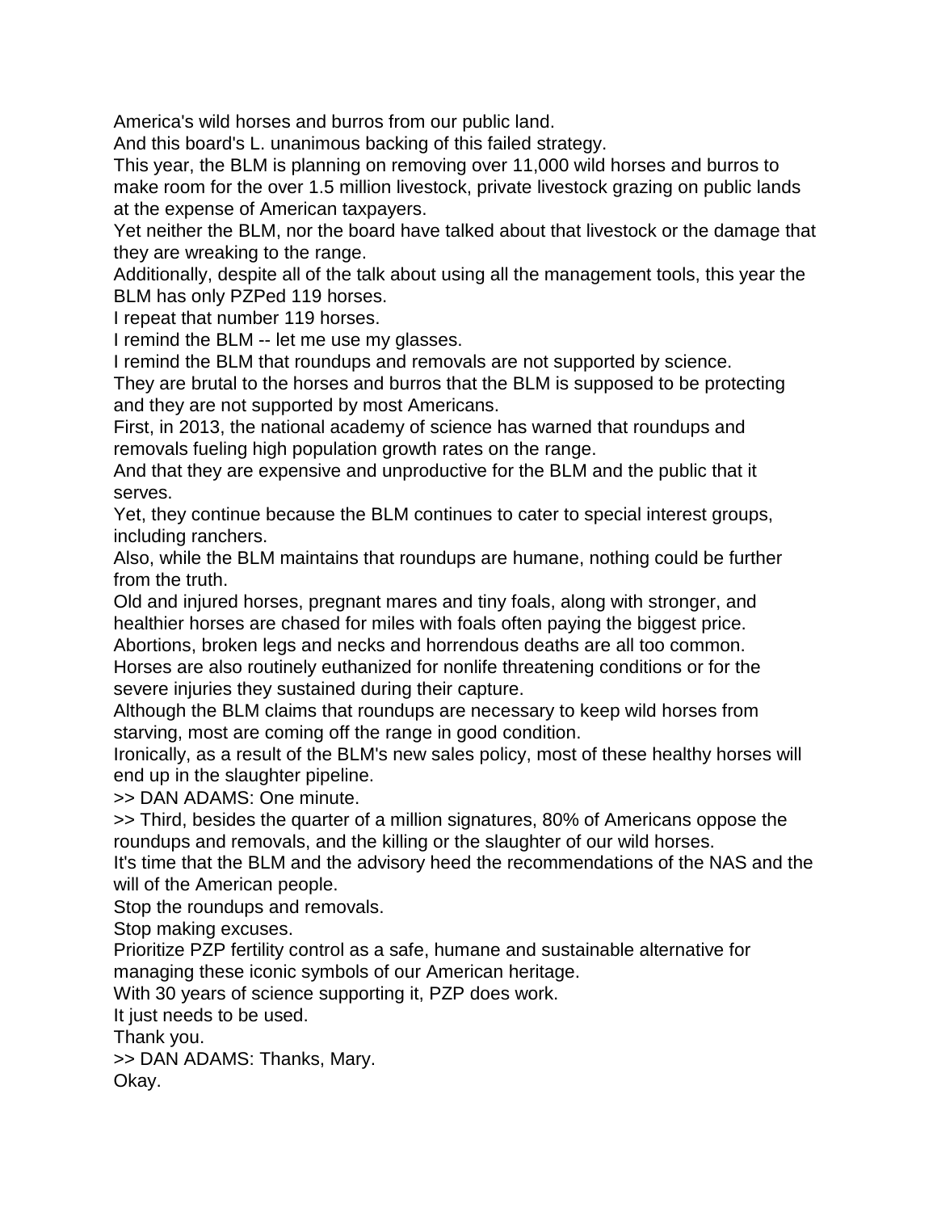America's wild horses and burros from our public land.
And this board's L. unanimous backing of this failed strategy.
This year, the BLM is planning on removing over 11,000 wild horses and burros to make room for the over 1.5 million livestock, private livestock grazing on public lands at the expense of American taxpayers.
Yet neither the BLM, nor the board have talked about that livestock or the damage that they are wreaking to the range.
Additionally, despite all of the talk about using all the management tools, this year the BLM has only PZPed 119 horses.
I repeat that number 119 horses.
I remind the BLM -- let me use my glasses.
I remind the BLM that roundups and removals are not supported by science.
They are brutal to the horses and burros that the BLM is supposed to be protecting and they are not supported by most Americans.
First, in 2013, the national academy of science has warned that roundups and removals fueling high population growth rates on the range.
And that they are expensive and unproductive for the BLM and the public that it serves.
Yet, they continue because the BLM continues to cater to special interest groups, including ranchers.
Also, while the BLM maintains that roundups are humane, nothing could be further from the truth.
Old and injured horses, pregnant mares and tiny foals, along with stronger, and healthier horses are chased for miles with foals often paying the biggest price.
Abortions, broken legs and necks and horrendous deaths are all too common.
Horses are also routinely euthanized for nonlife threatening conditions or for the severe injuries they sustained during their capture.
Although the BLM claims that roundups are necessary to keep wild horses from starving, most are coming off the range in good condition.
Ironically, as a result of the BLM's new sales policy, most of these healthy horses will end up in the slaughter pipeline.
>> DAN ADAMS: One minute.
>> Third, besides the quarter of a million signatures, 80% of Americans oppose the roundups and removals, and the killing or the slaughter of our wild horses.
It's time that the BLM and the advisory heed the recommendations of the NAS and the will of the American people.
Stop the roundups and removals.
Stop making excuses.
Prioritize PZP fertility control as a safe, humane and sustainable alternative for managing these iconic symbols of our American heritage.
With 30 years of science supporting it, PZP does work.
It just needs to be used.
Thank you.
>> DAN ADAMS: Thanks, Mary.
Okay.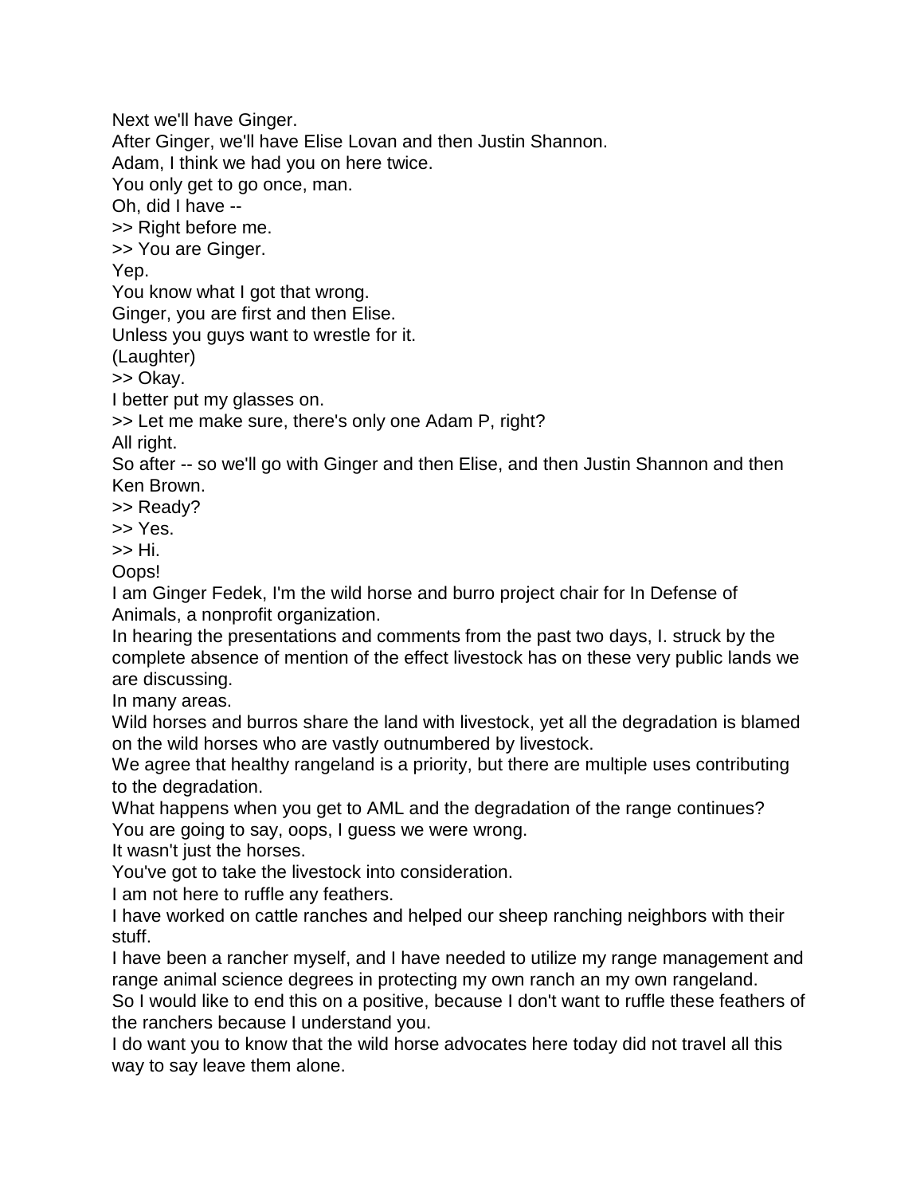Next we'll have Ginger.

After Ginger, we'll have Elise Lovan and then Justin Shannon.

Adam, I think we had you on here twice.

You only get to go once, man.

Oh, did I have --

>> Right before me.

>> You are Ginger.

Yep.

You know what I got that wrong.

Ginger, you are first and then Elise.

Unless you guys want to wrestle for it.

(Laughter)

>> Okay.

I better put my glasses on.

>> Let me make sure, there's only one Adam P, right?

All right.

So after -- so we'll go with Ginger and then Elise, and then Justin Shannon and then Ken Brown.

>> Ready?

>> Yes.

>> Hi.

Oops!

I am Ginger Fedek, I'm the wild horse and burro project chair for In Defense of Animals, a nonprofit organization.

In hearing the presentations and comments from the past two days, I. struck by the complete absence of mention of the effect livestock has on these very public lands we are discussing.

In many areas.

Wild horses and burros share the land with livestock, yet all the degradation is blamed on the wild horses who are vastly outnumbered by livestock.

We agree that healthy rangeland is a priority, but there are multiple uses contributing to the degradation.

What happens when you get to AML and the degradation of the range continues?

You are going to say, oops, I guess we were wrong.

It wasn't just the horses.

You've got to take the livestock into consideration.

I am not here to ruffle any feathers.

I have worked on cattle ranches and helped our sheep ranching neighbors with their stuff.

I have been a rancher myself, and I have needed to utilize my range management and range animal science degrees in protecting my own ranch an my own rangeland.

So I would like to end this on a positive, because I don't want to ruffle these feathers of the ranchers because I understand you.

I do want you to know that the wild horse advocates here today did not travel all this way to say leave them alone.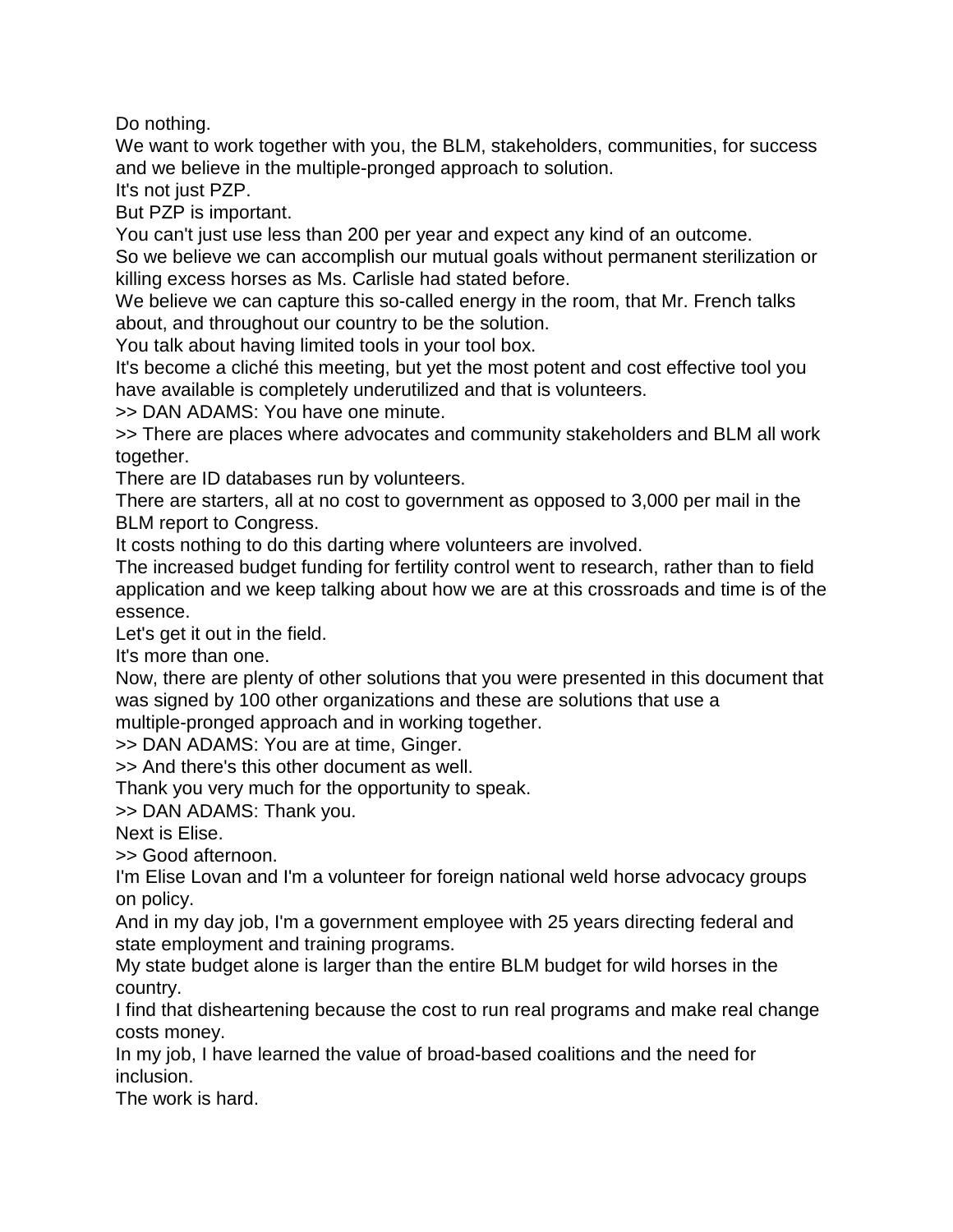Do nothing.

We want to work together with you, the BLM, stakeholders, communities, for success and we believe in the multiple-pronged approach to solution.

It's not just PZP.

But PZP is important.

You can't just use less than 200 per year and expect any kind of an outcome.

So we believe we can accomplish our mutual goals without permanent sterilization or killing excess horses as Ms. Carlisle had stated before.

We believe we can capture this so-called energy in the room, that Mr. French talks about, and throughout our country to be the solution.

You talk about having limited tools in your tool box.

It's become a cliché this meeting, but yet the most potent and cost effective tool you have available is completely underutilized and that is volunteers.

>> DAN ADAMS: You have one minute.

>> There are places where advocates and community stakeholders and BLM all work together.

There are ID databases run by volunteers.

There are starters, all at no cost to government as opposed to 3,000 per mail in the BLM report to Congress.

It costs nothing to do this darting where volunteers are involved.

The increased budget funding for fertility control went to research, rather than to field application and we keep talking about how we are at this crossroads and time is of the essence.

Let's get it out in the field.

It's more than one.

Now, there are plenty of other solutions that you were presented in this document that was signed by 100 other organizations and these are solutions that use a multiple-pronged approach and in working together.

>> DAN ADAMS: You are at time, Ginger.

>> And there's this other document as well.

Thank you very much for the opportunity to speak.

>> DAN ADAMS: Thank you.

Next is Elise.

>> Good afternoon.

I'm Elise Lovan and I'm a volunteer for foreign national weld horse advocacy groups on policy.

And in my day job, I'm a government employee with 25 years directing federal and state employment and training programs.

My state budget alone is larger than the entire BLM budget for wild horses in the country.

I find that disheartening because the cost to run real programs and make real change costs money.

In my job, I have learned the value of broad-based coalitions and the need for inclusion.

The work is hard.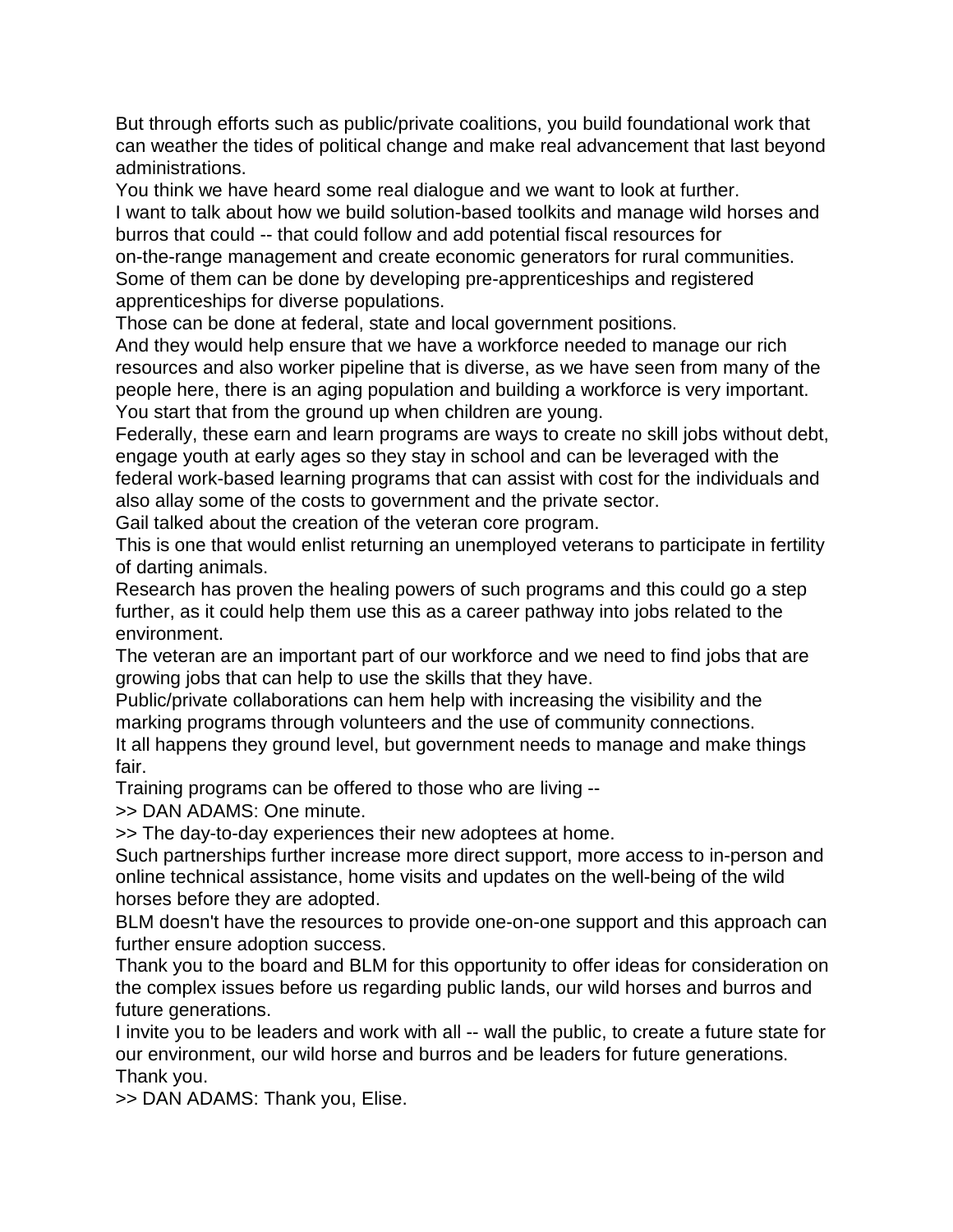But through efforts such as public/private coalitions, you build foundational work that can weather the tides of political change and make real advancement that last beyond administrations.

You think we have heard some real dialogue and we want to look at further.

I want to talk about how we build solution-based toolkits and manage wild horses and burros that could -- that could follow and add potential fiscal resources for on-the-range management and create economic generators for rural communities.

Some of them can be done by developing pre-apprenticeships and registered apprenticeships for diverse populations.

Those can be done at federal, state and local government positions.

And they would help ensure that we have a workforce needed to manage our rich resources and also worker pipeline that is diverse, as we have seen from many of the people here, there is an aging population and building a workforce is very important.

You start that from the ground up when children are young.

Federally, these earn and learn programs are ways to create no skill jobs without debt, engage youth at early ages so they stay in school and can be leveraged with the federal work-based learning programs that can assist with cost for the individuals and also allay some of the costs to government and the private sector.

Gail talked about the creation of the veteran core program.

This is one that would enlist returning an unemployed veterans to participate in fertility of darting animals.

Research has proven the healing powers of such programs and this could go a step further, as it could help them use this as a career pathway into jobs related to the environment.

The veteran are an important part of our workforce and we need to find jobs that are growing jobs that can help to use the skills that they have.

Public/private collaborations can hem help with increasing the visibility and the marking programs through volunteers and the use of community connections.

It all happens they ground level, but government needs to manage and make things fair.

Training programs can be offered to those who are living --

>> DAN ADAMS: One minute.

>> The day-to-day experiences their new adoptees at home.

Such partnerships further increase more direct support, more access to in-person and online technical assistance, home visits and updates on the well-being of the wild horses before they are adopted.

BLM doesn't have the resources to provide one-on-one support and this approach can further ensure adoption success.

Thank you to the board and BLM for this opportunity to offer ideas for consideration on the complex issues before us regarding public lands, our wild horses and burros and future generations.

I invite you to be leaders and work with all -- wall the public, to create a future state for our environment, our wild horse and burros and be leaders for future generations.

Thank you.

>> DAN ADAMS: Thank you, Elise.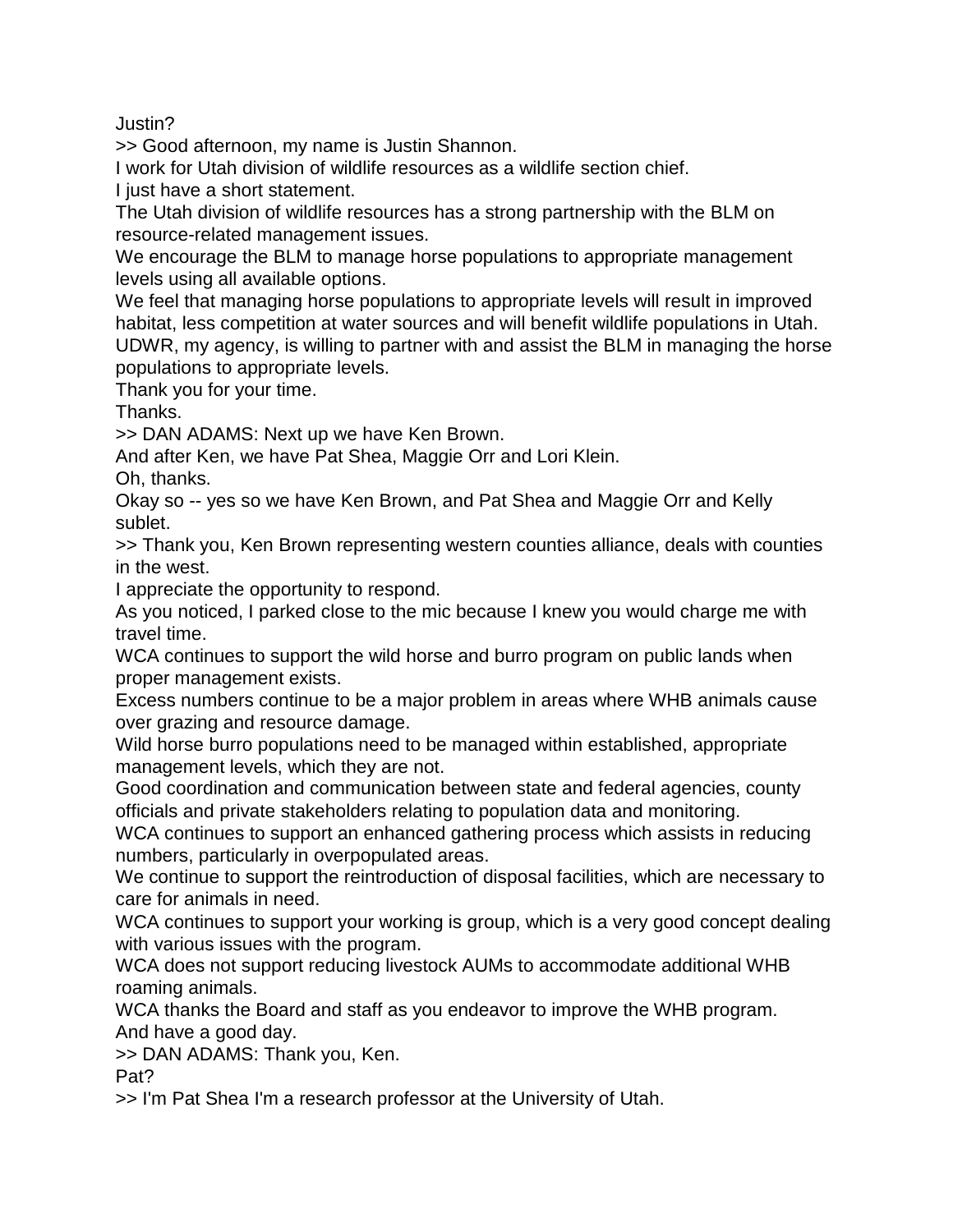Justin?

>> Good afternoon, my name is Justin Shannon.

I work for Utah division of wildlife resources as a wildlife section chief.

I just have a short statement.

The Utah division of wildlife resources has a strong partnership with the BLM on resource-related management issues.

We encourage the BLM to manage horse populations to appropriate management levels using all available options.

We feel that managing horse populations to appropriate levels will result in improved habitat, less competition at water sources and will benefit wildlife populations in Utah.

UDWR, my agency, is willing to partner with and assist the BLM in managing the horse populations to appropriate levels.

Thank you for your time.

Thanks.

>> DAN ADAMS: Next up we have Ken Brown.

And after Ken, we have Pat Shea, Maggie Orr and Lori Klein.

Oh, thanks.

Okay so -- yes so we have Ken Brown, and Pat Shea and Maggie Orr and Kelly sublet.

>> Thank you, Ken Brown representing western counties alliance, deals with counties in the west.

I appreciate the opportunity to respond.

As you noticed, I parked close to the mic because I knew you would charge me with travel time.

WCA continues to support the wild horse and burro program on public lands when proper management exists.

Excess numbers continue to be a major problem in areas where WHB animals cause over grazing and resource damage.

Wild horse burro populations need to be managed within established, appropriate management levels, which they are not.

Good coordination and communication between state and federal agencies, county officials and private stakeholders relating to population data and monitoring.

WCA continues to support an enhanced gathering process which assists in reducing numbers, particularly in overpopulated areas.

We continue to support the reintroduction of disposal facilities, which are necessary to care for animals in need.

WCA continues to support your working is group, which is a very good concept dealing with various issues with the program.

WCA does not support reducing livestock AUMs to accommodate additional WHB roaming animals.

WCA thanks the Board and staff as you endeavor to improve the WHB program.

And have a good day.

>> DAN ADAMS: Thank you, Ken.

Pat?

>> I'm Pat Shea I'm a research professor at the University of Utah.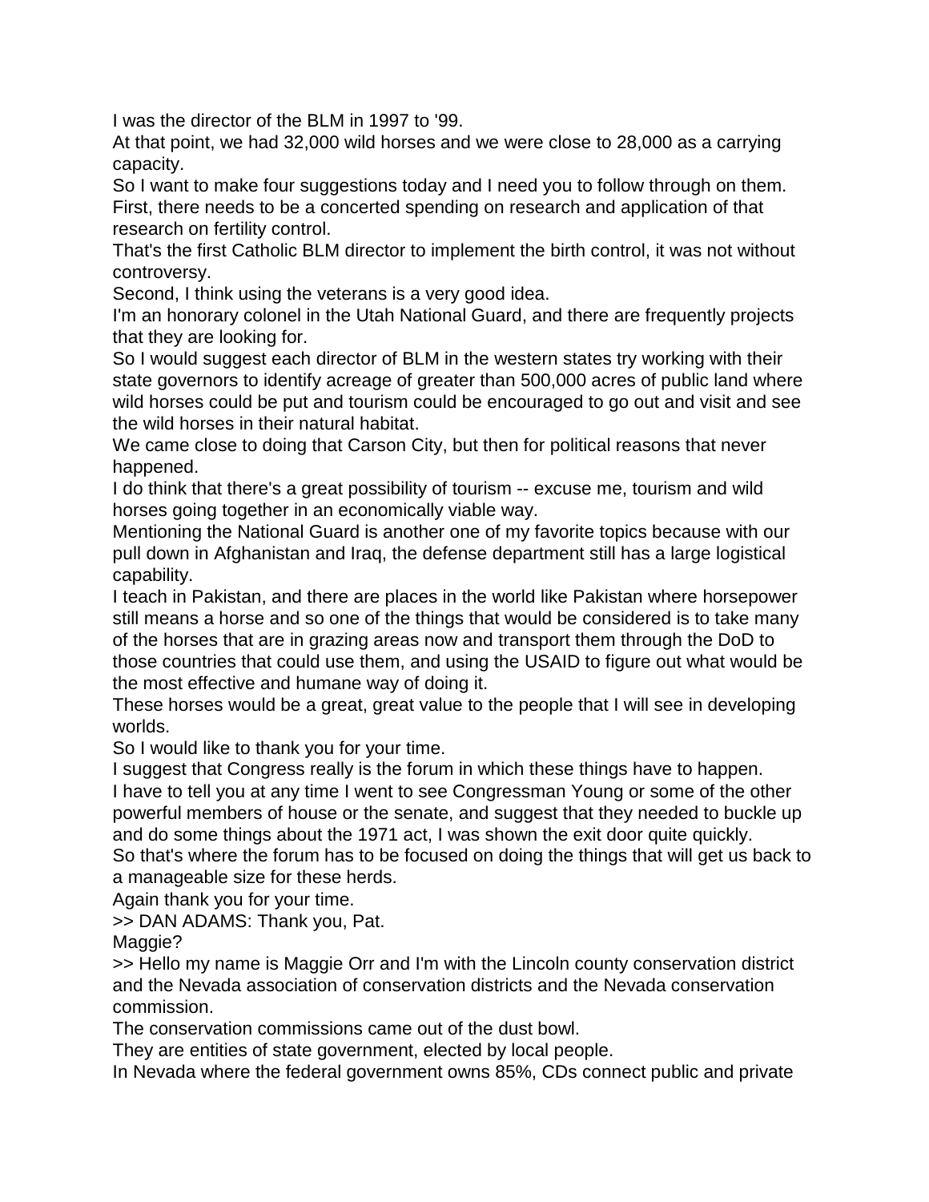I was the director of the BLM in 1997 to '99.

At that point, we had 32,000 wild horses and we were close to 28,000 as a carrying capacity.

So I want to make four suggestions today and I need you to follow through on them.

First, there needs to be a concerted spending on research and application of that research on fertility control.

That's the first Catholic BLM director to implement the birth control, it was not without controversy.

Second, I think using the veterans is a very good idea.

I'm an honorary colonel in the Utah National Guard, and there are frequently projects that they are looking for.

So I would suggest each director of BLM in the western states try working with their state governors to identify acreage of greater than 500,000 acres of public land where wild horses could be put and tourism could be encouraged to go out and visit and see the wild horses in their natural habitat.

We came close to doing that Carson City, but then for political reasons that never happened.

I do think that there's a great possibility of tourism -- excuse me, tourism and wild horses going together in an economically viable way.

Mentioning the National Guard is another one of my favorite topics because with our pull down in Afghanistan and Iraq, the defense department still has a large logistical capability.

I teach in Pakistan, and there are places in the world like Pakistan where horsepower still means a horse and so one of the things that would be considered is to take many of the horses that are in grazing areas now and transport them through the DoD to those countries that could use them, and using the USAID to figure out what would be the most effective and humane way of doing it.

These horses would be a great, great value to the people that I will see in developing worlds.

So I would like to thank you for your time.

I suggest that Congress really is the forum in which these things have to happen.

I have to tell you at any time I went to see Congressman Young or some of the other powerful members of house or the senate, and suggest that they needed to buckle up and do some things about the 1971 act, I was shown the exit door quite quickly.

So that's where the forum has to be focused on doing the things that will get us back to a manageable size for these herds.

Again thank you for your time.

>> DAN ADAMS: Thank you, Pat.

Maggie?

>> Hello my name is Maggie Orr and I'm with the Lincoln county conservation district and the Nevada association of conservation districts and the Nevada conservation commission.

The conservation commissions came out of the dust bowl.

They are entities of state government, elected by local people.

In Nevada where the federal government owns 85%, CDs connect public and private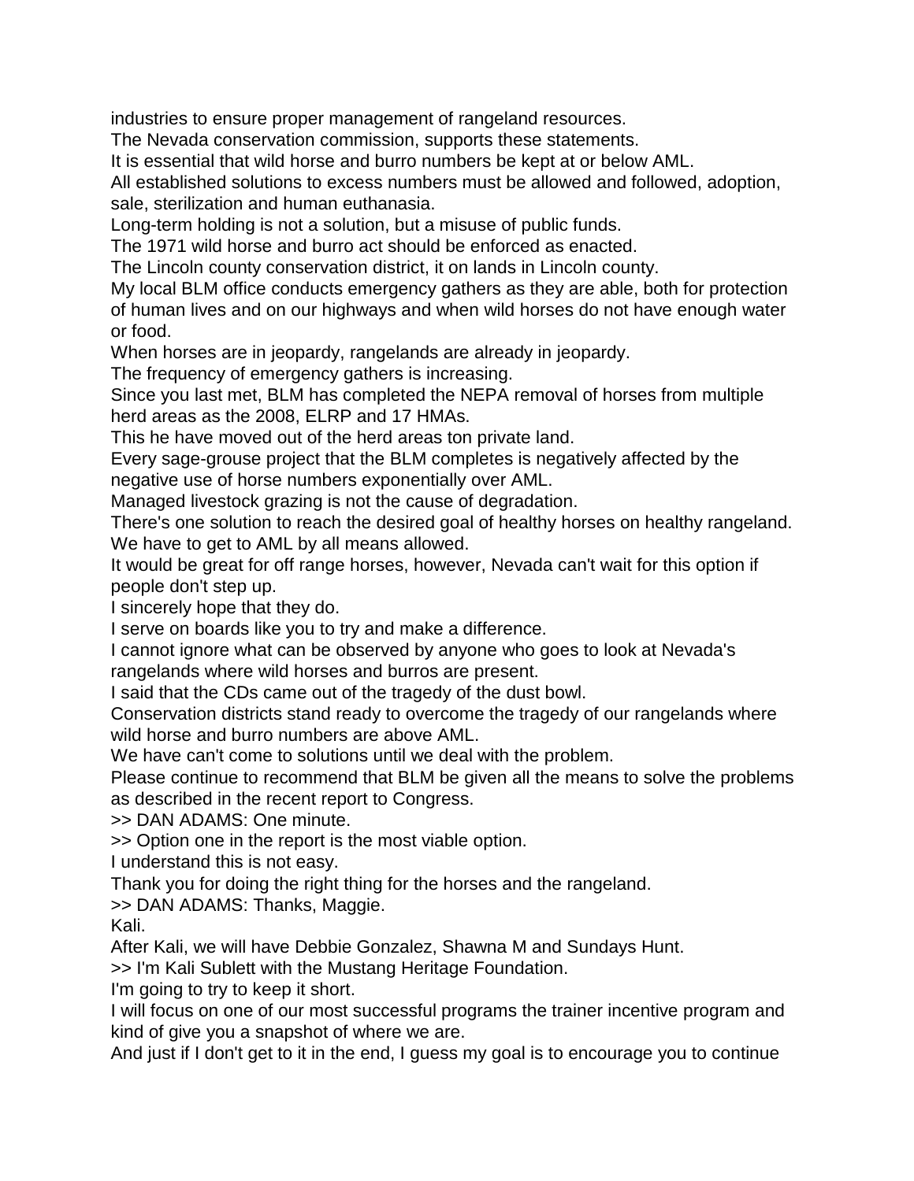industries to ensure proper management of rangeland resources.

The Nevada conservation commission, supports these statements.

It is essential that wild horse and burro numbers be kept at or below AML.

All established solutions to excess numbers must be allowed and followed, adoption, sale, sterilization and human euthanasia.

Long-term holding is not a solution, but a misuse of public funds.

The 1971 wild horse and burro act should be enforced as enacted.

The Lincoln county conservation district, it on lands in Lincoln county.

My local BLM office conducts emergency gathers as they are able, both for protection of human lives and on our highways and when wild horses do not have enough water or food.

When horses are in jeopardy, rangelands are already in jeopardy.

The frequency of emergency gathers is increasing.

Since you last met, BLM has completed the NEPA removal of horses from multiple herd areas as the 2008, ELRP and 17 HMAs.

This he have moved out of the herd areas ton private land.

Every sage-grouse project that the BLM completes is negatively affected by the negative use of horse numbers exponentially over AML.

Managed livestock grazing is not the cause of degradation.

There's one solution to reach the desired goal of healthy horses on healthy rangeland.

We have to get to AML by all means allowed.

It would be great for off range horses, however, Nevada can't wait for this option if people don't step up.

I sincerely hope that they do.

I serve on boards like you to try and make a difference.

I cannot ignore what can be observed by anyone who goes to look at Nevada's rangelands where wild horses and burros are present.

I said that the CDs came out of the tragedy of the dust bowl.

Conservation districts stand ready to overcome the tragedy of our rangelands where wild horse and burro numbers are above AML.

We have can't come to solutions until we deal with the problem.

Please continue to recommend that BLM be given all the means to solve the problems as described in the recent report to Congress.

>> DAN ADAMS: One minute.

>> Option one in the report is the most viable option.

I understand this is not easy.

Thank you for doing the right thing for the horses and the rangeland.

>> DAN ADAMS: Thanks, Maggie.

Kali.

After Kali, we will have Debbie Gonzalez, Shawna M and Sundays Hunt.

>> I'm Kali Sublett with the Mustang Heritage Foundation.

I'm going to try to keep it short.

I will focus on one of our most successful programs the trainer incentive program and kind of give you a snapshot of where we are.

And just if I don't get to it in the end, I guess my goal is to encourage you to continue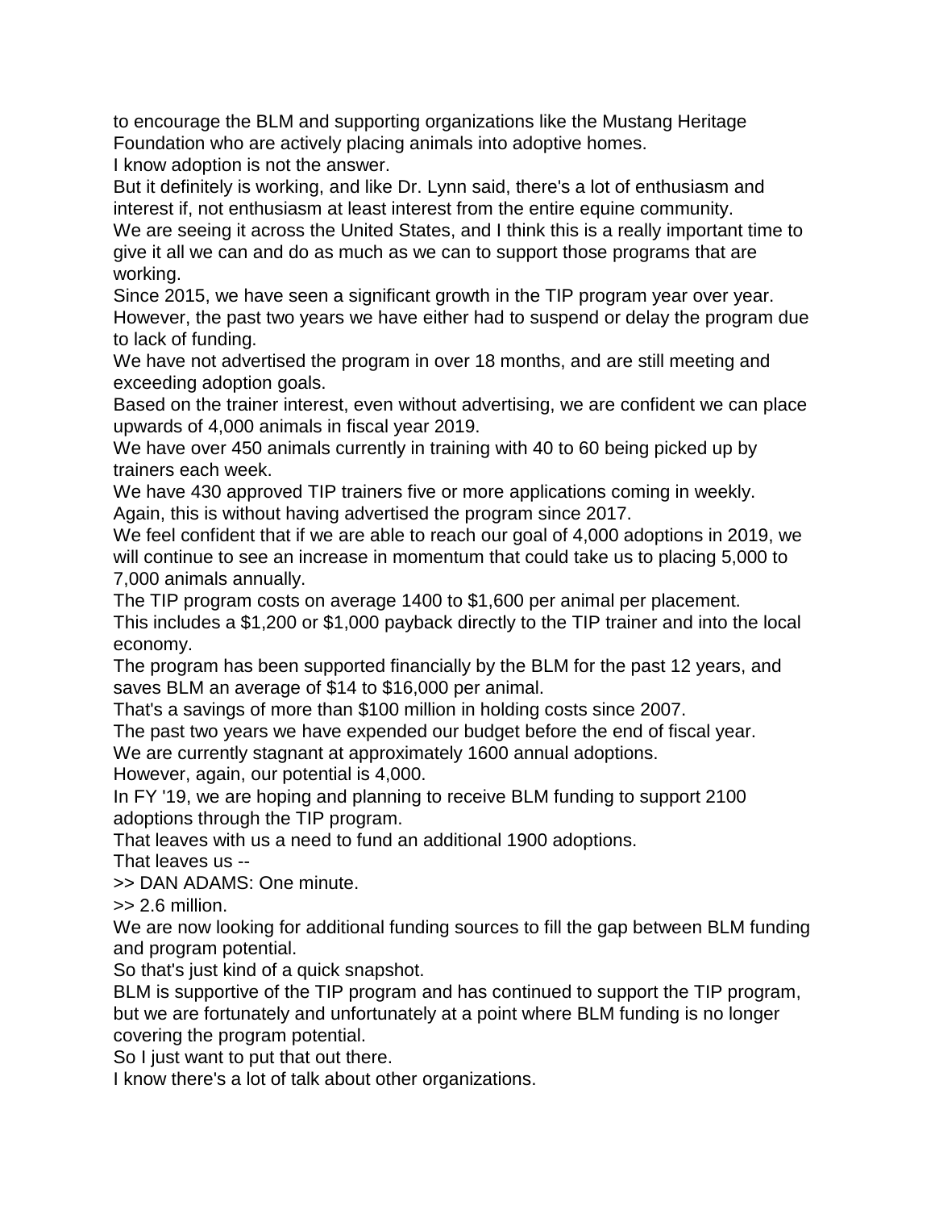to encourage the BLM and supporting organizations like the Mustang Heritage Foundation who are actively placing animals into adoptive homes.

I know adoption is not the answer.

But it definitely is working, and like Dr. Lynn said, there's a lot of enthusiasm and interest if, not enthusiasm at least interest from the entire equine community.

We are seeing it across the United States, and I think this is a really important time to give it all we can and do as much as we can to support those programs that are working.

Since 2015, we have seen a significant growth in the TIP program year over year.

However, the past two years we have either had to suspend or delay the program due to lack of funding.

We have not advertised the program in over 18 months, and are still meeting and exceeding adoption goals.

Based on the trainer interest, even without advertising, we are confident we can place upwards of 4,000 animals in fiscal year 2019.

We have over 450 animals currently in training with 40 to 60 being picked up by trainers each week.

We have 430 approved TIP trainers five or more applications coming in weekly.

Again, this is without having advertised the program since 2017.

We feel confident that if we are able to reach our goal of 4,000 adoptions in 2019, we will continue to see an increase in momentum that could take us to placing 5,000 to 7,000 animals annually.

The TIP program costs on average 1400 to $1,600 per animal per placement.

This includes a $1,200 or $1,000 payback directly to the TIP trainer and into the local economy.

The program has been supported financially by the BLM for the past 12 years, and saves BLM an average of $14 to $16,000 per animal.

That's a savings of more than $100 million in holding costs since 2007.

The past two years we have expended our budget before the end of fiscal year.

We are currently stagnant at approximately 1600 annual adoptions.

However, again, our potential is 4,000.

In FY '19, we are hoping and planning to receive BLM funding to support 2100 adoptions through the TIP program.

That leaves with us a need to fund an additional 1900 adoptions.

That leaves us --

>> DAN ADAMS: One minute.

>> 2.6 million.

We are now looking for additional funding sources to fill the gap between BLM funding and program potential.

So that's just kind of a quick snapshot.

BLM is supportive of the TIP program and has continued to support the TIP program, but we are fortunately and unfortunately at a point where BLM funding is no longer covering the program potential.

So I just want to put that out there.

I know there's a lot of talk about other organizations.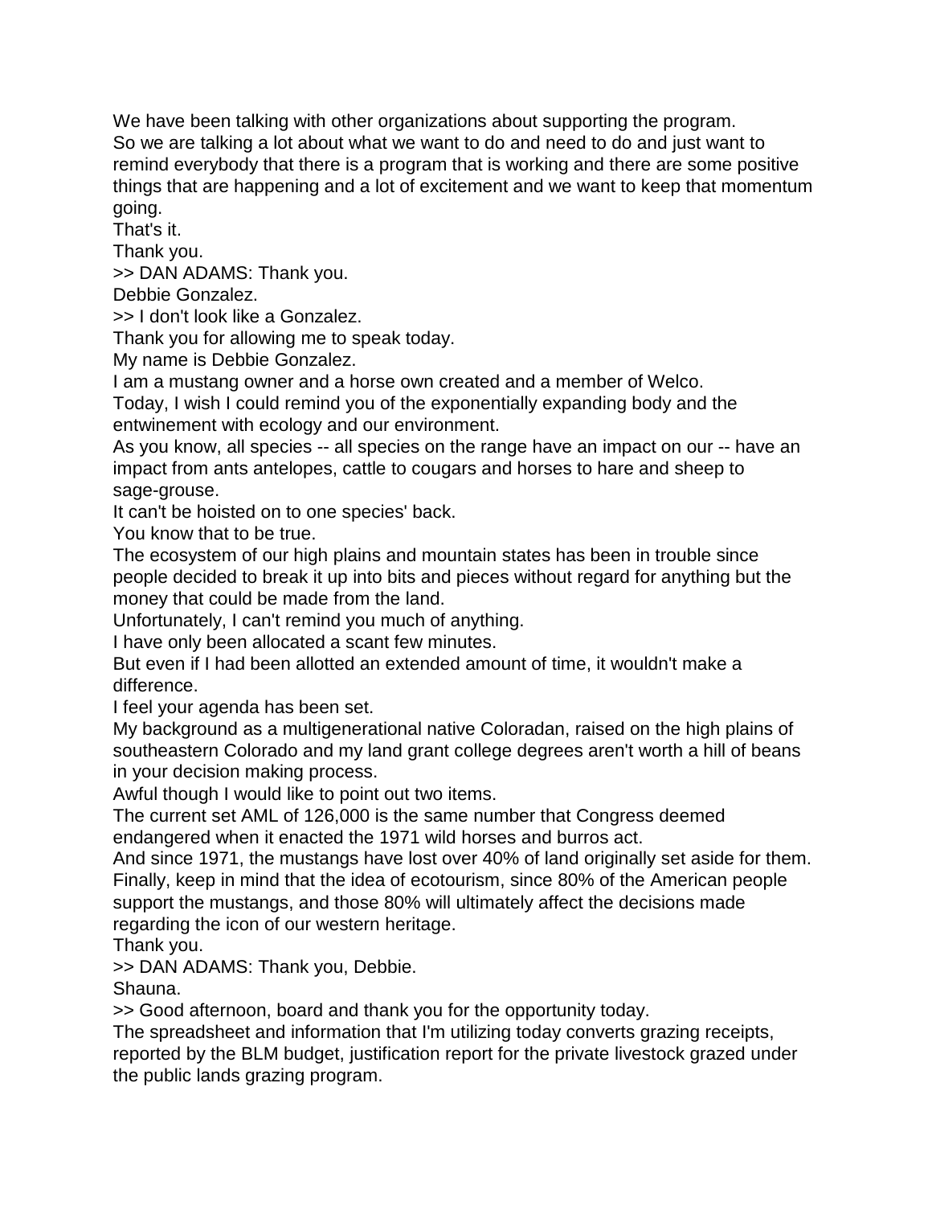We have been talking with other organizations about supporting the program.
So we are talking a lot about what we want to do and need to do and just want to remind everybody that there is a program that is working and there are some positive things that are happening and a lot of excitement and we want to keep that momentum going.
That's it.
Thank you.
>> DAN ADAMS: Thank you.
Debbie Gonzalez.
>> I don't look like a Gonzalez.
Thank you for allowing me to speak today.
My name is Debbie Gonzalez.
I am a mustang owner and a horse own created and a member of Welco.
Today, I wish I could remind you of the exponentially expanding body and the entwinement with ecology and our environment.
As you know, all species -- all species on the range have an impact on our -- have an impact from ants antelopes, cattle to cougars and horses to hare and sheep to sage-grouse.
It can't be hoisted on to one species' back.
You know that to be true.
The ecosystem of our high plains and mountain states has been in trouble since people decided to break it up into bits and pieces without regard for anything but the money that could be made from the land.
Unfortunately, I can't remind you much of anything.
I have only been allocated a scant few minutes.
But even if I had been allotted an extended amount of time, it wouldn't make a difference.
I feel your agenda has been set.
My background as a multigenerational native Coloradan, raised on the high plains of southeastern Colorado and my land grant college degrees aren't worth a hill of beans in your decision making process.
Awful though I would like to point out two items.
The current set AML of 126,000 is the same number that Congress deemed endangered when it enacted the 1971 wild horses and burros act.
And since 1971, the mustangs have lost over 40% of land originally set aside for them.
Finally, keep in mind that the idea of ecotourism, since 80% of the American people support the mustangs, and those 80% will ultimately affect the decisions made regarding the icon of our western heritage.
Thank you.
>> DAN ADAMS: Thank you, Debbie.
Shauna.
>> Good afternoon, board and thank you for the opportunity today.
The spreadsheet and information that I'm utilizing today converts grazing receipts, reported by the BLM budget, justification report for the private livestock grazed under the public lands grazing program.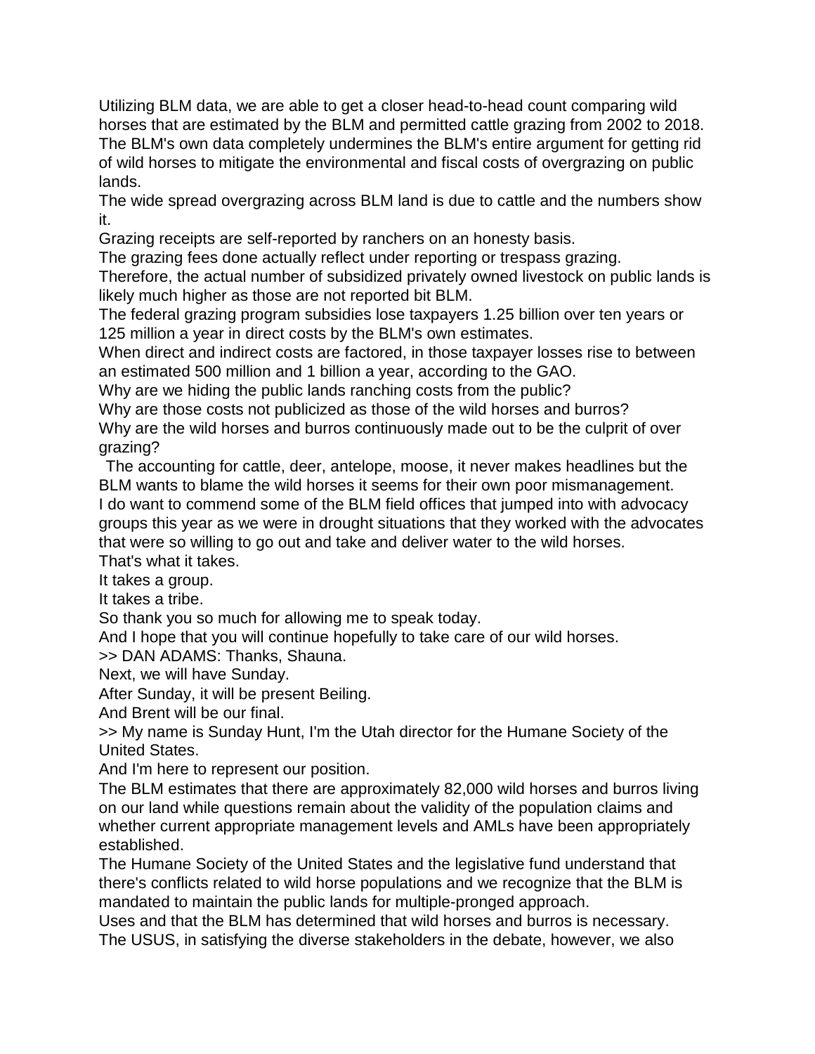Utilizing BLM data, we are able to get a closer head-to-head count comparing wild horses that are estimated by the BLM and permitted cattle grazing from 2002 to 2018.
The BLM's own data completely undermines the BLM's entire argument for getting rid of wild horses to mitigate the environmental and fiscal costs of overgrazing on public lands.
The wide spread overgrazing across BLM land is due to cattle and the numbers show it.
Grazing receipts are self-reported by ranchers on an honesty basis.
The grazing fees done actually reflect under reporting or trespass grazing.
Therefore, the actual number of subsidized privately owned livestock on public lands is likely much higher as those are not reported bit BLM.
The federal grazing program subsidies lose taxpayers 1.25 billion over ten years or 125 million a year in direct costs by the BLM's own estimates.
When direct and indirect costs are factored, in those taxpayer losses rise to between an estimated 500 million and 1 billion a year, according to the GAO.
Why are we hiding the public lands ranching costs from the public?
Why are those costs not publicized as those of the wild horses and burros?
Why are the wild horses and burros continuously made out to be the culprit of over grazing?
The accounting for cattle, deer, antelope, moose, it never makes headlines but the BLM wants to blame the wild horses it seems for their own poor mismanagement.
I do want to commend some of the BLM field offices that jumped into with advocacy groups this year as we were in drought situations that they worked with the advocates that were so willing to go out and take and deliver water to the wild horses.
That's what it takes.
It takes a group.
It takes a tribe.
So thank you so much for allowing me to speak today.
And I hope that you will continue hopefully to take care of our wild horses.
>> DAN ADAMS: Thanks, Shauna.
Next, we will have Sunday.
After Sunday, it will be present Beiling.
And Brent will be our final.
>> My name is Sunday Hunt, I'm the Utah director for the Humane Society of the United States.
And I'm here to represent our position.
The BLM estimates that there are approximately 82,000 wild horses and burros living on our land while questions remain about the validity of the population claims and whether current appropriate management levels and AMLs have been appropriately established.
The Humane Society of the United States and the legislative fund understand that there's conflicts related to wild horse populations and we recognize that the BLM is mandated to maintain the public lands for multiple-pronged approach.
Uses and that the BLM has determined that wild horses and burros is necessary.
The USUS, in satisfying the diverse stakeholders in the debate, however, we also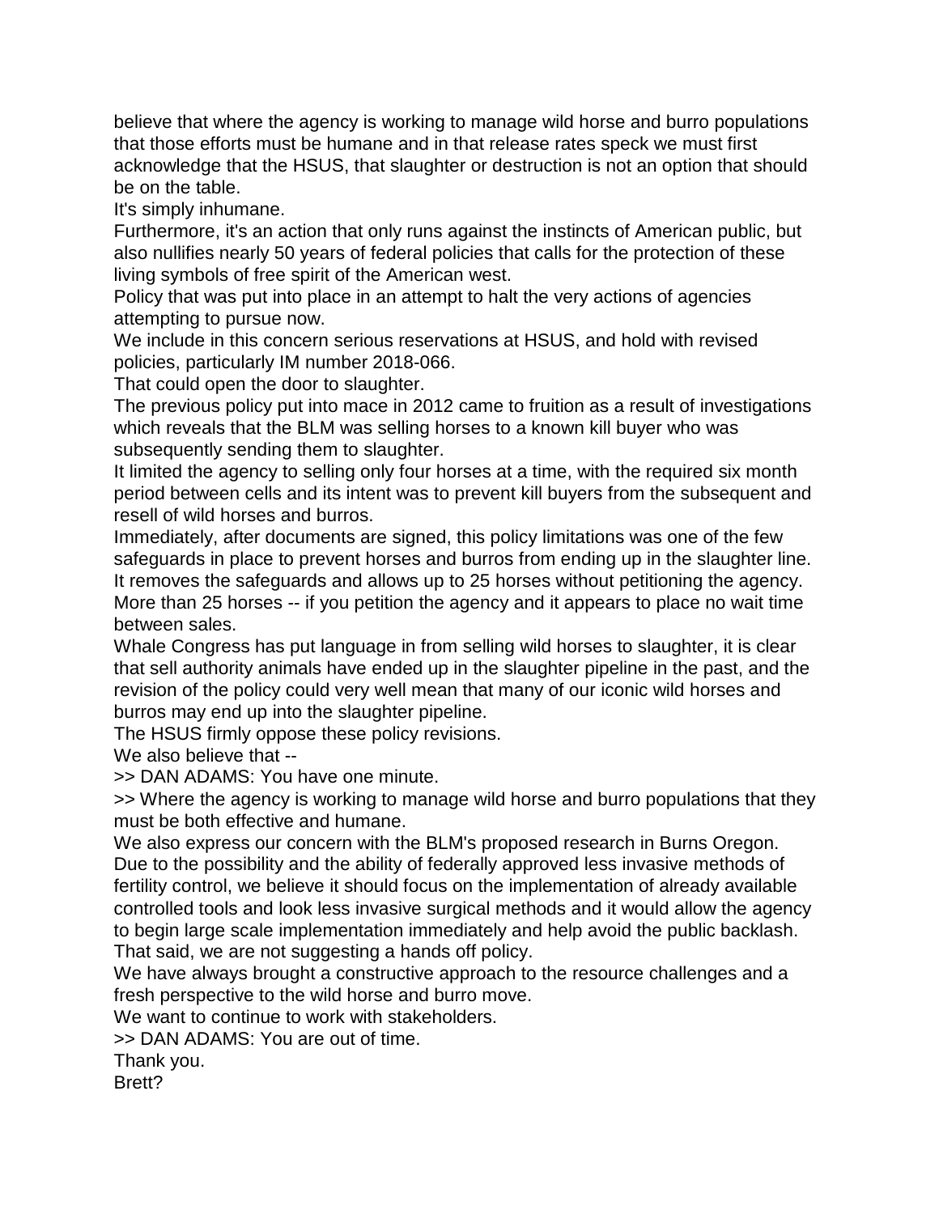believe that where the agency is working to manage wild horse and burro populations that those efforts must be humane and in that release rates speck we must first acknowledge that the HSUS, that slaughter or destruction is not an option that should be on the table.

It's simply inhumane.

Furthermore, it's an action that only runs against the instincts of American public, but also nullifies nearly 50 years of federal policies that calls for the protection of these living symbols of free spirit of the American west.

Policy that was put into place in an attempt to halt the very actions of agencies attempting to pursue now.

We include in this concern serious reservations at HSUS, and hold with revised policies, particularly IM number 2018-066.

That could open the door to slaughter.

The previous policy put into mace in 2012 came to fruition as a result of investigations which reveals that the BLM was selling horses to a known kill buyer who was subsequently sending them to slaughter.

It limited the agency to selling only four horses at a time, with the required six month period between cells and its intent was to prevent kill buyers from the subsequent and resell of wild horses and burros.

Immediately, after documents are signed, this policy limitations was one of the few safeguards in place to prevent horses and burros from ending up in the slaughter line.

It removes the safeguards and allows up to 25 horses without petitioning the agency.

More than 25 horses -- if you petition the agency and it appears to place no wait time between sales.

Whale Congress has put language in from selling wild horses to slaughter, it is clear that sell authority animals have ended up in the slaughter pipeline in the past, and the revision of the policy could very well mean that many of our iconic wild horses and burros may end up into the slaughter pipeline.

The HSUS firmly oppose these policy revisions.

We also believe that --

>> DAN ADAMS: You have one minute.

>> Where the agency is working to manage wild horse and burro populations that they must be both effective and humane.

We also express our concern with the BLM's proposed research in Burns Oregon.

Due to the possibility and the ability of federally approved less invasive methods of fertility control, we believe it should focus on the implementation of already available controlled tools and look less invasive surgical methods and it would allow the agency to begin large scale implementation immediately and help avoid the public backlash.

That said, we are not suggesting a hands off policy.

We have always brought a constructive approach to the resource challenges and a fresh perspective to the wild horse and burro move.

We want to continue to work with stakeholders.

>> DAN ADAMS: You are out of time.

Thank you.

Brett?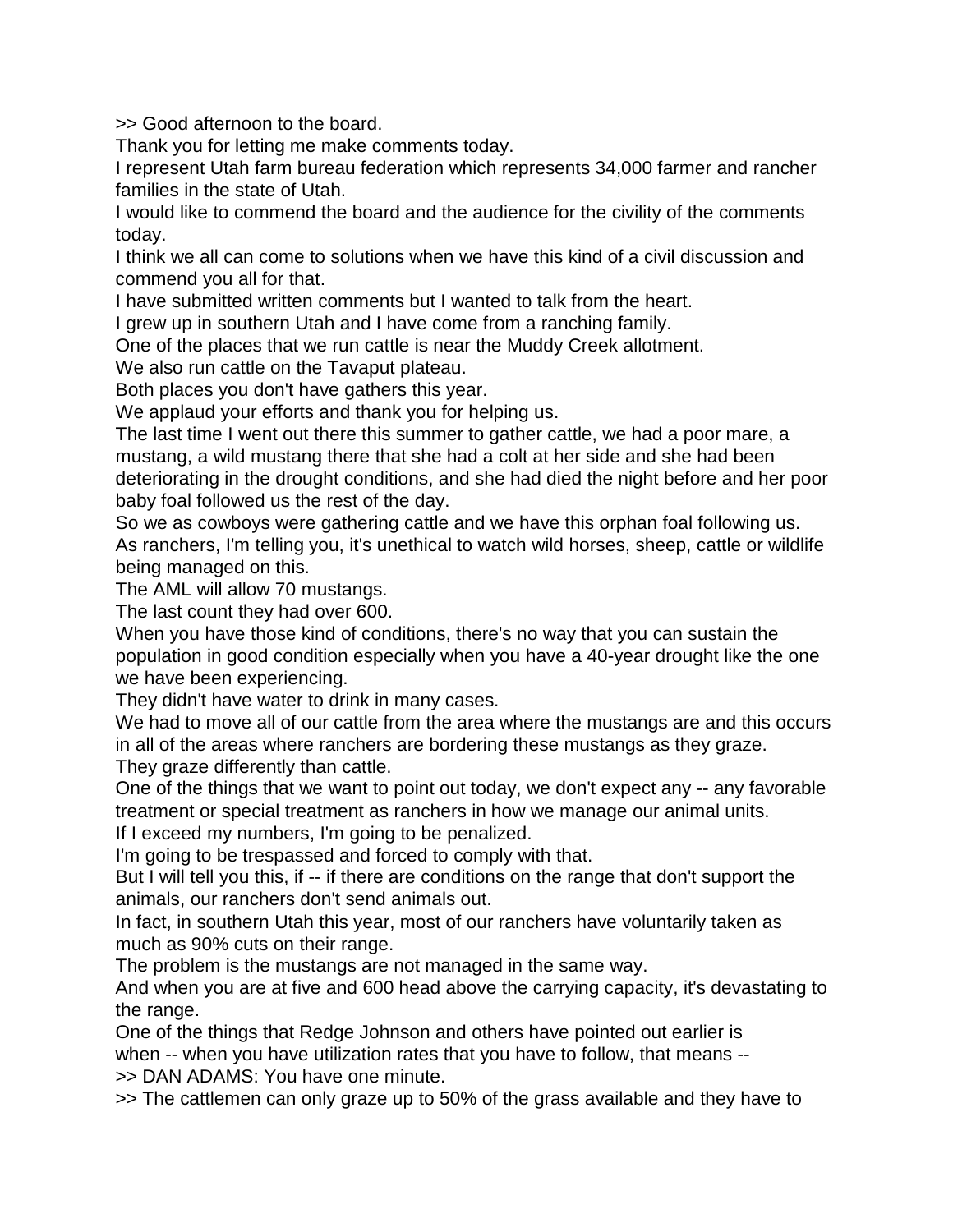>> Good afternoon to the board.

Thank you for letting me make comments today.

I represent Utah farm bureau federation which represents 34,000 farmer and rancher families in the state of Utah.

I would like to commend the board and the audience for the civility of the comments today.

I think we all can come to solutions when we have this kind of a civil discussion and commend you all for that.

I have submitted written comments but I wanted to talk from the heart.

I grew up in southern Utah and I have come from a ranching family.

One of the places that we run cattle is near the Muddy Creek allotment.

We also run cattle on the Tavaput plateau.

Both places you don't have gathers this year.

We applaud your efforts and thank you for helping us.

The last time I went out there this summer to gather cattle, we had a poor mare, a mustang, a wild mustang there that she had a colt at her side and she had been deteriorating in the drought conditions, and she had died the night before and her poor baby foal followed us the rest of the day.

So we as cowboys were gathering cattle and we have this orphan foal following us.

As ranchers, I'm telling you, it's unethical to watch wild horses, sheep, cattle or wildlife being managed on this.

The AML will allow 70 mustangs.

The last count they had over 600.

When you have those kind of conditions, there's no way that you can sustain the population in good condition especially when you have a 40-year drought like the one we have been experiencing.

They didn't have water to drink in many cases.

We had to move all of our cattle from the area where the mustangs are and this occurs in all of the areas where ranchers are bordering these mustangs as they graze.

They graze differently than cattle.

One of the things that we want to point out today, we don't expect any -- any favorable treatment or special treatment as ranchers in how we manage our animal units.

If I exceed my numbers, I'm going to be penalized.

I'm going to be trespassed and forced to comply with that.

But I will tell you this, if -- if there are conditions on the range that don't support the animals, our ranchers don't send animals out.

In fact, in southern Utah this year, most of our ranchers have voluntarily taken as much as 90% cuts on their range.

The problem is the mustangs are not managed in the same way.

And when you are at five and 600 head above the carrying capacity, it's devastating to the range.

One of the things that Redge Johnson and others have pointed out earlier is when -- when you have utilization rates that you have to follow, that means --

>> DAN ADAMS: You have one minute.

>> The cattlemen can only graze up to 50% of the grass available and they have to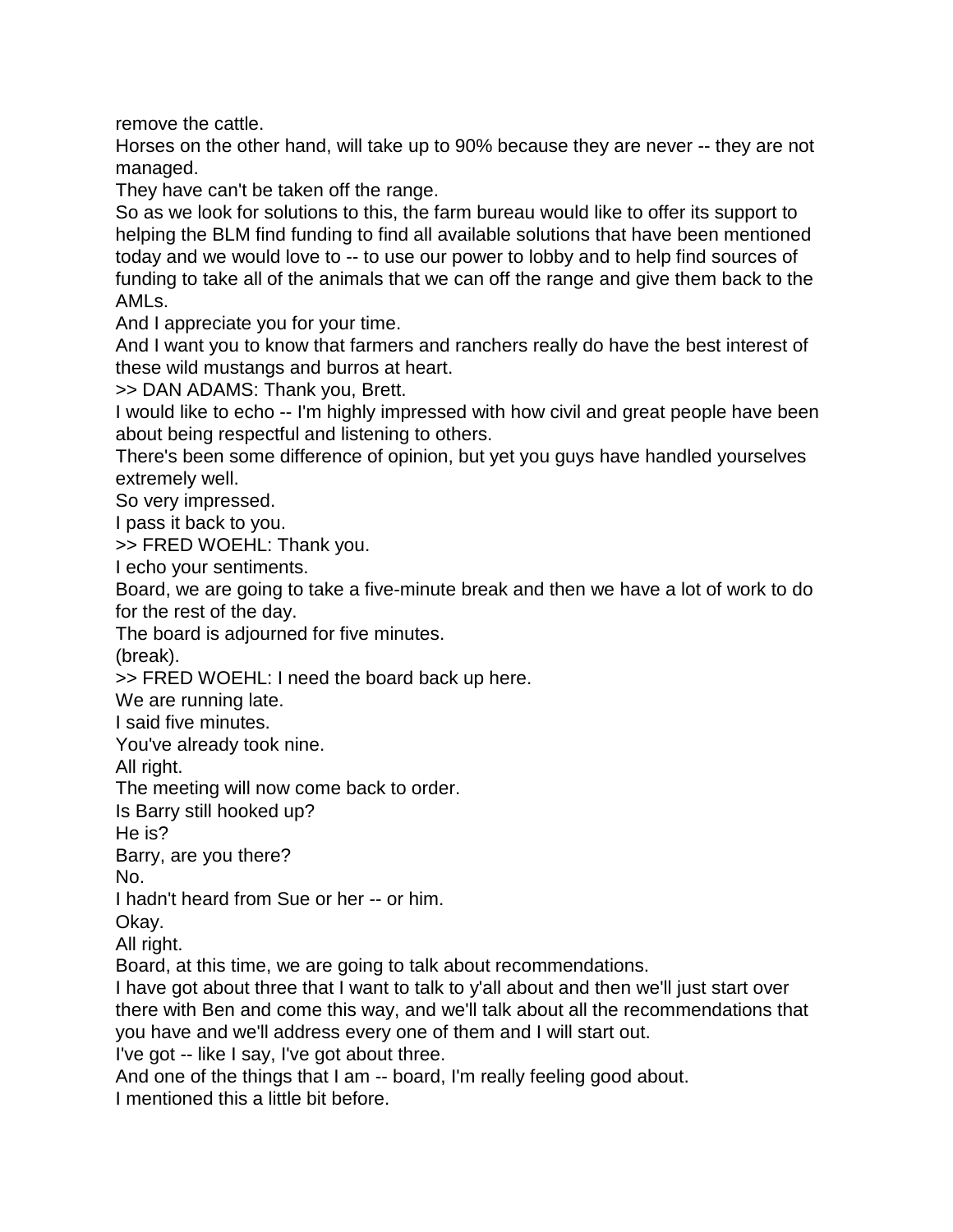remove the cattle.

Horses on the other hand, will take up to 90% because they are never -- they are not managed.

They have can't be taken off the range.

So as we look for solutions to this, the farm bureau would like to offer its support to helping the BLM find funding to find all available solutions that have been mentioned today and we would love to -- to use our power to lobby and to help find sources of funding to take all of the animals that we can off the range and give them back to the AMLs.

And I appreciate you for your time.

And I want you to know that farmers and ranchers really do have the best interest of these wild mustangs and burros at heart.

>> DAN ADAMS: Thank you, Brett.

I would like to echo -- I'm highly impressed with how civil and great people have been about being respectful and listening to others.

There's been some difference of opinion, but yet you guys have handled yourselves extremely well.

So very impressed.

I pass it back to you.

>> FRED WOEHL: Thank you.

I echo your sentiments.

Board, we are going to take a five-minute break and then we have a lot of work to do for the rest of the day.

The board is adjourned for five minutes.

(break).

>> FRED WOEHL: I need the board back up here.

We are running late.

I said five minutes.

You've already took nine.

All right.

The meeting will now come back to order.

Is Barry still hooked up?

He is?

Barry, are you there?

No.

I hadn't heard from Sue or her -- or him.

Okay.

All right.

Board, at this time, we are going to talk about recommendations.

I have got about three that I want to talk to y'all about and then we'll just start over there with Ben and come this way, and we'll talk about all the recommendations that you have and we'll address every one of them and I will start out.

I've got -- like I say, I've got about three.

And one of the things that I am -- board, I'm really feeling good about.

I mentioned this a little bit before.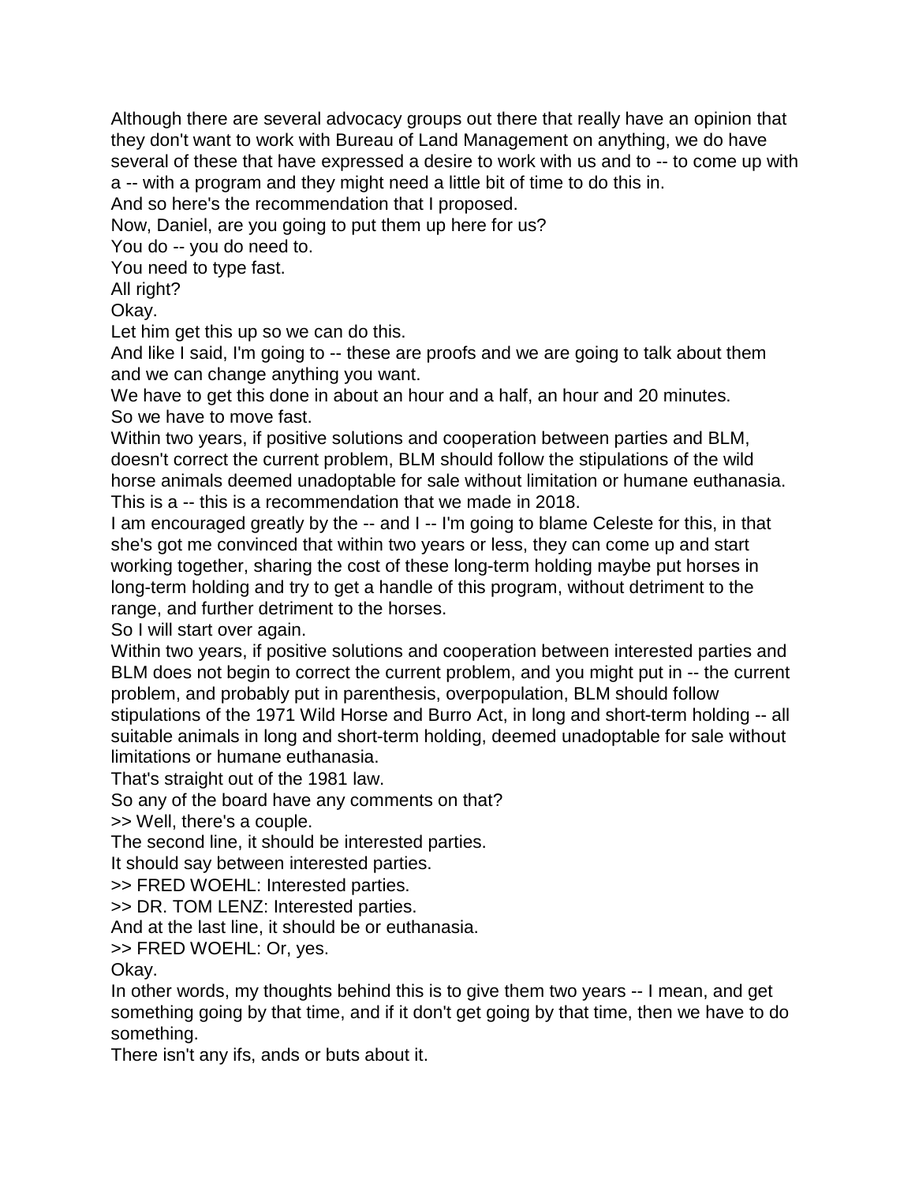Although there are several advocacy groups out there that really have an opinion that they don't want to work with Bureau of Land Management on anything, we do have several of these that have expressed a desire to work with us and to -- to come up with a -- with a program and they might need a little bit of time to do this in.

And so here's the recommendation that I proposed.

Now, Daniel, are you going to put them up here for us?

You do -- you do need to.

You need to type fast.

All right?

Okay.

Let him get this up so we can do this.

And like I said, I'm going to -- these are proofs and we are going to talk about them and we can change anything you want.

We have to get this done in about an hour and a half, an hour and 20 minutes.

So we have to move fast.

Within two years, if positive solutions and cooperation between parties and BLM, doesn't correct the current problem, BLM should follow the stipulations of the wild horse animals deemed unadoptable for sale without limitation or humane euthanasia.

This is a -- this is a recommendation that we made in 2018.

I am encouraged greatly by the -- and I -- I'm going to blame Celeste for this, in that she's got me convinced that within two years or less, they can come up and start working together, sharing the cost of these long-term holding maybe put horses in long-term holding and try to get a handle of this program, without detriment to the range, and further detriment to the horses.

So I will start over again.

Within two years, if positive solutions and cooperation between interested parties and BLM does not begin to correct the current problem, and you might put in -- the current problem, and probably put in parenthesis, overpopulation, BLM should follow stipulations of the 1971 Wild Horse and Burro Act, in long and short-term holding -- all suitable animals in long and short-term holding, deemed unadoptable for sale without limitations or humane euthanasia.

That's straight out of the 1981 law.

So any of the board have any comments on that?

>> Well, there's a couple.

The second line, it should be interested parties.

It should say between interested parties.

>> FRED WOEHL: Interested parties.

>> DR. TOM LENZ: Interested parties.

And at the last line, it should be or euthanasia.

>> FRED WOEHL: Or, yes.

Okay.

In other words, my thoughts behind this is to give them two years -- I mean, and get something going by that time, and if it don't get going by that time, then we have to do something.

There isn't any ifs, ands or buts about it.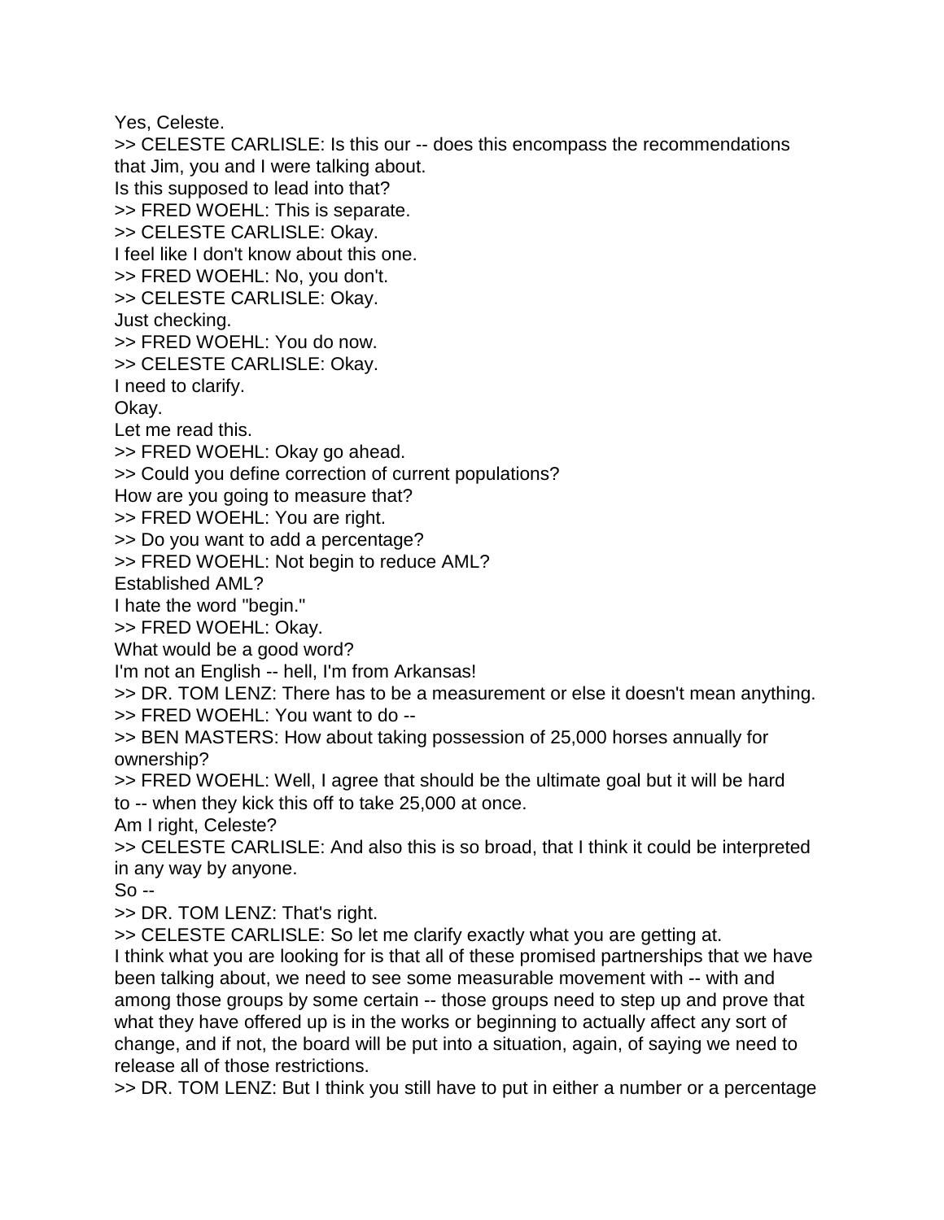Yes, Celeste.

>> CELESTE CARLISLE: Is this our -- does this encompass the recommendations that Jim, you and I were talking about.

Is this supposed to lead into that?

>> FRED WOEHL: This is separate.

>> CELESTE CARLISLE: Okay.

I feel like I don't know about this one.

>> FRED WOEHL: No, you don't.

>> CELESTE CARLISLE: Okay.

Just checking.

>> FRED WOEHL: You do now.

>> CELESTE CARLISLE: Okay.

I need to clarify.

Okay.

Let me read this.

>> FRED WOEHL: Okay go ahead.

>> Could you define correction of current populations?

How are you going to measure that?

>> FRED WOEHL: You are right.

>> Do you want to add a percentage?

>> FRED WOEHL: Not begin to reduce AML?

Established AML?

I hate the word "begin."

>> FRED WOEHL: Okay.

What would be a good word?

I'm not an English -- hell, I'm from Arkansas!

>> DR. TOM LENZ: There has to be a measurement or else it doesn't mean anything.

>> FRED WOEHL: You want to do --

>> BEN MASTERS: How about taking possession of 25,000 horses annually for ownership?

>> FRED WOEHL: Well, I agree that should be the ultimate goal but it will be hard to -- when they kick this off to take 25,000 at once.

Am I right, Celeste?

>> CELESTE CARLISLE: And also this is so broad, that I think it could be interpreted in any way by anyone.

So --

>> DR. TOM LENZ: That's right.

>> CELESTE CARLISLE: So let me clarify exactly what you are getting at.

I think what you are looking for is that all of these promised partnerships that we have been talking about, we need to see some measurable movement with -- with and among those groups by some certain -- those groups need to step up and prove that what they have offered up is in the works or beginning to actually affect any sort of change, and if not, the board will be put into a situation, again, of saying we need to release all of those restrictions.

>> DR. TOM LENZ: But I think you still have to put in either a number or a percentage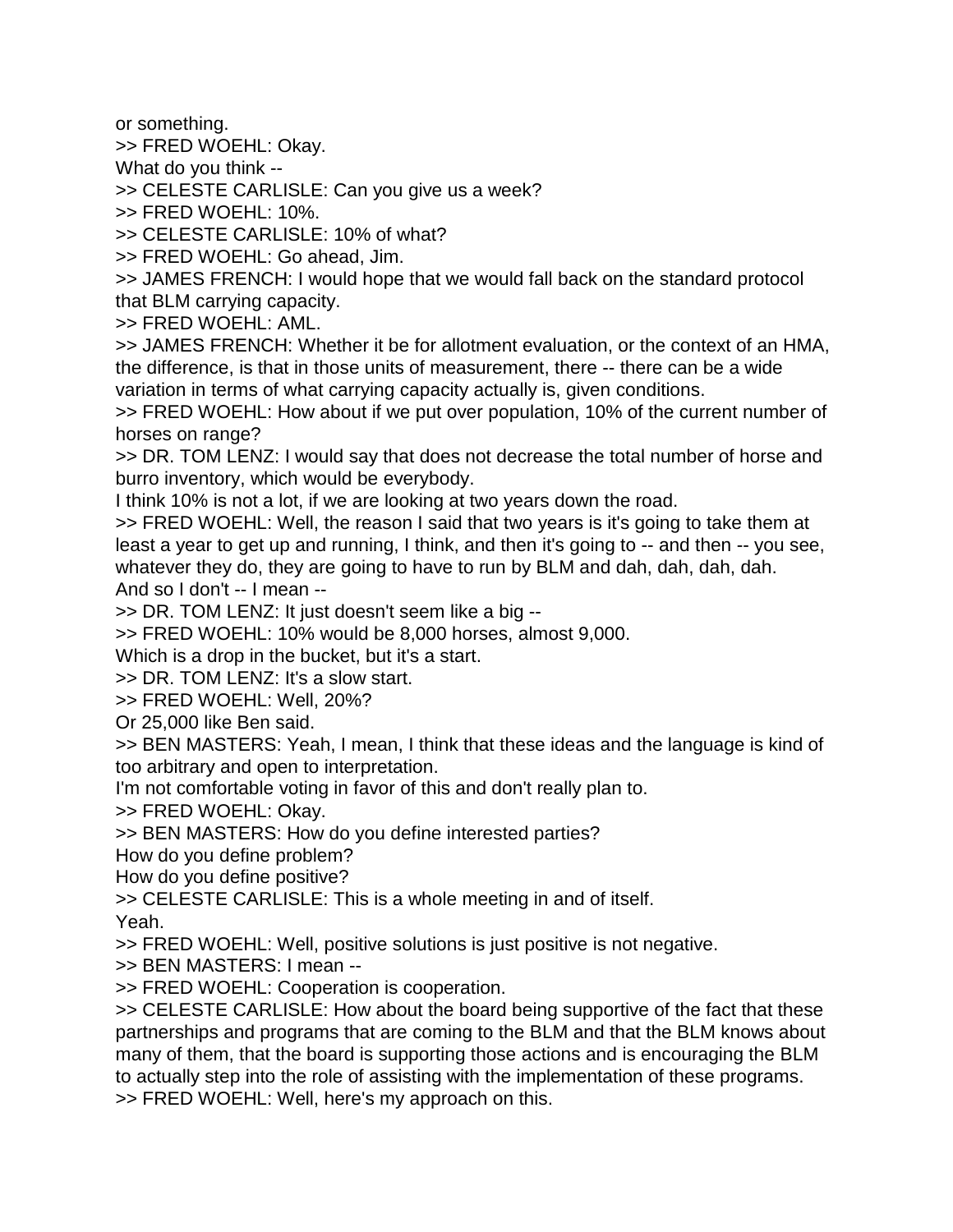or something.

>> FRED WOEHL: Okay.

What do you think --

>> CELESTE CARLISLE: Can you give us a week?

>> FRED WOEHL: 10%.

>> CELESTE CARLISLE: 10% of what?

>> FRED WOEHL: Go ahead, Jim.

>> JAMES FRENCH: I would hope that we would fall back on the standard protocol that BLM carrying capacity.

>> FRED WOEHL: AML.

>> JAMES FRENCH: Whether it be for allotment evaluation, or the context of an HMA, the difference, is that in those units of measurement, there -- there can be a wide variation in terms of what carrying capacity actually is, given conditions.

>> FRED WOEHL: How about if we put over population, 10% of the current number of horses on range?

>> DR. TOM LENZ: I would say that does not decrease the total number of horse and burro inventory, which would be everybody.

I think 10% is not a lot, if we are looking at two years down the road.

>> FRED WOEHL: Well, the reason I said that two years is it's going to take them at least a year to get up and running, I think, and then it's going to -- and then -- you see, whatever they do, they are going to have to run by BLM and dah, dah, dah, dah.

And so I don't -- I mean --

>> DR. TOM LENZ: It just doesn't seem like a big --

>> FRED WOEHL: 10% would be 8,000 horses, almost 9,000.

Which is a drop in the bucket, but it's a start.

>> DR. TOM LENZ: It's a slow start.

>> FRED WOEHL: Well, 20%?

Or 25,000 like Ben said.

>> BEN MASTERS: Yeah, I mean, I think that these ideas and the language is kind of too arbitrary and open to interpretation.

I'm not comfortable voting in favor of this and don't really plan to.

>> FRED WOEHL: Okay.

>> BEN MASTERS: How do you define interested parties?

How do you define problem?

How do you define positive?

>> CELESTE CARLISLE: This is a whole meeting in and of itself.

Yeah.

>> FRED WOEHL: Well, positive solutions is just positive is not negative.

>> BEN MASTERS: I mean --

>> FRED WOEHL: Cooperation is cooperation.

>> CELESTE CARLISLE: How about the board being supportive of the fact that these partnerships and programs that are coming to the BLM and that the BLM knows about many of them, that the board is supporting those actions and is encouraging the BLM to actually step into the role of assisting with the implementation of these programs.

>> FRED WOEHL: Well, here's my approach on this.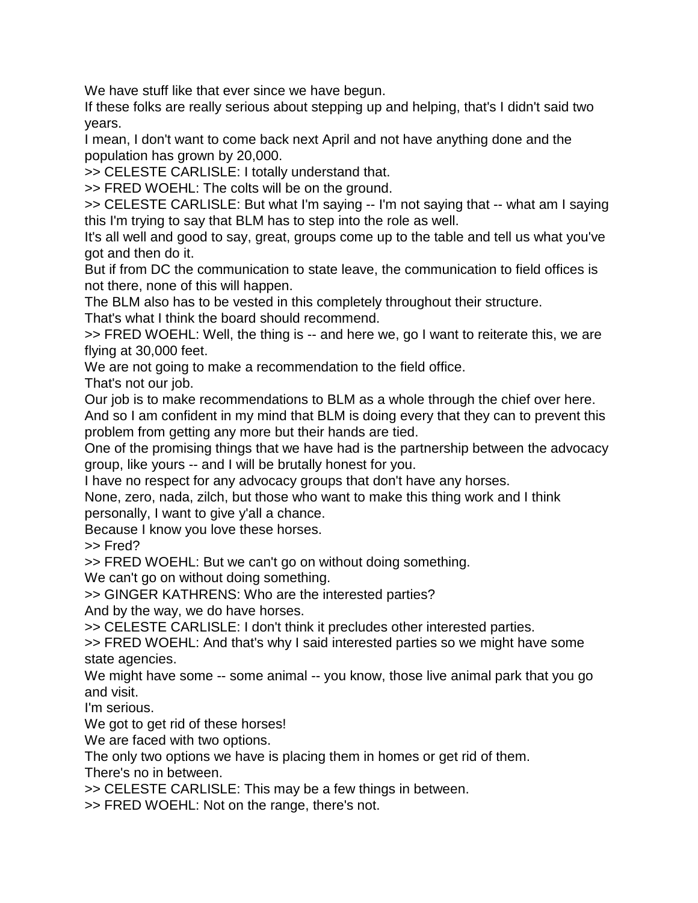We have stuff like that ever since we have begun.

If these folks are really serious about stepping up and helping, that's I didn't said two years.

I mean, I don't want to come back next April and not have anything done and the population has grown by 20,000.

>> CELESTE CARLISLE: I totally understand that.

>> FRED WOEHL: The colts will be on the ground.

>> CELESTE CARLISLE: But what I'm saying -- I'm not saying that -- what am I saying this I'm trying to say that BLM has to step into the role as well.

It's all well and good to say, great, groups come up to the table and tell us what you've got and then do it.

But if from DC the communication to state leave, the communication to field offices is not there, none of this will happen.

The BLM also has to be vested in this completely throughout their structure.

That's what I think the board should recommend.

>> FRED WOEHL: Well, the thing is -- and here we, go I want to reiterate this, we are flying at 30,000 feet.

We are not going to make a recommendation to the field office.

That's not our job.

Our job is to make recommendations to BLM as a whole through the chief over here.

And so I am confident in my mind that BLM is doing every that they can to prevent this problem from getting any more but their hands are tied.

One of the promising things that we have had is the partnership between the advocacy group, like yours -- and I will be brutally honest for you.

I have no respect for any advocacy groups that don't have any horses.

None, zero, nada, zilch, but those who want to make this thing work and I think personally, I want to give y'all a chance.

Because I know you love these horses.

>> Fred?

>> FRED WOEHL: But we can't go on without doing something.

We can't go on without doing something.

>> GINGER KATHRENS: Who are the interested parties?

And by the way, we do have horses.

>> CELESTE CARLISLE: I don't think it precludes other interested parties.

>> FRED WOEHL: And that's why I said interested parties so we might have some state agencies.

We might have some -- some animal -- you know, those live animal park that you go and visit.

I'm serious.

We got to get rid of these horses!

We are faced with two options.

The only two options we have is placing them in homes or get rid of them.

There's no in between.

>> CELESTE CARLISLE: This may be a few things in between.

>> FRED WOEHL: Not on the range, there's not.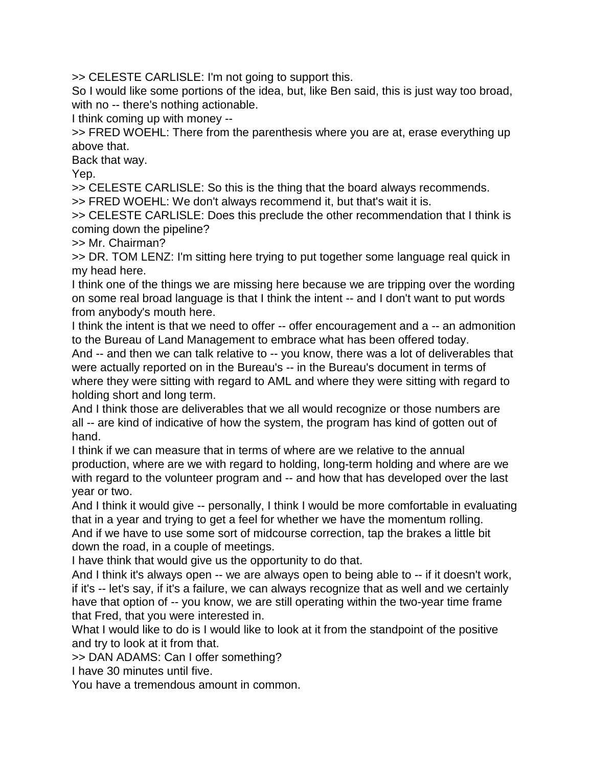>> CELESTE CARLISLE: I'm not going to support this.
So I would like some portions of the idea, but, like Ben said, this is just way too broad, with no -- there's nothing actionable.
I think coming up with money --
>> FRED WOEHL: There from the parenthesis where you are at, erase everything up above that.
Back that way.
Yep.
>> CELESTE CARLISLE: So this is the thing that the board always recommends.
>> FRED WOEHL: We don't always recommend it, but that's wait it is.
>> CELESTE CARLISLE: Does this preclude the other recommendation that I think is coming down the pipeline?
>> Mr. Chairman?
>> DR. TOM LENZ: I'm sitting here trying to put together some language real quick in my head here.
I think one of the things we are missing here because we are tripping over the wording on some real broad language is that I think the intent -- and I don't want to put words from anybody's mouth here.
I think the intent is that we need to offer -- offer encouragement and a -- an admonition to the Bureau of Land Management to embrace what has been offered today.
And -- and then we can talk relative to -- you know, there was a lot of deliverables that were actually reported on in the Bureau's -- in the Bureau's document in terms of where they were sitting with regard to AML and where they were sitting with regard to holding short and long term.
And I think those are deliverables that we all would recognize or those numbers are all -- are kind of indicative of how the system, the program has kind of gotten out of hand.
I think if we can measure that in terms of where are we relative to the annual production, where are we with regard to holding, long-term holding and where are we with regard to the volunteer program and -- and how that has developed over the last year or two.
And I think it would give -- personally, I think I would be more comfortable in evaluating that in a year and trying to get a feel for whether we have the momentum rolling.
And if we have to use some sort of midcourse correction, tap the brakes a little bit down the road, in a couple of meetings.
I have think that would give us the opportunity to do that.
And I think it's always open -- we are always open to being able to -- if it doesn't work, if it's -- let's say, if it's a failure, we can always recognize that as well and we certainly have that option of -- you know, we are still operating within the two-year time frame that Fred, that you were interested in.
What I would like to do is I would like to look at it from the standpoint of the positive and try to look at it from that.
>> DAN ADAMS: Can I offer something?
I have 30 minutes until five.
You have a tremendous amount in common.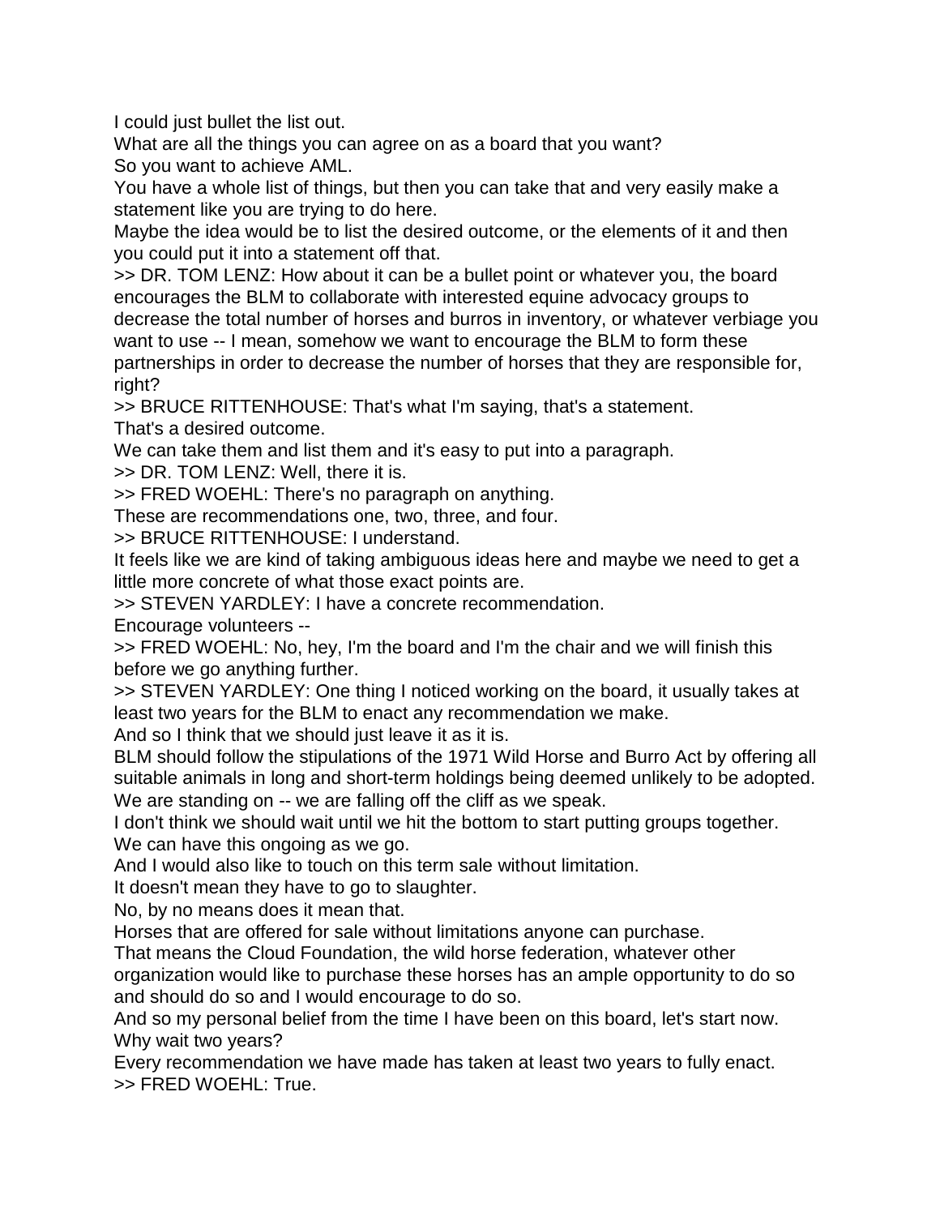I could just bullet the list out.

What are all the things you can agree on as a board that you want?

So you want to achieve AML.

You have a whole list of things, but then you can take that and very easily make a statement like you are trying to do here.

Maybe the idea would be to list the desired outcome, or the elements of it and then you could put it into a statement off that.

>> DR. TOM LENZ: How about it can be a bullet point or whatever you, the board encourages the BLM to collaborate with interested equine advocacy groups to decrease the total number of horses and burros in inventory, or whatever verbiage you want to use -- I mean, somehow we want to encourage the BLM to form these partnerships in order to decrease the number of horses that they are responsible for, right?

>> BRUCE RITTENHOUSE: That's what I'm saying, that's a statement.

That's a desired outcome.

We can take them and list them and it's easy to put into a paragraph.

>> DR. TOM LENZ: Well, there it is.

>> FRED WOEHL: There's no paragraph on anything.

These are recommendations one, two, three, and four.

>> BRUCE RITTENHOUSE: I understand.

It feels like we are kind of taking ambiguous ideas here and maybe we need to get a little more concrete of what those exact points are.

>> STEVEN YARDLEY: I have a concrete recommendation.

Encourage volunteers --

>> FRED WOEHL: No, hey, I'm the board and I'm the chair and we will finish this before we go anything further.

>> STEVEN YARDLEY: One thing I noticed working on the board, it usually takes at least two years for the BLM to enact any recommendation we make.

And so I think that we should just leave it as it is.

BLM should follow the stipulations of the 1971 Wild Horse and Burro Act by offering all suitable animals in long and short-term holdings being deemed unlikely to be adopted.

We are standing on -- we are falling off the cliff as we speak.

I don't think we should wait until we hit the bottom to start putting groups together.

We can have this ongoing as we go.

And I would also like to touch on this term sale without limitation.

It doesn't mean they have to go to slaughter.

No, by no means does it mean that.

Horses that are offered for sale without limitations anyone can purchase.

That means the Cloud Foundation, the wild horse federation, whatever other organization would like to purchase these horses has an ample opportunity to do so and should do so and I would encourage to do so.

And so my personal belief from the time I have been on this board, let's start now.

Why wait two years?

Every recommendation we have made has taken at least two years to fully enact.

>> FRED WOEHL: True.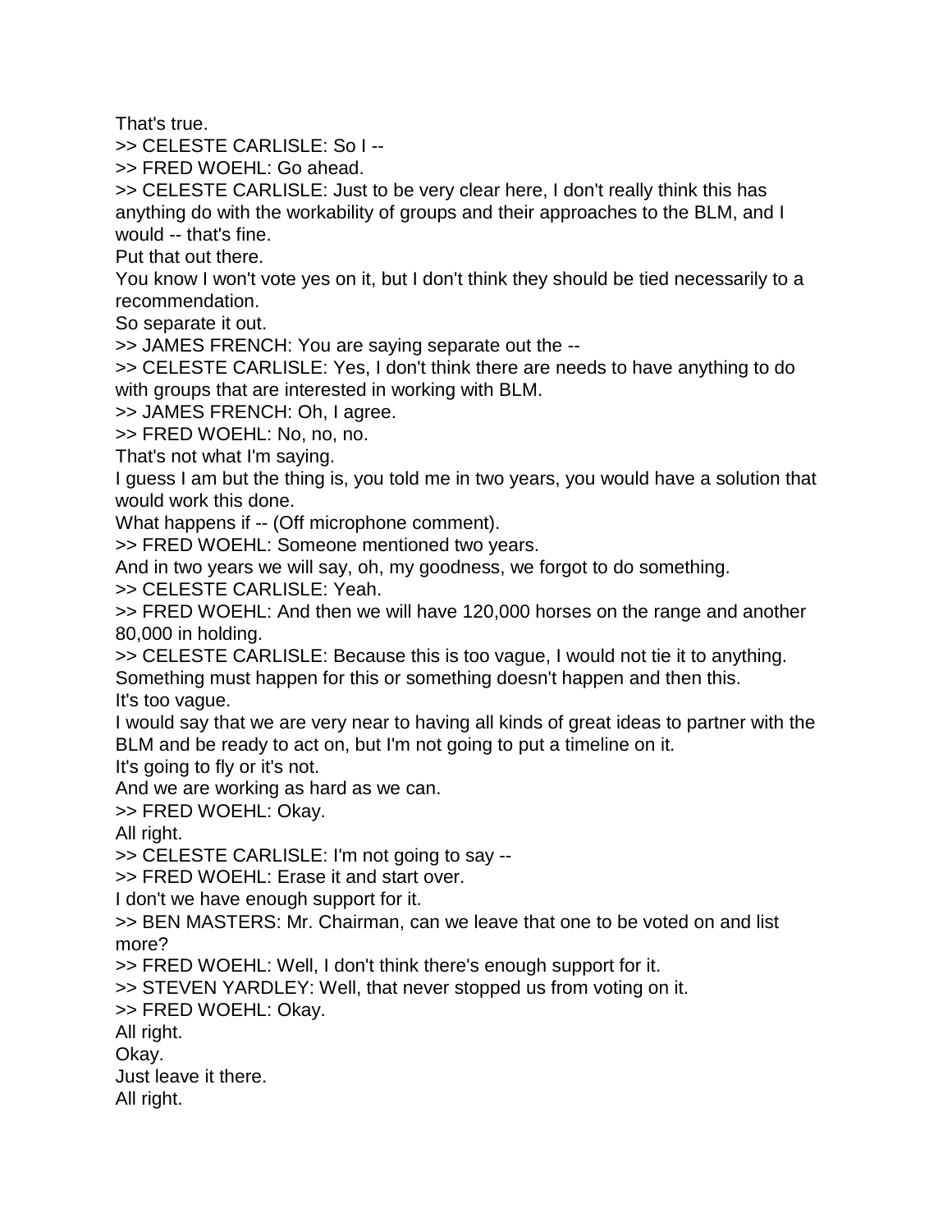That's true.

>> CELESTE CARLISLE: So I --

>> FRED WOEHL: Go ahead.

>> CELESTE CARLISLE: Just to be very clear here, I don't really think this has anything do with the workability of groups and their approaches to the BLM, and I would -- that's fine.

Put that out there.

You know I won't vote yes on it, but I don't think they should be tied necessarily to a recommendation.

So separate it out.

>> JAMES FRENCH: You are saying separate out the --

>> CELESTE CARLISLE: Yes, I don't think there are needs to have anything to do with groups that are interested in working with BLM.

>> JAMES FRENCH: Oh, I agree.

>> FRED WOEHL: No, no, no.

That's not what I'm saying.

I guess I am but the thing is, you told me in two years, you would have a solution that would work this done.

What happens if -- (Off microphone comment).

>> FRED WOEHL: Someone mentioned two years.

And in two years we will say, oh, my goodness, we forgot to do something.

>> CELESTE CARLISLE: Yeah.

>> FRED WOEHL: And then we will have 120,000 horses on the range and another 80,000 in holding.

>> CELESTE CARLISLE: Because this is too vague, I would not tie it to anything.

Something must happen for this or something doesn't happen and then this.

It's too vague.

I would say that we are very near to having all kinds of great ideas to partner with the BLM and be ready to act on, but I'm not going to put a timeline on it.

It's going to fly or it's not.

And we are working as hard as we can.

>> FRED WOEHL: Okay.

All right.

>> CELESTE CARLISLE: I'm not going to say --

>> FRED WOEHL: Erase it and start over.

I don't we have enough support for it.

>> BEN MASTERS: Mr. Chairman, can we leave that one to be voted on and list more?

>> FRED WOEHL: Well, I don't think there's enough support for it.

>> STEVEN YARDLEY: Well, that never stopped us from voting on it.

>> FRED WOEHL: Okay.

All right.

Okay.

Just leave it there.

All right.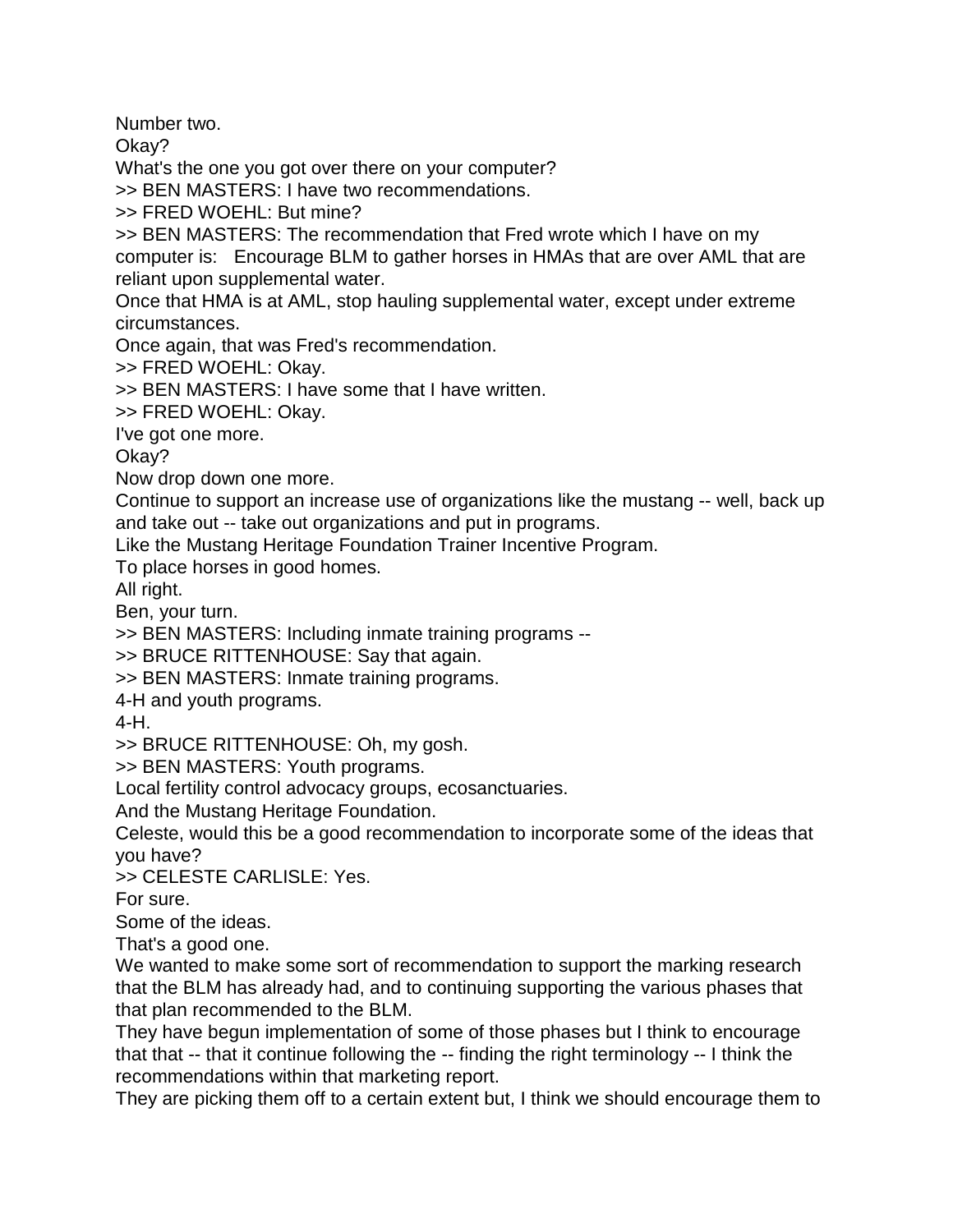Number two.
Okay?
What's the one you got over there on your computer?
>> BEN MASTERS: I have two recommendations.
>> FRED WOEHL: But mine?
>> BEN MASTERS: The recommendation that Fred wrote which I have on my computer is: Encourage BLM to gather horses in HMAs that are over AML that are reliant upon supplemental water.
Once that HMA is at AML, stop hauling supplemental water, except under extreme circumstances.
Once again, that was Fred's recommendation.
>> FRED WOEHL: Okay.
>> BEN MASTERS: I have some that I have written.
>> FRED WOEHL: Okay.
I've got one more.
Okay?
Now drop down one more.
Continue to support an increase use of organizations like the mustang -- well, back up and take out -- take out organizations and put in programs.
Like the Mustang Heritage Foundation Trainer Incentive Program.
To place horses in good homes.
All right.
Ben, your turn.
>> BEN MASTERS: Including inmate training programs --
>> BRUCE RITTENHOUSE: Say that again.
>> BEN MASTERS: Inmate training programs.
4-H and youth programs.
4-H.
>> BRUCE RITTENHOUSE: Oh, my gosh.
>> BEN MASTERS: Youth programs.
Local fertility control advocacy groups, ecosanctuaries.
And the Mustang Heritage Foundation.
Celeste, would this be a good recommendation to incorporate some of the ideas that you have?
>> CELESTE CARLISLE: Yes.
For sure.
Some of the ideas.
That's a good one.
We wanted to make some sort of recommendation to support the marking research that the BLM has already had, and to continuing supporting the various phases that that plan recommended to the BLM.
They have begun implementation of some of those phases but I think to encourage that that -- that it continue following the -- finding the right terminology -- I think the recommendations within that marketing report.
They are picking them off to a certain extent but, I think we should encourage them to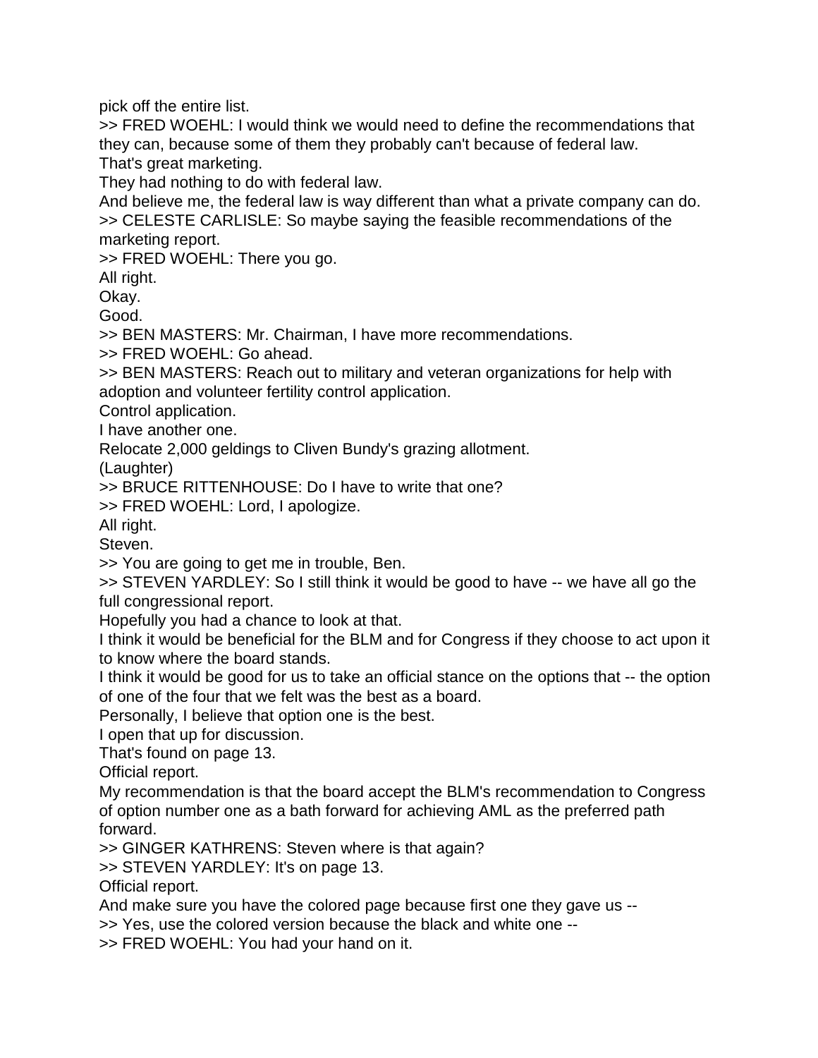pick off the entire list.

>> FRED WOEHL: I would think we would need to define the recommendations that they can, because some of them they probably can't because of federal law.

That's great marketing.

They had nothing to do with federal law.

And believe me, the federal law is way different than what a private company can do.

>> CELESTE CARLISLE: So maybe saying the feasible recommendations of the marketing report.

>> FRED WOEHL: There you go.

All right.

Okay.

Good.

>> BEN MASTERS: Mr. Chairman, I have more recommendations.

>> FRED WOEHL: Go ahead.

>> BEN MASTERS: Reach out to military and veteran organizations for help with adoption and volunteer fertility control application.

Control application.

I have another one.

Relocate 2,000 geldings to Cliven Bundy's grazing allotment.

(Laughter)

>> BRUCE RITTENHOUSE: Do I have to write that one?

>> FRED WOEHL: Lord, I apologize.

All right.

Steven.

>> You are going to get me in trouble, Ben.

>> STEVEN YARDLEY: So I still think it would be good to have -- we have all go the full congressional report.

Hopefully you had a chance to look at that.

I think it would be beneficial for the BLM and for Congress if they choose to act upon it to know where the board stands.

I think it would be good for us to take an official stance on the options that -- the option of one of the four that we felt was the best as a board.

Personally, I believe that option one is the best.

I open that up for discussion.

That's found on page 13.

Official report.

My recommendation is that the board accept the BLM's recommendation to Congress of option number one as a bath forward for achieving AML as the preferred path forward.

>> GINGER KATHRENS: Steven where is that again?

>> STEVEN YARDLEY: It's on page 13.

Official report.

And make sure you have the colored page because first one they gave us --

>> Yes, use the colored version because the black and white one --

>> FRED WOEHL: You had your hand on it.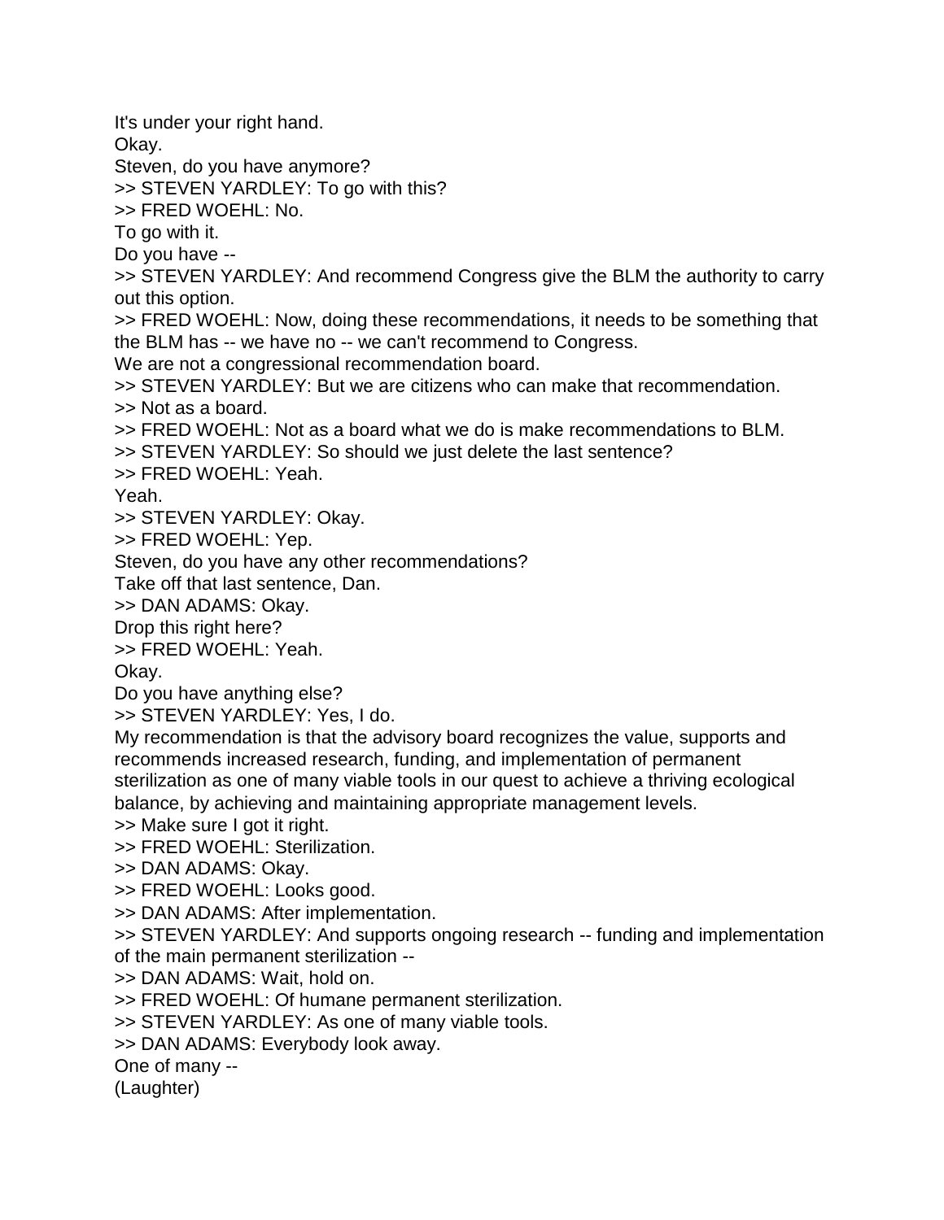It's under your right hand.

Okay.

Steven, do you have anymore?

>> STEVEN YARDLEY: To go with this?

>> FRED WOEHL: No.

To go with it.

Do you have --

>> STEVEN YARDLEY: And recommend Congress give the BLM the authority to carry out this option.

>> FRED WOEHL: Now, doing these recommendations, it needs to be something that the BLM has -- we have no -- we can't recommend to Congress.

We are not a congressional recommendation board.

>> STEVEN YARDLEY: But we are citizens who can make that recommendation.

>> Not as a board.

>> FRED WOEHL: Not as a board what we do is make recommendations to BLM.

>> STEVEN YARDLEY: So should we just delete the last sentence?

>> FRED WOEHL: Yeah.

Yeah.

>> STEVEN YARDLEY: Okay.

>> FRED WOEHL: Yep.

Steven, do you have any other recommendations?

Take off that last sentence, Dan.

>> DAN ADAMS: Okay.

Drop this right here?

>> FRED WOEHL: Yeah.

Okay.

Do you have anything else?

>> STEVEN YARDLEY: Yes, I do.

My recommendation is that the advisory board recognizes the value, supports and recommends increased research, funding, and implementation of permanent sterilization as one of many viable tools in our quest to achieve a thriving ecological balance, by achieving and maintaining appropriate management levels.

>> Make sure I got it right.

>> FRED WOEHL: Sterilization.

>> DAN ADAMS: Okay.

>> FRED WOEHL: Looks good.

>> DAN ADAMS: After implementation.

>> STEVEN YARDLEY: And supports ongoing research -- funding and implementation of the main permanent sterilization --

>> DAN ADAMS: Wait, hold on.

>> FRED WOEHL: Of humane permanent sterilization.

>> STEVEN YARDLEY: As one of many viable tools.

>> DAN ADAMS: Everybody look away.

One of many --

(Laughter)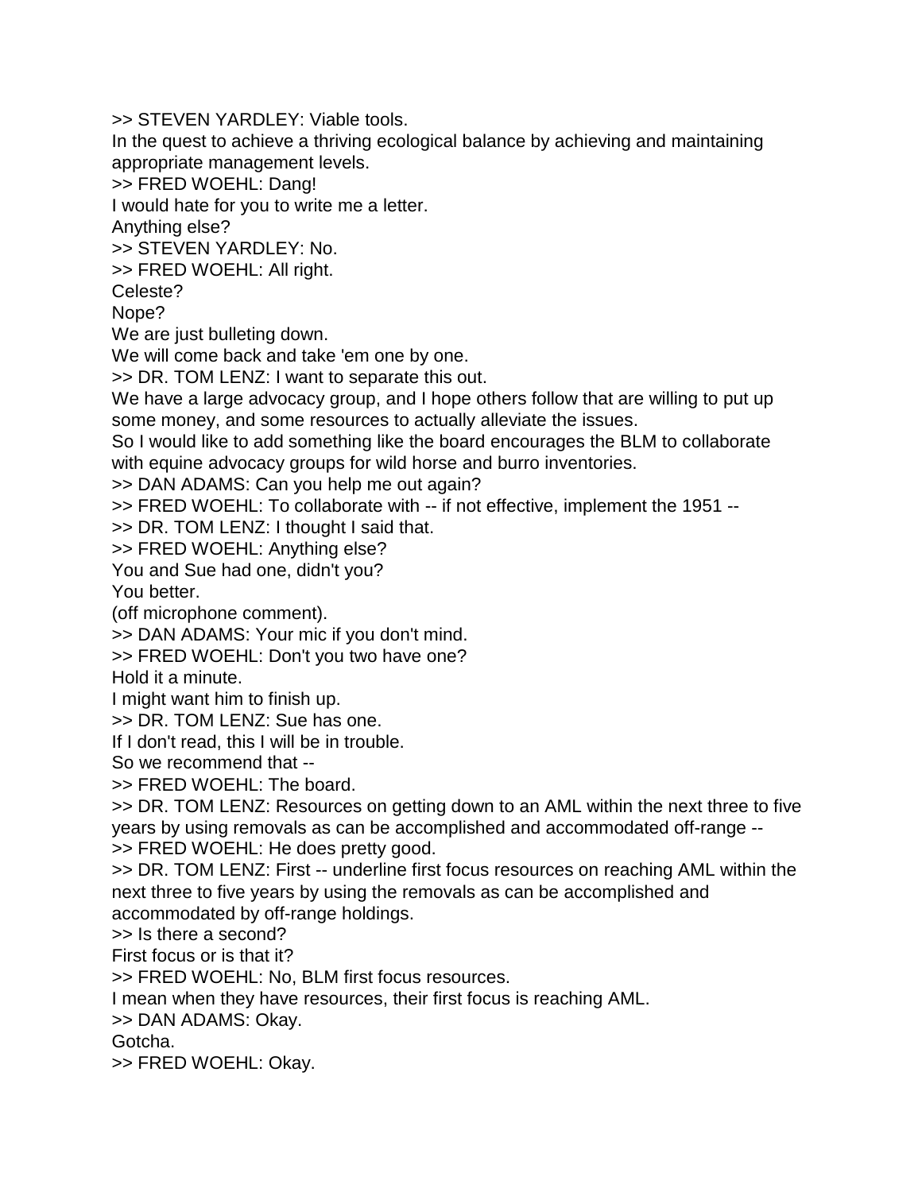>> STEVEN YARDLEY: Viable tools.
In the quest to achieve a thriving ecological balance by achieving and maintaining appropriate management levels.
>> FRED WOEHL: Dang!
I would hate for you to write me a letter.
Anything else?
>> STEVEN YARDLEY: No.
>> FRED WOEHL: All right.
Celeste?
Nope?
We are just bulleting down.
We will come back and take 'em one by one.
>> DR. TOM LENZ: I want to separate this out.
We have a large advocacy group, and I hope others follow that are willing to put up some money, and some resources to actually alleviate the issues.
So I would like to add something like the board encourages the BLM to collaborate with equine advocacy groups for wild horse and burro inventories.
>> DAN ADAMS: Can you help me out again?
>> FRED WOEHL: To collaborate with -- if not effective, implement the 1951 --
>> DR. TOM LENZ: I thought I said that.
>> FRED WOEHL: Anything else?
You and Sue had one, didn't you?
You better.
(off microphone comment).
>> DAN ADAMS: Your mic if you don't mind.
>> FRED WOEHL: Don't you two have one?
Hold it a minute.
I might want him to finish up.
>> DR. TOM LENZ: Sue has one.
If I don't read, this I will be in trouble.
So we recommend that --
>> FRED WOEHL: The board.
>> DR. TOM LENZ: Resources on getting down to an AML within the next three to five years by using removals as can be accomplished and accommodated off-range --
>> FRED WOEHL: He does pretty good.
>> DR. TOM LENZ: First -- underline first focus resources on reaching AML within the next three to five years by using the removals as can be accomplished and accommodated by off-range holdings.
>> Is there a second?
First focus or is that it?
>> FRED WOEHL: No, BLM first focus resources.
I mean when they have resources, their first focus is reaching AML.
>> DAN ADAMS: Okay.
Gotcha.
>> FRED WOEHL: Okay.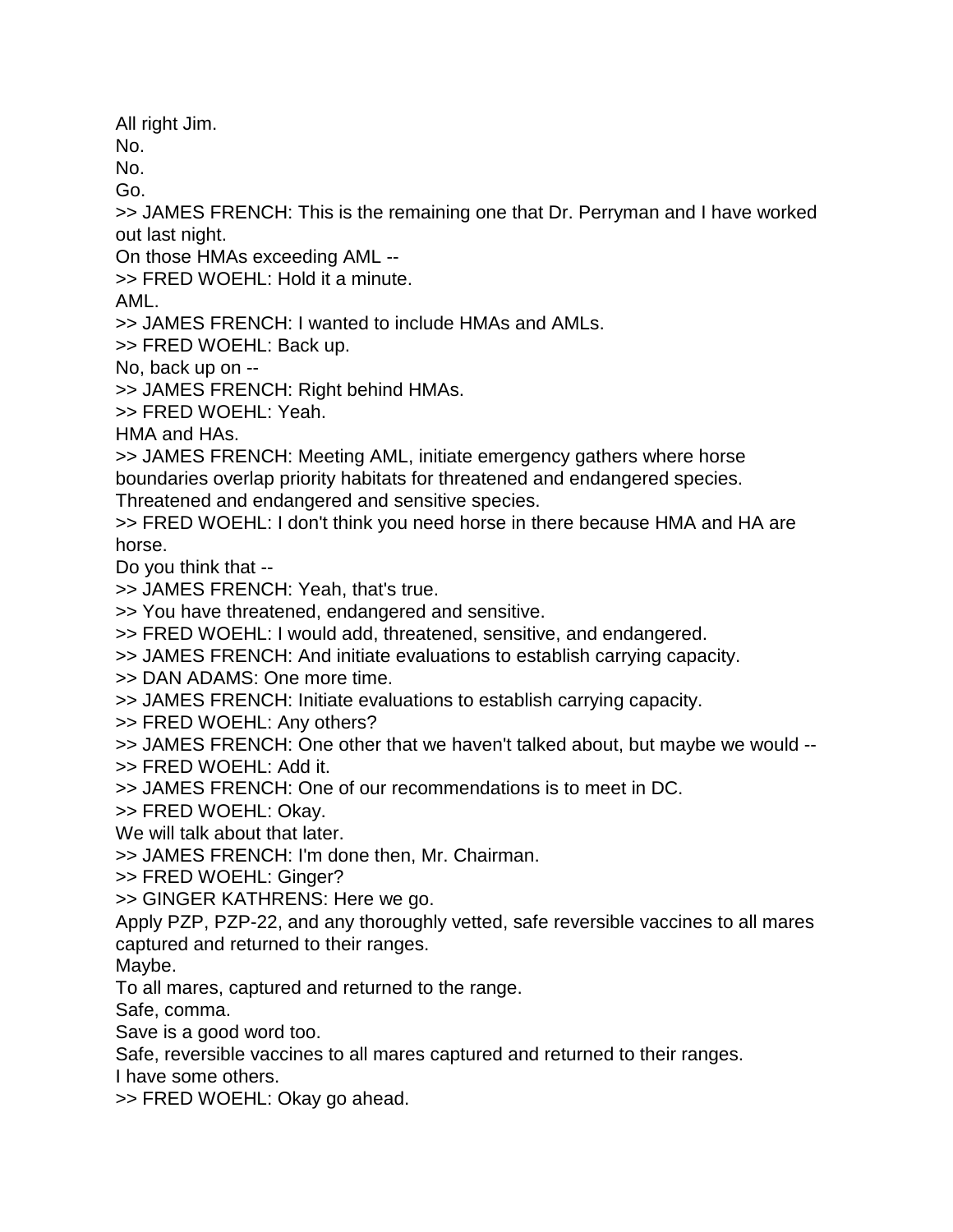All right Jim.

No.

No.

Go.

>> JAMES FRENCH: This is the remaining one that Dr. Perryman and I have worked out last night.

On those HMAs exceeding AML --

>> FRED WOEHL: Hold it a minute.

AML.

>> JAMES FRENCH: I wanted to include HMAs and AMLs.

>> FRED WOEHL: Back up.

No, back up on --

>> JAMES FRENCH: Right behind HMAs.

>> FRED WOEHL: Yeah.

HMA and HAs.

>> JAMES FRENCH: Meeting AML, initiate emergency gathers where horse boundaries overlap priority habitats for threatened and endangered species.

Threatened and endangered and sensitive species.

>> FRED WOEHL: I don't think you need horse in there because HMA and HA are horse.

Do you think that --

>> JAMES FRENCH: Yeah, that's true.

>> You have threatened, endangered and sensitive.

>> FRED WOEHL: I would add, threatened, sensitive, and endangered.

>> JAMES FRENCH: And initiate evaluations to establish carrying capacity.

>> DAN ADAMS: One more time.

>> JAMES FRENCH: Initiate evaluations to establish carrying capacity.

>> FRED WOEHL: Any others?

>> JAMES FRENCH: One other that we haven't talked about, but maybe we would --

>> FRED WOEHL: Add it.

>> JAMES FRENCH: One of our recommendations is to meet in DC.

>> FRED WOEHL: Okay.

We will talk about that later.

>> JAMES FRENCH: I'm done then, Mr. Chairman.

>> FRED WOEHL: Ginger?

>> GINGER KATHRENS: Here we go.

Apply PZP, PZP-22, and any thoroughly vetted, safe reversible vaccines to all mares captured and returned to their ranges.

Maybe.

To all mares, captured and returned to the range.

Safe, comma.

Save is a good word too.

Safe, reversible vaccines to all mares captured and returned to their ranges.

I have some others.

>> FRED WOEHL: Okay go ahead.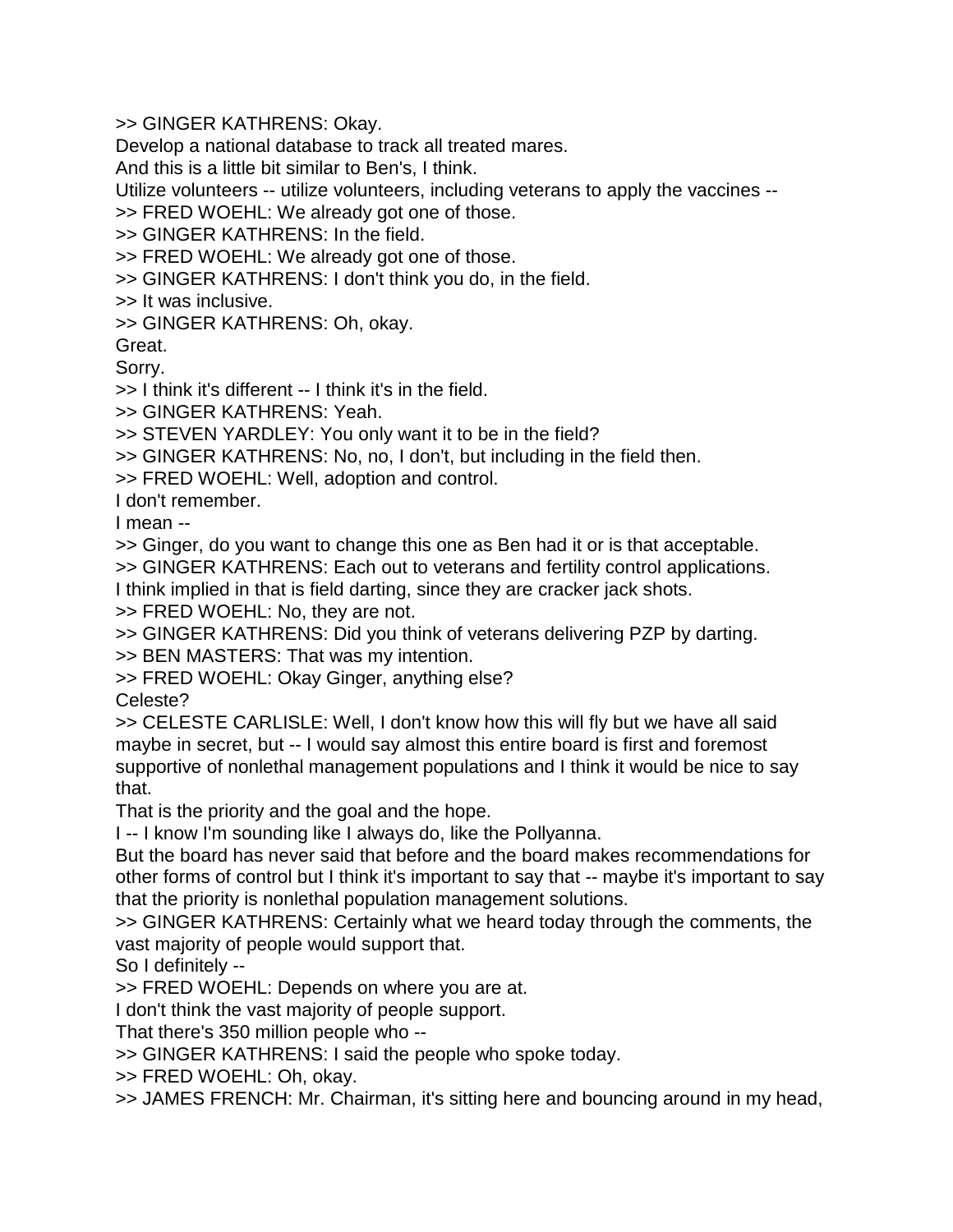>> GINGER KATHRENS: Okay.
Develop a national database to track all treated mares.
And this is a little bit similar to Ben's, I think.
Utilize volunteers -- utilize volunteers, including veterans to apply the vaccines --
>> FRED WOEHL: We already got one of those.
>> GINGER KATHRENS: In the field.
>> FRED WOEHL: We already got one of those.
>> GINGER KATHRENS: I don't think you do, in the field.
>> It was inclusive.
>> GINGER KATHRENS: Oh, okay.
Great.
Sorry.
>> I think it's different -- I think it's in the field.
>> GINGER KATHRENS: Yeah.
>> STEVEN YARDLEY: You only want it to be in the field?
>> GINGER KATHRENS: No, no, I don't, but including in the field then.
>> FRED WOEHL: Well, adoption and control.
I don't remember.
I mean --
>> Ginger, do you want to change this one as Ben had it or is that acceptable.
>> GINGER KATHRENS: Each out to veterans and fertility control applications.
I think implied in that is field darting, since they are cracker jack shots.
>> FRED WOEHL: No, they are not.
>> GINGER KATHRENS: Did you think of veterans delivering PZP by darting.
>> BEN MASTERS: That was my intention.
>> FRED WOEHL: Okay Ginger, anything else?
Celeste?
>> CELESTE CARLISLE: Well, I don't know how this will fly but we have all said maybe in secret, but -- I would say almost this entire board is first and foremost supportive of nonlethal management populations and I think it would be nice to say that.
That is the priority and the goal and the hope.
I -- I know I'm sounding like I always do, like the Pollyanna.
But the board has never said that before and the board makes recommendations for other forms of control but I think it's important to say that -- maybe it's important to say that the priority is nonlethal population management solutions.
>> GINGER KATHRENS: Certainly what we heard today through the comments, the vast majority of people would support that.
So I definitely --
>> FRED WOEHL: Depends on where you are at.
I don't think the vast majority of people support.
That there's 350 million people who --
>> GINGER KATHRENS: I said the people who spoke today.
>> FRED WOEHL: Oh, okay.
>> JAMES FRENCH: Mr. Chairman, it's sitting here and bouncing around in my head,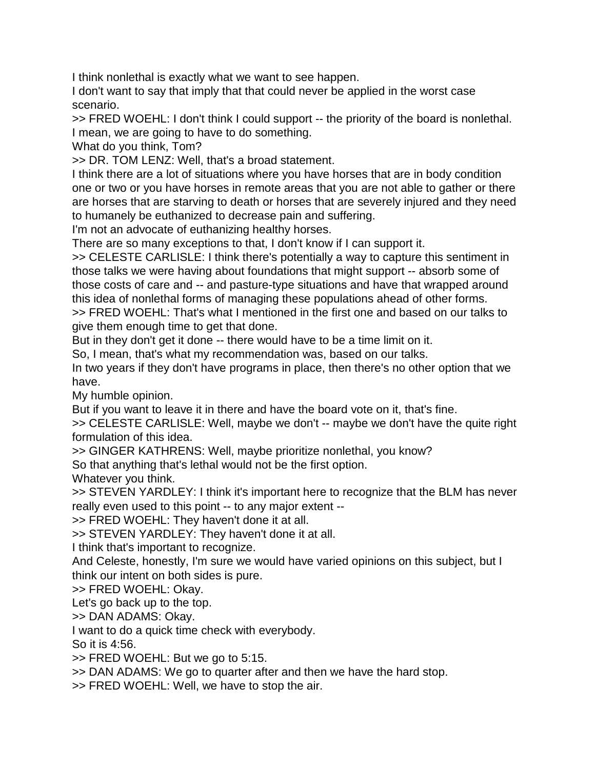I think nonlethal is exactly what we want to see happen.
I don't want to say that imply that that could never be applied in the worst case scenario.
>> FRED WOEHL: I don't think I could support -- the priority of the board is nonlethal.
I mean, we are going to have to do something.
What do you think, Tom?
>> DR. TOM LENZ: Well, that's a broad statement.
I think there are a lot of situations where you have horses that are in body condition one or two or you have horses in remote areas that you are not able to gather or there are horses that are starving to death or horses that are severely injured and they need to humanely be euthanized to decrease pain and suffering.
I'm not an advocate of euthanizing healthy horses.
There are so many exceptions to that, I don't know if I can support it.
>> CELESTE CARLISLE: I think there's potentially a way to capture this sentiment in those talks we were having about foundations that might support -- absorb some of those costs of care and -- and pasture-type situations and have that wrapped around this idea of nonlethal forms of managing these populations ahead of other forms.
>> FRED WOEHL: That's what I mentioned in the first one and based on our talks to give them enough time to get that done.
But in they don't get it done -- there would have to be a time limit on it.
So, I mean, that's what my recommendation was, based on our talks.
In two years if they don't have programs in place, then there's no other option that we have.
My humble opinion.
But if you want to leave it in there and have the board vote on it, that's fine.
>> CELESTE CARLISLE: Well, maybe we don't -- maybe we don't have the quite right formulation of this idea.
>> GINGER KATHRENS: Well, maybe prioritize nonlethal, you know?
So that anything that's lethal would not be the first option.
Whatever you think.
>> STEVEN YARDLEY: I think it's important here to recognize that the BLM has never really even used to this point -- to any major extent --
>> FRED WOEHL: They haven't done it at all.
>> STEVEN YARDLEY: They haven't done it at all.
I think that's important to recognize.
And Celeste, honestly, I'm sure we would have varied opinions on this subject, but I think our intent on both sides is pure.
>> FRED WOEHL: Okay.
Let's go back up to the top.
>> DAN ADAMS: Okay.
I want to do a quick time check with everybody.
So it is 4:56.
>> FRED WOEHL: But we go to 5:15.
>> DAN ADAMS: We go to quarter after and then we have the hard stop.
>> FRED WOEHL: Well, we have to stop the air.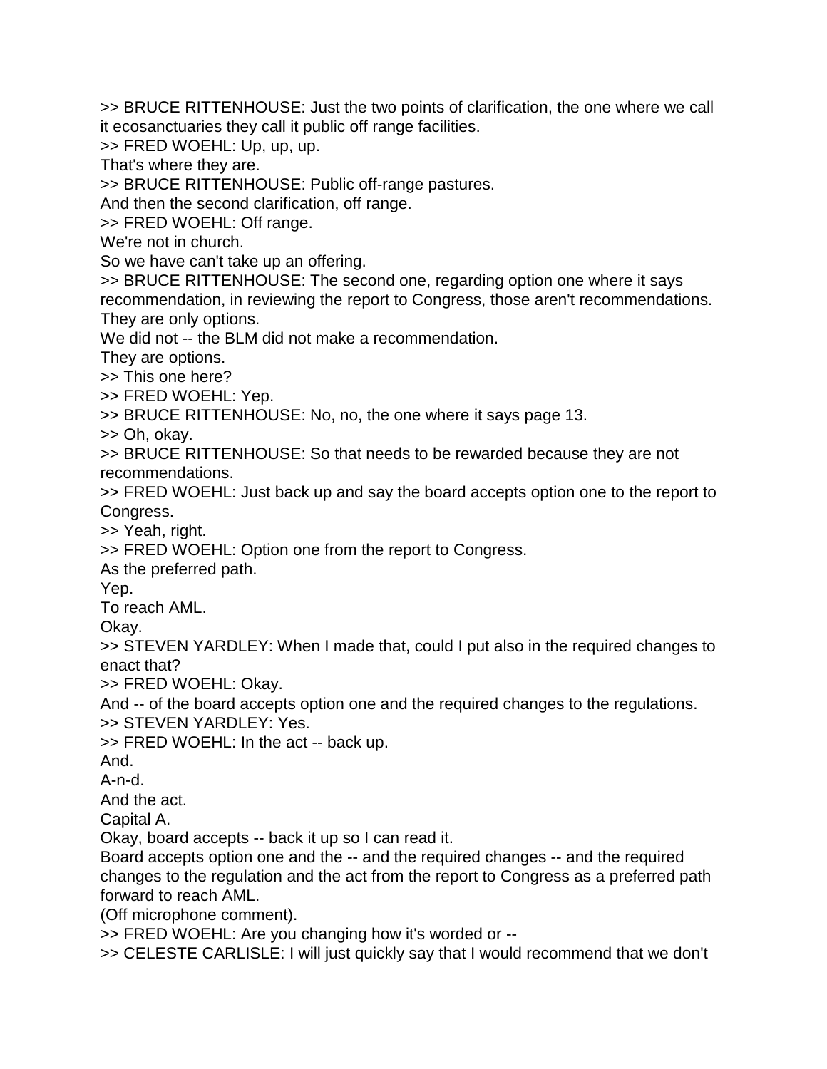>> BRUCE RITTENHOUSE: Just the two points of clarification, the one where we call it ecosanctuaries they call it public off range facilities.

>> FRED WOEHL: Up, up, up.

That's where they are.

>> BRUCE RITTENHOUSE: Public off-range pastures.

And then the second clarification, off range.

>> FRED WOEHL: Off range.

We're not in church.

So we have can't take up an offering.

>> BRUCE RITTENHOUSE: The second one, regarding option one where it says recommendation, in reviewing the report to Congress, those aren't recommendations.

They are only options.

We did not -- the BLM did not make a recommendation.

They are options.

>> This one here?

>> FRED WOEHL: Yep.

>> BRUCE RITTENHOUSE: No, no, the one where it says page 13.

>> Oh, okay.

>> BRUCE RITTENHOUSE: So that needs to be rewarded because they are not recommendations.

>> FRED WOEHL: Just back up and say the board accepts option one to the report to Congress.

>> Yeah, right.

>> FRED WOEHL: Option one from the report to Congress.

As the preferred path.

Yep.

To reach AML.

Okay.

>> STEVEN YARDLEY: When I made that, could I put also in the required changes to enact that?

>> FRED WOEHL: Okay.

And -- of the board accepts option one and the required changes to the regulations.

>> STEVEN YARDLEY: Yes.

>> FRED WOEHL: In the act -- back up.

And.

A-n-d.

And the act.

Capital A.

Okay, board accepts -- back it up so I can read it.

Board accepts option one and the -- and the required changes -- and the required changes to the regulation and the act from the report to Congress as a preferred path forward to reach AML.

(Off microphone comment).

>> FRED WOEHL: Are you changing how it's worded or --

>> CELESTE CARLISLE: I will just quickly say that I would recommend that we don't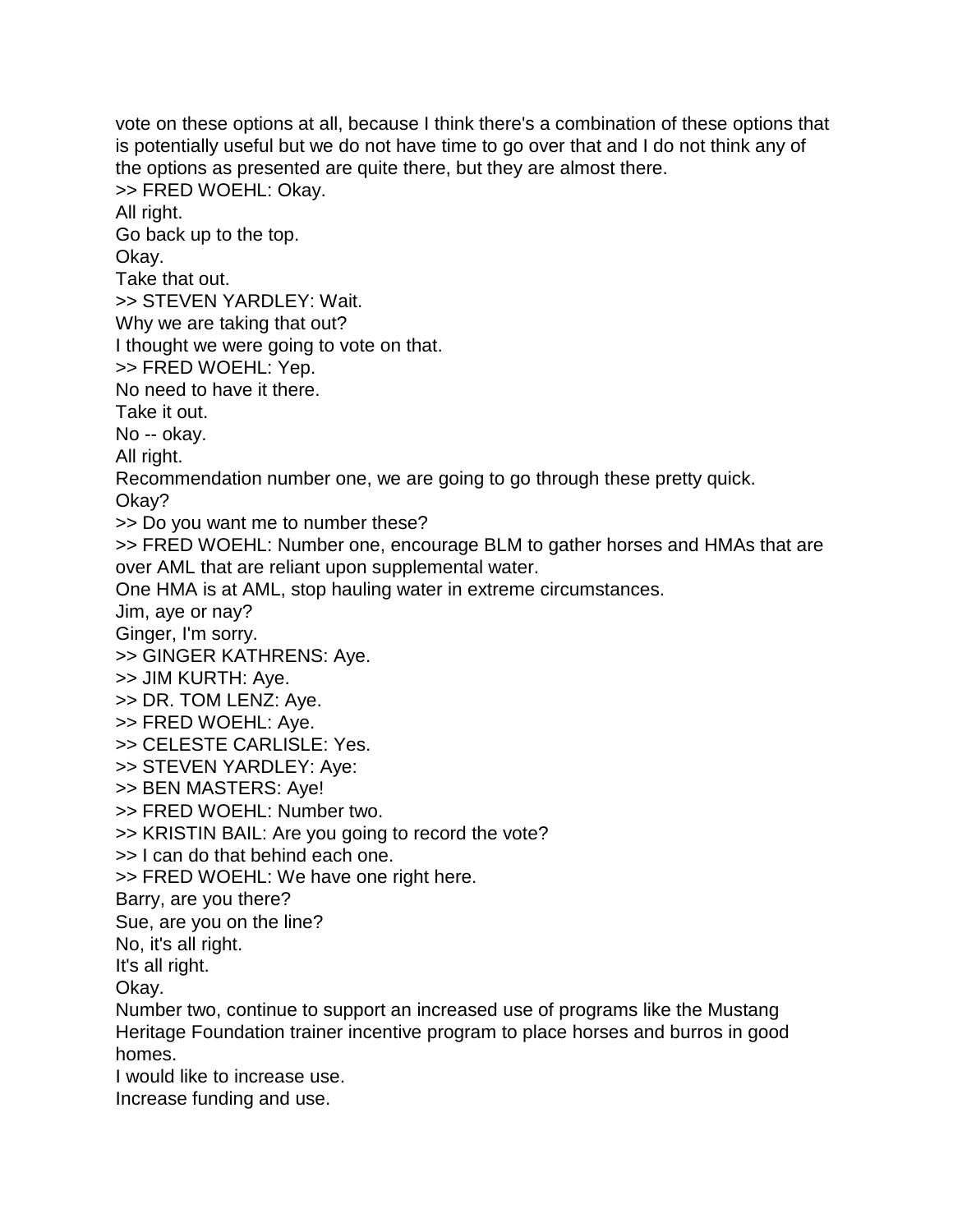vote on these options at all, because I think there's a combination of these options that is potentially useful but we do not have time to go over that and I do not think any of the options as presented are quite there, but they are almost there.

>> FRED WOEHL: Okay.

All right.

Go back up to the top.

Okay.

Take that out.

>> STEVEN YARDLEY: Wait.

Why we are taking that out?

I thought we were going to vote on that.

>> FRED WOEHL: Yep.

No need to have it there.

Take it out.

No -- okay.

All right.

Recommendation number one, we are going to go through these pretty quick.

Okay?

>> Do you want me to number these?

>> FRED WOEHL: Number one, encourage BLM to gather horses and HMAs that are over AML that are reliant upon supplemental water.

One HMA is at AML, stop hauling water in extreme circumstances.

Jim, aye or nay?

Ginger, I'm sorry.

>> GINGER KATHRENS: Aye.

>> JIM KURTH: Aye.

>> DR. TOM LENZ: Aye.

>> FRED WOEHL: Aye.

>> CELESTE CARLISLE: Yes.

>> STEVEN YARDLEY: Aye:

>> BEN MASTERS: Aye!

>> FRED WOEHL: Number two.

>> KRISTIN BAIL: Are you going to record the vote?

>> I can do that behind each one.

>> FRED WOEHL: We have one right here.

Barry, are you there?

Sue, are you on the line?

No, it's all right.

It's all right.

Okay.

Number two, continue to support an increased use of programs like the Mustang Heritage Foundation trainer incentive program to place horses and burros in good homes.

I would like to increase use.

Increase funding and use.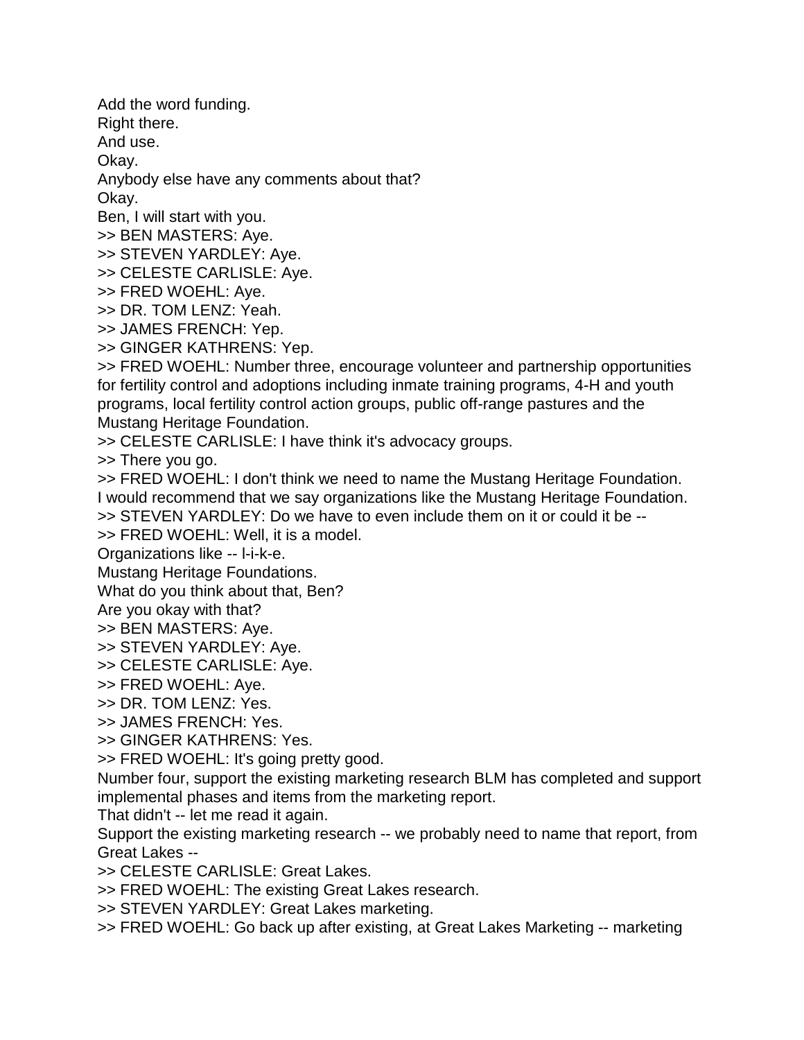Add the word funding.
Right there.
And use.
Okay.
Anybody else have any comments about that?
Okay.
Ben, I will start with you.
>> BEN MASTERS: Aye.
>> STEVEN YARDLEY: Aye.
>> CELESTE CARLISLE: Aye.
>> FRED WOEHL: Aye.
>> DR. TOM LENZ: Yeah.
>> JAMES FRENCH: Yep.
>> GINGER KATHRENS: Yep.
>> FRED WOEHL: Number three, encourage volunteer and partnership opportunities for fertility control and adoptions including inmate training programs, 4-H and youth programs, local fertility control action groups, public off-range pastures and the Mustang Heritage Foundation.
>> CELESTE CARLISLE: I have think it's advocacy groups.
>> There you go.
>> FRED WOEHL: I don't think we need to name the Mustang Heritage Foundation.
I would recommend that we say organizations like the Mustang Heritage Foundation.
>> STEVEN YARDLEY: Do we have to even include them on it or could it be --
>> FRED WOEHL: Well, it is a model.
Organizations like -- l-i-k-e.
Mustang Heritage Foundations.
What do you think about that, Ben?
Are you okay with that?
>> BEN MASTERS: Aye.
>> STEVEN YARDLEY: Aye.
>> CELESTE CARLISLE: Aye.
>> FRED WOEHL: Aye.
>> DR. TOM LENZ: Yes.
>> JAMES FRENCH: Yes.
>> GINGER KATHRENS: Yes.
>> FRED WOEHL: It's going pretty good.
Number four, support the existing marketing research BLM has completed and support implemental phases and items from the marketing report.
That didn't -- let me read it again.
Support the existing marketing research -- we probably need to name that report, from Great Lakes --
>> CELESTE CARLISLE: Great Lakes.
>> FRED WOEHL: The existing Great Lakes research.
>> STEVEN YARDLEY: Great Lakes marketing.
>> FRED WOEHL: Go back up after existing, at Great Lakes Marketing -- marketing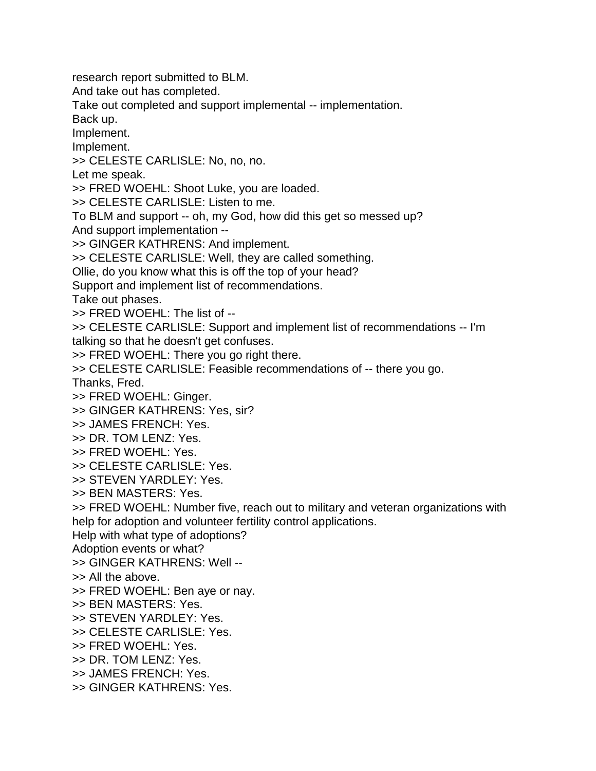research report submitted to BLM.  
And take out has completed.  
Take out completed and support implemental -- implementation.  
Back up.  
Implement.  
Implement.  
>> CELESTE CARLISLE: No, no, no.  
Let me speak.  
>> FRED WOEHL: Shoot Luke, you are loaded.  
>> CELESTE CARLISLE: Listen to me.  
To BLM and support -- oh, my God, how did this get so messed up?  
And support implementation --  
>> GINGER KATHRENS: And implement.  
>> CELESTE CARLISLE: Well, they are called something.  
Ollie, do you know what this is off the top of your head?  
Support and implement list of recommendations.  
Take out phases.  
>> FRED WOEHL: The list of --  
>> CELESTE CARLISLE: Support and implement list of recommendations -- I'm talking so that he doesn't get confuses.  
>> FRED WOEHL: There you go right there.  
>> CELESTE CARLISLE: Feasible recommendations of -- there you go.  
Thanks, Fred.  
>> FRED WOEHL: Ginger.  
>> GINGER KATHRENS: Yes, sir?  
>> JAMES FRENCH: Yes.  
>> DR. TOM LENZ: Yes.  
>> FRED WOEHL: Yes.  
>> CELESTE CARLISLE: Yes.  
>> STEVEN YARDLEY: Yes.  
>> BEN MASTERS: Yes.  
>> FRED WOEHL: Number five, reach out to military and veteran organizations with help for adoption and volunteer fertility control applications.  
Help with what type of adoptions?  
Adoption events or what?  
>> GINGER KATHRENS: Well --  
>> All the above.  
>> FRED WOEHL: Ben aye or nay.  
>> BEN MASTERS: Yes.  
>> STEVEN YARDLEY: Yes.  
>> CELESTE CARLISLE: Yes.  
>> FRED WOEHL: Yes.  
>> DR. TOM LENZ: Yes.  
>> JAMES FRENCH: Yes.  
>> GINGER KATHRENS: Yes.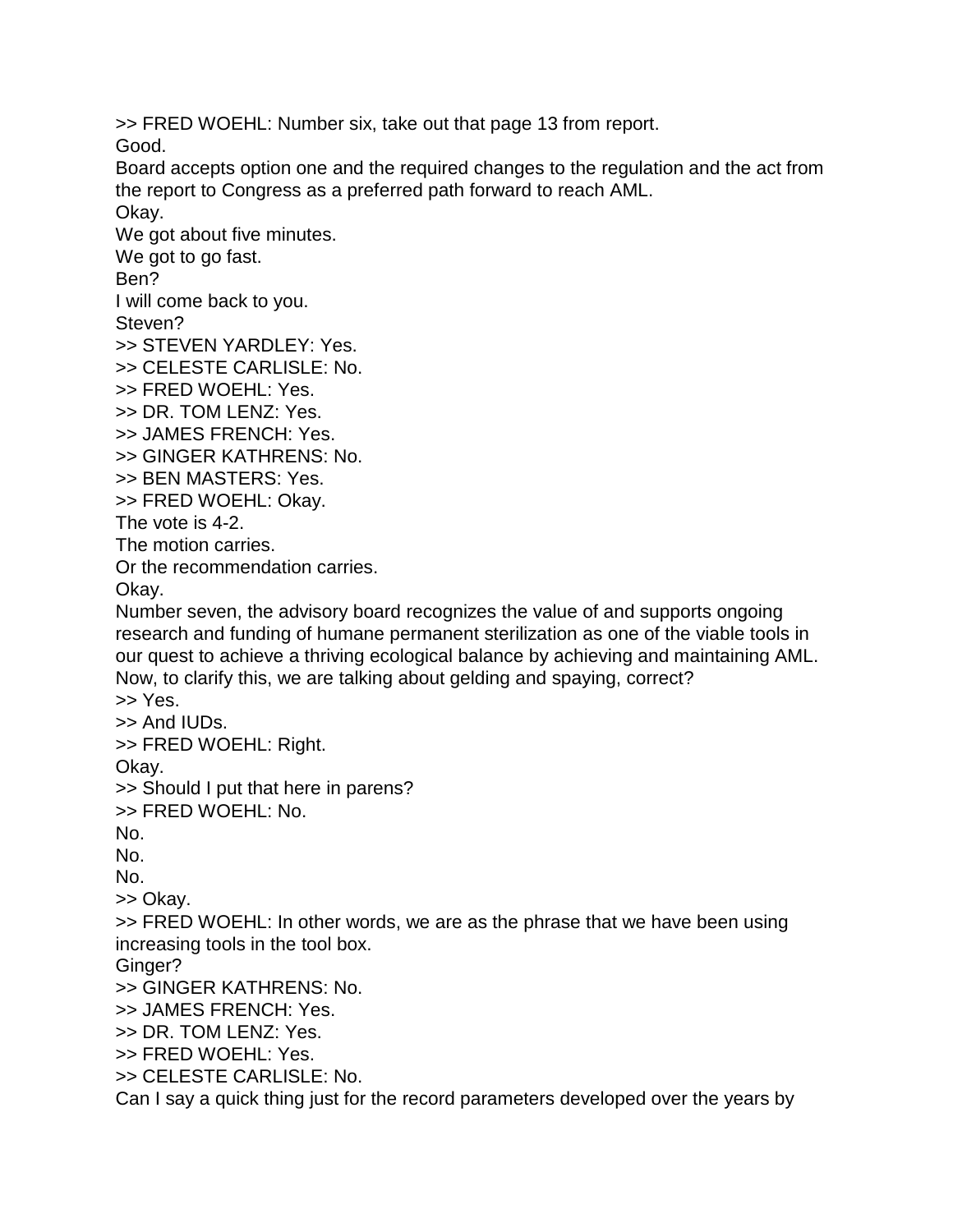>> FRED WOEHL: Number six, take out that page 13 from report.
Good.
Board accepts option one and the required changes to the regulation and the act from the report to Congress as a preferred path forward to reach AML.
Okay.
We got about five minutes.
We got to go fast.
Ben?
I will come back to you.
Steven?
>> STEVEN YARDLEY: Yes.
>> CELESTE CARLISLE: No.
>> FRED WOEHL: Yes.
>> DR. TOM LENZ: Yes.
>> JAMES FRENCH: Yes.
>> GINGER KATHRENS: No.
>> BEN MASTERS: Yes.
>> FRED WOEHL: Okay.
The vote is 4-2.
The motion carries.
Or the recommendation carries.
Okay.
Number seven, the advisory board recognizes the value of and supports ongoing research and funding of humane permanent sterilization as one of the viable tools in our quest to achieve a thriving ecological balance by achieving and maintaining AML.
Now, to clarify this, we are talking about gelding and spaying, correct?
>> Yes.
>> And IUDs.
>> FRED WOEHL: Right.
Okay.
>> Should I put that here in parens?
>> FRED WOEHL: No.
No.
No.
No.
>> Okay.
>> FRED WOEHL: In other words, we are as the phrase that we have been using increasing tools in the tool box.
Ginger?
>> GINGER KATHRENS: No.
>> JAMES FRENCH: Yes.
>> DR. TOM LENZ: Yes.
>> FRED WOEHL: Yes.
>> CELESTE CARLISLE: No.
Can I say a quick thing just for the record parameters developed over the years by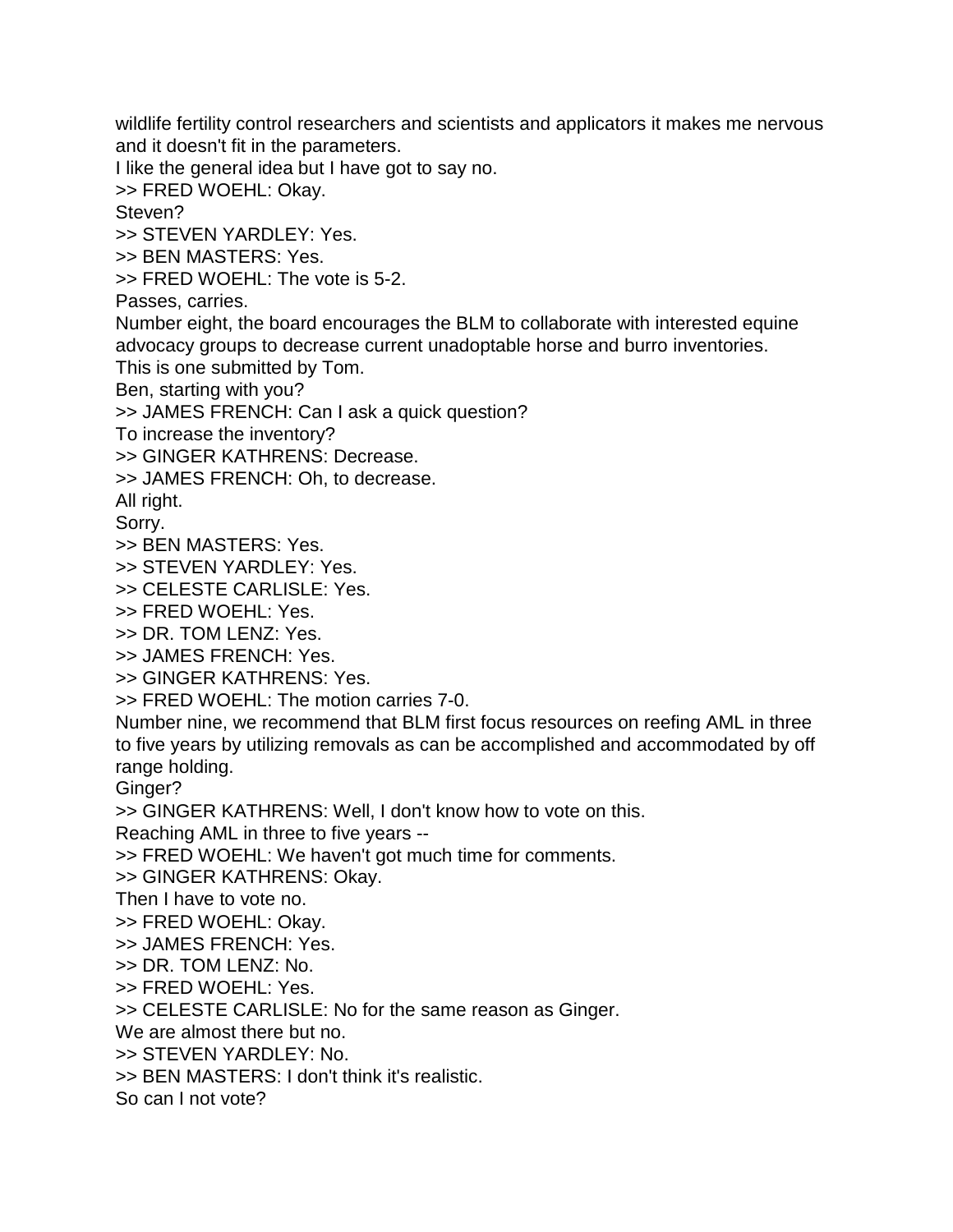wildlife fertility control researchers and scientists and applicators it makes me nervous and it doesn't fit in the parameters.

I like the general idea but I have got to say no.

>> FRED WOEHL: Okay.

Steven?

>> STEVEN YARDLEY: Yes.

>> BEN MASTERS: Yes.

>> FRED WOEHL: The vote is 5-2.

Passes, carries.

Number eight, the board encourages the BLM to collaborate with interested equine advocacy groups to decrease current unadoptable horse and burro inventories.

This is one submitted by Tom.

Ben, starting with you?

>> JAMES FRENCH: Can I ask a quick question?

To increase the inventory?

>> GINGER KATHRENS: Decrease.

>> JAMES FRENCH: Oh, to decrease.

All right.

Sorry.

>> BEN MASTERS: Yes.

>> STEVEN YARDLEY: Yes.

>> CELESTE CARLISLE: Yes.

>> FRED WOEHL: Yes.

>> DR. TOM LENZ: Yes.

>> JAMES FRENCH: Yes.

>> GINGER KATHRENS: Yes.

>> FRED WOEHL: The motion carries 7-0.

Number nine, we recommend that BLM first focus resources on reefing AML in three to five years by utilizing removals as can be accomplished and accommodated by off range holding.

Ginger?

>> GINGER KATHRENS: Well, I don't know how to vote on this.

Reaching AML in three to five years --

>> FRED WOEHL: We haven't got much time for comments.

>> GINGER KATHRENS: Okay.

Then I have to vote no.

>> FRED WOEHL: Okay.

>> JAMES FRENCH: Yes.

>> DR. TOM LENZ: No.

>> FRED WOEHL: Yes.

>> CELESTE CARLISLE: No for the same reason as Ginger.

We are almost there but no.

>> STEVEN YARDLEY: No.

>> BEN MASTERS: I don't think it's realistic.

So can I not vote?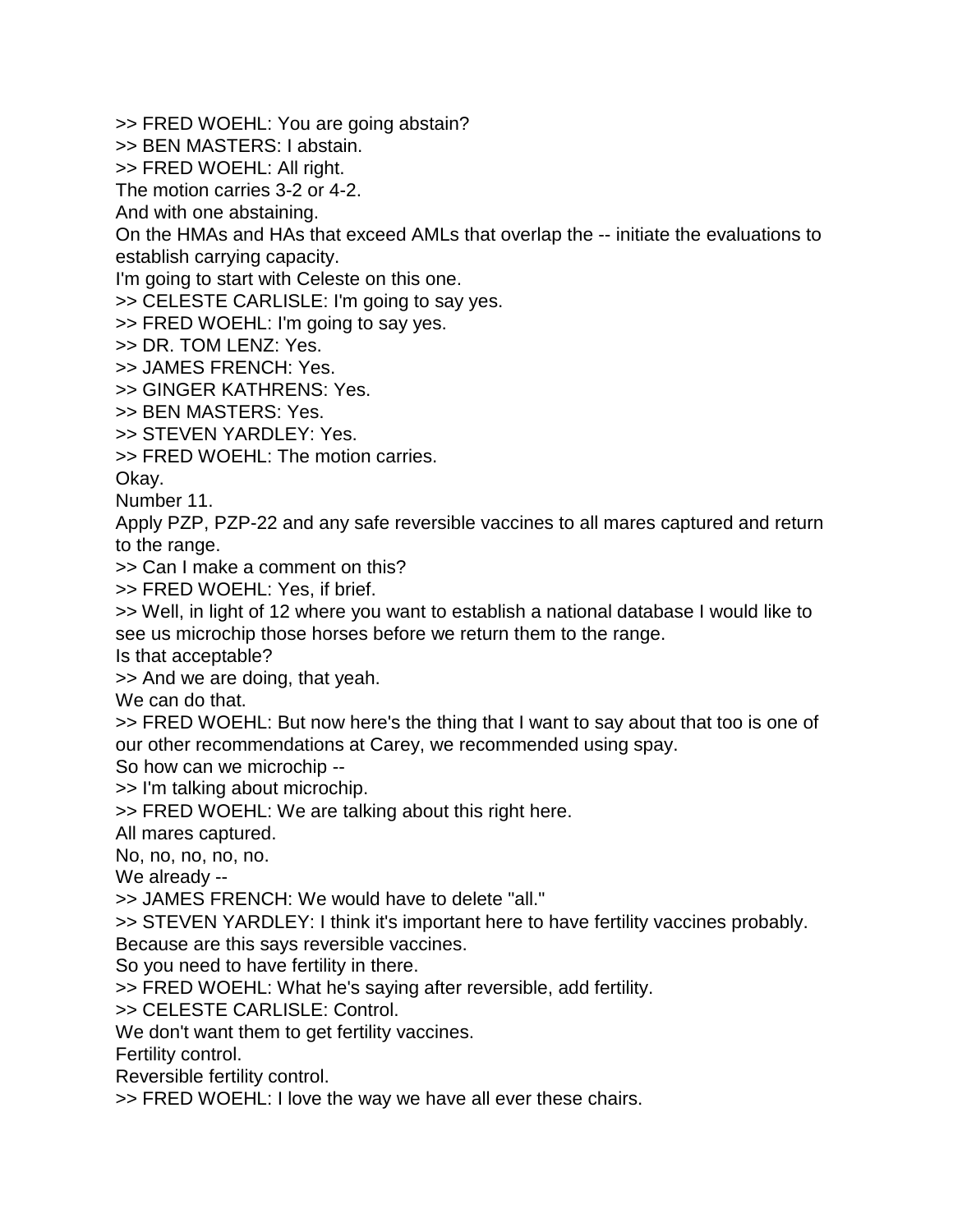>> FRED WOEHL: You are going abstain?

>> BEN MASTERS: I abstain.

>> FRED WOEHL: All right.

The motion carries 3-2 or 4-2.

And with one abstaining.

On the HMAs and HAs that exceed AMLs that overlap the -- initiate the evaluations to establish carrying capacity.

I'm going to start with Celeste on this one.

>> CELESTE CARLISLE: I'm going to say yes.

>> FRED WOEHL: I'm going to say yes.

>> DR. TOM LENZ: Yes.

>> JAMES FRENCH: Yes.

>> GINGER KATHRENS: Yes.

>> BEN MASTERS: Yes.

>> STEVEN YARDLEY: Yes.

>> FRED WOEHL: The motion carries.

Okay.

Number 11.

Apply PZP, PZP-22 and any safe reversible vaccines to all mares captured and return to the range.

>> Can I make a comment on this?

>> FRED WOEHL: Yes, if brief.

>> Well, in light of 12 where you want to establish a national database I would like to see us microchip those horses before we return them to the range.

Is that acceptable?

>> And we are doing, that yeah.

We can do that.

>> FRED WOEHL: But now here's the thing that I want to say about that too is one of our other recommendations at Carey, we recommended using spay.

So how can we microchip --

>> I'm talking about microchip.

>> FRED WOEHL: We are talking about this right here.

All mares captured.

No, no, no, no, no.

We already --

>> JAMES FRENCH: We would have to delete "all."

>> STEVEN YARDLEY: I think it's important here to have fertility vaccines probably.

Because are this says reversible vaccines.

So you need to have fertility in there.

>> FRED WOEHL: What he's saying after reversible, add fertility.

>> CELESTE CARLISLE: Control.

We don't want them to get fertility vaccines.

Fertility control.

Reversible fertility control.

>> FRED WOEHL: I love the way we have all ever these chairs.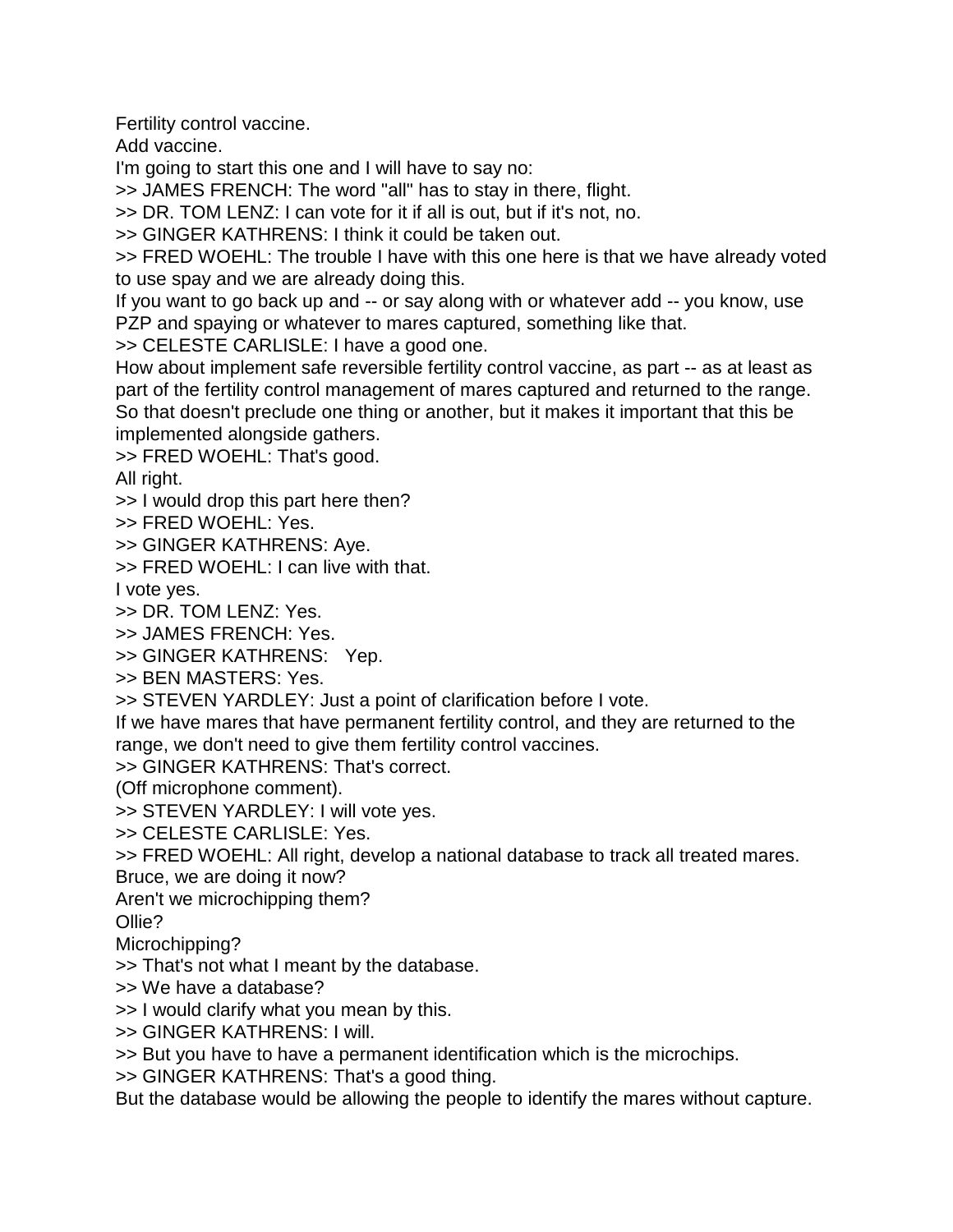Fertility control vaccine.

Add vaccine.

I'm going to start this one and I will have to say no:

>> JAMES FRENCH: The word "all" has to stay in there, flight.

>> DR. TOM LENZ: I can vote for it if all is out, but if it's not, no.

>> GINGER KATHRENS: I think it could be taken out.

>> FRED WOEHL: The trouble I have with this one here is that we have already voted to use spay and we are already doing this.

If you want to go back up and -- or say along with or whatever add -- you know, use PZP and spaying or whatever to mares captured, something like that.

>> CELESTE CARLISLE: I have a good one.

How about implement safe reversible fertility control vaccine, as part -- as at least as part of the fertility control management of mares captured and returned to the range. So that doesn't preclude one thing or another, but it makes it important that this be implemented alongside gathers.

>> FRED WOEHL: That's good.

All right.

>> I would drop this part here then?

>> FRED WOEHL: Yes.

>> GINGER KATHRENS: Aye.

>> FRED WOEHL: I can live with that.

I vote yes.

>> DR. TOM LENZ: Yes.

>> JAMES FRENCH: Yes.

>> GINGER KATHRENS: Yep.

>> BEN MASTERS: Yes.

>> STEVEN YARDLEY: Just a point of clarification before I vote.

If we have mares that have permanent fertility control, and they are returned to the range, we don't need to give them fertility control vaccines.

>> GINGER KATHRENS: That's correct.

(Off microphone comment).

>> STEVEN YARDLEY: I will vote yes.

>> CELESTE CARLISLE: Yes.

>> FRED WOEHL: All right, develop a national database to track all treated mares.

Bruce, we are doing it now?

Aren't we microchipping them?

Ollie?

Microchipping?

>> That's not what I meant by the database.

>> We have a database?

>> I would clarify what you mean by this.

>> GINGER KATHRENS: I will.

>> But you have to have a permanent identification which is the microchips.

>> GINGER KATHRENS: That's a good thing.

But the database would be allowing the people to identify the mares without capture.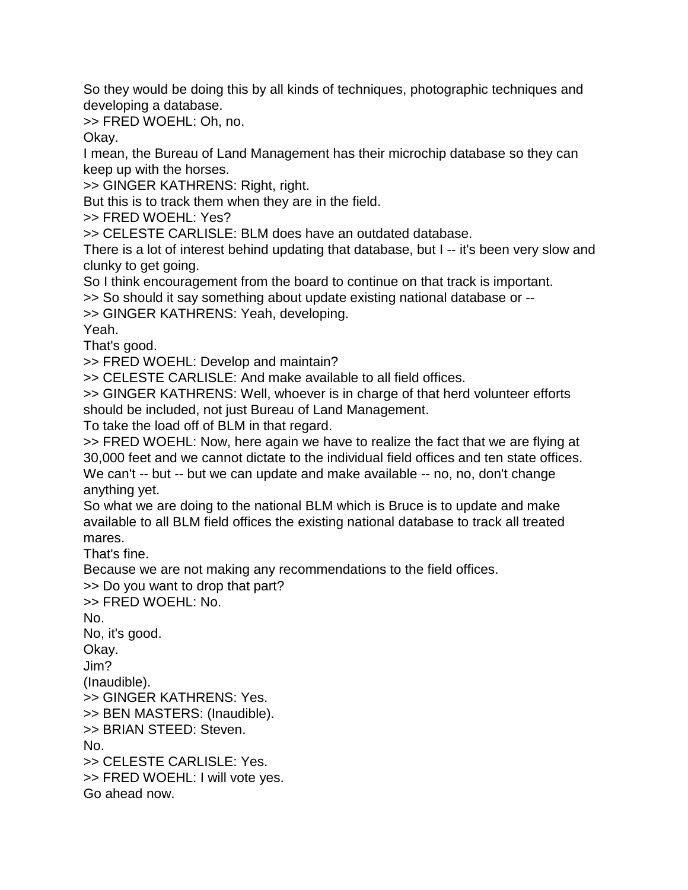So they would be doing this by all kinds of techniques, photographic techniques and developing a database.

>> FRED WOEHL: Oh, no.

Okay.

I mean, the Bureau of Land Management has their microchip database so they can keep up with the horses.

>> GINGER KATHRENS: Right, right.

But this is to track them when they are in the field.

>> FRED WOEHL: Yes?

>> CELESTE CARLISLE: BLM does have an outdated database.

There is a lot of interest behind updating that database, but I -- it's been very slow and clunky to get going.

So I think encouragement from the board to continue on that track is important.

>> So should it say something about update existing national database or --

>> GINGER KATHRENS: Yeah, developing.

Yeah.

That's good.

>> FRED WOEHL: Develop and maintain?

>> CELESTE CARLISLE: And make available to all field offices.

>> GINGER KATHRENS: Well, whoever is in charge of that herd volunteer efforts should be included, not just Bureau of Land Management.

To take the load off of BLM in that regard.

>> FRED WOEHL: Now, here again we have to realize the fact that we are flying at 30,000 feet and we cannot dictate to the individual field offices and ten state offices.

We can't -- but -- but we can update and make available -- no, no, don't change anything yet.

So what we are doing to the national BLM which is Bruce is to update and make available to all BLM field offices the existing national database to track all treated mares.

That's fine.

Because we are not making any recommendations to the field offices.

>> Do you want to drop that part?

>> FRED WOEHL: No.

No.

No, it's good.

Okay.

Jim?

(Inaudible).

>> GINGER KATHRENS: Yes.

>> BEN MASTERS: (Inaudible).

>> BRIAN STEED: Steven.

No.

>> CELESTE CARLISLE: Yes.

>> FRED WOEHL: I will vote yes.

Go ahead now.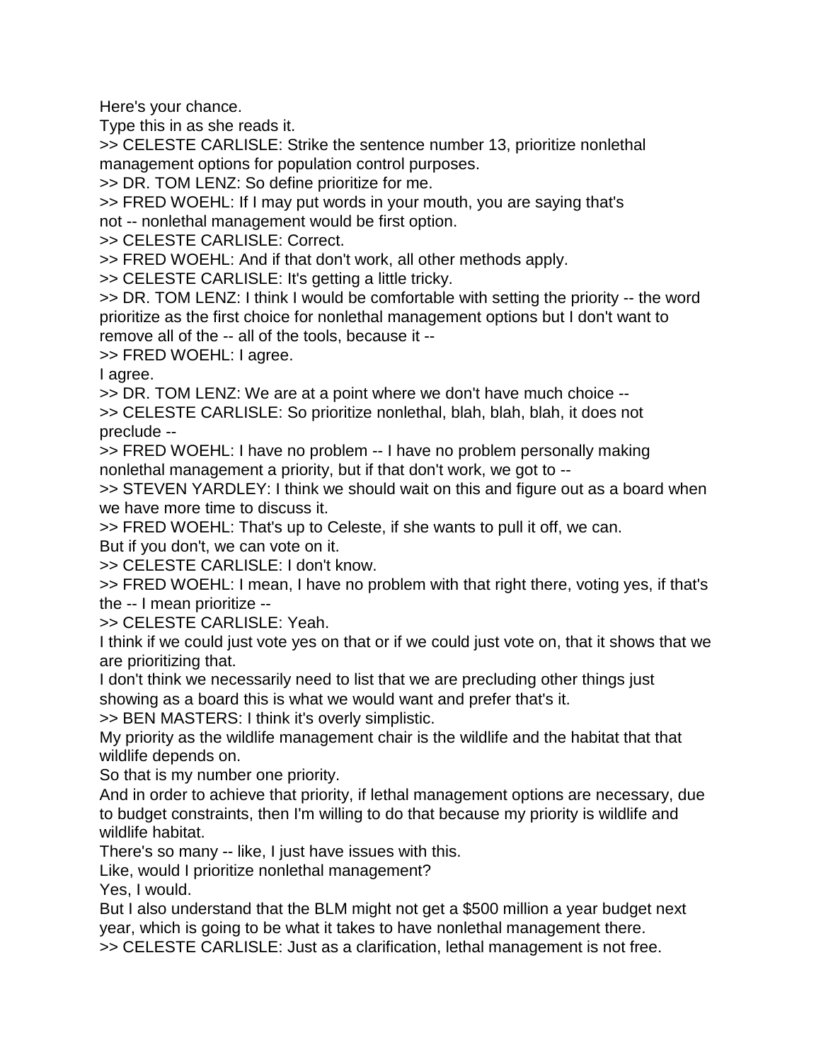Here's your chance.

Type this in as she reads it.

>> CELESTE CARLISLE: Strike the sentence number 13, prioritize nonlethal management options for population control purposes.

>> DR. TOM LENZ: So define prioritize for me.

>> FRED WOEHL: If I may put words in your mouth, you are saying that's not -- nonlethal management would be first option.

>> CELESTE CARLISLE: Correct.

>> FRED WOEHL: And if that don't work, all other methods apply.

>> CELESTE CARLISLE: It's getting a little tricky.

>> DR. TOM LENZ: I think I would be comfortable with setting the priority -- the word prioritize as the first choice for nonlethal management options but I don't want to remove all of the -- all of the tools, because it --

>> FRED WOEHL: I agree.

I agree.

>> DR. TOM LENZ: We are at a point where we don't have much choice --

>> CELESTE CARLISLE: So prioritize nonlethal, blah, blah, blah, it does not preclude --

>> FRED WOEHL: I have no problem -- I have no problem personally making nonlethal management a priority, but if that don't work, we got to --

>> STEVEN YARDLEY: I think we should wait on this and figure out as a board when we have more time to discuss it.

>> FRED WOEHL: That's up to Celeste, if she wants to pull it off, we can.

But if you don't, we can vote on it.

>> CELESTE CARLISLE: I don't know.

>> FRED WOEHL: I mean, I have no problem with that right there, voting yes, if that's the -- I mean prioritize --

>> CELESTE CARLISLE: Yeah.

I think if we could just vote yes on that or if we could just vote on, that it shows that we are prioritizing that.

I don't think we necessarily need to list that we are precluding other things just showing as a board this is what we would want and prefer that's it.

>> BEN MASTERS: I think it's overly simplistic.

My priority as the wildlife management chair is the wildlife and the habitat that that wildlife depends on.

So that is my number one priority.

And in order to achieve that priority, if lethal management options are necessary, due to budget constraints, then I'm willing to do that because my priority is wildlife and wildlife habitat.

There's so many -- like, I just have issues with this.

Like, would I prioritize nonlethal management?

Yes, I would.

But I also understand that the BLM might not get a $500 million a year budget next year, which is going to be what it takes to have nonlethal management there.

>> CELESTE CARLISLE: Just as a clarification, lethal management is not free.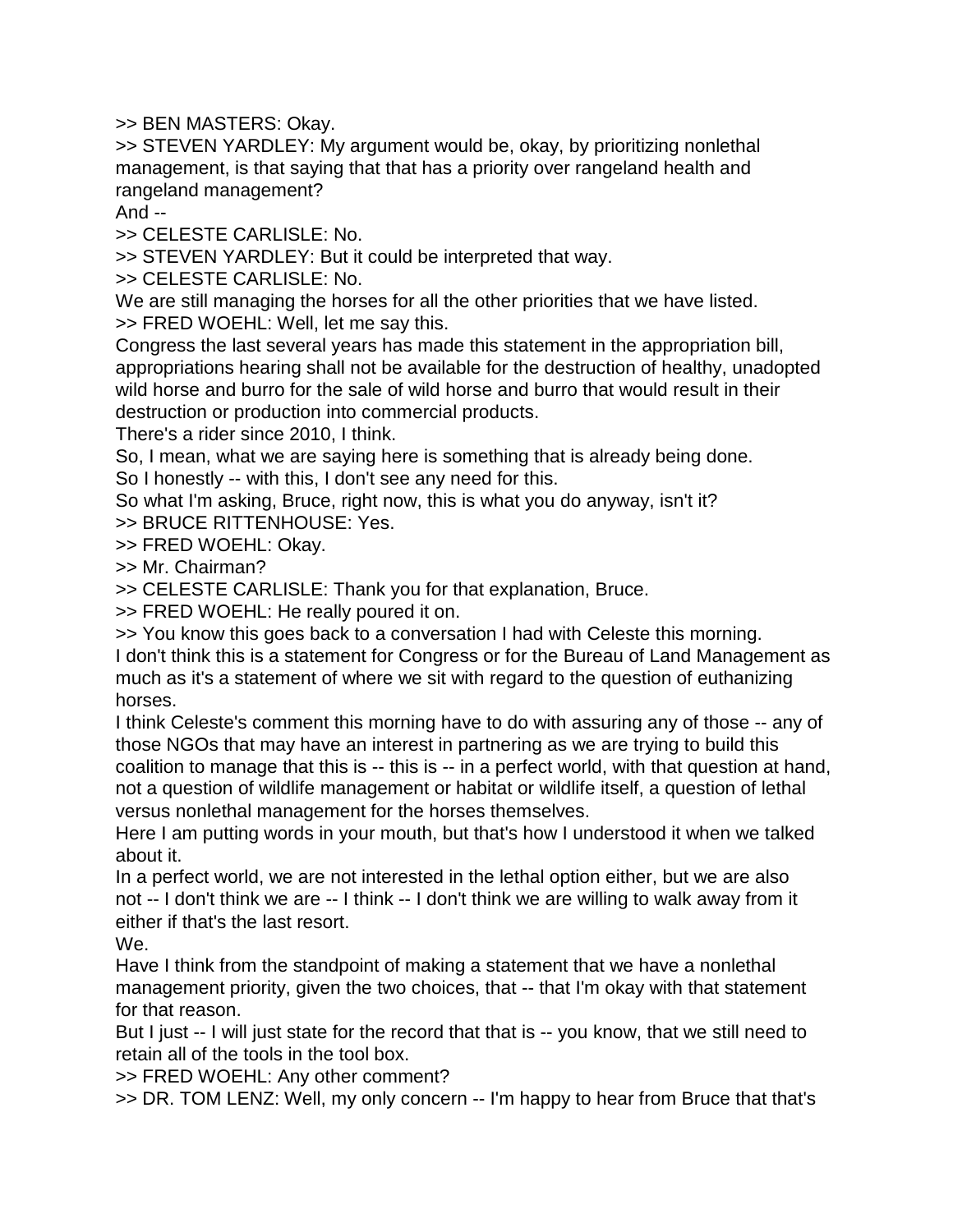>> BEN MASTERS: Okay.

>> STEVEN YARDLEY: My argument would be, okay, by prioritizing nonlethal management, is that saying that that has a priority over rangeland health and rangeland management?

And --

>> CELESTE CARLISLE: No.

>> STEVEN YARDLEY: But it could be interpreted that way.

>> CELESTE CARLISLE: No.

We are still managing the horses for all the other priorities that we have listed.

>> FRED WOEHL: Well, let me say this.

Congress the last several years has made this statement in the appropriation bill, appropriations hearing shall not be available for the destruction of healthy, unadopted wild horse and burro for the sale of wild horse and burro that would result in their destruction or production into commercial products.

There's a rider since 2010, I think.

So, I mean, what we are saying here is something that is already being done.

So I honestly -- with this, I don't see any need for this.

So what I'm asking, Bruce, right now, this is what you do anyway, isn't it?

>> BRUCE RITTENHOUSE: Yes.

>> FRED WOEHL: Okay.

>> Mr. Chairman?

>> CELESTE CARLISLE: Thank you for that explanation, Bruce.

>> FRED WOEHL: He really poured it on.

>> You know this goes back to a conversation I had with Celeste this morning.

I don't think this is a statement for Congress or for the Bureau of Land Management as much as it's a statement of where we sit with regard to the question of euthanizing horses.

I think Celeste's comment this morning have to do with assuring any of those -- any of those NGOs that may have an interest in partnering as we are trying to build this coalition to manage that this is -- this is -- in a perfect world, with that question at hand, not a question of wildlife management or habitat or wildlife itself, a question of lethal versus nonlethal management for the horses themselves.

Here I am putting words in your mouth, but that's how I understood it when we talked about it.

In a perfect world, we are not interested in the lethal option either, but we are also not -- I don't think we are -- I think -- I don't think we are willing to walk away from it either if that's the last resort.

We.

Have I think from the standpoint of making a statement that we have a nonlethal management priority, given the two choices, that -- that I'm okay with that statement for that reason.

But I just -- I will just state for the record that that is -- you know, that we still need to retain all of the tools in the tool box.

>> FRED WOEHL: Any other comment?

>> DR. TOM LENZ: Well, my only concern -- I'm happy to hear from Bruce that that's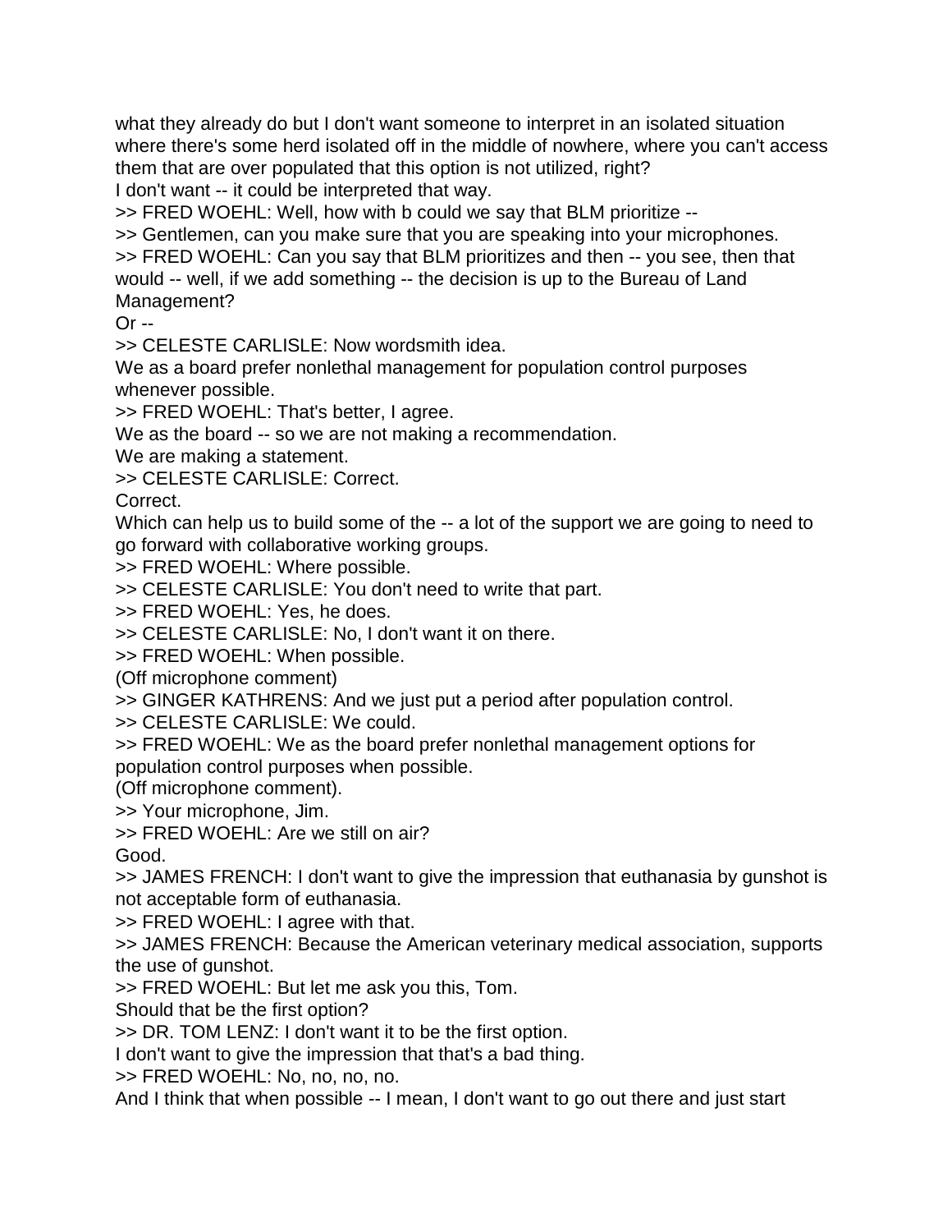what they already do but I don't want someone to interpret in an isolated situation where there's some herd isolated off in the middle of nowhere, where you can't access them that are over populated that this option is not utilized, right?

I don't want -- it could be interpreted that way.

>> FRED WOEHL: Well, how with b could we say that BLM prioritize --

>> Gentlemen, can you make sure that you are speaking into your microphones.

>> FRED WOEHL: Can you say that BLM prioritizes and then -- you see, then that would -- well, if we add something -- the decision is up to the Bureau of Land Management?

Or --

>> CELESTE CARLISLE: Now wordsmith idea.

We as a board prefer nonlethal management for population control purposes whenever possible.

>> FRED WOEHL: That's better, I agree.

We as the board -- so we are not making a recommendation.

We are making a statement.

>> CELESTE CARLISLE: Correct.

Correct.

Which can help us to build some of the -- a lot of the support we are going to need to go forward with collaborative working groups.

>> FRED WOEHL: Where possible.

>> CELESTE CARLISLE: You don't need to write that part.

>> FRED WOEHL: Yes, he does.

>> CELESTE CARLISLE: No, I don't want it on there.

>> FRED WOEHL: When possible.

(Off microphone comment)

>> GINGER KATHRENS: And we just put a period after population control.

>> CELESTE CARLISLE: We could.

>> FRED WOEHL: We as the board prefer nonlethal management options for population control purposes when possible.

(Off microphone comment).

>> Your microphone, Jim.

>> FRED WOEHL: Are we still on air?

Good.

>> JAMES FRENCH: I don't want to give the impression that euthanasia by gunshot is not acceptable form of euthanasia.

>> FRED WOEHL: I agree with that.

>> JAMES FRENCH: Because the American veterinary medical association, supports the use of gunshot.

>> FRED WOEHL: But let me ask you this, Tom.

Should that be the first option?

>> DR. TOM LENZ: I don't want it to be the first option.

I don't want to give the impression that that's a bad thing.

>> FRED WOEHL: No, no, no, no.

And I think that when possible -- I mean, I don't want to go out there and just start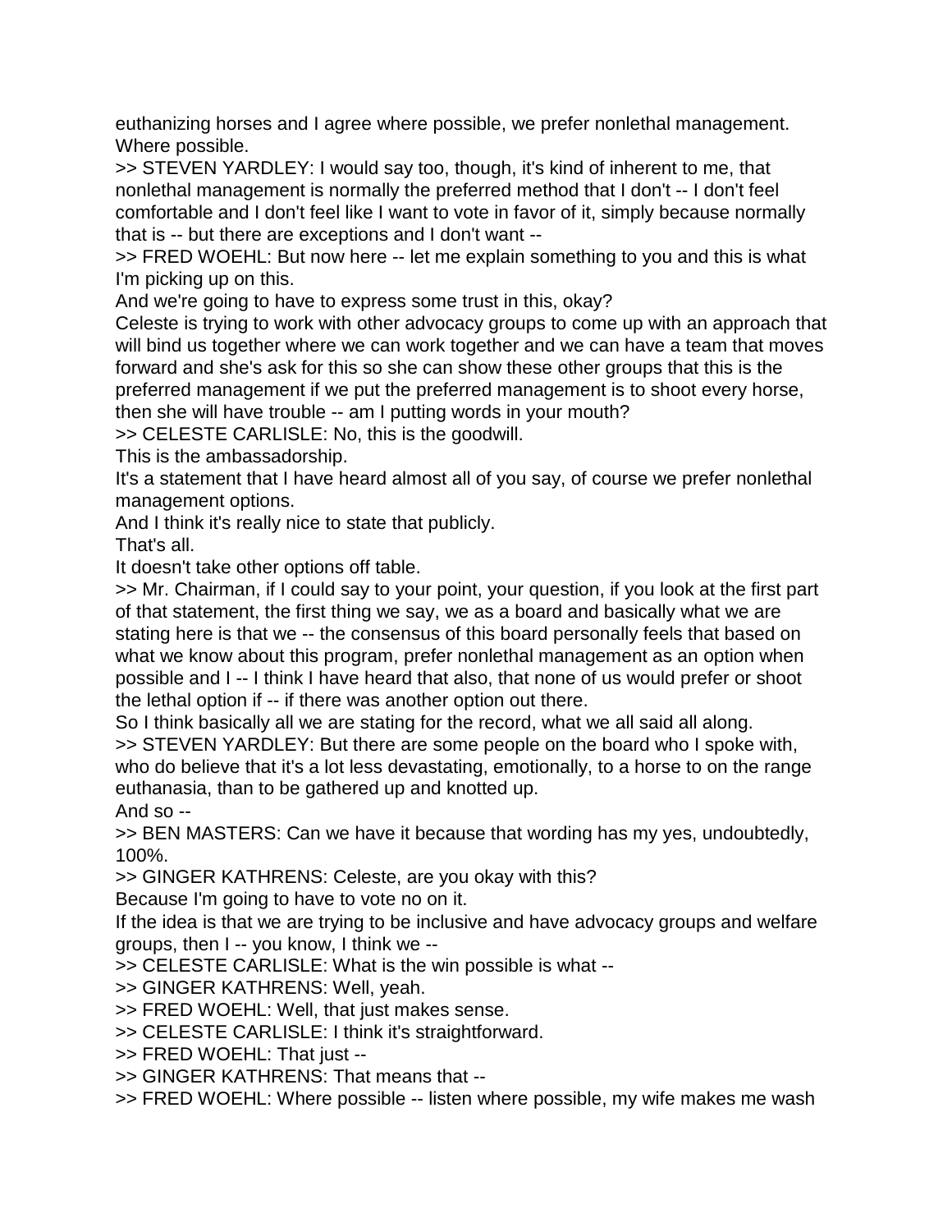euthanizing horses and I agree where possible, we prefer nonlethal management. Where possible.

>> STEVEN YARDLEY: I would say too, though, it's kind of inherent to me, that nonlethal management is normally the preferred method that I don't -- I don't feel comfortable and I don't feel like I want to vote in favor of it, simply because normally that is -- but there are exceptions and I don't want --

>> FRED WOEHL: But now here -- let me explain something to you and this is what I'm picking up on this.

And we're going to have to express some trust in this, okay?

Celeste is trying to work with other advocacy groups to come up with an approach that will bind us together where we can work together and we can have a team that moves forward and she's ask for this so she can show these other groups that this is the preferred management if we put the preferred management is to shoot every horse, then she will have trouble -- am I putting words in your mouth?

>> CELESTE CARLISLE: No, this is the goodwill.

This is the ambassadorship.

It's a statement that I have heard almost all of you say, of course we prefer nonlethal management options.

And I think it's really nice to state that publicly.

That's all.

It doesn't take other options off table.

>> Mr. Chairman, if I could say to your point, your question, if you look at the first part of that statement, the first thing we say, we as a board and basically what we are stating here is that we -- the consensus of this board personally feels that based on what we know about this program, prefer nonlethal management as an option when possible and I -- I think I have heard that also, that none of us would prefer or shoot the lethal option if -- if there was another option out there.

So I think basically all we are stating for the record, what we all said all along.

>> STEVEN YARDLEY: But there are some people on the board who I spoke with, who do believe that it's a lot less devastating, emotionally, to a horse to on the range euthanasia, than to be gathered up and knotted up.

And so --

>> BEN MASTERS: Can we have it because that wording has my yes, undoubtedly, 100%.

>> GINGER KATHRENS: Celeste, are you okay with this?

Because I'm going to have to vote no on it.

If the idea is that we are trying to be inclusive and have advocacy groups and welfare groups, then I -- you know, I think we --

>> CELESTE CARLISLE: What is the win possible is what --

>> GINGER KATHRENS: Well, yeah.

>> FRED WOEHL: Well, that just makes sense.

>> CELESTE CARLISLE: I think it's straightforward.

>> FRED WOEHL: That just --

>> GINGER KATHRENS: That means that --

>> FRED WOEHL: Where possible -- listen where possible, my wife makes me wash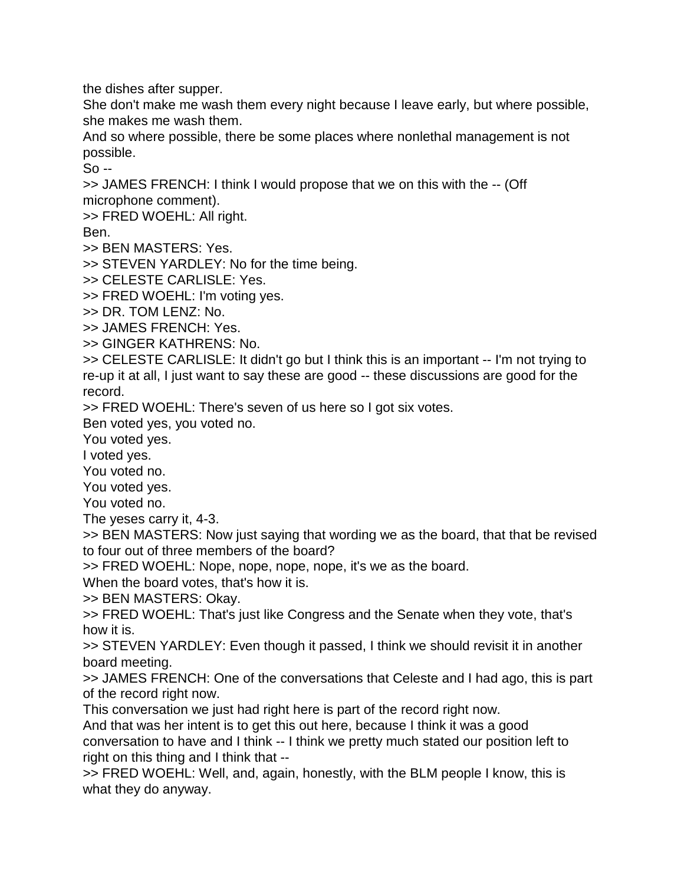the dishes after supper.

She don't make me wash them every night because I leave early, but where possible, she makes me wash them.

And so where possible, there be some places where nonlethal management is not possible.

So --

>> JAMES FRENCH: I think I would propose that we on this with the -- (Off microphone comment).

>> FRED WOEHL: All right.

Ben.

>> BEN MASTERS: Yes.

>> STEVEN YARDLEY: No for the time being.

>> CELESTE CARLISLE: Yes.

>> FRED WOEHL: I'm voting yes.

>> DR. TOM LENZ: No.

>> JAMES FRENCH: Yes.

>> GINGER KATHRENS: No.

>> CELESTE CARLISLE: It didn't go but I think this is an important -- I'm not trying to re-up it at all, I just want to say these are good -- these discussions are good for the record.

>> FRED WOEHL: There's seven of us here so I got six votes.

Ben voted yes, you voted no.

You voted yes.

I voted yes.

You voted no.

You voted yes.

You voted no.

The yeses carry it, 4-3.

>> BEN MASTERS: Now just saying that wording we as the board, that that be revised to four out of three members of the board?

>> FRED WOEHL: Nope, nope, nope, nope, it's we as the board.

When the board votes, that's how it is.

>> BEN MASTERS: Okay.

>> FRED WOEHL: That's just like Congress and the Senate when they vote, that's how it is.

>> STEVEN YARDLEY: Even though it passed, I think we should revisit it in another board meeting.

>> JAMES FRENCH: One of the conversations that Celeste and I had ago, this is part of the record right now.

This conversation we just had right here is part of the record right now.

And that was her intent is to get this out here, because I think it was a good conversation to have and I think -- I think we pretty much stated our position left to right on this thing and I think that --

>> FRED WOEHL: Well, and, again, honestly, with the BLM people I know, this is what they do anyway.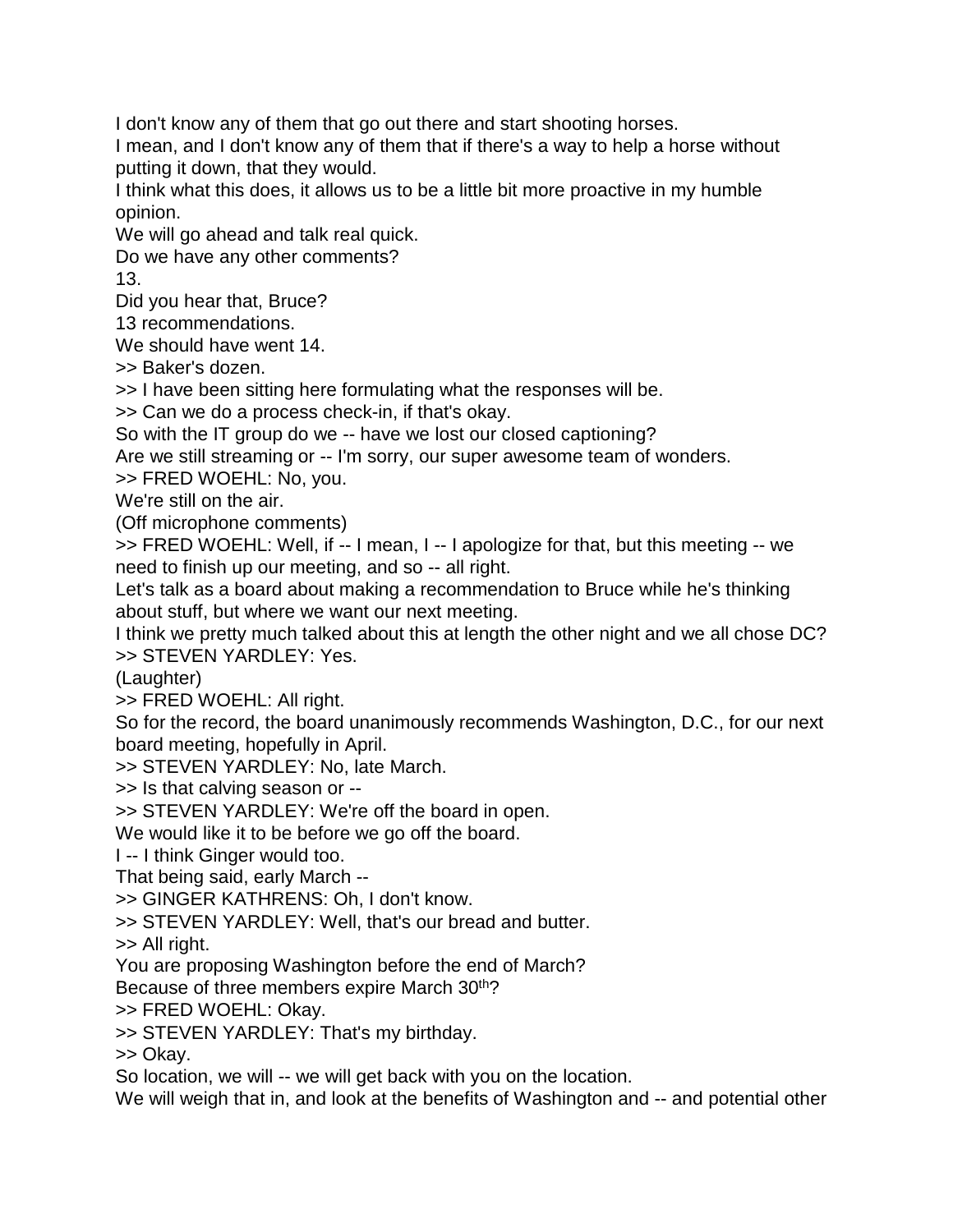I don't know any of them that go out there and start shooting horses.

I mean, and I don't know any of them that if there's a way to help a horse without putting it down, that they would.

I think what this does, it allows us to be a little bit more proactive in my humble opinion.

We will go ahead and talk real quick.

Do we have any other comments?

13.

Did you hear that, Bruce?

13 recommendations.

We should have went 14.

>> Baker's dozen.

>> I have been sitting here formulating what the responses will be.

>> Can we do a process check-in, if that's okay.

So with the IT group do we -- have we lost our closed captioning?

Are we still streaming or -- I'm sorry, our super awesome team of wonders.

>> FRED WOEHL: No, you.

We're still on the air.

(Off microphone comments)

>> FRED WOEHL: Well, if -- I mean, I -- I apologize for that, but this meeting -- we need to finish up our meeting, and so -- all right.

Let's talk as a board about making a recommendation to Bruce while he's thinking about stuff, but where we want our next meeting.

I think we pretty much talked about this at length the other night and we all chose DC?

>> STEVEN YARDLEY: Yes.

(Laughter)

>> FRED WOEHL: All right.

So for the record, the board unanimously recommends Washington, D.C., for our next board meeting, hopefully in April.

>> STEVEN YARDLEY: No, late March.

>> Is that calving season or --

>> STEVEN YARDLEY: We're off the board in open.

We would like it to be before we go off the board.

I -- I think Ginger would too.

That being said, early March --

>> GINGER KATHRENS: Oh, I don't know.

>> STEVEN YARDLEY: Well, that's our bread and butter.

>> All right.

You are proposing Washington before the end of March?

Because of three members expire March 30th?

>> FRED WOEHL: Okay.

>> STEVEN YARDLEY: That's my birthday.

>> Okay.

So location, we will -- we will get back with you on the location.

We will weigh that in, and look at the benefits of Washington and -- and potential other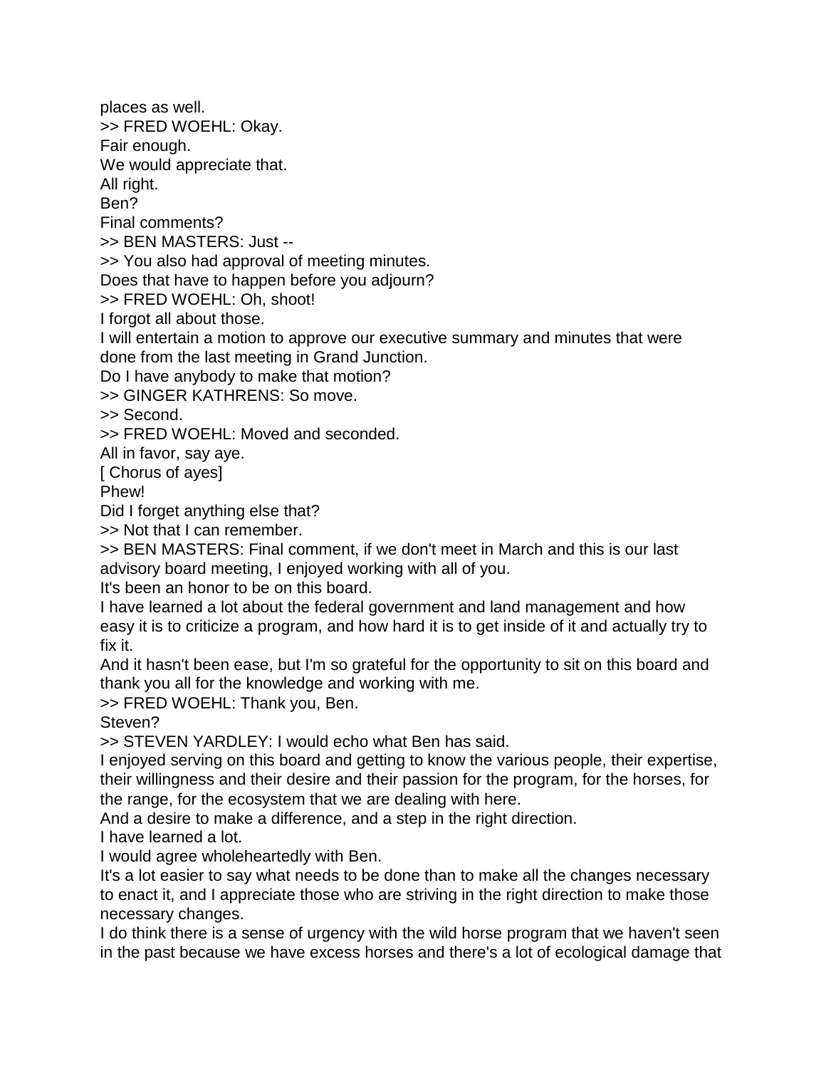places as well.

>> FRED WOEHL: Okay.

Fair enough.

We would appreciate that.

All right.

Ben?

Final comments?

>> BEN MASTERS: Just --

>> You also had approval of meeting minutes.

Does that have to happen before you adjourn?

>> FRED WOEHL: Oh, shoot!

I forgot all about those.

I will entertain a motion to approve our executive summary and minutes that were done from the last meeting in Grand Junction.

Do I have anybody to make that motion?

>> GINGER KATHRENS: So move.

>> Second.

>> FRED WOEHL: Moved and seconded.

All in favor, say aye.

[ Chorus of ayes]

Phew!

Did I forget anything else that?

>> Not that I can remember.

>> BEN MASTERS: Final comment, if we don't meet in March and this is our last advisory board meeting, I enjoyed working with all of you.

It's been an honor to be on this board.

I have learned a lot about the federal government and land management and how easy it is to criticize a program, and how hard it is to get inside of it and actually try to fix it.

And it hasn't been ease, but I'm so grateful for the opportunity to sit on this board and thank you all for the knowledge and working with me.

>> FRED WOEHL: Thank you, Ben.

Steven?

>> STEVEN YARDLEY: I would echo what Ben has said.

I enjoyed serving on this board and getting to know the various people, their expertise, their willingness and their desire and their passion for the program, for the horses, for the range, for the ecosystem that we are dealing with here.

And a desire to make a difference, and a step in the right direction.

I have learned a lot.

I would agree wholeheartedly with Ben.

It's a lot easier to say what needs to be done than to make all the changes necessary to enact it, and I appreciate those who are striving in the right direction to make those necessary changes.

I do think there is a sense of urgency with the wild horse program that we haven't seen in the past because we have excess horses and there's a lot of ecological damage that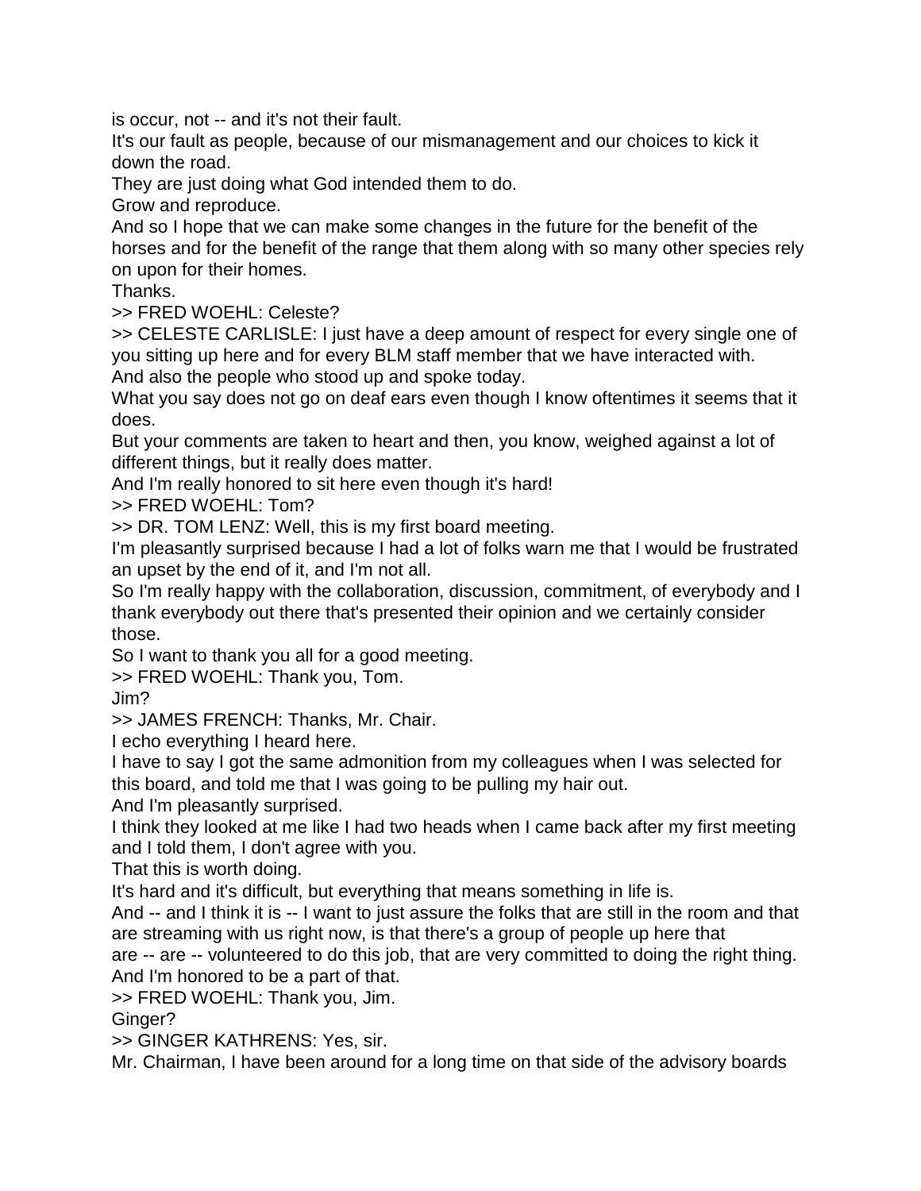is occur, not -- and it's not their fault.

It's our fault as people, because of our mismanagement and our choices to kick it down the road.

They are just doing what God intended them to do.

Grow and reproduce.

And so I hope that we can make some changes in the future for the benefit of the horses and for the benefit of the range that them along with so many other species rely on upon for their homes.

Thanks.

>> FRED WOEHL: Celeste?

>> CELESTE CARLISLE: I just have a deep amount of respect for every single one of you sitting up here and for every BLM staff member that we have interacted with.

And also the people who stood up and spoke today.

What you say does not go on deaf ears even though I know oftentimes it seems that it does.

But your comments are taken to heart and then, you know, weighed against a lot of different things, but it really does matter.

And I'm really honored to sit here even though it's hard!

>> FRED WOEHL: Tom?

>> DR. TOM LENZ: Well, this is my first board meeting.

I'm pleasantly surprised because I had a lot of folks warn me that I would be frustrated an upset by the end of it, and I'm not all.

So I'm really happy with the collaboration, discussion, commitment, of everybody and I thank everybody out there that's presented their opinion and we certainly consider those.

So I want to thank you all for a good meeting.

>> FRED WOEHL: Thank you, Tom.

Jim?

>> JAMES FRENCH: Thanks, Mr. Chair.

I echo everything I heard here.

I have to say I got the same admonition from my colleagues when I was selected for this board, and told me that I was going to be pulling my hair out.

And I'm pleasantly surprised.

I think they looked at me like I had two heads when I came back after my first meeting and I told them, I don't agree with you.

That this is worth doing.

It's hard and it's difficult, but everything that means something in life is.

And -- and I think it is -- I want to just assure the folks that are still in the room and that are streaming with us right now, is that there's a group of people up here that are -- are -- volunteered to do this job, that are very committed to doing the right thing.

And I'm honored to be a part of that.

>> FRED WOEHL: Thank you, Jim.

Ginger?

>> GINGER KATHRENS: Yes, sir.

Mr. Chairman, I have been around for a long time on that side of the advisory boards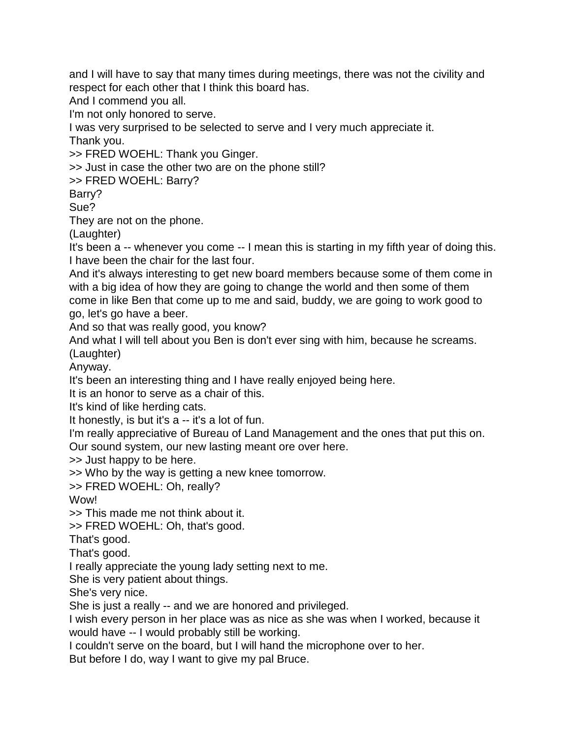and I will have to say that many times during meetings, there was not the civility and respect for each other that I think this board has.

And I commend you all.

I'm not only honored to serve.

I was very surprised to be selected to serve and I very much appreciate it.

Thank you.

>> FRED WOEHL: Thank you Ginger.

>> Just in case the other two are on the phone still?

>> FRED WOEHL: Barry?

Barry?

Sue?

They are not on the phone.

(Laughter)

It's been a -- whenever you come -- I mean this is starting in my fifth year of doing this.

I have been the chair for the last four.

And it's always interesting to get new board members because some of them come in with a big idea of how they are going to change the world and then some of them come in like Ben that come up to me and said, buddy, we are going to work good to go, let's go have a beer.

And so that was really good, you know?

And what I will tell about you Ben is don't ever sing with him, because he screams.

(Laughter)

Anyway.

It's been an interesting thing and I have really enjoyed being here.

It is an honor to serve as a chair of this.

It's kind of like herding cats.

It honestly, is but it's a -- it's a lot of fun.

I'm really appreciative of Bureau of Land Management and the ones that put this on.

Our sound system, our new lasting meant ore over here.

>> Just happy to be here.

>> Who by the way is getting a new knee tomorrow.

>> FRED WOEHL: Oh, really?

Wow!

>> This made me not think about it.

>> FRED WOEHL: Oh, that's good.

That's good.

That's good.

I really appreciate the young lady setting next to me.

She is very patient about things.

She's very nice.

She is just a really -- and we are honored and privileged.

I wish every person in her place was as nice as she was when I worked, because it would have -- I would probably still be working.

I couldn't serve on the board, but I will hand the microphone over to her.

But before I do, way I want to give my pal Bruce.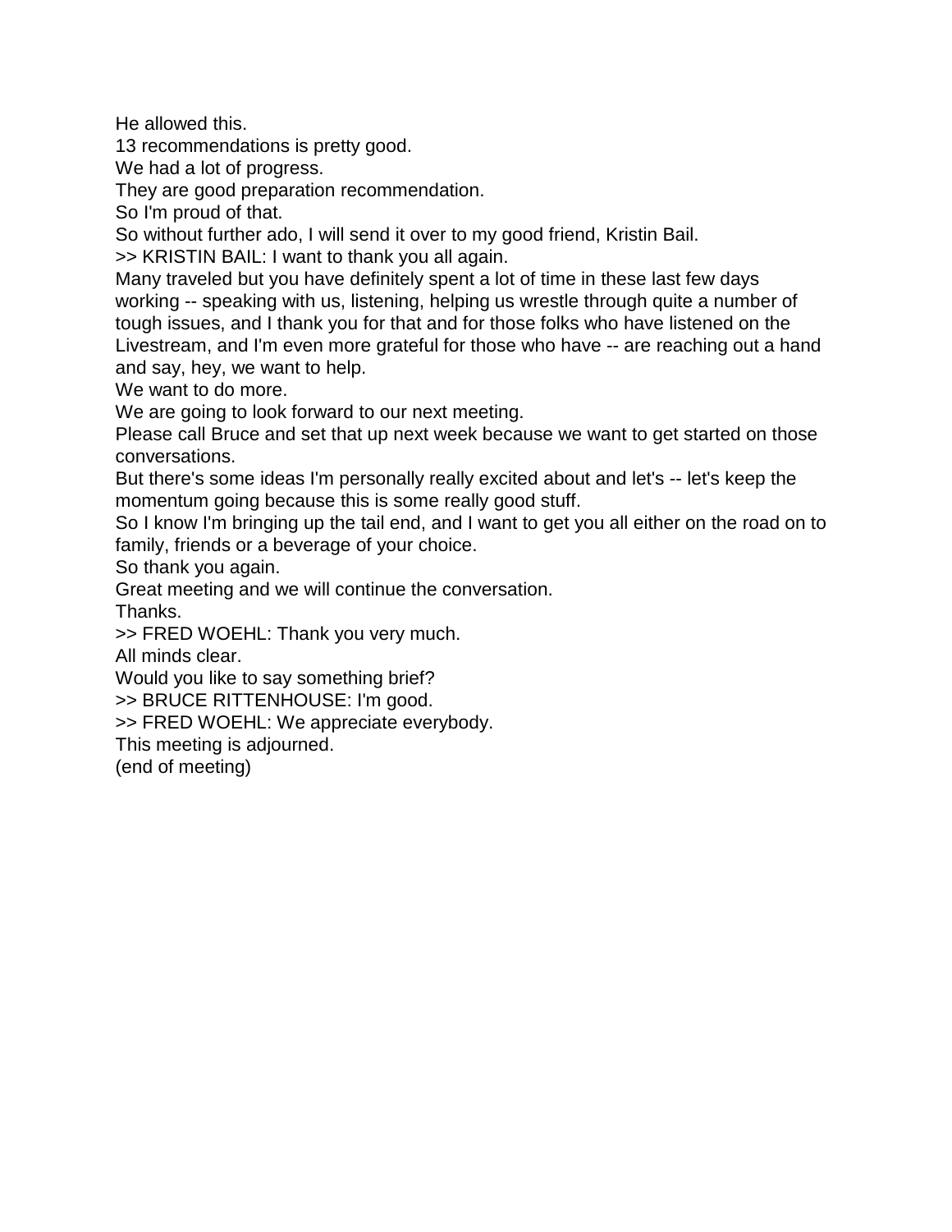He allowed this.

13 recommendations is pretty good.

We had a lot of progress.

They are good preparation recommendation.

So I'm proud of that.

So without further ado, I will send it over to my good friend, Kristin Bail.

>> KRISTIN BAIL: I want to thank you all again.

Many traveled but you have definitely spent a lot of time in these last few days working -- speaking with us, listening, helping us wrestle through quite a number of tough issues, and I thank you for that and for those folks who have listened on the Livestream, and I'm even more grateful for those who have -- are reaching out a hand and say, hey, we want to help.

We want to do more.

We are going to look forward to our next meeting.

Please call Bruce and set that up next week because we want to get started on those conversations.

But there's some ideas I'm personally really excited about and let's -- let's keep the momentum going because this is some really good stuff.

So I know I'm bringing up the tail end, and I want to get you all either on the road on to family, friends or a beverage of your choice.

So thank you again.

Great meeting and we will continue the conversation.

Thanks.

>> FRED WOEHL: Thank you very much.

All minds clear.

Would you like to say something brief?

>> BRUCE RITTENHOUSE: I'm good.

>> FRED WOEHL: We appreciate everybody.

This meeting is adjourned.

(end of meeting)